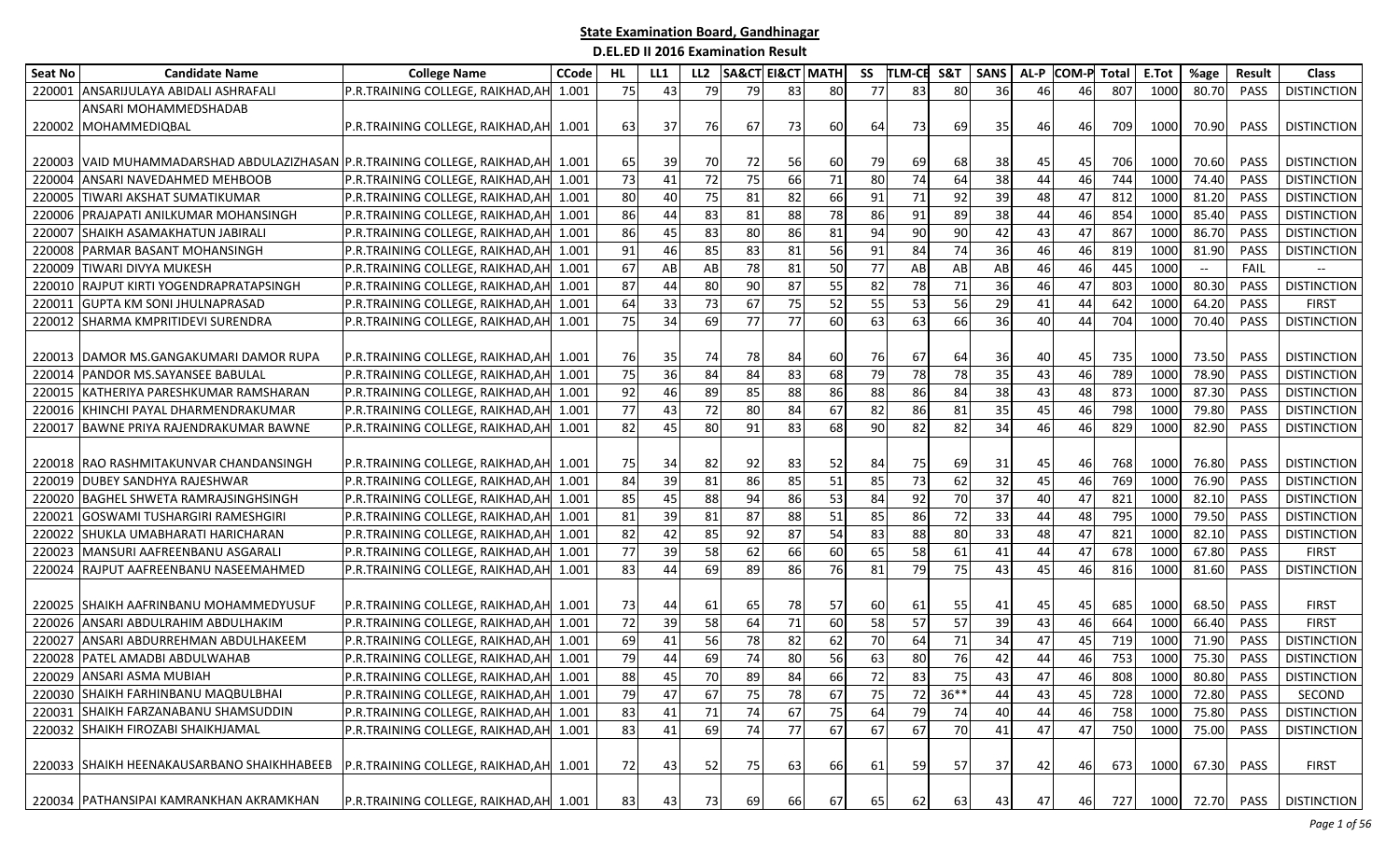# State Examination Board, Gandhinagar

## D.EL.ED II 2016 Examination Result

| Seat No | Candidate Name | College Name | CCode | HL | LL1 | LL2 | SA&CT | EI&CT | MATH | SS | TLM-CB | S&T | SANS | AL-P | COM-P | Total | E.Tot | %age | Result | Class |
|---|---|---|---|---|---|---|---|---|---|---|---|---|---|---|---|---|---|---|---|---|
| 220001 | ANSARIJULAYA ABIDALI ASHRAFALI | P.R.TRAINING COLLEGE, RAIKHAD,AH | 1.001 | 75 | 43 | 79 | 79 | 83 | 80 | 77 | 83 | 80 | 36 | 46 | 46 | 807 | 1000 | 80.70 | PASS | DISTINCTION |
| 220002 | ANSARI MOHAMMEDSHADAB MOHAMMEDIQBAL | P.R.TRAINING COLLEGE, RAIKHAD,AH | 1.001 | 63 | 37 | 76 | 67 | 73 | 60 | 64 | 73 | 69 | 35 | 46 | 46 | 709 | 1000 | 70.90 | PASS | DISTINCTION |
| 220003 | VAID MUHAMMADARSHAD ABDULAZIZHASAN | P.R.TRAINING COLLEGE, RAIKHAD,AH | 1.001 | 65 | 39 | 70 | 72 | 56 | 60 | 79 | 69 | 68 | 38 | 45 | 45 | 706 | 1000 | 70.60 | PASS | DISTINCTION |
| 220004 | ANSARI NAVEDAHMED MEHBOOB | P.R.TRAINING COLLEGE, RAIKHAD,AH | 1.001 | 73 | 41 | 72 | 75 | 66 | 71 | 80 | 74 | 64 | 38 | 44 | 46 | 744 | 1000 | 74.40 | PASS | DISTINCTION |
| 220005 | TIWARI AKSHAT SUMATIKUMAR | P.R.TRAINING COLLEGE, RAIKHAD,AH | 1.001 | 80 | 40 | 75 | 81 | 82 | 66 | 91 | 71 | 92 | 39 | 48 | 47 | 812 | 1000 | 81.20 | PASS | DISTINCTION |
| 220006 | PRAJAPATI ANILKUMAR MOHANSINGH | P.R.TRAINING COLLEGE, RAIKHAD,AH | 1.001 | 86 | 44 | 83 | 81 | 88 | 78 | 86 | 91 | 89 | 38 | 44 | 46 | 854 | 1000 | 85.40 | PASS | DISTINCTION |
| 220007 | SHAIKH ASAMAKHATUN JABIRALI | P.R.TRAINING COLLEGE, RAIKHAD,AH | 1.001 | 86 | 45 | 83 | 80 | 86 | 81 | 94 | 90 | 90 | 42 | 43 | 47 | 867 | 1000 | 86.70 | PASS | DISTINCTION |
| 220008 | PARMAR BASANT MOHANSINGH | P.R.TRAINING COLLEGE, RAIKHAD,AH | 1.001 | 91 | 46 | 85 | 83 | 81 | 56 | 91 | 84 | 74 | 36 | 46 | 46 | 819 | 1000 | 81.90 | PASS | DISTINCTION |
| 220009 | TIWARI DIVYA MUKESH | P.R.TRAINING COLLEGE, RAIKHAD,AH | 1.001 | 67 | AB | AB | 78 | 81 | 50 | 77 | AB | AB | AB | 46 | 46 | 445 | 1000 | -- | FAIL | -- |
| 220010 | RAJPUT KIRTI YOGENDRAPRATAPSINGH | P.R.TRAINING COLLEGE, RAIKHAD,AH | 1.001 | 87 | 44 | 80 | 90 | 87 | 55 | 82 | 78 | 71 | 36 | 46 | 47 | 803 | 1000 | 80.30 | PASS | DISTINCTION |
| 220011 | GUPTA KM SONI JHULNAPRASAD | P.R.TRAINING COLLEGE, RAIKHAD,AH | 1.001 | 64 | 33 | 73 | 67 | 75 | 52 | 55 | 53 | 56 | 29 | 41 | 44 | 642 | 1000 | 64.20 | PASS | FIRST |
| 220012 | SHARMA KMPRITIDEVI SURENDRA | P.R.TRAINING COLLEGE, RAIKHAD,AH | 1.001 | 75 | 34 | 69 | 77 | 77 | 60 | 63 | 63 | 66 | 36 | 40 | 44 | 704 | 1000 | 70.40 | PASS | DISTINCTION |
| 220013 | DAMOR MS.GANGAKUMARI DAMOR RUPA | P.R.TRAINING COLLEGE, RAIKHAD,AH | 1.001 | 76 | 35 | 74 | 78 | 84 | 60 | 76 | 67 | 64 | 36 | 40 | 45 | 735 | 1000 | 73.50 | PASS | DISTINCTION |
| 220014 | PANDOR MS.SAYANSEE BABULAL | P.R.TRAINING COLLEGE, RAIKHAD,AH | 1.001 | 75 | 36 | 84 | 84 | 83 | 68 | 79 | 78 | 78 | 35 | 43 | 46 | 789 | 1000 | 78.90 | PASS | DISTINCTION |
| 220015 | KATHERIYA PARESHKUMAR RAMSHARAN | P.R.TRAINING COLLEGE, RAIKHAD,AH | 1.001 | 92 | 46 | 89 | 85 | 88 | 86 | 88 | 86 | 84 | 38 | 43 | 48 | 873 | 1000 | 87.30 | PASS | DISTINCTION |
| 220016 | KHINCHI PAYAL DHARMENDRAKUMAR | P.R.TRAINING COLLEGE, RAIKHAD,AH | 1.001 | 77 | 43 | 72 | 80 | 84 | 67 | 82 | 86 | 81 | 35 | 45 | 46 | 798 | 1000 | 79.80 | PASS | DISTINCTION |
| 220017 | BAWNE PRIYA RAJENDRAKUMAR BAWNE | P.R.TRAINING COLLEGE, RAIKHAD,AH | 1.001 | 82 | 45 | 80 | 91 | 83 | 68 | 90 | 82 | 82 | 34 | 46 | 46 | 829 | 1000 | 82.90 | PASS | DISTINCTION |
| 220018 | RAO RASHMITAKUNVAR CHANDANSINGH | P.R.TRAINING COLLEGE, RAIKHAD,AH | 1.001 | 75 | 34 | 82 | 92 | 83 | 52 | 84 | 75 | 69 | 31 | 45 | 46 | 768 | 1000 | 76.80 | PASS | DISTINCTION |
| 220019 | DUBEY SANDHYA RAJESHWAR | P.R.TRAINING COLLEGE, RAIKHAD,AH | 1.001 | 84 | 39 | 81 | 86 | 85 | 51 | 85 | 73 | 62 | 32 | 45 | 46 | 769 | 1000 | 76.90 | PASS | DISTINCTION |
| 220020 | BAGHEL SHWETA RAMRAJSINGHSINGH | P.R.TRAINING COLLEGE, RAIKHAD,AH | 1.001 | 85 | 45 | 88 | 94 | 86 | 53 | 84 | 92 | 70 | 37 | 40 | 47 | 821 | 1000 | 82.10 | PASS | DISTINCTION |
| 220021 | GOSWAMI TUSHARGIRI RAMESHGIRI | P.R.TRAINING COLLEGE, RAIKHAD,AH | 1.001 | 81 | 39 | 81 | 87 | 88 | 51 | 85 | 86 | 72 | 33 | 44 | 48 | 795 | 1000 | 79.50 | PASS | DISTINCTION |
| 220022 | SHUKLA UMABHARATI HARICHARAN | P.R.TRAINING COLLEGE, RAIKHAD,AH | 1.001 | 82 | 42 | 85 | 92 | 87 | 54 | 83 | 88 | 80 | 33 | 48 | 47 | 821 | 1000 | 82.10 | PASS | DISTINCTION |
| 220023 | MANSURI AAFREENBANU ASGARALI | P.R.TRAINING COLLEGE, RAIKHAD,AH | 1.001 | 77 | 39 | 58 | 62 | 66 | 60 | 65 | 58 | 61 | 41 | 44 | 47 | 678 | 1000 | 67.80 | PASS | FIRST |
| 220024 | RAJPUT AAFREENBANU NASEEMAHMED | P.R.TRAINING COLLEGE, RAIKHAD,AH | 1.001 | 83 | 44 | 69 | 89 | 86 | 76 | 81 | 79 | 75 | 43 | 45 | 46 | 816 | 1000 | 81.60 | PASS | DISTINCTION |
| 220025 | SHAIKH AAFRINBANU MOHAMMEDYUSUF | P.R.TRAINING COLLEGE, RAIKHAD,AH | 1.001 | 73 | 44 | 61 | 65 | 78 | 57 | 60 | 61 | 55 | 41 | 45 | 45 | 685 | 1000 | 68.50 | PASS | FIRST |
| 220026 | ANSARI ABDULRAHIM ABDULHAKIM | P.R.TRAINING COLLEGE, RAIKHAD,AH | 1.001 | 72 | 39 | 58 | 64 | 71 | 60 | 58 | 57 | 57 | 39 | 43 | 46 | 664 | 1000 | 66.40 | PASS | FIRST |
| 220027 | ANSARI ABDURREHMAN ABDULHAKEEM | P.R.TRAINING COLLEGE, RAIKHAD,AH | 1.001 | 69 | 41 | 56 | 78 | 82 | 62 | 70 | 64 | 71 | 34 | 47 | 45 | 719 | 1000 | 71.90 | PASS | DISTINCTION |
| 220028 | PATEL AMADBI ABDULWAHAB | P.R.TRAINING COLLEGE, RAIKHAD,AH | 1.001 | 79 | 44 | 69 | 74 | 80 | 56 | 63 | 80 | 76 | 42 | 44 | 46 | 753 | 1000 | 75.30 | PASS | DISTINCTION |
| 220029 | ANSARI ASMA MUBIAH | P.R.TRAINING COLLEGE, RAIKHAD,AH | 1.001 | 88 | 45 | 70 | 89 | 84 | 66 | 72 | 83 | 75 | 43 | 47 | 46 | 808 | 1000 | 80.80 | PASS | DISTINCTION |
| 220030 | SHAIKH FARHINBANU MAQBULBHAI | P.R.TRAINING COLLEGE, RAIKHAD,AH | 1.001 | 79 | 47 | 67 | 75 | 78 | 67 | 75 | 72 | 36** | 44 | 43 | 45 | 728 | 1000 | 72.80 | PASS | SECOND |
| 220031 | SHAIKH FARZANABANU SHAMSUDDIN | P.R.TRAINING COLLEGE, RAIKHAD,AH | 1.001 | 83 | 41 | 71 | 74 | 67 | 75 | 64 | 79 | 74 | 40 | 44 | 46 | 758 | 1000 | 75.80 | PASS | DISTINCTION |
| 220032 | SHAIKH FIROZABI SHAIKHJAMAL | P.R.TRAINING COLLEGE, RAIKHAD,AH | 1.001 | 83 | 41 | 69 | 74 | 77 | 67 | 67 | 67 | 70 | 41 | 47 | 47 | 750 | 1000 | 75.00 | PASS | DISTINCTION |
| 220033 | SHAIKH HEENAKAUSARBANO SHAIKHHABEEB | P.R.TRAINING COLLEGE, RAIKHAD,AH | 1.001 | 72 | 43 | 52 | 75 | 63 | 66 | 61 | 59 | 57 | 37 | 42 | 46 | 673 | 1000 | 67.30 | PASS | FIRST |
| 220034 | PATHANSIPAI KAMRANKHAN AKRAMKHAN | P.R.TRAINING COLLEGE, RAIKHAD,AH | 1.001 | 83 | 43 | 73 | 69 | 66 | 67 | 65 | 62 | 63 | 43 | 47 | 46 | 727 | 1000 | 72.70 | PASS | DISTINCTION |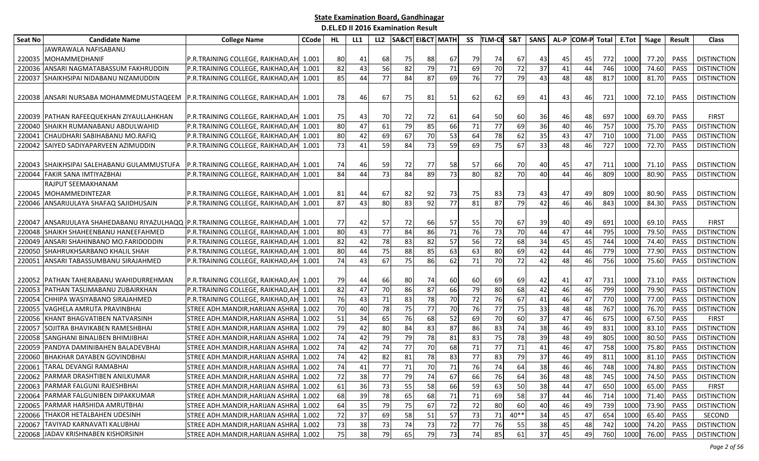## State Examination Board, Gandhinagar

### D.EL.ED II 2016 Examination Result

| Seat No | Candidate Name | College Name | CCode | HL | LL1 | LL2 | SA&CT | EI&CT | MATH | SS | TLM-CE | S&T | SANS | AL-P | COM-P | Total | E.Tot | %age | Result | Class |
|---|---|---|---|---|---|---|---|---|---|---|---|---|---|---|---|---|---|---|---|---|
| 220035 | JAWRAWALA NAFISABANU MOHAMMEDHANIF | P.R.TRAINING COLLEGE, RAIKHAD,AH | 1.001 | 80 | 41 | 68 | 75 | 88 | 67 | 79 | 74 | 67 | 43 | 45 | 45 | 772 | 1000 | 77.20 | PASS | DISTINCTION |
| 220036 | ANSARI NAGMATABASSUM FAKHRUDDIN | P.R.TRAINING COLLEGE, RAIKHAD,AH | 1.001 | 82 | 43 | 56 | 82 | 79 | 71 | 69 | 70 | 72 | 37 | 41 | 44 | 746 | 1000 | 74.60 | PASS | DISTINCTION |
| 220037 | SHAIKHSIPAI NIDABANU NIZAMUDDIN | P.R.TRAINING COLLEGE, RAIKHAD,AH | 1.001 | 85 | 44 | 77 | 84 | 87 | 69 | 76 | 77 | 79 | 43 | 48 | 48 | 817 | 1000 | 81.70 | PASS | DISTINCTION |
| 220038 | ANSARI NURSABA MOHAMMEDMUSTAQEEM | P.R.TRAINING COLLEGE, RAIKHAD,AH | 1.001 | 78 | 46 | 67 | 75 | 81 | 51 | 62 | 62 | 69 | 41 | 43 | 46 | 721 | 1000 | 72.10 | PASS | DISTINCTION |
| 220039 | PATHAN RAFEEQUEKHAN ZIYAULLAHKHAN | P.R.TRAINING COLLEGE, RAIKHAD,AH | 1.001 | 75 | 43 | 70 | 72 | 72 | 61 | 64 | 50 | 60 | 36 | 46 | 48 | 697 | 1000 | 69.70 | PASS | FIRST |
| 220040 | SHAIKH RUMANABANU ABDULWAHID | P.R.TRAINING COLLEGE, RAIKHAD,AH | 1.001 | 80 | 47 | 61 | 79 | 85 | 66 | 71 | 77 | 69 | 36 | 40 | 46 | 757 | 1000 | 75.70 | PASS | DISTINCTION |
| 220041 | CHAUDHARI SABIHABANU MO.RAFIQ | P.R.TRAINING COLLEGE, RAIKHAD,AH | 1.001 | 80 | 42 | 69 | 67 | 70 | 53 | 64 | 78 | 62 | 35 | 43 | 47 | 710 | 1000 | 71.00 | PASS | DISTINCTION |
| 220042 | SAIYED SADIYAPARVEEN AZIMUDDIN | P.R.TRAINING COLLEGE, RAIKHAD,AH | 1.001 | 73 | 41 | 59 | 84 | 73 | 59 | 69 | 75 | 67 | 33 | 48 | 46 | 727 | 1000 | 72.70 | PASS | DISTINCTION |
| 220043 | SHAIKHSIPAI SALEHABANU GULAMMUSTUFA | P.R.TRAINING COLLEGE, RAIKHAD,AH | 1.001 | 74 | 46 | 59 | 72 | 77 | 58 | 57 | 66 | 70 | 40 | 45 | 47 | 711 | 1000 | 71.10 | PASS | DISTINCTION |
| 220044 | FAKIR SANA IMTIYAZBHAI | P.R.TRAINING COLLEGE, RAIKHAD,AH | 1.001 | 84 | 44 | 73 | 84 | 89 | 73 | 80 | 82 | 70 | 40 | 44 | 46 | 809 | 1000 | 80.90 | PASS | DISTINCTION |
| 220045 | RAJPUT SEEMAKHANAM MOHAMMEDINTEZAR | P.R.TRAINING COLLEGE, RAIKHAD,AH | 1.001 | 81 | 44 | 67 | 82 | 92 | 73 | 75 | 83 | 73 | 43 | 47 | 49 | 809 | 1000 | 80.90 | PASS | DISTINCTION |
| 220046 | ANSARIJULAYA SHAFAQ SAJIDHUSAIN | P.R.TRAINING COLLEGE, RAIKHAD,AH | 1.001 | 87 | 43 | 80 | 83 | 92 | 77 | 81 | 87 | 79 | 42 | 46 | 46 | 843 | 1000 | 84.30 | PASS | DISTINCTION |
| 220047 | ANSARIJULAYA SHAHEDABANU RIYAZULHAQQ | P.R.TRAINING COLLEGE, RAIKHAD,AH | 1.001 | 77 | 42 | 57 | 72 | 66 | 57 | 55 | 70 | 67 | 39 | 40 | 49 | 691 | 1000 | 69.10 | PASS | FIRST |
| 220048 | SHAIKH SHAHEENBANU HANEEFAHMED | P.R.TRAINING COLLEGE, RAIKHAD,AH | 1.001 | 80 | 43 | 77 | 84 | 86 | 71 | 76 | 73 | 70 | 44 | 47 | 44 | 795 | 1000 | 79.50 | PASS | DISTINCTION |
| 220049 | ANSARI SHAHINBANO MO.FARIDODDIN | P.R.TRAINING COLLEGE, RAIKHAD,AH | 1.001 | 82 | 42 | 78 | 83 | 82 | 57 | 56 | 72 | 68 | 34 | 45 | 45 | 744 | 1000 | 74.40 | PASS | DISTINCTION |
| 220050 | SHAHRUKHSARBANO KHALIL SHAH | P.R.TRAINING COLLEGE, RAIKHAD,AH | 1.001 | 80 | 44 | 75 | 88 | 85 | 63 | 63 | 80 | 69 | 42 | 44 | 46 | 779 | 1000 | 77.90 | PASS | DISTINCTION |
| 220051 | ANSARI TABASSUMBANU SIRAJAHMED | P.R.TRAINING COLLEGE, RAIKHAD,AH | 1.001 | 74 | 43 | 67 | 75 | 86 | 62 | 71 | 70 | 72 | 42 | 48 | 46 | 756 | 1000 | 75.60 | PASS | DISTINCTION |
| 220052 | PATHAN TAHERABANU WAHIDURREHMAN | P.R.TRAINING COLLEGE, RAIKHAD,AH | 1.001 | 79 | 44 | 66 | 80 | 74 | 60 | 60 | 69 | 69 | 42 | 41 | 47 | 731 | 1000 | 73.10 | PASS | DISTINCTION |
| 220053 | PATHAN TASLIMABANU ZUBAIRKHAN | P.R.TRAINING COLLEGE, RAIKHAD,AH | 1.001 | 82 | 47 | 70 | 86 | 87 | 66 | 79 | 80 | 68 | 42 | 46 | 46 | 799 | 1000 | 79.90 | PASS | DISTINCTION |
| 220054 | CHHIPA WASIYABANO SIRAJAHMED | P.R.TRAINING COLLEGE, RAIKHAD,AH | 1.001 | 76 | 43 | 71 | 83 | 78 | 70 | 72 | 76 | 67 | 41 | 46 | 47 | 770 | 1000 | 77.00 | PASS | DISTINCTION |
| 220055 | VAGHELA AMRUTA PRAVINBHAI | STREE ADH.MANDIR,HARIJAN ASHRA | 1.002 | 70 | 40 | 78 | 75 | 77 | 70 | 76 | 77 | 75 | 33 | 48 | 48 | 767 | 1000 | 76.70 | PASS | DISTINCTION |
| 220056 | KHANT BHAGVATIBEN NATVARSINH | STREE ADH.MANDIR,HARIJAN ASHRA | 1.002 | 51 | 34 | 65 | 76 | 68 | 52 | 69 | 70 | 60 | 37 | 47 | 46 | 675 | 1000 | 67.50 | PASS | FIRST |
| 220057 | SOJITRA BHAVIKABEN RAMESHBHAI | STREE ADH.MANDIR,HARIJAN ASHRA | 1.002 | 79 | 42 | 80 | 84 | 83 | 87 | 86 | 83 | 74 | 38 | 46 | 49 | 831 | 1000 | 83.10 | PASS | DISTINCTION |
| 220058 | SANGHANI BINALIBEN BHIMJIBHAI | STREE ADH.MANDIR,HARIJAN ASHRA | 1.002 | 74 | 42 | 79 | 79 | 78 | 81 | 83 | 75 | 78 | 39 | 48 | 49 | 805 | 1000 | 80.50 | PASS | DISTINCTION |
| 220059 | PANDYA DAMINIBAHEN BALADEVBHAI | STREE ADH.MANDIR,HARIJAN ASHRA | 1.002 | 74 | 42 | 74 | 77 | 70 | 68 | 71 | 77 | 71 | 41 | 46 | 47 | 758 | 1000 | 75.80 | PASS | DISTINCTION |
| 220060 | BHAKHAR DAYABEN GOVINDBHAI | STREE ADH.MANDIR,HARIJAN ASHRA | 1.002 | 74 | 42 | 82 | 81 | 78 | 83 | 77 | 83 | 79 | 37 | 46 | 49 | 811 | 1000 | 81.10 | PASS | DISTINCTION |
| 220061 | TARAL DEVANGI RAMABHAI | STREE ADH.MANDIR,HARIJAN ASHRA | 1.002 | 74 | 41 | 77 | 71 | 70 | 71 | 76 | 74 | 64 | 38 | 46 | 46 | 748 | 1000 | 74.80 | PASS | DISTINCTION |
| 220062 | PARMAR DRASHTIBEN ANILKUMAR | STREE ADH.MANDIR,HARIJAN ASHRA | 1.002 | 72 | 38 | 77 | 79 | 74 | 67 | 66 | 76 | 64 | 36 | 48 | 48 | 745 | 1000 | 74.50 | PASS | DISTINCTION |
| 220063 | PARMAR FALGUNI RAKESHBHAI | STREE ADH.MANDIR,HARIJAN ASHRA | 1.002 | 61 | 36 | 73 | 55 | 58 | 66 | 59 | 63 | 50 | 38 | 44 | 47 | 650 | 1000 | 65.00 | PASS | FIRST |
| 220064 | PARMAR FALGUNIBEN DIPAKKUMAR | STREE ADH.MANDIR,HARIJAN ASHRA | 1.002 | 68 | 39 | 78 | 65 | 68 | 71 | 71 | 69 | 58 | 37 | 44 | 46 | 714 | 1000 | 71.40 | PASS | DISTINCTION |
| 220065 | PARMAR HARSHIDA AMRUTBHAI | STREE ADH.MANDIR,HARIJAN ASHRA | 1.002 | 64 | 35 | 79 | 75 | 67 | 72 | 72 | 80 | 60 | 40 | 46 | 49 | 739 | 1000 | 73.90 | PASS | DISTINCTION |
| 220066 | THAKOR HETALBAHEN UDESINH | STREE ADH.MANDIR,HARIJAN ASHRA | 1.002 | 72 | 37 | 69 | 58 | 51 | 57 | 73 | 71 | 40** | 34 | 45 | 47 | 654 | 1000 | 65.40 | PASS | SECOND |
| 220067 | TAVIYAD KARNAVATI KALUBHAI | STREE ADH.MANDIR,HARIJAN ASHRA | 1.002 | 73 | 38 | 73 | 74 | 73 | 72 | 77 | 76 | 55 | 38 | 45 | 48 | 742 | 1000 | 74.20 | PASS | DISTINCTION |
| 220068 | JADAV KRISHNABEN KISHORSINH | STREE ADH.MANDIR,HARIJAN ASHRA | 1.002 | 75 | 38 | 79 | 65 | 79 | 73 | 74 | 85 | 61 | 37 | 45 | 49 | 760 | 1000 | 76.00 | PASS | DISTINCTION |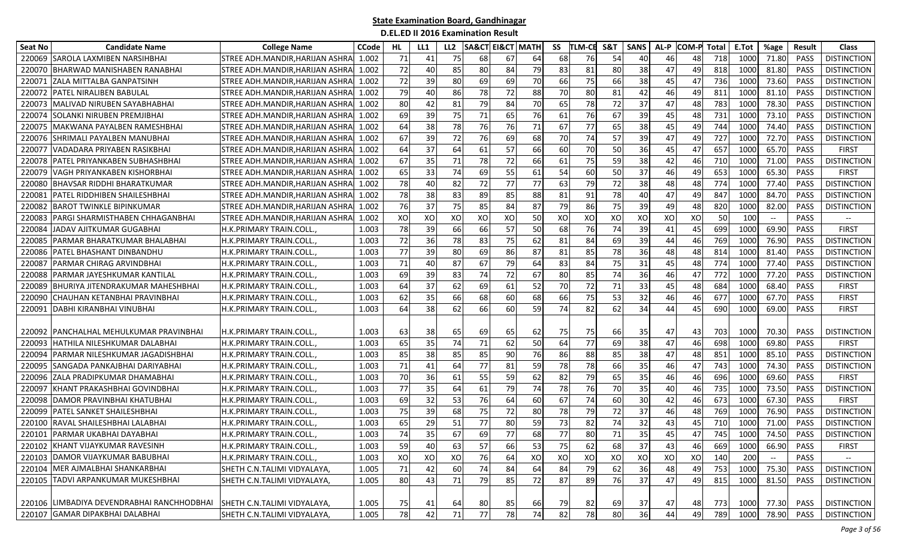## State Examination Board, Gandhinagar

### D.EL.ED II 2016 Examination Result

| Seat No | Candidate Name | College Name | CCode | HL | LL1 | LL2 | SA&CT | EI&CT | MATH | SS | TLM-CE | S&T | SANS | AL-P | COM-P | Total | E.Tot | %age | Result | Class |
|---|---|---|---|---|---|---|---|---|---|---|---|---|---|---|---|---|---|---|---|---|
| 220069 | SAROLA LAXMIBEN NARSIHBHAI | STREE ADH.MANDIR,HARIJAN ASHRA | 1.002 | 71 | 41 | 75 | 68 | 67 | 64 | 68 | 76 | 54 | 40 | 46 | 48 | 718 | 1000 | 71.80 | PASS | DISTINCTION |
| 220070 | BHARWAD MANISHABEN RANABHAI | STREE ADH.MANDIR,HARIJAN ASHRA | 1.002 | 72 | 40 | 85 | 80 | 84 | 79 | 83 | 81 | 80 | 38 | 47 | 49 | 818 | 1000 | 81.80 | PASS | DISTINCTION |
| 220071 | ZALA MITTALBA GANPATSINH | STREE ADH.MANDIR,HARIJAN ASHRA | 1.002 | 72 | 39 | 80 | 69 | 69 | 70 | 66 | 75 | 66 | 38 | 45 | 47 | 736 | 1000 | 73.60 | PASS | DISTINCTION |
| 220072 | PATEL NIRALIBEN BABULAL | STREE ADH.MANDIR,HARIJAN ASHRA | 1.002 | 79 | 40 | 86 | 78 | 72 | 88 | 70 | 80 | 81 | 42 | 46 | 49 | 811 | 1000 | 81.10 | PASS | DISTINCTION |
| 220073 | MALIVAD NIRUBEN SAYABHABHAI | STREE ADH.MANDIR,HARIJAN ASHRA | 1.002 | 80 | 42 | 81 | 79 | 84 | 70 | 65 | 78 | 72 | 37 | 47 | 48 | 783 | 1000 | 78.30 | PASS | DISTINCTION |
| 220074 | SOLANKI NIRUBEN PREMJIBHAI | STREE ADH.MANDIR,HARIJAN ASHRA | 1.002 | 69 | 39 | 75 | 71 | 65 | 76 | 61 | 76 | 67 | 39 | 45 | 48 | 731 | 1000 | 73.10 | PASS | DISTINCTION |
| 220075 | MAKWANA PAYALBEN RAMESHBHAI | STREE ADH.MANDIR,HARIJAN ASHRA | 1.002 | 64 | 38 | 78 | 76 | 76 | 71 | 67 | 77 | 65 | 38 | 45 | 49 | 744 | 1000 | 74.40 | PASS | DISTINCTION |
| 220076 | SHRIMALI PAYALBEN MANUBHAI | STREE ADH.MANDIR,HARIJAN ASHRA | 1.002 | 67 | 39 | 72 | 76 | 69 | 68 | 70 | 74 | 57 | 39 | 47 | 49 | 727 | 1000 | 72.70 | PASS | DISTINCTION |
| 220077 | VADADARA PRIYABEN RASIKBHAI | STREE ADH.MANDIR,HARIJAN ASHRA | 1.002 | 64 | 37 | 64 | 61 | 57 | 66 | 60 | 70 | 50 | 36 | 45 | 47 | 657 | 1000 | 65.70 | PASS | FIRST |
| 220078 | PATEL PRIYANKABEN SUBHASHBHAI | STREE ADH.MANDIR,HARIJAN ASHRA | 1.002 | 67 | 35 | 71 | 78 | 72 | 66 | 61 | 75 | 59 | 38 | 42 | 46 | 710 | 1000 | 71.00 | PASS | DISTINCTION |
| 220079 | VAGH PRIYANKABEN KISHORBHAI | STREE ADH.MANDIR,HARIJAN ASHRA | 1.002 | 65 | 33 | 74 | 69 | 55 | 61 | 54 | 60 | 50 | 37 | 46 | 49 | 653 | 1000 | 65.30 | PASS | FIRST |
| 220080 | BHAVSAR RIDDHI BHARATKUMAR | STREE ADH.MANDIR,HARIJAN ASHRA | 1.002 | 78 | 40 | 82 | 72 | 77 | 77 | 63 | 79 | 72 | 38 | 48 | 48 | 774 | 1000 | 77.40 | PASS | DISTINCTION |
| 220081 | PATEL RIDDHIBEN SHAILESHBHAI | STREE ADH.MANDIR,HARIJAN ASHRA | 1.002 | 78 | 38 | 83 | 89 | 85 | 88 | 81 | 91 | 78 | 40 | 47 | 49 | 847 | 1000 | 84.70 | PASS | DISTINCTION |
| 220082 | BAROT TWINKLE BIPINKUMAR | STREE ADH.MANDIR,HARIJAN ASHRA | 1.002 | 76 | 37 | 75 | 85 | 84 | 87 | 79 | 86 | 75 | 39 | 49 | 48 | 820 | 1000 | 82.00 | PASS | DISTINCTION |
| 220083 | PARGI SHARMISTHABEN CHHAGANBHAI | STREE ADH.MANDIR,HARIJAN ASHRA | 1.002 | XO | XO | XO | XO | XO | 50 | XO | XO | XO | XO | XO | XO | 50 | 100 | -- | PASS | -- |
| 220084 | JADAV AJITKUMAR GUGABHAI | H.K.PRIMARY TRAIN.COLL., | 1.003 | 78 | 39 | 66 | 66 | 57 | 50 | 68 | 76 | 74 | 39 | 41 | 45 | 699 | 1000 | 69.90 | PASS | FIRST |
| 220085 | PARMAR BHARATKUMAR BHALABHAI | H.K.PRIMARY TRAIN.COLL., | 1.003 | 72 | 36 | 78 | 83 | 75 | 62 | 81 | 84 | 69 | 39 | 44 | 46 | 769 | 1000 | 76.90 | PASS | DISTINCTION |
| 220086 | PATEL BHASHANT DINBANDHU | H.K.PRIMARY TRAIN.COLL., | 1.003 | 77 | 39 | 80 | 69 | 86 | 87 | 81 | 85 | 78 | 36 | 48 | 48 | 814 | 1000 | 81.40 | PASS | DISTINCTION |
| 220087 | PARMAR CHIRAG ARVINDBHAI | H.K.PRIMARY TRAIN.COLL., | 1.003 | 71 | 40 | 87 | 67 | 79 | 64 | 83 | 84 | 75 | 31 | 45 | 48 | 774 | 1000 | 77.40 | PASS | DISTINCTION |
| 220088 | PARMAR JAYESHKUMAR KANTILAL | H.K.PRIMARY TRAIN.COLL., | 1.003 | 69 | 39 | 83 | 74 | 72 | 67 | 80 | 85 | 74 | 36 | 46 | 47 | 772 | 1000 | 77.20 | PASS | DISTINCTION |
| 220089 | BHURIYA JITENDRAKUMAR MAHESHBHAI | H.K.PRIMARY TRAIN.COLL., | 1.003 | 64 | 37 | 62 | 69 | 61 | 52 | 70 | 72 | 71 | 33 | 45 | 48 | 684 | 1000 | 68.40 | PASS | FIRST |
| 220090 | CHAUHAN KETANBHAI PRAVINBHAI | H.K.PRIMARY TRAIN.COLL., | 1.003 | 62 | 35 | 66 | 68 | 60 | 68 | 66 | 75 | 53 | 32 | 46 | 46 | 677 | 1000 | 67.70 | PASS | FIRST |
| 220091 | DABHI KIRANBHAI VINUBHAI | H.K.PRIMARY TRAIN.COLL., | 1.003 | 64 | 38 | 62 | 66 | 60 | 59 | 74 | 82 | 62 | 34 | 44 | 45 | 690 | 1000 | 69.00 | PASS | FIRST |
| 220092 | PANCHALHAL MEHULKUMAR PRAVINBHAI | H.K.PRIMARY TRAIN.COLL., | 1.003 | 63 | 38 | 65 | 69 | 65 | 62 | 75 | 75 | 66 | 35 | 47 | 43 | 703 | 1000 | 70.30 | PASS | DISTINCTION |
| 220093 | HATHILA NILESHKUMAR DALABHAI | H.K.PRIMARY TRAIN.COLL., | 1.003 | 65 | 35 | 74 | 71 | 62 | 50 | 64 | 77 | 69 | 38 | 47 | 46 | 698 | 1000 | 69.80 | PASS | FIRST |
| 220094 | PARMAR NILESHKUMAR JAGADISHBHAI | H.K.PRIMARY TRAIN.COLL., | 1.003 | 85 | 38 | 85 | 85 | 90 | 76 | 86 | 88 | 85 | 38 | 47 | 48 | 851 | 1000 | 85.10 | PASS | DISTINCTION |
| 220095 | SANGADA PANKAJBHAI DARIYABHAI | H.K.PRIMARY TRAIN.COLL., | 1.003 | 71 | 41 | 64 | 77 | 81 | 59 | 78 | 78 | 66 | 35 | 46 | 47 | 743 | 1000 | 74.30 | PASS | DISTINCTION |
| 220096 | ZALA PRADIPKUMAR DHAMABHAI | H.K.PRIMARY TRAIN.COLL., | 1.003 | 70 | 36 | 61 | 55 | 59 | 62 | 82 | 79 | 65 | 35 | 46 | 46 | 696 | 1000 | 69.60 | PASS | FIRST |
| 220097 | KHANT PRAKASHBHAI GOVINDBHAI | H.K.PRIMARY TRAIN.COLL., | 1.003 | 77 | 35 | 64 | 61 | 79 | 74 | 78 | 76 | 70 | 35 | 40 | 46 | 735 | 1000 | 73.50 | PASS | DISTINCTION |
| 220098 | DAMOR PRAVINBHAI KHATUBHAI | H.K.PRIMARY TRAIN.COLL., | 1.003 | 69 | 32 | 53 | 76 | 64 | 60 | 67 | 74 | 60 | 30 | 42 | 46 | 673 | 1000 | 67.30 | PASS | FIRST |
| 220099 | PATEL SANKET SHAILESHBHAI | H.K.PRIMARY TRAIN.COLL., | 1.003 | 75 | 39 | 68 | 75 | 72 | 80 | 78 | 79 | 72 | 37 | 46 | 48 | 769 | 1000 | 76.90 | PASS | DISTINCTION |
| 220100 | RAVAL SHAILESHBHAI LALABHAI | H.K.PRIMARY TRAIN.COLL., | 1.003 | 65 | 29 | 51 | 77 | 80 | 59 | 73 | 82 | 74 | 32 | 43 | 45 | 710 | 1000 | 71.00 | PASS | DISTINCTION |
| 220101 | PARMAR UKABHAI DAYABHAI | H.K.PRIMARY TRAIN.COLL., | 1.003 | 74 | 35 | 67 | 69 | 77 | 68 | 77 | 80 | 71 | 35 | 45 | 47 | 745 | 1000 | 74.50 | PASS | DISTINCTION |
| 220102 | KHANT VIJAYKUMAR RAVESINH | H.K.PRIMARY TRAIN.COLL., | 1.003 | 59 | 40 | 63 | 57 | 66 | 53 | 75 | 62 | 68 | 37 | 43 | 46 | 669 | 1000 | 66.90 | PASS | FIRST |
| 220103 | DAMOR VIJAYKUMAR BABUBHAI | H.K.PRIMARY TRAIN.COLL., | 1.003 | XO | XO | XO | 76 | 64 | XO | XO | XO | XO | XO | XO | XO | 140 | 200 | -- | PASS | -- |
| 220104 | MER AJMALBHAI SHANKARBHAI | SHETH C.N.TALIMI VIDYALAYA, | 1.005 | 71 | 42 | 60 | 74 | 84 | 64 | 84 | 79 | 62 | 36 | 48 | 49 | 753 | 1000 | 75.30 | PASS | DISTINCTION |
| 220105 | TADVI ARPANKUMAR MUKESHBHAI | SHETH C.N.TALIMI VIDYALAYA, | 1.005 | 80 | 43 | 71 | 79 | 85 | 72 | 87 | 89 | 76 | 37 | 47 | 49 | 815 | 1000 | 81.50 | PASS | DISTINCTION |
| 220106 | LIMBADIYA DEVENDRABHAI RANCHHODBHAI | SHETH C.N.TALIMI VIDYALAYA, | 1.005 | 75 | 41 | 64 | 80 | 85 | 66 | 79 | 82 | 69 | 37 | 47 | 48 | 773 | 1000 | 77.30 | PASS | DISTINCTION |
| 220107 | GAMAR DIPAKBHAI DALABHAI | SHETH C.N.TALIMI VIDYALAYA, | 1.005 | 78 | 42 | 71 | 77 | 78 | 74 | 82 | 78 | 80 | 36 | 44 | 49 | 789 | 1000 | 78.90 | PASS | DISTINCTION |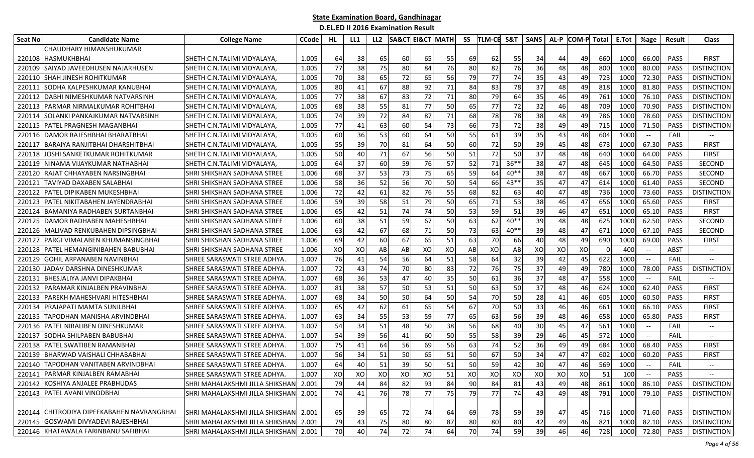**State Examination Board, Gandhinagar**

**D.EL.ED II 2016 Examination Result**

| Seat No | Candidate Name | College Name | CCode | HL | LL1 | LL2 | SA&CT | EI&CT | MATH | SS | TLM-CE | S&T | SANS | AL-P | COM-P | Total | E.Tot | %age | Result | Class |
|---|---|---|---|---|---|---|---|---|---|---|---|---|---|---|---|---|---|---|---|---|
| 220108 | CHAUDHARY HIMANSHUKUMAR HASMUKHBHAI | SHETH C.N.TALIMI VIDYALAYA, | 1.005 | 64 | 38 | 65 | 60 | 65 | 55 | 69 | 62 | 55 | 34 | 44 | 49 | 660 | 1000 | 66.00 | PASS | FIRST |
| 220109 | SAIYAD JAVEEDHUSEN NAJARHUSEN | SHETH C.N.TALIMI VIDYALAYA, | 1.005 | 77 | 38 | 75 | 80 | 84 | 76 | 80 | 82 | 76 | 36 | 48 | 48 | 800 | 1000 | 80.00 | PASS | DISTINCTION |
| 220110 | SHAH JINESH ROHITKUMAR | SHETH C.N.TALIMI VIDYALAYA, | 1.005 | 70 | 38 | 65 | 72 | 65 | 56 | 79 | 77 | 74 | 35 | 43 | 49 | 723 | 1000 | 72.30 | PASS | DISTINCTION |
| 220111 | SODHA KALPESHKUMAR KANUBHAI | SHETH C.N.TALIMI VIDYALAYA, | 1.005 | 80 | 41 | 67 | 88 | 92 | 71 | 84 | 83 | 78 | 37 | 48 | 49 | 818 | 1000 | 81.80 | PASS | DISTINCTION |
| 220112 | DABHI NIMESHKUMAR NATVARSINH | SHETH C.N.TALIMI VIDYALAYA, | 1.005 | 77 | 38 | 67 | 83 | 72 | 71 | 80 | 79 | 64 | 35 | 46 | 49 | 761 | 1000 | 76.10 | PASS | DISTINCTION |
| 220113 | PARMAR NIRMALKUMAR ROHITBHAI | SHETH C.N.TALIMI VIDYALAYA, | 1.005 | 68 | 38 | 55 | 81 | 77 | 50 | 65 | 77 | 72 | 32 | 46 | 48 | 709 | 1000 | 70.90 | PASS | DISTINCTION |
| 220114 | SOLANKI PANKAJKUMAR NATVARSINH | SHETH C.N.TALIMI VIDYALAYA, | 1.005 | 74 | 39 | 72 | 84 | 87 | 71 | 68 | 78 | 78 | 38 | 48 | 49 | 786 | 1000 | 78.60 | PASS | DISTINCTION |
| 220115 | PATEL PRAGNESH MAGANBHAI | SHETH C.N.TALIMI VIDYALAYA, | 1.005 | 77 | 41 | 63 | 60 | 54 | 73 | 66 | 73 | 72 | 38 | 49 | 49 | 715 | 1000 | 71.50 | PASS | DISTINCTION |
| 220116 | DAMOR RAJESHBHAI BHARATBHAI | SHETH C.N.TALIMI VIDYALAYA, | 1.005 | 60 | 36 | 53 | 60 | 64 | 50 | 55 | 61 | 39 | 35 | 43 | 48 | 604 | 1000 | -- | FAIL | -- |
| 220117 | BARAIYA RANJITBHAI DHARSHITBHAI | SHETH C.N.TALIMI VIDYALAYA, | 1.005 | 55 | 39 | 70 | 81 | 64 | 50 | 60 | 72 | 50 | 39 | 45 | 48 | 673 | 1000 | 67.30 | PASS | FIRST |
| 220118 | JOSHI SANKETKUMAR ROHITKUMAR | SHETH C.N.TALIMI VIDYALAYA, | 1.005 | 50 | 40 | 71 | 67 | 56 | 50 | 51 | 72 | 50 | 37 | 48 | 48 | 640 | 1000 | 64.00 | PASS | FIRST |
| 220119 | NINAMA VIJAYKUMAR NATHABHAI | SHETH C.N.TALIMI VIDYALAYA, | 1.005 | 64 | 37 | 60 | 59 | 76 | 57 | 52 | 71 | 36** | 38 | 47 | 48 | 645 | 1000 | 64.50 | PASS | SECOND |
| 220120 | RAJAT CHHAYABEN NARSINGBHAI | SHRI SHIKSHAN SADHANA STREE | 1.006 | 68 | 37 | 53 | 73 | 75 | 65 | 59 | 64 | 40** | 38 | 47 | 48 | 667 | 1000 | 66.70 | PASS | SECOND |
| 220121 | TAVIYAD DAXABEN SALABHAI | SHRI SHIKSHAN SADHANA STREE | 1.006 | 58 | 36 | 52 | 56 | 70 | 50 | 54 | 66 | 43** | 35 | 47 | 47 | 614 | 1000 | 61.40 | PASS | SECOND |
| 220122 | PATEL DIPIKABEN MUKESHBHAI | SHRI SHIKSHAN SADHANA STREE | 1.006 | 72 | 42 | 61 | 82 | 76 | 55 | 68 | 82 | 63 | 40 | 47 | 48 | 736 | 1000 | 73.60 | PASS | DISTINCTION |
| 220123 | PATEL NIKITABAHEN JAYENDRABHAI | SHRI SHIKSHAN SADHANA STREE | 1.006 | 59 | 39 | 58 | 51 | 79 | 50 | 65 | 71 | 53 | 38 | 46 | 47 | 656 | 1000 | 65.60 | PASS | FIRST |
| 220124 | BAMANIYA RADHABEN SURTANBHAI | SHRI SHIKSHAN SADHANA STREE | 1.006 | 65 | 42 | 51 | 74 | 74 | 50 | 53 | 59 | 51 | 39 | 46 | 47 | 651 | 1000 | 65.10 | PASS | FIRST |
| 220125 | DAMOR RADHABEN MAHESHBHAI | SHRI SHIKSHAN SADHANA STREE | 1.006 | 60 | 38 | 51 | 59 | 67 | 50 | 63 | 62 | 40** | 39 | 48 | 48 | 625 | 1000 | 62.50 | PASS | SECOND |
| 220126 | MALIVAD RENKUBAHEN DIPSINGBHAI | SHRI SHIKSHAN SADHANA STREE | 1.006 | 63 | 42 | 67 | 68 | 71 | 50 | 73 | 63 | 40** | 39 | 48 | 47 | 671 | 1000 | 67.10 | PASS | SECOND |
| 220127 | PARGI VIMALABEN KHUMANSINGBHAI | SHRI SHIKSHAN SADHANA STREE | 1.006 | 69 | 42 | 60 | 67 | 65 | 51 | 63 | 70 | 66 | 40 | 48 | 49 | 690 | 1000 | 69.00 | PASS | FIRST |
| 220128 | PATEL HEMANGINIBAHEN BABUBHAI | SHRI SHIKSHAN SADHANA STREE | 1.006 | XO | XO | AB | AB | XO | XO | AB | XO | AB | XO | XO | XO | 0 | 400 | -- | ABST | -- |
| 220129 | GOHIL ARPANABEN NAVINBHAI | SHREE SARASWATI STREE ADHYA. | 1.007 | 76 | 41 | 54 | 56 | 64 | 51 | 58 | 64 | 32 | 39 | 42 | 45 | 622 | 1000 | -- | FAIL | -- |
| 220130 | JADAV DARSHNA DINESHKUMAR | SHREE SARASWATI STREE ADHYA. | 1.007 | 72 | 43 | 74 | 70 | 80 | 83 | 72 | 76 | 75 | 37 | 49 | 49 | 780 | 1000 | 78.00 | PASS | DISTINCTION |
| 220131 | BHESJALIYA JANVI DIPAKBHAI | SHREE SARASWATI STREE ADHYA. | 1.007 | 68 | 36 | 53 | 47 | 40 | 35 | 50 | 61 | 36 | 37 | 48 | 47 | 558 | 1000 | -- | FAIL | -- |
| 220132 | PARAMAR KINJALBEN PRAVINBHAI | SHREE SARASWATI STREE ADHYA. | 1.007 | 81 | 38 | 57 | 50 | 53 | 51 | 50 | 63 | 50 | 37 | 48 | 46 | 624 | 1000 | 62.40 | PASS | FIRST |
| 220133 | PAREKH MAHESHVARI HITESHBHAI | SHREE SARASWATI STREE ADHYA. | 1.007 | 68 | 34 | 50 | 50 | 64 | 50 | 54 | 70 | 50 | 28 | 41 | 46 | 605 | 1000 | 60.50 | PASS | FIRST |
| 220134 | PRAJAPATI MAMTA SUNILBHAI | SHREE SARASWATI STREE ADHYA. | 1.007 | 65 | 42 | 62 | 61 | 65 | 54 | 67 | 70 | 50 | 33 | 46 | 46 | 661 | 1000 | 66.10 | PASS | FIRST |
| 220135 | TAPODHAN MANISHA ARVINDBHAI | SHREE SARASWATI STREE ADHYA. | 1.007 | 63 | 34 | 55 | 53 | 59 | 77 | 65 | 63 | 56 | 39 | 48 | 46 | 658 | 1000 | 65.80 | PASS | FIRST |
| 220136 | PATEL NIRALIBEN DINESHKUMAR | SHREE SARASWATI STREE ADHYA. | 1.007 | 54 | 34 | 51 | 48 | 50 | 38 | 56 | 68 | 40 | 30 | 45 | 47 | 561 | 1000 | -- | FAIL | -- |
| 220137 | SODHA SHILPABEN BABUBHAI | SHREE SARASWATI STREE ADHYA. | 1.007 | 54 | 39 | 56 | 41 | 60 | 50 | 55 | 58 | 39 | 29 | 46 | 45 | 572 | 1000 | -- | FAIL | -- |
| 220138 | PATEL SWATIBEN RAMANBHAI | SHREE SARASWATI STREE ADHYA. | 1.007 | 75 | 41 | 64 | 56 | 69 | 56 | 63 | 74 | 52 | 36 | 49 | 49 | 684 | 1000 | 68.40 | PASS | FIRST |
| 220139 | BHARWAD VAISHALI CHHABABHAI | SHREE SARASWATI STREE ADHYA. | 1.007 | 56 | 34 | 51 | 50 | 65 | 51 | 50 | 67 | 50 | 34 | 47 | 47 | 602 | 1000 | 60.20 | PASS | FIRST |
| 220140 | TAPODHAN VANITABEN ARVINDBHAI | SHREE SARASWATI STREE ADHYA. | 1.007 | 64 | 40 | 51 | 39 | 50 | 51 | 50 | 59 | 42 | 30 | 47 | 46 | 569 | 1000 | -- | FAIL | -- |
| 220141 | PARMAR KINJALBEN RAMABHAI | SHREE SARASWATI STREE ADHYA. | 1.007 | XO | XO | XO | XO | XO | 51 | XO | XO | XO | XO | XO | XO | 51 | 100 | -- | PASS | -- |
| 220142 | KOSHIYA ANJALEE PRABHUDAS | SHRI MAHALAKSHMI JILLA SHIKSHAN | 2.001 | 79 | 44 | 84 | 82 | 93 | 84 | 90 | 84 | 81 | 43 | 49 | 48 | 861 | 1000 | 86.10 | PASS | DISTINCTION |
| 220143 | PATEL AVANI VINODBHAI | SHRI MAHALAKSHMI JILLA SHIKSHAN | 2.001 | 74 | 41 | 76 | 78 | 77 | 75 | 79 | 77 | 74 | 43 | 49 | 48 | 791 | 1000 | 79.10 | PASS | DISTINCTION |
| 220144 | CHITRODIYA DIPEEKABAHEN NAVRANGBHAI | SHRI MAHALAKSHMI JILLA SHIKSHAN | 2.001 | 65 | 39 | 65 | 72 | 74 | 64 | 69 | 78 | 59 | 39 | 47 | 45 | 716 | 1000 | 71.60 | PASS | DISTINCTION |
| 220145 | GOSWAMI DIVYADEVI RAJESHBHAI | SHRI MAHALAKSHMI JILLA SHIKSHAN | 2.001 | 79 | 43 | 75 | 80 | 80 | 87 | 80 | 80 | 80 | 42 | 49 | 46 | 821 | 1000 | 82.10 | PASS | DISTINCTION |
| 220146 | KHATAWALA FARINBANU SAFIBHAI | SHRI MAHALAKSHMI JILLA SHIKSHAN | 2.001 | 70 | 40 | 74 | 72 | 74 | 64 | 70 | 74 | 59 | 39 | 46 | 46 | 728 | 1000 | 72.80 | PASS | DISTINCTION |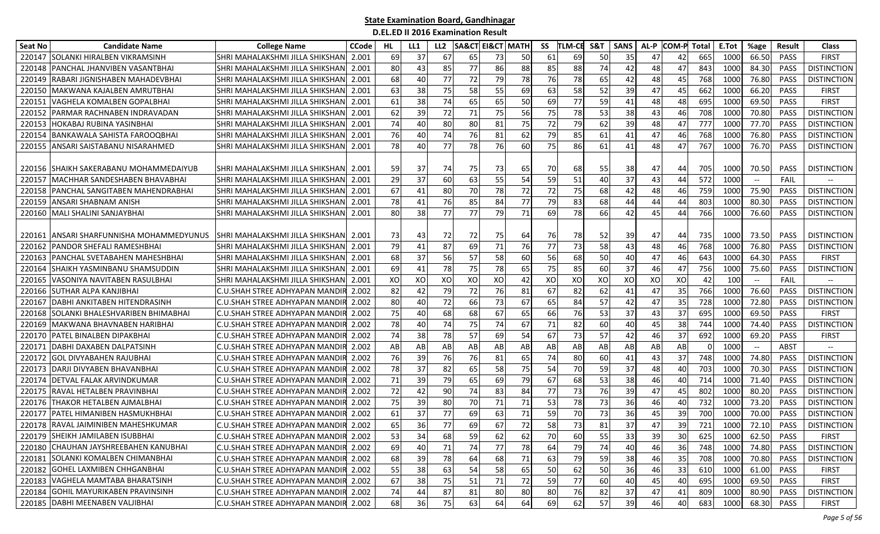## State Examination Board, Gandhinagar

### D.EL.ED II 2016 Examination Result

| Seat No | Candidate Name | College Name | CCode | HL | LL1 | LL2 | SA&CT | EI&CT | MATH | SS | TLM-CE | S&T | SANS | AL-P | COM-P | Total | E.Tot | %age | Result | Class |
|---|---|---|---|---|---|---|---|---|---|---|---|---|---|---|---|---|---|---|---|---|
| 220147 | SOLANKI HIRALBEN VIKRAMSINH | SHRI MAHALAKSHMI JILLA SHIKSHAN | 2.001 | 69 | 37 | 67 | 65 | 73 | 50 | 61 | 69 | 50 | 35 | 47 | 42 | 665 | 1000 | 66.50 | PASS | FIRST |
| 220148 | PANCHAL JHANVIBEN VASANTBHAI | SHRI MAHALAKSHMI JILLA SHIKSHAN | 2.001 | 80 | 43 | 85 | 77 | 86 | 88 | 85 | 88 | 74 | 42 | 48 | 47 | 843 | 1000 | 84.30 | PASS | DISTINCTION |
| 220149 | RABARI JIGNISHABEN MAHADEVBHAI | SHRI MAHALAKSHMI JILLA SHIKSHAN | 2.001 | 68 | 40 | 77 | 72 | 79 | 78 | 76 | 78 | 65 | 42 | 48 | 45 | 768 | 1000 | 76.80 | PASS | DISTINCTION |
| 220150 | MAKWANA KAJALBEN AMRUTBHAI | SHRI MAHALAKSHMI JILLA SHIKSHAN | 2.001 | 63 | 38 | 75 | 58 | 55 | 69 | 63 | 58 | 52 | 39 | 47 | 45 | 662 | 1000 | 66.20 | PASS | FIRST |
| 220151 | VAGHELA KOMALBEN GOPALBHAI | SHRI MAHALAKSHMI JILLA SHIKSHAN | 2.001 | 61 | 38 | 74 | 65 | 65 | 50 | 69 | 77 | 59 | 41 | 48 | 48 | 695 | 1000 | 69.50 | PASS | FIRST |
| 220152 | PARMAR RACHNABEN INDRAVADAN | SHRI MAHALAKSHMI JILLA SHIKSHAN | 2.001 | 62 | 39 | 72 | 71 | 75 | 56 | 75 | 78 | 53 | 38 | 43 | 46 | 708 | 1000 | 70.80 | PASS | DISTINCTION |
| 220153 | HOKABAJ RUBINA YASINBHAI | SHRI MAHALAKSHMI JILLA SHIKSHAN | 2.001 | 74 | 40 | 80 | 80 | 81 | 75 | 72 | 79 | 62 | 39 | 48 | 47 | 777 | 1000 | 77.70 | PASS | DISTINCTION |
| 220154 | BANKAWALA SAHISTA FAROOQBHAI | SHRI MAHALAKSHMI JILLA SHIKSHAN | 2.001 | 76 | 40 | 74 | 76 | 81 | 62 | 79 | 85 | 61 | 41 | 47 | 46 | 768 | 1000 | 76.80 | PASS | DISTINCTION |
| 220155 | ANSARI SAISTABANU NISARAHMED | SHRI MAHALAKSHMI JILLA SHIKSHAN | 2.001 | 78 | 40 | 77 | 78 | 76 | 60 | 75 | 86 | 61 | 41 | 48 | 47 | 767 | 1000 | 76.70 | PASS | DISTINCTION |
| 220156 | SHAIKH SAKERABANU MOHAMMEDAIYUB | SHRI MAHALAKSHMI JILLA SHIKSHAN | 2.001 | 59 | 37 | 74 | 75 | 73 | 65 | 70 | 68 | 55 | 38 | 47 | 44 | 705 | 1000 | 70.50 | PASS | DISTINCTION |
| 220157 | MACHHAR SANDESHABEN BHAVABHAI | SHRI MAHALAKSHMI JILLA SHIKSHAN | 2.001 | 29 | 37 | 60 | 63 | 55 | 54 | 59 | 51 | 40 | 37 | 43 | 44 | 572 | 1000 | -- | FAIL | -- |
| 220158 | PANCHAL SANGITABEN MAHENDRABHAI | SHRI MAHALAKSHMI JILLA SHIKSHAN | 2.001 | 67 | 41 | 80 | 70 | 78 | 72 | 72 | 75 | 68 | 42 | 48 | 46 | 759 | 1000 | 75.90 | PASS | DISTINCTION |
| 220159 | ANSARI SHABNAM ANISH | SHRI MAHALAKSHMI JILLA SHIKSHAN | 2.001 | 78 | 41 | 76 | 85 | 84 | 77 | 79 | 83 | 68 | 44 | 44 | 44 | 803 | 1000 | 80.30 | PASS | DISTINCTION |
| 220160 | MALI SHALINI SANJAYBHAI | SHRI MAHALAKSHMI JILLA SHIKSHAN | 2.001 | 80 | 38 | 77 | 77 | 79 | 71 | 69 | 78 | 66 | 42 | 45 | 44 | 766 | 1000 | 76.60 | PASS | DISTINCTION |
| 220161 | ANSARI SHARFUNNISHA MOHAMMEDYUNUS | SHRI MAHALAKSHMI JILLA SHIKSHAN | 2.001 | 73 | 43 | 72 | 72 | 75 | 64 | 76 | 78 | 52 | 39 | 47 | 44 | 735 | 1000 | 73.50 | PASS | DISTINCTION |
| 220162 | PANDOR SHEFALI RAMESHBHAI | SHRI MAHALAKSHMI JILLA SHIKSHAN | 2.001 | 79 | 41 | 87 | 69 | 71 | 76 | 77 | 73 | 58 | 43 | 48 | 46 | 768 | 1000 | 76.80 | PASS | DISTINCTION |
| 220163 | PANCHAL SVETABAHEN MAHESHBHAI | SHRI MAHALAKSHMI JILLA SHIKSHAN | 2.001 | 68 | 37 | 56 | 57 | 58 | 60 | 56 | 68 | 50 | 40 | 47 | 46 | 643 | 1000 | 64.30 | PASS | FIRST |
| 220164 | SHAIKH YASMINBANU SHAMSUDDIN | SHRI MAHALAKSHMI JILLA SHIKSHAN | 2.001 | 69 | 41 | 78 | 75 | 78 | 65 | 75 | 85 | 60 | 37 | 46 | 47 | 756 | 1000 | 75.60 | PASS | DISTINCTION |
| 220165 | VASONIYA NAVITABEN RASULBHAI | SHRI MAHALAKSHMI JILLA SHIKSHAN | 2.001 | XO | XO | XO | XO | XO | 42 | XO | XO | XO | XO | XO | XO | 42 | 100 | -- | FAIL | -- |
| 220166 | SUTHAR ALPA KANJIBHAI | C.U.SHAH STREE ADHYAPAN MANDIR | 2.002 | 82 | 42 | 79 | 72 | 76 | 81 | 67 | 82 | 62 | 41 | 47 | 35 | 766 | 1000 | 76.60 | PASS | DISTINCTION |
| 220167 | DABHI ANKITABEN HITENDRASINH | C.U.SHAH STREE ADHYAPAN MANDIR | 2.002 | 80 | 40 | 72 | 66 | 73 | 67 | 65 | 84 | 57 | 42 | 47 | 35 | 728 | 1000 | 72.80 | PASS | DISTINCTION |
| 220168 | SOLANKI BHALESHVARIBEN BHIMABHAI | C.U.SHAH STREE ADHYAPAN MANDIR | 2.002 | 75 | 40 | 68 | 68 | 67 | 65 | 66 | 76 | 53 | 37 | 43 | 37 | 695 | 1000 | 69.50 | PASS | FIRST |
| 220169 | MAKWANA BHAVNABEN HARIBHAI | C.U.SHAH STREE ADHYAPAN MANDIR | 2.002 | 78 | 40 | 74 | 75 | 74 | 67 | 71 | 82 | 60 | 40 | 45 | 38 | 744 | 1000 | 74.40 | PASS | DISTINCTION |
| 220170 | PATEL BINALBEN DIPAKBHAI | C.U.SHAH STREE ADHYAPAN MANDIR | 2.002 | 74 | 38 | 78 | 57 | 69 | 54 | 67 | 73 | 57 | 42 | 46 | 37 | 692 | 1000 | 69.20 | PASS | FIRST |
| 220171 | DABHI DAXABEN DALPATSINH | C.U.SHAH STREE ADHYAPAN MANDIR | 2.002 | AB | AB | AB | AB | AB | AB | AB | AB | AB | AB | AB | AB | 0 | 1000 | -- | ABST | -- |
| 220172 | GOL DIVYABAHEN RAJUBHAI | C.U.SHAH STREE ADHYAPAN MANDIR | 2.002 | 76 | 39 | 76 | 76 | 81 | 65 | 74 | 80 | 60 | 41 | 43 | 37 | 748 | 1000 | 74.80 | PASS | DISTINCTION |
| 220173 | DARJI DIVYABEN BHAVANBHAI | C.U.SHAH STREE ADHYAPAN MANDIR | 2.002 | 78 | 37 | 82 | 65 | 58 | 75 | 54 | 70 | 59 | 37 | 48 | 40 | 703 | 1000 | 70.30 | PASS | DISTINCTION |
| 220174 | DETVAL FALAK ARVINDKUMAR | C.U.SHAH STREE ADHYAPAN MANDIR | 2.002 | 71 | 39 | 79 | 65 | 69 | 79 | 67 | 68 | 53 | 38 | 46 | 40 | 714 | 1000 | 71.40 | PASS | DISTINCTION |
| 220175 | RAVAL HETALBEN PRAVINBHAI | C.U.SHAH STREE ADHYAPAN MANDIR | 2.002 | 72 | 42 | 90 | 74 | 83 | 84 | 77 | 73 | 76 | 39 | 47 | 45 | 802 | 1000 | 80.20 | PASS | DISTINCTION |
| 220176 | THAKOR HETALBEN AJMALBHAI | C.U.SHAH STREE ADHYAPAN MANDIR | 2.002 | 75 | 39 | 80 | 70 | 71 | 71 | 53 | 78 | 73 | 36 | 46 | 40 | 732 | 1000 | 73.20 | PASS | DISTINCTION |
| 220177 | PATEL HIMANIBEN HASMUKHBHAI | C.U.SHAH STREE ADHYAPAN MANDIR | 2.002 | 61 | 37 | 77 | 69 | 63 | 71 | 59 | 70 | 73 | 36 | 45 | 39 | 700 | 1000 | 70.00 | PASS | DISTINCTION |
| 220178 | RAVAL JAIMINIBEN MAHESHKUMAR | C.U.SHAH STREE ADHYAPAN MANDIR | 2.002 | 65 | 36 | 77 | 69 | 67 | 72 | 58 | 73 | 81 | 37 | 47 | 39 | 721 | 1000 | 72.10 | PASS | DISTINCTION |
| 220179 | SHEIKH JAMILABEN ISUBBHAI | C.U.SHAH STREE ADHYAPAN MANDIR | 2.002 | 53 | 34 | 68 | 59 | 62 | 62 | 70 | 60 | 55 | 33 | 39 | 30 | 625 | 1000 | 62.50 | PASS | FIRST |
| 220180 | CHAUHAN JAYSHREEBAHEN KANUBHAI | C.U.SHAH STREE ADHYAPAN MANDIR | 2.002 | 69 | 40 | 71 | 74 | 77 | 78 | 64 | 79 | 74 | 40 | 46 | 36 | 748 | 1000 | 74.80 | PASS | DISTINCTION |
| 220181 | SOLANKI KOMALBEN CHIMANBHAI | C.U.SHAH STREE ADHYAPAN MANDIR | 2.002 | 68 | 39 | 78 | 64 | 68 | 71 | 63 | 79 | 59 | 38 | 46 | 35 | 708 | 1000 | 70.80 | PASS | DISTINCTION |
| 220182 | GOHEL LAXMIBEN CHHGANBHAI | C.U.SHAH STREE ADHYAPAN MANDIR | 2.002 | 55 | 38 | 63 | 54 | 58 | 65 | 50 | 62 | 50 | 36 | 46 | 33 | 610 | 1000 | 61.00 | PASS | FIRST |
| 220183 | VAGHELA MAMTABA BHARATSINH | C.U.SHAH STREE ADHYAPAN MANDIR | 2.002 | 67 | 38 | 75 | 51 | 71 | 72 | 59 | 77 | 60 | 40 | 45 | 40 | 695 | 1000 | 69.50 | PASS | FIRST |
| 220184 | GOHIL MAYURIKABEN PRAVINSINH | C.U.SHAH STREE ADHYAPAN MANDIR | 2.002 | 74 | 44 | 87 | 81 | 80 | 80 | 80 | 76 | 82 | 37 | 47 | 41 | 809 | 1000 | 80.90 | PASS | DISTINCTION |
| 220185 | DABHI MEENABEN VALJIBHAI | C.U.SHAH STREE ADHYAPAN MANDIR | 2.002 | 68 | 36 | 75 | 63 | 64 | 64 | 69 | 62 | 57 | 39 | 46 | 40 | 683 | 1000 | 68.30 | PASS | FIRST |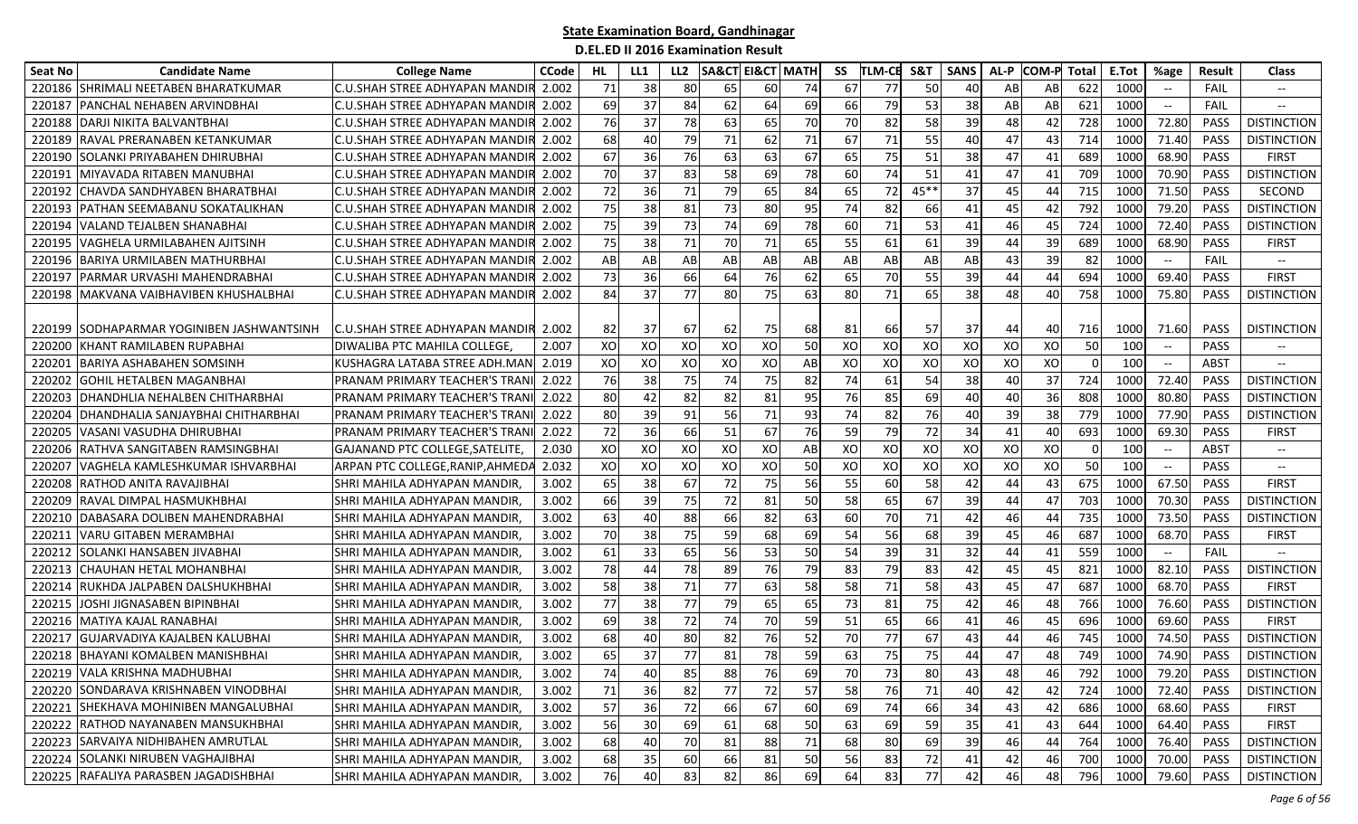**State Examination Board, Gandhinagar**

**D.El.Ed II 2016 Examination Result**

| Seat No | Candidate Name | College Name | CCode | HL | LL1 | LL2 | SA&CT | EI&CT | MATH | SS | TLM-CE | S&T | SANS | AL-P | COM-P | Total | E.Tot | %age | Result | Class |
|---|---|---|---|---|---|---|---|---|---|---|---|---|---|---|---|---|---|---|---|---|
| 220186 | SHRIMALI NEETABEN BHARATKUMAR | C.U.SHAH STREE ADHYAPAN MANDIR | 2.002 | 71 | 38 | 80 | 65 | 60 | 74 | 67 | 77 | 50 | 40 | AB | AB | 622 | 1000 | -- | FAIL | -- |
| 220187 | PANCHAL NEHABEN ARVINDBHAI | C.U.SHAH STREE ADHYAPAN MANDIR | 2.002 | 69 | 37 | 84 | 62 | 64 | 69 | 66 | 79 | 53 | 38 | AB | AB | 621 | 1000 | -- | FAIL | -- |
| 220188 | DARJI NIKITA BALVANTBHAI | C.U.SHAH STREE ADHYAPAN MANDIR | 2.002 | 76 | 37 | 78 | 63 | 65 | 70 | 70 | 82 | 58 | 39 | 48 | 42 | 728 | 1000 | 72.80 | PASS | DISTINCTION |
| 220189 | RAVAL PRERANABEN KETANKUMAR | C.U.SHAH STREE ADHYAPAN MANDIR | 2.002 | 68 | 40 | 79 | 71 | 62 | 71 | 67 | 71 | 55 | 40 | 47 | 43 | 714 | 1000 | 71.40 | PASS | DISTINCTION |
| 220190 | SOLANKI PRIYABAHEN DHIRUBHAI | C.U.SHAH STREE ADHYAPAN MANDIR | 2.002 | 67 | 36 | 76 | 63 | 63 | 67 | 65 | 75 | 51 | 38 | 47 | 41 | 689 | 1000 | 68.90 | PASS | FIRST |
| 220191 | MIYAVADA RITABEN MANUBHAI | C.U.SHAH STREE ADHYAPAN MANDIR | 2.002 | 70 | 37 | 83 | 58 | 69 | 78 | 60 | 74 | 51 | 41 | 47 | 41 | 709 | 1000 | 70.90 | PASS | DISTINCTION |
| 220192 | CHAVDA SANDHYABEN BHARATBHAI | C.U.SHAH STREE ADHYAPAN MANDIR | 2.002 | 72 | 36 | 71 | 79 | 65 | 84 | 65 | 72 | 45** | 37 | 45 | 44 | 715 | 1000 | 71.50 | PASS | SECOND |
| 220193 | PATHAN SEEMABANU SOKATALIKHAN | C.U.SHAH STREE ADHYAPAN MANDIR | 2.002 | 75 | 38 | 81 | 73 | 80 | 95 | 74 | 82 | 66 | 41 | 45 | 42 | 792 | 1000 | 79.20 | PASS | DISTINCTION |
| 220194 | VALAND TEJALBEN SHANABHAI | C.U.SHAH STREE ADHYAPAN MANDIR | 2.002 | 75 | 39 | 73 | 74 | 69 | 78 | 60 | 71 | 53 | 41 | 46 | 45 | 724 | 1000 | 72.40 | PASS | DISTINCTION |
| 220195 | VAGHELA URMILABAHEN AJITSINH | C.U.SHAH STREE ADHYAPAN MANDIR | 2.002 | 75 | 38 | 71 | 70 | 71 | 65 | 55 | 61 | 61 | 39 | 44 | 39 | 689 | 1000 | 68.90 | PASS | FIRST |
| 220196 | BARIYA URMILABEN MATHURBHAI | C.U.SHAH STREE ADHYAPAN MANDIR | 2.002 | AB | AB | AB | AB | AB | AB | AB | AB | AB | AB | 43 | 39 | 82 | 1000 | -- | FAIL | -- |
| 220197 | PARMAR URVASHI MAHENDRABHAI | C.U.SHAH STREE ADHYAPAN MANDIR | 2.002 | 73 | 36 | 66 | 64 | 76 | 62 | 65 | 70 | 55 | 39 | 44 | 44 | 694 | 1000 | 69.40 | PASS | FIRST |
| 220198 | MAKVANA VAIBHAVIBEN KHUSHALBHAI | C.U.SHAH STREE ADHYAPAN MANDIR | 2.002 | 84 | 37 | 77 | 80 | 75 | 63 | 80 | 71 | 65 | 38 | 48 | 40 | 758 | 1000 | 75.80 | PASS | DISTINCTION |
| 220199 | SODHAPARMAR YOGINIBEN JASHWANTSINH | C.U.SHAH STREE ADHYAPAN MANDIR | 2.002 | 82 | 37 | 67 | 62 | 75 | 68 | 81 | 66 | 57 | 37 | 44 | 40 | 716 | 1000 | 71.60 | PASS | DISTINCTION |
| 220200 | KHANT RAMILABEN RUPABHAI | DIWALIBA PTC MAHILA COLLEGE, | 2.007 | XO | XO | XO | XO | XO | 50 | XO | XO | XO | XO | XO | XO | 50 | 100 | -- | PASS | -- |
| 220201 | BARIYA ASHABAHEN SOMSINH | KUSHAGRA LATABA STREE ADH.MAN | 2.019 | XO | XO | XO | XO | XO | AB | XO | XO | XO | XO | XO | XO | 0 | 100 | -- | ABST | -- |
| 220202 | GOHIL HETALBEN MAGANBHAI | PRANAM PRIMARY TEACHER'S TRANI | 2.022 | 76 | 38 | 75 | 74 | 75 | 82 | 74 | 61 | 54 | 38 | 40 | 37 | 724 | 1000 | 72.40 | PASS | DISTINCTION |
| 220203 | DHANDHLIA NEHALBEN CHITHARBHAI | PRANAM PRIMARY TEACHER'S TRANI | 2.022 | 80 | 42 | 82 | 82 | 81 | 95 | 76 | 85 | 69 | 40 | 40 | 36 | 808 | 1000 | 80.80 | PASS | DISTINCTION |
| 220204 | DHANDHALIA SANJAYBHAI CHITHARBHAI | PRANAM PRIMARY TEACHER'S TRANI | 2.022 | 80 | 39 | 91 | 56 | 71 | 93 | 74 | 82 | 76 | 40 | 39 | 38 | 779 | 1000 | 77.90 | PASS | DISTINCTION |
| 220205 | VASANI VASUDHA DHIRUBHAI | PRANAM PRIMARY TEACHER'S TRANI | 2.022 | 72 | 36 | 66 | 51 | 67 | 76 | 59 | 79 | 72 | 34 | 41 | 40 | 693 | 1000 | 69.30 | PASS | FIRST |
| 220206 | RATHVA SANGITABEN RAMSINGBHAI | GAJANAND PTC COLLEGE,SATELITE, | 2.030 | XO | XO | XO | XO | XO | AB | XO | XO | XO | XO | XO | XO | 0 | 100 | -- | ABST | -- |
| 220207 | VAGHELA KAMLESHKUMAR ISHVARBHAI | ARPAN PTC COLLEGE,RANIP,AHMEDA | 2.032 | XO | XO | XO | XO | XO | 50 | XO | XO | XO | XO | XO | XO | 50 | 100 | -- | PASS | -- |
| 220208 | RATHOD ANITA RAVAJIBHAI | SHRI MAHILA ADHYAPAN MANDIR, | 3.002 | 65 | 38 | 67 | 72 | 75 | 56 | 55 | 60 | 58 | 42 | 44 | 43 | 675 | 1000 | 67.50 | PASS | FIRST |
| 220209 | RAVAL DIMPAL HASMUKHBHAI | SHRI MAHILA ADHYAPAN MANDIR, | 3.002 | 66 | 39 | 75 | 72 | 81 | 50 | 58 | 65 | 67 | 39 | 44 | 47 | 703 | 1000 | 70.30 | PASS | DISTINCTION |
| 220210 | DABASARA DOLIBEN MAHENDRABHAI | SHRI MAHILA ADHYAPAN MANDIR, | 3.002 | 63 | 40 | 88 | 66 | 82 | 63 | 60 | 70 | 71 | 42 | 46 | 44 | 735 | 1000 | 73.50 | PASS | DISTINCTION |
| 220211 | VARU GITABEN MERAMBHAI | SHRI MAHILA ADHYAPAN MANDIR, | 3.002 | 70 | 38 | 75 | 59 | 68 | 69 | 54 | 56 | 68 | 39 | 45 | 46 | 687 | 1000 | 68.70 | PASS | FIRST |
| 220212 | SOLANKI HANSABEN JIVABHAI | SHRI MAHILA ADHYAPAN MANDIR, | 3.002 | 61 | 33 | 65 | 56 | 53 | 50 | 54 | 39 | 31 | 32 | 44 | 41 | 559 | 1000 | -- | FAIL | -- |
| 220213 | CHAUHAN HETAL MOHANBHAI | SHRI MAHILA ADHYAPAN MANDIR, | 3.002 | 78 | 44 | 78 | 89 | 76 | 79 | 83 | 79 | 83 | 42 | 45 | 45 | 821 | 1000 | 82.10 | PASS | DISTINCTION |
| 220214 | RUKHDA JALPABEN DALSHUKHBHAI | SHRI MAHILA ADHYAPAN MANDIR, | 3.002 | 58 | 38 | 71 | 77 | 63 | 58 | 58 | 71 | 58 | 43 | 45 | 47 | 687 | 1000 | 68.70 | PASS | FIRST |
| 220215 | JOSHI JIGNASABEN BIPINBHAI | SHRI MAHILA ADHYAPAN MANDIR, | 3.002 | 77 | 38 | 77 | 79 | 65 | 65 | 73 | 81 | 75 | 42 | 46 | 48 | 766 | 1000 | 76.60 | PASS | DISTINCTION |
| 220216 | MATIYA KAJAL RANABHAI | SHRI MAHILA ADHYAPAN MANDIR, | 3.002 | 69 | 38 | 72 | 74 | 70 | 59 | 51 | 65 | 66 | 41 | 46 | 45 | 696 | 1000 | 69.60 | PASS | FIRST |
| 220217 | GUJARVADIYA KAJALBEN KALUBHAI | SHRI MAHILA ADHYAPAN MANDIR, | 3.002 | 68 | 40 | 80 | 82 | 76 | 52 | 70 | 77 | 67 | 43 | 44 | 46 | 745 | 1000 | 74.50 | PASS | DISTINCTION |
| 220218 | BHAYANI KOMALBEN MANISHBHAI | SHRI MAHILA ADHYAPAN MANDIR, | 3.002 | 65 | 37 | 77 | 81 | 78 | 59 | 63 | 75 | 75 | 44 | 47 | 48 | 749 | 1000 | 74.90 | PASS | DISTINCTION |
| 220219 | VALA KRISHNA MADHUBHAI | SHRI MAHILA ADHYAPAN MANDIR, | 3.002 | 74 | 40 | 85 | 88 | 76 | 69 | 70 | 73 | 80 | 43 | 48 | 46 | 792 | 1000 | 79.20 | PASS | DISTINCTION |
| 220220 | SONDARAVA KRISHNABEN VINODBHAI | SHRI MAHILA ADHYAPAN MANDIR, | 3.002 | 71 | 36 | 82 | 77 | 72 | 57 | 58 | 76 | 71 | 40 | 42 | 42 | 724 | 1000 | 72.40 | PASS | DISTINCTION |
| 220221 | SHEKHAVA MOHINIBEN MANGALUBHAI | SHRI MAHILA ADHYAPAN MANDIR, | 3.002 | 57 | 36 | 72 | 66 | 67 | 60 | 69 | 74 | 66 | 34 | 43 | 42 | 686 | 1000 | 68.60 | PASS | FIRST |
| 220222 | RATHOD NAYANABEN MANSUKHBHAI | SHRI MAHILA ADHYAPAN MANDIR, | 3.002 | 56 | 30 | 69 | 61 | 68 | 50 | 63 | 69 | 59 | 35 | 41 | 43 | 644 | 1000 | 64.40 | PASS | FIRST |
| 220223 | SARVAIYA NIDHIBAHEN AMRUTLAL | SHRI MAHILA ADHYAPAN MANDIR, | 3.002 | 68 | 40 | 70 | 81 | 88 | 71 | 68 | 80 | 69 | 39 | 46 | 44 | 764 | 1000 | 76.40 | PASS | DISTINCTION |
| 220224 | SOLANKI NIRUBEN VAGHAJIBHAI | SHRI MAHILA ADHYAPAN MANDIR, | 3.002 | 68 | 35 | 60 | 66 | 81 | 50 | 56 | 83 | 72 | 41 | 42 | 46 | 700 | 1000 | 70.00 | PASS | DISTINCTION |
| 220225 | RAFALIYA PARASBEN JAGADISHBHAI | SHRI MAHILA ADHYAPAN MANDIR, | 3.002 | 76 | 40 | 83 | 82 | 86 | 69 | 64 | 83 | 77 | 42 | 46 | 48 | 796 | 1000 | 79.60 | PASS | DISTINCTION |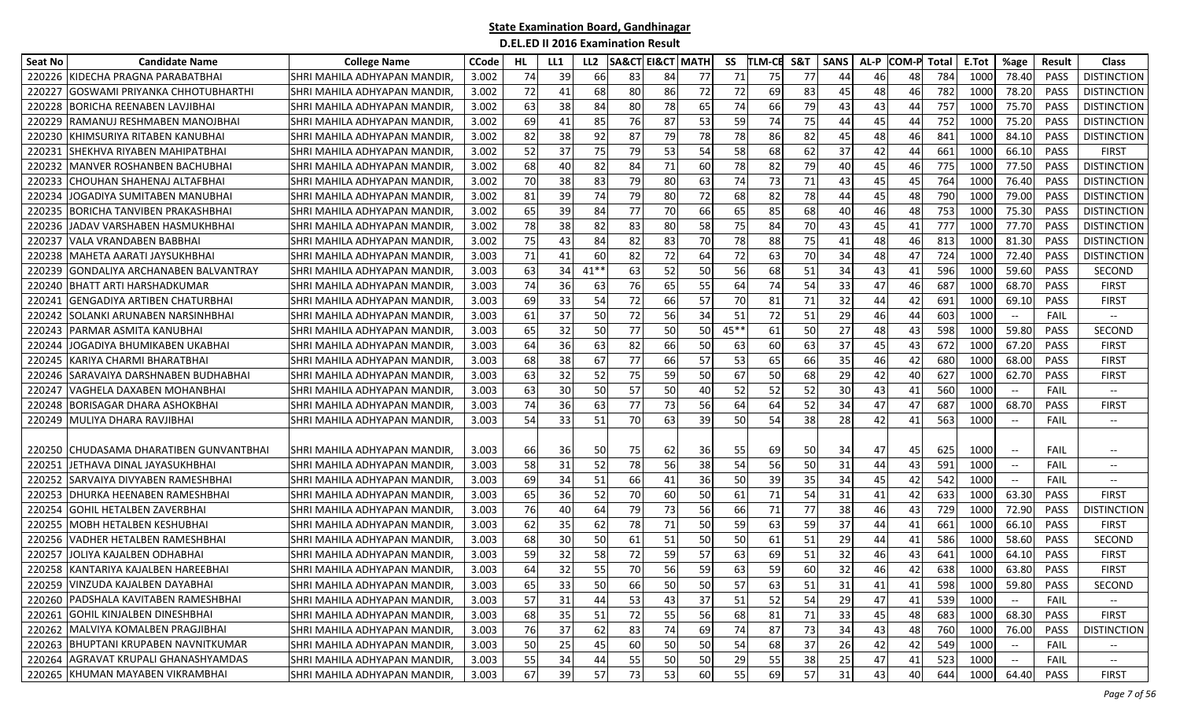# State Examination Board, Gandhinagar

## D.EL.ED II 2016 Examination Result

| Seat No | Candidate Name | College Name | CCode | HL | LL1 | LL2 | SA&CT | EI&CT | MATH | SS | TLM-CE | S&T | SANS | AL-P | COM-P | Total | E.Tot | %age | Result | Class |
|---|---|---|---|---|---|---|---|---|---|---|---|---|---|---|---|---|---|---|---|---|
| 220226 | KIDECHA PRAGNA PARABATBHAI | SHRI MAHILA ADHYAPAN MANDIR, | 3.002 | 74 | 39 | 66 | 83 | 84 | 77 | 71 | 75 | 77 | 44 | 46 | 48 | 784 | 1000 | 78.40 | PASS | DISTINCTION |
| 220227 | GOSWAMI PRIYANKA CHHOTUBHARTHI | SHRI MAHILA ADHYAPAN MANDIR, | 3.002 | 72 | 41 | 68 | 80 | 86 | 72 | 72 | 69 | 83 | 45 | 48 | 46 | 782 | 1000 | 78.20 | PASS | DISTINCTION |
| 220228 | BORICHA REENABEN LAVJIBHAI | SHRI MAHILA ADHYAPAN MANDIR, | 3.002 | 63 | 38 | 84 | 80 | 78 | 65 | 74 | 66 | 79 | 43 | 43 | 44 | 757 | 1000 | 75.70 | PASS | DISTINCTION |
| 220229 | RAMANUJ RESHMABEN MANOJBHAI | SHRI MAHILA ADHYAPAN MANDIR, | 3.002 | 69 | 41 | 85 | 76 | 87 | 53 | 59 | 74 | 75 | 44 | 45 | 44 | 752 | 1000 | 75.20 | PASS | DISTINCTION |
| 220230 | KHIMSURIYA RITABEN KANUBHAI | SHRI MAHILA ADHYAPAN MANDIR, | 3.002 | 82 | 38 | 92 | 87 | 79 | 78 | 78 | 86 | 82 | 45 | 48 | 46 | 841 | 1000 | 84.10 | PASS | DISTINCTION |
| 220231 | SHEKHVA RIYABEN MAHIPATBHAI | SHRI MAHILA ADHYAPAN MANDIR, | 3.002 | 52 | 37 | 75 | 79 | 53 | 54 | 58 | 68 | 62 | 37 | 42 | 44 | 661 | 1000 | 66.10 | PASS | FIRST |
| 220232 | MANVER ROSHANBEN BACHUBHAI | SHRI MAHILA ADHYAPAN MANDIR, | 3.002 | 68 | 40 | 82 | 84 | 71 | 60 | 78 | 82 | 79 | 40 | 45 | 46 | 775 | 1000 | 77.50 | PASS | DISTINCTION |
| 220233 | CHOUHAN SHAHENAJ ALTAFBHAI | SHRI MAHILA ADHYAPAN MANDIR, | 3.002 | 70 | 38 | 83 | 79 | 80 | 63 | 74 | 73 | 71 | 43 | 45 | 45 | 764 | 1000 | 76.40 | PASS | DISTINCTION |
| 220234 | JOGADIYA SUMITABEN MANUBHAI | SHRI MAHILA ADHYAPAN MANDIR, | 3.002 | 81 | 39 | 74 | 79 | 80 | 72 | 68 | 82 | 78 | 44 | 45 | 48 | 790 | 1000 | 79.00 | PASS | DISTINCTION |
| 220235 | BORICHA TANVIBEN PRAKASHBHAI | SHRI MAHILA ADHYAPAN MANDIR, | 3.002 | 65 | 39 | 84 | 77 | 70 | 66 | 65 | 85 | 68 | 40 | 46 | 48 | 753 | 1000 | 75.30 | PASS | DISTINCTION |
| 220236 | JADAV VARSHABEN HASMUKHBHAI | SHRI MAHILA ADHYAPAN MANDIR, | 3.002 | 78 | 38 | 82 | 83 | 80 | 58 | 75 | 84 | 70 | 43 | 45 | 41 | 777 | 1000 | 77.70 | PASS | DISTINCTION |
| 220237 | VALA VRANDABEN BABBHAI | SHRI MAHILA ADHYAPAN MANDIR, | 3.002 | 75 | 43 | 84 | 82 | 83 | 70 | 78 | 88 | 75 | 41 | 48 | 46 | 813 | 1000 | 81.30 | PASS | DISTINCTION |
| 220238 | MAHETA AARATI JAYSUKHBHAI | SHRI MAHILA ADHYAPAN MANDIR, | 3.003 | 71 | 41 | 60 | 82 | 72 | 64 | 72 | 63 | 70 | 34 | 48 | 47 | 724 | 1000 | 72.40 | PASS | DISTINCTION |
| 220239 | GONDALIYA ARCHANABEN BALVANTRAY | SHRI MAHILA ADHYAPAN MANDIR, | 3.003 | 63 | 34 | 41** | 63 | 52 | 50 | 56 | 68 | 51 | 34 | 43 | 41 | 596 | 1000 | 59.60 | PASS | SECOND |
| 220240 | BHATT ARTI HARSHADKUMAR | SHRI MAHILA ADHYAPAN MANDIR, | 3.003 | 74 | 36 | 63 | 76 | 65 | 55 | 64 | 74 | 54 | 33 | 47 | 46 | 687 | 1000 | 68.70 | PASS | FIRST |
| 220241 | GENGADIYA ARTIBEN CHATURBHAI | SHRI MAHILA ADHYAPAN MANDIR, | 3.003 | 69 | 33 | 54 | 72 | 66 | 57 | 70 | 81 | 71 | 32 | 44 | 42 | 691 | 1000 | 69.10 | PASS | FIRST |
| 220242 | SOLANKI ARUNABEN NARSINHBHAI | SHRI MAHILA ADHYAPAN MANDIR, | 3.003 | 61 | 37 | 50 | 72 | 56 | 34 | 51 | 72 | 51 | 29 | 46 | 44 | 603 | 1000 | -- | FAIL | -- |
| 220243 | PARMAR ASMITA KANUBHAI | SHRI MAHILA ADHYAPAN MANDIR, | 3.003 | 65 | 32 | 50 | 77 | 50 | 50 | 45** | 61 | 50 | 27 | 48 | 43 | 598 | 1000 | 59.80 | PASS | SECOND |
| 220244 | JOGADIYA BHUMIKABEN UKABHAI | SHRI MAHILA ADHYAPAN MANDIR, | 3.003 | 64 | 36 | 63 | 82 | 66 | 50 | 63 | 60 | 63 | 37 | 45 | 43 | 672 | 1000 | 67.20 | PASS | FIRST |
| 220245 | KARIYA CHARMI BHARATBHAI | SHRI MAHILA ADHYAPAN MANDIR, | 3.003 | 68 | 38 | 67 | 77 | 66 | 57 | 53 | 65 | 66 | 35 | 46 | 42 | 680 | 1000 | 68.00 | PASS | FIRST |
| 220246 | SARAVAIYA DARSHNABEN BUDHABHAI | SHRI MAHILA ADHYAPAN MANDIR, | 3.003 | 63 | 32 | 52 | 75 | 59 | 50 | 67 | 50 | 68 | 29 | 42 | 40 | 627 | 1000 | 62.70 | PASS | FIRST |
| 220247 | VAGHELA DAXABEN MOHANBHAI | SHRI MAHILA ADHYAPAN MANDIR, | 3.003 | 63 | 30 | 50 | 57 | 50 | 40 | 52 | 52 | 52 | 30 | 43 | 41 | 560 | 1000 | -- | FAIL | -- |
| 220248 | BORISAGAR DHARA ASHOKBHAI | SHRI MAHILA ADHYAPAN MANDIR, | 3.003 | 74 | 36 | 63 | 77 | 73 | 56 | 64 | 64 | 52 | 34 | 47 | 47 | 687 | 1000 | 68.70 | PASS | FIRST |
| 220249 | MULIYA DHARA RAVJIBHAI | SHRI MAHILA ADHYAPAN MANDIR, | 3.003 | 54 | 33 | 51 | 70 | 63 | 39 | 50 | 54 | 38 | 28 | 42 | 41 | 563 | 1000 | -- | FAIL | -- |
| 220250 | CHUDASAMA DHARATIBEN GUNVANTBHAI | SHRI MAHILA ADHYAPAN MANDIR, | 3.003 | 66 | 36 | 50 | 75 | 62 | 36 | 55 | 69 | 50 | 34 | 47 | 45 | 625 | 1000 | -- | FAIL | -- |
| 220251 | JETHAVA DINAL JAYASUKHBHAI | SHRI MAHILA ADHYAPAN MANDIR, | 3.003 | 58 | 31 | 52 | 78 | 56 | 38 | 54 | 56 | 50 | 31 | 44 | 43 | 591 | 1000 | -- | FAIL | -- |
| 220252 | SARVAIYA DIVYABEN RAMESHBHAI | SHRI MAHILA ADHYAPAN MANDIR, | 3.003 | 69 | 34 | 51 | 66 | 41 | 36 | 50 | 39 | 35 | 34 | 45 | 42 | 542 | 1000 | -- | FAIL | -- |
| 220253 | DHURKA HEENABEN RAMESHBHAI | SHRI MAHILA ADHYAPAN MANDIR, | 3.003 | 65 | 36 | 52 | 70 | 60 | 50 | 61 | 71 | 54 | 31 | 41 | 42 | 633 | 1000 | 63.30 | PASS | FIRST |
| 220254 | GOHIL HETALBEN ZAVERBHAI | SHRI MAHILA ADHYAPAN MANDIR, | 3.003 | 76 | 40 | 64 | 79 | 73 | 56 | 66 | 71 | 77 | 38 | 46 | 43 | 729 | 1000 | 72.90 | PASS | DISTINCTION |
| 220255 | MOBH HETALBEN KESHUBHAI | SHRI MAHILA ADHYAPAN MANDIR, | 3.003 | 62 | 35 | 62 | 78 | 71 | 50 | 59 | 63 | 59 | 37 | 44 | 41 | 661 | 1000 | 66.10 | PASS | FIRST |
| 220256 | VADHER HETALBEN RAMESHBHAI | SHRI MAHILA ADHYAPAN MANDIR, | 3.003 | 68 | 30 | 50 | 61 | 51 | 50 | 50 | 61 | 51 | 29 | 44 | 41 | 586 | 1000 | 58.60 | PASS | SECOND |
| 220257 | JOLIYA KAJALBEN ODHABHAI | SHRI MAHILA ADHYAPAN MANDIR, | 3.003 | 59 | 32 | 58 | 72 | 59 | 57 | 63 | 69 | 51 | 32 | 46 | 43 | 641 | 1000 | 64.10 | PASS | FIRST |
| 220258 | KANTARIYA KAJALBEN HAREEBHAI | SHRI MAHILA ADHYAPAN MANDIR, | 3.003 | 64 | 32 | 55 | 70 | 56 | 59 | 63 | 59 | 60 | 32 | 46 | 42 | 638 | 1000 | 63.80 | PASS | FIRST |
| 220259 | VINZUDA KAJALBEN DAYABHAI | SHRI MAHILA ADHYAPAN MANDIR, | 3.003 | 65 | 33 | 50 | 66 | 50 | 50 | 57 | 63 | 51 | 31 | 41 | 41 | 598 | 1000 | 59.80 | PASS | SECOND |
| 220260 | PADSHALA KAVITABEN RAMESHBHAI | SHRI MAHILA ADHYAPAN MANDIR, | 3.003 | 57 | 31 | 44 | 53 | 43 | 37 | 51 | 52 | 54 | 29 | 47 | 41 | 539 | 1000 | -- | FAIL | -- |
| 220261 | GOHIL KINJALBEN DINESHBHAI | SHRI MAHILA ADHYAPAN MANDIR, | 3.003 | 68 | 35 | 51 | 72 | 55 | 56 | 68 | 81 | 71 | 33 | 45 | 48 | 683 | 1000 | 68.30 | PASS | FIRST |
| 220262 | MALVIYA KOMALBEN PRAGJIBHAI | SHRI MAHILA ADHYAPAN MANDIR, | 3.003 | 76 | 37 | 62 | 83 | 74 | 69 | 74 | 87 | 73 | 34 | 43 | 48 | 760 | 1000 | 76.00 | PASS | DISTINCTION |
| 220263 | BHUPTANI KRUPABEN NAVNITKUMAR | SHRI MAHILA ADHYAPAN MANDIR, | 3.003 | 50 | 25 | 45 | 60 | 50 | 50 | 54 | 68 | 37 | 26 | 42 | 42 | 549 | 1000 | -- | FAIL | -- |
| 220264 | AGRAVAT KRUPALI GHANASHYAMDAS | SHRI MAHILA ADHYAPAN MANDIR, | 3.003 | 55 | 34 | 44 | 55 | 50 | 50 | 29 | 55 | 38 | 25 | 47 | 41 | 523 | 1000 | -- | FAIL | -- |
| 220265 | KHUMAN MAYABEN VIKRAMBHAI | SHRI MAHILA ADHYAPAN MANDIR, | 3.003 | 67 | 39 | 57 | 73 | 53 | 60 | 55 | 69 | 57 | 31 | 43 | 40 | 644 | 1000 | 64.40 | PASS | FIRST |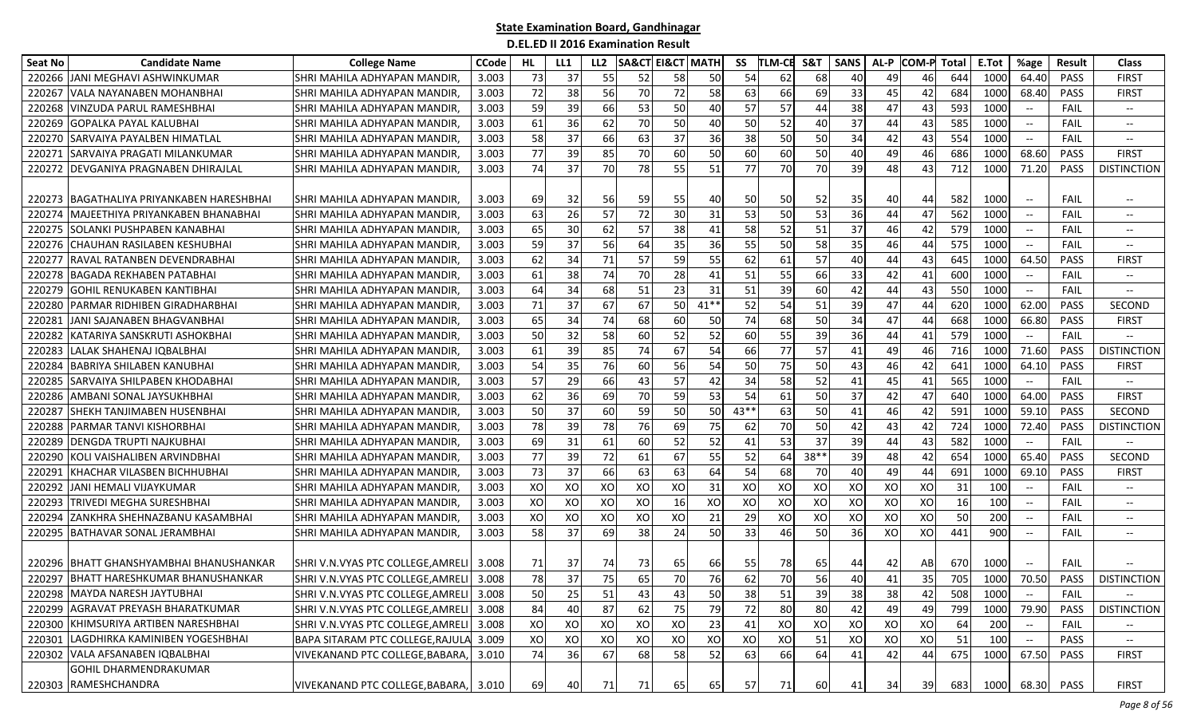# State Examination Board, Gandhinagar

## D.EL.ED II 2016 Examination Result

| Seat No | Candidate Name | College Name | CCode | HL | LL1 | LL2 | SA&CT | EI&CT | MATH | SS | TLM-CE | S&T | SANS | AL-P | COM-P | Total | E.Tot | %age | Result | Class |
|---|---|---|---|---|---|---|---|---|---|---|---|---|---|---|---|---|---|---|---|---|
| 220266 | JANI MEGHAVI ASHWINKUMAR | SHRI MAHILA ADHYAPAN MANDIR, | 3.003 | 73 | 37 | 55 | 52 | 58 | 50 | 54 | 62 | 68 | 40 | 49 | 46 | 644 | 1000 | 64.40 | PASS | FIRST |
| 220267 | VALA NAYANABEN MOHANBHAI | SHRI MAHILA ADHYAPAN MANDIR, | 3.003 | 72 | 38 | 56 | 70 | 72 | 58 | 63 | 66 | 69 | 33 | 45 | 42 | 684 | 1000 | 68.40 | PASS | FIRST |
| 220268 | VINZUDA PARUL RAMESHBHAI | SHRI MAHILA ADHYAPAN MANDIR, | 3.003 | 59 | 39 | 66 | 53 | 50 | 40 | 57 | 57 | 44 | 38 | 47 | 43 | 593 | 1000 | -- | FAIL | -- |
| 220269 | GOPALKA PAYAL KALUBHAI | SHRI MAHILA ADHYAPAN MANDIR, | 3.003 | 61 | 36 | 62 | 70 | 50 | 40 | 50 | 52 | 40 | 37 | 44 | 43 | 585 | 1000 | -- | FAIL | -- |
| 220270 | SARVAIYA PAYALBEN HIMATLAL | SHRI MAHILA ADHYAPAN MANDIR, | 3.003 | 58 | 37 | 66 | 63 | 37 | 36 | 38 | 50 | 50 | 34 | 42 | 43 | 554 | 1000 | -- | FAIL | -- |
| 220271 | SARVAIYA PRAGATI MILANKUMAR | SHRI MAHILA ADHYAPAN MANDIR, | 3.003 | 77 | 39 | 85 | 70 | 60 | 50 | 60 | 60 | 50 | 40 | 49 | 46 | 686 | 1000 | 68.60 | PASS | FIRST |
| 220272 | DEVGANIYA PRAGNABEN DHIRAJLAL | SHRI MAHILA ADHYAPAN MANDIR, | 3.003 | 74 | 37 | 70 | 78 | 55 | 51 | 77 | 70 | 70 | 39 | 48 | 43 | 712 | 1000 | 71.20 | PASS | DISTINCTION |
| 220273 | BAGATHALIYA PRIYANKABEN HARESHBHAI | SHRI MAHILA ADHYAPAN MANDIR, | 3.003 | 69 | 32 | 56 | 59 | 55 | 40 | 50 | 50 | 52 | 35 | 40 | 44 | 582 | 1000 | -- | FAIL | -- |
| 220274 | MAJEETHIYA PRIYANKABEN BHANABHAI | SHRI MAHILA ADHYAPAN MANDIR, | 3.003 | 63 | 26 | 57 | 72 | 30 | 31 | 53 | 50 | 53 | 36 | 44 | 47 | 562 | 1000 | -- | FAIL | -- |
| 220275 | SOLANKI PUSHPABEN KANABHAI | SHRI MAHILA ADHYAPAN MANDIR, | 3.003 | 65 | 30 | 62 | 57 | 38 | 41 | 58 | 52 | 51 | 37 | 46 | 42 | 579 | 1000 | -- | FAIL | -- |
| 220276 | CHAUHAN RASILABEN KESHUBHAI | SHRI MAHILA ADHYAPAN MANDIR, | 3.003 | 59 | 37 | 56 | 64 | 35 | 36 | 55 | 50 | 58 | 35 | 46 | 44 | 575 | 1000 | -- | FAIL | -- |
| 220277 | RAVAL RATANBEN DEVENDRABHAI | SHRI MAHILA ADHYAPAN MANDIR, | 3.003 | 62 | 34 | 71 | 57 | 59 | 55 | 62 | 61 | 57 | 40 | 44 | 43 | 645 | 1000 | 64.50 | PASS | FIRST |
| 220278 | BAGADA REKHABEN PATABHAI | SHRI MAHILA ADHYAPAN MANDIR, | 3.003 | 61 | 38 | 74 | 70 | 28 | 41 | 51 | 55 | 66 | 33 | 42 | 41 | 600 | 1000 | -- | FAIL | -- |
| 220279 | GOHIL RENUKABEN KANTIBHAI | SHRI MAHILA ADHYAPAN MANDIR, | 3.003 | 64 | 34 | 68 | 51 | 23 | 31 | 51 | 39 | 60 | 42 | 44 | 43 | 550 | 1000 | -- | FAIL | -- |
| 220280 | PARMAR RIDHIBEN GIRADHARBHAI | SHRI MAHILA ADHYAPAN MANDIR, | 3.003 | 71 | 37 | 67 | 67 | 50 | 41** | 52 | 54 | 51 | 39 | 47 | 44 | 620 | 1000 | 62.00 | PASS | SECOND |
| 220281 | JANI SAJANABEN BHAGVANBHAI | SHRI MAHILA ADHYAPAN MANDIR, | 3.003 | 65 | 34 | 74 | 68 | 60 | 50 | 74 | 68 | 50 | 34 | 47 | 44 | 668 | 1000 | 66.80 | PASS | FIRST |
| 220282 | KATARIYA SANSKRUTI ASHOKBHAI | SHRI MAHILA ADHYAPAN MANDIR, | 3.003 | 50 | 32 | 58 | 60 | 52 | 52 | 60 | 55 | 39 | 36 | 44 | 41 | 579 | 1000 | -- | FAIL | -- |
| 220283 | LALAK SHAHENAJ IQBALBHAI | SHRI MAHILA ADHYAPAN MANDIR, | 3.003 | 61 | 39 | 85 | 74 | 67 | 54 | 66 | 77 | 57 | 41 | 49 | 46 | 716 | 1000 | 71.60 | PASS | DISTINCTION |
| 220284 | BABRIYA SHILABEN KANUBHAI | SHRI MAHILA ADHYAPAN MANDIR, | 3.003 | 54 | 35 | 76 | 60 | 56 | 54 | 50 | 75 | 50 | 43 | 46 | 42 | 641 | 1000 | 64.10 | PASS | FIRST |
| 220285 | SARVAIYA SHILPABEN KHODABHAI | SHRI MAHILA ADHYAPAN MANDIR, | 3.003 | 57 | 29 | 66 | 43 | 57 | 42 | 34 | 58 | 52 | 41 | 45 | 41 | 565 | 1000 | -- | FAIL | -- |
| 220286 | AMBANI SONAL JAYSUKHBHAI | SHRI MAHILA ADHYAPAN MANDIR, | 3.003 | 62 | 36 | 69 | 70 | 59 | 53 | 54 | 61 | 50 | 37 | 42 | 47 | 640 | 1000 | 64.00 | PASS | FIRST |
| 220287 | SHEKH TANJIMABEN HUSENBHAI | SHRI MAHILA ADHYAPAN MANDIR, | 3.003 | 50 | 37 | 60 | 59 | 50 | 50 | 43** | 63 | 50 | 41 | 46 | 42 | 591 | 1000 | 59.10 | PASS | SECOND |
| 220288 | PARMAR TANVI KISHORBHAI | SHRI MAHILA ADHYAPAN MANDIR, | 3.003 | 78 | 39 | 78 | 76 | 69 | 75 | 62 | 70 | 50 | 42 | 43 | 42 | 724 | 1000 | 72.40 | PASS | DISTINCTION |
| 220289 | DENGDA TRUPTI NAJKUBHAI | SHRI MAHILA ADHYAPAN MANDIR, | 3.003 | 69 | 31 | 61 | 60 | 52 | 52 | 41 | 53 | 37 | 39 | 44 | 43 | 582 | 1000 | -- | FAIL | -- |
| 220290 | KOLI VAISHALIBEN ARVINDBHAI | SHRI MAHILA ADHYAPAN MANDIR, | 3.003 | 77 | 39 | 72 | 61 | 67 | 55 | 52 | 64 | 38** | 39 | 48 | 42 | 654 | 1000 | 65.40 | PASS | SECOND |
| 220291 | KHACHAR VILASBEN BICHHUBHAI | SHRI MAHILA ADHYAPAN MANDIR, | 3.003 | 73 | 37 | 66 | 63 | 63 | 64 | 54 | 68 | 70 | 40 | 49 | 44 | 691 | 1000 | 69.10 | PASS | FIRST |
| 220292 | JANI HEMALI VIJAYKUMAR | SHRI MAHILA ADHYAPAN MANDIR, | 3.003 | XO | XO | XO | XO | XO | 31 | XO | XO | XO | XO | XO | XO | 31 | 100 | -- | FAIL | -- |
| 220293 | TRIVEDI MEGHA SURESHBHAI | SHRI MAHILA ADHYAPAN MANDIR, | 3.003 | XO | XO | XO | XO | 16 | XO | XO | XO | XO | XO | XO | XO | 16 | 100 | -- | FAIL | -- |
| 220294 | ZANKHRA SHEHNAZBANU KASAMBHAI | SHRI MAHILA ADHYAPAN MANDIR, | 3.003 | XO | XO | XO | XO | XO | 21 | 29 | XO | XO | XO | XO | XO | 50 | 200 | -- | FAIL | -- |
| 220295 | BATHAVAR SONAL JERAMBHAI | SHRI MAHILA ADHYAPAN MANDIR, | 3.003 | 58 | 37 | 69 | 38 | 24 | 50 | 33 | 46 | 50 | 36 | XO | XO | 441 | 900 | -- | FAIL | -- |
| 220296 | BHATT GHANSHYAMBHAI BHANUSHANKAR | SHRI V.N.VYAS PTC COLLEGE,AMRELI | 3.008 | 71 | 37 | 74 | 73 | 65 | 66 | 55 | 78 | 65 | 44 | 42 | AB | 670 | 1000 | -- | FAIL | -- |
| 220297 | BHATT HARESHKUMAR BHANUSHANKAR | SHRI V.N.VYAS PTC COLLEGE,AMRELI | 3.008 | 78 | 37 | 75 | 65 | 70 | 76 | 62 | 70 | 56 | 40 | 41 | 35 | 705 | 1000 | 70.50 | PASS | DISTINCTION |
| 220298 | MAYDA NARESH JAYTUBHAI | SHRI V.N.VYAS PTC COLLEGE,AMRELI | 3.008 | 50 | 25 | 51 | 43 | 43 | 50 | 38 | 51 | 39 | 38 | 38 | 42 | 508 | 1000 | -- | FAIL | -- |
| 220299 | AGRAVAT PREYASH BHARATKUMAR | SHRI V.N.VYAS PTC COLLEGE,AMRELI | 3.008 | 84 | 40 | 87 | 62 | 75 | 79 | 72 | 80 | 80 | 42 | 49 | 49 | 799 | 1000 | 79.90 | PASS | DISTINCTION |
| 220300 | KHIMSURIYA ARTIBEN NARESHBHAI | SHRI V.N.VYAS PTC COLLEGE,AMRELI | 3.008 | XO | XO | XO | XO | XO | 23 | 41 | XO | XO | XO | XO | XO | 64 | 200 | -- | FAIL | -- |
| 220301 | LAGDHIRKA KAMINIBEN YOGESHBHAI | BAPA SITARAM PTC COLLEGE,RAJULA | 3.009 | XO | XO | XO | XO | XO | XO | XO | XO | 51 | XO | XO | XO | 51 | 100 | -- | PASS | -- |
| 220302 | VALA AFSANABEN IQBALBHAI | VIVEKANAND PTC COLLEGE,BABARA, | 3.010 | 74 | 36 | 67 | 68 | 58 | 52 | 63 | 66 | 64 | 41 | 42 | 44 | 675 | 1000 | 67.50 | PASS | FIRST |
| 220303 | GOHIL DHARMENDRAKUMAR RAMESHCHANDRA | VIVEKANAND PTC COLLEGE,BABARA, | 3.010 | 69 | 40 | 71 | 71 | 65 | 65 | 57 | 71 | 60 | 41 | 34 | 39 | 683 | 1000 | 68.30 | PASS | FIRST |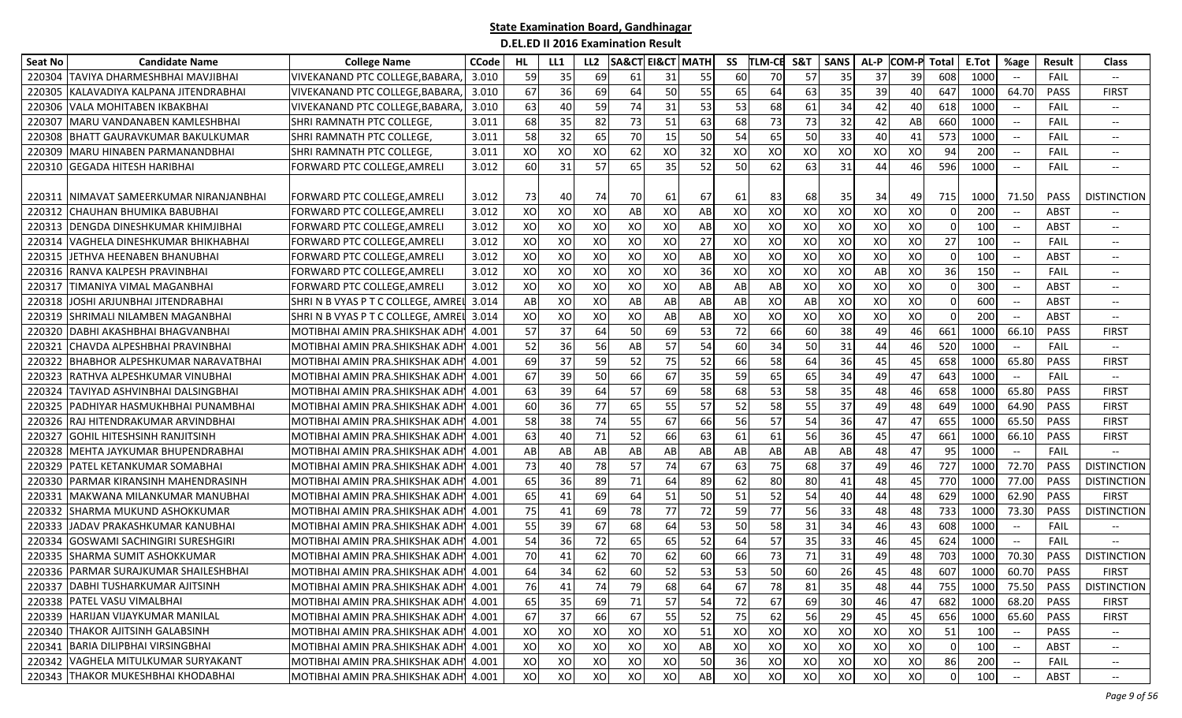**State Examination Board, Gandhinagar**

**D.EL.ED II 2016 Examination Result**

| Seat No | Candidate Name | College Name | CCode | HL | LL1 | LL2 | SA&CT | EI&CT | MATH | SS | TLM-CE | S&T | SANS | AL-P | COM-P | Total | E.Tot | %age | Result | Class |
|---|---|---|---|---|---|---|---|---|---|---|---|---|---|---|---|---|---|---|---|---|
| 220304 | TAVIYA DHARMESHBHAI MAVJIBHAI | VIVEKANAND PTC COLLEGE,BABARA, | 3.010 | 59 | 35 | 69 | 61 | 31 | 55 | 60 | 70 | 57 | 35 | 37 | 39 | 608 | 1000 | -- | FAIL | -- |
| 220305 | KALAVADIYA KALPANA JITENDRABHAI | VIVEKANAND PTC COLLEGE,BABARA, | 3.010 | 67 | 36 | 69 | 64 | 50 | 55 | 65 | 64 | 63 | 35 | 39 | 40 | 647 | 1000 | 64.70 | PASS | FIRST |
| 220306 | VALA MOHITABEN IKBAKBHAI | VIVEKANAND PTC COLLEGE,BABARA, | 3.010 | 63 | 40 | 59 | 74 | 31 | 53 | 53 | 68 | 61 | 34 | 42 | 40 | 618 | 1000 | -- | FAIL | -- |
| 220307 | MARU VANDANABEN KAMLESHBHAI | SHRI RAMNATH PTC COLLEGE, | 3.011 | 68 | 35 | 82 | 73 | 51 | 63 | 68 | 73 | 73 | 32 | 42 | AB | 660 | 1000 | -- | FAIL | -- |
| 220308 | BHATT GAURAVKUMAR BAKULKUMAR | SHRI RAMNATH PTC COLLEGE, | 3.011 | 58 | 32 | 65 | 70 | 15 | 50 | 54 | 65 | 50 | 33 | 40 | 41 | 573 | 1000 | -- | FAIL | -- |
| 220309 | MARU HINABEN PARMANANDBHAI | SHRI RAMNATH PTC COLLEGE, | 3.011 | XO | XO | XO | 62 | XO | 32 | XO | XO | XO | XO | XO | XO | 94 | 200 | -- | FAIL | -- |
| 220310 | GEGADA HITESH HARIBHAI | FORWARD PTC COLLEGE,AMRELI | 3.012 | 60 | 31 | 57 | 65 | 35 | 52 | 50 | 62 | 63 | 31 | 44 | 46 | 596 | 1000 | -- | FAIL | -- |
| 220311 | NIMAVAT SAMEERKUMAR NIRANJANBHAI | FORWARD PTC COLLEGE,AMRELI | 3.012 | 73 | 40 | 74 | 70 | 61 | 67 | 61 | 83 | 68 | 35 | 34 | 49 | 715 | 1000 | 71.50 | PASS | DISTINCTION |
| 220312 | CHAUHAN BHUMIKA BABUBHAI | FORWARD PTC COLLEGE,AMRELI | 3.012 | XO | XO | XO | AB | XO | AB | XO | XO | XO | XO | XO | XO | 0 | 200 | -- | ABST | -- |
| 220313 | DENGDA DINESHKUMAR KHIMJIBHAI | FORWARD PTC COLLEGE,AMRELI | 3.012 | XO | XO | XO | XO | XO | AB | XO | XO | XO | XO | XO | XO | 0 | 100 | -- | ABST | -- |
| 220314 | VAGHELA DINESHKUMAR BHIKHABHAI | FORWARD PTC COLLEGE,AMRELI | 3.012 | XO | XO | XO | XO | XO | 27 | XO | XO | XO | XO | XO | XO | 27 | 100 | -- | FAIL | -- |
| 220315 | JETHVA HEENABEN BHANUBHAI | FORWARD PTC COLLEGE,AMRELI | 3.012 | XO | XO | XO | XO | XO | AB | XO | XO | XO | XO | XO | XO | 0 | 100 | -- | ABST | -- |
| 220316 | RANVA KALPESH PRAVINBHAI | FORWARD PTC COLLEGE,AMRELI | 3.012 | XO | XO | XO | XO | XO | 36 | XO | XO | XO | XO | AB | XO | 36 | 150 | -- | FAIL | -- |
| 220317 | TIMANIYA VIMAL MAGANBHAI | FORWARD PTC COLLEGE,AMRELI | 3.012 | XO | XO | XO | XO | XO | AB | AB | AB | XO | XO | XO | XO | 0 | 300 | -- | ABST | -- |
| 220318 | JOSHI ARJUNBHAI JITENDRABHAI | SHRI N B VYAS P T C COLLEGE, AMREL | 3.014 | AB | XO | XO | AB | AB | AB | AB | XO | AB | XO | XO | XO | 0 | 600 | -- | ABST | -- |
| 220319 | SHRIMALI NILAMBEN MAGANBHAI | SHRI N B VYAS P T C COLLEGE, AMREL | 3.014 | XO | XO | XO | XO | AB | AB | XO | XO | XO | XO | XO | XO | 0 | 200 | -- | ABST | -- |
| 220320 | DABHI AKASHBHAI BHAGVANBHAI | MOTIBHAI AMIN PRA.SHIKSHAK ADH | 4.001 | 57 | 37 | 64 | 50 | 69 | 53 | 72 | 66 | 60 | 38 | 49 | 46 | 661 | 1000 | 66.10 | PASS | FIRST |
| 220321 | CHAVDA ALPESHBHAI PRAVINBHAI | MOTIBHAI AMIN PRA.SHIKSHAK ADH | 4.001 | 52 | 36 | 56 | AB | 57 | 54 | 60 | 34 | 50 | 31 | 44 | 46 | 520 | 1000 | -- | FAIL | -- |
| 220322 | BHABHOR ALPESHKUMAR NARAVATBHAI | MOTIBHAI AMIN PRA.SHIKSHAK ADH | 4.001 | 69 | 37 | 59 | 52 | 75 | 52 | 66 | 58 | 64 | 36 | 45 | 45 | 658 | 1000 | 65.80 | PASS | FIRST |
| 220323 | RATHVA ALPESHKUMAR VINUBHAI | MOTIBHAI AMIN PRA.SHIKSHAK ADH | 4.001 | 67 | 39 | 50 | 66 | 67 | 35 | 59 | 65 | 65 | 34 | 49 | 47 | 643 | 1000 | -- | FAIL | -- |
| 220324 | TAVIYAD ASHVINBHAI DALSINGBHAI | MOTIBHAI AMIN PRA.SHIKSHAK ADH | 4.001 | 63 | 39 | 64 | 57 | 69 | 58 | 68 | 53 | 58 | 35 | 48 | 46 | 658 | 1000 | 65.80 | PASS | FIRST |
| 220325 | PADHIYAR HASMUKHBHAI PUNAMBHAI | MOTIBHAI AMIN PRA.SHIKSHAK ADH | 4.001 | 60 | 36 | 77 | 65 | 55 | 57 | 52 | 58 | 55 | 37 | 49 | 48 | 649 | 1000 | 64.90 | PASS | FIRST |
| 220326 | RAJ HITENDRAKUMAR ARVINDBHAI | MOTIBHAI AMIN PRA.SHIKSHAK ADH | 4.001 | 58 | 38 | 74 | 55 | 67 | 66 | 56 | 57 | 54 | 36 | 47 | 47 | 655 | 1000 | 65.50 | PASS | FIRST |
| 220327 | GOHIL HITESHSINH RANJITSINH | MOTIBHAI AMIN PRA.SHIKSHAK ADH | 4.001 | 63 | 40 | 71 | 52 | 66 | 63 | 61 | 61 | 56 | 36 | 45 | 47 | 661 | 1000 | 66.10 | PASS | FIRST |
| 220328 | MEHTA JAYKUMAR BHUPENDRABHAI | MOTIBHAI AMIN PRA.SHIKSHAK ADH | 4.001 | AB | AB | AB | AB | AB | AB | AB | AB | AB | AB | 48 | 47 | 95 | 1000 | -- | FAIL | -- |
| 220329 | PATEL KETANKUMAR SOMABHAI | MOTIBHAI AMIN PRA.SHIKSHAK ADH | 4.001 | 73 | 40 | 78 | 57 | 74 | 67 | 63 | 75 | 68 | 37 | 49 | 46 | 727 | 1000 | 72.70 | PASS | DISTINCTION |
| 220330 | PARMAR KIRANSINH MAHENDRASINH | MOTIBHAI AMIN PRA.SHIKSHAK ADH | 4.001 | 65 | 36 | 89 | 71 | 64 | 89 | 62 | 80 | 80 | 41 | 48 | 45 | 770 | 1000 | 77.00 | PASS | DISTINCTION |
| 220331 | MAKWANA MILANKUMAR MANUBHAI | MOTIBHAI AMIN PRA.SHIKSHAK ADH | 4.001 | 65 | 41 | 69 | 64 | 51 | 50 | 51 | 52 | 54 | 40 | 44 | 48 | 629 | 1000 | 62.90 | PASS | FIRST |
| 220332 | SHARMA MUKUND ASHOKKUMAR | MOTIBHAI AMIN PRA.SHIKSHAK ADH | 4.001 | 75 | 41 | 69 | 78 | 77 | 72 | 59 | 77 | 56 | 33 | 48 | 48 | 733 | 1000 | 73.30 | PASS | DISTINCTION |
| 220333 | JADAV PRAKASHKUMAR KANUBHAI | MOTIBHAI AMIN PRA.SHIKSHAK ADH | 4.001 | 55 | 39 | 67 | 68 | 64 | 53 | 50 | 58 | 31 | 34 | 46 | 43 | 608 | 1000 | -- | FAIL | -- |
| 220334 | GOSWAMI SACHINGIRI SURESHGIRI | MOTIBHAI AMIN PRA.SHIKSHAK ADH | 4.001 | 54 | 36 | 72 | 65 | 65 | 52 | 64 | 57 | 35 | 33 | 46 | 45 | 624 | 1000 | -- | FAIL | -- |
| 220335 | SHARMA SUMIT ASHOKKUMAR | MOTIBHAI AMIN PRA.SHIKSHAK ADH | 4.001 | 70 | 41 | 62 | 70 | 62 | 60 | 66 | 73 | 71 | 31 | 49 | 48 | 703 | 1000 | 70.30 | PASS | DISTINCTION |
| 220336 | PARMAR SURAJKUMAR SHAILESHBHAI | MOTIBHAI AMIN PRA.SHIKSHAK ADH | 4.001 | 64 | 34 | 62 | 60 | 52 | 53 | 53 | 50 | 60 | 26 | 45 | 48 | 607 | 1000 | 60.70 | PASS | FIRST |
| 220337 | DABHI TUSHARKUMAR AJITSINH | MOTIBHAI AMIN PRA.SHIKSHAK ADH | 4.001 | 76 | 41 | 74 | 79 | 68 | 64 | 67 | 78 | 81 | 35 | 48 | 44 | 755 | 1000 | 75.50 | PASS | DISTINCTION |
| 220338 | PATEL VASU VIMALBHAI | MOTIBHAI AMIN PRA.SHIKSHAK ADH | 4.001 | 65 | 35 | 69 | 71 | 57 | 54 | 72 | 67 | 69 | 30 | 46 | 47 | 682 | 1000 | 68.20 | PASS | FIRST |
| 220339 | HARIJAN VIJAYKUMAR MANILAL | MOTIBHAI AMIN PRA.SHIKSHAK ADH | 4.001 | 67 | 37 | 66 | 67 | 55 | 52 | 75 | 62 | 56 | 29 | 45 | 45 | 656 | 1000 | 65.60 | PASS | FIRST |
| 220340 | THAKOR AJITSINH GALABSINH | MOTIBHAI AMIN PRA.SHIKSHAK ADH | 4.001 | XO | XO | XO | XO | XO | 51 | XO | XO | XO | XO | XO | XO | 51 | 100 | -- | PASS | -- |
| 220341 | BARIA DILIPBHAI VIRSINGBHAI | MOTIBHAI AMIN PRA.SHIKSHAK ADH | 4.001 | XO | XO | XO | XO | XO | AB | XO | XO | XO | XO | XO | XO | 0 | 100 | -- | ABST | -- |
| 220342 | VAGHELA MITULKUMAR SURYAKANT | MOTIBHAI AMIN PRA.SHIKSHAK ADH | 4.001 | XO | XO | XO | XO | XO | 50 | 36 | XO | XO | XO | XO | XO | 86 | 200 | -- | FAIL | -- |
| 220343 | THAKOR MUKESHBHAI KHODABHAI | MOTIBHAI AMIN PRA.SHIKSHAK ADH | 4.001 | XO | XO | XO | XO | XO | AB | XO | XO | XO | XO | XO | XO | 0 | 100 | -- | ABST | -- |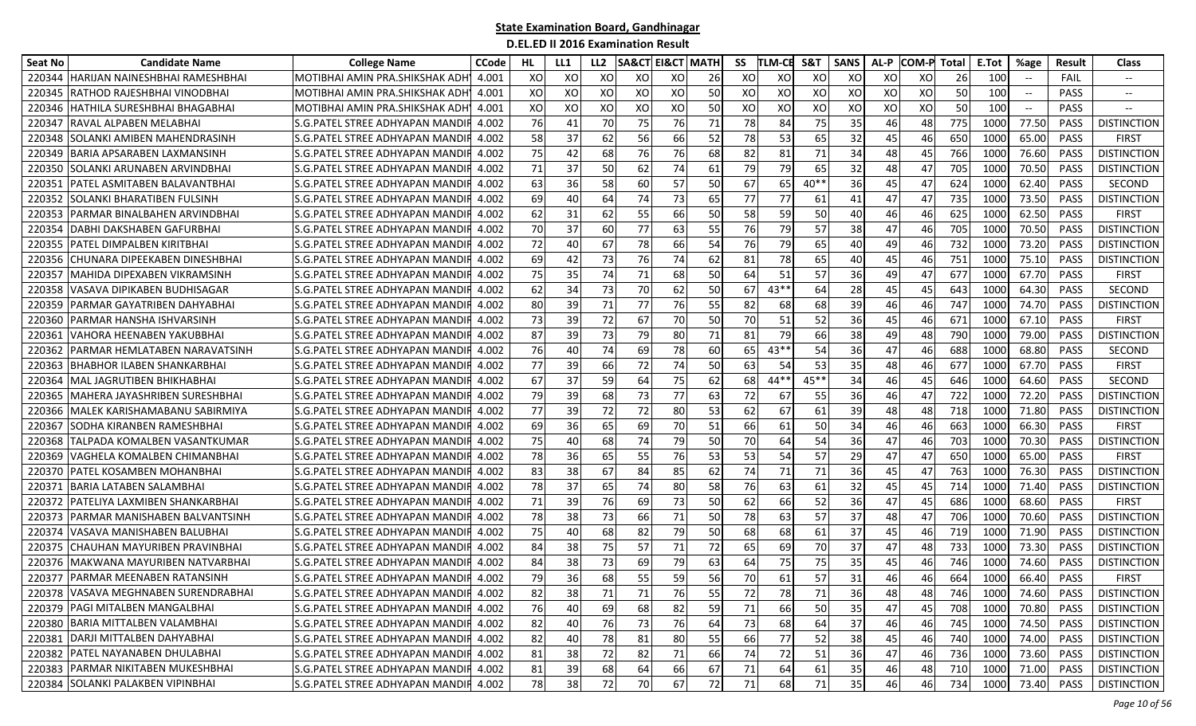## State Examination Board, Gandhinagar

### D.EL.ED II 2016 Examination Result

| Seat No | Candidate Name | College Name | CCode | HL | LL1 | LL2 | SA&CT | EI&CT | MATH | SS | TLM-CE | S&T | SANS | AL-P | COM-P | Total | E.Tot | %age | Result | Class |
|---|---|---|---|---|---|---|---|---|---|---|---|---|---|---|---|---|---|---|---|---|
| 220344 | HARIJAN NAINESHBHAI RAMESHBHAI | MOTIBHAI AMIN PRA.SHIKSHAK ADH | 4.001 | XO | XO | XO | XO | XO | 26 | XO | XO | XO | XO | XO | XO | 26 | 100 | -- | FAIL | -- |
| 220345 | RATHOD RAJESHBHAI VINODBHAI | MOTIBHAI AMIN PRA.SHIKSHAK ADH | 4.001 | XO | XO | XO | XO | XO | 50 | XO | XO | XO | XO | XO | XO | 50 | 100 | -- | PASS | -- |
| 220346 | HATHILA SURESHBHAI BHAGABHAI | MOTIBHAI AMIN PRA.SHIKSHAK ADH | 4.001 | XO | XO | XO | XO | XO | 50 | XO | XO | XO | XO | XO | XO | 50 | 100 | -- | PASS | -- |
| 220347 | RAVAL ALPABEN MELABHAI | S.G.PATEL STREE ADHYAPAN MANDIR | 4.002 | 76 | 41 | 70 | 75 | 76 | 71 | 78 | 84 | 75 | 35 | 46 | 48 | 775 | 1000 | 77.50 | PASS | DISTINCTION |
| 220348 | SOLANKI AMIBEN MAHENDRASINH | S.G.PATEL STREE ADHYAPAN MANDIR | 4.002 | 58 | 37 | 62 | 56 | 66 | 52 | 78 | 53 | 65 | 32 | 45 | 46 | 650 | 1000 | 65.00 | PASS | FIRST |
| 220349 | BARIA APSARABEN LAXMANSINH | S.G.PATEL STREE ADHYAPAN MANDIR | 4.002 | 75 | 42 | 68 | 76 | 76 | 68 | 82 | 81 | 71 | 34 | 48 | 45 | 766 | 1000 | 76.60 | PASS | DISTINCTION |
| 220350 | SOLANKI ARUNABEN ARVINDBHAI | S.G.PATEL STREE ADHYAPAN MANDIR | 4.002 | 71 | 37 | 50 | 62 | 74 | 61 | 79 | 79 | 65 | 32 | 48 | 47 | 705 | 1000 | 70.50 | PASS | DISTINCTION |
| 220351 | PATEL ASMITABEN BALAVANTBHAI | S.G.PATEL STREE ADHYAPAN MANDIR | 4.002 | 63 | 36 | 58 | 60 | 57 | 50 | 67 | 65 | 40** | 36 | 45 | 47 | 624 | 1000 | 62.40 | PASS | SECOND |
| 220352 | SOLANKI BHARATIBEN FULSINH | S.G.PATEL STREE ADHYAPAN MANDIR | 4.002 | 69 | 40 | 64 | 74 | 73 | 65 | 77 | 77 | 61 | 41 | 47 | 47 | 735 | 1000 | 73.50 | PASS | DISTINCTION |
| 220353 | PARMAR BINALBAHEN ARVINDBHAI | S.G.PATEL STREE ADHYAPAN MANDIR | 4.002 | 62 | 31 | 62 | 55 | 66 | 50 | 58 | 59 | 50 | 40 | 46 | 46 | 625 | 1000 | 62.50 | PASS | FIRST |
| 220354 | DABHI DAKSHABEN GAFURBHAI | S.G.PATEL STREE ADHYAPAN MANDIR | 4.002 | 70 | 37 | 60 | 77 | 63 | 55 | 76 | 79 | 57 | 38 | 47 | 46 | 705 | 1000 | 70.50 | PASS | DISTINCTION |
| 220355 | PATEL DIMPALBEN KIRITBHAI | S.G.PATEL STREE ADHYAPAN MANDIR | 4.002 | 72 | 40 | 67 | 78 | 66 | 54 | 76 | 79 | 65 | 40 | 49 | 46 | 732 | 1000 | 73.20 | PASS | DISTINCTION |
| 220356 | CHUNARA DIPEEKABEN DINESHBHAI | S.G.PATEL STREE ADHYAPAN MANDIR | 4.002 | 69 | 42 | 73 | 76 | 74 | 62 | 81 | 78 | 65 | 40 | 45 | 46 | 751 | 1000 | 75.10 | PASS | DISTINCTION |
| 220357 | MAHIDA DIPEXABEN VIKRAMSINH | S.G.PATEL STREE ADHYAPAN MANDIR | 4.002 | 75 | 35 | 74 | 71 | 68 | 50 | 64 | 51 | 57 | 36 | 49 | 47 | 677 | 1000 | 67.70 | PASS | FIRST |
| 220358 | VASAVA DIPIKABEN BUDHISAGAR | S.G.PATEL STREE ADHYAPAN MANDIR | 4.002 | 62 | 34 | 73 | 70 | 62 | 50 | 67 | 43** | 64 | 28 | 45 | 45 | 643 | 1000 | 64.30 | PASS | SECOND |
| 220359 | PARMAR GAYATRIBEN DAHYABHAI | S.G.PATEL STREE ADHYAPAN MANDIR | 4.002 | 80 | 39 | 71 | 77 | 76 | 55 | 82 | 68 | 68 | 39 | 46 | 46 | 747 | 1000 | 74.70 | PASS | DISTINCTION |
| 220360 | PARMAR HANSHA ISHVARSINH | S.G.PATEL STREE ADHYAPAN MANDIR | 4.002 | 73 | 39 | 72 | 67 | 70 | 50 | 70 | 51 | 52 | 36 | 45 | 46 | 671 | 1000 | 67.10 | PASS | FIRST |
| 220361 | VAHORA HEENABEN YAKUBBHAI | S.G.PATEL STREE ADHYAPAN MANDIR | 4.002 | 87 | 39 | 73 | 79 | 80 | 71 | 81 | 79 | 66 | 38 | 49 | 48 | 790 | 1000 | 79.00 | PASS | DISTINCTION |
| 220362 | PARMAR HEMLATABEN NARAVATSINH | S.G.PATEL STREE ADHYAPAN MANDIR | 4.002 | 76 | 40 | 74 | 69 | 78 | 60 | 65 | 43** | 54 | 36 | 47 | 46 | 688 | 1000 | 68.80 | PASS | SECOND |
| 220363 | BHABHOR ILABEN SHANKARBHAI | S.G.PATEL STREE ADHYAPAN MANDIR | 4.002 | 77 | 39 | 66 | 72 | 74 | 50 | 63 | 54 | 53 | 35 | 48 | 46 | 677 | 1000 | 67.70 | PASS | FIRST |
| 220364 | MAL JAGRUTIBEN BHIKHABHAI | S.G.PATEL STREE ADHYAPAN MANDIR | 4.002 | 67 | 37 | 59 | 64 | 75 | 62 | 68 | 44** | 45** | 34 | 46 | 45 | 646 | 1000 | 64.60 | PASS | SECOND |
| 220365 | MAHERA JAYASHRIBEN SURESHBHAI | S.G.PATEL STREE ADHYAPAN MANDIR | 4.002 | 79 | 39 | 68 | 73 | 77 | 63 | 72 | 67 | 55 | 36 | 46 | 47 | 722 | 1000 | 72.20 | PASS | DISTINCTION |
| 220366 | MALEK KARISHAMABANU SABIRMIYA | S.G.PATEL STREE ADHYAPAN MANDIR | 4.002 | 77 | 39 | 72 | 72 | 80 | 53 | 62 | 67 | 61 | 39 | 48 | 48 | 718 | 1000 | 71.80 | PASS | DISTINCTION |
| 220367 | SODHA KIRANBEN RAMESHBHAI | S.G.PATEL STREE ADHYAPAN MANDIR | 4.002 | 69 | 36 | 65 | 69 | 70 | 51 | 66 | 61 | 50 | 34 | 46 | 46 | 663 | 1000 | 66.30 | PASS | FIRST |
| 220368 | TALPADA KOMALBEN VASANTKUMAR | S.G.PATEL STREE ADHYAPAN MANDIR | 4.002 | 75 | 40 | 68 | 74 | 79 | 50 | 70 | 64 | 54 | 36 | 47 | 46 | 703 | 1000 | 70.30 | PASS | DISTINCTION |
| 220369 | VAGHELA KOMALBEN CHIMANBHAI | S.G.PATEL STREE ADHYAPAN MANDIR | 4.002 | 78 | 36 | 65 | 55 | 76 | 53 | 53 | 54 | 57 | 29 | 47 | 47 | 650 | 1000 | 65.00 | PASS | FIRST |
| 220370 | PATEL KOSAMBEN MOHANBHAI | S.G.PATEL STREE ADHYAPAN MANDIR | 4.002 | 83 | 38 | 67 | 84 | 85 | 62 | 74 | 71 | 71 | 36 | 45 | 47 | 763 | 1000 | 76.30 | PASS | DISTINCTION |
| 220371 | BARIA LATABEN SALAMBHAI | S.G.PATEL STREE ADHYAPAN MANDIR | 4.002 | 78 | 37 | 65 | 74 | 80 | 58 | 76 | 63 | 61 | 32 | 45 | 45 | 714 | 1000 | 71.40 | PASS | DISTINCTION |
| 220372 | PATELIYA LAXMIBEN SHANKARBHAI | S.G.PATEL STREE ADHYAPAN MANDIR | 4.002 | 71 | 39 | 76 | 69 | 73 | 50 | 62 | 66 | 52 | 36 | 47 | 45 | 686 | 1000 | 68.60 | PASS | FIRST |
| 220373 | PARMAR MANISHABEN BALVANTSINH | S.G.PATEL STREE ADHYAPAN MANDIR | 4.002 | 78 | 38 | 73 | 66 | 71 | 50 | 78 | 63 | 57 | 37 | 48 | 47 | 706 | 1000 | 70.60 | PASS | DISTINCTION |
| 220374 | VASAVA MANISHABEN BALUBHAI | S.G.PATEL STREE ADHYAPAN MANDIR | 4.002 | 75 | 40 | 68 | 82 | 79 | 50 | 68 | 68 | 61 | 37 | 45 | 46 | 719 | 1000 | 71.90 | PASS | DISTINCTION |
| 220375 | CHAUHAN MAYURIBEN PRAVINBHAI | S.G.PATEL STREE ADHYAPAN MANDIR | 4.002 | 84 | 38 | 75 | 57 | 71 | 72 | 65 | 69 | 70 | 37 | 47 | 48 | 733 | 1000 | 73.30 | PASS | DISTINCTION |
| 220376 | MAKWANA MAYURIBEN NATVARBHAI | S.G.PATEL STREE ADHYAPAN MANDIR | 4.002 | 84 | 38 | 73 | 69 | 79 | 63 | 64 | 75 | 75 | 35 | 45 | 46 | 746 | 1000 | 74.60 | PASS | DISTINCTION |
| 220377 | PARMAR MEENABEN RATANSINH | S.G.PATEL STREE ADHYAPAN MANDIR | 4.002 | 79 | 36 | 68 | 55 | 59 | 56 | 70 | 61 | 57 | 31 | 46 | 46 | 664 | 1000 | 66.40 | PASS | FIRST |
| 220378 | VASAVA MEGHNABEN SURENDRABHAI | S.G.PATEL STREE ADHYAPAN MANDIR | 4.002 | 82 | 38 | 71 | 71 | 76 | 55 | 72 | 78 | 71 | 36 | 48 | 48 | 746 | 1000 | 74.60 | PASS | DISTINCTION |
| 220379 | PAGI MITALBEN MANGALBHAI | S.G.PATEL STREE ADHYAPAN MANDIR | 4.002 | 76 | 40 | 69 | 68 | 82 | 59 | 71 | 66 | 50 | 35 | 47 | 45 | 708 | 1000 | 70.80 | PASS | DISTINCTION |
| 220380 | BARIA MITTALBEN VALAMBHAI | S.G.PATEL STREE ADHYAPAN MANDIR | 4.002 | 82 | 40 | 76 | 73 | 76 | 64 | 73 | 68 | 64 | 37 | 46 | 46 | 745 | 1000 | 74.50 | PASS | DISTINCTION |
| 220381 | DARJI MITTALBEN DAHYABHAI | S.G.PATEL STREE ADHYAPAN MANDIR | 4.002 | 82 | 40 | 78 | 81 | 80 | 55 | 66 | 77 | 52 | 38 | 45 | 46 | 740 | 1000 | 74.00 | PASS | DISTINCTION |
| 220382 | PATEL NAYANABEN DHULABHAI | S.G.PATEL STREE ADHYAPAN MANDIR | 4.002 | 81 | 38 | 72 | 82 | 71 | 66 | 74 | 72 | 51 | 36 | 47 | 46 | 736 | 1000 | 73.60 | PASS | DISTINCTION |
| 220383 | PARMAR NIKITABEN MUKESHBHAI | S.G.PATEL STREE ADHYAPAN MANDIR | 4.002 | 81 | 39 | 68 | 64 | 66 | 67 | 71 | 64 | 61 | 35 | 46 | 48 | 710 | 1000 | 71.00 | PASS | DISTINCTION |
| 220384 | SOLANKI PALAKBEN VIPINBHAI | S.G.PATEL STREE ADHYAPAN MANDIR | 4.002 | 78 | 38 | 72 | 70 | 67 | 72 | 71 | 68 | 71 | 35 | 46 | 46 | 734 | 1000 | 73.40 | PASS | DISTINCTION |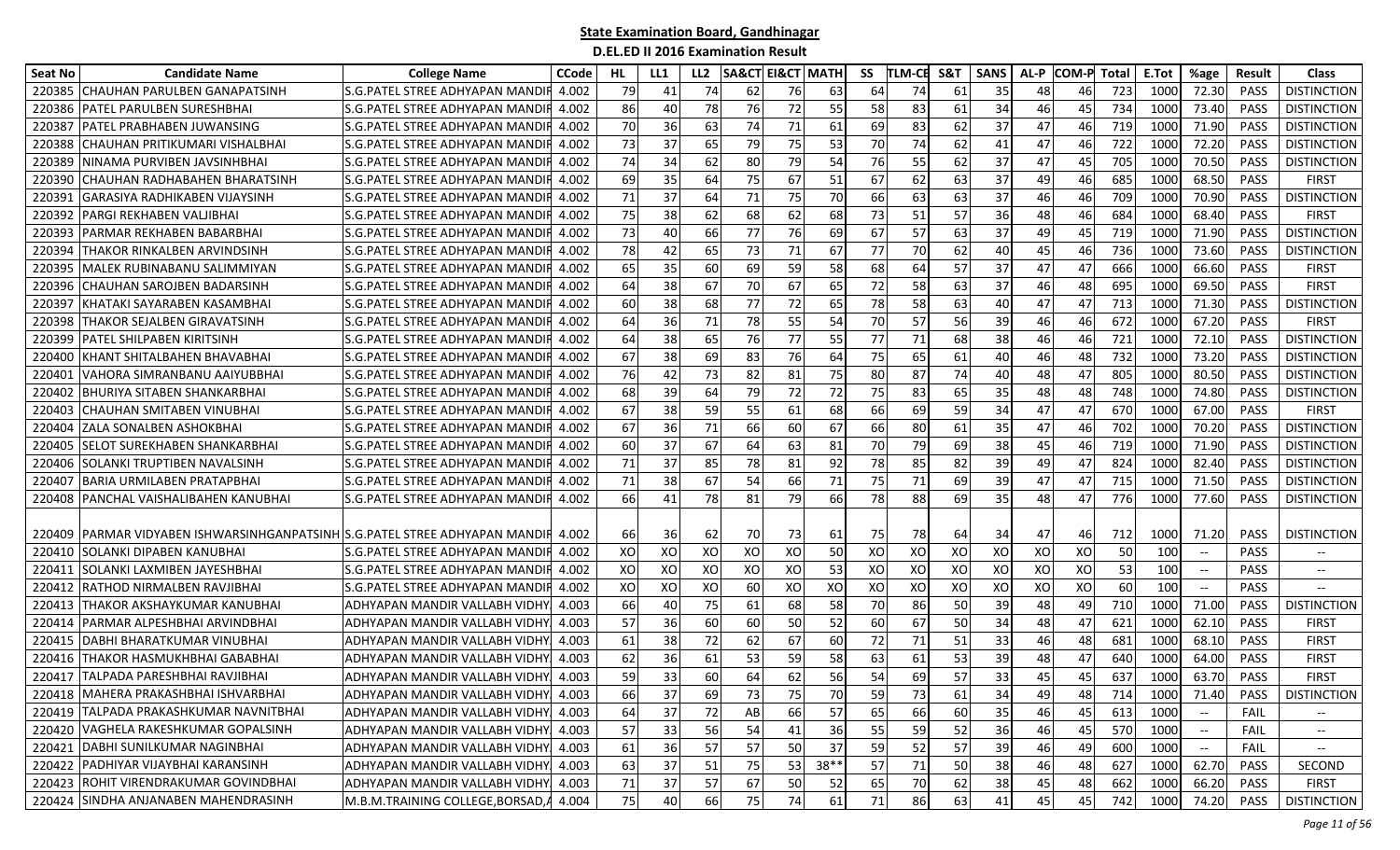# State Examination Board, Gandhinagar

## D.EL.ED II 2016 Examination Result

| Seat No | Candidate Name | College Name | CCode | HL | LL1 | LL2 | SA&CT | EI&CT | MATH | SS | TLM-CE | S&T | SANS | AL-P | COM-P | Total | E.Tot | %age | Result | Class |
|---|---|---|---|---|---|---|---|---|---|---|---|---|---|---|---|---|---|---|---|---|
| 220385 | CHAUHAN PARULBEN GANAPATSINH | S.G.PATEL STREE ADHYAPAN MANDIR | 4.002 | 79 | 41 | 74 | 62 | 76 | 63 | 64 | 74 | 61 | 35 | 48 | 46 | 723 | 1000 | 72.30 | PASS | DISTINCTION |
| 220386 | PATEL PARULBEN SURESHBHAI | S.G.PATEL STREE ADHYAPAN MANDIR | 4.002 | 86 | 40 | 78 | 76 | 72 | 55 | 58 | 83 | 61 | 34 | 46 | 45 | 734 | 1000 | 73.40 | PASS | DISTINCTION |
| 220387 | PATEL PRABHABEN JUWANSING | S.G.PATEL STREE ADHYAPAN MANDIR | 4.002 | 70 | 36 | 63 | 74 | 71 | 61 | 69 | 83 | 62 | 37 | 47 | 46 | 719 | 1000 | 71.90 | PASS | DISTINCTION |
| 220388 | CHAUHAN PRITIKUMARI VISHALBHAI | S.G.PATEL STREE ADHYAPAN MANDIR | 4.002 | 73 | 37 | 65 | 79 | 75 | 53 | 70 | 74 | 62 | 41 | 47 | 46 | 722 | 1000 | 72.20 | PASS | DISTINCTION |
| 220389 | NINAMA PURVIBEN JAVSINHBHAI | S.G.PATEL STREE ADHYAPAN MANDIR | 4.002 | 74 | 34 | 62 | 80 | 79 | 54 | 76 | 55 | 62 | 37 | 47 | 45 | 705 | 1000 | 70.50 | PASS | DISTINCTION |
| 220390 | CHAUHAN RADHABAHEN BHARATSINH | S.G.PATEL STREE ADHYAPAN MANDIR | 4.002 | 69 | 35 | 64 | 75 | 67 | 51 | 67 | 62 | 63 | 37 | 49 | 46 | 685 | 1000 | 68.50 | PASS | FIRST |
| 220391 | GARASIYA RADHIKABEN VIJAYSINH | S.G.PATEL STREE ADHYAPAN MANDIR | 4.002 | 71 | 37 | 64 | 71 | 75 | 70 | 66 | 63 | 63 | 37 | 46 | 46 | 709 | 1000 | 70.90 | PASS | DISTINCTION |
| 220392 | PARGI REKHABEN VALJIBHAI | S.G.PATEL STREE ADHYAPAN MANDIR | 4.002 | 75 | 38 | 62 | 68 | 62 | 68 | 73 | 51 | 57 | 36 | 48 | 46 | 684 | 1000 | 68.40 | PASS | FIRST |
| 220393 | PARMAR REKHABEN BABARBHAI | S.G.PATEL STREE ADHYAPAN MANDIR | 4.002 | 73 | 40 | 66 | 77 | 76 | 69 | 67 | 57 | 63 | 37 | 49 | 45 | 719 | 1000 | 71.90 | PASS | DISTINCTION |
| 220394 | THAKOR RINKALBEN ARVINDSINH | S.G.PATEL STREE ADHYAPAN MANDIR | 4.002 | 78 | 42 | 65 | 73 | 71 | 67 | 77 | 70 | 62 | 40 | 45 | 46 | 736 | 1000 | 73.60 | PASS | DISTINCTION |
| 220395 | MALEK RUBINABANU SALIMMIYAN | S.G.PATEL STREE ADHYAPAN MANDIR | 4.002 | 65 | 35 | 60 | 69 | 59 | 58 | 68 | 64 | 57 | 37 | 47 | 47 | 666 | 1000 | 66.60 | PASS | FIRST |
| 220396 | CHAUHAN SAROJBEN BADARSINH | S.G.PATEL STREE ADHYAPAN MANDIR | 4.002 | 64 | 38 | 67 | 70 | 67 | 65 | 72 | 58 | 63 | 37 | 46 | 48 | 695 | 1000 | 69.50 | PASS | FIRST |
| 220397 | KHATAKI SAYARABEN KASAMBHAI | S.G.PATEL STREE ADHYAPAN MANDIR | 4.002 | 60 | 38 | 68 | 77 | 72 | 65 | 78 | 58 | 63 | 40 | 47 | 47 | 713 | 1000 | 71.30 | PASS | DISTINCTION |
| 220398 | THAKOR SEJALBEN GIRAVATSINH | S.G.PATEL STREE ADHYAPAN MANDIR | 4.002 | 64 | 36 | 71 | 78 | 55 | 54 | 70 | 57 | 56 | 39 | 46 | 46 | 672 | 1000 | 67.20 | PASS | FIRST |
| 220399 | PATEL SHILPABEN KIRITSINH | S.G.PATEL STREE ADHYAPAN MANDIR | 4.002 | 64 | 38 | 65 | 76 | 77 | 55 | 77 | 71 | 68 | 38 | 46 | 46 | 721 | 1000 | 72.10 | PASS | DISTINCTION |
| 220400 | KHANT SHITALBAHEN BHAVABHAI | S.G.PATEL STREE ADHYAPAN MANDIR | 4.002 | 67 | 38 | 69 | 83 | 76 | 64 | 75 | 65 | 61 | 40 | 46 | 48 | 732 | 1000 | 73.20 | PASS | DISTINCTION |
| 220401 | VAHORA SIMRANBANU AAIYUBBHAI | S.G.PATEL STREE ADHYAPAN MANDIR | 4.002 | 76 | 42 | 73 | 82 | 81 | 75 | 80 | 87 | 74 | 40 | 48 | 47 | 805 | 1000 | 80.50 | PASS | DISTINCTION |
| 220402 | BHURIYA SITABEN SHANKARBHAI | S.G.PATEL STREE ADHYAPAN MANDIR | 4.002 | 68 | 39 | 64 | 79 | 72 | 72 | 75 | 83 | 65 | 35 | 48 | 48 | 748 | 1000 | 74.80 | PASS | DISTINCTION |
| 220403 | CHAUHAN SMITABEN VINUBHAI | S.G.PATEL STREE ADHYAPAN MANDIR | 4.002 | 67 | 38 | 59 | 55 | 61 | 68 | 66 | 69 | 59 | 34 | 47 | 47 | 670 | 1000 | 67.00 | PASS | FIRST |
| 220404 | ZALA SONALBEN ASHOKBHAI | S.G.PATEL STREE ADHYAPAN MANDIR | 4.002 | 67 | 36 | 71 | 66 | 60 | 67 | 66 | 80 | 61 | 35 | 47 | 46 | 702 | 1000 | 70.20 | PASS | DISTINCTION |
| 220405 | SELOT SUREKHABEN SHANKARBHAI | S.G.PATEL STREE ADHYAPAN MANDIR | 4.002 | 60 | 37 | 67 | 64 | 63 | 81 | 70 | 79 | 69 | 38 | 45 | 46 | 719 | 1000 | 71.90 | PASS | DISTINCTION |
| 220406 | SOLANKI TRUPTIBEN NAVALSINH | S.G.PATEL STREE ADHYAPAN MANDIR | 4.002 | 71 | 37 | 85 | 78 | 81 | 92 | 78 | 85 | 82 | 39 | 49 | 47 | 824 | 1000 | 82.40 | PASS | DISTINCTION |
| 220407 | BARIA URMILABEN PRATAPBHAI | S.G.PATEL STREE ADHYAPAN MANDIR | 4.002 | 71 | 38 | 67 | 54 | 66 | 71 | 75 | 71 | 69 | 39 | 47 | 47 | 715 | 1000 | 71.50 | PASS | DISTINCTION |
| 220408 | PANCHAL VAISHALIBAHEN KANUBHAI | S.G.PATEL STREE ADHYAPAN MANDIR | 4.002 | 66 | 41 | 78 | 81 | 79 | 66 | 78 | 88 | 69 | 35 | 48 | 47 | 776 | 1000 | 77.60 | PASS | DISTINCTION |
| 220409 | PARMAR VIDYABEN ISHWARSINHGANPATSINH | S.G.PATEL STREE ADHYAPAN MANDIR | 4.002 | 66 | 36 | 62 | 70 | 73 | 61 | 75 | 78 | 64 | 34 | 47 | 46 | 712 | 1000 | 71.20 | PASS | DISTINCTION |
| 220410 | SOLANKI DIPABEN KANUBHAI | S.G.PATEL STREE ADHYAPAN MANDIR | 4.002 | XO | XO | XO | XO | XO | 50 | XO | XO | XO | XO | XO | XO | 50 | 100 | -- | PASS | -- |
| 220411 | SOLANKI LAXMIBEN JAYESHBHAI | S.G.PATEL STREE ADHYAPAN MANDIR | 4.002 | XO | XO | XO | XO | XO | 53 | XO | XO | XO | XO | XO | XO | 53 | 100 | -- | PASS | -- |
| 220412 | RATHOD NIRMALBEN RAVJIBHAI | S.G.PATEL STREE ADHYAPAN MANDIR | 4.002 | XO | XO | XO | 60 | XO | XO | XO | XO | XO | XO | XO | XO | 60 | 100 | -- | PASS | -- |
| 220413 | THAKOR AKSHAYKUMAR KANUBHAI | ADHYAPAN MANDIR VALLABH VIDHY | 4.003 | 66 | 40 | 75 | 61 | 68 | 58 | 70 | 86 | 50 | 39 | 48 | 49 | 710 | 1000 | 71.00 | PASS | DISTINCTION |
| 220414 | PARMAR ALPESHBHAI ARVINDBHAI | ADHYAPAN MANDIR VALLABH VIDHY | 4.003 | 57 | 36 | 60 | 60 | 50 | 52 | 60 | 67 | 50 | 34 | 48 | 47 | 621 | 1000 | 62.10 | PASS | FIRST |
| 220415 | DABHI BHARATKUMAR VINUBHAI | ADHYAPAN MANDIR VALLABH VIDHY | 4.003 | 61 | 38 | 72 | 62 | 67 | 60 | 72 | 71 | 51 | 33 | 46 | 48 | 681 | 1000 | 68.10 | PASS | FIRST |
| 220416 | THAKOR HASMUKHBHAI GABABHAI | ADHYAPAN MANDIR VALLABH VIDHY | 4.003 | 62 | 36 | 61 | 53 | 59 | 58 | 63 | 61 | 53 | 39 | 48 | 47 | 640 | 1000 | 64.00 | PASS | FIRST |
| 220417 | TALPADA PARESHBHAI RAVJIBHAI | ADHYAPAN MANDIR VALLABH VIDHY | 4.003 | 59 | 33 | 60 | 64 | 62 | 56 | 54 | 69 | 57 | 33 | 45 | 45 | 637 | 1000 | 63.70 | PASS | FIRST |
| 220418 | MAHERA PRAKASHBHAI ISHVARBHAI | ADHYAPAN MANDIR VALLABH VIDHY | 4.003 | 66 | 37 | 69 | 73 | 75 | 70 | 59 | 73 | 61 | 34 | 49 | 48 | 714 | 1000 | 71.40 | PASS | DISTINCTION |
| 220419 | TALPADA PRAKASHKUMAR NAVNITBHAI | ADHYAPAN MANDIR VALLABH VIDHY | 4.003 | 64 | 37 | 72 | AB | 66 | 57 | 65 | 66 | 60 | 35 | 46 | 45 | 613 | 1000 | -- | FAIL | -- |
| 220420 | VAGHELA RAKESHKUMAR GOPALSINH | ADHYAPAN MANDIR VALLABH VIDHY | 4.003 | 57 | 33 | 56 | 54 | 41 | 36 | 55 | 59 | 52 | 36 | 46 | 45 | 570 | 1000 | -- | FAIL | -- |
| 220421 | DABHI SUNILKUMAR NAGINBHAI | ADHYAPAN MANDIR VALLABH VIDHY | 4.003 | 61 | 36 | 57 | 57 | 50 | 37 | 59 | 52 | 57 | 39 | 46 | 49 | 600 | 1000 | -- | FAIL | -- |
| 220422 | PADHIYAR VIJAYBHAI KARANSINH | ADHYAPAN MANDIR VALLABH VIDHY | 4.003 | 63 | 37 | 51 | 75 | 53 | 38** | 57 | 71 | 50 | 38 | 46 | 48 | 627 | 1000 | 62.70 | PASS | SECOND |
| 220423 | ROHIT VIRENDRAKUMAR GOVINDBHAI | ADHYAPAN MANDIR VALLABH VIDHY | 4.003 | 71 | 37 | 57 | 67 | 50 | 52 | 65 | 70 | 62 | 38 | 45 | 48 | 662 | 1000 | 66.20 | PASS | FIRST |
| 220424 | SINDHA ANJANABEN MAHENDRASINH | M.B.M.TRAINING COLLEGE,BORSAD,A | 4.004 | 75 | 40 | 66 | 75 | 74 | 61 | 71 | 86 | 63 | 41 | 45 | 45 | 742 | 1000 | 74.20 | PASS | DISTINCTION |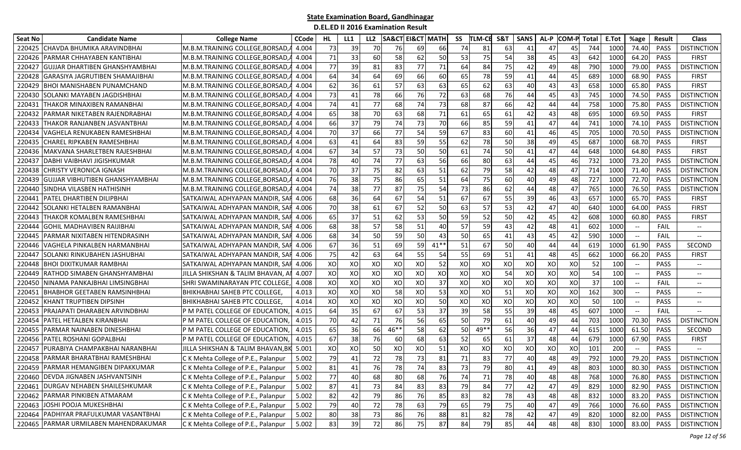**State Examination Board, Gandhinagar**

**D.EL.ED II 2016 Examination Result**

| Seat No | Candidate Name | College Name | CCode | HL | LL1 | LL2 | SA&CT | EI&CT | MATH | SS | TLM-CE | S&T | SANS | AL-P | COM-P | Total | E.Tot | %age | Result | Class |
|---|---|---|---|---|---|---|---|---|---|---|---|---|---|---|---|---|---|---|---|---|
| 220425 | CHAVDA BHUMIKA ARAVINDBHAI | M.B.M.TRAINING COLLEGE,BORSAD,A | 4.004 | 73 | 39 | 70 | 76 | 69 | 66 | 74 | 81 | 63 | 41 | 47 | 45 | 744 | 1000 | 74.40 | PASS | DISTINCTION |
| 220426 | PARMAR CHHAYABEN KANTIBHAI | M.B.M.TRAINING COLLEGE,BORSAD,A | 4.004 | 71 | 33 | 60 | 58 | 62 | 50 | 53 | 75 | 54 | 38 | 45 | 43 | 642 | 1000 | 64.20 | PASS | FIRST |
| 220427 | GUJJAR DHARTIBEN GHANSHYAMBHAI | M.B.M.TRAINING COLLEGE,BORSAD,A | 4.004 | 77 | 39 | 81 | 83 | 77 | 71 | 64 | 84 | 75 | 42 | 49 | 48 | 790 | 1000 | 79.00 | PASS | DISTINCTION |
| 220428 | GARASIYA JAGRUTIBEN SHAMAJIBHAI | M.B.M.TRAINING COLLEGE,BORSAD,A | 4.004 | 64 | 34 | 64 | 69 | 66 | 60 | 65 | 78 | 59 | 41 | 44 | 45 | 689 | 1000 | 68.90 | PASS | FIRST |
| 220429 | BHOI MANISHABEN PUNAMCHAND | M.B.M.TRAINING COLLEGE,BORSAD,A | 4.004 | 62 | 36 | 61 | 57 | 63 | 63 | 65 | 62 | 63 | 40 | 43 | 43 | 658 | 1000 | 65.80 | PASS | FIRST |
| 220430 | SOLANKI MAYABEN JAGDISHBHAI | M.B.M.TRAINING COLLEGE,BORSAD,A | 4.004 | 73 | 41 | 78 | 66 | 76 | 72 | 63 | 68 | 76 | 44 | 45 | 43 | 745 | 1000 | 74.50 | PASS | DISTINCTION |
| 220431 | THAKOR MINAXIBEN RAMANBHAI | M.B.M.TRAINING COLLEGE,BORSAD,A | 4.004 | 74 | 41 | 77 | 68 | 74 | 73 | 68 | 87 | 66 | 42 | 44 | 44 | 758 | 1000 | 75.80 | PASS | DISTINCTION |
| 220432 | PARMAR NIKETABEN RAJENDRABHAI | M.B.M.TRAINING COLLEGE,BORSAD,A | 4.004 | 65 | 38 | 70 | 63 | 68 | 71 | 61 | 65 | 61 | 42 | 43 | 48 | 695 | 1000 | 69.50 | PASS | FIRST |
| 220433 | THAKOR RANJANBEN JASVANTBHAI | M.B.M.TRAINING COLLEGE,BORSAD,A | 4.004 | 66 | 37 | 79 | 74 | 73 | 70 | 66 | 85 | 59 | 41 | 47 | 44 | 741 | 1000 | 74.10 | PASS | DISTINCTION |
| 220434 | VAGHELA RENUKABEN RAMESHBHAI | M.B.M.TRAINING COLLEGE,BORSAD,A | 4.004 | 70 | 37 | 66 | 77 | 54 | 59 | 67 | 83 | 60 | 41 | 46 | 45 | 705 | 1000 | 70.50 | PASS | DISTINCTION |
| 220435 | CHAREL RIPKABEN RAMESHBHAI | M.B.M.TRAINING COLLEGE,BORSAD,A | 4.004 | 63 | 41 | 64 | 83 | 59 | 55 | 62 | 78 | 50 | 38 | 49 | 45 | 687 | 1000 | 68.70 | PASS | FIRST |
| 220436 | MAKVANA SHARLETBEN RAJESHBHAI | M.B.M.TRAINING COLLEGE,BORSAD,A | 4.004 | 67 | 34 | 57 | 73 | 50 | 50 | 61 | 74 | 50 | 41 | 47 | 44 | 648 | 1000 | 64.80 | PASS | FIRST |
| 220437 | DABHI VAIBHAVI JIGISHKUMAR | M.B.M.TRAINING COLLEGE,BORSAD,A | 4.004 | 78 | 40 | 74 | 77 | 63 | 56 | 66 | 80 | 63 | 44 | 45 | 46 | 732 | 1000 | 73.20 | PASS | DISTINCTION |
| 220438 | CHRISTY VERONICA IGNASH | M.B.M.TRAINING COLLEGE,BORSAD,A | 4.004 | 70 | 37 | 75 | 82 | 63 | 51 | 62 | 79 | 58 | 42 | 48 | 47 | 714 | 1000 | 71.40 | PASS | DISTINCTION |
| 220439 | GUJJAR VIBHUTIBEN GHANSHYAMBHAI | M.B.M.TRAINING COLLEGE,BORSAD,A | 4.004 | 76 | 38 | 75 | 86 | 65 | 51 | 64 | 75 | 60 | 40 | 49 | 48 | 727 | 1000 | 72.70 | PASS | DISTINCTION |
| 220440 | SINDHA VILASBEN HATHISINH | M.B.M.TRAINING COLLEGE,BORSAD,A | 4.004 | 74 | 38 | 77 | 87 | 75 | 54 | 73 | 86 | 62 | 44 | 48 | 47 | 765 | 1000 | 76.50 | PASS | DISTINCTION |
| 220441 | PATEL DHARTIBEN DILIPBHAI | SATKAIWAL ADHYAPAN MANDIR, SAR | 4.006 | 68 | 36 | 64 | 67 | 54 | 51 | 67 | 67 | 55 | 39 | 46 | 43 | 657 | 1000 | 65.70 | PASS | FIRST |
| 220442 | SOLANKI HETALBEN RAMANBHAI | SATKAIWAL ADHYAPAN MANDIR, SAR | 4.006 | 70 | 38 | 61 | 67 | 52 | 50 | 63 | 57 | 53 | 42 | 47 | 40 | 640 | 1000 | 64.00 | PASS | FIRST |
| 220443 | THAKOR KOMALBEN RAMESHBHAI | SATKAIWAL ADHYAPAN MANDIR, SAR | 4.006 | 65 | 37 | 51 | 62 | 53 | 50 | 59 | 52 | 50 | 42 | 45 | 42 | 608 | 1000 | 60.80 | PASS | FIRST |
| 220444 | GOHIL MADHAVIBEN RAIJIBHAI | SATKAIWAL ADHYAPAN MANDIR, SAR | 4.006 | 68 | 38 | 57 | 58 | 51 | 40 | 57 | 59 | 43 | 42 | 48 | 41 | 602 | 1000 | -- | FAIL | -- |
| 220445 | PARMAR NIXITABEN HITENDRASINH | SATKAIWAL ADHYAPAN MANDIR, SAR | 4.006 | 68 | 34 | 50 | 59 | 50 | 43 | 50 | 65 | 41 | 43 | 45 | 42 | 590 | 1000 | -- | FAIL | -- |
| 220446 | VAGHELA PINKALBEN HARMANBHAI | SATKAIWAL ADHYAPAN MANDIR, SAR | 4.006 | 67 | 36 | 51 | 69 | 59 | 41** | 51 | 67 | 50 | 40 | 44 | 44 | 619 | 1000 | 61.90 | PASS | SECOND |
| 220447 | SOLANKI RINKUBAHEN JASHUBHAI | SATKAIWAL ADHYAPAN MANDIR, SAR | 4.006 | 75 | 42 | 63 | 64 | 55 | 54 | 55 | 69 | 51 | 41 | 48 | 45 | 662 | 1000 | 66.20 | PASS | FIRST |
| 220448 | BHOI DIXITKUMAR RAMBHAI | SATKAIWAL ADHYAPAN MANDIR, SAR | 4.006 | XO | XO | XO | XO | XO | 52 | XO | XO | XO | XO | XO | XO | 52 | 100 | -- | PASS | -- |
| 220449 | RATHOD SIMABEN GHANSHYAMBHAI | JILLA SHIKSHAN & TALIM BHAVAN, AI | 4.007 | XO | XO | XO | XO | XO | XO | XO | XO | 54 | XO | XO | XO | 54 | 100 | -- | PASS | -- |
| 220450 | NINAMA PANKAJBHAI LIMSINGBHAI | SHRI SWAMINARAYAN PTC COLLEGE, | 4.008 | XO | XO | XO | XO | XO | 37 | XO | XO | XO | XO | XO | XO | 37 | 100 | -- | FAIL | -- |
| 220451 | BHABHOR GEETABEN RAMSINHBHAI | BHIKHABHAI SAHEB PTC COLLEGE, | 4.013 | XO | XO | XO | 58 | XO | 53 | XO | XO | 51 | XO | XO | XO | 162 | 300 | -- | PASS | -- |
| 220452 | KHANT TRUPTIBEN DIPSINH | BHIKHABHAI SAHEB PTC COLLEGE, | 4.014 | XO | XO | XO | XO | XO | 50 | XO | XO | XO | XO | XO | XO | 50 | 100 | -- | PASS | -- |
| 220453 | PRAJAPATI DHARABEN ARVINDBHAI | P M PATEL COLLEGE OF EDUCATION, | 4.015 | 64 | 35 | 67 | 67 | 53 | 37 | 39 | 58 | 55 | 39 | 48 | 45 | 607 | 1000 | -- | FAIL | -- |
| 220454 | PATEL HETALBEN KIRANBHAI | P M PATEL COLLEGE OF EDUCATION, | 4.015 | 70 | 42 | 71 | 76 | 56 | 65 | 50 | 79 | 61 | 40 | 49 | 44 | 703 | 1000 | 70.30 | PASS | DISTINCTION |
| 220455 | PARMAR NAINABEN DINESHBHAI | P M PATEL COLLEGE OF EDUCATION, | 4.015 | 65 | 36 | 66 | 46** | 58 | 62 | 50 | 49** | 56 | 36 | 47 | 44 | 615 | 1000 | 61.50 | PASS | SECOND |
| 220456 | PATEL ROSHANI GOPALBHAI | P M PATEL COLLEGE OF EDUCATION, | 4.015 | 67 | 38 | 76 | 60 | 68 | 63 | 52 | 65 | 61 | 37 | 48 | 44 | 679 | 1000 | 67.90 | PASS | FIRST |
| 220457 | PURABIYA CHAMPAKBHAI NARANBHAI | JILLA SHIKSHAN & TALIM BHAVAN,BK | 5.001 | XO | XO | 50 | XO | XO | 51 | XO | XO | XO | XO | XO | XO | 101 | 200 | -- | PASS | -- |
| 220458 | PARMAR BHARATBHAI RAMESHBHAI | C K Mehta College of P.E., Palanpur | 5.002 | 79 | 41 | 72 | 78 | 73 | 81 | 71 | 83 | 77 | 40 | 48 | 49 | 792 | 1000 | 79.20 | PASS | DISTINCTION |
| 220459 | PARMAR HEMANGIBEN DIPAKKUMAR | C K Mehta College of P.E., Palanpur | 5.002 | 81 | 41 | 76 | 78 | 74 | 83 | 73 | 79 | 80 | 41 | 49 | 48 | 803 | 1000 | 80.30 | PASS | DISTINCTION |
| 220460 | DEVDA JIGNABEN JASHVANTSINH | C K Mehta College of P.E., Palanpur | 5.002 | 77 | 40 | 68 | 80 | 68 | 76 | 74 | 71 | 78 | 40 | 48 | 48 | 768 | 1000 | 76.80 | PASS | DISTINCTION |
| 220461 | DURGAV NEHABEN SHAILESHKUMAR | C K Mehta College of P.E., Palanpur | 5.002 | 87 | 41 | 73 | 84 | 83 | 83 | 79 | 84 | 77 | 42 | 47 | 49 | 829 | 1000 | 82.90 | PASS | DISTINCTION |
| 220462 | PARMAR PINKIBEN ATMARAM | C K Mehta College of P.E., Palanpur | 5.002 | 82 | 42 | 79 | 86 | 76 | 85 | 83 | 82 | 78 | 43 | 48 | 48 | 832 | 1000 | 83.20 | PASS | DISTINCTION |
| 220463 | JOSHI POOJA MUKESHBHAI | C K Mehta College of P.E., Palanpur | 5.002 | 79 | 40 | 72 | 78 | 63 | 79 | 65 | 79 | 75 | 40 | 47 | 49 | 766 | 1000 | 76.60 | PASS | DISTINCTION |
| 220464 | PADHIYAR PRAFULKUMAR VASANTBHAI | C K Mehta College of P.E., Palanpur | 5.002 | 80 | 38 | 73 | 86 | 76 | 88 | 81 | 82 | 78 | 42 | 47 | 49 | 820 | 1000 | 82.00 | PASS | DISTINCTION |
| 220465 | PARMAR URMILABEN MAHENDRAKUMAR | C K Mehta College of P.E., Palanpur | 5.002 | 83 | 39 | 72 | 86 | 75 | 87 | 84 | 79 | 85 | 44 | 48 | 48 | 830 | 1000 | 83.00 | PASS | DISTINCTION |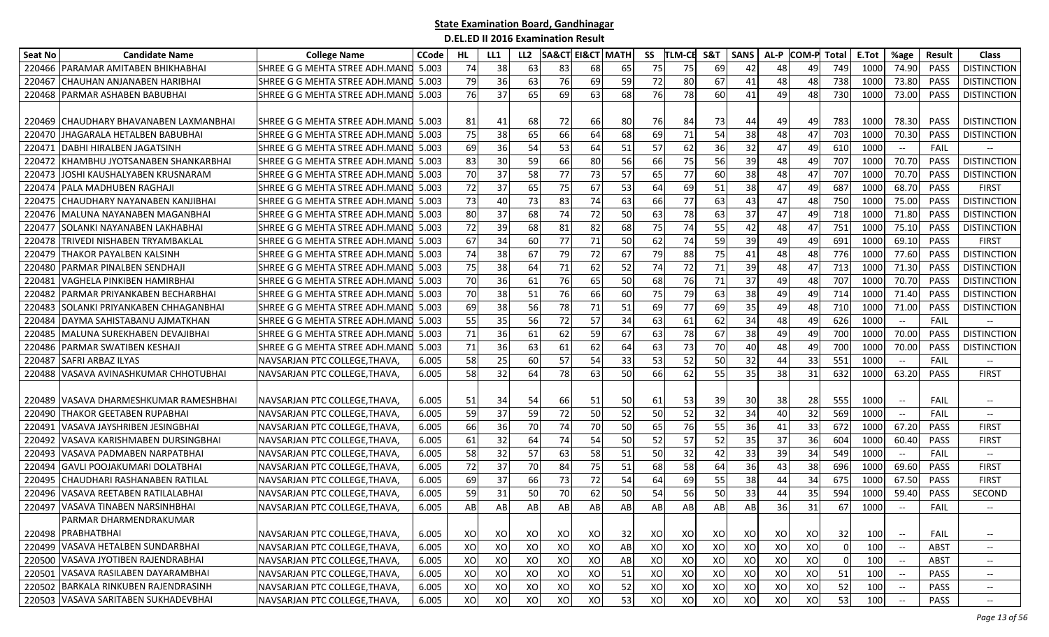# State Examination Board, Gandhinagar

## D.EL.ED II 2016 Examination Result

| Seat No | Candidate Name | College Name | CCode | HL | LL1 | LL2 | SA&CT | EI&CT | MATH | SS | TLM-CE | S&T | SANS | AL-P | COM-P | Total | E.Tot | %age | Result | Class |
|---|---|---|---|---|---|---|---|---|---|---|---|---|---|---|---|---|---|---|---|---|
| 220466 | PARAMAR AMITABEN BHIKHABHAI | SHREE G G MEHTA STREE ADH.MAND | 5.003 | 74 | 38 | 63 | 83 | 68 | 65 | 75 | 75 | 69 | 42 | 48 | 49 | 749 | 1000 | 74.90 | PASS | DISTINCTION |
| 220467 | CHAUHAN ANJANABEN HARIBHAI | SHREE G G MEHTA STREE ADH.MAND | 5.003 | 79 | 36 | 63 | 76 | 69 | 59 | 72 | 80 | 67 | 41 | 48 | 48 | 738 | 1000 | 73.80 | PASS | DISTINCTION |
| 220468 | PARMAR ASHABEN BABUBHAI | SHREE G G MEHTA STREE ADH.MAND | 5.003 | 76 | 37 | 65 | 69 | 63 | 68 | 76 | 78 | 60 | 41 | 49 | 48 | 730 | 1000 | 73.00 | PASS | DISTINCTION |
| 220469 | CHAUDHARY BHAVANABEN LAXMANBHAI | SHREE G G MEHTA STREE ADH.MAND | 5.003 | 81 | 41 | 68 | 72 | 66 | 80 | 76 | 84 | 73 | 44 | 49 | 49 | 783 | 1000 | 78.30 | PASS | DISTINCTION |
| 220470 | JHAGARALA HETALBEN BABUBHAI | SHREE G G MEHTA STREE ADH.MAND | 5.003 | 75 | 38 | 65 | 66 | 64 | 68 | 69 | 71 | 54 | 38 | 48 | 47 | 703 | 1000 | 70.30 | PASS | DISTINCTION |
| 220471 | DABHI HIRALBEN JAGATSINH | SHREE G G MEHTA STREE ADH.MAND | 5.003 | 69 | 36 | 54 | 53 | 64 | 51 | 57 | 62 | 36 | 32 | 47 | 49 | 610 | 1000 | -- | FAIL | -- |
| 220472 | KHAMBHU JYOTSANABEN SHANKARBHAI | SHREE G G MEHTA STREE ADH.MAND | 5.003 | 83 | 30 | 59 | 66 | 80 | 56 | 66 | 75 | 56 | 39 | 48 | 49 | 707 | 1000 | 70.70 | PASS | DISTINCTION |
| 220473 | JOSHI KAUSHALYABEN KRUSNARAM | SHREE G G MEHTA STREE ADH.MAND | 5.003 | 70 | 37 | 58 | 77 | 73 | 57 | 65 | 77 | 60 | 38 | 48 | 47 | 707 | 1000 | 70.70 | PASS | DISTINCTION |
| 220474 | PALA MADHUBEN RAGHAJI | SHREE G G MEHTA STREE ADH.MAND | 5.003 | 72 | 37 | 65 | 75 | 67 | 53 | 64 | 69 | 51 | 38 | 47 | 49 | 687 | 1000 | 68.70 | PASS | FIRST |
| 220475 | CHAUDHARY NAYANABEN KANJIBHAI | SHREE G G MEHTA STREE ADH.MAND | 5.003 | 73 | 40 | 73 | 83 | 74 | 63 | 66 | 77 | 63 | 43 | 47 | 48 | 750 | 1000 | 75.00 | PASS | DISTINCTION |
| 220476 | MALUNA NAYANABEN MAGANBHAI | SHREE G G MEHTA STREE ADH.MAND | 5.003 | 80 | 37 | 68 | 74 | 72 | 50 | 63 | 78 | 63 | 37 | 47 | 49 | 718 | 1000 | 71.80 | PASS | DISTINCTION |
| 220477 | SOLANKI NAYANABEN LAKHABHAI | SHREE G G MEHTA STREE ADH.MAND | 5.003 | 72 | 39 | 68 | 81 | 82 | 68 | 75 | 74 | 55 | 42 | 48 | 47 | 751 | 1000 | 75.10 | PASS | DISTINCTION |
| 220478 | TRIVEDI NISHABEN TRYAMBAKLAL | SHREE G G MEHTA STREE ADH.MAND | 5.003 | 67 | 34 | 60 | 77 | 71 | 50 | 62 | 74 | 59 | 39 | 49 | 49 | 691 | 1000 | 69.10 | PASS | FIRST |
| 220479 | THAKOR PAYALBEN KALSINH | SHREE G G MEHTA STREE ADH.MAND | 5.003 | 74 | 38 | 67 | 79 | 72 | 67 | 79 | 88 | 75 | 41 | 48 | 48 | 776 | 1000 | 77.60 | PASS | DISTINCTION |
| 220480 | PARMAR PINALBEN SENDHAJI | SHREE G G MEHTA STREE ADH.MAND | 5.003 | 75 | 38 | 64 | 71 | 62 | 52 | 74 | 72 | 71 | 39 | 48 | 47 | 713 | 1000 | 71.30 | PASS | DISTINCTION |
| 220481 | VAGHELA PINKIBEN HAMIRBHAI | SHREE G G MEHTA STREE ADH.MAND | 5.003 | 70 | 36 | 61 | 76 | 65 | 50 | 68 | 76 | 71 | 37 | 49 | 48 | 707 | 1000 | 70.70 | PASS | DISTINCTION |
| 220482 | PARMAR PRIYANKABEN BECHARBHAI | SHREE G G MEHTA STREE ADH.MAND | 5.003 | 70 | 38 | 51 | 76 | 66 | 60 | 75 | 79 | 63 | 38 | 49 | 49 | 714 | 1000 | 71.40 | PASS | DISTINCTION |
| 220483 | SOLANKI PRIYANKABEN CHHAGANBHAI | SHREE G G MEHTA STREE ADH.MAND | 5.003 | 69 | 38 | 56 | 78 | 71 | 51 | 69 | 77 | 69 | 35 | 49 | 48 | 710 | 1000 | 71.00 | PASS | DISTINCTION |
| 220484 | DAYMA SAHISTABANU AJMATKHAN | SHREE G G MEHTA STREE ADH.MAND | 5.003 | 55 | 35 | 56 | 72 | 57 | 34 | 63 | 61 | 62 | 34 | 48 | 49 | 626 | 1000 | -- | FAIL | -- |
| 220485 | MALUNA SUREKHABEN DEVAJIBHAI | SHREE G G MEHTA STREE ADH.MAND | 5.003 | 71 | 36 | 61 | 62 | 59 | 67 | 63 | 78 | 67 | 38 | 49 | 49 | 700 | 1000 | 70.00 | PASS | DISTINCTION |
| 220486 | PARMAR SWATIBEN KESHAJI | SHREE G G MEHTA STREE ADH.MAND | 5.003 | 71 | 36 | 63 | 61 | 62 | 64 | 63 | 73 | 70 | 40 | 48 | 49 | 700 | 1000 | 70.00 | PASS | DISTINCTION |
| 220487 | SAFRI ARBAZ ILYAS | NAVSARJAN PTC COLLEGE,THAVA, | 6.005 | 58 | 25 | 60 | 57 | 54 | 33 | 53 | 52 | 50 | 32 | 44 | 33 | 551 | 1000 | -- | FAIL | -- |
| 220488 | VASAVA AVINASHKUMAR CHHOTUBHAI | NAVSARJAN PTC COLLEGE,THAVA, | 6.005 | 58 | 32 | 64 | 78 | 63 | 50 | 66 | 62 | 55 | 35 | 38 | 31 | 632 | 1000 | 63.20 | PASS | FIRST |
| 220489 | VASAVA DHARMESHKUMAR RAMESHBHAI | NAVSARJAN PTC COLLEGE,THAVA, | 6.005 | 51 | 34 | 54 | 66 | 51 | 50 | 61 | 53 | 39 | 30 | 38 | 28 | 555 | 1000 | -- | FAIL | -- |
| 220490 | THAKOR GEETABEN RUPABHAI | NAVSARJAN PTC COLLEGE,THAVA, | 6.005 | 59 | 37 | 59 | 72 | 50 | 52 | 50 | 52 | 32 | 34 | 40 | 32 | 569 | 1000 | -- | FAIL | -- |
| 220491 | VASAVA JAYSHRIBEN JESINGBHAI | NAVSARJAN PTC COLLEGE,THAVA, | 6.005 | 66 | 36 | 70 | 74 | 70 | 50 | 65 | 76 | 55 | 36 | 41 | 33 | 672 | 1000 | 67.20 | PASS | FIRST |
| 220492 | VASAVA KARISHMABEN DURSINGBHAI | NAVSARJAN PTC COLLEGE,THAVA, | 6.005 | 61 | 32 | 64 | 74 | 54 | 50 | 52 | 57 | 52 | 35 | 37 | 36 | 604 | 1000 | 60.40 | PASS | FIRST |
| 220493 | VASAVA PADMABEN NARPATBHAI | NAVSARJAN PTC COLLEGE,THAVA, | 6.005 | 58 | 32 | 57 | 63 | 58 | 51 | 50 | 32 | 42 | 33 | 39 | 34 | 549 | 1000 | -- | FAIL | -- |
| 220494 | GAVLI POOJAKUMARI DOLATBHAI | NAVSARJAN PTC COLLEGE,THAVA, | 6.005 | 72 | 37 | 70 | 84 | 75 | 51 | 68 | 58 | 64 | 36 | 43 | 38 | 696 | 1000 | 69.60 | PASS | FIRST |
| 220495 | CHAUDHARI RASHANABEN RATILAL | NAVSARJAN PTC COLLEGE,THAVA, | 6.005 | 69 | 37 | 66 | 73 | 72 | 54 | 64 | 69 | 55 | 38 | 44 | 34 | 675 | 1000 | 67.50 | PASS | FIRST |
| 220496 | VASAVA REETABEN RATILALABHAI | NAVSARJAN PTC COLLEGE,THAVA, | 6.005 | 59 | 31 | 50 | 70 | 62 | 50 | 54 | 56 | 50 | 33 | 44 | 35 | 594 | 1000 | 59.40 | PASS | SECOND |
| 220497 | VASAVA TINABEN NARSINHBHAI | NAVSARJAN PTC COLLEGE,THAVA, | 6.005 | AB | AB | AB | AB | AB | AB | AB | AB | AB | AB | 36 | 31 | 67 | 1000 | -- | FAIL | -- |
| 220498 | PARMAR DHARMENDRAKUMAR PRABHATBHAI | NAVSARJAN PTC COLLEGE,THAVA, | 6.005 | XO | XO | XO | XO | XO | 32 | XO | XO | XO | XO | XO | XO | 32 | 100 | -- | FAIL | -- |
| 220499 | VASAVA HETALBEN SUNDARBHAI | NAVSARJAN PTC COLLEGE,THAVA, | 6.005 | XO | XO | XO | XO | XO | AB | XO | XO | XO | XO | XO | XO | 0 | 100 | -- | ABST | -- |
| 220500 | VASAVA JYOTIBEN RAJENDRABHAI | NAVSARJAN PTC COLLEGE,THAVA, | 6.005 | XO | XO | XO | XO | XO | AB | XO | XO | XO | XO | XO | XO | 0 | 100 | -- | ABST | -- |
| 220501 | VASAVA RASILABEN DAYARAMBHAI | NAVSARJAN PTC COLLEGE,THAVA, | 6.005 | XO | XO | XO | XO | XO | 51 | XO | XO | XO | XO | XO | XO | 51 | 100 | -- | PASS | -- |
| 220502 | BARKALA RINKUBEN RAJENDRASINH | NAVSARJAN PTC COLLEGE,THAVA, | 6.005 | XO | XO | XO | XO | XO | 52 | XO | XO | XO | XO | XO | XO | 52 | 100 | -- | PASS | -- |
| 220503 | VASAVA SARITABEN SUKHADEVBHAI | NAVSARJAN PTC COLLEGE,THAVA, | 6.005 | XO | XO | XO | XO | XO | 53 | XO | XO | XO | XO | XO | XO | 53 | 100 | -- | PASS | -- |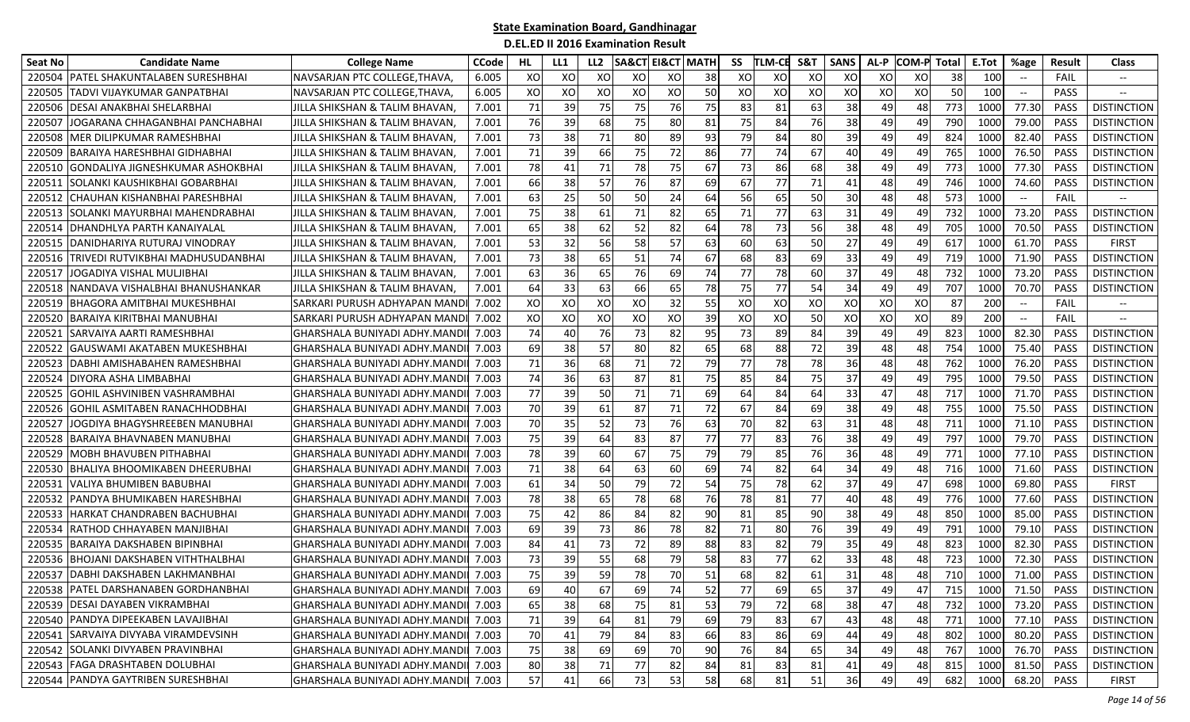# State Examination Board, Gandhinagar

## D.EL.ED II 2016 Examination Result

| Seat No | Candidate Name | College Name | CCode | HL | LL1 | LL2 | SA&CT | EI&CT | MATH | SS | TLM-CE | S&T | SANS | AL-P | COM-P | Total | E.Tot | %age | Result | Class |
|---|---|---|---|---|---|---|---|---|---|---|---|---|---|---|---|---|---|---|---|---|
| 220504 | PATEL SHAKUNTALABEN SURESHBHAI | NAVSARJAN PTC COLLEGE,THAVA, | 6.005 | XO | XO | XO | XO | XO | 38 | XO | XO | XO | XO | XO | XO | 38 | 100 | -- | FAIL | -- |
| 220505 | TADVI VIJAYKUMAR GANPATBHAI | NAVSARJAN PTC COLLEGE,THAVA, | 6.005 | XO | XO | XO | XO | XO | 50 | XO | XO | XO | XO | XO | XO | 50 | 100 | -- | PASS | -- |
| 220506 | DESAI ANAKBHAI SHELARBHAI | JILLA SHIKSHAN & TALIM BHAVAN, | 7.001 | 71 | 39 | 75 | 75 | 76 | 75 | 83 | 81 | 63 | 38 | 49 | 48 | 773 | 1000 | 77.30 | PASS | DISTINCTION |
| 220507 | JOGARANA CHHAGANBHAI PANCHABHAI | JILLA SHIKSHAN & TALIM BHAVAN, | 7.001 | 76 | 39 | 68 | 75 | 80 | 81 | 75 | 84 | 76 | 38 | 49 | 49 | 790 | 1000 | 79.00 | PASS | DISTINCTION |
| 220508 | MER DILIPKUMAR RAMESHBHAI | JILLA SHIKSHAN & TALIM BHAVAN, | 7.001 | 73 | 38 | 71 | 80 | 89 | 93 | 79 | 84 | 80 | 39 | 49 | 49 | 824 | 1000 | 82.40 | PASS | DISTINCTION |
| 220509 | BARAIYA HARESHBHAI GIDHABHAI | JILLA SHIKSHAN & TALIM BHAVAN, | 7.001 | 71 | 39 | 66 | 75 | 72 | 86 | 77 | 74 | 67 | 40 | 49 | 49 | 765 | 1000 | 76.50 | PASS | DISTINCTION |
| 220510 | GONDALIYA JIGNESHKUMAR ASHOKBHAI | JILLA SHIKSHAN & TALIM BHAVAN, | 7.001 | 78 | 41 | 71 | 78 | 75 | 67 | 73 | 86 | 68 | 38 | 49 | 49 | 773 | 1000 | 77.30 | PASS | DISTINCTION |
| 220511 | SOLANKI KAUSHIKBHAI GOBARBHAI | JILLA SHIKSHAN & TALIM BHAVAN, | 7.001 | 66 | 38 | 57 | 76 | 87 | 69 | 67 | 77 | 71 | 41 | 48 | 49 | 746 | 1000 | 74.60 | PASS | DISTINCTION |
| 220512 | CHAUHAN KISHANBHAI PARESHBHAI | JILLA SHIKSHAN & TALIM BHAVAN, | 7.001 | 63 | 25 | 50 | 50 | 24 | 64 | 56 | 65 | 50 | 30 | 48 | 48 | 573 | 1000 | -- | FAIL | -- |
| 220513 | SOLANKI MAYURBHAI MAHENDRABHAI | JILLA SHIKSHAN & TALIM BHAVAN, | 7.001 | 75 | 38 | 61 | 71 | 82 | 65 | 71 | 77 | 63 | 31 | 49 | 49 | 732 | 1000 | 73.20 | PASS | DISTINCTION |
| 220514 | DHANDHLYA PARTH KANAIYALAL | JILLA SHIKSHAN & TALIM BHAVAN, | 7.001 | 65 | 38 | 62 | 52 | 82 | 64 | 78 | 73 | 56 | 38 | 48 | 49 | 705 | 1000 | 70.50 | PASS | DISTINCTION |
| 220515 | DANIDHARIYA RUTURAJ VINODRAY | JILLA SHIKSHAN & TALIM BHAVAN, | 7.001 | 53 | 32 | 56 | 58 | 57 | 63 | 60 | 63 | 50 | 27 | 49 | 49 | 617 | 1000 | 61.70 | PASS | FIRST |
| 220516 | TRIVEDI RUTVIKBHAI MADHUSUDANBHAI | JILLA SHIKSHAN & TALIM BHAVAN, | 7.001 | 73 | 38 | 65 | 51 | 74 | 67 | 68 | 83 | 69 | 33 | 49 | 49 | 719 | 1000 | 71.90 | PASS | DISTINCTION |
| 220517 | JOGADIYA VISHAL MULJIBHAI | JILLA SHIKSHAN & TALIM BHAVAN, | 7.001 | 63 | 36 | 65 | 76 | 69 | 74 | 77 | 78 | 60 | 37 | 49 | 48 | 732 | 1000 | 73.20 | PASS | DISTINCTION |
| 220518 | NANDAVA VISHALBHAI BHANUSHANKAR | JILLA SHIKSHAN & TALIM BHAVAN, | 7.001 | 64 | 33 | 63 | 66 | 65 | 78 | 75 | 77 | 54 | 34 | 49 | 49 | 707 | 1000 | 70.70 | PASS | DISTINCTION |
| 220519 | BHAGORA AMITBHAI MUKESHBHAI | SARKARI PURUSH ADHYAPAN MANDI | 7.002 | XO | XO | XO | XO | 32 | 55 | XO | XO | XO | XO | XO | XO | 87 | 200 | -- | FAIL | -- |
| 220520 | BARAIYA KIRITBHAI MANUBHAI | SARKARI PURUSH ADHYAPAN MANDI | 7.002 | XO | XO | XO | XO | XO | 39 | XO | XO | 50 | XO | XO | XO | 89 | 200 | -- | FAIL | -- |
| 220521 | SARVAIYA AARTI RAMESHBHAI | GHARSHALA BUNIYADI ADHY.MANDI | 7.003 | 74 | 40 | 76 | 73 | 82 | 95 | 73 | 89 | 84 | 39 | 49 | 49 | 823 | 1000 | 82.30 | PASS | DISTINCTION |
| 220522 | GAUSWAMI AKATABEN MUKESHBHAI | GHARSHALA BUNIYADI ADHY.MANDI | 7.003 | 69 | 38 | 57 | 80 | 82 | 65 | 68 | 88 | 72 | 39 | 48 | 48 | 754 | 1000 | 75.40 | PASS | DISTINCTION |
| 220523 | DABHI AMISHABAHEN RAMESHBHAI | GHARSHALA BUNIYADI ADHY.MANDI | 7.003 | 71 | 36 | 68 | 71 | 72 | 79 | 77 | 78 | 78 | 36 | 48 | 48 | 762 | 1000 | 76.20 | PASS | DISTINCTION |
| 220524 | DIYORA ASHA LIMBABHAI | GHARSHALA BUNIYADI ADHY.MANDI | 7.003 | 74 | 36 | 63 | 87 | 81 | 75 | 85 | 84 | 75 | 37 | 49 | 49 | 795 | 1000 | 79.50 | PASS | DISTINCTION |
| 220525 | GOHIL ASHVINIBEN VASHRAMBHAI | GHARSHALA BUNIYADI ADHY.MANDI | 7.003 | 77 | 39 | 50 | 71 | 71 | 69 | 64 | 84 | 64 | 33 | 47 | 48 | 717 | 1000 | 71.70 | PASS | DISTINCTION |
| 220526 | GOHIL ASMITABEN RANACHHODBHAI | GHARSHALA BUNIYADI ADHY.MANDI | 7.003 | 70 | 39 | 61 | 87 | 71 | 72 | 67 | 84 | 69 | 38 | 49 | 48 | 755 | 1000 | 75.50 | PASS | DISTINCTION |
| 220527 | JOGDIYA BHAGYSHREEBEN MANUBHAI | GHARSHALA BUNIYADI ADHY.MANDI | 7.003 | 70 | 35 | 52 | 73 | 76 | 63 | 70 | 82 | 63 | 31 | 48 | 48 | 711 | 1000 | 71.10 | PASS | DISTINCTION |
| 220528 | BARAIYA BHAVNABEN MANUBHAI | GHARSHALA BUNIYADI ADHY.MANDI | 7.003 | 75 | 39 | 64 | 83 | 87 | 77 | 77 | 83 | 76 | 38 | 49 | 49 | 797 | 1000 | 79.70 | PASS | DISTINCTION |
| 220529 | MOBH BHAVUBEN PITHABHAI | GHARSHALA BUNIYADI ADHY.MANDI | 7.003 | 78 | 39 | 60 | 67 | 75 | 79 | 79 | 85 | 76 | 36 | 48 | 49 | 771 | 1000 | 77.10 | PASS | DISTINCTION |
| 220530 | BHALIYA BHOOMIKABEN DHEERUBHAI | GHARSHALA BUNIYADI ADHY.MANDI | 7.003 | 71 | 38 | 64 | 63 | 60 | 69 | 74 | 82 | 64 | 34 | 49 | 48 | 716 | 1000 | 71.60 | PASS | DISTINCTION |
| 220531 | VALIYA BHUMIBEN BABUBHAI | GHARSHALA BUNIYADI ADHY.MANDI | 7.003 | 61 | 34 | 50 | 79 | 72 | 54 | 75 | 78 | 62 | 37 | 49 | 47 | 698 | 1000 | 69.80 | PASS | FIRST |
| 220532 | PANDYA BHUMIKABEN HARESHBHAI | GHARSHALA BUNIYADI ADHY.MANDI | 7.003 | 78 | 38 | 65 | 78 | 68 | 76 | 78 | 81 | 77 | 40 | 48 | 49 | 776 | 1000 | 77.60 | PASS | DISTINCTION |
| 220533 | HARKAT CHANDRABEN BACHUBHAI | GHARSHALA BUNIYADI ADHY.MANDI | 7.003 | 75 | 42 | 86 | 84 | 82 | 90 | 81 | 85 | 90 | 38 | 49 | 48 | 850 | 1000 | 85.00 | PASS | DISTINCTION |
| 220534 | RATHOD CHHAYABEN MANJIBHAI | GHARSHALA BUNIYADI ADHY.MANDI | 7.003 | 69 | 39 | 73 | 86 | 78 | 82 | 71 | 80 | 76 | 39 | 49 | 49 | 791 | 1000 | 79.10 | PASS | DISTINCTION |
| 220535 | BARAIYA DAKSHABEN BIPINBHAI | GHARSHALA BUNIYADI ADHY.MANDI | 7.003 | 84 | 41 | 73 | 72 | 89 | 88 | 83 | 82 | 79 | 35 | 49 | 48 | 823 | 1000 | 82.30 | PASS | DISTINCTION |
| 220536 | BHOJANI DAKSHABEN VITHTHALBHAI | GHARSHALA BUNIYADI ADHY.MANDI | 7.003 | 73 | 39 | 55 | 68 | 79 | 58 | 83 | 77 | 62 | 33 | 48 | 48 | 723 | 1000 | 72.30 | PASS | DISTINCTION |
| 220537 | DABHI DAKSHABEN LAKHMANBHAI | GHARSHALA BUNIYADI ADHY.MANDI | 7.003 | 75 | 39 | 59 | 78 | 70 | 51 | 68 | 82 | 61 | 31 | 48 | 48 | 710 | 1000 | 71.00 | PASS | DISTINCTION |
| 220538 | PATEL DARSHANABEN GORDHANBHAI | GHARSHALA BUNIYADI ADHY.MANDI | 7.003 | 69 | 40 | 67 | 69 | 74 | 52 | 77 | 69 | 65 | 37 | 49 | 47 | 715 | 1000 | 71.50 | PASS | DISTINCTION |
| 220539 | DESAI DAYABEN VIKRAMBHAI | GHARSHALA BUNIYADI ADHY.MANDI | 7.003 | 65 | 38 | 68 | 75 | 81 | 53 | 79 | 72 | 68 | 38 | 47 | 48 | 732 | 1000 | 73.20 | PASS | DISTINCTION |
| 220540 | PANDYA DIPEEKABEN LAVAJIBHAI | GHARSHALA BUNIYADI ADHY.MANDI | 7.003 | 71 | 39 | 64 | 81 | 79 | 69 | 79 | 83 | 67 | 43 | 48 | 48 | 771 | 1000 | 77.10 | PASS | DISTINCTION |
| 220541 | SARVAIYA DIVYABA VIRAMDEVSINH | GHARSHALA BUNIYADI ADHY.MANDI | 7.003 | 70 | 41 | 79 | 84 | 83 | 66 | 83 | 86 | 69 | 44 | 49 | 48 | 802 | 1000 | 80.20 | PASS | DISTINCTION |
| 220542 | SOLANKI DIVYABEN PRAVINBHAI | GHARSHALA BUNIYADI ADHY.MANDI | 7.003 | 75 | 38 | 69 | 69 | 70 | 90 | 76 | 84 | 65 | 34 | 49 | 48 | 767 | 1000 | 76.70 | PASS | DISTINCTION |
| 220543 | FAGA DRASHTABEN DOLUBHAI | GHARSHALA BUNIYADI ADHY.MANDI | 7.003 | 80 | 38 | 71 | 77 | 82 | 84 | 81 | 83 | 81 | 41 | 49 | 48 | 815 | 1000 | 81.50 | PASS | DISTINCTION |
| 220544 | PANDYA GAYTRIBEN SURESHBHAI | GHARSHALA BUNIYADI ADHY.MANDI | 7.003 | 57 | 41 | 66 | 73 | 53 | 58 | 68 | 81 | 51 | 36 | 49 | 49 | 682 | 1000 | 68.20 | PASS | FIRST |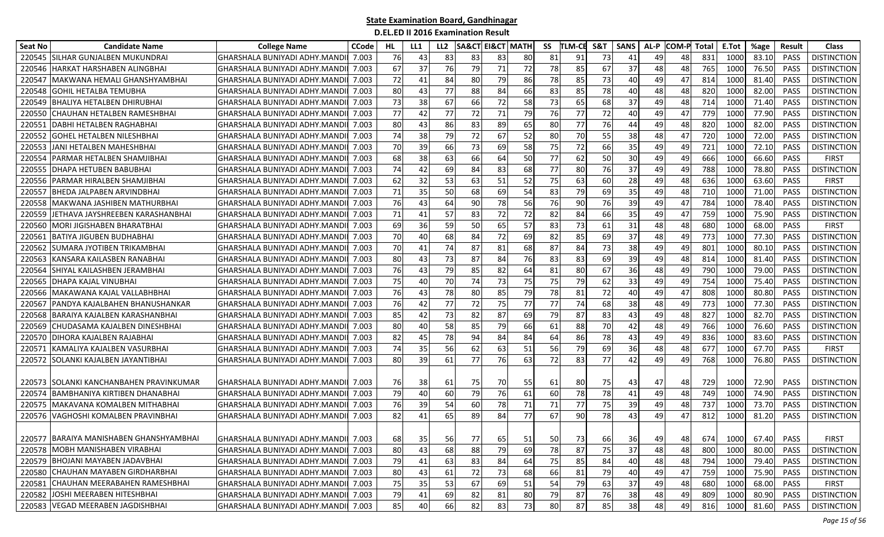## State Examination Board, Gandhinagar

### D.EL.ED II 2016 Examination Result

| Seat No | Candidate Name | College Name | CCode | HL | LL1 | LL2 | SA&CT | EI&CT | MATH | SS | TLM-CE | S&T | SANS | AL-P | COM-P | Total | E.Tot | %age | Result | Class |
|---|---|---|---|---|---|---|---|---|---|---|---|---|---|---|---|---|---|---|---|---|
| 220545 | SILHAR GUNJALBEN MUKUNDRAI | GHARSHALA BUNIYADI ADHY.MANDI | 7.003 | 76 | 43 | 83 | 83 | 83 | 80 | 81 | 91 | 73 | 41 | 49 | 48 | 831 | 1000 | 83.10 | PASS | DISTINCTION |
| 220546 | HARKAT HARSHABEN ALINGBHAI | GHARSHALA BUNIYADI ADHY.MANDI | 7.003 | 67 | 37 | 76 | 79 | 71 | 72 | 78 | 85 | 67 | 37 | 48 | 48 | 765 | 1000 | 76.50 | PASS | DISTINCTION |
| 220547 | MAKWANA HEMALI GHANSHYAMBHAI | GHARSHALA BUNIYADI ADHY.MANDI | 7.003 | 72 | 41 | 84 | 80 | 79 | 86 | 78 | 85 | 73 | 40 | 49 | 47 | 814 | 1000 | 81.40 | PASS | DISTINCTION |
| 220548 | GOHIL HETALBA TEMUBHA | GHARSHALA BUNIYADI ADHY.MANDI | 7.003 | 80 | 43 | 77 | 88 | 84 | 66 | 83 | 85 | 78 | 40 | 48 | 48 | 820 | 1000 | 82.00 | PASS | DISTINCTION |
| 220549 | BHALIYA HETALBEN DHIRUBHAI | GHARSHALA BUNIYADI ADHY.MANDI | 7.003 | 73 | 38 | 67 | 66 | 72 | 58 | 73 | 65 | 68 | 37 | 49 | 48 | 714 | 1000 | 71.40 | PASS | DISTINCTION |
| 220550 | CHAUHAN HETALBEN RAMESHBHAI | GHARSHALA BUNIYADI ADHY.MANDI | 7.003 | 77 | 42 | 77 | 72 | 71 | 79 | 76 | 77 | 72 | 40 | 49 | 47 | 779 | 1000 | 77.90 | PASS | DISTINCTION |
| 220551 | DABHI HETALBEN RAGHABHAI | GHARSHALA BUNIYADI ADHY.MANDI | 7.003 | 80 | 43 | 86 | 83 | 89 | 65 | 80 | 77 | 76 | 44 | 49 | 48 | 820 | 1000 | 82.00 | PASS | DISTINCTION |
| 220552 | GOHEL HETALBEN NILESHBHAI | GHARSHALA BUNIYADI ADHY.MANDI | 7.003 | 74 | 38 | 79 | 72 | 67 | 52 | 80 | 70 | 55 | 38 | 48 | 47 | 720 | 1000 | 72.00 | PASS | DISTINCTION |
| 220553 | JANI HETALBEN MAHESHBHAI | GHARSHALA BUNIYADI ADHY.MANDI | 7.003 | 70 | 39 | 66 | 73 | 69 | 58 | 75 | 72 | 66 | 35 | 49 | 49 | 721 | 1000 | 72.10 | PASS | DISTINCTION |
| 220554 | PARMAR HETALBEN SHAMJIBHAI | GHARSHALA BUNIYADI ADHY.MANDI | 7.003 | 68 | 38 | 63 | 66 | 64 | 50 | 77 | 62 | 50 | 30 | 49 | 49 | 666 | 1000 | 66.60 | PASS | FIRST |
| 220555 | DHAPA HETUBEN BABUBHAI | GHARSHALA BUNIYADI ADHY.MANDI | 7.003 | 74 | 42 | 69 | 84 | 83 | 68 | 77 | 80 | 76 | 37 | 49 | 49 | 788 | 1000 | 78.80 | PASS | DISTINCTION |
| 220556 | PARMAR HIRALBEN SHAMJIBHAI | GHARSHALA BUNIYADI ADHY.MANDI | 7.003 | 62 | 32 | 53 | 63 | 51 | 52 | 75 | 63 | 60 | 28 | 49 | 48 | 636 | 1000 | 63.60 | PASS | FIRST |
| 220557 | BHEDA JALPABEN ARVINDBHAI | GHARSHALA BUNIYADI ADHY.MANDI | 7.003 | 71 | 35 | 50 | 68 | 69 | 54 | 83 | 79 | 69 | 35 | 49 | 48 | 710 | 1000 | 71.00 | PASS | DISTINCTION |
| 220558 | MAKWANA JASHIBEN MATHURBHAI | GHARSHALA BUNIYADI ADHY.MANDI | 7.003 | 76 | 43 | 64 | 90 | 78 | 56 | 76 | 90 | 76 | 39 | 49 | 47 | 784 | 1000 | 78.40 | PASS | DISTINCTION |
| 220559 | JETHAVA JAYSHREEBEN KARASHANBHAI | GHARSHALA BUNIYADI ADHY.MANDI | 7.003 | 71 | 41 | 57 | 83 | 72 | 72 | 82 | 84 | 66 | 35 | 49 | 47 | 759 | 1000 | 75.90 | PASS | DISTINCTION |
| 220560 | MORI JIGISHABEN BHARATBHAI | GHARSHALA BUNIYADI ADHY.MANDI | 7.003 | 69 | 36 | 59 | 50 | 65 | 57 | 83 | 73 | 61 | 31 | 48 | 48 | 680 | 1000 | 68.00 | PASS | FIRST |
| 220561 | BATIYA JIGUBEN BUDHABHAI | GHARSHALA BUNIYADI ADHY.MANDI | 7.003 | 70 | 40 | 68 | 84 | 72 | 69 | 82 | 85 | 69 | 37 | 48 | 49 | 773 | 1000 | 77.30 | PASS | DISTINCTION |
| 220562 | SUMARA JYOTIBEN TRIKAMBHAI | GHARSHALA BUNIYADI ADHY.MANDI | 7.003 | 70 | 41 | 74 | 87 | 81 | 68 | 87 | 84 | 73 | 38 | 49 | 49 | 801 | 1000 | 80.10 | PASS | DISTINCTION |
| 220563 | KANSARA KAILASBEN RANABHAI | GHARSHALA BUNIYADI ADHY.MANDI | 7.003 | 80 | 43 | 73 | 87 | 84 | 76 | 83 | 83 | 69 | 39 | 49 | 48 | 814 | 1000 | 81.40 | PASS | DISTINCTION |
| 220564 | SHIYAL KAILASHBEN JERAMBHAI | GHARSHALA BUNIYADI ADHY.MANDI | 7.003 | 76 | 43 | 79 | 85 | 82 | 64 | 81 | 80 | 67 | 36 | 48 | 49 | 790 | 1000 | 79.00 | PASS | DISTINCTION |
| 220565 | DHAPA KAJAL VINUBHAI | GHARSHALA BUNIYADI ADHY.MANDI | 7.003 | 75 | 40 | 70 | 74 | 73 | 75 | 75 | 79 | 62 | 33 | 49 | 49 | 754 | 1000 | 75.40 | PASS | DISTINCTION |
| 220566 | MAKAWANA KAJAL VALLABHBHAI | GHARSHALA BUNIYADI ADHY.MANDI | 7.003 | 76 | 43 | 78 | 80 | 85 | 79 | 78 | 81 | 72 | 40 | 49 | 47 | 808 | 1000 | 80.80 | PASS | DISTINCTION |
| 220567 | PANDYA KAJALBAHEN BHANUSHANKAR | GHARSHALA BUNIYADI ADHY.MANDI | 7.003 | 76 | 42 | 77 | 72 | 75 | 77 | 77 | 74 | 68 | 38 | 48 | 49 | 773 | 1000 | 77.30 | PASS | DISTINCTION |
| 220568 | BARAIYA KAJALBEN KARASHANBHAI | GHARSHALA BUNIYADI ADHY.MANDI | 7.003 | 85 | 42 | 73 | 82 | 87 | 69 | 79 | 87 | 83 | 43 | 49 | 48 | 827 | 1000 | 82.70 | PASS | DISTINCTION |
| 220569 | CHUDASAMA KAJALBEN DINESHBHAI | GHARSHALA BUNIYADI ADHY.MANDI | 7.003 | 80 | 40 | 58 | 85 | 79 | 66 | 61 | 88 | 70 | 42 | 48 | 49 | 766 | 1000 | 76.60 | PASS | DISTINCTION |
| 220570 | DIHORA KAJALBEN RAJABHAI | GHARSHALA BUNIYADI ADHY.MANDI | 7.003 | 82 | 45 | 78 | 94 | 84 | 84 | 64 | 86 | 78 | 43 | 49 | 49 | 836 | 1000 | 83.60 | PASS | DISTINCTION |
| 220571 | KAMALIYA KAJALBEN VASURBHAI | GHARSHALA BUNIYADI ADHY.MANDI | 7.003 | 74 | 35 | 56 | 62 | 63 | 51 | 56 | 79 | 69 | 36 | 48 | 48 | 677 | 1000 | 67.70 | PASS | FIRST |
| 220572 | SOLANKI KAJALBEN JAYANTIBHAI | GHARSHALA BUNIYADI ADHY.MANDI | 7.003 | 80 | 39 | 61 | 77 | 76 | 63 | 72 | 83 | 77 | 42 | 49 | 49 | 768 | 1000 | 76.80 | PASS | DISTINCTION |
| 220573 | SOLANKI KANCHANBAHEN PRAVINKUMAR | GHARSHALA BUNIYADI ADHY.MANDI | 7.003 | 76 | 38 | 61 | 75 | 70 | 55 | 61 | 80 | 75 | 43 | 47 | 48 | 729 | 1000 | 72.90 | PASS | DISTINCTION |
| 220574 | BAMBHANIYA KIRTIBEN DHANABHAI | GHARSHALA BUNIYADI ADHY.MANDI | 7.003 | 79 | 40 | 60 | 79 | 76 | 61 | 60 | 78 | 78 | 41 | 49 | 48 | 749 | 1000 | 74.90 | PASS | DISTINCTION |
| 220575 | MAKAVANA KOMALBEN MITHABHAI | GHARSHALA BUNIYADI ADHY.MANDI | 7.003 | 76 | 39 | 54 | 60 | 78 | 71 | 71 | 77 | 75 | 39 | 49 | 48 | 737 | 1000 | 73.70 | PASS | DISTINCTION |
| 220576 | VAGHOSHI KOMALBEN PRAVINBHAI | GHARSHALA BUNIYADI ADHY.MANDI | 7.003 | 82 | 41 | 65 | 89 | 84 | 77 | 67 | 90 | 78 | 43 | 49 | 47 | 812 | 1000 | 81.20 | PASS | DISTINCTION |
| 220577 | BARAIYA MANISHABEN GHANSHYAMBHAI | GHARSHALA BUNIYADI ADHY.MANDI | 7.003 | 68 | 35 | 56 | 77 | 65 | 51 | 50 | 73 | 66 | 36 | 49 | 48 | 674 | 1000 | 67.40 | PASS | FIRST |
| 220578 | MOBH MANISHABEN VIRABHAI | GHARSHALA BUNIYADI ADHY.MANDI | 7.003 | 80 | 43 | 68 | 88 | 79 | 69 | 78 | 87 | 75 | 37 | 48 | 48 | 800 | 1000 | 80.00 | PASS | DISTINCTION |
| 220579 | BHOJANI MAYABEN JADAVBHAI | GHARSHALA BUNIYADI ADHY.MANDI | 7.003 | 79 | 41 | 63 | 83 | 84 | 64 | 75 | 85 | 84 | 40 | 48 | 48 | 794 | 1000 | 79.40 | PASS | DISTINCTION |
| 220580 | CHAUHAN MAYABEN GIRDHARBHAI | GHARSHALA BUNIYADI ADHY.MANDI | 7.003 | 80 | 43 | 61 | 72 | 73 | 68 | 66 | 81 | 79 | 40 | 49 | 47 | 759 | 1000 | 75.90 | PASS | DISTINCTION |
| 220581 | CHAUHAN MEERABAHEN RAMESHBHAI | GHARSHALA BUNIYADI ADHY.MANDI | 7.003 | 75 | 35 | 53 | 67 | 69 | 51 | 54 | 79 | 63 | 37 | 49 | 48 | 680 | 1000 | 68.00 | PASS | FIRST |
| 220582 | JOSHI MEERABEN HITESHBHAI | GHARSHALA BUNIYADI ADHY.MANDI | 7.003 | 79 | 41 | 69 | 82 | 81 | 80 | 79 | 87 | 76 | 38 | 48 | 49 | 809 | 1000 | 80.90 | PASS | DISTINCTION |
| 220583 | VEGAD MEERABEN JAGDISHBHAI | GHARSHALA BUNIYADI ADHY.MANDI | 7.003 | 85 | 40 | 66 | 82 | 83 | 73 | 80 | 87 | 85 | 38 | 48 | 49 | 816 | 1000 | 81.60 | PASS | DISTINCTION |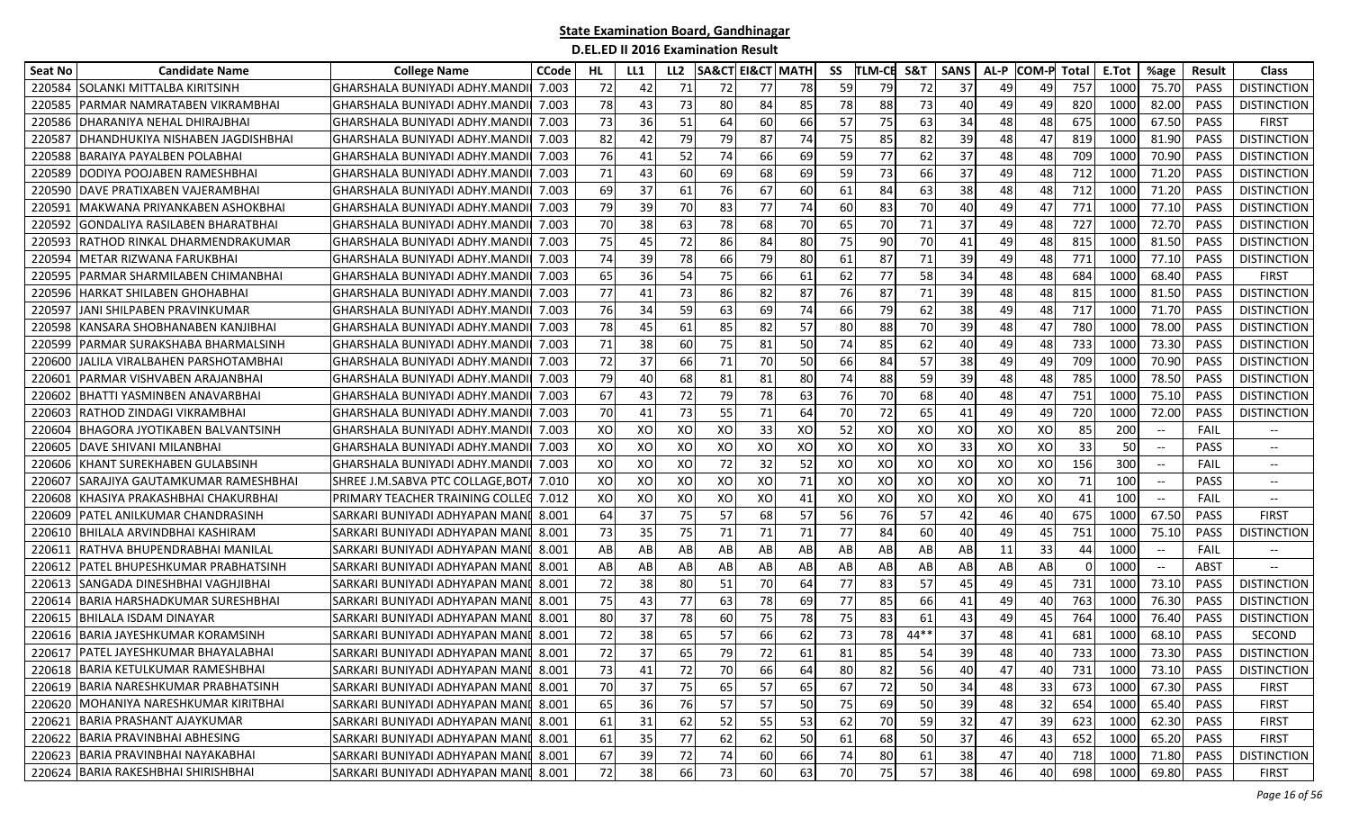## State Examination Board, Gandhinagar

### D.EL.ED II 2016 Examination Result

| Seat No | Candidate Name | College Name | CCode | HL | LL1 | LL2 | SA&CT | EI&CT | MATH | SS | TLM-CE | S&T | SANS | AL-P | COM-P | Total | E.Tot | %age | Result | Class |
|---|---|---|---|---|---|---|---|---|---|---|---|---|---|---|---|---|---|---|---|---|
| 220584 | SOLANKI MITTALBA KIRITSINH | GHARSHALA BUNIYADI ADHY.MANDI | 7.003 | 72 | 42 | 71 | 72 | 77 | 78 | 59 | 79 | 72 | 37 | 49 | 49 | 757 | 1000 | 75.70 | PASS | DISTINCTION |
| 220585 | PARMAR NAMRATABEN VIKRAMBHAI | GHARSHALA BUNIYADI ADHY.MANDI | 7.003 | 78 | 43 | 73 | 80 | 84 | 85 | 78 | 88 | 73 | 40 | 49 | 49 | 820 | 1000 | 82.00 | PASS | DISTINCTION |
| 220586 | DHARANIYA NEHAL DHIRAJBHAI | GHARSHALA BUNIYADI ADHY.MANDI | 7.003 | 73 | 36 | 51 | 64 | 60 | 66 | 57 | 75 | 63 | 34 | 48 | 48 | 675 | 1000 | 67.50 | PASS | FIRST |
| 220587 | DHANDHUKIYA NISHABEN JAGDISHBHAI | GHARSHALA BUNIYADI ADHY.MANDI | 7.003 | 82 | 42 | 79 | 79 | 87 | 74 | 75 | 85 | 82 | 39 | 48 | 47 | 819 | 1000 | 81.90 | PASS | DISTINCTION |
| 220588 | BARAIYA PAYALBEN POLABHAI | GHARSHALA BUNIYADI ADHY.MANDI | 7.003 | 76 | 41 | 52 | 74 | 66 | 69 | 59 | 77 | 62 | 37 | 48 | 48 | 709 | 1000 | 70.90 | PASS | DISTINCTION |
| 220589 | DODIYA POOJABEN RAMESHBHAI | GHARSHALA BUNIYADI ADHY.MANDI | 7.003 | 71 | 43 | 60 | 69 | 68 | 69 | 59 | 73 | 66 | 37 | 49 | 48 | 712 | 1000 | 71.20 | PASS | DISTINCTION |
| 220590 | DAVE PRATIXABEN VAJERAMBHAI | GHARSHALA BUNIYADI ADHY.MANDI | 7.003 | 69 | 37 | 61 | 76 | 67 | 60 | 61 | 84 | 63 | 38 | 48 | 48 | 712 | 1000 | 71.20 | PASS | DISTINCTION |
| 220591 | MAKWANA PRIYANKABEN ASHOKBHAI | GHARSHALA BUNIYADI ADHY.MANDI | 7.003 | 79 | 39 | 70 | 83 | 77 | 74 | 60 | 83 | 70 | 40 | 49 | 47 | 771 | 1000 | 77.10 | PASS | DISTINCTION |
| 220592 | GONDALIYA RASILABEN BHARATBHAI | GHARSHALA BUNIYADI ADHY.MANDI | 7.003 | 70 | 38 | 63 | 78 | 68 | 70 | 65 | 70 | 71 | 37 | 49 | 48 | 727 | 1000 | 72.70 | PASS | DISTINCTION |
| 220593 | RATHOD RINKAL DHARMENDRAKUMAR | GHARSHALA BUNIYADI ADHY.MANDI | 7.003 | 75 | 45 | 72 | 86 | 84 | 80 | 75 | 90 | 70 | 41 | 49 | 48 | 815 | 1000 | 81.50 | PASS | DISTINCTION |
| 220594 | METAR RIZWANA FARUKBHAI | GHARSHALA BUNIYADI ADHY.MANDI | 7.003 | 74 | 39 | 78 | 66 | 79 | 80 | 61 | 87 | 71 | 39 | 49 | 48 | 771 | 1000 | 77.10 | PASS | DISTINCTION |
| 220595 | PARMAR SHARMILABEN CHIMANBHAI | GHARSHALA BUNIYADI ADHY.MANDI | 7.003 | 65 | 36 | 54 | 75 | 66 | 61 | 62 | 77 | 58 | 34 | 48 | 48 | 684 | 1000 | 68.40 | PASS | FIRST |
| 220596 | HARKAT SHILABEN GHOHABHAI | GHARSHALA BUNIYADI ADHY.MANDI | 7.003 | 77 | 41 | 73 | 86 | 82 | 87 | 76 | 87 | 71 | 39 | 48 | 48 | 815 | 1000 | 81.50 | PASS | DISTINCTION |
| 220597 | JANI SHILPABEN PRAVINKUMAR | GHARSHALA BUNIYADI ADHY.MANDI | 7.003 | 76 | 34 | 59 | 63 | 69 | 74 | 66 | 79 | 62 | 38 | 49 | 48 | 717 | 1000 | 71.70 | PASS | DISTINCTION |
| 220598 | KANSARA SHOBHANABEN KANJIBHAI | GHARSHALA BUNIYADI ADHY.MANDI | 7.003 | 78 | 45 | 61 | 85 | 82 | 57 | 80 | 88 | 70 | 39 | 48 | 47 | 780 | 1000 | 78.00 | PASS | DISTINCTION |
| 220599 | PARMAR SURAKSHABA BHARMALSINH | GHARSHALA BUNIYADI ADHY.MANDI | 7.003 | 71 | 38 | 60 | 75 | 81 | 50 | 74 | 85 | 62 | 40 | 49 | 48 | 733 | 1000 | 73.30 | PASS | DISTINCTION |
| 220600 | JALILA VIRALBAHEN PARSHOTAMBHAI | GHARSHALA BUNIYADI ADHY.MANDI | 7.003 | 72 | 37 | 66 | 71 | 70 | 50 | 66 | 84 | 57 | 38 | 49 | 49 | 709 | 1000 | 70.90 | PASS | DISTINCTION |
| 220601 | PARMAR VISHVABEN ARAJANBHAI | GHARSHALA BUNIYADI ADHY.MANDI | 7.003 | 79 | 40 | 68 | 81 | 81 | 80 | 74 | 88 | 59 | 39 | 48 | 48 | 785 | 1000 | 78.50 | PASS | DISTINCTION |
| 220602 | BHATTI YASMINBEN ANAVARBHAI | GHARSHALA BUNIYADI ADHY.MANDI | 7.003 | 67 | 43 | 72 | 79 | 78 | 63 | 76 | 70 | 68 | 40 | 48 | 47 | 751 | 1000 | 75.10 | PASS | DISTINCTION |
| 220603 | RATHOD ZINDAGI VIKRAMBHAI | GHARSHALA BUNIYADI ADHY.MANDI | 7.003 | 70 | 41 | 73 | 55 | 71 | 64 | 70 | 72 | 65 | 41 | 49 | 49 | 720 | 1000 | 72.00 | PASS | DISTINCTION |
| 220604 | BHAGORA JYOTIKABEN BALVANTSINH | GHARSHALA BUNIYADI ADHY.MANDI | 7.003 | XO | XO | XO | XO | 33 | XO | 52 | XO | XO | XO | XO | XO | 85 | 200 | -- | FAIL | -- |
| 220605 | DAVE SHIVANI MILANBHAI | GHARSHALA BUNIYADI ADHY.MANDI | 7.003 | XO | XO | XO | XO | XO | XO | XO | XO | XO | 33 | XO | XO | 33 | 50 | -- | PASS | -- |
| 220606 | KHANT SUREKHABEN GULABSINH | GHARSHALA BUNIYADI ADHY.MANDI | 7.003 | XO | XO | XO | 72 | 32 | 52 | XO | XO | XO | XO | XO | XO | 156 | 300 | -- | FAIL | -- |
| 220607 | SARAJIYA GAUTAMKUMAR RAMESHBHAI | SHREE J.M.SABVA PTC COLLAGE,BOTA | 7.010 | XO | XO | XO | XO | XO | 71 | XO | XO | XO | XO | XO | XO | 71 | 100 | -- | PASS | -- |
| 220608 | KHASIYA PRAKASHBHAI CHAKURBHAI | PRIMARY TEACHER TRAINING COLLEG | 7.012 | XO | XO | XO | XO | XO | 41 | XO | XO | XO | XO | XO | XO | 41 | 100 | -- | FAIL | -- |
| 220609 | PATEL ANILKUMAR CHANDRASINH | SARKARI BUNIYADI ADHYAPAN MANI | 8.001 | 64 | 37 | 75 | 57 | 68 | 57 | 56 | 76 | 57 | 42 | 46 | 40 | 675 | 1000 | 67.50 | PASS | FIRST |
| 220610 | BHILALA ARVINDBHAI KASHIRAM | SARKARI BUNIYADI ADHYAPAN MANI | 8.001 | 73 | 35 | 75 | 71 | 71 | 71 | 77 | 84 | 60 | 40 | 49 | 45 | 751 | 1000 | 75.10 | PASS | DISTINCTION |
| 220611 | RATHVA BHUPENDRABHAI MANILAL | SARKARI BUNIYADI ADHYAPAN MANI | 8.001 | AB | AB | AB | AB | AB | AB | AB | AB | AB | AB | 11 | 33 | 44 | 1000 | -- | FAIL | -- |
| 220612 | PATEL BHUPESHKUMAR PRABHATSINH | SARKARI BUNIYADI ADHYAPAN MANI | 8.001 | AB | AB | AB | AB | AB | AB | AB | AB | AB | AB | AB | AB | 0 | 1000 | -- | ABST | -- |
| 220613 | SANGADA DINESHBHAI VAGHJIBHAI | SARKARI BUNIYADI ADHYAPAN MANI | 8.001 | 72 | 38 | 80 | 51 | 70 | 64 | 77 | 83 | 57 | 45 | 49 | 45 | 731 | 1000 | 73.10 | PASS | DISTINCTION |
| 220614 | BARIA HARSHADKUMAR SURESHBHAI | SARKARI BUNIYADI ADHYAPAN MANI | 8.001 | 75 | 43 | 77 | 63 | 78 | 69 | 77 | 85 | 66 | 41 | 49 | 40 | 763 | 1000 | 76.30 | PASS | DISTINCTION |
| 220615 | BHILALA ISDAM DINAYAR | SARKARI BUNIYADI ADHYAPAN MANI | 8.001 | 80 | 37 | 78 | 60 | 75 | 78 | 75 | 83 | 61 | 43 | 49 | 45 | 764 | 1000 | 76.40 | PASS | DISTINCTION |
| 220616 | BARIA JAYESHKUMAR KORAMSINH | SARKARI BUNIYADI ADHYAPAN MANI | 8.001 | 72 | 38 | 65 | 57 | 66 | 62 | 73 | 78 | 44** | 37 | 48 | 41 | 681 | 1000 | 68.10 | PASS | SECOND |
| 220617 | PATEL JAYESHKUMAR BHAYALABHAI | SARKARI BUNIYADI ADHYAPAN MANI | 8.001 | 72 | 37 | 65 | 79 | 72 | 61 | 81 | 85 | 54 | 39 | 48 | 40 | 733 | 1000 | 73.30 | PASS | DISTINCTION |
| 220618 | BARIA KETULKUMAR RAMESHBHAI | SARKARI BUNIYADI ADHYAPAN MANI | 8.001 | 73 | 41 | 72 | 70 | 66 | 64 | 80 | 82 | 56 | 40 | 47 | 40 | 731 | 1000 | 73.10 | PASS | DISTINCTION |
| 220619 | BARIA NARESHKUMAR PRABHATSINH | SARKARI BUNIYADI ADHYAPAN MANI | 8.001 | 70 | 37 | 75 | 65 | 57 | 65 | 67 | 72 | 50 | 34 | 48 | 33 | 673 | 1000 | 67.30 | PASS | FIRST |
| 220620 | MOHANIYA NARESHKUMAR KIRITBHAI | SARKARI BUNIYADI ADHYAPAN MANI | 8.001 | 65 | 36 | 76 | 57 | 57 | 50 | 75 | 69 | 50 | 39 | 48 | 32 | 654 | 1000 | 65.40 | PASS | FIRST |
| 220621 | BARIA PRASHANT AJAYKUMAR | SARKARI BUNIYADI ADHYAPAN MANI | 8.001 | 61 | 31 | 62 | 52 | 55 | 53 | 62 | 70 | 59 | 32 | 47 | 39 | 623 | 1000 | 62.30 | PASS | FIRST |
| 220622 | BARIA PRAVINBHAI ABHESING | SARKARI BUNIYADI ADHYAPAN MANI | 8.001 | 61 | 35 | 77 | 62 | 62 | 50 | 61 | 68 | 50 | 37 | 46 | 43 | 652 | 1000 | 65.20 | PASS | FIRST |
| 220623 | BARIA PRAVINBHAI NAYAKABHAI | SARKARI BUNIYADI ADHYAPAN MANI | 8.001 | 67 | 39 | 72 | 74 | 60 | 66 | 74 | 80 | 61 | 38 | 47 | 40 | 718 | 1000 | 71.80 | PASS | DISTINCTION |
| 220624 | BARIA RAKESHBHAI SHIRISHBHAI | SARKARI BUNIYADI ADHYAPAN MANI | 8.001 | 72 | 38 | 66 | 73 | 60 | 63 | 70 | 75 | 57 | 38 | 46 | 40 | 698 | 1000 | 69.80 | PASS | FIRST |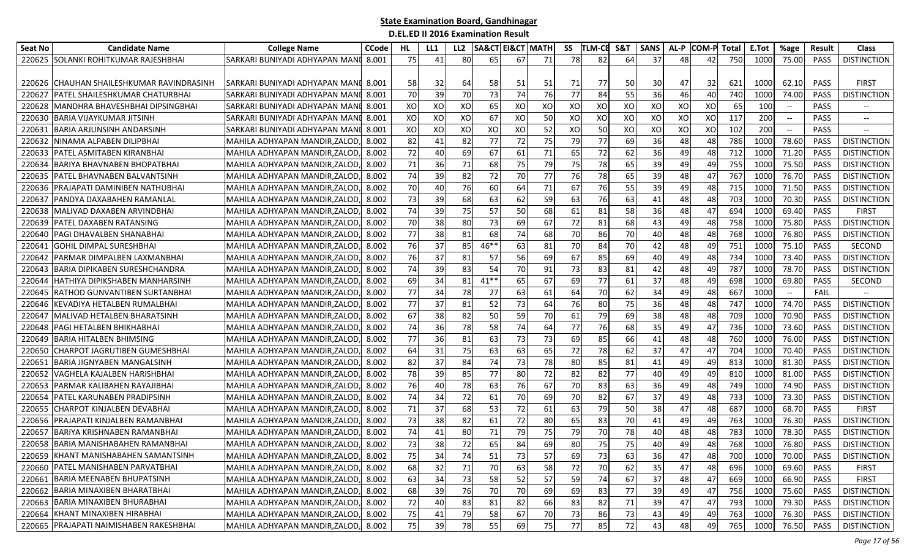# State Examination Board, Gandhinagar

## D.EL.ED II 2016 Examination Result

| Seat No | Candidate Name | College Name | CCode | HL | LL1 | LL2 | SA&CT | EI&CT | MATH | SS | TLM-CE | S&T | SANS | AL-P | COM-P | Total | E.Tot | %age | Result | Class |
|---|---|---|---|---|---|---|---|---|---|---|---|---|---|---|---|---|---|---|---|---|
| 220625 | SOLANKI ROHITKUMAR RAJESHBHAI | SARKARI BUNIYADI ADHYAPAN MANI | 8.001 | 75 | 41 | 80 | 65 | 67 | 71 | 78 | 82 | 64 | 37 | 48 | 42 | 750 | 1000 | 75.00 | PASS | DISTINCTION |
| 220626 | CHAUHAN SHAILESHKUMAR RAVINDRASINH | SARKARI BUNIYADI ADHYAPAN MANI | 8.001 | 58 | 32 | 64 | 58 | 51 | 51 | 71 | 77 | 50 | 30 | 47 | 32 | 621 | 1000 | 62.10 | PASS | FIRST |
| 220627 | PATEL SHAILESHKUMAR CHATURBHAI | SARKARI BUNIYADI ADHYAPAN MANI | 8.001 | 70 | 39 | 70 | 73 | 74 | 76 | 77 | 84 | 55 | 36 | 46 | 40 | 740 | 1000 | 74.00 | PASS | DISTINCTION |
| 220628 | MANDHRA BHAVESHBHAI DIPSINGBHAI | SARKARI BUNIYADI ADHYAPAN MANI | 8.001 | XO | XO | XO | 65 | XO | XO | XO | XO | XO | XO | XO | XO | 65 | 100 | -- | PASS | -- |
| 220630 | BARIA VIJAYKUMAR JITSINH | SARKARI BUNIYADI ADHYAPAN MANI | 8.001 | XO | XO | XO | 67 | XO | 50 | XO | XO | XO | XO | XO | XO | 117 | 200 | -- | PASS | -- |
| 220631 | BARIA ARJUNSINH ANDARSINH | SARKARI BUNIYADI ADHYAPAN MANI | 8.001 | XO | XO | XO | XO | XO | 52 | XO | 50 | XO | XO | XO | XO | 102 | 200 | -- | PASS | -- |
| 220632 | NINAMA ALPABEN DILIPBHAI | MAHILA ADHYAPAN MANDIR,ZALOD, | 8.002 | 82 | 41 | 82 | 77 | 72 | 75 | 79 | 77 | 69 | 36 | 48 | 48 | 786 | 1000 | 78.60 | PASS | DISTINCTION |
| 220633 | PATEL ASMITABEN KIRANBHAI | MAHILA ADHYAPAN MANDIR,ZALOD, | 8.002 | 72 | 40 | 69 | 67 | 61 | 71 | 65 | 72 | 62 | 36 | 49 | 48 | 712 | 1000 | 71.20 | PASS | DISTINCTION |
| 220634 | BARIYA BHAVNABEN BHOPATBHAI | MAHILA ADHYAPAN MANDIR,ZALOD, | 8.002 | 71 | 36 | 71 | 68 | 75 | 79 | 75 | 78 | 65 | 39 | 49 | 49 | 755 | 1000 | 75.50 | PASS | DISTINCTION |
| 220635 | PATEL BHAVNABEN BALVANTSINH | MAHILA ADHYAPAN MANDIR,ZALOD, | 8.002 | 74 | 39 | 82 | 72 | 70 | 77 | 76 | 78 | 65 | 39 | 48 | 47 | 767 | 1000 | 76.70 | PASS | DISTINCTION |
| 220636 | PRAJAPATI DAMINIBEN NATHUBHAI | MAHILA ADHYAPAN MANDIR,ZALOD, | 8.002 | 70 | 40 | 76 | 60 | 64 | 71 | 67 | 76 | 55 | 39 | 49 | 48 | 715 | 1000 | 71.50 | PASS | DISTINCTION |
| 220637 | PANDYA DAXABAHEN RAMANLAL | MAHILA ADHYAPAN MANDIR,ZALOD, | 8.002 | 73 | 39 | 68 | 63 | 62 | 59 | 63 | 76 | 63 | 41 | 48 | 48 | 703 | 1000 | 70.30 | PASS | DISTINCTION |
| 220638 | MALIVAD DAXABEN ARVINDBHAI | MAHILA ADHYAPAN MANDIR,ZALOD, | 8.002 | 74 | 39 | 75 | 57 | 50 | 68 | 61 | 81 | 58 | 36 | 48 | 47 | 694 | 1000 | 69.40 | PASS | FIRST |
| 220639 | PATEL DAXABEN RATANSING | MAHILA ADHYAPAN MANDIR,ZALOD, | 8.002 | 70 | 38 | 80 | 73 | 69 | 67 | 72 | 81 | 68 | 43 | 49 | 48 | 758 | 1000 | 75.80 | PASS | DISTINCTION |
| 220640 | PAGI DHAVALBEN SHANABHAI | MAHILA ADHYAPAN MANDIR,ZALOD, | 8.002 | 77 | 38 | 81 | 68 | 74 | 68 | 70 | 86 | 70 | 40 | 48 | 48 | 768 | 1000 | 76.80 | PASS | DISTINCTION |
| 220641 | GOHIL DIMPAL SURESHBHAI | MAHILA ADHYAPAN MANDIR,ZALOD, | 8.002 | 76 | 37 | 85 | 46** | 63 | 81 | 70 | 84 | 70 | 42 | 48 | 49 | 751 | 1000 | 75.10 | PASS | SECOND |
| 220642 | PARMAR DIMPALBEN LAXMANBHAI | MAHILA ADHYAPAN MANDIR,ZALOD, | 8.002 | 76 | 37 | 81 | 57 | 56 | 69 | 67 | 85 | 69 | 40 | 49 | 48 | 734 | 1000 | 73.40 | PASS | DISTINCTION |
| 220643 | BARIA DIPIKABEN SURESHCHANDRA | MAHILA ADHYAPAN MANDIR,ZALOD, | 8.002 | 74 | 39 | 83 | 54 | 70 | 91 | 73 | 83 | 81 | 42 | 48 | 49 | 787 | 1000 | 78.70 | PASS | DISTINCTION |
| 220644 | HATHIYA DIPIKSHABEN MANHARSINH | MAHILA ADHYAPAN MANDIR,ZALOD, | 8.002 | 69 | 34 | 81 | 41** | 65 | 67 | 69 | 77 | 61 | 37 | 48 | 49 | 698 | 1000 | 69.80 | PASS | SECOND |
| 220645 | RATHOD GUNVANTIBEN SURTANBHAI | MAHILA ADHYAPAN MANDIR,ZALOD, | 8.002 | 77 | 34 | 78 | 27 | 63 | 61 | 64 | 70 | 62 | 34 | 49 | 48 | 667 | 1000 | -- | FAIL | -- |
| 220646 | KEVADIYA HETALBEN RUMALBHAI | MAHILA ADHYAPAN MANDIR,ZALOD, | 8.002 | 77 | 37 | 81 | 52 | 73 | 64 | 76 | 80 | 75 | 36 | 48 | 48 | 747 | 1000 | 74.70 | PASS | DISTINCTION |
| 220647 | MALIVAD HETALBEN BHARATSINH | MAHILA ADHYAPAN MANDIR,ZALOD, | 8.002 | 67 | 38 | 82 | 50 | 59 | 70 | 61 | 79 | 69 | 38 | 48 | 48 | 709 | 1000 | 70.90 | PASS | DISTINCTION |
| 220648 | PAGI HETALBEN BHIKHABHAI | MAHILA ADHYAPAN MANDIR,ZALOD, | 8.002 | 74 | 36 | 78 | 58 | 74 | 64 | 77 | 76 | 68 | 35 | 49 | 47 | 736 | 1000 | 73.60 | PASS | DISTINCTION |
| 220649 | BARIA HITALBEN BHIMSING | MAHILA ADHYAPAN MANDIR,ZALOD, | 8.002 | 77 | 36 | 81 | 63 | 73 | 73 | 69 | 85 | 66 | 41 | 48 | 48 | 760 | 1000 | 76.00 | PASS | DISTINCTION |
| 220650 | CHARPOT JAGRUTIBEN GUMESHBHAI | MAHILA ADHYAPAN MANDIR,ZALOD, | 8.002 | 64 | 31 | 75 | 63 | 63 | 65 | 72 | 78 | 62 | 37 | 47 | 47 | 704 | 1000 | 70.40 | PASS | DISTINCTION |
| 220651 | BARIA JIGNYABEN MANGALSINH | MAHILA ADHYAPAN MANDIR,ZALOD, | 8.002 | 82 | 37 | 84 | 74 | 73 | 78 | 80 | 85 | 81 | 41 | 49 | 49 | 813 | 1000 | 81.30 | PASS | DISTINCTION |
| 220652 | VAGHELA KAJALBEN HARISHBHAI | MAHILA ADHYAPAN MANDIR,ZALOD, | 8.002 | 78 | 39 | 85 | 77 | 80 | 72 | 82 | 82 | 77 | 40 | 49 | 49 | 810 | 1000 | 81.00 | PASS | DISTINCTION |
| 220653 | PARMAR KALIBAHEN RAYAJIBHAI | MAHILA ADHYAPAN MANDIR,ZALOD, | 8.002 | 76 | 40 | 78 | 63 | 76 | 67 | 70 | 83 | 63 | 36 | 49 | 48 | 749 | 1000 | 74.90 | PASS | DISTINCTION |
| 220654 | PATEL KARUNABEN PRADIPSINH | MAHILA ADHYAPAN MANDIR,ZALOD, | 8.002 | 74 | 34 | 72 | 61 | 70 | 69 | 70 | 82 | 67 | 37 | 49 | 48 | 733 | 1000 | 73.30 | PASS | DISTINCTION |
| 220655 | CHARPOT KINJALBEN DEVABHAI | MAHILA ADHYAPAN MANDIR,ZALOD, | 8.002 | 71 | 37 | 68 | 53 | 72 | 61 | 63 | 79 | 50 | 38 | 47 | 48 | 687 | 1000 | 68.70 | PASS | FIRST |
| 220656 | PRAJAPATI KINJALBEN RAMANBHAI | MAHILA ADHYAPAN MANDIR,ZALOD, | 8.002 | 73 | 38 | 82 | 61 | 72 | 80 | 65 | 83 | 70 | 41 | 49 | 49 | 763 | 1000 | 76.30 | PASS | DISTINCTION |
| 220657 | BARIYA KRISHNABEN RAMANBHAI | MAHILA ADHYAPAN MANDIR,ZALOD, | 8.002 | 74 | 41 | 80 | 71 | 79 | 75 | 79 | 70 | 78 | 40 | 48 | 48 | 783 | 1000 | 78.30 | PASS | DISTINCTION |
| 220658 | BARIA MANISHABAHEN RAMANBHAI | MAHILA ADHYAPAN MANDIR,ZALOD, | 8.002 | 73 | 38 | 72 | 65 | 84 | 69 | 80 | 75 | 75 | 40 | 49 | 48 | 768 | 1000 | 76.80 | PASS | DISTINCTION |
| 220659 | KHANT MANISHABAHEN SAMANTSINH | MAHILA ADHYAPAN MANDIR,ZALOD, | 8.002 | 75 | 34 | 74 | 51 | 73 | 57 | 69 | 73 | 63 | 36 | 47 | 48 | 700 | 1000 | 70.00 | PASS | DISTINCTION |
| 220660 | PATEL MANISHABEN PARVATBHAI | MAHILA ADHYAPAN MANDIR,ZALOD, | 8.002 | 68 | 32 | 71 | 70 | 63 | 58 | 72 | 70 | 62 | 35 | 47 | 48 | 696 | 1000 | 69.60 | PASS | FIRST |
| 220661 | BARIA MEENABEN BHUPATSINH | MAHILA ADHYAPAN MANDIR,ZALOD, | 8.002 | 63 | 34 | 73 | 58 | 52 | 57 | 59 | 74 | 67 | 37 | 48 | 47 | 669 | 1000 | 66.90 | PASS | FIRST |
| 220662 | BARIA MINAXIBEN BHARATBHAI | MAHILA ADHYAPAN MANDIR,ZALOD, | 8.002 | 68 | 39 | 76 | 70 | 70 | 69 | 69 | 83 | 77 | 39 | 49 | 47 | 756 | 1000 | 75.60 | PASS | DISTINCTION |
| 220663 | BARIA MINAXIBEN BHURABHAI | MAHILA ADHYAPAN MANDIR,ZALOD, | 8.002 | 72 | 40 | 83 | 81 | 82 | 66 | 83 | 82 | 71 | 39 | 47 | 47 | 793 | 1000 | 79.30 | PASS | DISTINCTION |
| 220664 | KHANT MINAXIBEN HIRABHAI | MAHILA ADHYAPAN MANDIR,ZALOD, | 8.002 | 75 | 41 | 79 | 58 | 67 | 70 | 73 | 86 | 73 | 43 | 49 | 49 | 763 | 1000 | 76.30 | PASS | DISTINCTION |
| 220665 | PRAJAPATI NAIMISHABEN RAKESHBHAI | MAHILA ADHYAPAN MANDIR,ZALOD, | 8.002 | 75 | 39 | 78 | 55 | 69 | 75 | 77 | 85 | 72 | 43 | 48 | 49 | 765 | 1000 | 76.50 | PASS | DISTINCTION |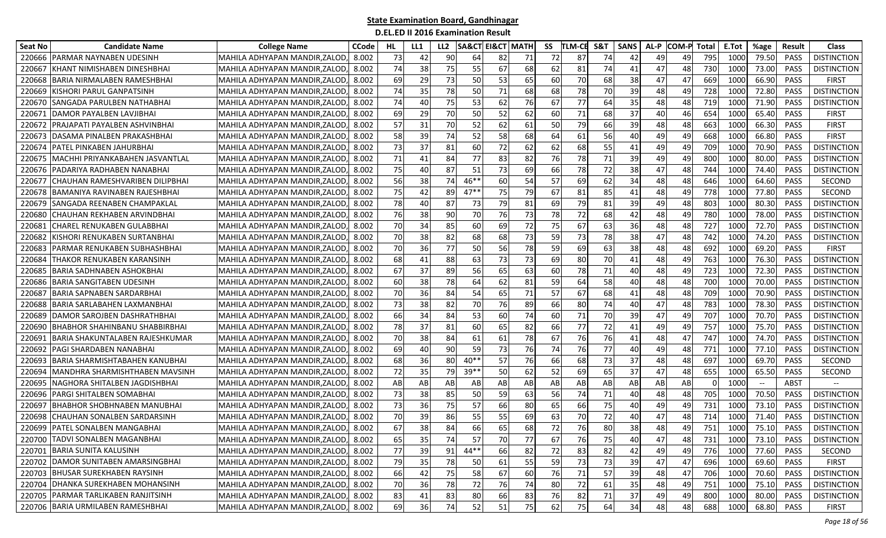## State Examination Board, Gandhinagar

### D.EL.ED II 2016 Examination Result

| Seat No | Candidate Name | College Name | CCode | HL | LL1 | LL2 | SA&CT | EI&CT | MATH | SS | TLM-CE | S&T | SANS | AL-P | COM-P | Total | E.Tot | %age | Result | Class |
|---|---|---|---|---|---|---|---|---|---|---|---|---|---|---|---|---|---|---|---|---|
| 220666 | PARMAR NAYNABEN UDESINH | MAHILA ADHYAPAN MANDIR,ZALOD, | 8.002 | 73 | 42 | 90 | 64 | 82 | 71 | 72 | 87 | 74 | 42 | 49 | 49 | 795 | 1000 | 79.50 | PASS | DISTINCTION |
| 220667 | KHANT NIMISHABEN DINESHBHAI | MAHILA ADHYAPAN MANDIR,ZALOD, | 8.002 | 74 | 38 | 75 | 55 | 67 | 68 | 62 | 81 | 74 | 41 | 47 | 48 | 730 | 1000 | 73.00 | PASS | DISTINCTION |
| 220668 | BARIA NIRMALABEN RAMESHBHAI | MAHILA ADHYAPAN MANDIR,ZALOD, | 8.002 | 69 | 29 | 73 | 50 | 53 | 65 | 60 | 70 | 68 | 38 | 47 | 47 | 669 | 1000 | 66.90 | PASS | FIRST |
| 220669 | KISHORI PARUL GANPATSINH | MAHILA ADHYAPAN MANDIR,ZALOD, | 8.002 | 74 | 35 | 78 | 50 | 71 | 68 | 68 | 78 | 70 | 39 | 48 | 49 | 728 | 1000 | 72.80 | PASS | DISTINCTION |
| 220670 | SANGADA PARULBEN NATHABHAI | MAHILA ADHYAPAN MANDIR,ZALOD, | 8.002 | 74 | 40 | 75 | 53 | 62 | 76 | 67 | 77 | 64 | 35 | 48 | 48 | 719 | 1000 | 71.90 | PASS | DISTINCTION |
| 220671 | DAMOR PAYALBEN LAVJIBHAI | MAHILA ADHYAPAN MANDIR,ZALOD, | 8.002 | 69 | 29 | 70 | 50 | 52 | 62 | 60 | 71 | 68 | 37 | 40 | 46 | 654 | 1000 | 65.40 | PASS | FIRST |
| 220672 | PRAJAPATI PAYALBEN ASHVINBHAI | MAHILA ADHYAPAN MANDIR,ZALOD, | 8.002 | 57 | 31 | 70 | 52 | 62 | 61 | 50 | 79 | 66 | 39 | 48 | 48 | 663 | 1000 | 66.30 | PASS | FIRST |
| 220673 | DASAMA PINALBEN PRAKASHBHAI | MAHILA ADHYAPAN MANDIR,ZALOD, | 8.002 | 58 | 39 | 74 | 52 | 58 | 68 | 64 | 61 | 56 | 40 | 49 | 49 | 668 | 1000 | 66.80 | PASS | FIRST |
| 220674 | PATEL PINKABEN JAHURBHAI | MAHILA ADHYAPAN MANDIR,ZALOD, | 8.002 | 73 | 37 | 81 | 60 | 72 | 62 | 62 | 68 | 55 | 41 | 49 | 49 | 709 | 1000 | 70.90 | PASS | DISTINCTION |
| 220675 | MACHHI PRIYANKABAHEN JASVANTLAL | MAHILA ADHYAPAN MANDIR,ZALOD, | 8.002 | 71 | 41 | 84 | 77 | 83 | 82 | 76 | 78 | 71 | 39 | 49 | 49 | 800 | 1000 | 80.00 | PASS | DISTINCTION |
| 220676 | PADARIYA RADHABEN NANABHAI | MAHILA ADHYAPAN MANDIR,ZALOD, | 8.002 | 75 | 40 | 87 | 51 | 73 | 69 | 66 | 78 | 72 | 38 | 47 | 48 | 744 | 1000 | 74.40 | PASS | DISTINCTION |
| 220677 | CHAUHAN RAMESHVARIBEN DILIPBHAI | MAHILA ADHYAPAN MANDIR,ZALOD, | 8.002 | 56 | 38 | 74 | 46** | 60 | 54 | 57 | 69 | 62 | 34 | 48 | 48 | 646 | 1000 | 64.60 | PASS | SECOND |
| 220678 | BAMANIYA RAVINABEN RAJESHBHAI | MAHILA ADHYAPAN MANDIR,ZALOD, | 8.002 | 75 | 42 | 89 | 47** | 75 | 79 | 67 | 81 | 85 | 41 | 48 | 49 | 778 | 1000 | 77.80 | PASS | SECOND |
| 220679 | SANGADA REENABEN CHAMPAKLAL | MAHILA ADHYAPAN MANDIR,ZALOD, | 8.002 | 78 | 40 | 87 | 73 | 79 | 81 | 69 | 79 | 81 | 39 | 49 | 48 | 803 | 1000 | 80.30 | PASS | DISTINCTION |
| 220680 | CHAUHAN REKHABEN ARVINDBHAI | MAHILA ADHYAPAN MANDIR,ZALOD, | 8.002 | 76 | 38 | 90 | 70 | 76 | 73 | 78 | 72 | 68 | 42 | 48 | 49 | 780 | 1000 | 78.00 | PASS | DISTINCTION |
| 220681 | CHAREL RENUKABEN GULABBHAI | MAHILA ADHYAPAN MANDIR,ZALOD, | 8.002 | 70 | 34 | 85 | 60 | 69 | 72 | 75 | 67 | 63 | 36 | 48 | 48 | 727 | 1000 | 72.70 | PASS | DISTINCTION |
| 220682 | KISHORI RENUKABEN SURTANBHAI | MAHILA ADHYAPAN MANDIR,ZALOD, | 8.002 | 70 | 38 | 82 | 68 | 68 | 73 | 59 | 73 | 78 | 38 | 47 | 48 | 742 | 1000 | 74.20 | PASS | DISTINCTION |
| 220683 | PARMAR RENUKABEN SUBHASHBHAI | MAHILA ADHYAPAN MANDIR,ZALOD, | 8.002 | 70 | 36 | 77 | 50 | 56 | 78 | 59 | 69 | 63 | 38 | 48 | 48 | 692 | 1000 | 69.20 | PASS | FIRST |
| 220684 | THAKOR RENUKABEN KARANSINH | MAHILA ADHYAPAN MANDIR,ZALOD, | 8.002 | 68 | 41 | 88 | 63 | 73 | 73 | 69 | 80 | 70 | 41 | 48 | 49 | 763 | 1000 | 76.30 | PASS | DISTINCTION |
| 220685 | BARIA SADHNABEN ASHOKBHAI | MAHILA ADHYAPAN MANDIR,ZALOD, | 8.002 | 67 | 37 | 89 | 56 | 65 | 63 | 60 | 78 | 71 | 40 | 48 | 49 | 723 | 1000 | 72.30 | PASS | DISTINCTION |
| 220686 | BARIA SANGITABEN UDESINH | MAHILA ADHYAPAN MANDIR,ZALOD, | 8.002 | 60 | 38 | 78 | 64 | 62 | 81 | 59 | 64 | 58 | 40 | 48 | 48 | 700 | 1000 | 70.00 | PASS | DISTINCTION |
| 220687 | BARIA SAPNABEN SARDARBHAI | MAHILA ADHYAPAN MANDIR,ZALOD, | 8.002 | 70 | 36 | 84 | 54 | 65 | 71 | 57 | 67 | 68 | 41 | 48 | 48 | 709 | 1000 | 70.90 | PASS | DISTINCTION |
| 220688 | BARIA SARLABAHEN LAXMANBHAI | MAHILA ADHYAPAN MANDIR,ZALOD, | 8.002 | 73 | 38 | 82 | 70 | 76 | 89 | 66 | 80 | 74 | 40 | 47 | 48 | 783 | 1000 | 78.30 | PASS | DISTINCTION |
| 220689 | DAMOR SAROJBEN DASHRATHBHAI | MAHILA ADHYAPAN MANDIR,ZALOD, | 8.002 | 66 | 34 | 84 | 53 | 60 | 74 | 60 | 71 | 70 | 39 | 47 | 49 | 707 | 1000 | 70.70 | PASS | DISTINCTION |
| 220690 | BHABHOR SHAHINBANU SHABBIRBHAI | MAHILA ADHYAPAN MANDIR,ZALOD, | 8.002 | 78 | 37 | 81 | 60 | 65 | 82 | 66 | 77 | 72 | 41 | 49 | 49 | 757 | 1000 | 75.70 | PASS | DISTINCTION |
| 220691 | BARIA SHAKUNTALABEN RAJESHKUMAR | MAHILA ADHYAPAN MANDIR,ZALOD, | 8.002 | 70 | 38 | 84 | 61 | 61 | 78 | 67 | 76 | 76 | 41 | 48 | 47 | 747 | 1000 | 74.70 | PASS | DISTINCTION |
| 220692 | PAGI SHARDABEN NANABHAI | MAHILA ADHYAPAN MANDIR,ZALOD, | 8.002 | 69 | 40 | 90 | 59 | 73 | 76 | 74 | 76 | 77 | 40 | 49 | 48 | 771 | 1000 | 77.10 | PASS | DISTINCTION |
| 220693 | BARIA SHARMISHTABAHEN KANUBHAI | MAHILA ADHYAPAN MANDIR,ZALOD, | 8.002 | 68 | 36 | 80 | 40** | 57 | 76 | 66 | 68 | 73 | 37 | 48 | 48 | 697 | 1000 | 69.70 | PASS | SECOND |
| 220694 | MANDHRA SHARMISHTHABEN MAVSINH | MAHILA ADHYAPAN MANDIR,ZALOD, | 8.002 | 72 | 35 | 79 | 39** | 50 | 62 | 52 | 69 | 65 | 37 | 47 | 48 | 655 | 1000 | 65.50 | PASS | SECOND |
| 220695 | NAGHORA SHITALBEN JAGDISHBHAI | MAHILA ADHYAPAN MANDIR,ZALOD, | 8.002 | AB | AB | AB | AB | AB | AB | AB | AB | AB | AB | AB | AB | 0 | 1000 | -- | ABST | -- |
| 220696 | PARGI SHITALBEN SOMABHAI | MAHILA ADHYAPAN MANDIR,ZALOD, | 8.002 | 73 | 38 | 85 | 50 | 59 | 63 | 56 | 74 | 71 | 40 | 48 | 48 | 705 | 1000 | 70.50 | PASS | DISTINCTION |
| 220697 | BHABHOR SHOBHNABEN MANUBHAI | MAHILA ADHYAPAN MANDIR,ZALOD, | 8.002 | 73 | 36 | 75 | 57 | 66 | 80 | 65 | 66 | 75 | 40 | 49 | 49 | 731 | 1000 | 73.10 | PASS | DISTINCTION |
| 220698 | CHAUHAN SONALBEN SARDARSINH | MAHILA ADHYAPAN MANDIR,ZALOD, | 8.002 | 70 | 39 | 86 | 55 | 55 | 69 | 63 | 70 | 72 | 40 | 47 | 48 | 714 | 1000 | 71.40 | PASS | DISTINCTION |
| 220699 | PATEL SONALBEN MANGABHAI | MAHILA ADHYAPAN MANDIR,ZALOD, | 8.002 | 67 | 38 | 84 | 66 | 65 | 68 | 72 | 76 | 80 | 38 | 48 | 49 | 751 | 1000 | 75.10 | PASS | DISTINCTION |
| 220700 | TADVI SONALBEN MAGANBHAI | MAHILA ADHYAPAN MANDIR,ZALOD, | 8.002 | 65 | 35 | 74 | 57 | 70 | 77 | 67 | 76 | 75 | 40 | 47 | 48 | 731 | 1000 | 73.10 | PASS | DISTINCTION |
| 220701 | BARIA SUNITA KALUSINH | MAHILA ADHYAPAN MANDIR,ZALOD, | 8.002 | 77 | 39 | 91 | 44** | 66 | 82 | 72 | 83 | 82 | 42 | 49 | 49 | 776 | 1000 | 77.60 | PASS | SECOND |
| 220702 | DAMOR SUNITABEN AMARSINGBHAI | MAHILA ADHYAPAN MANDIR,ZALOD, | 8.002 | 79 | 35 | 78 | 50 | 61 | 55 | 59 | 73 | 73 | 39 | 47 | 47 | 696 | 1000 | 69.60 | PASS | FIRST |
| 220703 | BHUSAR SUREKHABEN RAYSINH | MAHILA ADHYAPAN MANDIR,ZALOD, | 8.002 | 66 | 42 | 75 | 58 | 67 | 60 | 76 | 71 | 57 | 39 | 48 | 47 | 706 | 1000 | 70.60 | PASS | DISTINCTION |
| 220704 | DHANKA SUREKHABEN MOHANSINH | MAHILA ADHYAPAN MANDIR,ZALOD, | 8.002 | 70 | 36 | 78 | 72 | 76 | 74 | 80 | 72 | 61 | 35 | 48 | 49 | 751 | 1000 | 75.10 | PASS | DISTINCTION |
| 220705 | PARMAR TARLIKABEN RANJITSINH | MAHILA ADHYAPAN MANDIR,ZALOD, | 8.002 | 83 | 41 | 83 | 80 | 66 | 83 | 76 | 82 | 71 | 37 | 49 | 49 | 800 | 1000 | 80.00 | PASS | DISTINCTION |
| 220706 | BARIA URMILABEN RAMESHBHAI | MAHILA ADHYAPAN MANDIR,ZALOD, | 8.002 | 69 | 36 | 74 | 52 | 51 | 75 | 62 | 75 | 64 | 34 | 48 | 48 | 688 | 1000 | 68.80 | PASS | FIRST |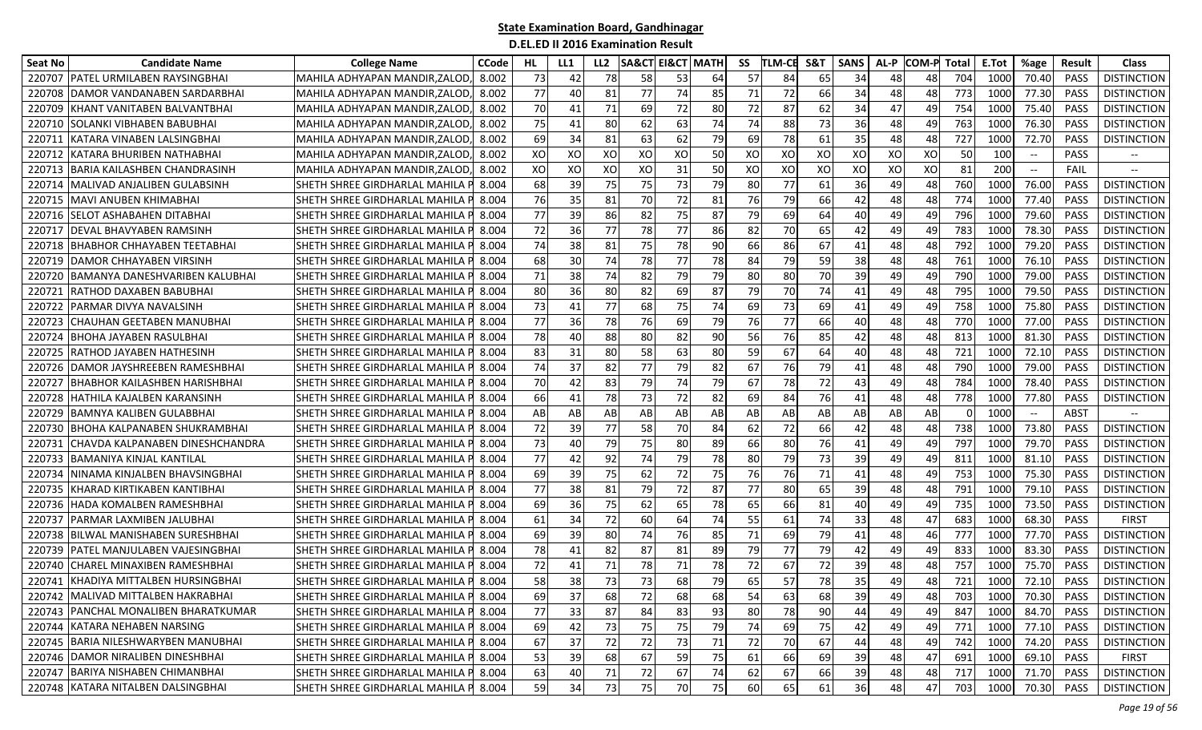# State Examination Board, Gandhinagar

## D.EL.ED II 2016 Examination Result

| Seat No | Candidate Name | College Name | CCode | HL | LL1 | LL2 | SA&CT | EI&CT | MATH | SS | TLM-CE | S&T | SANS | AL-P | COM-P | Total | E.Tot | %age | Result | Class |
|---|---|---|---|---|---|---|---|---|---|---|---|---|---|---|---|---|---|---|---|---|
| 220707 | PATEL URMILABEN RAYSINGBHAI | MAHILA ADHYAPAN MANDIR,ZALOD, | 8.002 | 73 | 42 | 78 | 58 | 53 | 64 | 57 | 84 | 65 | 34 | 48 | 48 | 704 | 1000 | 70.40 | PASS | DISTINCTION |
| 220708 | DAMOR VANDANABEN SARDARBHAI | MAHILA ADHYAPAN MANDIR,ZALOD, | 8.002 | 77 | 40 | 81 | 77 | 74 | 85 | 71 | 72 | 66 | 34 | 48 | 48 | 773 | 1000 | 77.30 | PASS | DISTINCTION |
| 220709 | KHANT VANITABEN BALVANTBHAI | MAHILA ADHYAPAN MANDIR,ZALOD, | 8.002 | 70 | 41 | 71 | 69 | 72 | 80 | 72 | 87 | 62 | 34 | 47 | 49 | 754 | 1000 | 75.40 | PASS | DISTINCTION |
| 220710 | SOLANKI VIBHABEN BABUBHAI | MAHILA ADHYAPAN MANDIR,ZALOD, | 8.002 | 75 | 41 | 80 | 62 | 63 | 74 | 74 | 88 | 73 | 36 | 48 | 49 | 763 | 1000 | 76.30 | PASS | DISTINCTION |
| 220711 | KATARA VINABEN LALSINGBHAI | MAHILA ADHYAPAN MANDIR,ZALOD, | 8.002 | 69 | 34 | 81 | 63 | 62 | 79 | 69 | 78 | 61 | 35 | 48 | 48 | 727 | 1000 | 72.70 | PASS | DISTINCTION |
| 220712 | KATARA BHURIBEN NATHABHAI | MAHILA ADHYAPAN MANDIR,ZALOD, | 8.002 | XO | XO | XO | XO | XO | 50 | XO | XO | XO | XO | XO | XO | 50 | 100 | -- | PASS | -- |
| 220713 | BARIA KAILASHBEN CHANDRASINH | MAHILA ADHYAPAN MANDIR,ZALOD, | 8.002 | XO | XO | XO | XO | 31 | 50 | XO | XO | XO | XO | XO | XO | 81 | 200 | -- | FAIL | -- |
| 220714 | MALIVAD ANJALIBEN GULABSINH | SHETH SHREE GIRDHARLAL MAHILA P | 8.004 | 68 | 39 | 75 | 75 | 73 | 79 | 80 | 77 | 61 | 36 | 49 | 48 | 760 | 1000 | 76.00 | PASS | DISTINCTION |
| 220715 | MAVI ANUBEN KHIMABHAI | SHETH SHREE GIRDHARLAL MAHILA P | 8.004 | 76 | 35 | 81 | 70 | 72 | 81 | 76 | 79 | 66 | 42 | 48 | 48 | 774 | 1000 | 77.40 | PASS | DISTINCTION |
| 220716 | SELOT ASHABAHEN DITABHAI | SHETH SHREE GIRDHARLAL MAHILA P | 8.004 | 77 | 39 | 86 | 82 | 75 | 87 | 79 | 69 | 64 | 40 | 49 | 49 | 796 | 1000 | 79.60 | PASS | DISTINCTION |
| 220717 | DEVAL BHAVYABEN RAMSINH | SHETH SHREE GIRDHARLAL MAHILA P | 8.004 | 72 | 36 | 77 | 78 | 77 | 86 | 82 | 70 | 65 | 42 | 49 | 49 | 783 | 1000 | 78.30 | PASS | DISTINCTION |
| 220718 | BHABHOR CHHAYABEN TEETABHAI | SHETH SHREE GIRDHARLAL MAHILA P | 8.004 | 74 | 38 | 81 | 75 | 78 | 90 | 66 | 86 | 67 | 41 | 48 | 48 | 792 | 1000 | 79.20 | PASS | DISTINCTION |
| 220719 | DAMOR CHHAYABEN VIRSINH | SHETH SHREE GIRDHARLAL MAHILA P | 8.004 | 68 | 30 | 74 | 78 | 77 | 78 | 84 | 79 | 59 | 38 | 48 | 48 | 761 | 1000 | 76.10 | PASS | DISTINCTION |
| 220720 | BAMANYA DANESHVARIBEN KALUBHAI | SHETH SHREE GIRDHARLAL MAHILA P | 8.004 | 71 | 38 | 74 | 82 | 79 | 79 | 80 | 80 | 70 | 39 | 49 | 49 | 790 | 1000 | 79.00 | PASS | DISTINCTION |
| 220721 | RATHOD DAXABEN BABUBHAI | SHETH SHREE GIRDHARLAL MAHILA P | 8.004 | 80 | 36 | 80 | 82 | 69 | 87 | 79 | 70 | 74 | 41 | 49 | 48 | 795 | 1000 | 79.50 | PASS | DISTINCTION |
| 220722 | PARMAR DIVYA NAVALSINH | SHETH SHREE GIRDHARLAL MAHILA P | 8.004 | 73 | 41 | 77 | 68 | 75 | 74 | 69 | 73 | 69 | 41 | 49 | 49 | 758 | 1000 | 75.80 | PASS | DISTINCTION |
| 220723 | CHAUHAN GEETABEN MANUBHAI | SHETH SHREE GIRDHARLAL MAHILA P | 8.004 | 77 | 36 | 78 | 76 | 69 | 79 | 76 | 77 | 66 | 40 | 48 | 48 | 770 | 1000 | 77.00 | PASS | DISTINCTION |
| 220724 | BHOHA JAYABEN RASULBHAI | SHETH SHREE GIRDHARLAL MAHILA P | 8.004 | 78 | 40 | 88 | 80 | 82 | 90 | 56 | 76 | 85 | 42 | 48 | 48 | 813 | 1000 | 81.30 | PASS | DISTINCTION |
| 220725 | RATHOD JAYABEN HATHESINH | SHETH SHREE GIRDHARLAL MAHILA P | 8.004 | 83 | 31 | 80 | 58 | 63 | 80 | 59 | 67 | 64 | 40 | 48 | 48 | 721 | 1000 | 72.10 | PASS | DISTINCTION |
| 220726 | DAMOR JAYSHREEBEN RAMESHBHAI | SHETH SHREE GIRDHARLAL MAHILA P | 8.004 | 74 | 37 | 82 | 77 | 79 | 82 | 67 | 76 | 79 | 41 | 48 | 48 | 790 | 1000 | 79.00 | PASS | DISTINCTION |
| 220727 | BHABHOR KAILASHBEN HARISHBHAI | SHETH SHREE GIRDHARLAL MAHILA P | 8.004 | 70 | 42 | 83 | 79 | 74 | 79 | 67 | 78 | 72 | 43 | 49 | 48 | 784 | 1000 | 78.40 | PASS | DISTINCTION |
| 220728 | HATHILA KAJALBEN KARANSINH | SHETH SHREE GIRDHARLAL MAHILA P | 8.004 | 66 | 41 | 78 | 73 | 72 | 82 | 69 | 84 | 76 | 41 | 48 | 48 | 778 | 1000 | 77.80 | PASS | DISTINCTION |
| 220729 | BAMNYA KALIBEN GULABBHAI | SHETH SHREE GIRDHARLAL MAHILA P | 8.004 | AB | AB | AB | AB | AB | AB | AB | AB | AB | AB | AB | AB | 0 | 1000 | -- | ABST | -- |
| 220730 | BHOHA KALPANABEN SHUKRAMBHAI | SHETH SHREE GIRDHARLAL MAHILA P | 8.004 | 72 | 39 | 77 | 58 | 70 | 84 | 62 | 72 | 66 | 42 | 48 | 48 | 738 | 1000 | 73.80 | PASS | DISTINCTION |
| 220731 | CHAVDA KALPANABEN DINESHCHANDRA | SHETH SHREE GIRDHARLAL MAHILA P | 8.004 | 73 | 40 | 79 | 75 | 80 | 89 | 66 | 80 | 76 | 41 | 49 | 49 | 797 | 1000 | 79.70 | PASS | DISTINCTION |
| 220733 | BAMANIYA KINJAL KANTILAL | SHETH SHREE GIRDHARLAL MAHILA P | 8.004 | 77 | 42 | 92 | 74 | 79 | 78 | 80 | 79 | 73 | 39 | 49 | 49 | 811 | 1000 | 81.10 | PASS | DISTINCTION |
| 220734 | NINAMA KINJALBEN BHAVSINGBHAI | SHETH SHREE GIRDHARLAL MAHILA P | 8.004 | 69 | 39 | 75 | 62 | 72 | 75 | 76 | 76 | 71 | 41 | 48 | 49 | 753 | 1000 | 75.30 | PASS | DISTINCTION |
| 220735 | KHARAD KIRTIKABEN KANTIBHAI | SHETH SHREE GIRDHARLAL MAHILA P | 8.004 | 77 | 38 | 81 | 79 | 72 | 87 | 77 | 80 | 65 | 39 | 48 | 48 | 791 | 1000 | 79.10 | PASS | DISTINCTION |
| 220736 | HADA KOMALBEN RAMESHBHAI | SHETH SHREE GIRDHARLAL MAHILA P | 8.004 | 69 | 36 | 75 | 62 | 65 | 78 | 65 | 66 | 81 | 40 | 49 | 49 | 735 | 1000 | 73.50 | PASS | DISTINCTION |
| 220737 | PARMAR LAXMIBEN JALUBHAI | SHETH SHREE GIRDHARLAL MAHILA P | 8.004 | 61 | 34 | 72 | 60 | 64 | 74 | 55 | 61 | 74 | 33 | 48 | 47 | 683 | 1000 | 68.30 | PASS | FIRST |
| 220738 | BILWAL MANISHABEN SURESHBHAI | SHETH SHREE GIRDHARLAL MAHILA P | 8.004 | 69 | 39 | 80 | 74 | 76 | 85 | 71 | 69 | 79 | 41 | 48 | 46 | 777 | 1000 | 77.70 | PASS | DISTINCTION |
| 220739 | PATEL MANJULABEN VAJESINGBHAI | SHETH SHREE GIRDHARLAL MAHILA P | 8.004 | 78 | 41 | 82 | 87 | 81 | 89 | 79 | 77 | 79 | 42 | 49 | 49 | 833 | 1000 | 83.30 | PASS | DISTINCTION |
| 220740 | CHAREL MINAXIBEN RAMESHBHAI | SHETH SHREE GIRDHARLAL MAHILA P | 8.004 | 72 | 41 | 71 | 78 | 71 | 78 | 72 | 67 | 72 | 39 | 48 | 48 | 757 | 1000 | 75.70 | PASS | DISTINCTION |
| 220741 | KHADIYA MITTALBEN HURSINGBHAI | SHETH SHREE GIRDHARLAL MAHILA P | 8.004 | 58 | 38 | 73 | 73 | 68 | 79 | 65 | 57 | 78 | 35 | 49 | 48 | 721 | 1000 | 72.10 | PASS | DISTINCTION |
| 220742 | MALIVAD MITTALBEN HAKRABHAI | SHETH SHREE GIRDHARLAL MAHILA P | 8.004 | 69 | 37 | 68 | 72 | 68 | 68 | 54 | 63 | 68 | 39 | 49 | 48 | 703 | 1000 | 70.30 | PASS | DISTINCTION |
| 220743 | PANCHAL MONALIBEN BHARATKUMAR | SHETH SHREE GIRDHARLAL MAHILA P | 8.004 | 77 | 33 | 87 | 84 | 83 | 93 | 80 | 78 | 90 | 44 | 49 | 49 | 847 | 1000 | 84.70 | PASS | DISTINCTION |
| 220744 | KATARA NEHABEN NARSING | SHETH SHREE GIRDHARLAL MAHILA P | 8.004 | 69 | 42 | 73 | 75 | 75 | 79 | 74 | 69 | 75 | 42 | 49 | 49 | 771 | 1000 | 77.10 | PASS | DISTINCTION |
| 220745 | BARIA NILESHWARYBEN MANUBHAI | SHETH SHREE GIRDHARLAL MAHILA P | 8.004 | 67 | 37 | 72 | 72 | 73 | 71 | 72 | 70 | 67 | 44 | 48 | 49 | 742 | 1000 | 74.20 | PASS | DISTINCTION |
| 220746 | DAMOR NIRALIBEN DINESHBHAI | SHETH SHREE GIRDHARLAL MAHILA P | 8.004 | 53 | 39 | 68 | 67 | 59 | 75 | 61 | 66 | 69 | 39 | 48 | 47 | 691 | 1000 | 69.10 | PASS | FIRST |
| 220747 | BARIYA NISHABEN CHIMANBHAI | SHETH SHREE GIRDHARLAL MAHILA P | 8.004 | 63 | 40 | 71 | 72 | 67 | 74 | 62 | 67 | 66 | 39 | 48 | 48 | 717 | 1000 | 71.70 | PASS | DISTINCTION |
| 220748 | KATARA NITALBEN DALSINGBHAI | SHETH SHREE GIRDHARLAL MAHILA P | 8.004 | 59 | 34 | 73 | 75 | 70 | 75 | 60 | 65 | 61 | 36 | 48 | 47 | 703 | 1000 | 70.30 | PASS | DISTINCTION |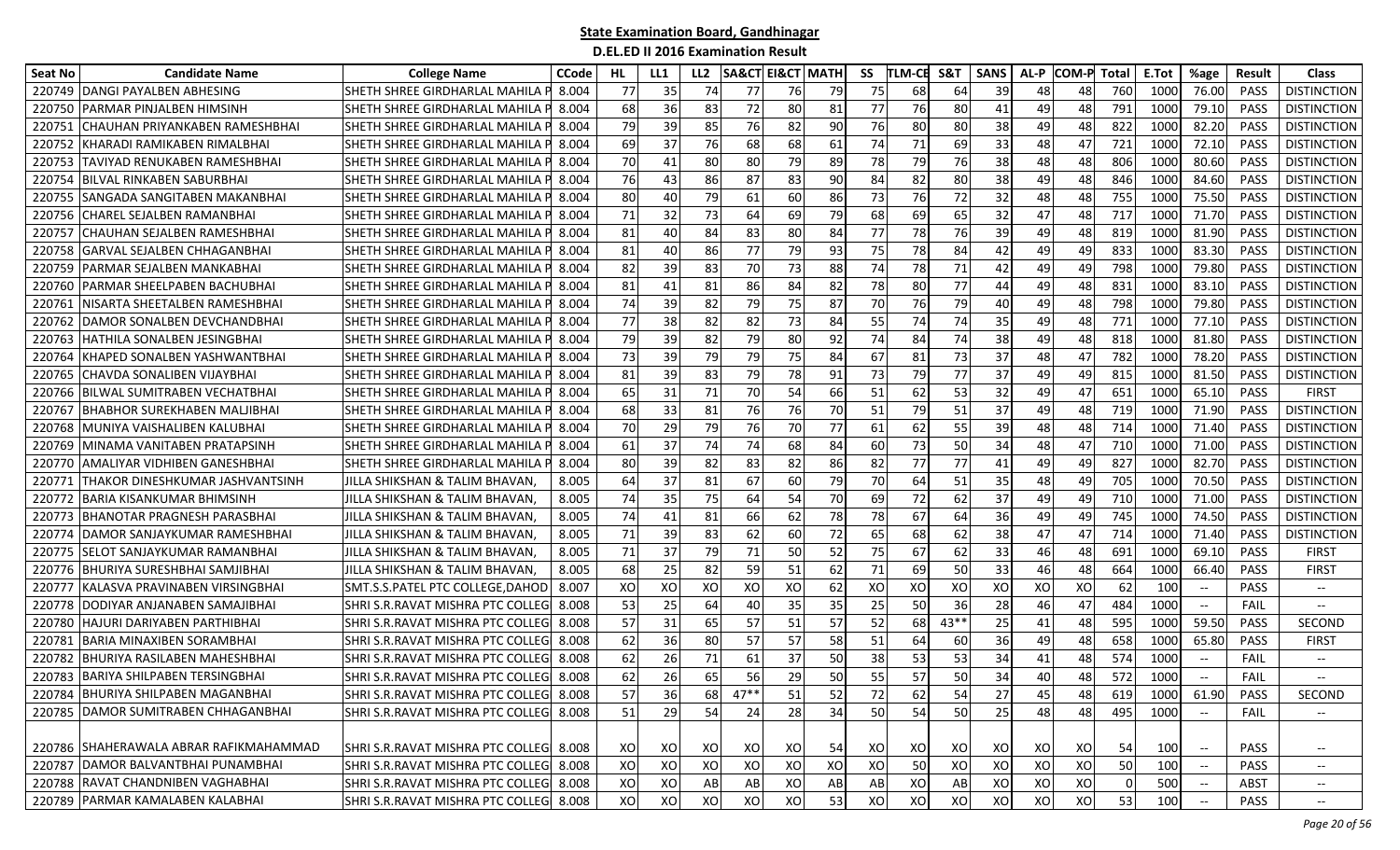# State Examination Board, Gandhinagar

## D.EL.ED II 2016 Examination Result

| Seat No | Candidate Name | College Name | CCode | HL | LL1 | LL2 | SA&CT | EI&CT | MATH | SS | TLM-CE | S&T | SANS | AL-P | COM-P | Total | E.Tot | %age | Result | Class |
|---|---|---|---|---|---|---|---|---|---|---|---|---|---|---|---|---|---|---|---|---|
| 220749 | DANGI PAYALBEN ABHESING | SHETH SHREE GIRDHARLAL MAHILA P | 8.004 | 77 | 35 | 74 | 77 | 76 | 79 | 75 | 68 | 64 | 39 | 48 | 48 | 760 | 1000 | 76.00 | PASS | DISTINCTION |
| 220750 | PARMAR PINJALBEN HIMSINH | SHETH SHREE GIRDHARLAL MAHILA P | 8.004 | 68 | 36 | 83 | 72 | 80 | 81 | 77 | 76 | 80 | 41 | 49 | 48 | 791 | 1000 | 79.10 | PASS | DISTINCTION |
| 220751 | CHAUHAN PRIYANKABEN RAMESHBHAI | SHETH SHREE GIRDHARLAL MAHILA P | 8.004 | 79 | 39 | 85 | 76 | 82 | 90 | 76 | 80 | 80 | 38 | 49 | 48 | 822 | 1000 | 82.20 | PASS | DISTINCTION |
| 220752 | KHARADI RAMIKABEN RIMALBHAI | SHETH SHREE GIRDHARLAL MAHILA P | 8.004 | 69 | 37 | 76 | 68 | 68 | 61 | 74 | 71 | 69 | 33 | 48 | 47 | 721 | 1000 | 72.10 | PASS | DISTINCTION |
| 220753 | TAVIYAD RENUKABEN RAMESHBHAI | SHETH SHREE GIRDHARLAL MAHILA P | 8.004 | 70 | 41 | 80 | 80 | 79 | 89 | 78 | 79 | 76 | 38 | 48 | 48 | 806 | 1000 | 80.60 | PASS | DISTINCTION |
| 220754 | BILVAL RINKABEN SABURBHAI | SHETH SHREE GIRDHARLAL MAHILA P | 8.004 | 76 | 43 | 86 | 87 | 83 | 90 | 84 | 82 | 80 | 38 | 49 | 48 | 846 | 1000 | 84.60 | PASS | DISTINCTION |
| 220755 | SANGADA SANGITABEN MAKANBHAI | SHETH SHREE GIRDHARLAL MAHILA P | 8.004 | 80 | 40 | 79 | 61 | 60 | 86 | 73 | 76 | 72 | 32 | 48 | 48 | 755 | 1000 | 75.50 | PASS | DISTINCTION |
| 220756 | CHAREL SEJALBEN RAMANBHAI | SHETH SHREE GIRDHARLAL MAHILA P | 8.004 | 71 | 32 | 73 | 64 | 69 | 79 | 68 | 69 | 65 | 32 | 47 | 48 | 717 | 1000 | 71.70 | PASS | DISTINCTION |
| 220757 | CHAUHAN SEJALBEN RAMESHBHAI | SHETH SHREE GIRDHARLAL MAHILA P | 8.004 | 81 | 40 | 84 | 83 | 80 | 84 | 77 | 78 | 76 | 39 | 49 | 48 | 819 | 1000 | 81.90 | PASS | DISTINCTION |
| 220758 | GARVAL SEJALBEN CHHAGANBHAI | SHETH SHREE GIRDHARLAL MAHILA P | 8.004 | 81 | 40 | 86 | 77 | 79 | 93 | 75 | 78 | 84 | 42 | 49 | 49 | 833 | 1000 | 83.30 | PASS | DISTINCTION |
| 220759 | PARMAR SEJALBEN MANKABHAI | SHETH SHREE GIRDHARLAL MAHILA P | 8.004 | 82 | 39 | 83 | 70 | 73 | 88 | 74 | 78 | 71 | 42 | 49 | 49 | 798 | 1000 | 79.80 | PASS | DISTINCTION |
| 220760 | PARMAR SHEELPABEN BACHUBHAI | SHETH SHREE GIRDHARLAL MAHILA P | 8.004 | 81 | 41 | 81 | 86 | 84 | 82 | 78 | 80 | 77 | 44 | 49 | 48 | 831 | 1000 | 83.10 | PASS | DISTINCTION |
| 220761 | NISARTA SHEETALBEN RAMESHBHAI | SHETH SHREE GIRDHARLAL MAHILA P | 8.004 | 74 | 39 | 82 | 79 | 75 | 87 | 70 | 76 | 79 | 40 | 49 | 48 | 798 | 1000 | 79.80 | PASS | DISTINCTION |
| 220762 | DAMOR SONALBEN DEVCHANDBHAI | SHETH SHREE GIRDHARLAL MAHILA P | 8.004 | 77 | 38 | 82 | 82 | 73 | 84 | 55 | 74 | 74 | 35 | 49 | 48 | 771 | 1000 | 77.10 | PASS | DISTINCTION |
| 220763 | HATHILA SONALBEN JESINGBHAI | SHETH SHREE GIRDHARLAL MAHILA P | 8.004 | 79 | 39 | 82 | 79 | 80 | 92 | 74 | 84 | 74 | 38 | 49 | 48 | 818 | 1000 | 81.80 | PASS | DISTINCTION |
| 220764 | KHAPED SONALBEN YASHWANTBHAI | SHETH SHREE GIRDHARLAL MAHILA P | 8.004 | 73 | 39 | 79 | 79 | 75 | 84 | 67 | 81 | 73 | 37 | 48 | 47 | 782 | 1000 | 78.20 | PASS | DISTINCTION |
| 220765 | CHAVDA SONALIBEN VIJAYBHAI | SHETH SHREE GIRDHARLAL MAHILA P | 8.004 | 81 | 39 | 83 | 79 | 78 | 91 | 73 | 79 | 77 | 37 | 49 | 49 | 815 | 1000 | 81.50 | PASS | DISTINCTION |
| 220766 | BILWAL SUMITRABEN VECHATBHAI | SHETH SHREE GIRDHARLAL MAHILA P | 8.004 | 65 | 31 | 71 | 70 | 54 | 66 | 51 | 62 | 53 | 32 | 49 | 47 | 651 | 1000 | 65.10 | PASS | FIRST |
| 220767 | BHABHOR SUREKHABEN MALJIBHAI | SHETH SHREE GIRDHARLAL MAHILA P | 8.004 | 68 | 33 | 81 | 76 | 76 | 70 | 51 | 79 | 51 | 37 | 49 | 48 | 719 | 1000 | 71.90 | PASS | DISTINCTION |
| 220768 | MUNIYA VAISHALIBEN KALUBHAI | SHETH SHREE GIRDHARLAL MAHILA P | 8.004 | 70 | 29 | 79 | 76 | 70 | 77 | 61 | 62 | 55 | 39 | 48 | 48 | 714 | 1000 | 71.40 | PASS | DISTINCTION |
| 220769 | MINAMA VANITABEN PRATAPSINH | SHETH SHREE GIRDHARLAL MAHILA P | 8.004 | 61 | 37 | 74 | 74 | 68 | 84 | 60 | 73 | 50 | 34 | 48 | 47 | 710 | 1000 | 71.00 | PASS | DISTINCTION |
| 220770 | AMALIYAR VIDHIBEN GANESHBHAI | SHETH SHREE GIRDHARLAL MAHILA P | 8.004 | 80 | 39 | 82 | 83 | 82 | 86 | 82 | 77 | 77 | 41 | 49 | 49 | 827 | 1000 | 82.70 | PASS | DISTINCTION |
| 220771 | THAKOR DINESHKUMAR JASHVANTSINH | JILLA SHIKSHAN & TALIM BHAVAN, | 8.005 | 64 | 37 | 81 | 67 | 60 | 79 | 70 | 64 | 51 | 35 | 48 | 49 | 705 | 1000 | 70.50 | PASS | DISTINCTION |
| 220772 | BARIA KISANKUMAR BHIMSINH | JILLA SHIKSHAN & TALIM BHAVAN, | 8.005 | 74 | 35 | 75 | 64 | 54 | 70 | 69 | 72 | 62 | 37 | 49 | 49 | 710 | 1000 | 71.00 | PASS | DISTINCTION |
| 220773 | BHANOTAR PRAGNESH PARASBHAI | JILLA SHIKSHAN & TALIM BHAVAN, | 8.005 | 74 | 41 | 81 | 66 | 62 | 78 | 78 | 67 | 64 | 36 | 49 | 49 | 745 | 1000 | 74.50 | PASS | DISTINCTION |
| 220774 | DAMOR SANJAYKUMAR RAMESHBHAI | JILLA SHIKSHAN & TALIM BHAVAN, | 8.005 | 71 | 39 | 83 | 62 | 60 | 72 | 65 | 68 | 62 | 38 | 47 | 47 | 714 | 1000 | 71.40 | PASS | DISTINCTION |
| 220775 | SELOT SANJAYKUMAR RAMANBHAI | JILLA SHIKSHAN & TALIM BHAVAN, | 8.005 | 71 | 37 | 79 | 71 | 50 | 52 | 75 | 67 | 62 | 33 | 46 | 48 | 691 | 1000 | 69.10 | PASS | FIRST |
| 220776 | BHURIYA SURESHBHAI SAMJIBHAI | JILLA SHIKSHAN & TALIM BHAVAN, | 8.005 | 68 | 25 | 82 | 59 | 51 | 62 | 71 | 69 | 50 | 33 | 46 | 48 | 664 | 1000 | 66.40 | PASS | FIRST |
| 220777 | KALASVA PRAVINABEN VIRSINGBHAI | SMT.S.S.PATEL PTC COLLEGE,DAHOD | 8.007 | XO | XO | XO | XO | XO | 62 | XO | XO | XO | XO | XO | XO | 62 | 100 | -- | PASS | -- |
| 220778 | DODIYAR ANJANABEN SAMAJIBHAI | SHRI S.R.RAVAT MISHRA PTC COLLEG | 8.008 | 53 | 25 | 64 | 40 | 35 | 35 | 25 | 50 | 36 | 28 | 46 | 47 | 484 | 1000 | -- | FAIL | -- |
| 220780 | HAJURI DARIYABEN PARTHIBHAI | SHRI S.R.RAVAT MISHRA PTC COLLEG | 8.008 | 57 | 31 | 65 | 57 | 51 | 57 | 52 | 68 | 43** | 25 | 41 | 48 | 595 | 1000 | 59.50 | PASS | SECOND |
| 220781 | BARIA MINAXIBEN SORAMBHAI | SHRI S.R.RAVAT MISHRA PTC COLLEG | 8.008 | 62 | 36 | 80 | 57 | 57 | 58 | 51 | 64 | 60 | 36 | 49 | 48 | 658 | 1000 | 65.80 | PASS | FIRST |
| 220782 | BHURIYA RASILABEN MAHESHBHAI | SHRI S.R.RAVAT MISHRA PTC COLLEG | 8.008 | 62 | 26 | 71 | 61 | 37 | 50 | 38 | 53 | 53 | 34 | 41 | 48 | 574 | 1000 | -- | FAIL | -- |
| 220783 | BARIYA SHILPABEN TERSINGBHAI | SHRI S.R.RAVAT MISHRA PTC COLLEG | 8.008 | 62 | 26 | 65 | 56 | 29 | 50 | 55 | 57 | 50 | 34 | 40 | 48 | 572 | 1000 | -- | FAIL | -- |
| 220784 | BHURIYA SHILPABEN MAGANBHAI | SHRI S.R.RAVAT MISHRA PTC COLLEG | 8.008 | 57 | 36 | 68 | 47** | 51 | 52 | 72 | 62 | 54 | 27 | 45 | 48 | 619 | 1000 | 61.90 | PASS | SECOND |
| 220785 | DAMOR SUMITRABEN CHHAGANBHAI | SHRI S.R.RAVAT MISHRA PTC COLLEG | 8.008 | 51 | 29 | 54 | 24 | 28 | 34 | 50 | 54 | 50 | 25 | 48 | 48 | 495 | 1000 | -- | FAIL | -- |
| 220786 | SHAHERAWALA ABRAR RAFIKMAHAMMAD | SHRI S.R.RAVAT MISHRA PTC COLLEG | 8.008 | XO | XO | XO | XO | XO | 54 | XO | XO | XO | XO | XO | XO | 54 | 100 | -- | PASS | -- |
| 220787 | DAMOR BALVANTBHAI PUNAMBHAI | SHRI S.R.RAVAT MISHRA PTC COLLEG | 8.008 | XO | XO | XO | XO | XO | XO | XO | 50 | XO | XO | XO | XO | 50 | 100 | -- | PASS | -- |
| 220788 | RAVAT CHANDNIBEN VAGHABHAI | SHRI S.R.RAVAT MISHRA PTC COLLEG | 8.008 | XO | XO | AB | AB | XO | AB | AB | XO | AB | XO | XO | XO | 0 | 500 | -- | ABST | -- |
| 220789 | PARMAR KAMALABEN KALABHAI | SHRI S.R.RAVAT MISHRA PTC COLLEG | 8.008 | XO | XO | XO | XO | XO | 53 | XO | XO | XO | XO | XO | XO | 53 | 100 | -- | PASS | -- |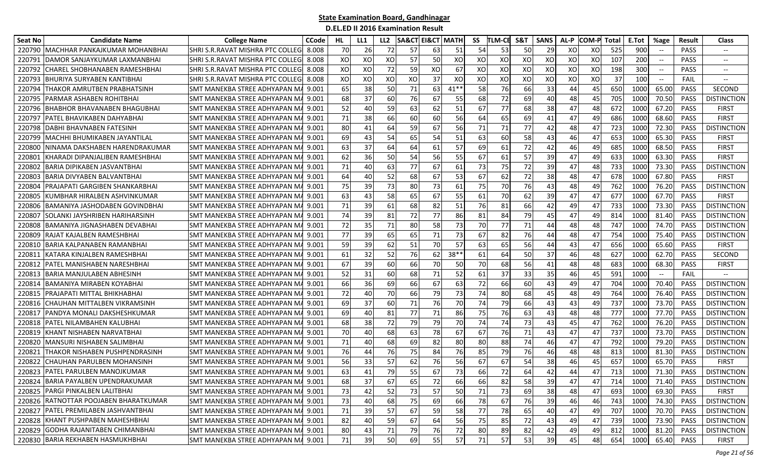# State Examination Board, Gandhinagar

## D.EL.ED II 2016 Examination Result

| Seat No | Candidate Name | College Name | CCode | HL | LL1 | LL2 | SA&CT | EI&CT | MATH | SS | TLM-CE | S&T | SANS | AL-P | COM-P | Total | E.Tot | %age | Result | Class |
|---|---|---|---|---|---|---|---|---|---|---|---|---|---|---|---|---|---|---|---|---|
| 220790 | MACHHAR PANKAJKUMAR MOHANBHAI | SHRI S.R.RAVAT MISHRA PTC COLLEG | 8.008 | 70 | 26 | 72 | 57 | 63 | 51 | 54 | 53 | 50 | 29 | XO | XO | 525 | 900 | -- | PASS | -- |
| 220791 | DAMOR SANJAYKUMAR LAXMANBHAI | SHRI S.R.RAVAT MISHRA PTC COLLEG | 8.008 | XO | XO | XO | 57 | 50 | XO | XO | XO | XO | XO | XO | XO | 107 | 200 | -- | PASS | -- |
| 220792 | CHAREL SHOBHANABEN RAMESHBHAI | SHRI S.R.RAVAT MISHRA PTC COLLEG | 8.008 | XO | XO | 72 | 59 | XO | 67 | XO | XO | XO | XO | XO | XO | 198 | 300 | -- | PASS | -- |
| 220793 | BHURIYA SURYABEN KANTIBHAI | SHRI S.R.RAVAT MISHRA PTC COLLEG | 8.008 | XO | XO | XO | XO | 37 | XO | XO | XO | XO | XO | XO | XO | 37 | 100 | -- | FAIL | -- |
| 220794 | THAKOR AMRUTBEN PRABHATSINH | SMT MANEKBA STREE ADHYAPAN MA | 9.001 | 65 | 38 | 50 | 71 | 63 | 41** | 58 | 76 | 66 | 33 | 44 | 45 | 650 | 1000 | 65.00 | PASS | SECOND |
| 220795 | PARMAR ASHABEN ROHITBHAI | SMT MANEKBA STREE ADHYAPAN MA | 9.001 | 68 | 37 | 60 | 76 | 67 | 55 | 68 | 72 | 69 | 40 | 48 | 45 | 705 | 1000 | 70.50 | PASS | DISTINCTION |
| 220796 | BHABHOR BHAVANABEN BHAGUBHAI | SMT MANEKBA STREE ADHYAPAN MA | 9.001 | 52 | 40 | 59 | 63 | 62 | 51 | 67 | 77 | 68 | 38 | 47 | 48 | 672 | 1000 | 67.20 | PASS | FIRST |
| 220797 | PATEL BHAVIKABEN DAHYABHAI | SMT MANEKBA STREE ADHYAPAN MA | 9.001 | 71 | 38 | 66 | 60 | 60 | 56 | 64 | 65 | 69 | 41 | 47 | 49 | 686 | 1000 | 68.60 | PASS | FIRST |
| 220798 | DABHI BHAVNABEN FATESINH | SMT MANEKBA STREE ADHYAPAN MA | 9.001 | 80 | 41 | 64 | 59 | 67 | 56 | 71 | 71 | 77 | 42 | 48 | 47 | 723 | 1000 | 72.30 | PASS | DISTINCTION |
| 220799 | MACHHI BHUMIKABEN JAYANTILAL | SMT MANEKBA STREE ADHYAPAN MA | 9.001 | 69 | 43 | 54 | 65 | 54 | 51 | 63 | 60 | 58 | 43 | 46 | 47 | 653 | 1000 | 65.30 | PASS | FIRST |
| 220800 | NINAMA DAKSHABEN HARENDRAKUMAR | SMT MANEKBA STREE ADHYAPAN MA | 9.001 | 63 | 37 | 64 | 64 | 61 | 57 | 69 | 61 | 72 | 42 | 46 | 49 | 685 | 1000 | 68.50 | PASS | FIRST |
| 220801 | KHARADI DIPANJALIBEN RAMESHBHAI | SMT MANEKBA STREE ADHYAPAN MA | 9.001 | 62 | 36 | 50 | 54 | 56 | 55 | 67 | 61 | 57 | 39 | 47 | 49 | 633 | 1000 | 63.30 | PASS | FIRST |
| 220802 | BARIA DIPIKABEN JASVANTBHAI | SMT MANEKBA STREE ADHYAPAN MA | 9.001 | 71 | 40 | 63 | 77 | 67 | 61 | 73 | 75 | 72 | 39 | 47 | 48 | 733 | 1000 | 73.30 | PASS | DISTINCTION |
| 220803 | BARIA DIVYABEN BALVANTBHAI | SMT MANEKBA STREE ADHYAPAN MA | 9.001 | 64 | 40 | 52 | 68 | 67 | 53 | 67 | 62 | 72 | 38 | 48 | 47 | 678 | 1000 | 67.80 | PASS | FIRST |
| 220804 | PRAJAPATI GARGIBEN SHANKARBHAI | SMT MANEKBA STREE ADHYAPAN MA | 9.001 | 75 | 39 | 73 | 80 | 73 | 61 | 75 | 70 | 76 | 43 | 48 | 49 | 762 | 1000 | 76.20 | PASS | DISTINCTION |
| 220805 | KUMBHAR HIRALBEN ASHVINKUMAR | SMT MANEKBA STREE ADHYAPAN MA | 9.001 | 63 | 43 | 58 | 65 | 67 | 55 | 61 | 70 | 62 | 39 | 47 | 47 | 677 | 1000 | 67.70 | PASS | FIRST |
| 220806 | BAMANIYA JASHODABEN GOVINDBHAI | SMT MANEKBA STREE ADHYAPAN MA | 9.001 | 71 | 39 | 61 | 68 | 82 | 51 | 76 | 81 | 66 | 42 | 49 | 47 | 733 | 1000 | 73.30 | PASS | DISTINCTION |
| 220807 | SOLANKI JAYSHRIBEN HARIHARSINH | SMT MANEKBA STREE ADHYAPAN MA | 9.001 | 74 | 39 | 81 | 72 | 77 | 86 | 81 | 84 | 79 | 45 | 47 | 49 | 814 | 1000 | 81.40 | PASS | DISTINCTION |
| 220808 | BAMANIYA JIGNASHABEN DEVABHAI | SMT MANEKBA STREE ADHYAPAN MA | 9.001 | 72 | 35 | 71 | 80 | 58 | 73 | 70 | 77 | 71 | 44 | 48 | 48 | 747 | 1000 | 74.70 | PASS | DISTINCTION |
| 220809 | RAJAT KAJALBEN RAMESHBHAI | SMT MANEKBA STREE ADHYAPAN MA | 9.001 | 77 | 39 | 65 | 65 | 71 | 73 | 67 | 82 | 76 | 44 | 48 | 47 | 754 | 1000 | 75.40 | PASS | DISTINCTION |
| 220810 | BARIA KALPANABEN RAMANBHAI | SMT MANEKBA STREE ADHYAPAN MA | 9.001 | 59 | 39 | 62 | 51 | 70 | 57 | 63 | 65 | 56 | 44 | 43 | 47 | 656 | 1000 | 65.60 | PASS | FIRST |
| 220811 | KATARA KINJALBEN RAMESHBHAI | SMT MANEKBA STREE ADHYAPAN MA | 9.001 | 61 | 32 | 52 | 76 | 62 | 38** | 61 | 64 | 50 | 37 | 46 | 48 | 627 | 1000 | 62.70 | PASS | SECOND |
| 220812 | PATEL MANISHABEN NARESHBHAI | SMT MANEKBA STREE ADHYAPAN MA | 9.001 | 67 | 39 | 60 | 66 | 70 | 50 | 70 | 68 | 56 | 41 | 48 | 48 | 683 | 1000 | 68.30 | PASS | FIRST |
| 220813 | BARIA MANJULABEN ABHESINH | SMT MANEKBA STREE ADHYAPAN MA | 9.001 | 52 | 31 | 60 | 68 | 71 | 52 | 61 | 37 | 33 | 35 | 46 | 45 | 591 | 1000 | -- | FAIL | -- |
| 220814 | BAMANIYA MIRABEN KOYABHAI | SMT MANEKBA STREE ADHYAPAN MA | 9.001 | 66 | 36 | 69 | 66 | 67 | 63 | 72 | 66 | 60 | 43 | 49 | 47 | 704 | 1000 | 70.40 | PASS | DISTINCTION |
| 220815 | PRAJAPATI MITTAL BHIKHABHAI | SMT MANEKBA STREE ADHYAPAN MA | 9.001 | 72 | 40 | 70 | 66 | 79 | 73 | 74 | 80 | 68 | 45 | 48 | 49 | 764 | 1000 | 76.40 | PASS | DISTINCTION |
| 220816 | CHAUHAN MITTALBEN VIKRAMSINH | SMT MANEKBA STREE ADHYAPAN MA | 9.001 | 69 | 37 | 60 | 71 | 76 | 70 | 74 | 79 | 66 | 43 | 43 | 49 | 737 | 1000 | 73.70 | PASS | DISTINCTION |
| 220817 | PANDYA MONALI DAKSHESHKUMAR | SMT MANEKBA STREE ADHYAPAN MA | 9.001 | 69 | 40 | 81 | 77 | 71 | 86 | 75 | 76 | 63 | 43 | 48 | 48 | 777 | 1000 | 77.70 | PASS | DISTINCTION |
| 220818 | PATEL NILAMBAHEN KALUBHAI | SMT MANEKBA STREE ADHYAPAN MA | 9.001 | 68 | 38 | 72 | 79 | 79 | 70 | 74 | 74 | 73 | 43 | 45 | 47 | 762 | 1000 | 76.20 | PASS | DISTINCTION |
| 220819 | KHANT NISHABEN NARVATBHAI | SMT MANEKBA STREE ADHYAPAN MA | 9.001 | 70 | 40 | 68 | 63 | 78 | 67 | 67 | 76 | 71 | 43 | 47 | 47 | 737 | 1000 | 73.70 | PASS | DISTINCTION |
| 220820 | MANSURI NISHABEN SALIMBHAI | SMT MANEKBA STREE ADHYAPAN MA | 9.001 | 71 | 40 | 68 | 69 | 82 | 80 | 80 | 88 | 74 | 46 | 47 | 47 | 792 | 1000 | 79.20 | PASS | DISTINCTION |
| 220821 | THAKOR NISHABEN PUSHPENDRASINH | SMT MANEKBA STREE ADHYAPAN MA | 9.001 | 76 | 44 | 76 | 75 | 84 | 76 | 85 | 79 | 76 | 46 | 48 | 48 | 813 | 1000 | 81.30 | PASS | DISTINCTION |
| 220822 | CHAUHAN PARULBEN MOHANSINH | SMT MANEKBA STREE ADHYAPAN MA | 9.001 | 56 | 33 | 57 | 62 | 76 | 56 | 67 | 67 | 54 | 38 | 46 | 45 | 657 | 1000 | 65.70 | PASS | FIRST |
| 220823 | PATEL PARULBEN MANOJKUMAR | SMT MANEKBA STREE ADHYAPAN MA | 9.001 | 63 | 41 | 79 | 55 | 67 | 73 | 66 | 72 | 64 | 42 | 44 | 47 | 713 | 1000 | 71.30 | PASS | DISTINCTION |
| 220824 | BARIA PAYALBEN UPENDRAKUMAR | SMT MANEKBA STREE ADHYAPAN MA | 9.001 | 68 | 37 | 67 | 65 | 72 | 66 | 66 | 82 | 58 | 39 | 47 | 47 | 714 | 1000 | 71.40 | PASS | DISTINCTION |
| 220825 | PARGI PINKALBEN LALITBHAI | SMT MANEKBA STREE ADHYAPAN MA | 9.001 | 73 | 42 | 52 | 73 | 57 | 50 | 71 | 73 | 69 | 38 | 48 | 47 | 693 | 1000 | 69.30 | PASS | FIRST |
| 220826 | RATNOTTAR POOJABEN BHARATKUMAR | SMT MANEKBA STREE ADHYAPAN MA | 9.001 | 73 | 40 | 68 | 75 | 69 | 66 | 78 | 67 | 76 | 39 | 46 | 46 | 743 | 1000 | 74.30 | PASS | DISTINCTION |
| 220827 | PATEL PREMILABEN JASHVANTBHAI | SMT MANEKBA STREE ADHYAPAN MA | 9.001 | 71 | 39 | 57 | 67 | 59 | 58 | 77 | 78 | 65 | 40 | 47 | 49 | 707 | 1000 | 70.70 | PASS | DISTINCTION |
| 220828 | KHANT PUSHPABEN MAHESHBHAI | SMT MANEKBA STREE ADHYAPAN MA | 9.001 | 82 | 40 | 59 | 67 | 64 | 56 | 75 | 85 | 72 | 43 | 49 | 47 | 739 | 1000 | 73.90 | PASS | DISTINCTION |
| 220829 | GODHA RAJANITABEN CHIMANBHAI | SMT MANEKBA STREE ADHYAPAN MA | 9.001 | 80 | 43 | 71 | 79 | 76 | 72 | 80 | 89 | 82 | 42 | 49 | 49 | 812 | 1000 | 81.20 | PASS | DISTINCTION |
| 220830 | BARIA REKHABEN HASMUKHBHAI | SMT MANEKBA STREE ADHYAPAN MA | 9.001 | 71 | 39 | 50 | 69 | 55 | 57 | 71 | 57 | 53 | 39 | 45 | 48 | 654 | 1000 | 65.40 | PASS | FIRST |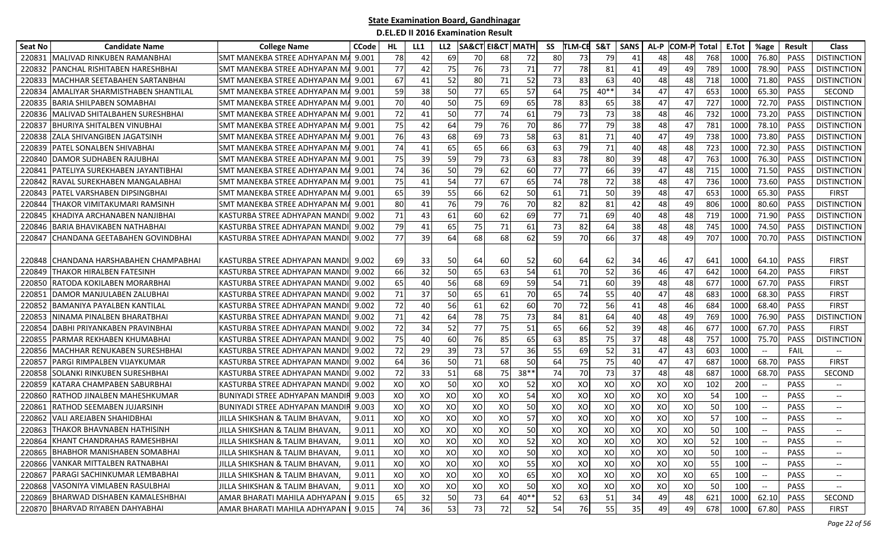## State Examination Board, Gandhinagar

### D.EL.ED II 2016 Examination Result

| Seat No | Candidate Name | College Name | CCode | HL | LL1 | LL2 | SA&CT | EI&CT | MATH | SS | TLM-CE | S&T | SANS | AL-P | COM-P | Total | E.Tot | %age | Result | Class |
|---|---|---|---|---|---|---|---|---|---|---|---|---|---|---|---|---|---|---|---|---|
| 220831 | MALIVAD RINKUBEN RAMANBHAI | SMT MANEKBA STREE ADHYAPAN MA | 9.001 | 78 | 42 | 69 | 70 | 68 | 72 | 80 | 73 | 79 | 41 | 48 | 48 | 768 | 1000 | 76.80 | PASS | DISTINCTION |
| 220832 | PANCHAL RISHITABEN HARESHBHAI | SMT MANEKBA STREE ADHYAPAN MA | 9.001 | 77 | 42 | 75 | 76 | 73 | 71 | 77 | 78 | 81 | 41 | 49 | 49 | 789 | 1000 | 78.90 | PASS | DISTINCTION |
| 220833 | MACHHAR SEETABAHEN SARTANBHAI | SMT MANEKBA STREE ADHYAPAN MA | 9.001 | 67 | 41 | 52 | 80 | 71 | 52 | 73 | 83 | 63 | 40 | 48 | 48 | 718 | 1000 | 71.80 | PASS | DISTINCTION |
| 220834 | AMALIYAR SHARMISTHABEN SHANTILAL | SMT MANEKBA STREE ADHYAPAN MA | 9.001 | 59 | 38 | 50 | 77 | 65 | 57 | 64 | 75 | 40** | 34 | 47 | 47 | 653 | 1000 | 65.30 | PASS | SECOND |
| 220835 | BARIA SHILPABEN SOMABHAI | SMT MANEKBA STREE ADHYAPAN MA | 9.001 | 70 | 40 | 50 | 75 | 69 | 65 | 78 | 83 | 65 | 38 | 47 | 47 | 727 | 1000 | 72.70 | PASS | DISTINCTION |
| 220836 | MALIVAD SHITALBAHEN SURESHBHAI | SMT MANEKBA STREE ADHYAPAN MA | 9.001 | 72 | 41 | 50 | 77 | 74 | 61 | 79 | 73 | 73 | 38 | 48 | 46 | 732 | 1000 | 73.20 | PASS | DISTINCTION |
| 220837 | BHURIYA SHITALBEN VINUBHAI | SMT MANEKBA STREE ADHYAPAN MA | 9.001 | 75 | 42 | 64 | 79 | 76 | 70 | 86 | 77 | 79 | 38 | 48 | 47 | 781 | 1000 | 78.10 | PASS | DISTINCTION |
| 220838 | ZALA SHIVANGIBEN JAGATSINH | SMT MANEKBA STREE ADHYAPAN MA | 9.001 | 76 | 43 | 68 | 69 | 73 | 58 | 63 | 81 | 71 | 40 | 47 | 49 | 738 | 1000 | 73.80 | PASS | DISTINCTION |
| 220839 | PATEL SONALBEN SHIVABHAI | SMT MANEKBA STREE ADHYAPAN MA | 9.001 | 74 | 41 | 65 | 65 | 66 | 63 | 63 | 79 | 71 | 40 | 48 | 48 | 723 | 1000 | 72.30 | PASS | DISTINCTION |
| 220840 | DAMOR SUDHABEN RAJUBHAI | SMT MANEKBA STREE ADHYAPAN MA | 9.001 | 75 | 39 | 59 | 79 | 73 | 63 | 83 | 78 | 80 | 39 | 48 | 47 | 763 | 1000 | 76.30 | PASS | DISTINCTION |
| 220841 | PATELIYA SUREKHABEN JAYANTIBHAI | SMT MANEKBA STREE ADHYAPAN MA | 9.001 | 74 | 36 | 50 | 79 | 62 | 60 | 77 | 77 | 66 | 39 | 47 | 48 | 715 | 1000 | 71.50 | PASS | DISTINCTION |
| 220842 | RAVAL SUREKHABEN MANGALABHAI | SMT MANEKBA STREE ADHYAPAN MA | 9.001 | 75 | 41 | 54 | 77 | 67 | 65 | 74 | 78 | 72 | 38 | 48 | 47 | 736 | 1000 | 73.60 | PASS | DISTINCTION |
| 220843 | PATEL VARSHABEN DIPSINGBHAI | SMT MANEKBA STREE ADHYAPAN MA | 9.001 | 65 | 39 | 55 | 66 | 62 | 50 | 61 | 71 | 50 | 39 | 48 | 47 | 653 | 1000 | 65.30 | PASS | FIRST |
| 220844 | THAKOR VIMITAKUMARI RAMSINH | SMT MANEKBA STREE ADHYAPAN MA | 9.001 | 80 | 41 | 76 | 79 | 76 | 70 | 82 | 82 | 81 | 42 | 48 | 49 | 806 | 1000 | 80.60 | PASS | DISTINCTION |
| 220845 | KHADIYA ARCHANABEN NANJIBHAI | KASTURBA STREE ADHYAPAN MANDI | 9.002 | 71 | 43 | 61 | 60 | 62 | 69 | 77 | 71 | 69 | 40 | 48 | 48 | 719 | 1000 | 71.90 | PASS | DISTINCTION |
| 220846 | BARIA BHAVIKABEN NATHABHAI | KASTURBA STREE ADHYAPAN MANDI | 9.002 | 79 | 41 | 65 | 75 | 71 | 61 | 73 | 82 | 64 | 38 | 48 | 48 | 745 | 1000 | 74.50 | PASS | DISTINCTION |
| 220847 | CHANDANA GEETABAHEN GOVINDBHAI | KASTURBA STREE ADHYAPAN MANDI | 9.002 | 77 | 39 | 64 | 68 | 68 | 62 | 59 | 70 | 66 | 37 | 48 | 49 | 707 | 1000 | 70.70 | PASS | DISTINCTION |
| 220848 | CHANDANA HARSHABAHEN CHAMPABHAI | KASTURBA STREE ADHYAPAN MANDI | 9.002 | 69 | 33 | 50 | 64 | 60 | 52 | 60 | 64 | 62 | 34 | 46 | 47 | 641 | 1000 | 64.10 | PASS | FIRST |
| 220849 | THAKOR HIRALBEN FATESINH | KASTURBA STREE ADHYAPAN MANDI | 9.002 | 66 | 32 | 50 | 65 | 63 | 54 | 61 | 70 | 52 | 36 | 46 | 47 | 642 | 1000 | 64.20 | PASS | FIRST |
| 220850 | RATODA KOKILABEN MORARBHAI | KASTURBA STREE ADHYAPAN MANDI | 9.002 | 65 | 40 | 56 | 68 | 69 | 59 | 54 | 71 | 60 | 39 | 48 | 48 | 677 | 1000 | 67.70 | PASS | FIRST |
| 220851 | DAMOR MANJULABEN ZALUBHAI | KASTURBA STREE ADHYAPAN MANDI | 9.002 | 71 | 37 | 50 | 65 | 61 | 70 | 65 | 74 | 55 | 40 | 47 | 48 | 683 | 1000 | 68.30 | PASS | FIRST |
| 220852 | BAMANIYA PAYALBEN KANTILAL | KASTURBA STREE ADHYAPAN MANDI | 9.002 | 72 | 40 | 56 | 61 | 62 | 60 | 70 | 72 | 56 | 41 | 48 | 46 | 684 | 1000 | 68.40 | PASS | FIRST |
| 220853 | NINAMA PINALBEN BHARATBHAI | KASTURBA STREE ADHYAPAN MANDI | 9.002 | 71 | 42 | 64 | 78 | 75 | 73 | 84 | 81 | 64 | 40 | 48 | 49 | 769 | 1000 | 76.90 | PASS | DISTINCTION |
| 220854 | DABHI PRIYANKABEN PRAVINBHAI | KASTURBA STREE ADHYAPAN MANDI | 9.002 | 72 | 34 | 52 | 77 | 75 | 51 | 65 | 66 | 52 | 39 | 48 | 46 | 677 | 1000 | 67.70 | PASS | FIRST |
| 220855 | PARMAR REKHABEN KHUMABHAI | KASTURBA STREE ADHYAPAN MANDI | 9.002 | 75 | 40 | 60 | 76 | 85 | 65 | 63 | 85 | 75 | 37 | 48 | 48 | 757 | 1000 | 75.70 | PASS | DISTINCTION |
| 220856 | MACHHAR RENUKABEN SURESHBHAI | KASTURBA STREE ADHYAPAN MANDI | 9.002 | 72 | 29 | 39 | 73 | 57 | 36 | 55 | 69 | 52 | 31 | 47 | 43 | 603 | 1000 | -- | FAIL | -- |
| 220857 | PARGI RIMPALBEN VIJAYKUMAR | KASTURBA STREE ADHYAPAN MANDI | 9.002 | 64 | 36 | 50 | 71 | 68 | 50 | 64 | 75 | 75 | 40 | 47 | 47 | 687 | 1000 | 68.70 | PASS | FIRST |
| 220858 | SOLANKI RINKUBEN SURESHBHAI | KASTURBA STREE ADHYAPAN MANDI | 9.002 | 72 | 33 | 51 | 68 | 75 | 38** | 74 | 70 | 73 | 37 | 48 | 48 | 687 | 1000 | 68.70 | PASS | SECOND |
| 220859 | KATARA CHAMPABEN SABURBHAI | KASTURBA STREE ADHYAPAN MANDI | 9.002 | XO | XO | 50 | XO | XO | 52 | XO | XO | XO | XO | XO | XO | 102 | 200 | -- | PASS | -- |
| 220860 | RATHOD JINALBEN MAHESHKUMAR | BUNIYADI STREE ADHYAPAN MANDIR | 9.003 | XO | XO | XO | XO | XO | 54 | XO | XO | XO | XO | XO | XO | 54 | 100 | -- | PASS | -- |
| 220861 | RATHOD SEEMABEN JUJARSINH | BUNIYADI STREE ADHYAPAN MANDIR | 9.003 | XO | XO | XO | XO | XO | 50 | XO | XO | XO | XO | XO | XO | 50 | 100 | -- | PASS | -- |
| 220862 | VALI AREJABEN SHAHIDBHAI | JILLA SHIKSHAN & TALIM BHAVAN, | 9.011 | XO | XO | XO | XO | XO | 57 | XO | XO | XO | XO | XO | XO | 57 | 100 | -- | PASS | -- |
| 220863 | THAKOR BHAVNABEN HATHISINH | JILLA SHIKSHAN & TALIM BHAVAN, | 9.011 | XO | XO | XO | XO | XO | 50 | XO | XO | XO | XO | XO | XO | 50 | 100 | -- | PASS | -- |
| 220864 | KHANT CHANDRAHAS RAMESHBHAI | JILLA SHIKSHAN & TALIM BHAVAN, | 9.011 | XO | XO | XO | XO | XO | 52 | XO | XO | XO | XO | XO | XO | 52 | 100 | -- | PASS | -- |
| 220865 | BHABHOR MANISHABEN SOMABHAI | JILLA SHIKSHAN & TALIM BHAVAN, | 9.011 | XO | XO | XO | XO | XO | 50 | XO | XO | XO | XO | XO | XO | 50 | 100 | -- | PASS | -- |
| 220866 | VANKAR MITTALBEN RATNABHAI | JILLA SHIKSHAN & TALIM BHAVAN, | 9.011 | XO | XO | XO | XO | XO | 55 | XO | XO | XO | XO | XO | XO | 55 | 100 | -- | PASS | -- |
| 220867 | PARAGI SACHINKUMAR LEMBABHAI | JILLA SHIKSHAN & TALIM BHAVAN, | 9.011 | XO | XO | XO | XO | XO | 65 | XO | XO | XO | XO | XO | XO | 65 | 100 | -- | PASS | -- |
| 220868 | VASONIYA VIMLABEN RASULBHAI | JILLA SHIKSHAN & TALIM BHAVAN, | 9.011 | XO | XO | XO | XO | XO | 50 | XO | XO | XO | XO | XO | XO | 50 | 100 | -- | PASS | -- |
| 220869 | BHARWAD DISHABEN KAMALESHBHAI | AMAR BHARATI MAHILA ADHYAPAN | 9.015 | 65 | 32 | 50 | 73 | 64 | 40** | 52 | 63 | 51 | 34 | 49 | 48 | 621 | 1000 | 62.10 | PASS | SECOND |
| 220870 | BHARVAD RIYABEN DAHYABHAI | AMAR BHARATI MAHILA ADHYAPAN | 9.015 | 74 | 36 | 53 | 73 | 72 | 52 | 54 | 76 | 55 | 35 | 49 | 49 | 678 | 1000 | 67.80 | PASS | FIRST |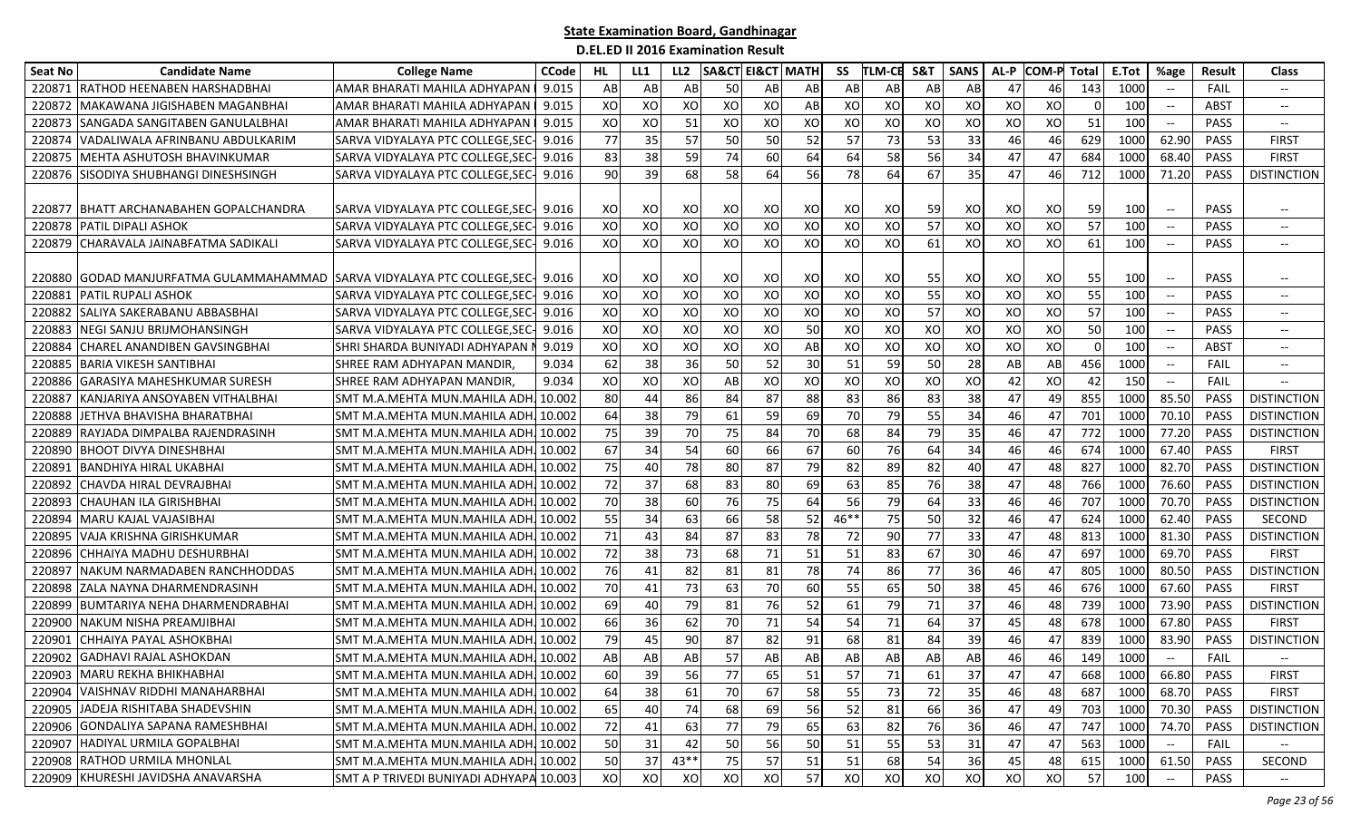# State Examination Board, Gandhinagar

## D.EL.ED II 2016 Examination Result

| Seat No | Candidate Name | College Name | CCode | HL | LL1 | LL2 | SA&CT | EI&CT | MATH | SS | TLM-CE | S&T | SANS | AL-P | COM-P | Total | E.Tot | %age | Result | Class |
|---|---|---|---|---|---|---|---|---|---|---|---|---|---|---|---|---|---|---|---|---|
| 220871 | RATHOD HEENABEN HARSHADBHAI | AMAR BHARATI MAHILA ADHYAPAN | 9.015 | AB | AB | AB | 50 | AB | AB | AB | AB | AB | AB | 47 | 46 | 143 | 1000 | -- | FAIL | -- |
| 220872 | MAKAWANA JIGISHABEN MAGANBHAI | AMAR BHARATI MAHILA ADHYAPAN | 9.015 | XO | XO | XO | XO | XO | AB | XO | XO | XO | XO | XO | XO | 0 | 100 | -- | ABST | -- |
| 220873 | SANGADA SANGITABEN GANULALBHAI | AMAR BHARATI MAHILA ADHYAPAN | 9.015 | XO | XO | 51 | XO | XO | XO | XO | XO | XO | XO | XO | XO | 51 | 100 | -- | PASS | -- |
| 220874 | VADALIWALA AFRINBANU ABDULKARIM | SARVA VIDYALAYA PTC COLLEGE,SEC- | 9.016 | 77 | 35 | 57 | 50 | 50 | 52 | 57 | 73 | 53 | 33 | 46 | 46 | 629 | 1000 | 62.90 | PASS | FIRST |
| 220875 | MEHTA ASHUTOSH BHAVINKUMAR | SARVA VIDYALAYA PTC COLLEGE,SEC- | 9.016 | 83 | 38 | 59 | 74 | 60 | 64 | 64 | 58 | 56 | 34 | 47 | 47 | 684 | 1000 | 68.40 | PASS | FIRST |
| 220876 | SISODIYA SHUBHANGI DINESHSINGH | SARVA VIDYALAYA PTC COLLEGE,SEC- | 9.016 | 90 | 39 | 68 | 58 | 64 | 56 | 78 | 64 | 67 | 35 | 47 | 46 | 712 | 1000 | 71.20 | PASS | DISTINCTION |
| 220877 | BHATT ARCHANABAHEN GOPALCHANDRA | SARVA VIDYALAYA PTC COLLEGE,SEC- | 9.016 | XO | XO | XO | XO | XO | XO | XO | XO | 59 | XO | XO | XO | 59 | 100 | -- | PASS | -- |
| 220878 | PATIL DIPALI ASHOK | SARVA VIDYALAYA PTC COLLEGE,SEC- | 9.016 | XO | XO | XO | XO | XO | XO | XO | XO | 57 | XO | XO | XO | 57 | 100 | -- | PASS | -- |
| 220879 | CHARAVALA JAINABFATMA SADIKALI | SARVA VIDYALAYA PTC COLLEGE,SEC- | 9.016 | XO | XO | XO | XO | XO | XO | XO | XO | 61 | XO | XO | XO | 61 | 100 | -- | PASS | -- |
| 220880 | GODAD MANJURFATMA GULAMMAHAMMAD | SARVA VIDYALAYA PTC COLLEGE,SEC- | 9.016 | XO | XO | XO | XO | XO | XO | XO | XO | 55 | XO | XO | XO | 55 | 100 | -- | PASS | -- |
| 220881 | PATIL RUPALI ASHOK | SARVA VIDYALAYA PTC COLLEGE,SEC- | 9.016 | XO | XO | XO | XO | XO | XO | XO | XO | 55 | XO | XO | XO | 55 | 100 | -- | PASS | -- |
| 220882 | SALIYA SAKERABANU ABBASBHAI | SARVA VIDYALAYA PTC COLLEGE,SEC- | 9.016 | XO | XO | XO | XO | XO | XO | XO | XO | 57 | XO | XO | XO | 57 | 100 | -- | PASS | -- |
| 220883 | NEGI SANJU BRIJMOHANSINGH | SARVA VIDYALAYA PTC COLLEGE,SEC- | 9.016 | XO | XO | XO | XO | XO | 50 | XO | XO | XO | XO | XO | XO | 50 | 100 | -- | PASS | -- |
| 220884 | CHAREL ANANDIBEN GAVSINGBHAI | SHRI SHARDA BUNIYADI ADHYAPAN M | 9.019 | XO | XO | XO | XO | XO | AB | XO | XO | XO | XO | XO | XO | 0 | 100 | -- | ABST | -- |
| 220885 | BARIA VIKESH SANTIBHAI | SHREE RAM ADHYAPAN MANDIR, | 9.034 | 62 | 38 | 36 | 50 | 52 | 30 | 51 | 59 | 50 | 28 | AB | AB | 456 | 1000 | -- | FAIL | -- |
| 220886 | GARASIYA MAHESHKUMAR SURESH | SHREE RAM ADHYAPAN MANDIR, | 9.034 | XO | XO | XO | AB | XO | XO | XO | XO | XO | XO | 42 | XO | 42 | 150 | -- | FAIL | -- |
| 220887 | KANJARIYA ANSOYABEN VITHALBHAI | SMT M.A.MEHTA MUN.MAHILA ADH. | 10.002 | 80 | 44 | 86 | 84 | 87 | 88 | 83 | 86 | 83 | 38 | 47 | 49 | 855 | 1000 | 85.50 | PASS | DISTINCTION |
| 220888 | JETHVA BHAVISHA BHARATBHAI | SMT M.A.MEHTA MUN.MAHILA ADH. | 10.002 | 64 | 38 | 79 | 61 | 59 | 69 | 70 | 79 | 55 | 34 | 46 | 47 | 701 | 1000 | 70.10 | PASS | DISTINCTION |
| 220889 | RAYJADA DIMPALBA RAJENDRASINH | SMT M.A.MEHTA MUN.MAHILA ADH. | 10.002 | 75 | 39 | 70 | 75 | 84 | 70 | 68 | 84 | 79 | 35 | 46 | 47 | 772 | 1000 | 77.20 | PASS | DISTINCTION |
| 220890 | BHOOT DIVYA DINESHBHAI | SMT M.A.MEHTA MUN.MAHILA ADH. | 10.002 | 67 | 34 | 54 | 60 | 66 | 67 | 60 | 76 | 64 | 34 | 46 | 46 | 674 | 1000 | 67.40 | PASS | FIRST |
| 220891 | BANDHIYA HIRAL UKABHAI | SMT M.A.MEHTA MUN.MAHILA ADH. | 10.002 | 75 | 40 | 78 | 80 | 87 | 79 | 82 | 89 | 82 | 40 | 47 | 48 | 827 | 1000 | 82.70 | PASS | DISTINCTION |
| 220892 | CHAVDA HIRAL DEVRAJBHAI | SMT M.A.MEHTA MUN.MAHILA ADH. | 10.002 | 72 | 37 | 68 | 83 | 80 | 69 | 63 | 85 | 76 | 38 | 47 | 48 | 766 | 1000 | 76.60 | PASS | DISTINCTION |
| 220893 | CHAUHAN ILA GIRISHBHAI | SMT M.A.MEHTA MUN.MAHILA ADH. | 10.002 | 70 | 38 | 60 | 76 | 75 | 64 | 56 | 79 | 64 | 33 | 46 | 46 | 707 | 1000 | 70.70 | PASS | DISTINCTION |
| 220894 | MARU KAJAL VAJASIBHAI | SMT M.A.MEHTA MUN.MAHILA ADH. | 10.002 | 55 | 34 | 63 | 66 | 58 | 52 | 46** | 75 | 50 | 32 | 46 | 47 | 624 | 1000 | 62.40 | PASS | SECOND |
| 220895 | VAJA KRISHNA GIRISHKUMAR | SMT M.A.MEHTA MUN.MAHILA ADH. | 10.002 | 71 | 43 | 84 | 87 | 83 | 78 | 72 | 90 | 77 | 33 | 47 | 48 | 813 | 1000 | 81.30 | PASS | DISTINCTION |
| 220896 | CHHAIYA MADHU DESHURBHAI | SMT M.A.MEHTA MUN.MAHILA ADH. | 10.002 | 72 | 38 | 73 | 68 | 71 | 51 | 51 | 83 | 67 | 30 | 46 | 47 | 697 | 1000 | 69.70 | PASS | FIRST |
| 220897 | NAKUM NARMADABEN RANCHHODDAS | SMT M.A.MEHTA MUN.MAHILA ADH. | 10.002 | 76 | 41 | 82 | 81 | 81 | 78 | 74 | 86 | 77 | 36 | 46 | 47 | 805 | 1000 | 80.50 | PASS | DISTINCTION |
| 220898 | ZALA NAYNA DHARMENDRASINH | SMT M.A.MEHTA MUN.MAHILA ADH. | 10.002 | 70 | 41 | 73 | 63 | 70 | 60 | 55 | 65 | 50 | 38 | 45 | 46 | 676 | 1000 | 67.60 | PASS | FIRST |
| 220899 | BUMTARIYA NEHA DHARMENDRABHAI | SMT M.A.MEHTA MUN.MAHILA ADH. | 10.002 | 69 | 40 | 79 | 81 | 76 | 52 | 61 | 79 | 71 | 37 | 46 | 48 | 739 | 1000 | 73.90 | PASS | DISTINCTION |
| 220900 | NAKUM NISHA PREAMJIBHAI | SMT M.A.MEHTA MUN.MAHILA ADH. | 10.002 | 66 | 36 | 62 | 70 | 71 | 54 | 54 | 71 | 64 | 37 | 45 | 48 | 678 | 1000 | 67.80 | PASS | FIRST |
| 220901 | CHHAIYA PAYAL ASHOKBHAI | SMT M.A.MEHTA MUN.MAHILA ADH. | 10.002 | 79 | 45 | 90 | 87 | 82 | 91 | 68 | 81 | 84 | 39 | 46 | 47 | 839 | 1000 | 83.90 | PASS | DISTINCTION |
| 220902 | GADHAVI RAJAL ASHOKDAN | SMT M.A.MEHTA MUN.MAHILA ADH. | 10.002 | AB | AB | AB | 57 | AB | AB | AB | AB | AB | AB | 46 | 46 | 149 | 1000 | -- | FAIL | -- |
| 220903 | MARU REKHA BHIKHABHAI | SMT M.A.MEHTA MUN.MAHILA ADH. | 10.002 | 60 | 39 | 56 | 77 | 65 | 51 | 57 | 71 | 61 | 37 | 47 | 47 | 668 | 1000 | 66.80 | PASS | FIRST |
| 220904 | VAISHNAV RIDDHI MANAHARBHAI | SMT M.A.MEHTA MUN.MAHILA ADH. | 10.002 | 64 | 38 | 61 | 70 | 67 | 58 | 55 | 73 | 72 | 35 | 46 | 48 | 687 | 1000 | 68.70 | PASS | FIRST |
| 220905 | JADEJA RISHITABA SHADEVSHIN | SMT M.A.MEHTA MUN.MAHILA ADH. | 10.002 | 65 | 40 | 74 | 68 | 69 | 56 | 52 | 81 | 66 | 36 | 47 | 49 | 703 | 1000 | 70.30 | PASS | DISTINCTION |
| 220906 | GONDALIYA SAPANA RAMESHBHAI | SMT M.A.MEHTA MUN.MAHILA ADH. | 10.002 | 72 | 41 | 63 | 77 | 79 | 65 | 63 | 82 | 76 | 36 | 46 | 47 | 747 | 1000 | 74.70 | PASS | DISTINCTION |
| 220907 | HADIYAL URMILA GOPALBHAI | SMT M.A.MEHTA MUN.MAHILA ADH. | 10.002 | 50 | 31 | 42 | 50 | 56 | 50 | 51 | 55 | 53 | 31 | 47 | 47 | 563 | 1000 | -- | FAIL | -- |
| 220908 | RATHOD URMILA MHONLAL | SMT M.A.MEHTA MUN.MAHILA ADH. | 10.002 | 50 | 37 | 43** | 75 | 57 | 51 | 51 | 68 | 54 | 36 | 45 | 48 | 615 | 1000 | 61.50 | PASS | SECOND |
| 220909 | KHURESHI JAVIDSHA ANAVARSHA | SMT A P TRIVEDI BUNIYADI ADHYAPA | 10.003 | XO | XO | XO | XO | XO | 57 | XO | XO | XO | XO | XO | XO | 57 | 100 | -- | PASS | -- |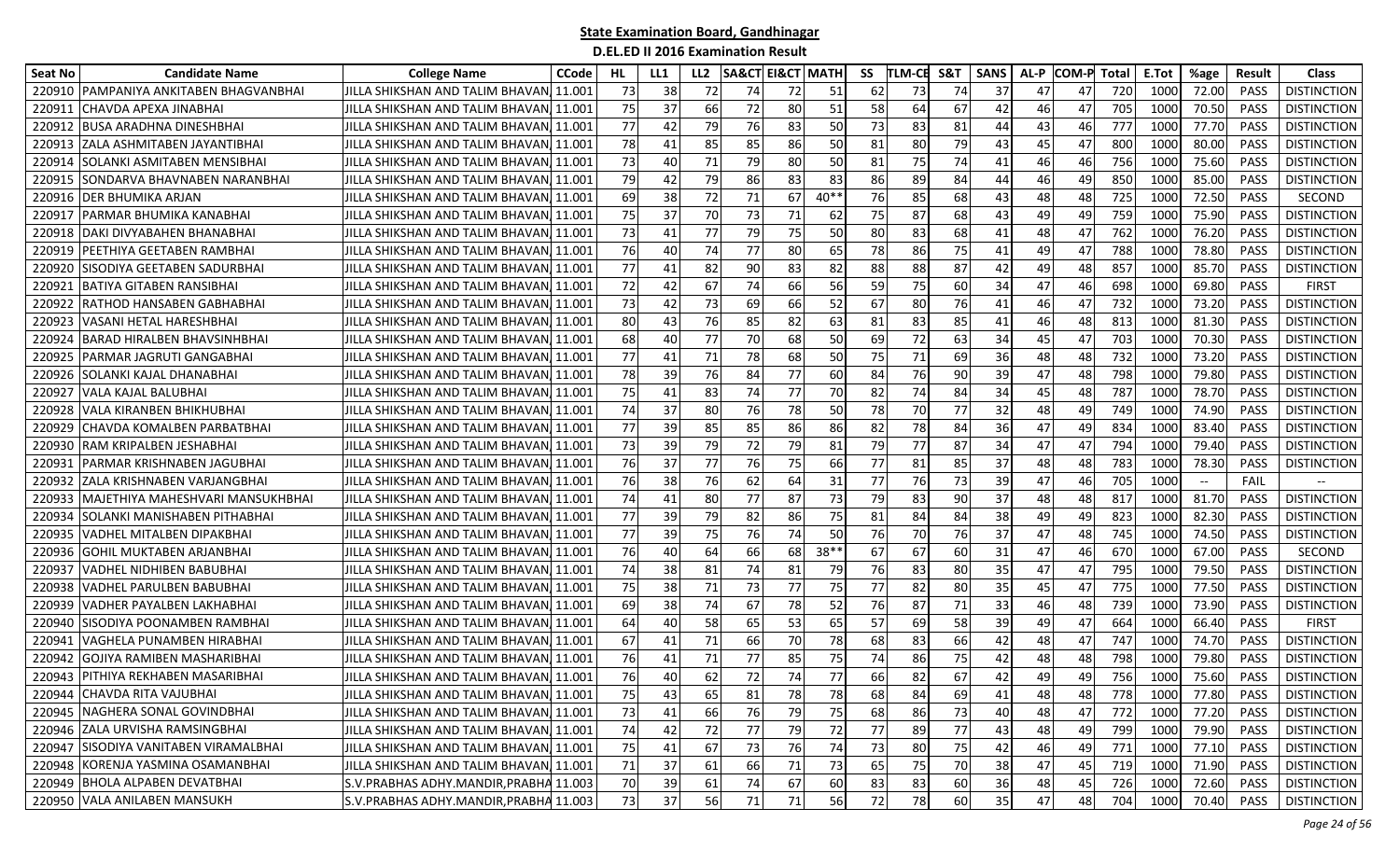## State Examination Board, Gandhinagar

### D.EL.ED II 2016 Examination Result

| Seat No | Candidate Name | College Name | CCode | HL | LL1 | LL2 | SA&CT | EI&CT | MATH | SS | TLM-CE | S&T | SANS | AL-P | COM-P | Total | E.Tot | %age | Result | Class |
|---|---|---|---|---|---|---|---|---|---|---|---|---|---|---|---|---|---|---|---|---|
| 220910 | PAMPANIYA ANKITABEN BHAGVANBHAI | JILLA SHIKSHAN AND TALIM BHAVAN, | 11.001 | 73 | 38 | 72 | 74 | 72 | 51 | 62 | 73 | 74 | 37 | 47 | 47 | 720 | 1000 | 72.00 | PASS | DISTINCTION |
| 220911 | CHAVDA APEXA JINABHAI | JILLA SHIKSHAN AND TALIM BHAVAN, | 11.001 | 75 | 37 | 66 | 72 | 80 | 51 | 58 | 64 | 67 | 42 | 46 | 47 | 705 | 1000 | 70.50 | PASS | DISTINCTION |
| 220912 | BUSA ARADHNA DINESHBHAI | JILLA SHIKSHAN AND TALIM BHAVAN, | 11.001 | 77 | 42 | 79 | 76 | 83 | 50 | 73 | 83 | 81 | 44 | 43 | 46 | 777 | 1000 | 77.70 | PASS | DISTINCTION |
| 220913 | ZALA ASHMITABEN JAYANTIBHAI | JILLA SHIKSHAN AND TALIM BHAVAN, | 11.001 | 78 | 41 | 85 | 85 | 86 | 50 | 81 | 80 | 79 | 43 | 45 | 47 | 800 | 1000 | 80.00 | PASS | DISTINCTION |
| 220914 | SOLANKI ASMITABEN MENSIBHAI | JILLA SHIKSHAN AND TALIM BHAVAN, | 11.001 | 73 | 40 | 71 | 79 | 80 | 50 | 81 | 75 | 74 | 41 | 46 | 46 | 756 | 1000 | 75.60 | PASS | DISTINCTION |
| 220915 | SONDARVA BHAVNABEN NARANBHAI | JILLA SHIKSHAN AND TALIM BHAVAN, | 11.001 | 79 | 42 | 79 | 86 | 83 | 83 | 86 | 89 | 84 | 44 | 46 | 49 | 850 | 1000 | 85.00 | PASS | DISTINCTION |
| 220916 | DER BHUMIKA ARJAN | JILLA SHIKSHAN AND TALIM BHAVAN, | 11.001 | 69 | 38 | 72 | 71 | 67 | 40** | 76 | 85 | 68 | 43 | 48 | 48 | 725 | 1000 | 72.50 | PASS | SECOND |
| 220917 | PARMAR BHUMIKA KANABHAI | JILLA SHIKSHAN AND TALIM BHAVAN, | 11.001 | 75 | 37 | 70 | 73 | 71 | 62 | 75 | 87 | 68 | 43 | 49 | 49 | 759 | 1000 | 75.90 | PASS | DISTINCTION |
| 220918 | DAKI DIVYABAHEN BHANABHAI | JILLA SHIKSHAN AND TALIM BHAVAN, | 11.001 | 73 | 41 | 77 | 79 | 75 | 50 | 80 | 83 | 68 | 41 | 48 | 47 | 762 | 1000 | 76.20 | PASS | DISTINCTION |
| 220919 | PEETHIYA GEETABEN RAMBHAI | JILLA SHIKSHAN AND TALIM BHAVAN, | 11.001 | 76 | 40 | 74 | 77 | 80 | 65 | 78 | 86 | 75 | 41 | 49 | 47 | 788 | 1000 | 78.80 | PASS | DISTINCTION |
| 220920 | SISODIYA GEETABEN SADURBHAI | JILLA SHIKSHAN AND TALIM BHAVAN, | 11.001 | 77 | 41 | 82 | 90 | 83 | 82 | 88 | 88 | 87 | 42 | 49 | 48 | 857 | 1000 | 85.70 | PASS | DISTINCTION |
| 220921 | BATIYA GITABEN RANSIBHAI | JILLA SHIKSHAN AND TALIM BHAVAN, | 11.001 | 72 | 42 | 67 | 74 | 66 | 56 | 59 | 75 | 60 | 34 | 47 | 46 | 698 | 1000 | 69.80 | PASS | FIRST |
| 220922 | RATHOD HANSABEN GABHABHAI | JILLA SHIKSHAN AND TALIM BHAVAN, | 11.001 | 73 | 42 | 73 | 69 | 66 | 52 | 67 | 80 | 76 | 41 | 46 | 47 | 732 | 1000 | 73.20 | PASS | DISTINCTION |
| 220923 | VASANI HETAL HARESHBHAI | JILLA SHIKSHAN AND TALIM BHAVAN, | 11.001 | 80 | 43 | 76 | 85 | 82 | 63 | 81 | 83 | 85 | 41 | 46 | 48 | 813 | 1000 | 81.30 | PASS | DISTINCTION |
| 220924 | BARAD HIRALBEN BHAVSINHBHAI | JILLA SHIKSHAN AND TALIM BHAVAN, | 11.001 | 68 | 40 | 77 | 70 | 68 | 50 | 69 | 72 | 63 | 34 | 45 | 47 | 703 | 1000 | 70.30 | PASS | DISTINCTION |
| 220925 | PARMAR JAGRUTI GANGABHAI | JILLA SHIKSHAN AND TALIM BHAVAN, | 11.001 | 77 | 41 | 71 | 78 | 68 | 50 | 75 | 71 | 69 | 36 | 48 | 48 | 732 | 1000 | 73.20 | PASS | DISTINCTION |
| 220926 | SOLANKI KAJAL DHANABHAI | JILLA SHIKSHAN AND TALIM BHAVAN, | 11.001 | 78 | 39 | 76 | 84 | 77 | 60 | 84 | 76 | 90 | 39 | 47 | 48 | 798 | 1000 | 79.80 | PASS | DISTINCTION |
| 220927 | VALA KAJAL BALUBHAI | JILLA SHIKSHAN AND TALIM BHAVAN, | 11.001 | 75 | 41 | 83 | 74 | 77 | 70 | 82 | 74 | 84 | 34 | 45 | 48 | 787 | 1000 | 78.70 | PASS | DISTINCTION |
| 220928 | VALA KIRANBEN BHIKHUBHAI | JILLA SHIKSHAN AND TALIM BHAVAN, | 11.001 | 74 | 37 | 80 | 76 | 78 | 50 | 78 | 70 | 77 | 32 | 48 | 49 | 749 | 1000 | 74.90 | PASS | DISTINCTION |
| 220929 | CHAVDA KOMALBEN PARBATBHAI | JILLA SHIKSHAN AND TALIM BHAVAN, | 11.001 | 77 | 39 | 85 | 85 | 86 | 86 | 82 | 78 | 84 | 36 | 47 | 49 | 834 | 1000 | 83.40 | PASS | DISTINCTION |
| 220930 | RAM KRIPALBEN JESHABHAI | JILLA SHIKSHAN AND TALIM BHAVAN, | 11.001 | 73 | 39 | 79 | 72 | 79 | 81 | 79 | 77 | 87 | 34 | 47 | 47 | 794 | 1000 | 79.40 | PASS | DISTINCTION |
| 220931 | PARMAR KRISHNABEN JAGUBHAI | JILLA SHIKSHAN AND TALIM BHAVAN, | 11.001 | 76 | 37 | 77 | 76 | 75 | 66 | 77 | 81 | 85 | 37 | 48 | 48 | 783 | 1000 | 78.30 | PASS | DISTINCTION |
| 220932 | ZALA KRISHNABEN VARJANGBHAI | JILLA SHIKSHAN AND TALIM BHAVAN, | 11.001 | 76 | 38 | 76 | 62 | 64 | 31 | 77 | 76 | 73 | 39 | 47 | 46 | 705 | 1000 | -- | FAIL | -- |
| 220933 | MAJETHIYA MAHESHVARI MANSUKHBHAI | JILLA SHIKSHAN AND TALIM BHAVAN, | 11.001 | 74 | 41 | 80 | 77 | 87 | 73 | 79 | 83 | 90 | 37 | 48 | 48 | 817 | 1000 | 81.70 | PASS | DISTINCTION |
| 220934 | SOLANKI MANISHABEN PITHABHAI | JILLA SHIKSHAN AND TALIM BHAVAN, | 11.001 | 77 | 39 | 79 | 82 | 86 | 75 | 81 | 84 | 84 | 38 | 49 | 49 | 823 | 1000 | 82.30 | PASS | DISTINCTION |
| 220935 | VADHEL MITALBEN DIPAKBHAI | JILLA SHIKSHAN AND TALIM BHAVAN, | 11.001 | 77 | 39 | 75 | 76 | 74 | 50 | 76 | 70 | 76 | 37 | 47 | 48 | 745 | 1000 | 74.50 | PASS | DISTINCTION |
| 220936 | GOHIL MUKTABEN ARJANBHAI | JILLA SHIKSHAN AND TALIM BHAVAN, | 11.001 | 76 | 40 | 64 | 66 | 68 | 38** | 67 | 67 | 60 | 31 | 47 | 46 | 670 | 1000 | 67.00 | PASS | SECOND |
| 220937 | VADHEL NIDHIBEN BABUBHAI | JILLA SHIKSHAN AND TALIM BHAVAN, | 11.001 | 74 | 38 | 81 | 74 | 81 | 79 | 76 | 83 | 80 | 35 | 47 | 47 | 795 | 1000 | 79.50 | PASS | DISTINCTION |
| 220938 | VADHEL PARULBEN BABUBHAI | JILLA SHIKSHAN AND TALIM BHAVAN, | 11.001 | 75 | 38 | 71 | 73 | 77 | 75 | 77 | 82 | 80 | 35 | 45 | 47 | 775 | 1000 | 77.50 | PASS | DISTINCTION |
| 220939 | VADHER PAYALBEN LAKHABHAI | JILLA SHIKSHAN AND TALIM BHAVAN, | 11.001 | 69 | 38 | 74 | 67 | 78 | 52 | 76 | 87 | 71 | 33 | 46 | 48 | 739 | 1000 | 73.90 | PASS | DISTINCTION |
| 220940 | SISODIYA POONAMBEN RAMBHAI | JILLA SHIKSHAN AND TALIM BHAVAN, | 11.001 | 64 | 40 | 58 | 65 | 53 | 65 | 57 | 69 | 58 | 39 | 49 | 47 | 664 | 1000 | 66.40 | PASS | FIRST |
| 220941 | VAGHELA PUNAMBEN HIRABHAI | JILLA SHIKSHAN AND TALIM BHAVAN, | 11.001 | 67 | 41 | 71 | 66 | 70 | 78 | 68 | 83 | 66 | 42 | 48 | 47 | 747 | 1000 | 74.70 | PASS | DISTINCTION |
| 220942 | GOJIYA RAMIBEN MASHARIBHAI | JILLA SHIKSHAN AND TALIM BHAVAN, | 11.001 | 76 | 41 | 71 | 77 | 85 | 75 | 74 | 86 | 75 | 42 | 48 | 48 | 798 | 1000 | 79.80 | PASS | DISTINCTION |
| 220943 | PITHIYA REKHABEN MASARIBHAI | JILLA SHIKSHAN AND TALIM BHAVAN, | 11.001 | 76 | 40 | 62 | 72 | 74 | 77 | 66 | 82 | 67 | 42 | 49 | 49 | 756 | 1000 | 75.60 | PASS | DISTINCTION |
| 220944 | CHAVDA RITA VAJUBHAI | JILLA SHIKSHAN AND TALIM BHAVAN, | 11.001 | 75 | 43 | 65 | 81 | 78 | 78 | 68 | 84 | 69 | 41 | 48 | 48 | 778 | 1000 | 77.80 | PASS | DISTINCTION |
| 220945 | NAGHERA SONAL GOVINDBHAI | JILLA SHIKSHAN AND TALIM BHAVAN, | 11.001 | 73 | 41 | 66 | 76 | 79 | 75 | 68 | 86 | 73 | 40 | 48 | 47 | 772 | 1000 | 77.20 | PASS | DISTINCTION |
| 220946 | ZALA URVISHA RAMSINGBHAI | JILLA SHIKSHAN AND TALIM BHAVAN, | 11.001 | 74 | 42 | 72 | 77 | 79 | 72 | 77 | 89 | 77 | 43 | 48 | 49 | 799 | 1000 | 79.90 | PASS | DISTINCTION |
| 220947 | SISODIYA VANITABEN VIRAMALBHAI | JILLA SHIKSHAN AND TALIM BHAVAN, | 11.001 | 75 | 41 | 67 | 73 | 76 | 74 | 73 | 80 | 75 | 42 | 46 | 49 | 771 | 1000 | 77.10 | PASS | DISTINCTION |
| 220948 | KORENJA YASMINA OSAMANBHAI | JILLA SHIKSHAN AND TALIM BHAVAN, | 11.001 | 71 | 37 | 61 | 66 | 71 | 73 | 65 | 75 | 70 | 38 | 47 | 45 | 719 | 1000 | 71.90 | PASS | DISTINCTION |
| 220949 | BHOLA ALPABEN DEVATBHAI | S.V.PRABHAS ADHY.MANDIR,PRABHA | 11.003 | 70 | 39 | 61 | 74 | 67 | 60 | 83 | 83 | 60 | 36 | 48 | 45 | 726 | 1000 | 72.60 | PASS | DISTINCTION |
| 220950 | VALA ANILABEN MANSUKH | S.V.PRABHAS ADHY.MANDIR,PRABHA | 11.003 | 73 | 37 | 56 | 71 | 71 | 56 | 72 | 78 | 60 | 35 | 47 | 48 | 704 | 1000 | 70.40 | PASS | DISTINCTION |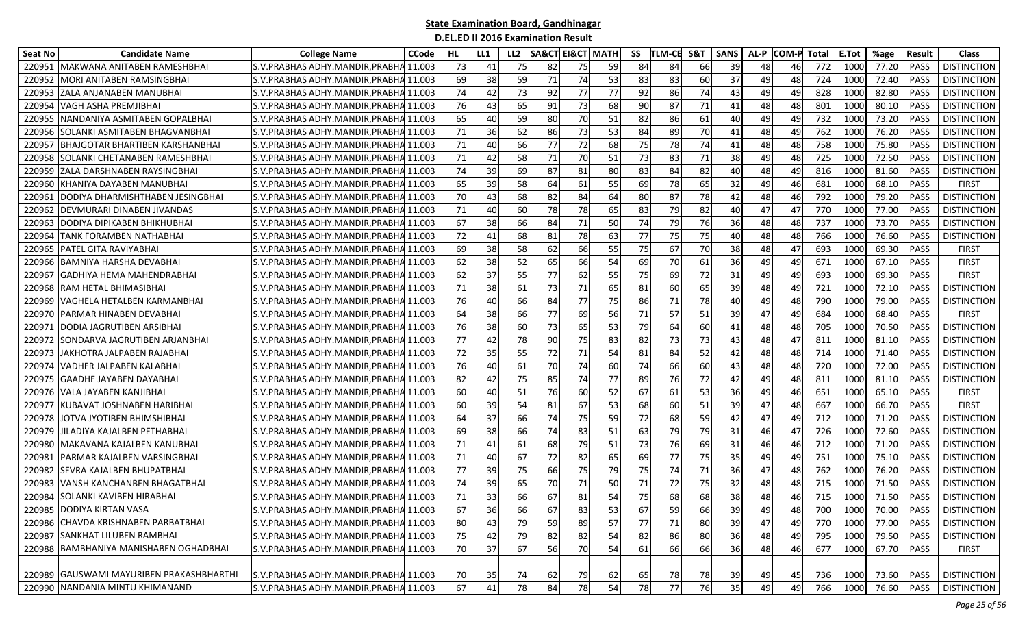## State Examination Board, Gandhinagar

### D.EL.ED II 2016 Examination Result

| Seat No | Candidate Name | College Name | CCode | HL | LL1 | LL2 | SA&CT | EI&CT | MATH | SS | TLM-CE | S&T | SANS | AL-P | COM-P | Total | E.Tot | %age | Result | Class |
|---|---|---|---|---|---|---|---|---|---|---|---|---|---|---|---|---|---|---|---|---|
| 220951 | MAKWANA ANITABEN RAMESHBHAI | S.V.PRABHAS ADHY.MANDIR,PRABHA | 11.003 | 73 | 41 | 75 | 82 | 75 | 59 | 84 | 84 | 66 | 39 | 48 | 46 | 772 | 1000 | 77.20 | PASS | DISTINCTION |
| 220952 | MORI ANITABEN RAMSINGBHAI | S.V.PRABHAS ADHY.MANDIR,PRABHA | 11.003 | 69 | 38 | 59 | 71 | 74 | 53 | 83 | 83 | 60 | 37 | 49 | 48 | 724 | 1000 | 72.40 | PASS | DISTINCTION |
| 220953 | ZALA ANJANABEN MANUBHAI | S.V.PRABHAS ADHY.MANDIR,PRABHA | 11.003 | 74 | 42 | 73 | 92 | 77 | 77 | 92 | 86 | 74 | 43 | 49 | 49 | 828 | 1000 | 82.80 | PASS | DISTINCTION |
| 220954 | VAGH ASHA PREMJIBHAI | S.V.PRABHAS ADHY.MANDIR,PRABHA | 11.003 | 76 | 43 | 65 | 91 | 73 | 68 | 90 | 87 | 71 | 41 | 48 | 48 | 801 | 1000 | 80.10 | PASS | DISTINCTION |
| 220955 | NANDANIYA ASMITABEN GOPALBHAI | S.V.PRABHAS ADHY.MANDIR,PRABHA | 11.003 | 65 | 40 | 59 | 80 | 70 | 51 | 82 | 86 | 61 | 40 | 49 | 49 | 732 | 1000 | 73.20 | PASS | DISTINCTION |
| 220956 | SOLANKI ASMITABEN BHAGVANBHAI | S.V.PRABHAS ADHY.MANDIR,PRABHA | 11.003 | 71 | 36 | 62 | 86 | 73 | 53 | 84 | 89 | 70 | 41 | 48 | 49 | 762 | 1000 | 76.20 | PASS | DISTINCTION |
| 220957 | BHAJGOTAR BHARTIBEN KARSHANBHAI | S.V.PRABHAS ADHY.MANDIR,PRABHA | 11.003 | 71 | 40 | 66 | 77 | 72 | 68 | 75 | 78 | 74 | 41 | 48 | 48 | 758 | 1000 | 75.80 | PASS | DISTINCTION |
| 220958 | SOLANKI CHETANABEN RAMESHBHAI | S.V.PRABHAS ADHY.MANDIR,PRABHA | 11.003 | 71 | 42 | 58 | 71 | 70 | 51 | 73 | 83 | 71 | 38 | 49 | 48 | 725 | 1000 | 72.50 | PASS | DISTINCTION |
| 220959 | ZALA DARSHNABEN RAYSINGBHAI | S.V.PRABHAS ADHY.MANDIR,PRABHA | 11.003 | 74 | 39 | 69 | 87 | 81 | 80 | 83 | 84 | 82 | 40 | 48 | 49 | 816 | 1000 | 81.60 | PASS | DISTINCTION |
| 220960 | KHANIYA DAYABEN MANUBHAI | S.V.PRABHAS ADHY.MANDIR,PRABHA | 11.003 | 65 | 39 | 58 | 64 | 61 | 55 | 69 | 78 | 65 | 32 | 49 | 46 | 681 | 1000 | 68.10 | PASS | FIRST |
| 220961 | DODIYA DHARMISHTHABEN JESINGBHAI | S.V.PRABHAS ADHY.MANDIR,PRABHA | 11.003 | 70 | 43 | 68 | 82 | 84 | 64 | 80 | 87 | 78 | 42 | 48 | 46 | 792 | 1000 | 79.20 | PASS | DISTINCTION |
| 220962 | DEVMURARI DINABEN JIVANDAS | S.V.PRABHAS ADHY.MANDIR,PRABHA | 11.003 | 71 | 40 | 60 | 78 | 78 | 65 | 83 | 79 | 82 | 40 | 47 | 47 | 770 | 1000 | 77.00 | PASS | DISTINCTION |
| 220963 | DODIYA DIPIKABEN BHIKHUBHAI | S.V.PRABHAS ADHY.MANDIR,PRABHA | 11.003 | 67 | 38 | 66 | 84 | 71 | 50 | 74 | 79 | 76 | 36 | 48 | 48 | 737 | 1000 | 73.70 | PASS | DISTINCTION |
| 220964 | TANK FORAMBEN NATHABHAI | S.V.PRABHAS ADHY.MANDIR,PRABHA | 11.003 | 72 | 41 | 68 | 81 | 78 | 63 | 77 | 75 | 75 | 40 | 48 | 48 | 766 | 1000 | 76.60 | PASS | DISTINCTION |
| 220965 | PATEL GITA RAVIYABHAI | S.V.PRABHAS ADHY.MANDIR,PRABHA | 11.003 | 69 | 38 | 58 | 62 | 66 | 55 | 75 | 67 | 70 | 38 | 48 | 47 | 693 | 1000 | 69.30 | PASS | FIRST |
| 220966 | BAMNIYA HARSHA DEVABHAI | S.V.PRABHAS ADHY.MANDIR,PRABHA | 11.003 | 62 | 38 | 52 | 65 | 66 | 54 | 69 | 70 | 61 | 36 | 49 | 49 | 671 | 1000 | 67.10 | PASS | FIRST |
| 220967 | GADHIYA HEMA MAHENDRABHAI | S.V.PRABHAS ADHY.MANDIR,PRABHA | 11.003 | 62 | 37 | 55 | 77 | 62 | 55 | 75 | 69 | 72 | 31 | 49 | 49 | 693 | 1000 | 69.30 | PASS | FIRST |
| 220968 | RAM HETAL BHIMASIBHAI | S.V.PRABHAS ADHY.MANDIR,PRABHA | 11.003 | 71 | 38 | 61 | 73 | 71 | 65 | 81 | 60 | 65 | 39 | 48 | 49 | 721 | 1000 | 72.10 | PASS | DISTINCTION |
| 220969 | VAGHELA HETALBEN KARMANBHAI | S.V.PRABHAS ADHY.MANDIR,PRABHA | 11.003 | 76 | 40 | 66 | 84 | 77 | 75 | 86 | 71 | 78 | 40 | 49 | 48 | 790 | 1000 | 79.00 | PASS | DISTINCTION |
| 220970 | PARMAR HINABEN DEVABHAI | S.V.PRABHAS ADHY.MANDIR,PRABHA | 11.003 | 64 | 38 | 66 | 77 | 69 | 56 | 71 | 57 | 51 | 39 | 47 | 49 | 684 | 1000 | 68.40 | PASS | FIRST |
| 220971 | DODIA JAGRUTIBEN ARSIBHAI | S.V.PRABHAS ADHY.MANDIR,PRABHA | 11.003 | 76 | 38 | 60 | 73 | 65 | 53 | 79 | 64 | 60 | 41 | 48 | 48 | 705 | 1000 | 70.50 | PASS | DISTINCTION |
| 220972 | SONDARVA JAGRUTIBEN ARJANBHAI | S.V.PRABHAS ADHY.MANDIR,PRABHA | 11.003 | 77 | 42 | 78 | 90 | 75 | 83 | 82 | 73 | 73 | 43 | 48 | 47 | 811 | 1000 | 81.10 | PASS | DISTINCTION |
| 220973 | JAKHOTRA JALPABEN RAJABHAI | S.V.PRABHAS ADHY.MANDIR,PRABHA | 11.003 | 72 | 35 | 55 | 72 | 71 | 54 | 81 | 84 | 52 | 42 | 48 | 48 | 714 | 1000 | 71.40 | PASS | DISTINCTION |
| 220974 | VADHER JALPABEN KALABHAI | S.V.PRABHAS ADHY.MANDIR,PRABHA | 11.003 | 76 | 40 | 61 | 70 | 74 | 60 | 74 | 66 | 60 | 43 | 48 | 48 | 720 | 1000 | 72.00 | PASS | DISTINCTION |
| 220975 | GAADHE JAYABEN DAYABHAI | S.V.PRABHAS ADHY.MANDIR,PRABHA | 11.003 | 82 | 42 | 75 | 85 | 74 | 77 | 89 | 76 | 72 | 42 | 49 | 48 | 811 | 1000 | 81.10 | PASS | DISTINCTION |
| 220976 | VALA JAYABEN KANJIBHAI | S.V.PRABHAS ADHY.MANDIR,PRABHA | 11.003 | 60 | 40 | 51 | 76 | 60 | 52 | 67 | 61 | 53 | 36 | 49 | 46 | 651 | 1000 | 65.10 | PASS | FIRST |
| 220977 | KUBAVAT JOSHNABEN HARIBHAI | S.V.PRABHAS ADHY.MANDIR,PRABHA | 11.003 | 60 | 39 | 54 | 81 | 67 | 53 | 68 | 60 | 51 | 39 | 47 | 48 | 667 | 1000 | 66.70 | PASS | FIRST |
| 220978 | JOTVA JYOTIBEN BHIMSHIBHAI | S.V.PRABHAS ADHY.MANDIR,PRABHA | 11.003 | 64 | 37 | 66 | 74 | 75 | 59 | 72 | 68 | 59 | 42 | 47 | 49 | 712 | 1000 | 71.20 | PASS | DISTINCTION |
| 220979 | JILADIYA KAJALBEN PETHABHAI | S.V.PRABHAS ADHY.MANDIR,PRABHA | 11.003 | 69 | 38 | 66 | 74 | 83 | 51 | 63 | 79 | 79 | 31 | 46 | 47 | 726 | 1000 | 72.60 | PASS | DISTINCTION |
| 220980 | MAKAVANA KAJALBEN KANUBHAI | S.V.PRABHAS ADHY.MANDIR,PRABHA | 11.003 | 71 | 41 | 61 | 68 | 79 | 51 | 73 | 76 | 69 | 31 | 46 | 46 | 712 | 1000 | 71.20 | PASS | DISTINCTION |
| 220981 | PARMAR KAJALBEN VARSINGBHAI | S.V.PRABHAS ADHY.MANDIR,PRABHA | 11.003 | 71 | 40 | 67 | 72 | 82 | 65 | 69 | 77 | 75 | 35 | 49 | 49 | 751 | 1000 | 75.10 | PASS | DISTINCTION |
| 220982 | SEVRA KAJALBEN BHUPATBHAI | S.V.PRABHAS ADHY.MANDIR,PRABHA | 11.003 | 77 | 39 | 75 | 66 | 75 | 79 | 75 | 74 | 71 | 36 | 47 | 48 | 762 | 1000 | 76.20 | PASS | DISTINCTION |
| 220983 | VANSH KANCHANBEN BHAGATBHAI | S.V.PRABHAS ADHY.MANDIR,PRABHA | 11.003 | 74 | 39 | 65 | 70 | 71 | 50 | 71 | 72 | 75 | 32 | 48 | 48 | 715 | 1000 | 71.50 | PASS | DISTINCTION |
| 220984 | SOLANKI KAVIBEN HIRABHAI | S.V.PRABHAS ADHY.MANDIR,PRABHA | 11.003 | 71 | 33 | 66 | 67 | 81 | 54 | 75 | 68 | 68 | 38 | 48 | 46 | 715 | 1000 | 71.50 | PASS | DISTINCTION |
| 220985 | DODIYA KIRTAN VASA | S.V.PRABHAS ADHY.MANDIR,PRABHA | 11.003 | 67 | 36 | 66 | 67 | 83 | 53 | 67 | 59 | 66 | 39 | 49 | 48 | 700 | 1000 | 70.00 | PASS | DISTINCTION |
| 220986 | CHAVDA KRISHNABEN PARBATBHAI | S.V.PRABHAS ADHY.MANDIR,PRABHA | 11.003 | 80 | 43 | 79 | 59 | 89 | 57 | 77 | 71 | 80 | 39 | 47 | 49 | 770 | 1000 | 77.00 | PASS | DISTINCTION |
| 220987 | SANKHAT LILUBEN RAMBHAI | S.V.PRABHAS ADHY.MANDIR,PRABHA | 11.003 | 75 | 42 | 79 | 82 | 82 | 54 | 82 | 86 | 80 | 36 | 48 | 49 | 795 | 1000 | 79.50 | PASS | DISTINCTION |
| 220988 | BAMBHANIYA MANISHABEN OGHADBHAI | S.V.PRABHAS ADHY.MANDIR,PRABHA | 11.003 | 70 | 37 | 67 | 56 | 70 | 54 | 61 | 66 | 66 | 36 | 48 | 46 | 677 | 1000 | 67.70 | PASS | FIRST |
| 220989 | GAUSWAMI MAYURIBEN PRAKASHBHARTHI | S.V.PRABHAS ADHY.MANDIR,PRABHA | 11.003 | 70 | 35 | 74 | 62 | 79 | 62 | 65 | 78 | 78 | 39 | 49 | 45 | 736 | 1000 | 73.60 | PASS | DISTINCTION |
| 220990 | NANDANIA MINTU KHIMANAND | S.V.PRABHAS ADHY.MANDIR,PRABHA | 11.003 | 67 | 41 | 78 | 84 | 78 | 54 | 78 | 77 | 76 | 35 | 49 | 49 | 766 | 1000 | 76.60 | PASS | DISTINCTION |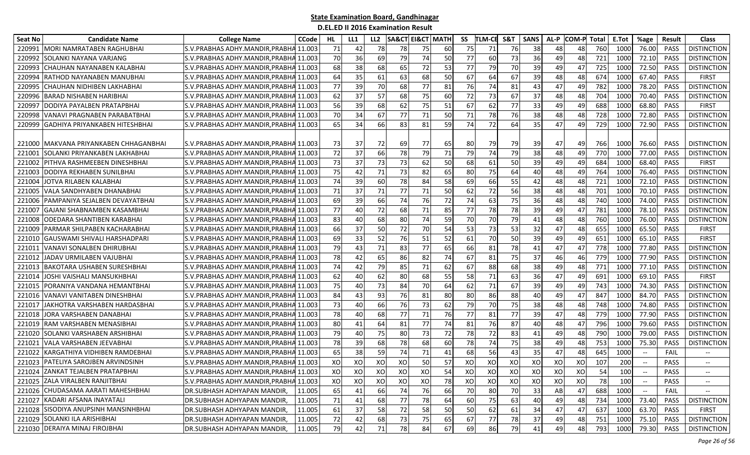## State Examination Board, Gandhinagar

### D.EL.ED II 2016 Examination Result

| Seat No | Candidate Name | College Name | CCode | HL | LL1 | LL2 | SA&CT | EI&CT | MATH | SS | TLM-CE | S&T | SANS | AL-P | COM-P | Total | E.Tot | %age | Result | Class |
|---|---|---|---|---|---|---|---|---|---|---|---|---|---|---|---|---|---|---|---|---|
| 220991 | MORI NAMRATABEN RAGHUBHAI | S.V.PRABHAS ADHY.MANDIR,PRABHA | 11.003 | 71 | 42 | 78 | 78 | 75 | 60 | 75 | 71 | 76 | 38 | 48 | 48 | 760 | 1000 | 76.00 | PASS | DISTINCTION |
| 220992 | SOLANKI NAYANA VARJANG | S.V.PRABHAS ADHY.MANDIR,PRABHA | 11.003 | 70 | 36 | 69 | 79 | 74 | 50 | 77 | 60 | 73 | 36 | 49 | 48 | 721 | 1000 | 72.10 | PASS | DISTINCTION |
| 220993 | CHAUHAN NAYANABEN KALABHAI | S.V.PRABHAS ADHY.MANDIR,PRABHA | 11.003 | 68 | 38 | 68 | 65 | 72 | 53 | 77 | 79 | 70 | 39 | 49 | 47 | 725 | 1000 | 72.50 | PASS | DISTINCTION |
| 220994 | RATHOD NAYANABEN MANUBHAI | S.V.PRABHAS ADHY.MANDIR,PRABHA | 11.003 | 64 | 35 | 61 | 63 | 68 | 50 | 67 | 64 | 67 | 39 | 48 | 48 | 674 | 1000 | 67.40 | PASS | FIRST |
| 220995 | CHAUHAN NIDHIBEN LAKHABHAI | S.V.PRABHAS ADHY.MANDIR,PRABHA | 11.003 | 77 | 39 | 70 | 68 | 77 | 81 | 76 | 74 | 81 | 43 | 47 | 49 | 782 | 1000 | 78.20 | PASS | DISTINCTION |
| 220996 | BARAD NISHABEN HARIBHAI | S.V.PRABHAS ADHY.MANDIR,PRABHA | 11.003 | 62 | 37 | 57 | 68 | 75 | 60 | 72 | 73 | 67 | 37 | 48 | 48 | 704 | 1000 | 70.40 | PASS | DISTINCTION |
| 220997 | DODIYA PAYALBEN PRATAPBHAI | S.V.PRABHAS ADHY.MANDIR,PRABHA | 11.003 | 56 | 39 | 68 | 62 | 75 | 51 | 67 | 62 | 77 | 33 | 49 | 49 | 688 | 1000 | 68.80 | PASS | FIRST |
| 220998 | VANAVI PRAGNABEN PARABATBHAI | S.V.PRABHAS ADHY.MANDIR,PRABHA | 11.003 | 70 | 34 | 67 | 77 | 71 | 50 | 71 | 78 | 76 | 38 | 48 | 48 | 728 | 1000 | 72.80 | PASS | DISTINCTION |
| 220999 | GADHIYA PRIYANKABEN HITESHBHAI | S.V.PRABHAS ADHY.MANDIR,PRABHA | 11.003 | 65 | 34 | 66 | 83 | 81 | 59 | 74 | 72 | 64 | 35 | 47 | 49 | 729 | 1000 | 72.90 | PASS | DISTINCTION |
| 221000 | MAKVANA PRIYANKABEN CHHAGANBHAI | S.V.PRABHAS ADHY.MANDIR,PRABHA | 11.003 | 73 | 37 | 72 | 69 | 77 | 65 | 80 | 79 | 79 | 39 | 47 | 49 | 766 | 1000 | 76.60 | PASS | DISTINCTION |
| 221001 | SOLANKI PRIYANKABEN LAKHABHAI | S.V.PRABHAS ADHY.MANDIR,PRABHA | 11.003 | 72 | 37 | 66 | 78 | 79 | 71 | 79 | 74 | 79 | 38 | 48 | 49 | 770 | 1000 | 77.00 | PASS | DISTINCTION |
| 221002 | PITHVA RASHMEEBEN DINESHBHAI | S.V.PRABHAS ADHY.MANDIR,PRABHA | 11.003 | 73 | 37 | 73 | 73 | 62 | 50 | 68 | 61 | 50 | 39 | 49 | 49 | 684 | 1000 | 68.40 | PASS | FIRST |
| 221003 | DODIYA REKHABEN SUNILBHAI | S.V.PRABHAS ADHY.MANDIR,PRABHA | 11.003 | 75 | 42 | 71 | 73 | 82 | 65 | 80 | 75 | 64 | 40 | 48 | 49 | 764 | 1000 | 76.40 | PASS | DISTINCTION |
| 221004 | JOTVA RILABEN KALABHAI | S.V.PRABHAS ADHY.MANDIR,PRABHA | 11.003 | 74 | 39 | 60 | 78 | 84 | 58 | 69 | 66 | 55 | 42 | 48 | 48 | 721 | 1000 | 72.10 | PASS | DISTINCTION |
| 221005 | VALA SANDHYABEN DHANABHAI | S.V.PRABHAS ADHY.MANDIR,PRABHA | 11.003 | 71 | 37 | 71 | 77 | 71 | 50 | 62 | 72 | 56 | 38 | 48 | 48 | 701 | 1000 | 70.10 | PASS | DISTINCTION |
| 221006 | PAMPANIYA SEJALBEN DEVAYATBHAI | S.V.PRABHAS ADHY.MANDIR,PRABHA | 11.003 | 69 | 39 | 66 | 74 | 76 | 72 | 74 | 63 | 75 | 36 | 48 | 48 | 740 | 1000 | 74.00 | PASS | DISTINCTION |
| 221007 | GAJANI SHABNAMBEN KASAMBHAI | S.V.PRABHAS ADHY.MANDIR,PRABHA | 11.003 | 77 | 40 | 72 | 68 | 71 | 85 | 77 | 78 | 78 | 39 | 49 | 47 | 781 | 1000 | 78.10 | PASS | DISTINCTION |
| 221008 | ODEDARA SHANTIBEN KARABHAI | S.V.PRABHAS ADHY.MANDIR,PRABHA | 11.003 | 83 | 40 | 68 | 80 | 74 | 59 | 70 | 70 | 79 | 41 | 48 | 48 | 760 | 1000 | 76.00 | PASS | DISTINCTION |
| 221009 | PARMAR SHILPABEN KACHARABHAI | S.V.PRABHAS ADHY.MANDIR,PRABHA | 11.003 | 66 | 37 | 50 | 72 | 70 | 54 | 53 | 73 | 53 | 32 | 47 | 48 | 655 | 1000 | 65.50 | PASS | FIRST |
| 221010 | GAUSWAMI SHIVALI HARSHADPARI | S.V.PRABHAS ADHY.MANDIR,PRABHA | 11.003 | 69 | 33 | 52 | 76 | 51 | 52 | 61 | 70 | 50 | 39 | 49 | 49 | 651 | 1000 | 65.10 | PASS | FIRST |
| 221011 | VANAVI SONALBEN DHIRUBHAI | S.V.PRABHAS ADHY.MANDIR,PRABHA | 11.003 | 79 | 43 | 71 | 83 | 77 | 65 | 66 | 81 | 78 | 41 | 47 | 47 | 778 | 1000 | 77.80 | PASS | DISTINCTION |
| 221012 | JADAV URMILABEN VAJUBHAI | S.V.PRABHAS ADHY.MANDIR,PRABHA | 11.003 | 78 | 42 | 65 | 86 | 82 | 74 | 67 | 81 | 75 | 37 | 46 | 46 | 779 | 1000 | 77.90 | PASS | DISTINCTION |
| 221013 | BAKOTARA USHABEN SURESHBHAI | S.V.PRABHAS ADHY.MANDIR,PRABHA | 11.003 | 74 | 42 | 79 | 85 | 71 | 62 | 67 | 88 | 68 | 38 | 49 | 48 | 771 | 1000 | 77.10 | PASS | DISTINCTION |
| 221014 | JOSHI VAISHALI MANSUKHBHAI | S.V.PRABHAS ADHY.MANDIR,PRABHA | 11.003 | 62 | 40 | 62 | 80 | 68 | 55 | 58 | 71 | 63 | 36 | 47 | 49 | 691 | 1000 | 69.10 | PASS | FIRST |
| 221015 | PORANIYA VANDANA HEMANTBHAI | S.V.PRABHAS ADHY.MANDIR,PRABHA | 11.003 | 75 | 40 | 73 | 84 | 70 | 64 | 62 | 71 | 67 | 39 | 49 | 49 | 743 | 1000 | 74.30 | PASS | DISTINCTION |
| 221016 | VANAVI VANITABEN DINESHBHAI | S.V.PRABHAS ADHY.MANDIR,PRABHA | 11.003 | 84 | 43 | 93 | 76 | 81 | 80 | 80 | 86 | 88 | 40 | 49 | 47 | 847 | 1000 | 84.70 | PASS | DISTINCTION |
| 221017 | JAKHOTRA VARSHABEN HARDASBHAI | S.V.PRABHAS ADHY.MANDIR,PRABHA | 11.003 | 73 | 40 | 66 | 76 | 73 | 62 | 79 | 70 | 75 | 38 | 48 | 48 | 748 | 1000 | 74.80 | PASS | DISTINCTION |
| 221018 | JORA VARSHABEN DANABHAI | S.V.PRABHAS ADHY.MANDIR,PRABHA | 11.003 | 78 | 40 | 68 | 77 | 71 | 76 | 77 | 81 | 77 | 39 | 47 | 48 | 779 | 1000 | 77.90 | PASS | DISTINCTION |
| 221019 | RAM VARSHABEN MENASIBHAI | S.V.PRABHAS ADHY.MANDIR,PRABHA | 11.003 | 80 | 41 | 64 | 81 | 77 | 74 | 81 | 76 | 87 | 40 | 48 | 47 | 796 | 1000 | 79.60 | PASS | DISTINCTION |
| 221020 | SOLANKI VARSHABEN ARSHIBHAI | S.V.PRABHAS ADHY.MANDIR,PRABHA | 11.003 | 79 | 40 | 75 | 80 | 73 | 72 | 78 | 72 | 83 | 41 | 49 | 48 | 790 | 1000 | 79.00 | PASS | DISTINCTION |
| 221021 | VALA VARSHABEN JEEVABHAI | S.V.PRABHAS ADHY.MANDIR,PRABHA | 11.003 | 78 | 39 | 68 | 78 | 68 | 60 | 78 | 74 | 75 | 38 | 49 | 48 | 753 | 1000 | 75.30 | PASS | DISTINCTION |
| 221022 | KARGATHIYA VIDHIBEN RAMDEBHAI | S.V.PRABHAS ADHY.MANDIR,PRABHA | 11.003 | 65 | 38 | 59 | 74 | 71 | 41 | 68 | 56 | 43 | 35 | 47 | 48 | 645 | 1000 | -- | FAIL | -- |
| 221023 | PATELIYA SAROJBEN ARVINDSINH | S.V.PRABHAS ADHY.MANDIR,PRABHA | 11.003 | XO | XO | XO | XO | 50 | 57 | XO | XO | XO | XO | XO | XO | 107 | 200 | -- | PASS | -- |
| 221024 | ZANKAT TEJALBEN PRATAPBHAI | S.V.PRABHAS ADHY.MANDIR,PRABHA | 11.003 | XO | XO | XO | XO | XO | 54 | XO | XO | XO | XO | XO | XO | 54 | 100 | -- | PASS | -- |
| 221025 | ZALA VIRALBEN RANJITBHAI | S.V.PRABHAS ADHY.MANDIR,PRABHA | 11.003 | XO | XO | XO | XO | XO | 78 | XO | XO | XO | XO | XO | XO | 78 | 100 | -- | PASS | -- |
| 221026 | CHUDASAMA AARATI MAHESHBHAI | DR.SUBHASH ADHYAPAN MANDIR, | 11.005 | 65 | 41 | 66 | 74 | 76 | 66 | 70 | 80 | 70 | 33 | AB | 47 | 688 | 1000 | -- | FAIL | -- |
| 221027 | KADARI AFSANA INAYATALI | DR.SUBHASH ADHYAPAN MANDIR, | 11.005 | 71 | 41 | 68 | 77 | 78 | 64 | 60 | 75 | 63 | 40 | 49 | 48 | 734 | 1000 | 73.40 | PASS | DISTINCTION |
| 221028 | SISODIYA ANUPSINH MANSINHBHAI | DR.SUBHASH ADHYAPAN MANDIR, | 11.005 | 61 | 37 | 58 | 72 | 58 | 50 | 50 | 62 | 61 | 34 | 47 | 47 | 637 | 1000 | 63.70 | PASS | FIRST |
| 221029 | SOLANKI ILA ARISHIBHAI | DR.SUBHASH ADHYAPAN MANDIR, | 11.005 | 72 | 42 | 68 | 73 | 75 | 65 | 67 | 77 | 78 | 37 | 49 | 48 | 751 | 1000 | 75.10 | PASS | DISTINCTION |
| 221030 | DERAIYA MINAJ FIROJBHAI | DR.SUBHASH ADHYAPAN MANDIR, | 11.005 | 79 | 42 | 71 | 78 | 84 | 67 | 69 | 86 | 79 | 41 | 49 | 48 | 793 | 1000 | 79.30 | PASS | DISTINCTION |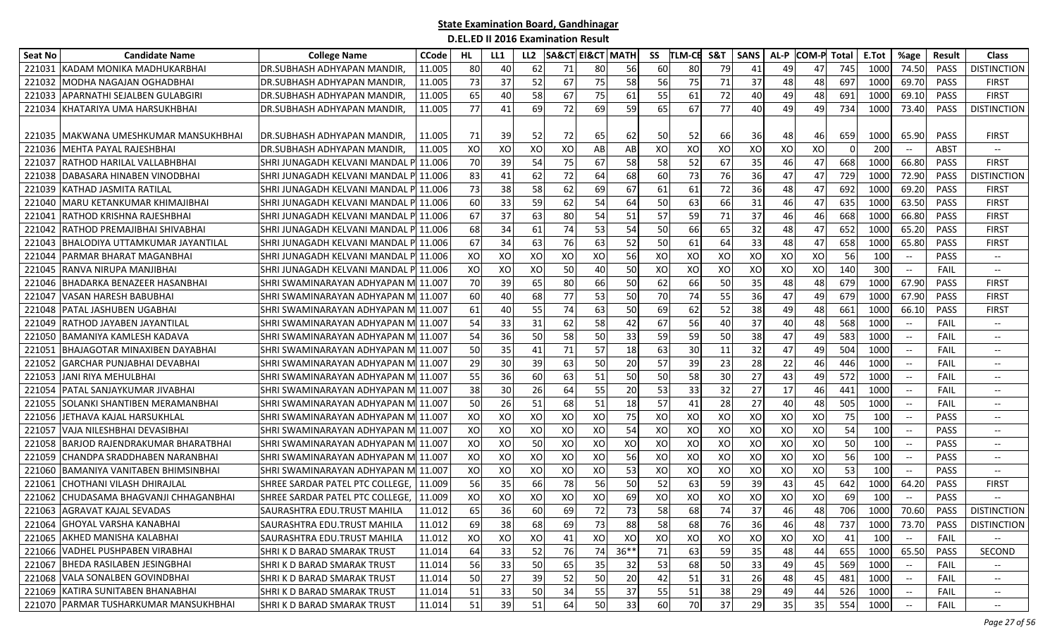# State Examination Board, Gandhinagar

## D.EL.ED II 2016 Examination Result

| Seat No | Candidate Name | College Name | CCode | HL | LL1 | LL2 | SA&CT | EI&CT | MATH | SS | TLM-CE | S&T | SANS | AL-P | COM-P | Total | E.Tot | %age | Result | Class |
|---|---|---|---|---|---|---|---|---|---|---|---|---|---|---|---|---|---|---|---|---|
| 221031 | KADAM MONIKA MADHUKARBHAI | DR.SUBHASH ADHYAPAN MANDIR, | 11.005 | 80 | 40 | 62 | 71 | 80 | 56 | 60 | 80 | 79 | 41 | 49 | 47 | 745 | 1000 | 74.50 | PASS | DISTINCTION |
| 221032 | MODHA NAGAJAN OGHADBHAI | DR.SUBHASH ADHYAPAN MANDIR, | 11.005 | 73 | 37 | 52 | 67 | 75 | 58 | 56 | 75 | 71 | 37 | 48 | 48 | 697 | 1000 | 69.70 | PASS | FIRST |
| 221033 | APARNATHI SEJALBEN GULABGIRI | DR.SUBHASH ADHYAPAN MANDIR, | 11.005 | 65 | 40 | 58 | 67 | 75 | 61 | 55 | 61 | 72 | 40 | 49 | 48 | 691 | 1000 | 69.10 | PASS | FIRST |
| 221034 | KHATARIYA UMA HARSUKHBHAI | DR.SUBHASH ADHYAPAN MANDIR, | 11.005 | 77 | 41 | 69 | 72 | 69 | 59 | 65 | 67 | 77 | 40 | 49 | 49 | 734 | 1000 | 73.40 | PASS | DISTINCTION |
| 221035 | MAKWANA UMESHKUMAR MANSUKHBHAI | DR.SUBHASH ADHYAPAN MANDIR, | 11.005 | 71 | 39 | 52 | 72 | 65 | 62 | 50 | 52 | 66 | 36 | 48 | 46 | 659 | 1000 | 65.90 | PASS | FIRST |
| 221036 | MEHTA PAYAL RAJESHBHAI | DR.SUBHASH ADHYAPAN MANDIR, | 11.005 | XO | XO | XO | XO | AB | AB | XO | XO | XO | XO | XO | XO | 0 | 200 | -- | ABST | -- |
| 221037 | RATHOD HARILAL VALLABHBHAI | SHRI JUNAGADH KELVANI MANDAL P | 11.006 | 70 | 39 | 54 | 75 | 67 | 58 | 58 | 52 | 67 | 35 | 46 | 47 | 668 | 1000 | 66.80 | PASS | FIRST |
| 221038 | DABASARA HINABEN VINODBHAI | SHRI JUNAGADH KELVANI MANDAL P | 11.006 | 83 | 41 | 62 | 72 | 64 | 68 | 60 | 73 | 76 | 36 | 47 | 47 | 729 | 1000 | 72.90 | PASS | DISTINCTION |
| 221039 | KATHAD JASMITA RATILAL | SHRI JUNAGADH KELVANI MANDAL P | 11.006 | 73 | 38 | 58 | 62 | 69 | 67 | 61 | 61 | 72 | 36 | 48 | 47 | 692 | 1000 | 69.20 | PASS | FIRST |
| 221040 | MARU KETANKUMAR KHIMAJIBHAI | SHRI JUNAGADH KELVANI MANDAL P | 11.006 | 60 | 33 | 59 | 62 | 54 | 64 | 50 | 63 | 66 | 31 | 46 | 47 | 635 | 1000 | 63.50 | PASS | FIRST |
| 221041 | RATHOD KRISHNA RAJESHBHAI | SHRI JUNAGADH KELVANI MANDAL P | 11.006 | 67 | 37 | 63 | 80 | 54 | 51 | 57 | 59 | 71 | 37 | 46 | 46 | 668 | 1000 | 66.80 | PASS | FIRST |
| 221042 | RATHOD PREMAJIBHAI SHIVABHAI | SHRI JUNAGADH KELVANI MANDAL P | 11.006 | 68 | 34 | 61 | 74 | 53 | 54 | 50 | 66 | 65 | 32 | 48 | 47 | 652 | 1000 | 65.20 | PASS | FIRST |
| 221043 | BHALODIYA UTTAMKUMAR JAYANTILAL | SHRI JUNAGADH KELVANI MANDAL P | 11.006 | 67 | 34 | 63 | 76 | 63 | 52 | 50 | 61 | 64 | 33 | 48 | 47 | 658 | 1000 | 65.80 | PASS | FIRST |
| 221044 | PARMAR BHARAT MAGANBHAI | SHRI JUNAGADH KELVANI MANDAL P | 11.006 | XO | XO | XO | XO | XO | 56 | XO | XO | XO | XO | XO | XO | 56 | 100 | -- | PASS | -- |
| 221045 | RANVA NIRUPA MANJIBHAI | SHRI JUNAGADH KELVANI MANDAL P | 11.006 | XO | XO | XO | 50 | 40 | 50 | XO | XO | XO | XO | XO | XO | 140 | 300 | -- | FAIL | -- |
| 221046 | BHADARKA BENAZEER HASANBHAI | SHRI SWAMINARAYAN ADHYAPAN M | 11.007 | 70 | 39 | 65 | 80 | 66 | 50 | 62 | 66 | 50 | 35 | 48 | 48 | 679 | 1000 | 67.90 | PASS | FIRST |
| 221047 | VASAN HARESH BABUBHAI | SHRI SWAMINARAYAN ADHYAPAN M | 11.007 | 60 | 40 | 68 | 77 | 53 | 50 | 70 | 74 | 55 | 36 | 47 | 49 | 679 | 1000 | 67.90 | PASS | FIRST |
| 221048 | PATAL JASHUBEN UGABHAI | SHRI SWAMINARAYAN ADHYAPAN M | 11.007 | 61 | 40 | 55 | 74 | 63 | 50 | 69 | 62 | 52 | 38 | 49 | 48 | 661 | 1000 | 66.10 | PASS | FIRST |
| 221049 | RATHOD JAYABEN JAYANTILAL | SHRI SWAMINARAYAN ADHYAPAN M | 11.007 | 54 | 33 | 31 | 62 | 58 | 42 | 67 | 56 | 40 | 37 | 40 | 48 | 568 | 1000 | -- | FAIL | -- |
| 221050 | BAMANIYA KAMLESH KADAVA | SHRI SWAMINARAYAN ADHYAPAN M | 11.007 | 54 | 36 | 50 | 58 | 50 | 33 | 59 | 59 | 50 | 38 | 47 | 49 | 583 | 1000 | -- | FAIL | -- |
| 221051 | BHAJAGOTAR MINAXIBEN DAYABHAI | SHRI SWAMINARAYAN ADHYAPAN M | 11.007 | 50 | 35 | 41 | 71 | 57 | 18 | 63 | 30 | 11 | 32 | 47 | 49 | 504 | 1000 | -- | FAIL | -- |
| 221052 | GARCHAR PUNJABHAI DEVABHAI | SHRI SWAMINARAYAN ADHYAPAN M | 11.007 | 29 | 30 | 39 | 63 | 50 | 20 | 57 | 39 | 23 | 28 | 22 | 46 | 446 | 1000 | -- | FAIL | -- |
| 221053 | JANI RIYA MEHULBHAI | SHRI SWAMINARAYAN ADHYAPAN M | 11.007 | 55 | 36 | 60 | 63 | 51 | 50 | 50 | 58 | 30 | 27 | 43 | 49 | 572 | 1000 | -- | FAIL | -- |
| 221054 | PATAL SANJAYKUMAR JIVABHAI | SHRI SWAMINARAYAN ADHYAPAN M | 11.007 | 38 | 30 | 26 | 64 | 55 | 20 | 53 | 33 | 32 | 27 | 17 | 46 | 441 | 1000 | -- | FAIL | -- |
| 221055 | SOLANKI SHANTIBEN MERAMANBHAI | SHRI SWAMINARAYAN ADHYAPAN M | 11.007 | 50 | 26 | 51 | 68 | 51 | 18 | 57 | 41 | 28 | 27 | 40 | 48 | 505 | 1000 | -- | FAIL | -- |
| 221056 | JETHAVA KAJAL HARSUKHLAL | SHRI SWAMINARAYAN ADHYAPAN M | 11.007 | XO | XO | XO | XO | XO | 75 | XO | XO | XO | XO | XO | XO | 75 | 100 | -- | PASS | -- |
| 221057 | VAJA NILESHBHAI DEVASIBHAI | SHRI SWAMINARAYAN ADHYAPAN M | 11.007 | XO | XO | XO | XO | XO | 54 | XO | XO | XO | XO | XO | XO | 54 | 100 | -- | PASS | -- |
| 221058 | BARJOD RAJENDRAKUMAR BHARATBHAI | SHRI SWAMINARAYAN ADHYAPAN M | 11.007 | XO | XO | 50 | XO | XO | XO | XO | XO | XO | XO | XO | XO | 50 | 100 | -- | PASS | -- |
| 221059 | CHANDPA SRADDHABEN NARANBHAI | SHRI SWAMINARAYAN ADHYAPAN M | 11.007 | XO | XO | XO | XO | XO | 56 | XO | XO | XO | XO | XO | XO | 56 | 100 | -- | PASS | -- |
| 221060 | BAMANIYA VANITABEN BHIMSINBHAI | SHRI SWAMINARAYAN ADHYAPAN M | 11.007 | XO | XO | XO | XO | XO | 53 | XO | XO | XO | XO | XO | XO | 53 | 100 | -- | PASS | -- |
| 221061 | CHOTHANI VILASH DHIRAJLAL | SHREE SARDAR PATEL PTC COLLEGE, | 11.009 | 56 | 35 | 66 | 78 | 56 | 50 | 52 | 63 | 59 | 39 | 43 | 45 | 642 | 1000 | 64.20 | PASS | FIRST |
| 221062 | CHUDASAMA BHAGVANJI CHHAGANBHAI | SHREE SARDAR PATEL PTC COLLEGE, | 11.009 | XO | XO | XO | XO | XO | 69 | XO | XO | XO | XO | XO | XO | 69 | 100 | -- | PASS | -- |
| 221063 | AGRAVAT KAJAL SEVADAS | SAURASHTRA EDU.TRUST MAHILA | 11.012 | 65 | 36 | 60 | 69 | 72 | 73 | 58 | 68 | 74 | 37 | 46 | 48 | 706 | 1000 | 70.60 | PASS | DISTINCTION |
| 221064 | GHOYAL VARSHA KANABHAI | SAURASHTRA EDU.TRUST MAHILA | 11.012 | 69 | 38 | 68 | 69 | 73 | 88 | 58 | 68 | 76 | 36 | 46 | 48 | 737 | 1000 | 73.70 | PASS | DISTINCTION |
| 221065 | AKHED MANISHA KALABHAI | SAURASHTRA EDU.TRUST MAHILA | 11.012 | XO | XO | XO | 41 | XO | XO | XO | XO | XO | XO | XO | XO | 41 | 100 | -- | FAIL | -- |
| 221066 | VADHEL PUSHPABEN VIRABHAI | SHRI K D BARAD SMARAK TRUST | 11.014 | 64 | 33 | 52 | 76 | 74 | 36** | 71 | 63 | 59 | 35 | 48 | 44 | 655 | 1000 | 65.50 | PASS | SECOND |
| 221067 | BHEDA RASILABEN JESINGBHAI | SHRI K D BARAD SMARAK TRUST | 11.014 | 56 | 33 | 50 | 65 | 35 | 32 | 53 | 68 | 50 | 33 | 49 | 45 | 569 | 1000 | -- | FAIL | -- |
| 221068 | VALA SONALBEN GOVINDBHAI | SHRI K D BARAD SMARAK TRUST | 11.014 | 50 | 27 | 39 | 52 | 50 | 20 | 42 | 51 | 31 | 26 | 48 | 45 | 481 | 1000 | -- | FAIL | -- |
| 221069 | KATIRA SUNITABEN BHANABHAI | SHRI K D BARAD SMARAK TRUST | 11.014 | 51 | 33 | 50 | 34 | 55 | 37 | 55 | 51 | 38 | 29 | 49 | 44 | 526 | 1000 | -- | FAIL | -- |
| 221070 | PARMAR TUSHARKUMAR MANSUKHBHAI | SHRI K D BARAD SMARAK TRUST | 11.014 | 51 | 39 | 51 | 64 | 50 | 33 | 60 | 70 | 37 | 29 | 35 | 35 | 554 | 1000 | -- | FAIL | -- |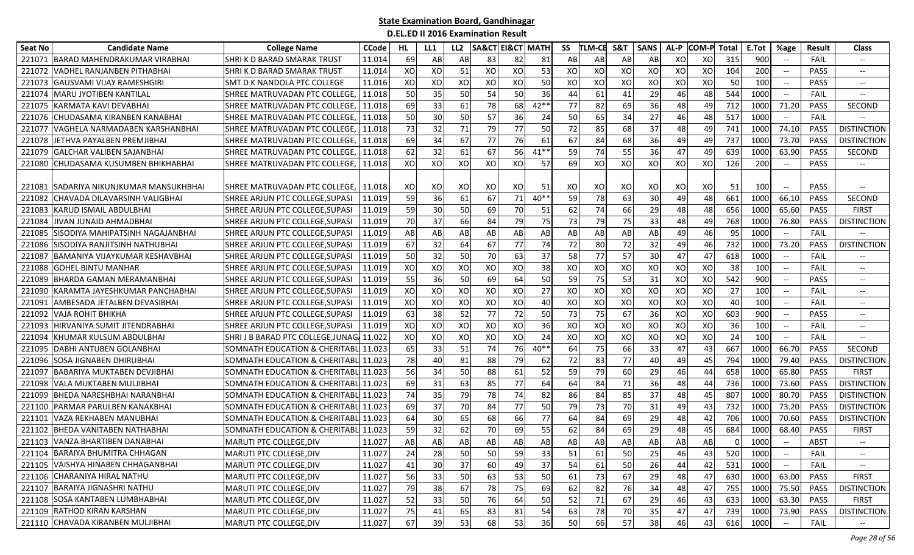# State Examination Board, Gandhinagar

## D.EL.ED II 2016 Examination Result

| Seat No | Candidate Name | College Name | CCode | HL | LL1 | LL2 | SA&CT | EI&CT | MATH | SS | TLM-CE | S&T | SANS | AL-P | COM-P | Total | E.Tot | %age | Result | Class |
|---|---|---|---|---|---|---|---|---|---|---|---|---|---|---|---|---|---|---|---|---|
| 221071 | BARAD MAHENDRAKUMAR VIRABHAI | SHRI K D BARAD SMARAK TRUST | 11.014 | 69 | AB | AB | 83 | 82 | 81 | AB | AB | AB | AB | XO | XO | 315 | 900 | -- | FAIL | -- |
| 221072 | VADHEL RANJANBEN PITHABHAI | SHRI K D BARAD SMARAK TRUST | 11.014 | XO | XO | 51 | XO | XO | 53 | XO | XO | XO | XO | XO | XO | 104 | 200 | -- | PASS | -- |
| 221073 | GAUSVAMI VIJAY RAMESHGIRI | SMT D K NANDOLA PTC COLLEGE | 11.016 | XO | XO | XO | XO | XO | 50 | XO | XO | XO | XO | XO | XO | 50 | 100 | -- | PASS | -- |
| 221074 | MARU JYOTIBEN KANTILAL | SHREE MATRUVADAN PTC COLLEGE, | 11.018 | 50 | 35 | 50 | 54 | 50 | 36 | 44 | 61 | 41 | 29 | 46 | 48 | 544 | 1000 | -- | FAIL | -- |
| 221075 | KARMATA KAVI DEVABHAI | SHREE MATRUVADAN PTC COLLEGE, | 11.018 | 69 | 33 | 61 | 78 | 68 | 42** | 77 | 82 | 69 | 36 | 48 | 49 | 712 | 1000 | 71.20 | PASS | SECOND |
| 221076 | CHUDASAMA KIRANBEN KANABHAI | SHREE MATRUVADAN PTC COLLEGE, | 11.018 | 50 | 30 | 50 | 57 | 36 | 24 | 50 | 65 | 34 | 27 | 46 | 48 | 517 | 1000 | -- | FAIL | -- |
| 221077 | VAGHELA NARMADABEN KARSHANBHAI | SHREE MATRUVADAN PTC COLLEGE, | 11.018 | 73 | 32 | 71 | 79 | 77 | 50 | 72 | 85 | 68 | 37 | 48 | 49 | 741 | 1000 | 74.10 | PASS | DISTINCTION |
| 221078 | JETHVA PAYALBEN PREMJIBHAI | SHREE MATRUVADAN PTC COLLEGE, | 11.018 | 69 | 34 | 67 | 77 | 76 | 61 | 67 | 84 | 68 | 36 | 49 | 49 | 737 | 1000 | 73.70 | PASS | DISTINCTION |
| 221079 | GALCHAR VALIBEN SAJANBHAI | SHREE MATRUVADAN PTC COLLEGE, | 11.018 | 62 | 32 | 61 | 67 | 56 | 41** | 59 | 74 | 55 | 36 | 47 | 49 | 639 | 1000 | 63.90 | PASS | SECOND |
| 221080 | CHUDASAMA KUSUMBEN BHIKHABHAI | SHREE MATRUVADAN PTC COLLEGE, | 11.018 | XO | XO | XO | XO | XO | 57 | 69 | XO | XO | XO | XO | XO | 126 | 200 | -- | PASS | -- |
| 221081 | SADARIYA NIKUNJKUMAR MANSUKHBHAI | SHREE MATRUVADAN PTC COLLEGE, | 11.018 | XO | XO | XO | XO | XO | 51 | XO | XO | XO | XO | XO | XO | 51 | 100 | -- | PASS | -- |
| 221082 | CHAVADA DILAVARSINH VALIGBHAI | SHREE ARJUN PTC COLLEGE,SUPASI | 11.019 | 59 | 36 | 61 | 67 | 71 | 40** | 59 | 78 | 63 | 30 | 49 | 48 | 661 | 1000 | 66.10 | PASS | SECOND |
| 221083 | KARUD ISMAIL ABDULBHAI | SHREE ARJUN PTC COLLEGE,SUPASI | 11.019 | 59 | 30 | 50 | 69 | 70 | 51 | 62 | 74 | 66 | 29 | 48 | 48 | 656 | 1000 | 65.60 | PASS | FIRST |
| 221084 | JIVAN JUNAID AHMADBHAI | SHREE ARJUN PTC COLLEGE,SUPASI | 11.019 | 70 | 37 | 66 | 84 | 79 | 75 | 73 | 79 | 75 | 33 | 48 | 49 | 768 | 1000 | 76.80 | PASS | DISTINCTION |
| 221085 | SISODIYA MAHIPATSINH NAGAJANBHAI | SHREE ARJUN PTC COLLEGE,SUPASI | 11.019 | AB | AB | AB | AB | AB | AB | AB | AB | AB | AB | 49 | 46 | 95 | 1000 | -- | FAIL | -- |
| 221086 | SISODIYA RANJITSINH NATHUBHAI | SHREE ARJUN PTC COLLEGE,SUPASI | 11.019 | 67 | 32 | 64 | 67 | 77 | 74 | 72 | 80 | 72 | 32 | 49 | 46 | 732 | 1000 | 73.20 | PASS | DISTINCTION |
| 221087 | BAMANIYA VIJAYKUMAR KESHAVBHAI | SHREE ARJUN PTC COLLEGE,SUPASI | 11.019 | 50 | 32 | 50 | 70 | 63 | 37 | 58 | 77 | 57 | 30 | 47 | 47 | 618 | 1000 | -- | FAIL | -- |
| 221088 | GOHEL BINTU MANHAR | SHREE ARJUN PTC COLLEGE,SUPASI | 11.019 | XO | XO | XO | XO | XO | 38 | XO | XO | XO | XO | XO | XO | 38 | 100 | -- | FAIL | -- |
| 221089 | BHARDA GAMAN MERAMANBHAI | SHREE ARJUN PTC COLLEGE,SUPASI | 11.019 | 55 | 36 | 50 | 69 | 64 | 50 | 59 | 75 | 53 | 31 | XO | XO | 542 | 900 | -- | PASS | -- |
| 221090 | KARAMTA JAYESHKUMAR PANCHABHAI | SHREE ARJUN PTC COLLEGE,SUPASI | 11.019 | XO | XO | XO | XO | XO | 27 | XO | XO | XO | XO | XO | XO | 27 | 100 | -- | FAIL | -- |
| 221091 | AMBESADA JETALBEN DEVASIBHAI | SHREE ARJUN PTC COLLEGE,SUPASI | 11.019 | XO | XO | XO | XO | XO | 40 | XO | XO | XO | XO | XO | XO | 40 | 100 | -- | FAIL | -- |
| 221092 | VAJA ROHIT BHIKHA | SHREE ARJUN PTC COLLEGE,SUPASI | 11.019 | 63 | 38 | 52 | 77 | 72 | 50 | 73 | 75 | 67 | 36 | XO | XO | 603 | 900 | -- | PASS | -- |
| 221093 | HIRVANIYA SUMIT JITENDRABHAI | SHREE ARJUN PTC COLLEGE,SUPASI | 11.019 | XO | XO | XO | XO | XO | 36 | XO | XO | XO | XO | XO | XO | 36 | 100 | -- | FAIL | -- |
| 221094 | KHUMAR KULSUM ABDULBHAI | SHRI J B BARAD PTC COLLEGE,JUNAG | 11.022 | XO | XO | XO | XO | XO | 24 | XO | XO | XO | XO | XO | XO | 24 | 100 | -- | FAIL | -- |
| 221095 | DABHI ANTUBEN GOLANBHAI | SOMNATH EDUCATION & CHERITABL | 11.023 | 65 | 33 | 51 | 74 | 76 | 40** | 64 | 75 | 66 | 33 | 47 | 43 | 667 | 1000 | 66.70 | PASS | SECOND |
| 221096 | SOSA JIGNABEN DHIRUBHAI | SOMNATH EDUCATION & CHERITABL | 11.023 | 78 | 40 | 81 | 88 | 79 | 62 | 72 | 83 | 77 | 40 | 49 | 45 | 794 | 1000 | 79.40 | PASS | DISTINCTION |
| 221097 | BABARIYA MUKTABEN DEVJIBHAI | SOMNATH EDUCATION & CHERITABL | 11.023 | 56 | 34 | 50 | 88 | 61 | 52 | 59 | 79 | 60 | 29 | 46 | 44 | 658 | 1000 | 65.80 | PASS | FIRST |
| 221098 | VALA MUKTABEN MULJIBHAI | SOMNATH EDUCATION & CHERITABL | 11.023 | 69 | 31 | 63 | 85 | 77 | 64 | 64 | 84 | 71 | 36 | 48 | 44 | 736 | 1000 | 73.60 | PASS | DISTINCTION |
| 221099 | BHEDA NARESHBHAI NARANBHAI | SOMNATH EDUCATION & CHERITABL | 11.023 | 74 | 35 | 79 | 78 | 74 | 82 | 86 | 84 | 85 | 37 | 48 | 45 | 807 | 1000 | 80.70 | PASS | DISTINCTION |
| 221100 | PARMAR PARULBEN KANAKBHAI | SOMNATH EDUCATION & CHERITABL | 11.023 | 69 | 37 | 70 | 84 | 77 | 50 | 79 | 73 | 70 | 31 | 49 | 43 | 732 | 1000 | 73.20 | PASS | DISTINCTION |
| 221101 | VAZA REKHABEN MANUBHAI | SOMNATH EDUCATION & CHERITABL | 11.023 | 64 | 30 | 65 | 68 | 66 | 77 | 64 | 84 | 69 | 29 | 48 | 42 | 706 | 1000 | 70.60 | PASS | DISTINCTION |
| 221102 | BHEDA VANITABEN NATHABHAI | SOMNATH EDUCATION & CHERITABL | 11.023 | 59 | 32 | 62 | 70 | 69 | 55 | 62 | 84 | 69 | 29 | 48 | 45 | 684 | 1000 | 68.40 | PASS | FIRST |
| 221103 | VANZA BHARTIBEN DANABHAI | MARUTI PTC COLLEGE,DIV | 11.027 | AB | AB | AB | AB | AB | AB | AB | AB | AB | AB | AB | AB | 0 | 1000 | -- | ABST | -- |
| 221104 | BARAIYA BHUMITRA CHHAGAN | MARUTI PTC COLLEGE,DIV | 11.027 | 24 | 28 | 50 | 50 | 59 | 33 | 51 | 61 | 50 | 25 | 46 | 43 | 520 | 1000 | -- | FAIL | -- |
| 221105 | VAISHYA HINABEN CHHAGANBHAI | MARUTI PTC COLLEGE,DIV | 11.027 | 41 | 30 | 37 | 60 | 49 | 37 | 54 | 61 | 50 | 26 | 44 | 42 | 531 | 1000 | -- | FAIL | -- |
| 221106 | CHARANIYA HIRAL NATHU | MARUTI PTC COLLEGE,DIV | 11.027 | 56 | 33 | 50 | 63 | 53 | 50 | 61 | 73 | 67 | 29 | 48 | 47 | 630 | 1000 | 63.00 | PASS | FIRST |
| 221107 | BARAIYA JIGNASHRI NATHU | MARUTI PTC COLLEGE,DIV | 11.027 | 79 | 38 | 67 | 78 | 75 | 69 | 62 | 82 | 76 | 34 | 48 | 47 | 755 | 1000 | 75.50 | PASS | DISTINCTION |
| 221108 | SOSA KANTABEN LUMBHABHAI | MARUTI PTC COLLEGE,DIV | 11.027 | 52 | 33 | 50 | 76 | 64 | 50 | 52 | 71 | 67 | 29 | 46 | 43 | 633 | 1000 | 63.30 | PASS | FIRST |
| 221109 | RATHOD KIRAN KARSHAN | MARUTI PTC COLLEGE,DIV | 11.027 | 75 | 41 | 65 | 83 | 81 | 54 | 63 | 78 | 70 | 35 | 47 | 47 | 739 | 1000 | 73.90 | PASS | DISTINCTION |
| 221110 | CHAVADA KIRANBEN MULJIBHAI | MARUTI PTC COLLEGE,DIV | 11.027 | 67 | 39 | 53 | 68 | 53 | 36 | 50 | 66 | 57 | 38 | 46 | 43 | 616 | 1000 | -- | FAIL | -- |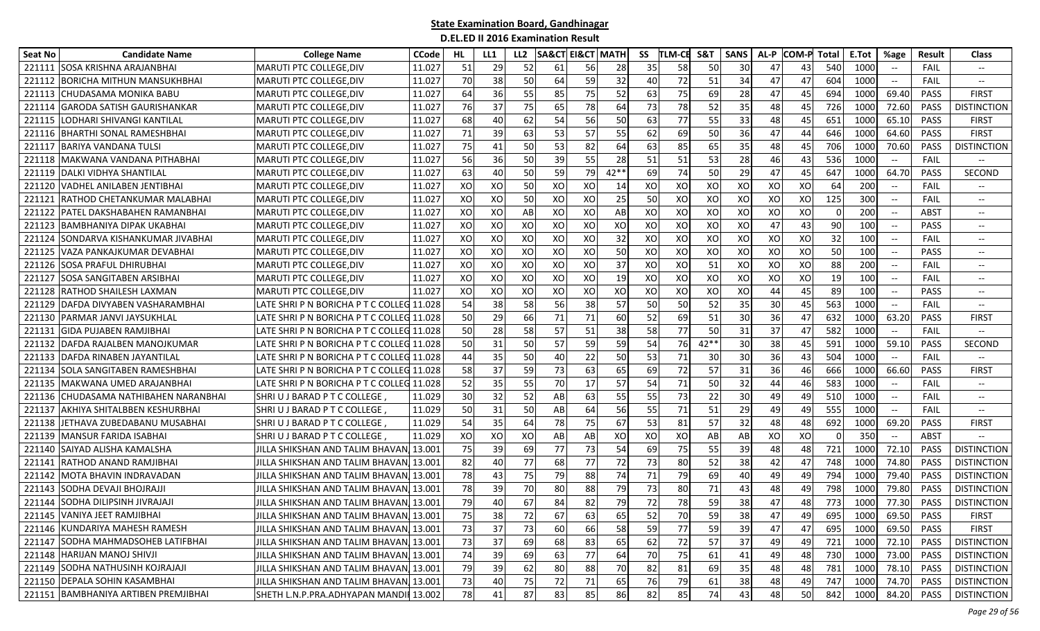# State Examination Board, Gandhinagar

## D.EL.ED II 2016 Examination Result

| Seat No | Candidate Name | College Name | CCode | HL | LL1 | LL2 | SA&CT | EI&CT | MATH | SS | TLM-CE | S&T | SANS | AL-P | COM-P | Total | E.Tot | %age | Result | Class |
|---|---|---|---|---|---|---|---|---|---|---|---|---|---|---|---|---|---|---|---|---|
| 221111 | SOSA KRISHNA ARAJANBHAI | MARUTI PTC COLLEGE,DIV | 11.027 | 51 | 29 | 52 | 61 | 56 | 28 | 35 | 58 | 50 | 30 | 47 | 43 | 540 | 1000 | -- | FAIL | -- |
| 221112 | BORICHA MITHUN MANSUKHBHAI | MARUTI PTC COLLEGE,DIV | 11.027 | 70 | 38 | 50 | 64 | 59 | 32 | 40 | 72 | 51 | 34 | 47 | 47 | 604 | 1000 | -- | FAIL | -- |
| 221113 | CHUDASAMA MONIKA BABU | MARUTI PTC COLLEGE,DIV | 11.027 | 64 | 36 | 55 | 85 | 75 | 52 | 63 | 75 | 69 | 28 | 47 | 45 | 694 | 1000 | 69.40 | PASS | FIRST |
| 221114 | GARODA SATISH GAURISHANKAR | MARUTI PTC COLLEGE,DIV | 11.027 | 76 | 37 | 75 | 65 | 78 | 64 | 73 | 78 | 52 | 35 | 48 | 45 | 726 | 1000 | 72.60 | PASS | DISTINCTION |
| 221115 | LODHARI SHIVANGI KANTILAL | MARUTI PTC COLLEGE,DIV | 11.027 | 68 | 40 | 62 | 54 | 56 | 50 | 63 | 77 | 55 | 33 | 48 | 45 | 651 | 1000 | 65.10 | PASS | FIRST |
| 221116 | BHARTHI SONAL RAMESHBHAI | MARUTI PTC COLLEGE,DIV | 11.027 | 71 | 39 | 63 | 53 | 57 | 55 | 62 | 69 | 50 | 36 | 47 | 44 | 646 | 1000 | 64.60 | PASS | FIRST |
| 221117 | BARIYA VANDANA TULSI | MARUTI PTC COLLEGE,DIV | 11.027 | 75 | 41 | 50 | 53 | 82 | 64 | 63 | 85 | 65 | 35 | 48 | 45 | 706 | 1000 | 70.60 | PASS | DISTINCTION |
| 221118 | MAKWANA VANDANA PITHABHAI | MARUTI PTC COLLEGE,DIV | 11.027 | 56 | 36 | 50 | 39 | 55 | 28 | 51 | 51 | 53 | 28 | 46 | 43 | 536 | 1000 | -- | FAIL | -- |
| 221119 | DALKI VIDHYA SHANTILAL | MARUTI PTC COLLEGE,DIV | 11.027 | 63 | 40 | 50 | 59 | 79 | 42** | 69 | 74 | 50 | 29 | 47 | 45 | 647 | 1000 | 64.70 | PASS | SECOND |
| 221120 | VADHEL ANILABEN JENTIBHAI | MARUTI PTC COLLEGE,DIV | 11.027 | XO | XO | 50 | XO | XO | 14 | XO | XO | XO | XO | XO | XO | 64 | 200 | -- | FAIL | -- |
| 221121 | RATHOD CHETANKUMAR MALABHAI | MARUTI PTC COLLEGE,DIV | 11.027 | XO | XO | 50 | XO | XO | 25 | 50 | XO | XO | XO | XO | XO | 125 | 300 | -- | FAIL | -- |
| 221122 | PATEL DAKSHABAHEN RAMANBHAI | MARUTI PTC COLLEGE,DIV | 11.027 | XO | XO | AB | XO | XO | AB | XO | XO | XO | XO | XO | XO | 0 | 200 | -- | ABST | -- |
| 221123 | BAMBHANIYA DIPAK UKABHAI | MARUTI PTC COLLEGE,DIV | 11.027 | XO | XO | XO | XO | XO | XO | XO | XO | XO | XO | 47 | 43 | 90 | 100 | -- | PASS | -- |
| 221124 | SONDARVA KISHANKUMAR JIVABHAI | MARUTI PTC COLLEGE,DIV | 11.027 | XO | XO | XO | XO | XO | 32 | XO | XO | XO | XO | XO | XO | 32 | 100 | -- | FAIL | -- |
| 221125 | VAZA PANKAJKUMAR DEVABHAI | MARUTI PTC COLLEGE,DIV | 11.027 | XO | XO | XO | XO | XO | 50 | XO | XO | XO | XO | XO | XO | 50 | 100 | -- | PASS | -- |
| 221126 | SOSA PRAFUL DHIRUBHAI | MARUTI PTC COLLEGE,DIV | 11.027 | XO | XO | XO | XO | XO | 37 | XO | XO | 51 | XO | XO | XO | 88 | 200 | -- | FAIL | -- |
| 221127 | SOSA SANGITABEN ARSIBHAI | MARUTI PTC COLLEGE,DIV | 11.027 | XO | XO | XO | XO | XO | 19 | XO | XO | XO | XO | XO | XO | 19 | 100 | -- | FAIL | -- |
| 221128 | RATHOD SHAILESH LAXMAN | MARUTI PTC COLLEGE,DIV | 11.027 | XO | XO | XO | XO | XO | XO | XO | XO | XO | XO | 44 | 45 | 89 | 100 | -- | PASS | -- |
| 221129 | DAFDA DIVYABEN VASHARAMBHAI | LATE SHRI P N BORICHA P T C COLLEG | 11.028 | 54 | 38 | 58 | 56 | 38 | 57 | 50 | 50 | 52 | 35 | 30 | 45 | 563 | 1000 | -- | FAIL | -- |
| 221130 | PARMAR JANVI JAYSUKHLAL | LATE SHRI P N BORICHA P T C COLLEG | 11.028 | 50 | 29 | 66 | 71 | 71 | 60 | 52 | 69 | 51 | 30 | 36 | 47 | 632 | 1000 | 63.20 | PASS | FIRST |
| 221131 | GIDA PUJABEN RAMJIBHAI | LATE SHRI P N BORICHA P T C COLLEG | 11.028 | 50 | 28 | 58 | 57 | 51 | 38 | 58 | 77 | 50 | 31 | 37 | 47 | 582 | 1000 | -- | FAIL | -- |
| 221132 | DAFDA RAJALBEN MANOJKUMAR | LATE SHRI P N BORICHA P T C COLLEG | 11.028 | 50 | 31 | 50 | 57 | 59 | 59 | 54 | 76 | 42** | 30 | 38 | 45 | 591 | 1000 | 59.10 | PASS | SECOND |
| 221133 | DAFDA RINABEN JAYANTILAL | LATE SHRI P N BORICHA P T C COLLEG | 11.028 | 44 | 35 | 50 | 40 | 22 | 50 | 53 | 71 | 30 | 30 | 36 | 43 | 504 | 1000 | -- | FAIL | -- |
| 221134 | SOLA SANGITABEN RAMESHBHAI | LATE SHRI P N BORICHA P T C COLLEG | 11.028 | 58 | 37 | 59 | 73 | 63 | 65 | 69 | 72 | 57 | 31 | 36 | 46 | 666 | 1000 | 66.60 | PASS | FIRST |
| 221135 | MAKWANA UMED ARAJANBHAI | LATE SHRI P N BORICHA P T C COLLEG | 11.028 | 52 | 35 | 55 | 70 | 17 | 57 | 54 | 71 | 50 | 32 | 44 | 46 | 583 | 1000 | -- | FAIL | -- |
| 221136 | CHUDASAMA NATHIBAHEN NARANBHAI | SHRI U J BARAD P T C COLLEGE , | 11.029 | 30 | 32 | 52 | AB | 63 | 55 | 55 | 73 | 22 | 30 | 49 | 49 | 510 | 1000 | -- | FAIL | -- |
| 221137 | AKHIYA SHITALBBEN KESHURBHAI | SHRI U J BARAD P T C COLLEGE , | 11.029 | 50 | 31 | 50 | AB | 64 | 56 | 55 | 71 | 51 | 29 | 49 | 49 | 555 | 1000 | -- | FAIL | -- |
| 221138 | JETHAVA ZUBEDABANU MUSABHAI | SHRI U J BARAD P T C COLLEGE , | 11.029 | 54 | 35 | 64 | 78 | 75 | 67 | 53 | 81 | 57 | 32 | 48 | 48 | 692 | 1000 | 69.20 | PASS | FIRST |
| 221139 | MANSUR FARIDA ISABHAI | SHRI U J BARAD P T C COLLEGE , | 11.029 | XO | XO | XO | AB | AB | XO | XO | XO | AB | AB | XO | XO | 0 | 350 | -- | ABST | -- |
| 221140 | SAIYAD ALISHA KAMALSHA | JILLA SHIKSHAN AND TALIM BHAVAN, | 13.001 | 75 | 39 | 69 | 77 | 73 | 54 | 69 | 75 | 55 | 39 | 48 | 48 | 721 | 1000 | 72.10 | PASS | DISTINCTION |
| 221141 | RATHOD ANAND RAMJIBHAI | JILLA SHIKSHAN AND TALIM BHAVAN, | 13.001 | 82 | 40 | 77 | 68 | 77 | 72 | 73 | 80 | 52 | 38 | 42 | 47 | 748 | 1000 | 74.80 | PASS | DISTINCTION |
| 221142 | MOTA BHAVIN INDRAVADAN | JILLA SHIKSHAN AND TALIM BHAVAN, | 13.001 | 78 | 43 | 75 | 79 | 88 | 74 | 71 | 79 | 69 | 40 | 49 | 49 | 794 | 1000 | 79.40 | PASS | DISTINCTION |
| 221143 | SODHA DEVAJI BHOJRAJJI | JILLA SHIKSHAN AND TALIM BHAVAN, | 13.001 | 78 | 39 | 70 | 80 | 88 | 79 | 73 | 80 | 71 | 43 | 48 | 49 | 798 | 1000 | 79.80 | PASS | DISTINCTION |
| 221144 | SODHA DILIPSINH JIVRAJJI | JILLA SHIKSHAN AND TALIM BHAVAN, | 13.001 | 79 | 40 | 67 | 84 | 82 | 79 | 72 | 78 | 59 | 38 | 47 | 48 | 773 | 1000 | 77.30 | PASS | DISTINCTION |
| 221145 | VANIYA JEET RAMJIBHAI | JILLA SHIKSHAN AND TALIM BHAVAN, | 13.001 | 75 | 38 | 72 | 67 | 63 | 65 | 52 | 70 | 59 | 38 | 47 | 49 | 695 | 1000 | 69.50 | PASS | FIRST |
| 221146 | KUNDARIYA MAHESH RAMESH | JILLA SHIKSHAN AND TALIM BHAVAN, | 13.001 | 73 | 37 | 73 | 60 | 66 | 58 | 59 | 77 | 59 | 39 | 47 | 47 | 695 | 1000 | 69.50 | PASS | FIRST |
| 221147 | SODHA MAHMADSOHEB LATIFBHAI | JILLA SHIKSHAN AND TALIM BHAVAN, | 13.001 | 73 | 37 | 69 | 68 | 83 | 65 | 62 | 72 | 57 | 37 | 49 | 49 | 721 | 1000 | 72.10 | PASS | DISTINCTION |
| 221148 | HARIJAN MANOJ SHIVJI | JILLA SHIKSHAN AND TALIM BHAVAN, | 13.001 | 74 | 39 | 69 | 63 | 77 | 64 | 70 | 75 | 61 | 41 | 49 | 48 | 730 | 1000 | 73.00 | PASS | DISTINCTION |
| 221149 | SODHA NATHUSINH KOJRAJAJI | JILLA SHIKSHAN AND TALIM BHAVAN, | 13.001 | 79 | 39 | 62 | 80 | 88 | 70 | 82 | 81 | 69 | 35 | 48 | 48 | 781 | 1000 | 78.10 | PASS | DISTINCTION |
| 221150 | DEPALA SOHIN KASAMBHAI | JILLA SHIKSHAN AND TALIM BHAVAN, | 13.001 | 73 | 40 | 75 | 72 | 71 | 65 | 76 | 79 | 61 | 38 | 48 | 49 | 747 | 1000 | 74.70 | PASS | DISTINCTION |
| 221151 | BAMBHANIYA ARTIBEN PREMJIBHAI | SHETH L.N.P.PRA.ADHYAPAN MANDII | 13.002 | 78 | 41 | 87 | 83 | 85 | 86 | 82 | 85 | 74 | 43 | 48 | 50 | 842 | 1000 | 84.20 | PASS | DISTINCTION |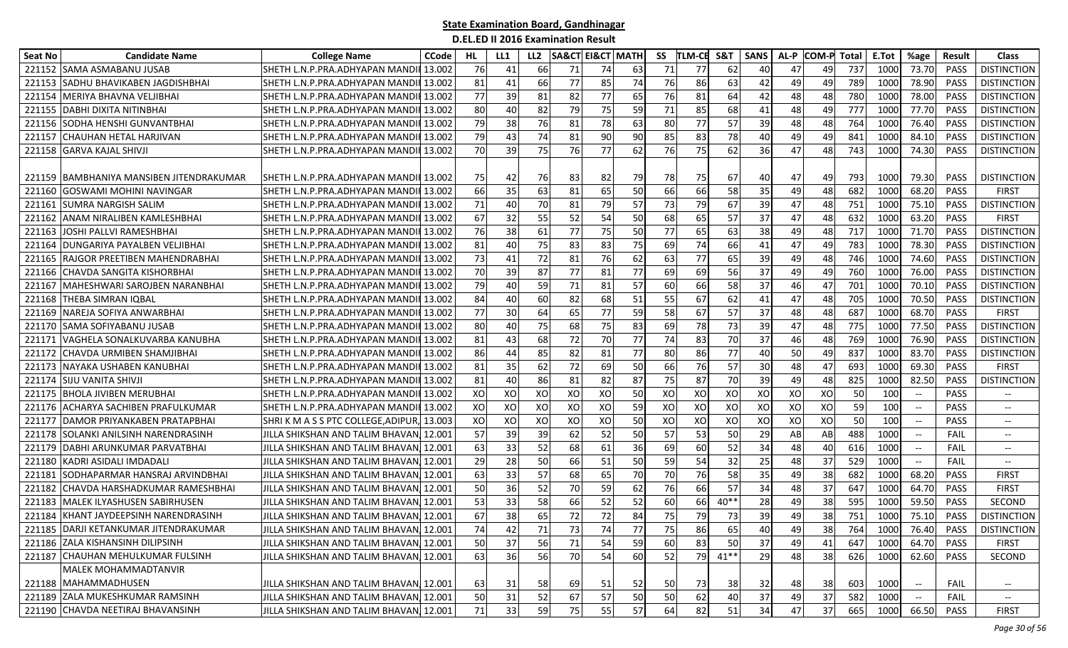# State Examination Board, Gandhinagar

## D.EL.ED II 2016 Examination Result

| Seat No | Candidate Name | College Name | CCode | HL | LL1 | LL2 | SA&CT | EI&CT | MATH | SS | TLM-CE | S&T | SANS | AL-P | COM-P | Total | E.Tot | %age | Result | Class |
|---|---|---|---|---|---|---|---|---|---|---|---|---|---|---|---|---|---|---|---|---|
| 221152 | SAMA ASMABANU JUSAB | SHETH L.N.P.PRA.ADHYAPAN MANDIR | 13.002 | 76 | 41 | 66 | 71 | 74 | 63 | 71 | 77 | 62 | 40 | 47 | 49 | 737 | 1000 | 73.70 | PASS | DISTINCTION |
| 221153 | SADHU BHAVIKABEN JAGDISHBHAI | SHETH L.N.P.PRA.ADHYAPAN MANDIR | 13.002 | 81 | 41 | 66 | 77 | 85 | 74 | 76 | 86 | 63 | 42 | 49 | 49 | 789 | 1000 | 78.90 | PASS | DISTINCTION |
| 221154 | MERIYA BHAVNA VELJIBHAI | SHETH L.N.P.PRA.ADHYAPAN MANDIR | 13.002 | 77 | 39 | 81 | 82 | 77 | 65 | 76 | 81 | 64 | 42 | 48 | 48 | 780 | 1000 | 78.00 | PASS | DISTINCTION |
| 221155 | DABHI DIXITA NITINBHAI | SHETH L.N.P.PRA.ADHYAPAN MANDIR | 13.002 | 80 | 40 | 82 | 79 | 75 | 59 | 71 | 85 | 68 | 41 | 48 | 49 | 777 | 1000 | 77.70 | PASS | DISTINCTION |
| 221156 | SODHA HENSHI GUNVANTBHAI | SHETH L.N.P.PRA.ADHYAPAN MANDIR | 13.002 | 79 | 38 | 76 | 81 | 78 | 63 | 80 | 77 | 57 | 39 | 48 | 48 | 764 | 1000 | 76.40 | PASS | DISTINCTION |
| 221157 | CHAUHAN HETAL HARJIVAN | SHETH L.N.P.PRA.ADHYAPAN MANDIR | 13.002 | 79 | 43 | 74 | 81 | 90 | 90 | 85 | 83 | 78 | 40 | 49 | 49 | 841 | 1000 | 84.10 | PASS | DISTINCTION |
| 221158 | GARVA KAJAL SHIVJI | SHETH L.N.P.PRA.ADHYAPAN MANDIR | 13.002 | 70 | 39 | 75 | 76 | 77 | 62 | 76 | 75 | 62 | 36 | 47 | 48 | 743 | 1000 | 74.30 | PASS | DISTINCTION |
| 221159 | BAMBHANIYA MANSIBEN JITENDRAKUMAR | SHETH L.N.P.PRA.ADHYAPAN MANDIR | 13.002 | 75 | 42 | 76 | 83 | 82 | 79 | 78 | 75 | 67 | 40 | 47 | 49 | 793 | 1000 | 79.30 | PASS | DISTINCTION |
| 221160 | GOSWAMI MOHINI NAVINGAR | SHETH L.N.P.PRA.ADHYAPAN MANDIR | 13.002 | 66 | 35 | 63 | 81 | 65 | 50 | 66 | 66 | 58 | 35 | 49 | 48 | 682 | 1000 | 68.20 | PASS | FIRST |
| 221161 | SUMRA NARGISH SALIM | SHETH L.N.P.PRA.ADHYAPAN MANDIR | 13.002 | 71 | 40 | 70 | 81 | 79 | 57 | 73 | 79 | 67 | 39 | 47 | 48 | 751 | 1000 | 75.10 | PASS | DISTINCTION |
| 221162 | ANAM NIRALIBEN KAMLESHBHAI | SHETH L.N.P.PRA.ADHYAPAN MANDIR | 13.002 | 67 | 32 | 55 | 52 | 54 | 50 | 68 | 65 | 57 | 37 | 47 | 48 | 632 | 1000 | 63.20 | PASS | FIRST |
| 221163 | JOSHI PALLVI RAMESHBHAI | SHETH L.N.P.PRA.ADHYAPAN MANDIR | 13.002 | 76 | 38 | 61 | 77 | 75 | 50 | 77 | 65 | 63 | 38 | 49 | 48 | 717 | 1000 | 71.70 | PASS | DISTINCTION |
| 221164 | DUNGARIYA PAYALBEN VELJIBHAI | SHETH L.N.P.PRA.ADHYAPAN MANDIR | 13.002 | 81 | 40 | 75 | 83 | 83 | 75 | 69 | 74 | 66 | 41 | 47 | 49 | 783 | 1000 | 78.30 | PASS | DISTINCTION |
| 221165 | RAJGOR PREETIBEN MAHENDRABHAI | SHETH L.N.P.PRA.ADHYAPAN MANDIR | 13.002 | 73 | 41 | 72 | 81 | 76 | 62 | 63 | 77 | 65 | 39 | 49 | 48 | 746 | 1000 | 74.60 | PASS | DISTINCTION |
| 221166 | CHAVDA SANGITA KISHORBHAI | SHETH L.N.P.PRA.ADHYAPAN MANDIR | 13.002 | 70 | 39 | 87 | 77 | 81 | 77 | 69 | 69 | 56 | 37 | 49 | 49 | 760 | 1000 | 76.00 | PASS | DISTINCTION |
| 221167 | MAHESHWARI SAROJBEN NARANBHAI | SHETH L.N.P.PRA.ADHYAPAN MANDIR | 13.002 | 79 | 40 | 59 | 71 | 81 | 57 | 60 | 66 | 58 | 37 | 46 | 47 | 701 | 1000 | 70.10 | PASS | DISTINCTION |
| 221168 | THEBA SIMRAN IQBAL | SHETH L.N.P.PRA.ADHYAPAN MANDIR | 13.002 | 84 | 40 | 60 | 82 | 68 | 51 | 55 | 67 | 62 | 41 | 47 | 48 | 705 | 1000 | 70.50 | PASS | DISTINCTION |
| 221169 | NAREJA SOFIYA ANWARBHAI | SHETH L.N.P.PRA.ADHYAPAN MANDIR | 13.002 | 77 | 30 | 64 | 65 | 77 | 59 | 58 | 67 | 57 | 37 | 48 | 48 | 687 | 1000 | 68.70 | PASS | FIRST |
| 221170 | SAMA SOFIYABANU JUSAB | SHETH L.N.P.PRA.ADHYAPAN MANDIR | 13.002 | 80 | 40 | 75 | 68 | 75 | 83 | 69 | 78 | 73 | 39 | 47 | 48 | 775 | 1000 | 77.50 | PASS | DISTINCTION |
| 221171 | VAGHELA SONALKUVARBA KANUBHA | SHETH L.N.P.PRA.ADHYAPAN MANDIR | 13.002 | 81 | 43 | 68 | 72 | 70 | 77 | 74 | 83 | 70 | 37 | 46 | 48 | 769 | 1000 | 76.90 | PASS | DISTINCTION |
| 221172 | CHAVDA URMIBEN SHAMJIBHAI | SHETH L.N.P.PRA.ADHYAPAN MANDIR | 13.002 | 86 | 44 | 85 | 82 | 81 | 77 | 80 | 86 | 77 | 40 | 50 | 49 | 837 | 1000 | 83.70 | PASS | DISTINCTION |
| 221173 | NAYAKA USHABEN KANUBHAI | SHETH L.N.P.PRA.ADHYAPAN MANDIR | 13.002 | 81 | 35 | 62 | 72 | 69 | 50 | 66 | 76 | 57 | 30 | 48 | 47 | 693 | 1000 | 69.30 | PASS | FIRST |
| 221174 | SIJU VANITA SHIVJI | SHETH L.N.P.PRA.ADHYAPAN MANDIR | 13.002 | 81 | 40 | 86 | 81 | 82 | 87 | 75 | 87 | 70 | 39 | 49 | 48 | 825 | 1000 | 82.50 | PASS | DISTINCTION |
| 221175 | BHOLA JIVIBEN MERUBHAI | SHETH L.N.P.PRA.ADHYAPAN MANDIR | 13.002 | XO | XO | XO | XO | XO | 50 | XO | XO | XO | XO | XO | XO | 50 | 100 | -- | PASS | -- |
| 221176 | ACHARYA SACHIBEN PRAFULKUMAR | SHETH L.N.P.PRA.ADHYAPAN MANDIR | 13.002 | XO | XO | XO | XO | XO | 59 | XO | XO | XO | XO | XO | XO | 59 | 100 | -- | PASS | -- |
| 221177 | DAMOR PRIYANKABEN PRATAPBHAI | SHRI K M A S S PTC COLLEGE,ADIPUR, | 13.003 | XO | XO | XO | XO | XO | 50 | XO | XO | XO | XO | XO | XO | 50 | 100 | -- | PASS | -- |
| 221178 | SOLANKI ANILSINH NARENDRASINH | JILLA SHIKSHAN AND TALIM BHAVAN, | 12.001 | 57 | 39 | 39 | 62 | 52 | 50 | 57 | 53 | 50 | 29 | AB | AB | 488 | 1000 | -- | FAIL | -- |
| 221179 | DABHI ARUNKUMAR PARVATBHAI | JILLA SHIKSHAN AND TALIM BHAVAN, | 12.001 | 63 | 33 | 52 | 68 | 61 | 36 | 69 | 60 | 52 | 34 | 48 | 40 | 616 | 1000 | -- | FAIL | -- |
| 221180 | KADRI ASIDALI IMDADALI | JILLA SHIKSHAN AND TALIM BHAVAN, | 12.001 | 29 | 28 | 50 | 66 | 51 | 50 | 59 | 54 | 32 | 25 | 48 | 37 | 529 | 1000 | -- | FAIL | -- |
| 221181 | SODHAPARMAR HANSRAJ ARVINDBHAI | JILLA SHIKSHAN AND TALIM BHAVAN, | 12.001 | 63 | 33 | 57 | 68 | 65 | 70 | 70 | 76 | 58 | 35 | 49 | 38 | 682 | 1000 | 68.20 | PASS | FIRST |
| 221182 | CHAVDA HARSHADKUMAR RAMESHBHAI | JILLA SHIKSHAN AND TALIM BHAVAN, | 12.001 | 50 | 36 | 52 | 70 | 59 | 62 | 76 | 66 | 57 | 34 | 48 | 37 | 647 | 1000 | 64.70 | PASS | FIRST |
| 221183 | MALEK ILYASHUSEN SABIRHUSEN | JILLA SHIKSHAN AND TALIM BHAVAN, | 12.001 | 53 | 33 | 58 | 66 | 52 | 52 | 60 | 66 | 40** | 28 | 49 | 38 | 595 | 1000 | 59.50 | PASS | SECOND |
| 221184 | KHANT JAYDEEPSINH NARENDRASINH | JILLA SHIKSHAN AND TALIM BHAVAN, | 12.001 | 67 | 38 | 65 | 72 | 72 | 84 | 75 | 79 | 73 | 39 | 49 | 38 | 751 | 1000 | 75.10 | PASS | DISTINCTION |
| 221185 | DARJI KETANKUMAR JITENDRAKUMAR | JILLA SHIKSHAN AND TALIM BHAVAN, | 12.001 | 74 | 42 | 71 | 73 | 74 | 77 | 75 | 86 | 65 | 40 | 49 | 38 | 764 | 1000 | 76.40 | PASS | DISTINCTION |
| 221186 | ZALA KISHANSINH DILIPSINH | JILLA SHIKSHAN AND TALIM BHAVAN, | 12.001 | 50 | 37 | 56 | 71 | 54 | 59 | 60 | 83 | 50 | 37 | 49 | 41 | 647 | 1000 | 64.70 | PASS | FIRST |
| 221187 | CHAUHAN MEHULKUMAR FULSINH | JILLA SHIKSHAN AND TALIM BHAVAN, | 12.001 | 63 | 36 | 56 | 70 | 54 | 60 | 52 | 79 | 41** | 29 | 48 | 38 | 626 | 1000 | 62.60 | PASS | SECOND |
| 221188 | MALEK MOHAMMADTANVIR MAHAMMADHUSEN | JILLA SHIKSHAN AND TALIM BHAVAN, | 12.001 | 63 | 31 | 58 | 69 | 51 | 52 | 50 | 73 | 38 | 32 | 48 | 38 | 603 | 1000 | -- | FAIL | -- |
| 221189 | ZALA MUKESHKUMAR RAMSINH | JILLA SHIKSHAN AND TALIM BHAVAN, | 12.001 | 50 | 31 | 52 | 67 | 57 | 50 | 50 | 62 | 40 | 37 | 49 | 37 | 582 | 1000 | -- | FAIL | -- |
| 221190 | CHAVDA NEETIRAJ BHAVANSINH | JILLA SHIKSHAN AND TALIM BHAVAN, | 12.001 | 71 | 33 | 59 | 75 | 55 | 57 | 64 | 82 | 51 | 34 | 47 | 37 | 665 | 1000 | 66.50 | PASS | FIRST |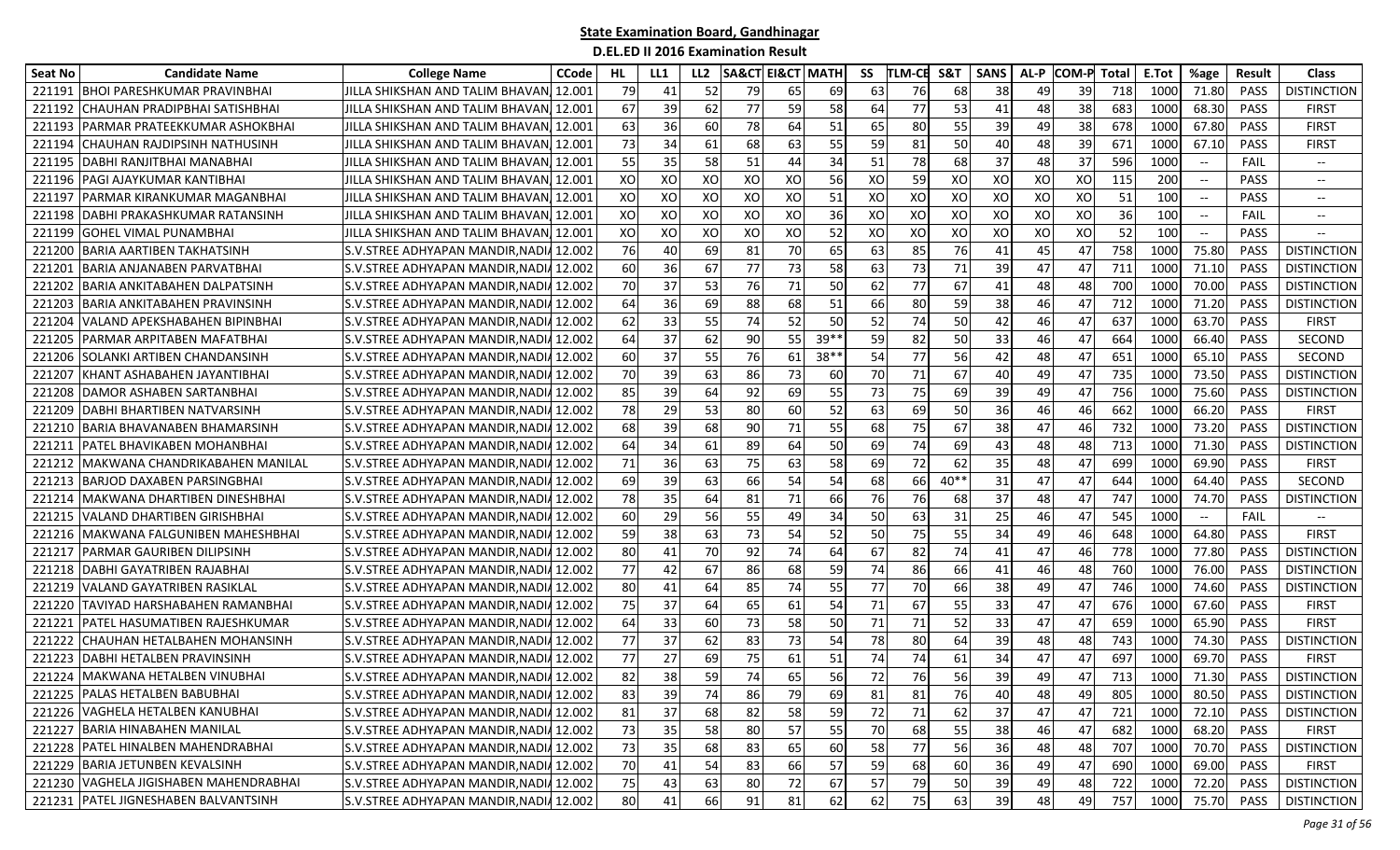**State Examination Board, Gandhinagar**

**D.EL.ED II 2016 Examination Result**

| Seat No | Candidate Name | College Name | CCode | HL | LL1 | LL2 | SA&CT | EI&CT | MATH | SS | TLM-CE | S&T | SANS | AL-P | COM-P | Total | E.Tot | %age | Result | Class |
|---|---|---|---|---|---|---|---|---|---|---|---|---|---|---|---|---|---|---|---|---|
| 221191 | BHOI PARESHKUMAR PRAVINBHAI | JILLA SHIKSHAN AND TALIM BHAVAN, | 12.001 | 79 | 41 | 52 | 79 | 65 | 69 | 63 | 76 | 68 | 38 | 49 | 39 | 718 | 1000 | 71.80 | PASS | DISTINCTION |
| 221192 | CHAUHAN PRADIPBHAI SATISHBHAI | JILLA SHIKSHAN AND TALIM BHAVAN, | 12.001 | 67 | 39 | 62 | 77 | 59 | 58 | 64 | 77 | 53 | 41 | 48 | 38 | 683 | 1000 | 68.30 | PASS | FIRST |
| 221193 | PARMAR PRATEEKKUMAR ASHOKBHAI | JILLA SHIKSHAN AND TALIM BHAVAN, | 12.001 | 63 | 36 | 60 | 78 | 64 | 51 | 65 | 80 | 55 | 39 | 49 | 38 | 678 | 1000 | 67.80 | PASS | FIRST |
| 221194 | CHAUHAN RAJDIPSINH NATHUSINH | JILLA SHIKSHAN AND TALIM BHAVAN, | 12.001 | 73 | 34 | 61 | 68 | 63 | 55 | 59 | 81 | 50 | 40 | 48 | 39 | 671 | 1000 | 67.10 | PASS | FIRST |
| 221195 | DABHI RANJITBHAI MANABHAI | JILLA SHIKSHAN AND TALIM BHAVAN, | 12.001 | 55 | 35 | 58 | 51 | 44 | 34 | 51 | 78 | 68 | 37 | 48 | 37 | 596 | 1000 | -- | FAIL | -- |
| 221196 | PAGI AJAYKUMAR KANTIBHAI | JILLA SHIKSHAN AND TALIM BHAVAN, | 12.001 | XO | XO | XO | XO | XO | 56 | XO | 59 | XO | XO | XO | XO | 115 | 200 | -- | PASS | -- |
| 221197 | PARMAR KIRANKUMAR MAGANBHAI | JILLA SHIKSHAN AND TALIM BHAVAN, | 12.001 | XO | XO | XO | XO | XO | 51 | XO | XO | XO | XO | XO | XO | 51 | 100 | -- | PASS | -- |
| 221198 | DABHI PRAKASHKUMAR RATANSINH | JILLA SHIKSHAN AND TALIM BHAVAN, | 12.001 | XO | XO | XO | XO | XO | 36 | XO | XO | XO | XO | XO | XO | 36 | 100 | -- | FAIL | -- |
| 221199 | GOHEL VIMAL PUNAMBHAI | JILLA SHIKSHAN AND TALIM BHAVAN, | 12.001 | XO | XO | XO | XO | XO | 52 | XO | XO | XO | XO | XO | XO | 52 | 100 | -- | PASS | -- |
| 221200 | BARIA AARTIBEN TAKHATSINH | S.V.STREE ADHYAPAN MANDIR,NADIA | 12.002 | 76 | 40 | 69 | 81 | 70 | 65 | 63 | 85 | 76 | 41 | 45 | 47 | 758 | 1000 | 75.80 | PASS | DISTINCTION |
| 221201 | BARIA ANJANABEN PARVATBHAI | S.V.STREE ADHYAPAN MANDIR,NADIA | 12.002 | 60 | 36 | 67 | 77 | 73 | 58 | 63 | 73 | 71 | 39 | 47 | 47 | 711 | 1000 | 71.10 | PASS | DISTINCTION |
| 221202 | BARIA ANKITABAHEN DALPATSINH | S.V.STREE ADHYAPAN MANDIR,NADIA | 12.002 | 70 | 37 | 53 | 76 | 71 | 50 | 62 | 77 | 67 | 41 | 48 | 48 | 700 | 1000 | 70.00 | PASS | DISTINCTION |
| 221203 | BARIA ANKITABAHEN PRAVINSINH | S.V.STREE ADHYAPAN MANDIR,NADIA | 12.002 | 64 | 36 | 69 | 88 | 68 | 51 | 66 | 80 | 59 | 38 | 46 | 47 | 712 | 1000 | 71.20 | PASS | DISTINCTION |
| 221204 | VALAND APEKSHABAHEN BIPINBHAI | S.V.STREE ADHYAPAN MANDIR,NADIA | 12.002 | 62 | 33 | 55 | 74 | 52 | 50 | 52 | 74 | 50 | 42 | 46 | 47 | 637 | 1000 | 63.70 | PASS | FIRST |
| 221205 | PARMAR ARPITABEN MAFATBHAI | S.V.STREE ADHYAPAN MANDIR,NADIA | 12.002 | 64 | 37 | 62 | 90 | 55 | 39** | 59 | 82 | 50 | 33 | 46 | 47 | 664 | 1000 | 66.40 | PASS | SECOND |
| 221206 | SOLANKI ARTIBEN CHANDANSINH | S.V.STREE ADHYAPAN MANDIR,NADIA | 12.002 | 60 | 37 | 55 | 76 | 61 | 38** | 54 | 77 | 56 | 42 | 48 | 47 | 651 | 1000 | 65.10 | PASS | SECOND |
| 221207 | KHANT ASHABAHEN JAYANTIBHAI | S.V.STREE ADHYAPAN MANDIR,NADIA | 12.002 | 70 | 39 | 63 | 86 | 73 | 60 | 70 | 71 | 67 | 40 | 49 | 47 | 735 | 1000 | 73.50 | PASS | DISTINCTION |
| 221208 | DAMOR ASHABEN SARTANBHAI | S.V.STREE ADHYAPAN MANDIR,NADIA | 12.002 | 85 | 39 | 64 | 92 | 69 | 55 | 73 | 75 | 69 | 39 | 49 | 47 | 756 | 1000 | 75.60 | PASS | DISTINCTION |
| 221209 | DABHI BHARTIBEN NATVARSINH | S.V.STREE ADHYAPAN MANDIR,NADIA | 12.002 | 78 | 29 | 53 | 80 | 60 | 52 | 63 | 69 | 50 | 36 | 46 | 46 | 662 | 1000 | 66.20 | PASS | FIRST |
| 221210 | BARIA BHAVANABEN BHAMARSINH | S.V.STREE ADHYAPAN MANDIR,NADIA | 12.002 | 68 | 39 | 68 | 90 | 71 | 55 | 68 | 75 | 67 | 38 | 47 | 46 | 732 | 1000 | 73.20 | PASS | DISTINCTION |
| 221211 | PATEL BHAVIKABEN MOHANBHAI | S.V.STREE ADHYAPAN MANDIR,NADIA | 12.002 | 64 | 34 | 61 | 89 | 64 | 50 | 69 | 74 | 69 | 43 | 48 | 48 | 713 | 1000 | 71.30 | PASS | DISTINCTION |
| 221212 | MAKWANA CHANDRIKABAHEN MANILAL | S.V.STREE ADHYAPAN MANDIR,NADIA | 12.002 | 71 | 36 | 63 | 75 | 63 | 58 | 69 | 72 | 62 | 35 | 48 | 47 | 699 | 1000 | 69.90 | PASS | FIRST |
| 221213 | BARJOD DAXABEN PARSINGBHAI | S.V.STREE ADHYAPAN MANDIR,NADIA | 12.002 | 69 | 39 | 63 | 66 | 54 | 54 | 68 | 66 | 40** | 31 | 47 | 47 | 644 | 1000 | 64.40 | PASS | SECOND |
| 221214 | MAKWANA DHARTIBEN DINESHBHAI | S.V.STREE ADHYAPAN MANDIR,NADIA | 12.002 | 78 | 35 | 64 | 81 | 71 | 66 | 76 | 76 | 68 | 37 | 48 | 47 | 747 | 1000 | 74.70 | PASS | DISTINCTION |
| 221215 | VALAND DHARTIBEN GIRISHBHAI | S.V.STREE ADHYAPAN MANDIR,NADIA | 12.002 | 60 | 29 | 56 | 55 | 49 | 34 | 50 | 63 | 31 | 25 | 46 | 47 | 545 | 1000 | -- | FAIL | -- |
| 221216 | MAKWANA FALGUNIBEN MAHESHBHAI | S.V.STREE ADHYAPAN MANDIR,NADIA | 12.002 | 59 | 38 | 63 | 73 | 54 | 52 | 50 | 75 | 55 | 34 | 49 | 46 | 648 | 1000 | 64.80 | PASS | FIRST |
| 221217 | PARMAR GAURIBEN DILIPSINH | S.V.STREE ADHYAPAN MANDIR,NADIA | 12.002 | 80 | 41 | 70 | 92 | 74 | 64 | 67 | 82 | 74 | 41 | 47 | 46 | 778 | 1000 | 77.80 | PASS | DISTINCTION |
| 221218 | DABHI GAYATRIBEN RAJABHAI | S.V.STREE ADHYAPAN MANDIR,NADIA | 12.002 | 77 | 42 | 67 | 86 | 68 | 59 | 74 | 86 | 66 | 41 | 46 | 48 | 760 | 1000 | 76.00 | PASS | DISTINCTION |
| 221219 | VALAND GAYATRIBEN RASIKLAL | S.V.STREE ADHYAPAN MANDIR,NADIA | 12.002 | 80 | 41 | 64 | 85 | 74 | 55 | 77 | 70 | 66 | 38 | 49 | 47 | 746 | 1000 | 74.60 | PASS | DISTINCTION |
| 221220 | TAVIYAD HARSHABAHEN RAMANBHAI | S.V.STREE ADHYAPAN MANDIR,NADIA | 12.002 | 75 | 37 | 64 | 65 | 61 | 54 | 71 | 67 | 55 | 33 | 47 | 47 | 676 | 1000 | 67.60 | PASS | FIRST |
| 221221 | PATEL HASUMATIBEN RAJESHKUMAR | S.V.STREE ADHYAPAN MANDIR,NADIA | 12.002 | 64 | 33 | 60 | 73 | 58 | 50 | 71 | 71 | 52 | 33 | 47 | 47 | 659 | 1000 | 65.90 | PASS | FIRST |
| 221222 | CHAUHAN HETALBAHEN MOHANSINH | S.V.STREE ADHYAPAN MANDIR,NADIA | 12.002 | 77 | 37 | 62 | 83 | 73 | 54 | 78 | 80 | 64 | 39 | 48 | 48 | 743 | 1000 | 74.30 | PASS | DISTINCTION |
| 221223 | DABHI HETALBEN PRAVINSINH | S.V.STREE ADHYAPAN MANDIR,NADIA | 12.002 | 77 | 27 | 69 | 75 | 61 | 51 | 74 | 74 | 61 | 34 | 47 | 47 | 697 | 1000 | 69.70 | PASS | FIRST |
| 221224 | MAKWANA HETALBEN VINUBHAI | S.V.STREE ADHYAPAN MANDIR,NADIA | 12.002 | 82 | 38 | 59 | 74 | 65 | 56 | 72 | 76 | 56 | 39 | 49 | 47 | 713 | 1000 | 71.30 | PASS | DISTINCTION |
| 221225 | PALAS HETALBEN BABUBHAI | S.V.STREE ADHYAPAN MANDIR,NADIA | 12.002 | 83 | 39 | 74 | 86 | 79 | 69 | 81 | 81 | 76 | 40 | 48 | 49 | 805 | 1000 | 80.50 | PASS | DISTINCTION |
| 221226 | VAGHELA HETALBEN KANUBHAI | S.V.STREE ADHYAPAN MANDIR,NADIA | 12.002 | 81 | 37 | 68 | 82 | 58 | 59 | 72 | 71 | 62 | 37 | 47 | 47 | 721 | 1000 | 72.10 | PASS | DISTINCTION |
| 221227 | BARIA HINABAHEN MANILAL | S.V.STREE ADHYAPAN MANDIR,NADIA | 12.002 | 73 | 35 | 58 | 80 | 57 | 55 | 70 | 68 | 55 | 38 | 46 | 47 | 682 | 1000 | 68.20 | PASS | FIRST |
| 221228 | PATEL HINALBEN MAHENDRABHAI | S.V.STREE ADHYAPAN MANDIR,NADIA | 12.002 | 73 | 35 | 68 | 83 | 65 | 60 | 58 | 77 | 56 | 36 | 48 | 48 | 707 | 1000 | 70.70 | PASS | DISTINCTION |
| 221229 | BARIA JETUNBEN KEVALSINH | S.V.STREE ADHYAPAN MANDIR,NADIA | 12.002 | 70 | 41 | 54 | 83 | 66 | 57 | 59 | 68 | 60 | 36 | 49 | 47 | 690 | 1000 | 69.00 | PASS | FIRST |
| 221230 | VAGHELA JIGISHABEN MAHENDRABHAI | S.V.STREE ADHYAPAN MANDIR,NADIA | 12.002 | 75 | 43 | 63 | 80 | 72 | 67 | 57 | 79 | 50 | 39 | 49 | 48 | 722 | 1000 | 72.20 | PASS | DISTINCTION |
| 221231 | PATEL JIGNESHABEN BALVANTSINH | S.V.STREE ADHYAPAN MANDIR,NADIA | 12.002 | 80 | 41 | 66 | 91 | 81 | 62 | 62 | 75 | 63 | 39 | 48 | 49 | 757 | 1000 | 75.70 | PASS | DISTINCTION |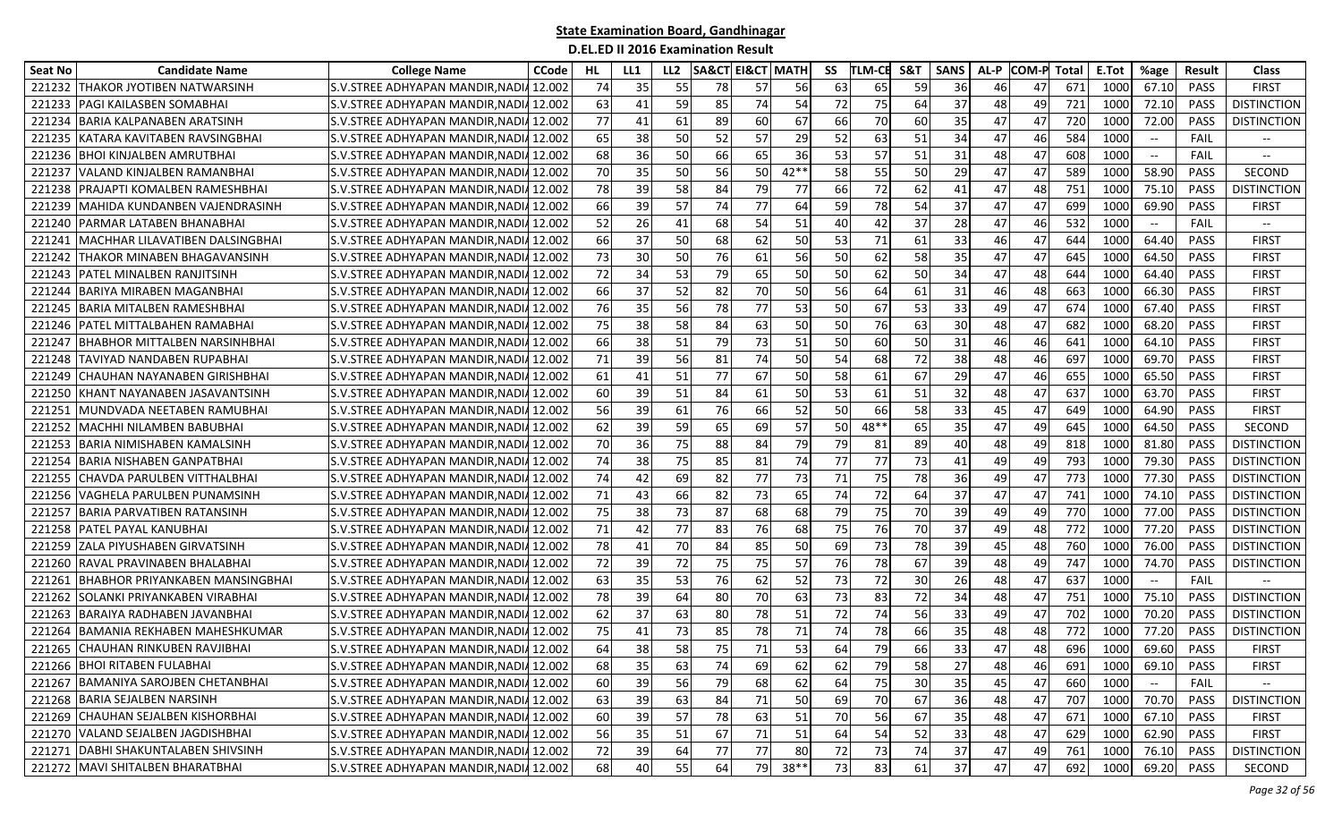**State Examination Board, Gandhinagar**

**D.EL.ED II 2016 Examination Result**

| Seat No | Candidate Name | College Name | CCode | HL | LL1 | LL2 | SA&CT | EI&CT | MATH | SS | TLM-CE | S&T | SANS | AL-P | COM-P | Total | E.Tot | %age | Result | Class |
|---|---|---|---|---|---|---|---|---|---|---|---|---|---|---|---|---|---|---|---|---|
| 221232 | THAKOR JYOTIBEN NATWARSINH | S.V.STREE ADHYAPAN MANDIR,NADIA | 12.002 | 74 | 35 | 55 | 78 | 57 | 56 | 63 | 65 | 59 | 36 | 46 | 47 | 671 | 1000 | 67.10 | PASS | FIRST |
| 221233 | PAGI KAILASBEN SOMABHAI | S.V.STREE ADHYAPAN MANDIR,NADIA | 12.002 | 63 | 41 | 59 | 85 | 74 | 54 | 72 | 75 | 64 | 37 | 48 | 49 | 721 | 1000 | 72.10 | PASS | DISTINCTION |
| 221234 | BARIA KALPANABEN ARATSINH | S.V.STREE ADHYAPAN MANDIR,NADIA | 12.002 | 77 | 41 | 61 | 89 | 60 | 67 | 66 | 70 | 60 | 35 | 47 | 47 | 720 | 1000 | 72.00 | PASS | DISTINCTION |
| 221235 | KATARA KAVITABEN RAVSINGBHAI | S.V.STREE ADHYAPAN MANDIR,NADIA | 12.002 | 65 | 38 | 50 | 52 | 57 | 29 | 52 | 63 | 51 | 34 | 47 | 46 | 584 | 1000 | -- | FAIL | -- |
| 221236 | BHOI KINJALBEN AMRUTBHAI | S.V.STREE ADHYAPAN MANDIR,NADIA | 12.002 | 68 | 36 | 50 | 66 | 65 | 36 | 53 | 57 | 51 | 31 | 48 | 47 | 608 | 1000 | -- | FAIL | -- |
| 221237 | VALAND KINJALBEN RAMANBHAI | S.V.STREE ADHYAPAN MANDIR,NADIA | 12.002 | 70 | 35 | 50 | 56 | 50 | 42** | 58 | 55 | 50 | 29 | 47 | 47 | 589 | 1000 | 58.90 | PASS | SECOND |
| 221238 | PRAJAPTI KOMALBEN RAMESHBHAI | S.V.STREE ADHYAPAN MANDIR,NADIA | 12.002 | 78 | 39 | 58 | 84 | 79 | 77 | 66 | 72 | 62 | 41 | 47 | 48 | 751 | 1000 | 75.10 | PASS | DISTINCTION |
| 221239 | MAHIDA KUNDANBEN VAJENDRASINH | S.V.STREE ADHYAPAN MANDIR,NADIA | 12.002 | 66 | 39 | 57 | 74 | 77 | 64 | 59 | 78 | 54 | 37 | 47 | 47 | 699 | 1000 | 69.90 | PASS | FIRST |
| 221240 | PARMAR LATABEN BHANABHAI | S.V.STREE ADHYAPAN MANDIR,NADIA | 12.002 | 52 | 26 | 41 | 68 | 54 | 51 | 40 | 42 | 37 | 28 | 47 | 46 | 532 | 1000 | -- | FAIL | -- |
| 221241 | MACHHAR LILAVATIBEN DALSINGBHAI | S.V.STREE ADHYAPAN MANDIR,NADIA | 12.002 | 66 | 37 | 50 | 68 | 62 | 50 | 53 | 71 | 61 | 33 | 46 | 47 | 644 | 1000 | 64.40 | PASS | FIRST |
| 221242 | THAKOR MINABEN BHAGAVANSINH | S.V.STREE ADHYAPAN MANDIR,NADIA | 12.002 | 73 | 30 | 50 | 76 | 61 | 56 | 50 | 62 | 58 | 35 | 47 | 47 | 645 | 1000 | 64.50 | PASS | FIRST |
| 221243 | PATEL MINALBEN RANJITSINH | S.V.STREE ADHYAPAN MANDIR,NADIA | 12.002 | 72 | 34 | 53 | 79 | 65 | 50 | 50 | 62 | 50 | 34 | 47 | 48 | 644 | 1000 | 64.40 | PASS | FIRST |
| 221244 | BARIYA MIRABEN MAGANBHAI | S.V.STREE ADHYAPAN MANDIR,NADIA | 12.002 | 66 | 37 | 52 | 82 | 70 | 50 | 56 | 64 | 61 | 31 | 46 | 48 | 663 | 1000 | 66.30 | PASS | FIRST |
| 221245 | BARIA MITALBEN RAMESHBHAI | S.V.STREE ADHYAPAN MANDIR,NADIA | 12.002 | 76 | 35 | 56 | 78 | 77 | 53 | 50 | 67 | 53 | 33 | 49 | 47 | 674 | 1000 | 67.40 | PASS | FIRST |
| 221246 | PATEL MITTALBAHEN RAMABHAI | S.V.STREE ADHYAPAN MANDIR,NADIA | 12.002 | 75 | 38 | 58 | 84 | 63 | 50 | 50 | 76 | 63 | 30 | 48 | 47 | 682 | 1000 | 68.20 | PASS | FIRST |
| 221247 | BHABHOR MITTALBEN NARSINHBHAI | S.V.STREE ADHYAPAN MANDIR,NADIA | 12.002 | 66 | 38 | 51 | 79 | 73 | 51 | 50 | 60 | 50 | 31 | 46 | 46 | 641 | 1000 | 64.10 | PASS | FIRST |
| 221248 | TAVIYAD NANDABEN RUPABHAI | S.V.STREE ADHYAPAN MANDIR,NADIA | 12.002 | 71 | 39 | 56 | 81 | 74 | 50 | 54 | 68 | 72 | 38 | 48 | 46 | 697 | 1000 | 69.70 | PASS | FIRST |
| 221249 | CHAUHAN NAYANABEN GIRISHBHAI | S.V.STREE ADHYAPAN MANDIR,NADIA | 12.002 | 61 | 41 | 51 | 77 | 67 | 50 | 58 | 61 | 67 | 29 | 47 | 46 | 655 | 1000 | 65.50 | PASS | FIRST |
| 221250 | KHANT NAYANABEN JASAVANTSINH | S.V.STREE ADHYAPAN MANDIR,NADIA | 12.002 | 60 | 39 | 51 | 84 | 61 | 50 | 53 | 61 | 51 | 32 | 48 | 47 | 637 | 1000 | 63.70 | PASS | FIRST |
| 221251 | MUNDVADA NEETABEN RAMUBHAI | S.V.STREE ADHYAPAN MANDIR,NADIA | 12.002 | 56 | 39 | 61 | 76 | 66 | 52 | 50 | 66 | 58 | 33 | 45 | 47 | 649 | 1000 | 64.90 | PASS | FIRST |
| 221252 | MACHHI NILAMBEN BABUBHAI | S.V.STREE ADHYAPAN MANDIR,NADIA | 12.002 | 62 | 39 | 59 | 65 | 69 | 57 | 50 | 48** | 65 | 35 | 47 | 49 | 645 | 1000 | 64.50 | PASS | SECOND |
| 221253 | BARIA NIMISHABEN KAMALSINH | S.V.STREE ADHYAPAN MANDIR,NADIA | 12.002 | 70 | 36 | 75 | 88 | 84 | 79 | 79 | 81 | 89 | 40 | 48 | 49 | 818 | 1000 | 81.80 | PASS | DISTINCTION |
| 221254 | BARIA NISHABEN GANPATBHAI | S.V.STREE ADHYAPAN MANDIR,NADIA | 12.002 | 74 | 38 | 75 | 85 | 81 | 74 | 77 | 77 | 73 | 41 | 49 | 49 | 793 | 1000 | 79.30 | PASS | DISTINCTION |
| 221255 | CHAVDA PARULBEN VITTHALBHAI | S.V.STREE ADHYAPAN MANDIR,NADIA | 12.002 | 74 | 42 | 69 | 82 | 77 | 73 | 71 | 75 | 78 | 36 | 49 | 47 | 773 | 1000 | 77.30 | PASS | DISTINCTION |
| 221256 | VAGHELA PARULBEN PUNAMSINH | S.V.STREE ADHYAPAN MANDIR,NADIA | 12.002 | 71 | 43 | 66 | 82 | 73 | 65 | 74 | 72 | 64 | 37 | 47 | 47 | 741 | 1000 | 74.10 | PASS | DISTINCTION |
| 221257 | BARIA PARVATIBEN RATANSINH | S.V.STREE ADHYAPAN MANDIR,NADIA | 12.002 | 75 | 38 | 73 | 87 | 68 | 68 | 79 | 75 | 70 | 39 | 49 | 49 | 770 | 1000 | 77.00 | PASS | DISTINCTION |
| 221258 | PATEL PAYAL KANUBHAI | S.V.STREE ADHYAPAN MANDIR,NADIA | 12.002 | 71 | 42 | 77 | 83 | 76 | 68 | 75 | 76 | 70 | 37 | 49 | 48 | 772 | 1000 | 77.20 | PASS | DISTINCTION |
| 221259 | ZALA PIYUSHABEN GIRVATSINH | S.V.STREE ADHYAPAN MANDIR,NADIA | 12.002 | 78 | 41 | 70 | 84 | 85 | 50 | 69 | 73 | 78 | 39 | 45 | 48 | 760 | 1000 | 76.00 | PASS | DISTINCTION |
| 221260 | RAVAL PRAVINABEN BHALABHAI | S.V.STREE ADHYAPAN MANDIR,NADIA | 12.002 | 72 | 39 | 72 | 75 | 75 | 57 | 76 | 78 | 67 | 39 | 48 | 49 | 747 | 1000 | 74.70 | PASS | DISTINCTION |
| 221261 | BHABHOR PRIYANKABEN MANSINGBHAI | S.V.STREE ADHYAPAN MANDIR,NADIA | 12.002 | 63 | 35 | 53 | 76 | 62 | 52 | 73 | 72 | 30 | 26 | 48 | 47 | 637 | 1000 | -- | FAIL | -- |
| 221262 | SOLANKI PRIYANKABEN VIRABHAI | S.V.STREE ADHYAPAN MANDIR,NADIA | 12.002 | 78 | 39 | 64 | 80 | 70 | 63 | 73 | 83 | 72 | 34 | 48 | 47 | 751 | 1000 | 75.10 | PASS | DISTINCTION |
| 221263 | BARAIYA RADHABEN JAVANBHAI | S.V.STREE ADHYAPAN MANDIR,NADIA | 12.002 | 62 | 37 | 63 | 80 | 78 | 51 | 72 | 74 | 56 | 33 | 49 | 47 | 702 | 1000 | 70.20 | PASS | DISTINCTION |
| 221264 | BAMANIA REKHABEN MAHESHKUMAR | S.V.STREE ADHYAPAN MANDIR,NADIA | 12.002 | 75 | 41 | 73 | 85 | 78 | 71 | 74 | 78 | 66 | 35 | 48 | 48 | 772 | 1000 | 77.20 | PASS | DISTINCTION |
| 221265 | CHAUHAN RINKUBEN RAVJIBHAI | S.V.STREE ADHYAPAN MANDIR,NADIA | 12.002 | 64 | 38 | 58 | 75 | 71 | 53 | 64 | 79 | 66 | 33 | 47 | 48 | 696 | 1000 | 69.60 | PASS | FIRST |
| 221266 | BHOI RITABEN FULABHAI | S.V.STREE ADHYAPAN MANDIR,NADIA | 12.002 | 68 | 35 | 63 | 74 | 69 | 62 | 62 | 79 | 58 | 27 | 48 | 46 | 691 | 1000 | 69.10 | PASS | FIRST |
| 221267 | BAMANIYA SAROJBEN CHETANBHAI | S.V.STREE ADHYAPAN MANDIR,NADIA | 12.002 | 60 | 39 | 56 | 79 | 68 | 62 | 64 | 75 | 30 | 35 | 45 | 47 | 660 | 1000 | -- | FAIL | -- |
| 221268 | BARIA SEJALBEN NARSINH | S.V.STREE ADHYAPAN MANDIR,NADIA | 12.002 | 63 | 39 | 63 | 84 | 71 | 50 | 69 | 70 | 67 | 36 | 48 | 47 | 707 | 1000 | 70.70 | PASS | DISTINCTION |
| 221269 | CHAUHAN SEJALBEN KISHORBHAI | S.V.STREE ADHYAPAN MANDIR,NADIA | 12.002 | 60 | 39 | 57 | 78 | 63 | 51 | 70 | 56 | 67 | 35 | 48 | 47 | 671 | 1000 | 67.10 | PASS | FIRST |
| 221270 | VALAND SEJALBEN JAGDISHBHAI | S.V.STREE ADHYAPAN MANDIR,NADIA | 12.002 | 56 | 35 | 51 | 67 | 71 | 51 | 64 | 54 | 52 | 33 | 48 | 47 | 629 | 1000 | 62.90 | PASS | FIRST |
| 221271 | DABHI SHAKUNTALABEN SHIVSINH | S.V.STREE ADHYAPAN MANDIR,NADIA | 12.002 | 72 | 39 | 64 | 77 | 77 | 80 | 72 | 73 | 74 | 37 | 47 | 49 | 761 | 1000 | 76.10 | PASS | DISTINCTION |
| 221272 | MAVI SHITALBEN BHARATBHAI | S.V.STREE ADHYAPAN MANDIR,NADIA | 12.002 | 68 | 40 | 55 | 64 | 79 | 38** | 73 | 83 | 61 | 37 | 47 | 47 | 692 | 1000 | 69.20 | PASS | SECOND |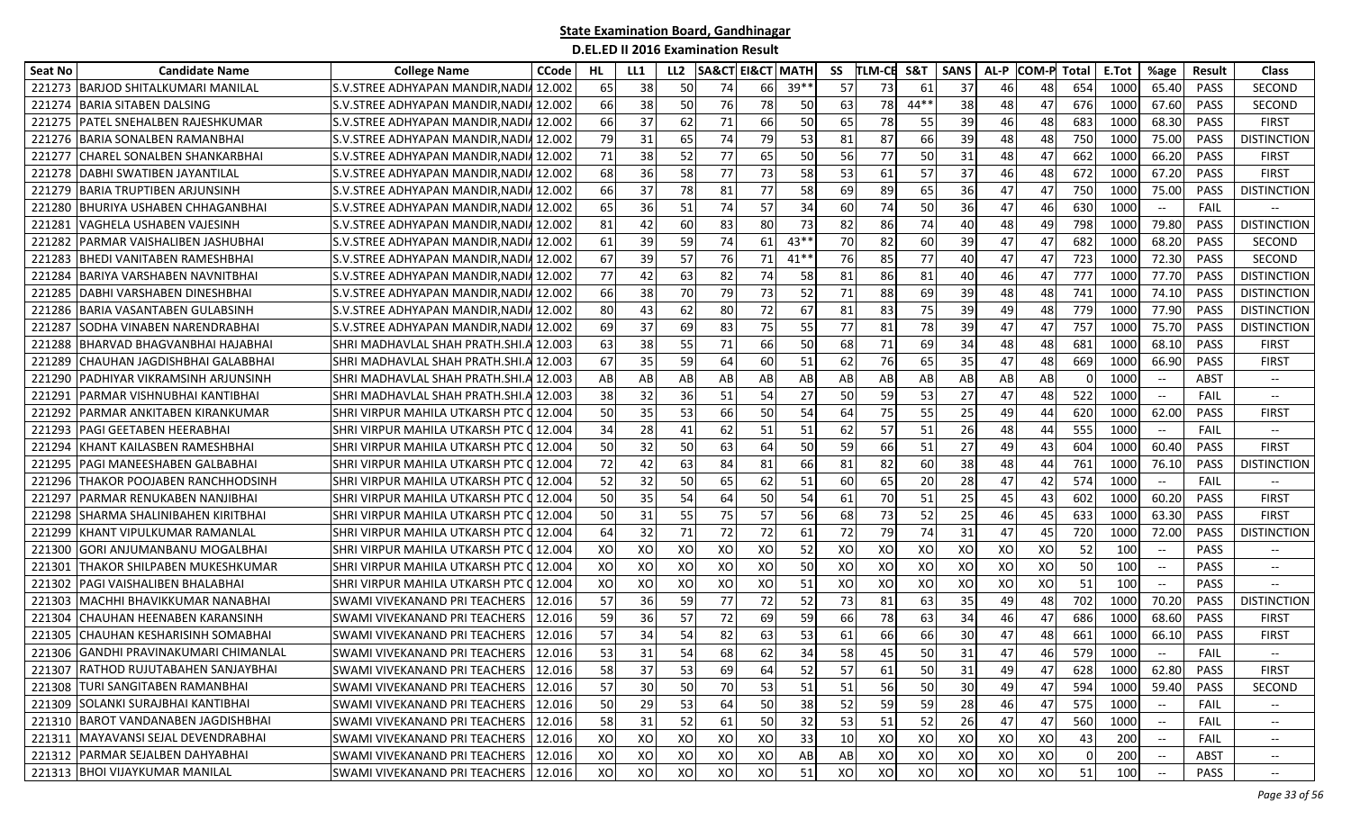# State Examination Board, Gandhinagar

## D.EL.ED II 2016 Examination Result

| Seat No | Candidate Name | College Name | CCode | HL | LL1 | LL2 | SA&CT | EI&CT | MATH | SS | TLM-CE | S&T | SANS | AL-P | COM-P | Total | E.Tot | %age | Result | Class |
|---|---|---|---|---|---|---|---|---|---|---|---|---|---|---|---|---|---|---|---|---|
| 221273 | BARJOD SHITALKUMARI MANILAL | S.V.STREE ADHYAPAN MANDIR,NADIA | 12.002 | 65 | 38 | 50 | 74 | 66 | 39** | 57 | 73 | 61 | 37 | 46 | 48 | 654 | 1000 | 65.40 | PASS | SECOND |
| 221274 | BARIA SITABEN DALSING | S.V.STREE ADHYAPAN MANDIR,NADIA | 12.002 | 66 | 38 | 50 | 76 | 78 | 50 | 63 | 78 | 44** | 38 | 48 | 47 | 676 | 1000 | 67.60 | PASS | SECOND |
| 221275 | PATEL SNEHALBEN RAJESHKUMAR | S.V.STREE ADHYAPAN MANDIR,NADIA | 12.002 | 66 | 37 | 62 | 71 | 66 | 50 | 65 | 78 | 55 | 39 | 46 | 48 | 683 | 1000 | 68.30 | PASS | FIRST |
| 221276 | BARIA SONALBEN RAMANBHAI | S.V.STREE ADHYAPAN MANDIR,NADIA | 12.002 | 79 | 31 | 65 | 74 | 79 | 53 | 81 | 87 | 66 | 39 | 48 | 48 | 750 | 1000 | 75.00 | PASS | DISTINCTION |
| 221277 | CHAREL SONALBEN SHANKARBHAI | S.V.STREE ADHYAPAN MANDIR,NADIA | 12.002 | 71 | 38 | 52 | 77 | 65 | 50 | 56 | 77 | 50 | 31 | 48 | 47 | 662 | 1000 | 66.20 | PASS | FIRST |
| 221278 | DABHI SWATIBEN JAYANTILAL | S.V.STREE ADHYAPAN MANDIR,NADIA | 12.002 | 68 | 36 | 58 | 77 | 73 | 58 | 53 | 61 | 57 | 37 | 46 | 48 | 672 | 1000 | 67.20 | PASS | FIRST |
| 221279 | BARIA TRUPTIBEN ARJUNSINH | S.V.STREE ADHYAPAN MANDIR,NADIA | 12.002 | 66 | 37 | 78 | 81 | 77 | 58 | 69 | 89 | 65 | 36 | 47 | 47 | 750 | 1000 | 75.00 | PASS | DISTINCTION |
| 221280 | BHURIYA USHABEN CHHAGANBHAI | S.V.STREE ADHYAPAN MANDIR,NADIA | 12.002 | 65 | 36 | 51 | 74 | 57 | 34 | 60 | 74 | 50 | 36 | 47 | 46 | 630 | 1000 | -- | FAIL | -- |
| 221281 | VAGHELA USHABEN VAJESINH | S.V.STREE ADHYAPAN MANDIR,NADIA | 12.002 | 81 | 42 | 60 | 83 | 80 | 73 | 82 | 86 | 74 | 40 | 48 | 49 | 798 | 1000 | 79.80 | PASS | DISTINCTION |
| 221282 | PARMAR VAISHALIBEN JASHUBHAI | S.V.STREE ADHYAPAN MANDIR,NADIA | 12.002 | 61 | 39 | 59 | 74 | 61 | 43** | 70 | 82 | 60 | 39 | 47 | 47 | 682 | 1000 | 68.20 | PASS | SECOND |
| 221283 | BHEDI VANITABEN RAMESHBHAI | S.V.STREE ADHYAPAN MANDIR,NADIA | 12.002 | 67 | 39 | 57 | 76 | 71 | 41** | 76 | 85 | 77 | 40 | 47 | 47 | 723 | 1000 | 72.30 | PASS | SECOND |
| 221284 | BARIYA VARSHABEN NAVNITBHAI | S.V.STREE ADHYAPAN MANDIR,NADIA | 12.002 | 77 | 42 | 63 | 82 | 74 | 58 | 81 | 86 | 81 | 40 | 46 | 47 | 777 | 1000 | 77.70 | PASS | DISTINCTION |
| 221285 | DABHI VARSHABEN DINESHBHAI | S.V.STREE ADHYAPAN MANDIR,NADIA | 12.002 | 66 | 38 | 70 | 79 | 73 | 52 | 71 | 88 | 69 | 39 | 48 | 48 | 741 | 1000 | 74.10 | PASS | DISTINCTION |
| 221286 | BARIA VASANTABEN GULABSINH | S.V.STREE ADHYAPAN MANDIR,NADIA | 12.002 | 80 | 43 | 62 | 80 | 72 | 67 | 81 | 83 | 75 | 39 | 49 | 48 | 779 | 1000 | 77.90 | PASS | DISTINCTION |
| 221287 | SODHA VINABEN NARENDRABHAI | S.V.STREE ADHYAPAN MANDIR,NADIA | 12.002 | 69 | 37 | 69 | 83 | 75 | 55 | 77 | 81 | 78 | 39 | 47 | 47 | 757 | 1000 | 75.70 | PASS | DISTINCTION |
| 221288 | BHARVAD BHAGVANBHAI HAJABHAI | SHRI MADHAVLAL SHAH PRATH.SHI.A | 12.003 | 63 | 38 | 55 | 71 | 66 | 50 | 68 | 71 | 69 | 34 | 48 | 48 | 681 | 1000 | 68.10 | PASS | FIRST |
| 221289 | CHAUHAN JAGDISHBHAI GALABBHAI | SHRI MADHAVLAL SHAH PRATH.SHI.A | 12.003 | 67 | 35 | 59 | 64 | 60 | 51 | 62 | 76 | 65 | 35 | 47 | 48 | 669 | 1000 | 66.90 | PASS | FIRST |
| 221290 | PADHIYAR VIKRAMSINH ARJUNSINH | SHRI MADHAVLAL SHAH PRATH.SHI.A | 12.003 | AB | AB | AB | AB | AB | AB | AB | AB | AB | AB | AB | AB | 0 | 1000 | -- | ABST | -- |
| 221291 | PARMAR VISHNUBHAI KANTIBHAI | SHRI MADHAVLAL SHAH PRATH.SHI.A | 12.003 | 38 | 32 | 36 | 51 | 54 | 27 | 50 | 59 | 53 | 27 | 47 | 48 | 522 | 1000 | -- | FAIL | -- |
| 221292 | PARMAR ANKITABEN KIRANKUMAR | SHRI VIRPUR MAHILA UTKARSH PTC C | 12.004 | 50 | 35 | 53 | 66 | 50 | 54 | 64 | 75 | 55 | 25 | 49 | 44 | 620 | 1000 | 62.00 | PASS | FIRST |
| 221293 | PAGI GEETABEN HEERABHAI | SHRI VIRPUR MAHILA UTKARSH PTC C | 12.004 | 34 | 28 | 41 | 62 | 51 | 51 | 62 | 57 | 51 | 26 | 48 | 44 | 555 | 1000 | -- | FAIL | -- |
| 221294 | KHANT KAILASBEN RAMESHBHAI | SHRI VIRPUR MAHILA UTKARSH PTC C | 12.004 | 50 | 32 | 50 | 63 | 64 | 50 | 59 | 66 | 51 | 27 | 49 | 43 | 604 | 1000 | 60.40 | PASS | FIRST |
| 221295 | PAGI MANEESHABEN GALBABHAI | SHRI VIRPUR MAHILA UTKARSH PTC C | 12.004 | 72 | 42 | 63 | 84 | 81 | 66 | 81 | 82 | 60 | 38 | 48 | 44 | 761 | 1000 | 76.10 | PASS | DISTINCTION |
| 221296 | THAKOR POOJABEN RANCHHODSINH | SHRI VIRPUR MAHILA UTKARSH PTC C | 12.004 | 52 | 32 | 50 | 65 | 62 | 51 | 60 | 65 | 20 | 28 | 47 | 42 | 574 | 1000 | -- | FAIL | -- |
| 221297 | PARMAR RENUKABEN NANJIBHAI | SHRI VIRPUR MAHILA UTKARSH PTC C | 12.004 | 50 | 35 | 54 | 64 | 50 | 54 | 61 | 70 | 51 | 25 | 45 | 43 | 602 | 1000 | 60.20 | PASS | FIRST |
| 221298 | SHARMA SHALINIBAHEN KIRITBHAI | SHRI VIRPUR MAHILA UTKARSH PTC C | 12.004 | 50 | 31 | 55 | 75 | 57 | 56 | 68 | 73 | 52 | 25 | 46 | 45 | 633 | 1000 | 63.30 | PASS | FIRST |
| 221299 | KHANT VIPULKUMAR RAMANLAL | SHRI VIRPUR MAHILA UTKARSH PTC C | 12.004 | 64 | 32 | 71 | 72 | 72 | 61 | 72 | 79 | 74 | 31 | 47 | 45 | 720 | 1000 | 72.00 | PASS | DISTINCTION |
| 221300 | GORI ANJUMANBANU MOGALBHAI | SHRI VIRPUR MAHILA UTKARSH PTC C | 12.004 | XO | XO | XO | XO | XO | 52 | XO | XO | XO | XO | XO | XO | 52 | 100 | -- | PASS | -- |
| 221301 | THAKOR SHILPABEN MUKESHKUMAR | SHRI VIRPUR MAHILA UTKARSH PTC C | 12.004 | XO | XO | XO | XO | XO | 50 | XO | XO | XO | XO | XO | XO | 50 | 100 | -- | PASS | -- |
| 221302 | PAGI VAISHALIBEN BHALABHAI | SHRI VIRPUR MAHILA UTKARSH PTC C | 12.004 | XO | XO | XO | XO | XO | 51 | XO | XO | XO | XO | XO | XO | 51 | 100 | -- | PASS | -- |
| 221303 | MACHHI BHAVIKKUMAR NANABHAI | SWAMI VIVEKANAND PRI TEACHERS | 12.016 | 57 | 36 | 59 | 77 | 72 | 52 | 73 | 81 | 63 | 35 | 49 | 48 | 702 | 1000 | 70.20 | PASS | DISTINCTION |
| 221304 | CHAUHAN HEENABEN KARANSINH | SWAMI VIVEKANAND PRI TEACHERS | 12.016 | 59 | 36 | 57 | 72 | 69 | 59 | 66 | 78 | 63 | 34 | 46 | 47 | 686 | 1000 | 68.60 | PASS | FIRST |
| 221305 | CHAUHAN KESHARISINH SOMABHAI | SWAMI VIVEKANAND PRI TEACHERS | 12.016 | 57 | 34 | 54 | 82 | 63 | 53 | 61 | 66 | 66 | 30 | 47 | 48 | 661 | 1000 | 66.10 | PASS | FIRST |
| 221306 | GANDHI PRAVINAKUMARI CHIMANLAL | SWAMI VIVEKANAND PRI TEACHERS | 12.016 | 53 | 31 | 54 | 68 | 62 | 34 | 58 | 45 | 50 | 31 | 47 | 46 | 579 | 1000 | -- | FAIL | -- |
| 221307 | RATHOD RUJUTABAHEN SANJAYBHAI | SWAMI VIVEKANAND PRI TEACHERS | 12.016 | 58 | 37 | 53 | 69 | 64 | 52 | 57 | 61 | 50 | 31 | 49 | 47 | 628 | 1000 | 62.80 | PASS | FIRST |
| 221308 | TURI SANGITABEN RAMANBHAI | SWAMI VIVEKANAND PRI TEACHERS | 12.016 | 57 | 30 | 50 | 70 | 53 | 51 | 51 | 56 | 50 | 30 | 49 | 47 | 594 | 1000 | 59.40 | PASS | SECOND |
| 221309 | SOLANKI SURAJBHAI KANTIBHAI | SWAMI VIVEKANAND PRI TEACHERS | 12.016 | 50 | 29 | 53 | 64 | 50 | 38 | 52 | 59 | 59 | 28 | 46 | 47 | 575 | 1000 | -- | FAIL | -- |
| 221310 | BAROT VANDANABEN JAGDISHBHAI | SWAMI VIVEKANAND PRI TEACHERS | 12.016 | 58 | 31 | 52 | 61 | 50 | 32 | 53 | 51 | 52 | 26 | 47 | 47 | 560 | 1000 | -- | FAIL | -- |
| 221311 | MAYAVANSI SEJAL DEVENDRABHAI | SWAMI VIVEKANAND PRI TEACHERS | 12.016 | XO | XO | XO | XO | XO | 33 | 10 | XO | XO | XO | XO | XO | 43 | 200 | -- | FAIL | -- |
| 221312 | PARMAR SEJALBEN DAHYABHAI | SWAMI VIVEKANAND PRI TEACHERS | 12.016 | XO | XO | XO | XO | XO | AB | AB | XO | XO | XO | XO | XO | 0 | 200 | -- | ABST | -- |
| 221313 | BHOI VIJAYKUMAR MANILAL | SWAMI VIVEKANAND PRI TEACHERS | 12.016 | XO | XO | XO | XO | XO | 51 | XO | XO | XO | XO | XO | XO | 51 | 100 | -- | PASS | -- |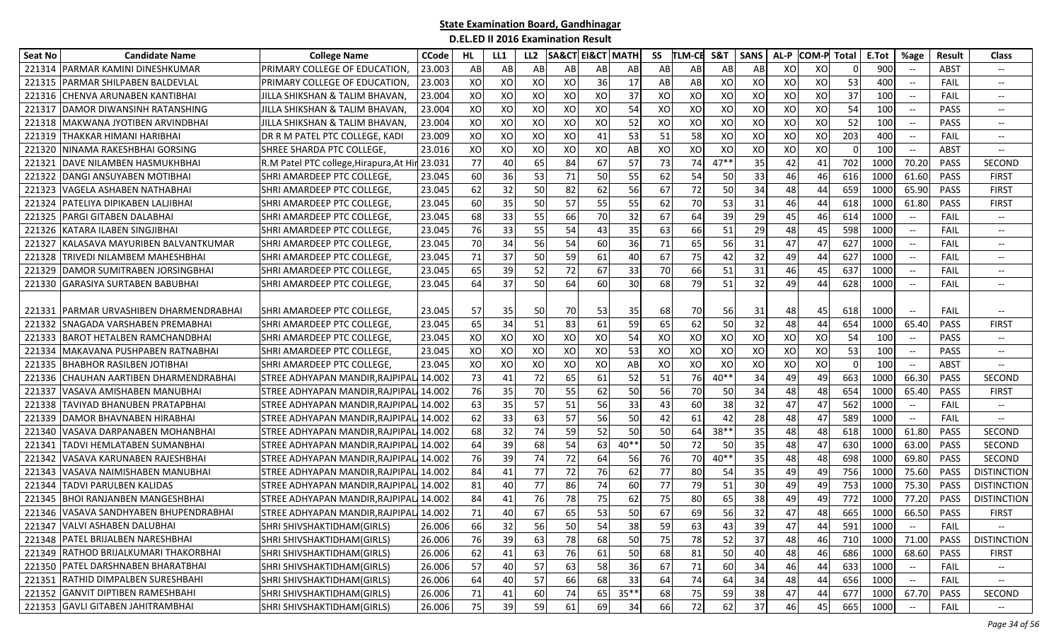# State Examination Board, Gandhinagar

## D.EL.ED II 2016 Examination Result

| Seat No | Candidate Name | College Name | CCode | HL | LL1 | LL2 | SA&CT | EI&CT | MATH | SS | TLM-CE | S&T | SANS | AL-P | COM-P | Total | E.Tot | %age | Result | Class |
|---|---|---|---|---|---|---|---|---|---|---|---|---|---|---|---|---|---|---|---|---|
| 221314 | PARMAR KAMINI DINESHKUMAR | PRIMARY COLLEGE OF EDUCATION, | 23.003 | AB | AB | AB | AB | AB | AB | AB | AB | AB | AB | XO | XO | 0 | 900 | -- | ABST | -- |
| 221315 | PARMAR SHILPABEN BALDEVLAL | PRIMARY COLLEGE OF EDUCATION, | 23.003 | XO | XO | XO | XO | 36 | 17 | AB | AB | XO | XO | XO | XO | 53 | 400 | -- | FAIL | -- |
| 221316 | CHENVA ARUNABEN KANTIBHAI | JILLA SHIKSHAN & TALIM BHAVAN, | 23.004 | XO | XO | XO | XO | XO | 37 | XO | XO | XO | XO | XO | XO | 37 | 100 | -- | FAIL | -- |
| 221317 | DAMOR DIWANSINH RATANSHING | JILLA SHIKSHAN & TALIM BHAVAN, | 23.004 | XO | XO | XO | XO | XO | 54 | XO | XO | XO | XO | XO | XO | 54 | 100 | -- | PASS | -- |
| 221318 | MAKWANA JYOTIBEN ARVINDBHAI | JILLA SHIKSHAN & TALIM BHAVAN, | 23.004 | XO | XO | XO | XO | XO | 52 | XO | XO | XO | XO | XO | XO | 52 | 100 | -- | PASS | -- |
| 221319 | THAKKAR HIMANI HARIBHAI | DR R M PATEL PTC COLLEGE, KADI | 23.009 | XO | XO | XO | XO | 41 | 53 | 51 | 58 | XO | XO | XO | XO | 203 | 400 | -- | FAIL | -- |
| 221320 | NINAMA RAKESHBHAI GORSING | SHREE SHARDA PTC COLLEGE, | 23.016 | XO | XO | XO | XO | XO | AB | XO | XO | XO | XO | XO | XO | 0 | 100 | -- | ABST | -- |
| 221321 | DAVE NILAMBEN HASMUKHBHAI | R.M Patel PTC college,Hirapura,At Hir | 23.031 | 77 | 40 | 65 | 84 | 67 | 57 | 73 | 74 | 47** | 35 | 42 | 41 | 702 | 1000 | 70.20 | PASS | SECOND |
| 221322 | DANGI ANSUYABEN MOTIBHAI | SHRI AMARDEEP PTC COLLEGE, | 23.045 | 60 | 36 | 53 | 71 | 50 | 55 | 62 | 54 | 50 | 33 | 46 | 46 | 616 | 1000 | 61.60 | PASS | FIRST |
| 221323 | VAGELA ASHABEN NATHABHAI | SHRI AMARDEEP PTC COLLEGE, | 23.045 | 62 | 32 | 50 | 82 | 62 | 56 | 67 | 72 | 50 | 34 | 48 | 44 | 659 | 1000 | 65.90 | PASS | FIRST |
| 221324 | PATELIYA DIPIKABEN LALJIBHAI | SHRI AMARDEEP PTC COLLEGE, | 23.045 | 60 | 35 | 50 | 57 | 55 | 55 | 62 | 70 | 53 | 31 | 46 | 44 | 618 | 1000 | 61.80 | PASS | FIRST |
| 221325 | PARGI GITABEN DALABHAI | SHRI AMARDEEP PTC COLLEGE, | 23.045 | 68 | 33 | 55 | 66 | 70 | 32 | 67 | 64 | 39 | 29 | 45 | 46 | 614 | 1000 | -- | FAIL | -- |
| 221326 | KATARA ILABEN SINGJIBHAI | SHRI AMARDEEP PTC COLLEGE, | 23.045 | 76 | 33 | 55 | 54 | 43 | 35 | 63 | 66 | 51 | 29 | 48 | 45 | 598 | 1000 | -- | FAIL | -- |
| 221327 | KALASAVA MAYURIBEN BALVANTKUMAR | SHRI AMARDEEP PTC COLLEGE, | 23.045 | 70 | 34 | 56 | 54 | 60 | 36 | 71 | 65 | 56 | 31 | 47 | 47 | 627 | 1000 | -- | FAIL | -- |
| 221328 | TRIVEDI NILAMBEM MAHESHBHAI | SHRI AMARDEEP PTC COLLEGE, | 23.045 | 71 | 37 | 50 | 59 | 61 | 40 | 67 | 75 | 42 | 32 | 49 | 44 | 627 | 1000 | -- | FAIL | -- |
| 221329 | DAMOR SUMITRABEN JORSINGBHAI | SHRI AMARDEEP PTC COLLEGE, | 23.045 | 65 | 39 | 52 | 72 | 67 | 33 | 70 | 66 | 51 | 31 | 46 | 45 | 637 | 1000 | -- | FAIL | -- |
| 221330 | GARASIYA SURTABEN BABUBHAI | SHRI AMARDEEP PTC COLLEGE, | 23.045 | 64 | 37 | 50 | 64 | 60 | 30 | 68 | 79 | 51 | 32 | 49 | 44 | 628 | 1000 | -- | FAIL | -- |
| 221331 | PARMAR URVASHIBEN DHARMENDRABHAI | SHRI AMARDEEP PTC COLLEGE, | 23.045 | 57 | 35 | 50 | 70 | 53 | 35 | 68 | 70 | 56 | 31 | 48 | 45 | 618 | 1000 | -- | FAIL | -- |
| 221332 | SNAGADA VARSHABEN PREMABHAI | SHRI AMARDEEP PTC COLLEGE, | 23.045 | 65 | 34 | 51 | 83 | 61 | 59 | 65 | 62 | 50 | 32 | 48 | 44 | 654 | 1000 | 65.40 | PASS | FIRST |
| 221333 | BAROT HETALBEN RAMCHANDBHAI | SHRI AMARDEEP PTC COLLEGE, | 23.045 | XO | XO | XO | XO | XO | 54 | XO | XO | XO | XO | XO | XO | 54 | 100 | -- | PASS | -- |
| 221334 | MAKAVANA PUSHPABEN RATNABHAI | SHRI AMARDEEP PTC COLLEGE, | 23.045 | XO | XO | XO | XO | XO | 53 | XO | XO | XO | XO | XO | XO | 53 | 100 | -- | PASS | -- |
| 221335 | BHABHOR RASILBEN JOTIBHAI | SHRI AMARDEEP PTC COLLEGE, | 23.045 | XO | XO | XO | XO | XO | AB | XO | XO | XO | XO | XO | XO | 0 | 100 | -- | ABST | -- |
| 221336 | CHAUHAN AARTIBEN DHARMENDRABHAI | STREE ADHYAPAN MANDIR,RAJPIPAL | 14.002 | 73 | 41 | 72 | 65 | 61 | 52 | 51 | 76 | 40** | 34 | 49 | 49 | 663 | 1000 | 66.30 | PASS | SECOND |
| 221337 | VASAVA AMISHABEN MANUBHAI | STREE ADHYAPAN MANDIR,RAJPIPAL | 14.002 | 76 | 35 | 70 | 55 | 62 | 50 | 56 | 70 | 50 | 34 | 48 | 48 | 654 | 1000 | 65.40 | PASS | FIRST |
| 221338 | TAVIYAD BHANUBEN PRATAPBHAI | STREE ADHYAPAN MANDIR,RAJPIPAL | 14.002 | 63 | 35 | 57 | 51 | 56 | 33 | 43 | 60 | 38 | 32 | 47 | 47 | 562 | 1000 | -- | FAIL | -- |
| 221339 | DAMOR BHAVNABEN HIRABHAI | STREE ADHYAPAN MANDIR,RAJPIPAL | 14.002 | 62 | 33 | 63 | 57 | 56 | 50 | 42 | 61 | 42 | 28 | 48 | 47 | 589 | 1000 | -- | FAIL | -- |
| 221340 | VASAVA DARPANABEN MOHANBHAI | STREE ADHYAPAN MANDIR,RAJPIPAL | 14.002 | 68 | 32 | 74 | 59 | 52 | 50 | 50 | 64 | 38** | 35 | 48 | 48 | 618 | 1000 | 61.80 | PASS | SECOND |
| 221341 | TADVI HEMLATABEN SUMANBHAI | STREE ADHYAPAN MANDIR,RAJPIPAL | 14.002 | 64 | 39 | 68 | 54 | 63 | 40** | 50 | 72 | 50 | 35 | 48 | 47 | 630 | 1000 | 63.00 | PASS | SECOND |
| 221342 | VASAVA KARUNABEN RAJESHBHAI | STREE ADHYAPAN MANDIR,RAJPIPAL | 14.002 | 76 | 39 | 74 | 72 | 64 | 56 | 76 | 70 | 40** | 35 | 48 | 48 | 698 | 1000 | 69.80 | PASS | SECOND |
| 221343 | VASAVA NAIMISHABEN MANUBHAI | STREE ADHYAPAN MANDIR,RAJPIPAL | 14.002 | 84 | 41 | 77 | 72 | 76 | 62 | 77 | 80 | 54 | 35 | 49 | 49 | 756 | 1000 | 75.60 | PASS | DISTINCTION |
| 221344 | TADVI PARULBEN KALIDAS | STREE ADHYAPAN MANDIR,RAJPIPAL | 14.002 | 81 | 40 | 77 | 86 | 74 | 60 | 77 | 79 | 51 | 30 | 49 | 49 | 753 | 1000 | 75.30 | PASS | DISTINCTION |
| 221345 | BHOI RANJANBEN MANGESHBHAI | STREE ADHYAPAN MANDIR,RAJPIPAL | 14.002 | 84 | 41 | 76 | 78 | 75 | 62 | 75 | 80 | 65 | 38 | 49 | 49 | 772 | 1000 | 77.20 | PASS | DISTINCTION |
| 221346 | VASAVA SANDHYABEN BHUPENDRABHAI | STREE ADHYAPAN MANDIR,RAJPIPAL | 14.002 | 71 | 40 | 67 | 65 | 53 | 50 | 67 | 69 | 56 | 32 | 47 | 48 | 665 | 1000 | 66.50 | PASS | FIRST |
| 221347 | VALVI ASHABEN DALUBHAI | SHRI SHIVSHAKTIDHAM(GIRLS) | 26.006 | 66 | 32 | 56 | 50 | 54 | 38 | 59 | 63 | 43 | 39 | 47 | 44 | 591 | 1000 | -- | FAIL | -- |
| 221348 | PATEL BRIJALBEN NARESHBHAI | SHRI SHIVSHAKTIDHAM(GIRLS) | 26.006 | 76 | 39 | 63 | 78 | 68 | 50 | 75 | 78 | 52 | 37 | 48 | 46 | 710 | 1000 | 71.00 | PASS | DISTINCTION |
| 221349 | RATHOD BRIJALKUMARI THAKORBHAI | SHRI SHIVSHAKTIDHAM(GIRLS) | 26.006 | 62 | 41 | 63 | 76 | 61 | 50 | 68 | 81 | 50 | 40 | 48 | 46 | 686 | 1000 | 68.60 | PASS | FIRST |
| 221350 | PATEL DARSHNABEN BHARATBHAI | SHRI SHIVSHAKTIDHAM(GIRLS) | 26.006 | 57 | 40 | 57 | 63 | 58 | 36 | 67 | 71 | 60 | 34 | 46 | 44 | 633 | 1000 | -- | FAIL | -- |
| 221351 | RATHID DIMPALBEN SURESHBAHI | SHRI SHIVSHAKTIDHAM(GIRLS) | 26.006 | 64 | 40 | 57 | 66 | 68 | 33 | 64 | 74 | 64 | 34 | 48 | 44 | 656 | 1000 | -- | FAIL | -- |
| 221352 | GANVIT DIPTIBEN RAMESHBAHI | SHRI SHIVSHAKTIDHAM(GIRLS) | 26.006 | 71 | 41 | 60 | 74 | 65 | 35** | 68 | 75 | 59 | 38 | 47 | 44 | 677 | 1000 | 67.70 | PASS | SECOND |
| 221353 | GAVLI GITABEN JAHITRAMBHAI | SHRI SHIVSHAKTIDHAM(GIRLS) | 26.006 | 75 | 39 | 59 | 61 | 69 | 34 | 66 | 72 | 62 | 37 | 46 | 45 | 665 | 1000 | -- | FAIL | -- |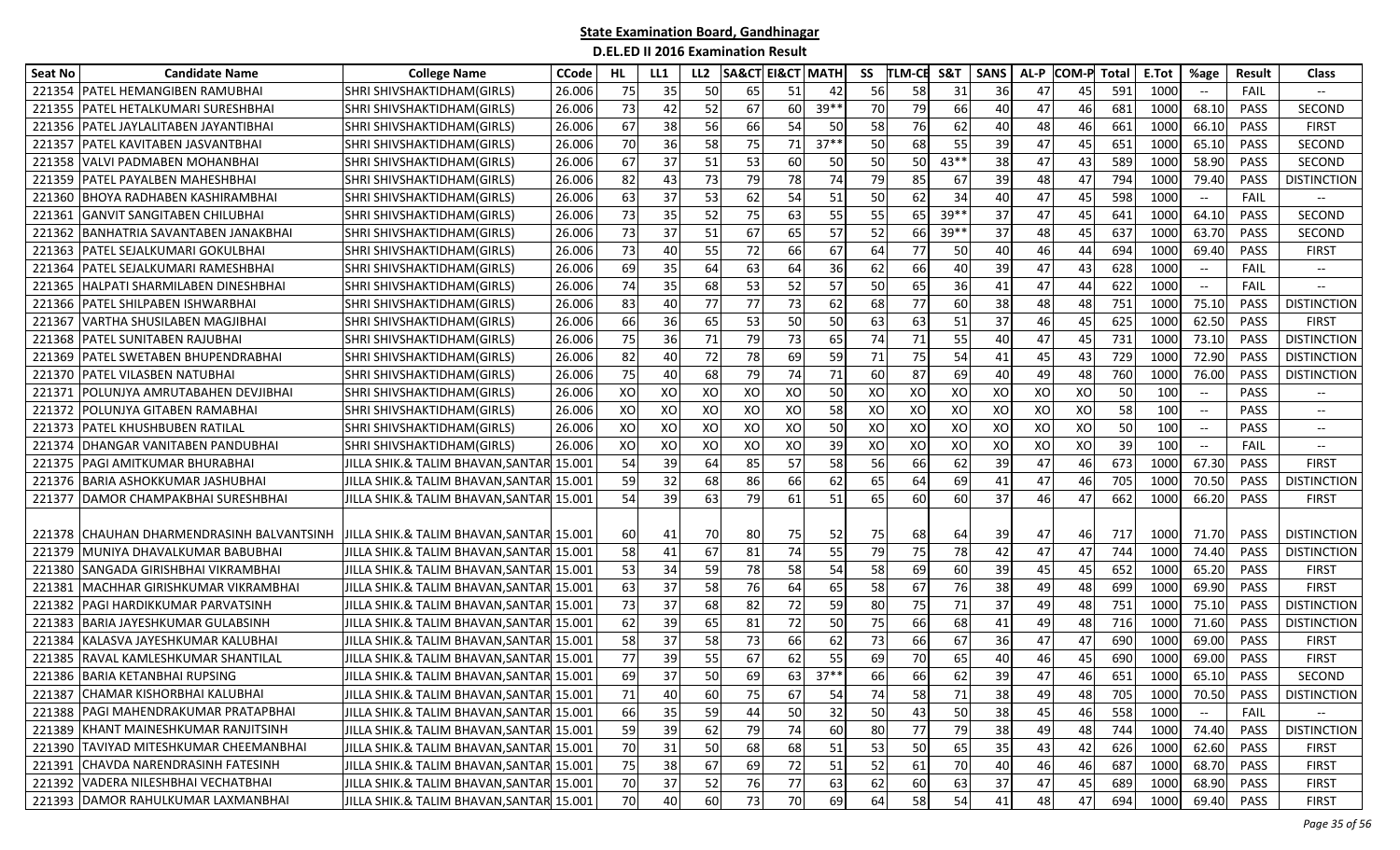# State Examination Board, Gandhinagar

## D.EL.ED II 2016 Examination Result

| Seat No | Candidate Name | College Name | CCode | HL | LL1 | LL2 | SA&CT | EI&CT | MATH | SS | TLM-CE | S&T | SANS | AL-P | COM-P | Total | E.Tot | %age | Result | Class |
|---|---|---|---|---|---|---|---|---|---|---|---|---|---|---|---|---|---|---|---|---|
| 221354 | PATEL HEMANGIBEN RAMUBHAI | SHRI SHIVSHAKTIDHAM(GIRLS) | 26.006 | 75 | 35 | 50 | 65 | 51 | 42 | 56 | 58 | 31 | 36 | 47 | 45 | 591 | 1000 | -- | FAIL | -- |
| 221355 | PATEL HETALKUMARI SURESHBHAI | SHRI SHIVSHAKTIDHAM(GIRLS) | 26.006 | 73 | 42 | 52 | 67 | 60 | 39** | 70 | 79 | 66 | 40 | 47 | 46 | 681 | 1000 | 68.10 | PASS | SECOND |
| 221356 | PATEL JAYLALITABEN JAYANTIBHAI | SHRI SHIVSHAKTIDHAM(GIRLS) | 26.006 | 67 | 38 | 56 | 66 | 54 | 50 | 58 | 76 | 62 | 40 | 48 | 46 | 661 | 1000 | 66.10 | PASS | FIRST |
| 221357 | PATEL KAVITABEN JASVANTBHAI | SHRI SHIVSHAKTIDHAM(GIRLS) | 26.006 | 70 | 36 | 58 | 75 | 71 | 37** | 50 | 68 | 55 | 39 | 47 | 45 | 651 | 1000 | 65.10 | PASS | SECOND |
| 221358 | VALVI PADMABEN MOHANBHAI | SHRI SHIVSHAKTIDHAM(GIRLS) | 26.006 | 67 | 37 | 51 | 53 | 60 | 50 | 50 | 50 | 43** | 38 | 47 | 43 | 589 | 1000 | 58.90 | PASS | SECOND |
| 221359 | PATEL PAYALBEN MAHESHBHAI | SHRI SHIVSHAKTIDHAM(GIRLS) | 26.006 | 82 | 43 | 73 | 79 | 78 | 74 | 79 | 85 | 67 | 39 | 48 | 47 | 794 | 1000 | 79.40 | PASS | DISTINCTION |
| 221360 | BHOYA RADHABEN KASHIRAMBHAI | SHRI SHIVSHAKTIDHAM(GIRLS) | 26.006 | 63 | 37 | 53 | 62 | 54 | 51 | 50 | 62 | 34 | 40 | 47 | 45 | 598 | 1000 | -- | FAIL | -- |
| 221361 | GANVIT SANGITABEN CHILUBHAI | SHRI SHIVSHAKTIDHAM(GIRLS) | 26.006 | 73 | 35 | 52 | 75 | 63 | 55 | 55 | 65 | 39** | 37 | 47 | 45 | 641 | 1000 | 64.10 | PASS | SECOND |
| 221362 | BANHATRIA SAVANTABEN JANAKBHAI | SHRI SHIVSHAKTIDHAM(GIRLS) | 26.006 | 73 | 37 | 51 | 67 | 65 | 57 | 52 | 66 | 39** | 37 | 48 | 45 | 637 | 1000 | 63.70 | PASS | SECOND |
| 221363 | PATEL SEJALKUMARI GOKULBHAI | SHRI SHIVSHAKTIDHAM(GIRLS) | 26.006 | 73 | 40 | 55 | 72 | 66 | 67 | 64 | 77 | 50 | 40 | 46 | 44 | 694 | 1000 | 69.40 | PASS | FIRST |
| 221364 | PATEL SEJALKUMARI RAMESHBHAI | SHRI SHIVSHAKTIDHAM(GIRLS) | 26.006 | 69 | 35 | 64 | 63 | 64 | 36 | 62 | 66 | 40 | 39 | 47 | 43 | 628 | 1000 | -- | FAIL | -- |
| 221365 | HALPATI SHARMILABEN DINESHBHAI | SHRI SHIVSHAKTIDHAM(GIRLS) | 26.006 | 74 | 35 | 68 | 53 | 52 | 57 | 50 | 65 | 36 | 41 | 47 | 44 | 622 | 1000 | -- | FAIL | -- |
| 221366 | PATEL SHILPABEN ISHWARBHAI | SHRI SHIVSHAKTIDHAM(GIRLS) | 26.006 | 83 | 40 | 77 | 77 | 73 | 62 | 68 | 77 | 60 | 38 | 48 | 48 | 751 | 1000 | 75.10 | PASS | DISTINCTION |
| 221367 | VARTHA SHUSILABEN MAGJIBHAI | SHRI SHIVSHAKTIDHAM(GIRLS) | 26.006 | 66 | 36 | 65 | 53 | 50 | 50 | 63 | 63 | 51 | 37 | 46 | 45 | 625 | 1000 | 62.50 | PASS | FIRST |
| 221368 | PATEL SUNITABEN RAJUBHAI | SHRI SHIVSHAKTIDHAM(GIRLS) | 26.006 | 75 | 36 | 71 | 79 | 73 | 65 | 74 | 71 | 55 | 40 | 47 | 45 | 731 | 1000 | 73.10 | PASS | DISTINCTION |
| 221369 | PATEL SWETABEN BHUPENDRABHAI | SHRI SHIVSHAKTIDHAM(GIRLS) | 26.006 | 82 | 40 | 72 | 78 | 69 | 59 | 71 | 75 | 54 | 41 | 45 | 43 | 729 | 1000 | 72.90 | PASS | DISTINCTION |
| 221370 | PATEL VILASBEN NATUBHAI | SHRI SHIVSHAKTIDHAM(GIRLS) | 26.006 | 75 | 40 | 68 | 79 | 74 | 71 | 60 | 87 | 69 | 40 | 49 | 48 | 760 | 1000 | 76.00 | PASS | DISTINCTION |
| 221371 | POLUNJYA AMRUTABAHEN DEVJIBHAI | SHRI SHIVSHAKTIDHAM(GIRLS) | 26.006 | XO | XO | XO | XO | XO | 50 | XO | XO | XO | XO | XO | XO | 50 | 100 | -- | PASS | -- |
| 221372 | POLUNJYA GITABEN RAMABHAI | SHRI SHIVSHAKTIDHAM(GIRLS) | 26.006 | XO | XO | XO | XO | XO | 58 | XO | XO | XO | XO | XO | XO | 58 | 100 | -- | PASS | -- |
| 221373 | PATEL KHUSHBUBEN RATILAL | SHRI SHIVSHAKTIDHAM(GIRLS) | 26.006 | XO | XO | XO | XO | XO | 50 | XO | XO | XO | XO | XO | XO | 50 | 100 | -- | PASS | -- |
| 221374 | DHANGAR VANITABEN PANDUBHAI | SHRI SHIVSHAKTIDHAM(GIRLS) | 26.006 | XO | XO | XO | XO | XO | 39 | XO | XO | XO | XO | XO | XO | 39 | 100 | -- | FAIL | -- |
| 221375 | PAGI AMITKUMAR BHURABHAI | JILLA SHIK.& TALIM BHAVAN,SANTAR | 15.001 | 54 | 39 | 64 | 85 | 57 | 58 | 56 | 66 | 62 | 39 | 47 | 46 | 673 | 1000 | 67.30 | PASS | FIRST |
| 221376 | BARIA ASHOKKUMAR JASHUBHAI | JILLA SHIK.& TALIM BHAVAN,SANTAR | 15.001 | 59 | 32 | 68 | 86 | 66 | 62 | 65 | 64 | 69 | 41 | 47 | 46 | 705 | 1000 | 70.50 | PASS | DISTINCTION |
| 221377 | DAMOR CHAMPAKBHAI SURESHBHAI | JILLA SHIK.& TALIM BHAVAN,SANTAR | 15.001 | 54 | 39 | 63 | 79 | 61 | 51 | 65 | 60 | 60 | 37 | 46 | 47 | 662 | 1000 | 66.20 | PASS | FIRST |
| 221378 | CHAUHAN DHARMENDRASINH BALVANTSINH | JILLA SHIK.& TALIM BHAVAN,SANTAR | 15.001 | 60 | 41 | 70 | 80 | 75 | 52 | 75 | 68 | 64 | 39 | 47 | 46 | 717 | 1000 | 71.70 | PASS | DISTINCTION |
| 221379 | MUNIYA DHAVALKUMAR BABUBHAI | JILLA SHIK.& TALIM BHAVAN,SANTAR | 15.001 | 58 | 41 | 67 | 81 | 74 | 55 | 79 | 75 | 78 | 42 | 47 | 47 | 744 | 1000 | 74.40 | PASS | DISTINCTION |
| 221380 | SANGADA GIRISHBHAI VIKRAMBHAI | JILLA SHIK.& TALIM BHAVAN,SANTAR | 15.001 | 53 | 34 | 59 | 78 | 58 | 54 | 58 | 69 | 60 | 39 | 45 | 45 | 652 | 1000 | 65.20 | PASS | FIRST |
| 221381 | MACHHAR GIRISHKUMAR VIKRAMBHAI | JILLA SHIK.& TALIM BHAVAN,SANTAR | 15.001 | 63 | 37 | 58 | 76 | 64 | 65 | 58 | 67 | 76 | 38 | 49 | 48 | 699 | 1000 | 69.90 | PASS | FIRST |
| 221382 | PAGI HARDIKKUMAR PARVATSINH | JILLA SHIK.& TALIM BHAVAN,SANTAR | 15.001 | 73 | 37 | 68 | 82 | 72 | 59 | 80 | 75 | 71 | 37 | 49 | 48 | 751 | 1000 | 75.10 | PASS | DISTINCTION |
| 221383 | BARIA JAYESHKUMAR GULABSINH | JILLA SHIK.& TALIM BHAVAN,SANTAR | 15.001 | 62 | 39 | 65 | 81 | 72 | 50 | 75 | 66 | 68 | 41 | 49 | 48 | 716 | 1000 | 71.60 | PASS | DISTINCTION |
| 221384 | KALASVA JAYESHKUMAR KALUBHAI | JILLA SHIK.& TALIM BHAVAN,SANTAR | 15.001 | 58 | 37 | 58 | 73 | 66 | 62 | 73 | 66 | 67 | 36 | 47 | 47 | 690 | 1000 | 69.00 | PASS | FIRST |
| 221385 | RAVAL KAMLESHKUMAR SHANTILAL | JILLA SHIK.& TALIM BHAVAN,SANTAR | 15.001 | 77 | 39 | 55 | 67 | 62 | 55 | 69 | 70 | 65 | 40 | 46 | 45 | 690 | 1000 | 69.00 | PASS | FIRST |
| 221386 | BARIA KETANBHAI RUPSING | JILLA SHIK.& TALIM BHAVAN,SANTAR | 15.001 | 69 | 37 | 50 | 69 | 63 | 37** | 66 | 66 | 62 | 39 | 47 | 46 | 651 | 1000 | 65.10 | PASS | SECOND |
| 221387 | CHAMAR KISHORBHAI KALUBHAI | JILLA SHIK.& TALIM BHAVAN,SANTAR | 15.001 | 71 | 40 | 60 | 75 | 67 | 54 | 74 | 58 | 71 | 38 | 49 | 48 | 705 | 1000 | 70.50 | PASS | DISTINCTION |
| 221388 | PAGI MAHENDRAKUMAR PRATAPBHAI | JILLA SHIK.& TALIM BHAVAN,SANTAR | 15.001 | 66 | 35 | 59 | 44 | 50 | 32 | 50 | 43 | 50 | 38 | 45 | 46 | 558 | 1000 | -- | FAIL | -- |
| 221389 | KHANT MAINESHKUMAR RANJITSINH | JILLA SHIK.& TALIM BHAVAN,SANTAR | 15.001 | 59 | 39 | 62 | 79 | 74 | 60 | 80 | 77 | 79 | 38 | 49 | 48 | 744 | 1000 | 74.40 | PASS | DISTINCTION |
| 221390 | TAVIYAD MITESHKUMAR CHEEMANBHAI | JILLA SHIK.& TALIM BHAVAN,SANTAR | 15.001 | 70 | 31 | 50 | 68 | 68 | 51 | 53 | 50 | 65 | 35 | 43 | 42 | 626 | 1000 | 62.60 | PASS | FIRST |
| 221391 | CHAVDA NARENDRASINH FATESINH | JILLA SHIK.& TALIM BHAVAN,SANTAR | 15.001 | 75 | 38 | 67 | 69 | 72 | 51 | 52 | 61 | 70 | 40 | 46 | 46 | 687 | 1000 | 68.70 | PASS | FIRST |
| 221392 | VADERA NILESHBHAI VECHATBHAI | JILLA SHIK.& TALIM BHAVAN,SANTAR | 15.001 | 70 | 37 | 52 | 76 | 77 | 63 | 62 | 60 | 63 | 37 | 47 | 45 | 689 | 1000 | 68.90 | PASS | FIRST |
| 221393 | DAMOR RAHULKUMAR LAXMANBHAI | JILLA SHIK.& TALIM BHAVAN,SANTAR | 15.001 | 70 | 40 | 60 | 73 | 70 | 69 | 64 | 58 | 54 | 41 | 48 | 47 | 694 | 1000 | 69.40 | PASS | FIRST |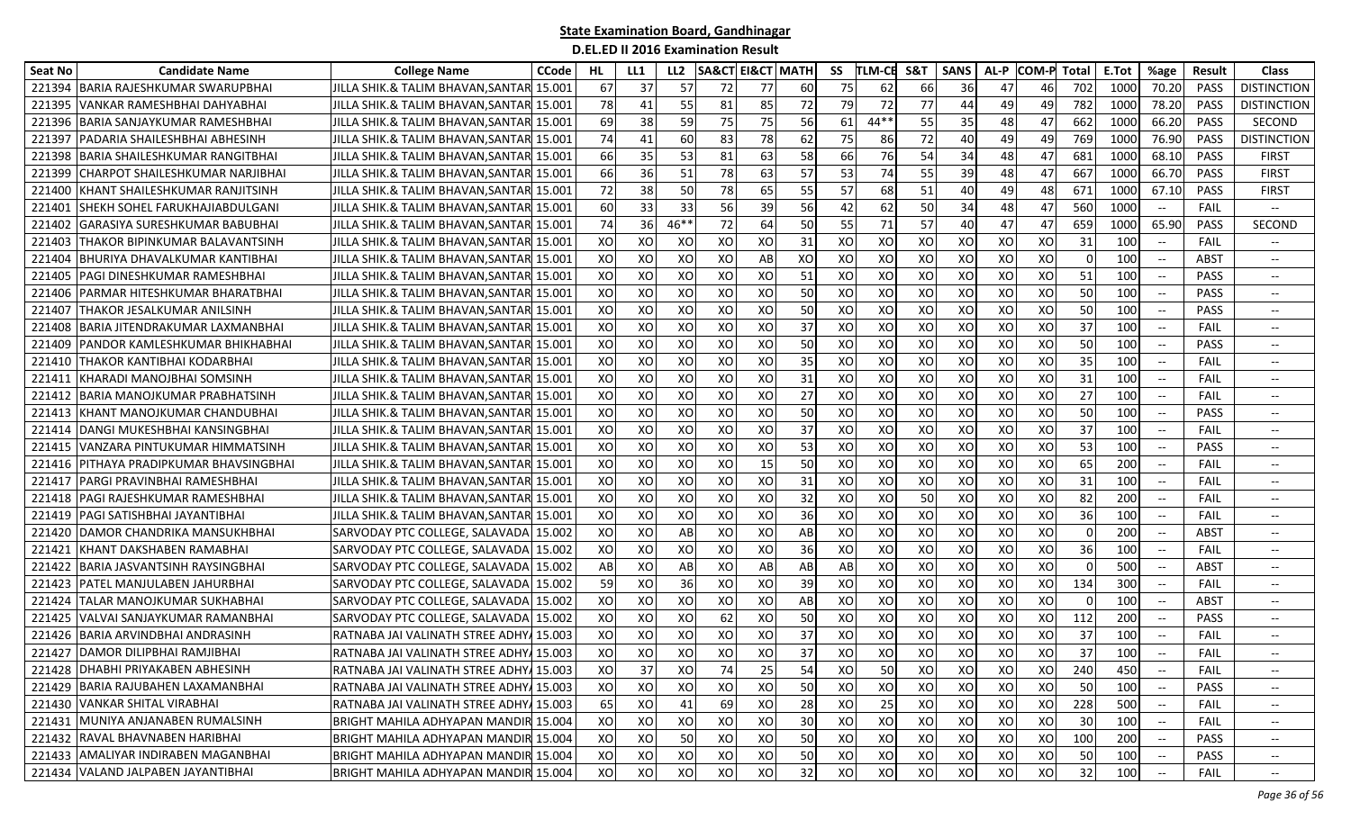## State Examination Board, Gandhinagar

### D.EL.ED II 2016 Examination Result

| Seat No | Candidate Name | College Name | CCode | HL | LL1 | LL2 | SA&CT | EI&CT | MATH | SS | TLM-CE | S&T | SANS | AL-P | COM-P | Total | E.Tot | %age | Result | Class |
|---|---|---|---|---|---|---|---|---|---|---|---|---|---|---|---|---|---|---|---|---|
| 221394 | BARIA RAJESHKUMAR SWARUPBHAI | JILLA SHIK.& TALIM BHAVAN,SANTAR | 15.001 | 67 | 37 | 57 | 72 | 77 | 60 | 75 | 62 | 66 | 36 | 47 | 46 | 702 | 1000 | 70.20 | PASS | DISTINCTION |
| 221395 | VANKAR RAMESHBHAI DAHYABHAI | JILLA SHIK.& TALIM BHAVAN,SANTAR | 15.001 | 78 | 41 | 55 | 81 | 85 | 72 | 79 | 72 | 77 | 44 | 49 | 49 | 782 | 1000 | 78.20 | PASS | DISTINCTION |
| 221396 | BARIA SANJAYKUMAR RAMESHBHAI | JILLA SHIK.& TALIM BHAVAN,SANTAR | 15.001 | 69 | 38 | 59 | 75 | 75 | 56 | 61 | 44** | 55 | 35 | 48 | 47 | 662 | 1000 | 66.20 | PASS | SECOND |
| 221397 | PADARIA SHAILESHBHAI ABHESINH | JILLA SHIK.& TALIM BHAVAN,SANTAR | 15.001 | 74 | 41 | 60 | 83 | 78 | 62 | 75 | 86 | 72 | 40 | 49 | 49 | 769 | 1000 | 76.90 | PASS | DISTINCTION |
| 221398 | BARIA SHAILESHKUMAR RANGITBHAI | JILLA SHIK.& TALIM BHAVAN,SANTAR | 15.001 | 66 | 35 | 53 | 81 | 63 | 58 | 66 | 76 | 54 | 34 | 48 | 47 | 681 | 1000 | 68.10 | PASS | FIRST |
| 221399 | CHARPOT SHAILESHKUMAR NARJIBHAI | JILLA SHIK.& TALIM BHAVAN,SANTAR | 15.001 | 66 | 36 | 51 | 78 | 63 | 57 | 53 | 74 | 55 | 39 | 48 | 47 | 667 | 1000 | 66.70 | PASS | FIRST |
| 221400 | KHANT SHAILESHKUMAR RANJITSINH | JILLA SHIK.& TALIM BHAVAN,SANTAR | 15.001 | 72 | 38 | 50 | 78 | 65 | 55 | 57 | 68 | 51 | 40 | 49 | 48 | 671 | 1000 | 67.10 | PASS | FIRST |
| 221401 | SHEKH SOHEL FARUKHAJIABDULGANI | JILLA SHIK.& TALIM BHAVAN,SANTAR | 15.001 | 60 | 33 | 33 | 56 | 39 | 56 | 42 | 62 | 50 | 34 | 48 | 47 | 560 | 1000 | -- | FAIL | -- |
| 221402 | GARASIYA SURESHKUMAR BABUBHAI | JILLA SHIK.& TALIM BHAVAN,SANTAR | 15.001 | 74 | 36 | 46** | 72 | 64 | 50 | 55 | 71 | 57 | 40 | 47 | 47 | 659 | 1000 | 65.90 | PASS | SECOND |
| 221403 | THAKOR BIPINKUMAR BALAVANTSINH | JILLA SHIK.& TALIM BHAVAN,SANTAR | 15.001 | XO | XO | XO | XO | XO | 31 | XO | XO | XO | XO | XO | XO | 31 | 100 | -- | FAIL | -- |
| 221404 | BHURIYA DHAVALKUMAR KANTIBHAI | JILLA SHIK.& TALIM BHAVAN,SANTAR | 15.001 | XO | XO | XO | XO | AB | XO | XO | XO | XO | XO | XO | XO | 0 | 100 | -- | ABST | -- |
| 221405 | PAGI DINESHKUMAR RAMESHBHAI | JILLA SHIK.& TALIM BHAVAN,SANTAR | 15.001 | XO | XO | XO | XO | XO | 51 | XO | XO | XO | XO | XO | XO | 51 | 100 | -- | PASS | -- |
| 221406 | PARMAR HITESHKUMAR BHARATBHAI | JILLA SHIK.& TALIM BHAVAN,SANTAR | 15.001 | XO | XO | XO | XO | XO | 50 | XO | XO | XO | XO | XO | XO | 50 | 100 | -- | PASS | -- |
| 221407 | THAKOR JESALKUMAR ANILSINH | JILLA SHIK.& TALIM BHAVAN,SANTAR | 15.001 | XO | XO | XO | XO | XO | 50 | XO | XO | XO | XO | XO | XO | 50 | 100 | -- | PASS | -- |
| 221408 | BARIA JITENDRAKUMAR LAXMANBHAI | JILLA SHIK.& TALIM BHAVAN,SANTAR | 15.001 | XO | XO | XO | XO | XO | 37 | XO | XO | XO | XO | XO | XO | 37 | 100 | -- | FAIL | -- |
| 221409 | PANDOR KAMLESHKUMAR BHIKHABHAI | JILLA SHIK.& TALIM BHAVAN,SANTAR | 15.001 | XO | XO | XO | XO | XO | 50 | XO | XO | XO | XO | XO | XO | 50 | 100 | -- | PASS | -- |
| 221410 | THAKOR KANTIBHAI KODARBHAI | JILLA SHIK.& TALIM BHAVAN,SANTAR | 15.001 | XO | XO | XO | XO | XO | 35 | XO | XO | XO | XO | XO | XO | 35 | 100 | -- | FAIL | -- |
| 221411 | KHARADI MANOJBHAI SOMSINH | JILLA SHIK.& TALIM BHAVAN,SANTAR | 15.001 | XO | XO | XO | XO | XO | 31 | XO | XO | XO | XO | XO | XO | 31 | 100 | -- | FAIL | -- |
| 221412 | BARIA MANOJKUMAR PRABHATSINH | JILLA SHIK.& TALIM BHAVAN,SANTAR | 15.001 | XO | XO | XO | XO | XO | 27 | XO | XO | XO | XO | XO | XO | 27 | 100 | -- | FAIL | -- |
| 221413 | KHANT MANOJKUMAR CHANDUBHAI | JILLA SHIK.& TALIM BHAVAN,SANTAR | 15.001 | XO | XO | XO | XO | XO | 50 | XO | XO | XO | XO | XO | XO | 50 | 100 | -- | PASS | -- |
| 221414 | DANGI MUKESHBHAI KANSINGBHAI | JILLA SHIK.& TALIM BHAVAN,SANTAR | 15.001 | XO | XO | XO | XO | XO | 37 | XO | XO | XO | XO | XO | XO | 37 | 100 | -- | FAIL | -- |
| 221415 | VANZARA PINTUKUMAR HIMMATSINH | JILLA SHIK.& TALIM BHAVAN,SANTAR | 15.001 | XO | XO | XO | XO | XO | 53 | XO | XO | XO | XO | XO | XO | 53 | 100 | -- | PASS | -- |
| 221416 | PITHAYA PRADIPKUMAR BHAVSINGBHAI | JILLA SHIK.& TALIM BHAVAN,SANTAR | 15.001 | XO | XO | XO | XO | 15 | 50 | XO | XO | XO | XO | XO | XO | 65 | 200 | -- | FAIL | -- |
| 221417 | PARGI PRAVINBHAI RAMESHBHAI | JILLA SHIK.& TALIM BHAVAN,SANTAR | 15.001 | XO | XO | XO | XO | XO | 31 | XO | XO | XO | XO | XO | XO | 31 | 100 | -- | FAIL | -- |
| 221418 | PAGI RAJESHKUMAR RAMESHBHAI | JILLA SHIK.& TALIM BHAVAN,SANTAR | 15.001 | XO | XO | XO | XO | XO | 32 | XO | XO | 50 | XO | XO | XO | 82 | 200 | -- | FAIL | -- |
| 221419 | PAGI SATISHBHAI JAYANTIBHAI | JILLA SHIK.& TALIM BHAVAN,SANTAR | 15.001 | XO | XO | XO | XO | XO | 36 | XO | XO | XO | XO | XO | XO | 36 | 100 | -- | FAIL | -- |
| 221420 | DAMOR CHANDRIKA MANSUKHBHAI | SARVODAY PTC COLLEGE, SALAVADA | 15.002 | XO | XO | AB | XO | XO | AB | XO | XO | XO | XO | XO | XO | 0 | 200 | -- | ABST | -- |
| 221421 | KHANT DAKSHABEN RAMABHAI | SARVODAY PTC COLLEGE, SALAVADA | 15.002 | XO | XO | XO | XO | XO | 36 | XO | XO | XO | XO | XO | XO | 36 | 100 | -- | FAIL | -- |
| 221422 | BARIA JASVANTSINH RAYSINGBHAI | SARVODAY PTC COLLEGE, SALAVADA | 15.002 | AB | XO | AB | XO | AB | AB | AB | XO | XO | XO | XO | XO | 0 | 500 | -- | ABST | -- |
| 221423 | PATEL MANJULABEN JAHURBHAI | SARVODAY PTC COLLEGE, SALAVADA | 15.002 | 59 | XO | 36 | XO | XO | 39 | XO | XO | XO | XO | XO | XO | 134 | 300 | -- | FAIL | -- |
| 221424 | TALAR MANOJKUMAR SUKHABHAI | SARVODAY PTC COLLEGE, SALAVADA | 15.002 | XO | XO | XO | XO | XO | AB | XO | XO | XO | XO | XO | XO | 0 | 100 | -- | ABST | -- |
| 221425 | VALVAI SANJAYKUMAR RAMANBHAI | SARVODAY PTC COLLEGE, SALAVADA | 15.002 | XO | XO | XO | 62 | XO | 50 | XO | XO | XO | XO | XO | XO | 112 | 200 | -- | PASS | -- |
| 221426 | BARIA ARVINDBHAI ANDRASINH | RATNABA JAI VALINATH STREE ADHYA | 15.003 | XO | XO | XO | XO | XO | 37 | XO | XO | XO | XO | XO | XO | 37 | 100 | -- | FAIL | -- |
| 221427 | DAMOR DILIPBHAI RAMJIBHAI | RATNABA JAI VALINATH STREE ADHYA | 15.003 | XO | XO | XO | XO | XO | 37 | XO | XO | XO | XO | XO | XO | 37 | 100 | -- | FAIL | -- |
| 221428 | DHABHI PRIYAKABEN ABHESINH | RATNABA JAI VALINATH STREE ADHYA | 15.003 | XO | 37 | XO | 74 | 25 | 54 | XO | 50 | XO | XO | XO | XO | 240 | 450 | -- | FAIL | -- |
| 221429 | BARIA RAJUBAHEN LAXAMANBHAI | RATNABA JAI VALINATH STREE ADHYA | 15.003 | XO | XO | XO | XO | XO | 50 | XO | XO | XO | XO | XO | XO | 50 | 100 | -- | PASS | -- |
| 221430 | VANKAR SHITAL VIRABHAI | RATNABA JAI VALINATH STREE ADHYA | 15.003 | 65 | XO | 41 | 69 | XO | 28 | XO | 25 | XO | XO | XO | XO | 228 | 500 | -- | FAIL | -- |
| 221431 | MUNIYA ANJANABEN RUMALSINH | BRIGHT MAHILA ADHYAPAN MANDIR | 15.004 | XO | XO | XO | XO | XO | 30 | XO | XO | XO | XO | XO | XO | 30 | 100 | -- | FAIL | -- |
| 221432 | RAVAL BHAVNABEN HARIBHAI | BRIGHT MAHILA ADHYAPAN MANDIR | 15.004 | XO | XO | 50 | XO | XO | 50 | XO | XO | XO | XO | XO | XO | 100 | 200 | -- | PASS | -- |
| 221433 | AMALIYAR INDIRABEN MAGANBHAI | BRIGHT MAHILA ADHYAPAN MANDIR | 15.004 | XO | XO | XO | XO | XO | 50 | XO | XO | XO | XO | XO | XO | 50 | 100 | -- | PASS | -- |
| 221434 | VALAND JALPABEN JAYANTIBHAI | BRIGHT MAHILA ADHYAPAN MANDIR | 15.004 | XO | XO | XO | XO | XO | 32 | XO | XO | XO | XO | XO | XO | 32 | 100 | -- | FAIL | -- |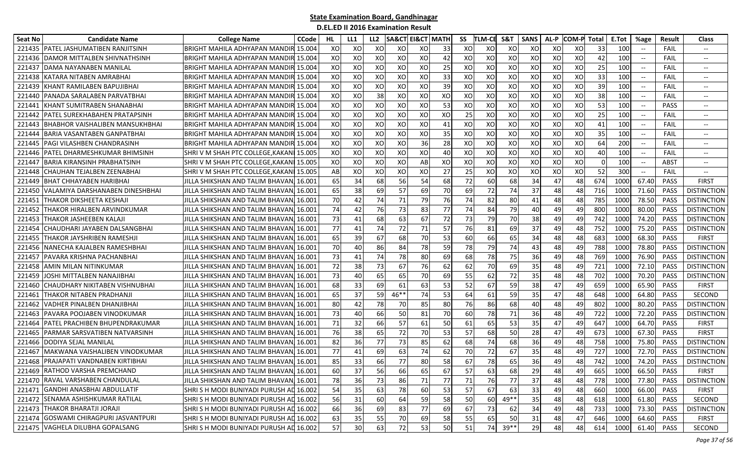# State Examination Board, Gandhinagar

## D.EL.ED II 2016 Examination Result

| Seat No | Candidate Name | College Name | CCode | HL | LL1 | LL2 | SA&CT | EI&CT | MATH | SS | TLM-CE | S&T | SANS | AL-P | COM-P | Total | E.Tot | %age | Result | Class |
|---|---|---|---|---|---|---|---|---|---|---|---|---|---|---|---|---|---|---|---|---|
| 221435 | PATEL JASHUMATIBEN RANJITSINH | BRIGHT MAHILA ADHYAPAN MANDIR | 15.004 | XO | XO | XO | XO | XO | 33 | XO | XO | XO | XO | XO | XO | 33 | 100 | -- | FAIL | -- |
| 221436 | DAMOR MITTALBEN SHIVNATHSINH | BRIGHT MAHILA ADHYAPAN MANDIR | 15.004 | XO | XO | XO | XO | XO | 42 | XO | XO | XO | XO | XO | XO | 42 | 100 | -- | FAIL | -- |
| 221437 | DAMA NAYANABEN MANILAL | BRIGHT MAHILA ADHYAPAN MANDIR | 15.004 | XO | XO | XO | XO | XO | 25 | XO | XO | XO | XO | XO | XO | 25 | 100 | -- | FAIL | -- |
| 221438 | KATARA NITABEN AMRABHAI | BRIGHT MAHILA ADHYAPAN MANDIR | 15.004 | XO | XO | XO | XO | XO | 33 | XO | XO | XO | XO | XO | XO | 33 | 100 | -- | FAIL | -- |
| 221439 | KHANT RAMILABEN BAPUJIBHAI | BRIGHT MAHILA ADHYAPAN MANDIR | 15.004 | XO | XO | XO | XO | XO | 39 | XO | XO | XO | XO | XO | XO | 39 | 100 | -- | FAIL | -- |
| 221440 | PANADA SARALABEN PARVATBHAI | BRIGHT MAHILA ADHYAPAN MANDIR | 15.004 | XO | XO | 38 | XO | XO | XO | XO | XO | XO | XO | XO | XO | 38 | 100 | -- | FAIL | -- |
| 221441 | KHANT SUMITRABEN SHANABHAI | BRIGHT MAHILA ADHYAPAN MANDIR | 15.004 | XO | XO | XO | XO | XO | 53 | XO | XO | XO | XO | XO | XO | 53 | 100 | -- | PASS | -- |
| 221442 | PATEL SUREKHABAHEN PRATAPSINH | BRIGHT MAHILA ADHYAPAN MANDIR | 15.004 | XO | XO | XO | XO | XO | XO | 25 | XO | XO | XO | XO | XO | 25 | 100 | -- | FAIL | -- |
| 221443 | BHABHOR VAISHALIBEN MANSUKHBHAI | BRIGHT MAHILA ADHYAPAN MANDIR | 15.004 | XO | XO | XO | XO | XO | 41 | XO | XO | XO | XO | XO | XO | 41 | 100 | -- | FAIL | -- |
| 221444 | BARIA VASANTABEN GANPATBHAI | BRIGHT MAHILA ADHYAPAN MANDIR | 15.004 | XO | XO | XO | XO | XO | 35 | XO | XO | XO | XO | XO | XO | 35 | 100 | -- | FAIL | -- |
| 221445 | PAGI VILASHBEN CHANDRASINH | BRIGHT MAHILA ADHYAPAN MANDIR | 15.004 | XO | XO | XO | XO | 36 | 28 | XO | XO | XO | XO | XO | XO | 64 | 200 | -- | FAIL | -- |
| 221446 | PATEL DHARMESHKUMAR BHIMSINH | SHRI V M SHAH PTC COLLEGE,KAKANI | 15.005 | XO | XO | XO | XO | XO | 40 | XO | XO | XO | XO | XO | XO | 40 | 100 | -- | FAIL | -- |
| 221447 | BARIA KIRANSINH PRABHATSINH | SHRI V M SHAH PTC COLLEGE,KAKANI | 15.005 | XO | XO | XO | XO | AB | XO | XO | XO | XO | XO | XO | XO | 0 | 100 | -- | ABST | -- |
| 221448 | CHAUHAN TEJALBEN ZEENABHAI | SHRI V M SHAH PTC COLLEGE,KAKANI | 15.005 | AB | XO | XO | XO | XO | 27 | 25 | XO | XO | XO | XO | XO | 52 | 300 | -- | FAIL | -- |
| 221449 | BHAT CHHAYABEN HARIBHAI | JILLA SHIKSHAN AND TALIM BHAVAN, | 16.001 | 65 | 34 | 68 | 56 | 54 | 68 | 72 | 60 | 68 | 34 | 47 | 48 | 674 | 1000 | 67.40 | PASS | FIRST |
| 221450 | VALAMIYA DARSHANABEN DINESHBHAI | JILLA SHIKSHAN AND TALIM BHAVAN, | 16.001 | 65 | 38 | 69 | 57 | 69 | 70 | 69 | 72 | 74 | 37 | 48 | 48 | 716 | 1000 | 71.60 | PASS | DISTINCTION |
| 221451 | THAKOR DIKSHEETA KESHAJI | JILLA SHIKSHAN AND TALIM BHAVAN, | 16.001 | 70 | 42 | 74 | 71 | 79 | 76 | 74 | 82 | 80 | 41 | 48 | 48 | 785 | 1000 | 78.50 | PASS | DISTINCTION |
| 221452 | THAKOR HIRALBEN ARVINDKUMAR | JILLA SHIKSHAN AND TALIM BHAVAN, | 16.001 | 74 | 42 | 76 | 73 | 83 | 77 | 74 | 84 | 79 | 40 | 49 | 49 | 800 | 1000 | 80.00 | PASS | DISTINCTION |
| 221453 | THAKOR JASHEEBEN KALAJI | JILLA SHIKSHAN AND TALIM BHAVAN, | 16.001 | 73 | 41 | 68 | 63 | 67 | 72 | 73 | 79 | 70 | 38 | 49 | 49 | 742 | 1000 | 74.20 | PASS | DISTINCTION |
| 221454 | CHAUDHARI JAYABEN DALSANGBHAI | JILLA SHIKSHAN AND TALIM BHAVAN, | 16.001 | 77 | 41 | 74 | 72 | 71 | 57 | 76 | 81 | 69 | 37 | 49 | 48 | 752 | 1000 | 75.20 | PASS | DISTINCTION |
| 221455 | THAKOR JAYSHRIBEN RAMESHJI | JILLA SHIKSHAN AND TALIM BHAVAN, | 16.001 | 65 | 39 | 67 | 68 | 70 | 53 | 60 | 66 | 65 | 34 | 48 | 48 | 683 | 1000 | 68.30 | PASS | FIRST |
| 221456 | NANECHA KAJALBEN RAMESHBHAI | JILLA SHIKSHAN AND TALIM BHAVAN, | 16.001 | 70 | 40 | 86 | 84 | 78 | 59 | 78 | 79 | 74 | 43 | 48 | 49 | 788 | 1000 | 78.80 | PASS | DISTINCTION |
| 221457 | PAVARA KRISHNA PACHANBHAI | JILLA SHIKSHAN AND TALIM BHAVAN, | 16.001 | 73 | 41 | 74 | 78 | 80 | 69 | 68 | 78 | 75 | 36 | 49 | 48 | 769 | 1000 | 76.90 | PASS | DISTINCTION |
| 221458 | AMIN MILAN NITINKUMAR | JILLA SHIKSHAN AND TALIM BHAVAN, | 16.001 | 72 | 38 | 73 | 67 | 76 | 62 | 62 | 70 | 69 | 35 | 48 | 49 | 721 | 1000 | 72.10 | PASS | DISTINCTION |
| 221459 | JOSHI MITTALBEN NANAJIBHAI | JILLA SHIKSHAN AND TALIM BHAVAN, | 16.001 | 73 | 40 | 65 | 65 | 70 | 69 | 55 | 62 | 72 | 35 | 48 | 48 | 702 | 1000 | 70.20 | PASS | DISTINCTION |
| 221460 | CHAUDHARY NIKITABEN VISHNUBHAI | JILLA SHIKSHAN AND TALIM BHAVAN, | 16.001 | 68 | 33 | 69 | 61 | 63 | 53 | 52 | 67 | 59 | 38 | 47 | 49 | 659 | 1000 | 65.90 | PASS | FIRST |
| 221461 | THAKOR NITABEN PRADHANJI | JILLA SHIKSHAN AND TALIM BHAVAN, | 16.001 | 65 | 37 | 59 | 46** | 74 | 53 | 64 | 61 | 59 | 35 | 47 | 48 | 648 | 1000 | 64.80 | PASS | SECOND |
| 221462 | VADHER PINALBEN DHANJIBHAI | JILLA SHIKSHAN AND TALIM BHAVAN, | 16.001 | 80 | 42 | 78 | 70 | 85 | 80 | 76 | 86 | 68 | 40 | 48 | 49 | 802 | 1000 | 80.20 | PASS | DISTINCTION |
| 221463 | PAVARA POOJABEN VINODKUMAR | JILLA SHIKSHAN AND TALIM BHAVAN, | 16.001 | 73 | 40 | 66 | 50 | 81 | 70 | 60 | 78 | 71 | 36 | 48 | 49 | 722 | 1000 | 72.20 | PASS | DISTINCTION |
| 221464 | PATEL PRACHIBEN BHUPENDRAKUMAR | JILLA SHIKSHAN AND TALIM BHAVAN, | 16.001 | 71 | 32 | 66 | 57 | 61 | 50 | 61 | 65 | 53 | 35 | 47 | 49 | 647 | 1000 | 64.70 | PASS | FIRST |
| 221465 | PARMAR SARSVATIBEN NATVARSINH | JILLA SHIKSHAN AND TALIM BHAVAN, | 16.001 | 76 | 38 | 65 | 72 | 70 | 53 | 57 | 68 | 50 | 28 | 47 | 49 | 673 | 1000 | 67.30 | PASS | FIRST |
| 221466 | DODIYA SEJAL MANILAL | JILLA SHIKSHAN AND TALIM BHAVAN, | 16.001 | 82 | 36 | 77 | 73 | 85 | 62 | 68 | 74 | 68 | 36 | 49 | 48 | 758 | 1000 | 75.80 | PASS | DISTINCTION |
| 221467 | MAKWANA VAISHALIBEN VINODKUMAR | JILLA SHIKSHAN AND TALIM BHAVAN, | 16.001 | 77 | 41 | 69 | 63 | 74 | 62 | 70 | 72 | 67 | 35 | 48 | 49 | 727 | 1000 | 72.70 | PASS | DISTINCTION |
| 221468 | PRAJAPATI VANDNABEN KIRTIBHAI | JILLA SHIKSHAN AND TALIM BHAVAN, | 16.001 | 85 | 33 | 66 | 77 | 80 | 58 | 67 | 78 | 65 | 36 | 49 | 48 | 742 | 1000 | 74.20 | PASS | DISTINCTION |
| 221469 | RATHOD VARSHA PREMCHAND | JILLA SHIKSHAN AND TALIM BHAVAN, | 16.001 | 60 | 37 | 56 | 66 | 65 | 67 | 57 | 63 | 68 | 29 | 48 | 49 | 665 | 1000 | 66.50 | PASS | FIRST |
| 221470 | RAVAL VARSHABEN CHANDULAL | JILLA SHIKSHAN AND TALIM BHAVAN, | 16.001 | 78 | 36 | 73 | 86 | 71 | 77 | 71 | 76 | 77 | 37 | 48 | 48 | 778 | 1000 | 77.80 | PASS | DISTINCTION |
| 221471 | GANDHI ANASBHAI ABDULLATIF | SHRI S H MODI BUNIYADI PURUSH AD | 16.002 | 54 | 35 | 63 | 78 | 60 | 53 | 57 | 67 | 63 | 33 | 49 | 48 | 660 | 1000 | 66.00 | PASS | FIRST |
| 221472 | SENAMA ASHISHKUMAR RATILAL | SHRI S H MODI BUNIYADI PURUSH AD | 16.002 | 56 | 31 | 60 | 64 | 59 | 58 | 50 | 60 | 49** | 35 | 48 | 48 | 618 | 1000 | 61.80 | PASS | SECOND |
| 221473 | THAKOR BHARATJI JORAJI | SHRI S H MODI BUNIYADI PURUSH AD | 16.002 | 66 | 36 | 69 | 83 | 77 | 69 | 67 | 73 | 62 | 34 | 49 | 48 | 733 | 1000 | 73.30 | PASS | DISTINCTION |
| 221474 | GOSWAMI CHIRAGPURI JASVANTPURI | SHRI S H MODI BUNIYADI PURUSH AD | 16.002 | 63 | 35 | 55 | 70 | 69 | 58 | 55 | 65 | 50 | 31 | 48 | 47 | 646 | 1000 | 64.60 | PASS | FIRST |
| 221475 | VAGHELA DILUBHA GOPALSANG | SHRI S H MODI BUNIYADI PURUSH AD | 16.002 | 57 | 30 | 63 | 72 | 53 | 50 | 51 | 74 | 39** | 29 | 48 | 48 | 614 | 1000 | 61.40 | PASS | SECOND |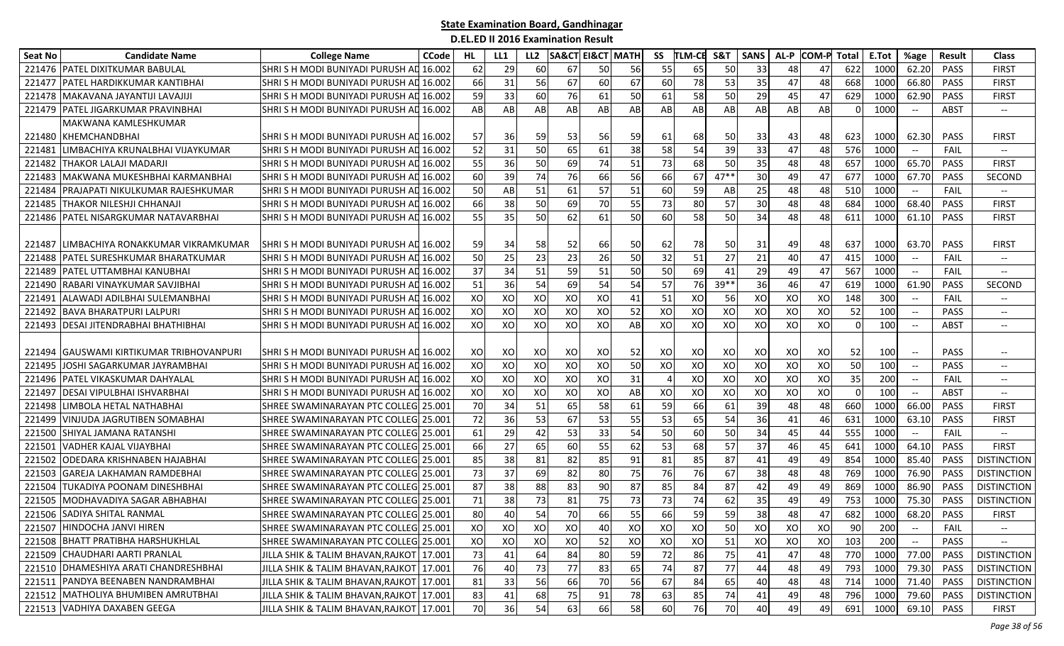# State Examination Board, Gandhinagar

## D.EL.ED II 2016 Examination Result

| Seat No | Candidate Name | College Name | CCode | HL | LL1 | LL2 | SA&CT | EI&CT | MATH | SS | TLM-CE | S&T | SANS | AL-P | COM-P | Total | E.Tot | %age | Result | Class |
|---|---|---|---|---|---|---|---|---|---|---|---|---|---|---|---|---|---|---|---|---|
| 221476 | PATEL DIXITKUMAR BABULAL | SHRI S H MODI BUNIYADI PURUSH AD | 16.002 | 62 | 29 | 60 | 67 | 50 | 56 | 55 | 65 | 50 | 33 | 48 | 47 | 622 | 1000 | 62.20 | PASS | FIRST |
| 221477 | PATEL HARDIKKUMAR KANTIBHAI | SHRI S H MODI BUNIYADI PURUSH AD | 16.002 | 66 | 31 | 56 | 67 | 60 | 67 | 60 | 78 | 53 | 35 | 47 | 48 | 668 | 1000 | 66.80 | PASS | FIRST |
| 221478 | MAKAVANA JAYANTIJI LAVAJIJI | SHRI S H MODI BUNIYADI PURUSH AD | 16.002 | 59 | 33 | 60 | 76 | 61 | 50 | 61 | 58 | 50 | 29 | 45 | 47 | 629 | 1000 | 62.90 | PASS | FIRST |
| 221479 | PATEL JIGARKUMAR PRAVINBHAI | SHRI S H MODI BUNIYADI PURUSH AD | 16.002 | AB | AB | AB | AB | AB | AB | AB | AB | AB | AB | AB | AB | 0 | 1000 | -- | ABST | -- |
| 221480 | MAKWANA KAMLESHKUMAR KHEMCHANDBHAI | SHRI S H MODI BUNIYADI PURUSH AD | 16.002 | 57 | 36 | 59 | 53 | 56 | 59 | 61 | 68 | 50 | 33 | 43 | 48 | 623 | 1000 | 62.30 | PASS | FIRST |
| 221481 | LIMBACHIYA KRUNALBHAI VIJAYKUMAR | SHRI S H MODI BUNIYADI PURUSH AD | 16.002 | 52 | 31 | 50 | 65 | 61 | 38 | 58 | 54 | 39 | 33 | 47 | 48 | 576 | 1000 | -- | FAIL | -- |
| 221482 | THAKOR LALAJI MADARJI | SHRI S H MODI BUNIYADI PURUSH AD | 16.002 | 55 | 36 | 50 | 69 | 74 | 51 | 73 | 68 | 50 | 35 | 48 | 48 | 657 | 1000 | 65.70 | PASS | FIRST |
| 221483 | MAKWANA MUKESHBHAI KARMANBHAI | SHRI S H MODI BUNIYADI PURUSH AD | 16.002 | 60 | 39 | 74 | 76 | 66 | 56 | 66 | 67 | 47** | 30 | 49 | 47 | 677 | 1000 | 67.70 | PASS | SECOND |
| 221484 | PRAJAPATI NIKULKUMAR RAJESHKUMAR | SHRI S H MODI BUNIYADI PURUSH AD | 16.002 | 50 | AB | 51 | 61 | 57 | 51 | 60 | 59 | AB | 25 | 48 | 48 | 510 | 1000 | -- | FAIL | -- |
| 221485 | THAKOR NILESHJI CHHANAJI | SHRI S H MODI BUNIYADI PURUSH AD | 16.002 | 66 | 38 | 50 | 69 | 70 | 55 | 73 | 80 | 57 | 30 | 48 | 48 | 684 | 1000 | 68.40 | PASS | FIRST |
| 221486 | PATEL NISARGKUMAR NATAVARBHAI | SHRI S H MODI BUNIYADI PURUSH AD | 16.002 | 55 | 35 | 50 | 62 | 61 | 50 | 60 | 58 | 50 | 34 | 48 | 48 | 611 | 1000 | 61.10 | PASS | FIRST |
| 221487 | LIMBACHIYA RONAKKUMAR VIKRAMKUMAR | SHRI S H MODI BUNIYADI PURUSH AD | 16.002 | 59 | 34 | 58 | 52 | 66 | 50 | 62 | 78 | 50 | 31 | 49 | 48 | 637 | 1000 | 63.70 | PASS | FIRST |
| 221488 | PATEL SURESHKUMAR BHARATKUMAR | SHRI S H MODI BUNIYADI PURUSH AD | 16.002 | 50 | 25 | 23 | 23 | 26 | 50 | 32 | 51 | 27 | 21 | 40 | 47 | 415 | 1000 | -- | FAIL | -- |
| 221489 | PATEL UTTAMBHAI KANUBHAI | SHRI S H MODI BUNIYADI PURUSH AD | 16.002 | 37 | 34 | 51 | 59 | 51 | 50 | 50 | 69 | 41 | 29 | 49 | 47 | 567 | 1000 | -- | FAIL | -- |
| 221490 | RABARI VINAYKUMAR SAVJIBHAI | SHRI S H MODI BUNIYADI PURUSH AD | 16.002 | 51 | 36 | 54 | 69 | 54 | 54 | 57 | 76 | 39** | 36 | 46 | 47 | 619 | 1000 | 61.90 | PASS | SECOND |
| 221491 | ALAWADI ADILBHAI SULEMANBHAI | SHRI S H MODI BUNIYADI PURUSH AD | 16.002 | XO | XO | XO | XO | XO | 41 | 51 | XO | 56 | XO | XO | XO | 148 | 300 | -- | FAIL | -- |
| 221492 | BAVA BHARATPURI LALPURI | SHRI S H MODI BUNIYADI PURUSH AD | 16.002 | XO | XO | XO | XO | XO | 52 | XO | XO | XO | XO | XO | XO | 52 | 100 | -- | PASS | -- |
| 221493 | DESAI JITENDRABHAI BHATHIBHAI | SHRI S H MODI BUNIYADI PURUSH AD | 16.002 | XO | XO | XO | XO | XO | AB | XO | XO | XO | XO | XO | XO | 0 | 100 | -- | ABST | -- |
| 221494 | GAUSWAMI KIRTIKUMAR TRIBHOVANPURI | SHRI S H MODI BUNIYADI PURUSH AD | 16.002 | XO | XO | XO | XO | XO | 52 | XO | XO | XO | XO | XO | XO | 52 | 100 | -- | PASS | -- |
| 221495 | JOSHI SAGARKUMAR JAYRAMBHAI | SHRI S H MODI BUNIYADI PURUSH AD | 16.002 | XO | XO | XO | XO | XO | 50 | XO | XO | XO | XO | XO | XO | 50 | 100 | -- | PASS | -- |
| 221496 | PATEL VIKASKUMAR DAHYALAL | SHRI S H MODI BUNIYADI PURUSH AD | 16.002 | XO | XO | XO | XO | XO | 31 | 4 | XO | XO | XO | XO | XO | 35 | 200 | -- | FAIL | -- |
| 221497 | DESAI VIPULBHAI ISHVARBHAI | SHRI S H MODI BUNIYADI PURUSH AD | 16.002 | XO | XO | XO | XO | XO | AB | XO | XO | XO | XO | XO | XO | 0 | 100 | -- | ABST | -- |
| 221498 | LIMBOLA HETAL NATHABHAI | SHREE SWAMINARAYAN PTC COLLEG | 25.001 | 70 | 34 | 51 | 65 | 58 | 61 | 59 | 66 | 61 | 39 | 48 | 48 | 660 | 1000 | 66.00 | PASS | FIRST |
| 221499 | VINJUDA JAGRUTIBEN SOMABHAI | SHREE SWAMINARAYAN PTC COLLEG | 25.001 | 72 | 36 | 53 | 67 | 53 | 55 | 53 | 65 | 54 | 36 | 41 | 46 | 631 | 1000 | 63.10 | PASS | FIRST |
| 221500 | SHIYAL JAMANA RATANSHI | SHREE SWAMINARAYAN PTC COLLEG | 25.001 | 61 | 29 | 42 | 53 | 33 | 54 | 50 | 60 | 50 | 34 | 45 | 44 | 555 | 1000 | -- | FAIL | -- |
| 221501 | VADHER KAJAL VIJAYBHAI | SHREE SWAMINARAYAN PTC COLLEG | 25.001 | 66 | 27 | 65 | 60 | 55 | 62 | 53 | 68 | 57 | 37 | 46 | 45 | 641 | 1000 | 64.10 | PASS | FIRST |
| 221502 | ODEDARA KRISHNABEN HAJABHAI | SHREE SWAMINARAYAN PTC COLLEG | 25.001 | 85 | 38 | 81 | 82 | 85 | 91 | 81 | 85 | 87 | 41 | 49 | 49 | 854 | 1000 | 85.40 | PASS | DISTINCTION |
| 221503 | GAREJA LAKHAMAN RAMDEBHAI | SHREE SWAMINARAYAN PTC COLLEG | 25.001 | 73 | 37 | 69 | 82 | 80 | 75 | 76 | 76 | 67 | 38 | 48 | 48 | 769 | 1000 | 76.90 | PASS | DISTINCTION |
| 221504 | TUKADIYA POONAM DINESHBHAI | SHREE SWAMINARAYAN PTC COLLEG | 25.001 | 87 | 38 | 88 | 83 | 90 | 87 | 85 | 84 | 87 | 42 | 49 | 49 | 869 | 1000 | 86.90 | PASS | DISTINCTION |
| 221505 | MODHAVADIYA SAGAR ABHABHAI | SHREE SWAMINARAYAN PTC COLLEG | 25.001 | 71 | 38 | 73 | 81 | 75 | 73 | 73 | 74 | 62 | 35 | 49 | 49 | 753 | 1000 | 75.30 | PASS | DISTINCTION |
| 221506 | SADIYA SHITAL RANMAL | SHREE SWAMINARAYAN PTC COLLEG | 25.001 | 80 | 40 | 54 | 70 | 66 | 55 | 66 | 59 | 59 | 38 | 48 | 47 | 682 | 1000 | 68.20 | PASS | FIRST |
| 221507 | HINDOCHA JANVI HIREN | SHREE SWAMINARAYAN PTC COLLEG | 25.001 | XO | XO | XO | XO | 40 | XO | XO | XO | 50 | XO | XO | XO | 90 | 200 | -- | FAIL | -- |
| 221508 | BHATT PRATIBHA HARSHUKHLAL | SHREE SWAMINARAYAN PTC COLLEG | 25.001 | XO | XO | XO | XO | 52 | XO | XO | XO | 51 | XO | XO | XO | 103 | 200 | -- | PASS | -- |
| 221509 | CHAUDHARI AARTI PRANLAL | JILLA SHIK & TALIM BHAVAN,RAJKOT | 17.001 | 73 | 41 | 64 | 84 | 80 | 59 | 72 | 86 | 75 | 41 | 47 | 48 | 770 | 1000 | 77.00 | PASS | DISTINCTION |
| 221510 | DHAMESHIYA ARATI CHANDRESHBHAI | JILLA SHIK & TALIM BHAVAN,RAJKOT | 17.001 | 76 | 40 | 73 | 77 | 83 | 65 | 74 | 87 | 77 | 44 | 48 | 49 | 793 | 1000 | 79.30 | PASS | DISTINCTION |
| 221511 | PANDYA BEENABEN NANDRAMBHAI | JILLA SHIK & TALIM BHAVAN,RAJKOT | 17.001 | 81 | 33 | 56 | 66 | 70 | 56 | 67 | 84 | 65 | 40 | 48 | 48 | 714 | 1000 | 71.40 | PASS | DISTINCTION |
| 221512 | MATHOLIYA BHUMIBEN AMRUTBHAI | JILLA SHIK & TALIM BHAVAN,RAJKOT | 17.001 | 83 | 41 | 68 | 75 | 91 | 78 | 63 | 85 | 74 | 41 | 49 | 48 | 796 | 1000 | 79.60 | PASS | DISTINCTION |
| 221513 | VADHIYA DAXABEN GEEGA | JILLA SHIK & TALIM BHAVAN,RAJKOT | 17.001 | 70 | 36 | 54 | 63 | 66 | 58 | 60 | 76 | 70 | 40 | 49 | 49 | 691 | 1000 | 69.10 | PASS | FIRST |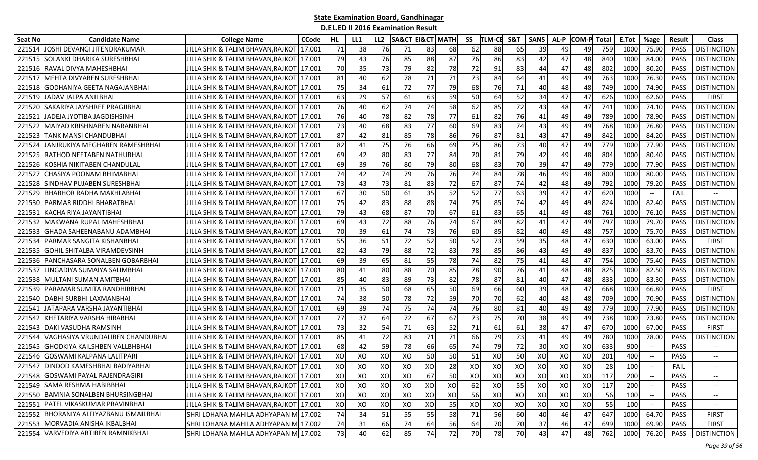**State Examination Board, Gandhinagar**

**D.EL.ED II 2016 Examination Result**

| Seat No | Candidate Name | College Name | CCode | HL | LL1 | LL2 | SA&CT | EI&CT | MATH | SS | TLM-CE | S&T | SANS | AL-P | COM-P | Total | E.Tot | %age | Result | Class |
|---|---|---|---|---|---|---|---|---|---|---|---|---|---|---|---|---|---|---|---|---|
| 221514 | JOSHI DEVANGI JITENDRAKUMAR | JILLA SHIK & TALIM BHAVAN,RAJKOT | 17.001 | 71 | 38 | 76 | 71 | 83 | 68 | 62 | 88 | 65 | 39 | 49 | 49 | 759 | 1000 | 75.90 | PASS | DISTINCTION |
| 221515 | SOLANKI DHARIKA SURESHBHAI | JILLA SHIK & TALIM BHAVAN,RAJKOT | 17.001 | 79 | 43 | 76 | 85 | 88 | 87 | 76 | 86 | 83 | 42 | 47 | 48 | 840 | 1000 | 84.00 | PASS | DISTINCTION |
| 221516 | RAVAL DIVYA MAHESHBHAI | JILLA SHIK & TALIM BHAVAN,RAJKOT | 17.001 | 70 | 35 | 73 | 79 | 82 | 78 | 72 | 91 | 83 | 44 | 47 | 48 | 802 | 1000 | 80.20 | PASS | DISTINCTION |
| 221517 | MEHTA DIVYABEN SURESHBHAI | JILLA SHIK & TALIM BHAVAN,RAJKOT | 17.001 | 81 | 40 | 62 | 78 | 71 | 71 | 73 | 84 | 64 | 41 | 49 | 49 | 763 | 1000 | 76.30 | PASS | DISTINCTION |
| 221518 | GODHANIYA GEETA NAGAJANBHAI | JILLA SHIK & TALIM BHAVAN,RAJKOT | 17.001 | 75 | 34 | 61 | 72 | 77 | 79 | 68 | 76 | 71 | 40 | 48 | 48 | 749 | 1000 | 74.90 | PASS | DISTINCTION |
| 221519 | JADAV JALPA ANILBHAI | JILLA SHIK & TALIM BHAVAN,RAJKOT | 17.001 | 63 | 29 | 57 | 61 | 63 | 59 | 50 | 64 | 52 | 34 | 47 | 47 | 626 | 1000 | 62.60 | PASS | FIRST |
| 221520 | SAKARIYA JAYSHREE PRAGJIBHAI | JILLA SHIK & TALIM BHAVAN,RAJKOT | 17.001 | 76 | 40 | 62 | 74 | 74 | 58 | 62 | 85 | 72 | 43 | 48 | 47 | 741 | 1000 | 74.10 | PASS | DISTINCTION |
| 221521 | JADEJA JYOTIBA JAGDISHSINH | JILLA SHIK & TALIM BHAVAN,RAJKOT | 17.001 | 76 | 40 | 78 | 82 | 78 | 77 | 61 | 82 | 76 | 41 | 49 | 49 | 789 | 1000 | 78.90 | PASS | DISTINCTION |
| 221522 | MAIYAD KRISHNABEN NARANBHAI | JILLA SHIK & TALIM BHAVAN,RAJKOT | 17.001 | 73 | 40 | 68 | 83 | 77 | 60 | 69 | 83 | 74 | 43 | 49 | 49 | 768 | 1000 | 76.80 | PASS | DISTINCTION |
| 221523 | TANK MANSI CHANDUBHAI | JILLA SHIK & TALIM BHAVAN,RAJKOT | 17.001 | 87 | 42 | 81 | 85 | 78 | 86 | 76 | 87 | 81 | 43 | 47 | 49 | 842 | 1000 | 84.20 | PASS | DISTINCTION |
| 221524 | JANJRUKIYA MEGHABEN RAMESHBHAI | JILLA SHIK & TALIM BHAVAN,RAJKOT | 17.001 | 82 | 41 | 75 | 76 | 66 | 69 | 75 | 86 | 73 | 40 | 47 | 49 | 779 | 1000 | 77.90 | PASS | DISTINCTION |
| 221525 | RATHOD NEETABEN NATHUBHAI | JILLA SHIK & TALIM BHAVAN,RAJKOT | 17.001 | 69 | 42 | 80 | 83 | 77 | 84 | 70 | 81 | 79 | 42 | 49 | 48 | 804 | 1000 | 80.40 | PASS | DISTINCTION |
| 221526 | KOSHIA NIKITABEN CHANDULAL | JILLA SHIK & TALIM BHAVAN,RAJKOT | 17.001 | 69 | 39 | 76 | 80 | 79 | 80 | 68 | 83 | 70 | 39 | 47 | 49 | 779 | 1000 | 77.90 | PASS | DISTINCTION |
| 221527 | CHASIYA POONAM BHIMABHAI | JILLA SHIK & TALIM BHAVAN,RAJKOT | 17.001 | 74 | 42 | 74 | 79 | 76 | 76 | 74 | 84 | 78 | 46 | 49 | 48 | 800 | 1000 | 80.00 | PASS | DISTINCTION |
| 221528 | SINDHAV PUJABEN SURESHBHAI | JILLA SHIK & TALIM BHAVAN,RAJKOT | 17.001 | 73 | 43 | 73 | 81 | 83 | 72 | 67 | 87 | 74 | 42 | 48 | 49 | 792 | 1000 | 79.20 | PASS | DISTINCTION |
| 221529 | BHABHOR RADHA MAKHLABHAI | JILLA SHIK & TALIM BHAVAN,RAJKOT | 17.001 | 67 | 30 | 50 | 61 | 35 | 52 | 52 | 77 | 63 | 39 | 47 | 47 | 620 | 1000 | -- | FAIL | -- |
| 221530 | PARMAR RIDDHI BHARATBHAI | JILLA SHIK & TALIM BHAVAN,RAJKOT | 17.001 | 75 | 42 | 83 | 88 | 88 | 74 | 75 | 85 | 74 | 42 | 49 | 49 | 824 | 1000 | 82.40 | PASS | DISTINCTION |
| 221531 | KACHA RIYA JAYANTIBHAI | JILLA SHIK & TALIM BHAVAN,RAJKOT | 17.001 | 79 | 43 | 68 | 87 | 70 | 67 | 61 | 83 | 65 | 41 | 49 | 48 | 761 | 1000 | 76.10 | PASS | DISTINCTION |
| 221532 | MAKWANA RUPAL MAHESHBHAI | JILLA SHIK & TALIM BHAVAN,RAJKOT | 17.001 | 69 | 43 | 72 | 88 | 76 | 74 | 67 | 89 | 82 | 41 | 47 | 49 | 797 | 1000 | 79.70 | PASS | DISTINCTION |
| 221533 | GHADA SAHEENABANU ADAMBHAI | JILLA SHIK & TALIM BHAVAN,RAJKOT | 17.001 | 70 | 39 | 61 | 74 | 73 | 76 | 60 | 85 | 82 | 40 | 49 | 48 | 757 | 1000 | 75.70 | PASS | DISTINCTION |
| 221534 | PARMAR SANGITA KISHANBHAI | JILLA SHIK & TALIM BHAVAN,RAJKOT | 17.001 | 55 | 36 | 51 | 72 | 52 | 50 | 52 | 73 | 59 | 35 | 48 | 47 | 630 | 1000 | 63.00 | PASS | FIRST |
| 221535 | GOHIL SHITALBA VIRAMDEVSINH | JILLA SHIK & TALIM BHAVAN,RAJKOT | 17.001 | 82 | 43 | 79 | 88 | 72 | 83 | 78 | 85 | 86 | 43 | 49 | 49 | 837 | 1000 | 83.70 | PASS | DISTINCTION |
| 221536 | PANCHASARA SONALBEN GOBARBHAI | JILLA SHIK & TALIM BHAVAN,RAJKOT | 17.001 | 69 | 39 | 65 | 81 | 55 | 78 | 74 | 82 | 75 | 41 | 48 | 47 | 754 | 1000 | 75.40 | PASS | DISTINCTION |
| 221537 | LINGADIYA SUMAIYA SALIMBHAI | JILLA SHIK & TALIM BHAVAN,RAJKOT | 17.001 | 80 | 41 | 80 | 88 | 70 | 85 | 78 | 90 | 76 | 41 | 48 | 48 | 825 | 1000 | 82.50 | PASS | DISTINCTION |
| 221538 | MULTANI SUMAN AMITBHAI | JILLA SHIK & TALIM BHAVAN,RAJKOT | 17.001 | 85 | 40 | 83 | 89 | 73 | 82 | 78 | 87 | 81 | 40 | 47 | 48 | 833 | 1000 | 83.30 | PASS | DISTINCTION |
| 221539 | PARAMAR SUMITA RANDHIRBHAI | JILLA SHIK & TALIM BHAVAN,RAJKOT | 17.001 | 71 | 35 | 50 | 68 | 65 | 50 | 69 | 66 | 60 | 39 | 48 | 47 | 668 | 1000 | 66.80 | PASS | FIRST |
| 221540 | DABHI SURBHI LAXMANBHAI | JILLA SHIK & TALIM BHAVAN,RAJKOT | 17.001 | 74 | 38 | 50 | 78 | 72 | 59 | 70 | 70 | 62 | 40 | 48 | 48 | 709 | 1000 | 70.90 | PASS | DISTINCTION |
| 221541 | JATAPARA VARSHA JAYANTIBHAI | JILLA SHIK & TALIM BHAVAN,RAJKOT | 17.001 | 69 | 39 | 74 | 75 | 74 | 74 | 76 | 80 | 81 | 40 | 49 | 48 | 779 | 1000 | 77.90 | PASS | DISTINCTION |
| 221542 | KHETARIYA VARSHA HIRABHAI | JILLA SHIK & TALIM BHAVAN,RAJKOT | 17.001 | 77 | 37 | 64 | 72 | 67 | 67 | 73 | 75 | 70 | 38 | 49 | 49 | 738 | 1000 | 73.80 | PASS | DISTINCTION |
| 221543 | DAKI VASUDHA RAMSINH | JILLA SHIK & TALIM BHAVAN,RAJKOT | 17.001 | 73 | 32 | 54 | 71 | 63 | 52 | 71 | 61 | 61 | 38 | 47 | 47 | 670 | 1000 | 67.00 | PASS | FIRST |
| 221544 | VAGHASIYA VRUNDALIBEN CHANDUBHAI | JILLA SHIK & TALIM BHAVAN,RAJKOT | 17.001 | 85 | 41 | 72 | 83 | 71 | 71 | 66 | 79 | 73 | 41 | 49 | 49 | 780 | 1000 | 78.00 | PASS | DISTINCTION |
| 221545 | GHODKIYA KAILSHBEN VALLBHBHAI | JILLA SHIK & TALIM BHAVAN,RAJKOT | 17.001 | 68 | 42 | 59 | 78 | 66 | 65 | 74 | 79 | 72 | 30 | XO | XO | 633 | 900 | -- | PASS | -- |
| 221546 | GOSWAMI KALPANA LALITPARI | JILLA SHIK & TALIM BHAVAN,RAJKOT | 17.001 | XO | XO | XO | XO | 50 | 50 | 51 | XO | 50 | XO | XO | XO | 201 | 400 | -- | PASS | -- |
| 221547 | DINDOD KAMESHBHAI BADIYABHAI | JILLA SHIK & TALIM BHAVAN,RAJKOT | 17.001 | XO | XO | XO | XO | XO | 28 | XO | XO | XO | XO | XO | XO | 28 | 100 | -- | FAIL | -- |
| 221548 | GOSWAMI PAYAL RAJENDRAGIRI | JILLA SHIK & TALIM BHAVAN,RAJKOT | 17.001 | XO | XO | XO | XO | 67 | 50 | XO | XO | XO | XO | XO | XO | 117 | 200 | -- | PASS | -- |
| 221549 | SAMA RESHMA HABIBBHAI | JILLA SHIK & TALIM BHAVAN,RAJKOT | 17.001 | XO | XO | XO | XO | XO | XO | 62 | XO | 55 | XO | XO | XO | 117 | 200 | -- | PASS | -- |
| 221550 | BAMNIA SONALBEN BHURSINGBHAI | JILLA SHIK & TALIM BHAVAN,RAJKOT | 17.001 | XO | XO | XO | XO | XO | XO | 56 | XO | XO | XO | XO | XO | 56 | 100 | -- | PASS | -- |
| 221551 | PATEL VIKASKUMAR PRAVINBHAI | JILLA SHIK & TALIM BHAVAN,RAJKOT | 17.001 | XO | XO | XO | XO | XO | 55 | XO | XO | XO | XO | XO | XO | 55 | 100 | -- | PASS | -- |
| 221552 | BHORANIYA ALFIYAZBANU ISMAILBHAI | SHRI LOHANA MAHILA ADHYAPAN M | 17.002 | 74 | 34 | 51 | 55 | 55 | 58 | 71 | 56 | 60 | 40 | 46 | 47 | 647 | 1000 | 64.70 | PASS | FIRST |
| 221553 | MORVADIA ANISHA IKBALBHAI | SHRI LOHANA MAHILA ADHYAPAN M | 17.002 | 74 | 31 | 66 | 74 | 64 | 56 | 64 | 70 | 70 | 37 | 46 | 47 | 699 | 1000 | 69.90 | PASS | FIRST |
| 221554 | VARVEDIYA ARTIBEN RAMNIKBHAI | SHRI LOHANA MAHILA ADHYAPAN M | 17.002 | 73 | 40 | 62 | 85 | 74 | 72 | 70 | 78 | 70 | 43 | 47 | 48 | 762 | 1000 | 76.20 | PASS | DISTINCTION |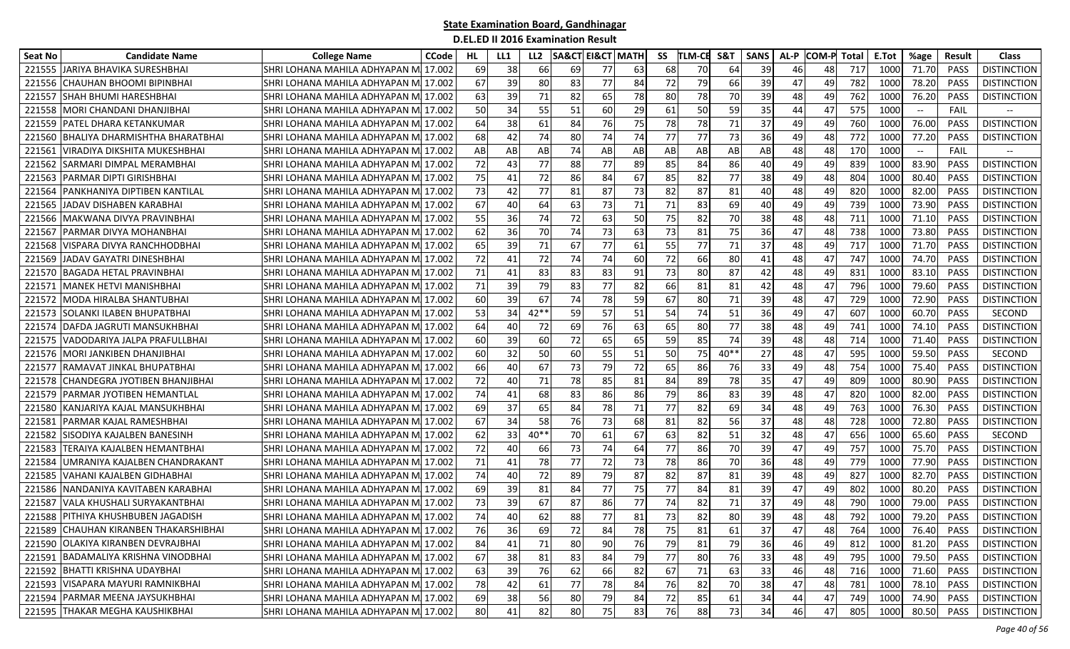# State Examination Board, Gandhinagar

## D.EL.ED II 2016 Examination Result

| Seat No | Candidate Name | College Name | CCode | HL | LL1 | LL2 | SA&CT | EI&CT | MATH | SS | TLM-CE | S&T | SANS | AL-P | COM-P | Total | E.Tot | %age | Result | Class |
|---|---|---|---|---|---|---|---|---|---|---|---|---|---|---|---|---|---|---|---|---|
| 221555 | JARIYA BHAVIKA SURESHBHAI | SHRI LOHANA MAHILA ADHYAPAN M | 17.002 | 69 | 38 | 66 | 69 | 77 | 63 | 68 | 70 | 64 | 39 | 46 | 48 | 717 | 1000 | 71.70 | PASS | DISTINCTION |
| 221556 | CHAUHAN BHOOMI BIPINBHAI | SHRI LOHANA MAHILA ADHYAPAN M | 17.002 | 67 | 39 | 80 | 83 | 77 | 84 | 72 | 79 | 66 | 39 | 47 | 49 | 782 | 1000 | 78.20 | PASS | DISTINCTION |
| 221557 | SHAH BHUMI HARESHBHAI | SHRI LOHANA MAHILA ADHYAPAN M | 17.002 | 63 | 39 | 71 | 82 | 65 | 78 | 80 | 78 | 70 | 39 | 48 | 49 | 762 | 1000 | 76.20 | PASS | DISTINCTION |
| 221558 | MORI CHANDANI DHANJIBHAI | SHRI LOHANA MAHILA ADHYAPAN M | 17.002 | 50 | 34 | 55 | 51 | 60 | 29 | 61 | 50 | 59 | 35 | 44 | 47 | 575 | 1000 | -- | FAIL | -- |
| 221559 | PATEL DHARA KETANKUMAR | SHRI LOHANA MAHILA ADHYAPAN M | 17.002 | 64 | 38 | 61 | 84 | 76 | 75 | 78 | 78 | 71 | 37 | 49 | 49 | 760 | 1000 | 76.00 | PASS | DISTINCTION |
| 221560 | BHALIYA DHARMISHTHA BHARATBHAI | SHRI LOHANA MAHILA ADHYAPAN M | 17.002 | 68 | 42 | 74 | 80 | 74 | 74 | 77 | 77 | 73 | 36 | 49 | 48 | 772 | 1000 | 77.20 | PASS | DISTINCTION |
| 221561 | VIRADIYA DIKSHITA MUKESHBHAI | SHRI LOHANA MAHILA ADHYAPAN M | 17.002 | AB | AB | AB | 74 | AB | AB | AB | AB | AB | AB | 48 | 48 | 170 | 1000 | -- | FAIL | -- |
| 221562 | SARMARI DIMPAL MERAMBHAI | SHRI LOHANA MAHILA ADHYAPAN M | 17.002 | 72 | 43 | 77 | 88 | 77 | 89 | 85 | 84 | 86 | 40 | 49 | 49 | 839 | 1000 | 83.90 | PASS | DISTINCTION |
| 221563 | PARMAR DIPTI GIRISHBHAI | SHRI LOHANA MAHILA ADHYAPAN M | 17.002 | 75 | 41 | 72 | 86 | 84 | 67 | 85 | 82 | 77 | 38 | 49 | 48 | 804 | 1000 | 80.40 | PASS | DISTINCTION |
| 221564 | PANKHANIYA DIPTIBEN KANTILAL | SHRI LOHANA MAHILA ADHYAPAN M | 17.002 | 73 | 42 | 77 | 81 | 87 | 73 | 82 | 87 | 81 | 40 | 48 | 49 | 820 | 1000 | 82.00 | PASS | DISTINCTION |
| 221565 | JADAV DISHABEN KARABHAI | SHRI LOHANA MAHILA ADHYAPAN M | 17.002 | 67 | 40 | 64 | 63 | 73 | 71 | 71 | 83 | 69 | 40 | 49 | 49 | 739 | 1000 | 73.90 | PASS | DISTINCTION |
| 221566 | MAKWANA DIVYA PRAVINBHAI | SHRI LOHANA MAHILA ADHYAPAN M | 17.002 | 55 | 36 | 74 | 72 | 63 | 50 | 75 | 82 | 70 | 38 | 48 | 48 | 711 | 1000 | 71.10 | PASS | DISTINCTION |
| 221567 | PARMAR DIVYA MOHANBHAI | SHRI LOHANA MAHILA ADHYAPAN M | 17.002 | 62 | 36 | 70 | 74 | 73 | 63 | 73 | 81 | 75 | 36 | 47 | 48 | 738 | 1000 | 73.80 | PASS | DISTINCTION |
| 221568 | VISPARA DIVYA RANCHHODBHAI | SHRI LOHANA MAHILA ADHYAPAN M | 17.002 | 65 | 39 | 71 | 67 | 77 | 61 | 55 | 77 | 71 | 37 | 48 | 49 | 717 | 1000 | 71.70 | PASS | DISTINCTION |
| 221569 | JADAV GAYATRI DINESHBHAI | SHRI LOHANA MAHILA ADHYAPAN M | 17.002 | 72 | 41 | 72 | 74 | 74 | 60 | 72 | 66 | 80 | 41 | 48 | 47 | 747 | 1000 | 74.70 | PASS | DISTINCTION |
| 221570 | BAGADA HETAL PRAVINBHAI | SHRI LOHANA MAHILA ADHYAPAN M | 17.002 | 71 | 41 | 83 | 83 | 83 | 91 | 73 | 80 | 87 | 42 | 48 | 49 | 831 | 1000 | 83.10 | PASS | DISTINCTION |
| 221571 | MANEK HETVI MANISHBHAI | SHRI LOHANA MAHILA ADHYAPAN M | 17.002 | 71 | 39 | 79 | 83 | 77 | 82 | 66 | 81 | 81 | 42 | 48 | 47 | 796 | 1000 | 79.60 | PASS | DISTINCTION |
| 221572 | MODA HIRALBA SHANTUBHAI | SHRI LOHANA MAHILA ADHYAPAN M | 17.002 | 60 | 39 | 67 | 74 | 78 | 59 | 67 | 80 | 71 | 39 | 48 | 47 | 729 | 1000 | 72.90 | PASS | DISTINCTION |
| 221573 | SOLANKI ILABEN BHUPATBHAI | SHRI LOHANA MAHILA ADHYAPAN M | 17.002 | 53 | 34 | 42** | 59 | 57 | 51 | 54 | 74 | 51 | 36 | 49 | 47 | 607 | 1000 | 60.70 | PASS | SECOND |
| 221574 | DAFDA JAGRUTI MANSUKHBHAI | SHRI LOHANA MAHILA ADHYAPAN M | 17.002 | 64 | 40 | 72 | 69 | 76 | 63 | 65 | 80 | 77 | 38 | 48 | 49 | 741 | 1000 | 74.10 | PASS | DISTINCTION |
| 221575 | VADODARIYA JALPA PRAFULLBHAI | SHRI LOHANA MAHILA ADHYAPAN M | 17.002 | 60 | 39 | 60 | 72 | 65 | 65 | 59 | 85 | 74 | 39 | 48 | 48 | 714 | 1000 | 71.40 | PASS | DISTINCTION |
| 221576 | MORI JANKIBEN DHANJIBHAI | SHRI LOHANA MAHILA ADHYAPAN M | 17.002 | 60 | 32 | 50 | 60 | 55 | 51 | 50 | 75 | 40** | 27 | 48 | 47 | 595 | 1000 | 59.50 | PASS | SECOND |
| 221577 | RAMAVAT JINKAL BHUPATBHAI | SHRI LOHANA MAHILA ADHYAPAN M | 17.002 | 66 | 40 | 67 | 73 | 79 | 72 | 65 | 86 | 76 | 33 | 49 | 48 | 754 | 1000 | 75.40 | PASS | DISTINCTION |
| 221578 | CHANDEGRA JYOTIBEN BHANJIBHAI | SHRI LOHANA MAHILA ADHYAPAN M | 17.002 | 72 | 40 | 71 | 78 | 85 | 81 | 84 | 89 | 78 | 35 | 47 | 49 | 809 | 1000 | 80.90 | PASS | DISTINCTION |
| 221579 | PARMAR JYOTIBEN HEMANTLAL | SHRI LOHANA MAHILA ADHYAPAN M | 17.002 | 74 | 41 | 68 | 83 | 86 | 86 | 79 | 86 | 83 | 39 | 48 | 47 | 820 | 1000 | 82.00 | PASS | DISTINCTION |
| 221580 | KANJARIYA KAJAL MANSUKHBHAI | SHRI LOHANA MAHILA ADHYAPAN M | 17.002 | 69 | 37 | 65 | 84 | 78 | 71 | 77 | 82 | 69 | 34 | 48 | 49 | 763 | 1000 | 76.30 | PASS | DISTINCTION |
| 221581 | PARMAR KAJAL RAMESHBHAI | SHRI LOHANA MAHILA ADHYAPAN M | 17.002 | 67 | 34 | 58 | 76 | 73 | 68 | 81 | 82 | 56 | 37 | 48 | 48 | 728 | 1000 | 72.80 | PASS | DISTINCTION |
| 221582 | SISODIYA KAJALBEN BANESINH | SHRI LOHANA MAHILA ADHYAPAN M | 17.002 | 62 | 33 | 40** | 70 | 61 | 67 | 63 | 82 | 51 | 32 | 48 | 47 | 656 | 1000 | 65.60 | PASS | SECOND |
| 221583 | TERAIYA KAJALBEN HEMANTBHAI | SHRI LOHANA MAHILA ADHYAPAN M | 17.002 | 72 | 40 | 66 | 73 | 74 | 64 | 77 | 86 | 70 | 39 | 47 | 49 | 757 | 1000 | 75.70 | PASS | DISTINCTION |
| 221584 | UMRANIYA KAJALBEN CHANDRAKANT | SHRI LOHANA MAHILA ADHYAPAN M | 17.002 | 71 | 41 | 78 | 77 | 72 | 73 | 78 | 86 | 70 | 36 | 48 | 49 | 779 | 1000 | 77.90 | PASS | DISTINCTION |
| 221585 | VAHANI KAJALBEN GIDHABHAI | SHRI LOHANA MAHILA ADHYAPAN M | 17.002 | 74 | 40 | 72 | 89 | 79 | 87 | 82 | 87 | 81 | 39 | 48 | 49 | 827 | 1000 | 82.70 | PASS | DISTINCTION |
| 221586 | NANDANIYA KAVITABEN KARABHAI | SHRI LOHANA MAHILA ADHYAPAN M | 17.002 | 69 | 39 | 81 | 84 | 77 | 75 | 77 | 84 | 81 | 39 | 47 | 49 | 802 | 1000 | 80.20 | PASS | DISTINCTION |
| 221587 | VALA KHUSHALI SURYAKANTBHAI | SHRI LOHANA MAHILA ADHYAPAN M | 17.002 | 73 | 39 | 67 | 87 | 86 | 77 | 74 | 82 | 71 | 37 | 49 | 48 | 790 | 1000 | 79.00 | PASS | DISTINCTION |
| 221588 | PITHIYA KHUSHBUBEN JAGADISH | SHRI LOHANA MAHILA ADHYAPAN M | 17.002 | 74 | 40 | 62 | 88 | 77 | 81 | 73 | 82 | 80 | 39 | 48 | 48 | 792 | 1000 | 79.20 | PASS | DISTINCTION |
| 221589 | CHAUHAN KIRANBEN THAKARSHIBHAI | SHRI LOHANA MAHILA ADHYAPAN M | 17.002 | 76 | 36 | 69 | 72 | 84 | 78 | 75 | 81 | 61 | 37 | 47 | 48 | 764 | 1000 | 76.40 | PASS | DISTINCTION |
| 221590 | OLAKIYA KIRANBEN DEVRAJBHAI | SHRI LOHANA MAHILA ADHYAPAN M | 17.002 | 84 | 41 | 71 | 80 | 90 | 76 | 79 | 81 | 79 | 36 | 46 | 49 | 812 | 1000 | 81.20 | PASS | DISTINCTION |
| 221591 | BADAMALIYA KRISHNA VINODBHAI | SHRI LOHANA MAHILA ADHYAPAN M | 17.002 | 67 | 38 | 81 | 83 | 84 | 79 | 77 | 80 | 76 | 33 | 48 | 49 | 795 | 1000 | 79.50 | PASS | DISTINCTION |
| 221592 | BHATTI KRISHNA UDAYBHAI | SHRI LOHANA MAHILA ADHYAPAN M | 17.002 | 63 | 39 | 76 | 62 | 66 | 82 | 67 | 71 | 63 | 33 | 46 | 48 | 716 | 1000 | 71.60 | PASS | DISTINCTION |
| 221593 | VISAPARA MAYURI RAMNIKBHAI | SHRI LOHANA MAHILA ADHYAPAN M | 17.002 | 78 | 42 | 61 | 77 | 78 | 84 | 76 | 82 | 70 | 38 | 47 | 48 | 781 | 1000 | 78.10 | PASS | DISTINCTION |
| 221594 | PARMAR MEENA JAYSUKHBHAI | SHRI LOHANA MAHILA ADHYAPAN M | 17.002 | 69 | 38 | 56 | 80 | 79 | 84 | 72 | 85 | 61 | 34 | 44 | 47 | 749 | 1000 | 74.90 | PASS | DISTINCTION |
| 221595 | THAKAR MEGHA KAUSHIKBHAI | SHRI LOHANA MAHILA ADHYAPAN M | 17.002 | 80 | 41 | 82 | 80 | 75 | 83 | 76 | 88 | 73 | 34 | 46 | 47 | 805 | 1000 | 80.50 | PASS | DISTINCTION |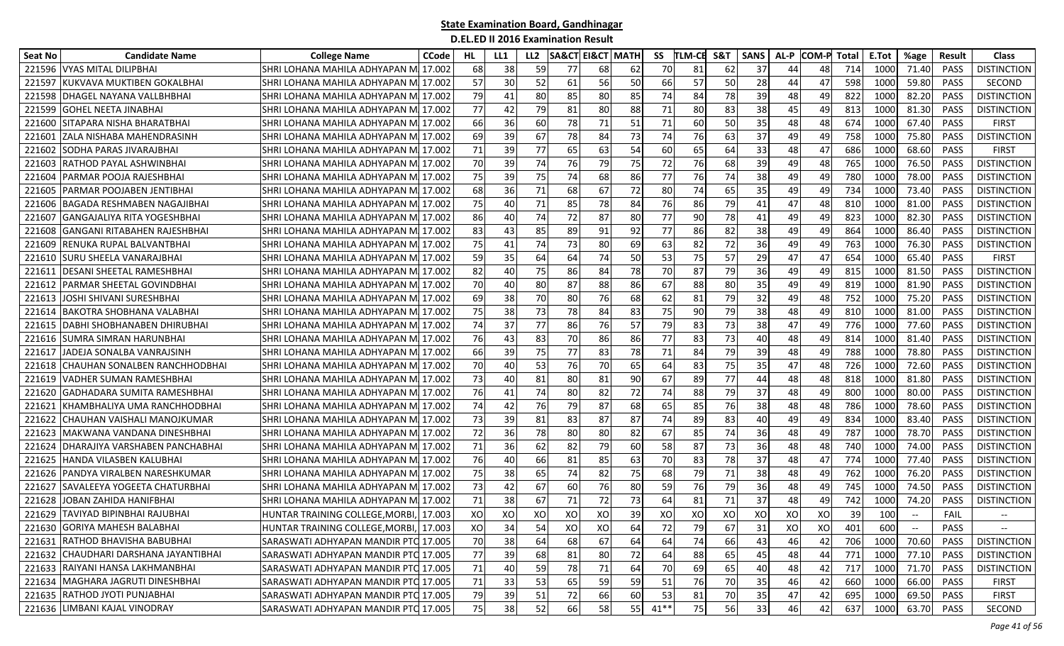# State Examination Board, Gandhinagar

## D.EL.ED II 2016 Examination Result

| Seat No | Candidate Name | College Name | CCode | HL | LL1 | LL2 | SA&CT | EI&CT | MATH | SS | TLM-CE | S&T | SANS | AL-P | COM-P | Total | E.Tot | %age | Result | Class |
|---|---|---|---|---|---|---|---|---|---|---|---|---|---|---|---|---|---|---|---|---|
| 221596 | VYAS MITAL DILIPBHAI | SHRI LOHANA MAHILA ADHYAPAN M | 17.002 | 68 | 38 | 59 | 77 | 68 | 62 | 70 | 81 | 62 | 37 | 44 | 48 | 714 | 1000 | 71.40 | PASS | DISTINCTION |
| 221597 | KUKVAVA MUKTIBEN GOKALBHAI | SHRI LOHANA MAHILA ADHYAPAN M | 17.002 | 57 | 30 | 52 | 61 | 56 | 50 | 66 | 57 | 50 | 28 | 44 | 47 | 598 | 1000 | 59.80 | PASS | SECOND |
| 221598 | DHAGEL NAYANA VALLBHBHAI | SHRI LOHANA MAHILA ADHYAPAN M | 17.002 | 79 | 41 | 80 | 85 | 80 | 85 | 74 | 84 | 78 | 39 | 48 | 49 | 822 | 1000 | 82.20 | PASS | DISTINCTION |
| 221599 | GOHEL NEETA JINABHAI | SHRI LOHANA MAHILA ADHYAPAN M | 17.002 | 77 | 42 | 79 | 81 | 80 | 88 | 71 | 80 | 83 | 38 | 45 | 49 | 813 | 1000 | 81.30 | PASS | DISTINCTION |
| 221600 | SITAPARA NISHA BHARATBHAI | SHRI LOHANA MAHILA ADHYAPAN M | 17.002 | 66 | 36 | 60 | 78 | 71 | 51 | 71 | 60 | 50 | 35 | 48 | 48 | 674 | 1000 | 67.40 | PASS | FIRST |
| 221601 | ZALA NISHABA MAHENDRASINH | SHRI LOHANA MAHILA ADHYAPAN M | 17.002 | 69 | 39 | 67 | 78 | 84 | 73 | 74 | 76 | 63 | 37 | 49 | 49 | 758 | 1000 | 75.80 | PASS | DISTINCTION |
| 221602 | SODHA PARAS JIVARAJBHAI | SHRI LOHANA MAHILA ADHYAPAN M | 17.002 | 71 | 39 | 77 | 65 | 63 | 54 | 60 | 65 | 64 | 33 | 48 | 47 | 686 | 1000 | 68.60 | PASS | FIRST |
| 221603 | RATHOD PAYAL ASHWINBHAI | SHRI LOHANA MAHILA ADHYAPAN M | 17.002 | 70 | 39 | 74 | 76 | 79 | 75 | 72 | 76 | 68 | 39 | 49 | 48 | 765 | 1000 | 76.50 | PASS | DISTINCTION |
| 221604 | PARMAR POOJA RAJESHBHAI | SHRI LOHANA MAHILA ADHYAPAN M | 17.002 | 75 | 39 | 75 | 74 | 68 | 86 | 77 | 76 | 74 | 38 | 49 | 49 | 780 | 1000 | 78.00 | PASS | DISTINCTION |
| 221605 | PARMAR POOJABEN JENTIBHAI | SHRI LOHANA MAHILA ADHYAPAN M | 17.002 | 68 | 36 | 71 | 68 | 67 | 72 | 80 | 74 | 65 | 35 | 49 | 49 | 734 | 1000 | 73.40 | PASS | DISTINCTION |
| 221606 | BAGADA RESHMABEN NAGAJIBHAI | SHRI LOHANA MAHILA ADHYAPAN M | 17.002 | 75 | 40 | 71 | 85 | 78 | 84 | 76 | 86 | 79 | 41 | 47 | 48 | 810 | 1000 | 81.00 | PASS | DISTINCTION |
| 221607 | GANGAJALIYA RITA YOGESHBHAI | SHRI LOHANA MAHILA ADHYAPAN M | 17.002 | 86 | 40 | 74 | 72 | 87 | 80 | 77 | 90 | 78 | 41 | 49 | 49 | 823 | 1000 | 82.30 | PASS | DISTINCTION |
| 221608 | GANGANI RITABAHEN RAJESHBHAI | SHRI LOHANA MAHILA ADHYAPAN M | 17.002 | 83 | 43 | 85 | 89 | 91 | 92 | 77 | 86 | 82 | 38 | 49 | 49 | 864 | 1000 | 86.40 | PASS | DISTINCTION |
| 221609 | RENUKA RUPAL BALVANTBHAI | SHRI LOHANA MAHILA ADHYAPAN M | 17.002 | 75 | 41 | 74 | 73 | 80 | 69 | 63 | 82 | 72 | 36 | 49 | 49 | 763 | 1000 | 76.30 | PASS | DISTINCTION |
| 221610 | SURU SHEELA VANARAJBHAI | SHRI LOHANA MAHILA ADHYAPAN M | 17.002 | 59 | 35 | 64 | 64 | 74 | 50 | 53 | 75 | 57 | 29 | 47 | 47 | 654 | 1000 | 65.40 | PASS | FIRST |
| 221611 | DESANI SHEETAL RAMESHBHAI | SHRI LOHANA MAHILA ADHYAPAN M | 17.002 | 82 | 40 | 75 | 86 | 84 | 78 | 70 | 87 | 79 | 36 | 49 | 49 | 815 | 1000 | 81.50 | PASS | DISTINCTION |
| 221612 | PARMAR SHEETAL GOVINDBHAI | SHRI LOHANA MAHILA ADHYAPAN M | 17.002 | 70 | 40 | 80 | 87 | 88 | 86 | 67 | 88 | 80 | 35 | 49 | 49 | 819 | 1000 | 81.90 | PASS | DISTINCTION |
| 221613 | JOSHI SHIVANI SURESHBHAI | SHRI LOHANA MAHILA ADHYAPAN M | 17.002 | 69 | 38 | 70 | 80 | 76 | 68 | 62 | 81 | 79 | 32 | 49 | 48 | 752 | 1000 | 75.20 | PASS | DISTINCTION |
| 221614 | BAKOTRA SHOBHANA VALABHAI | SHRI LOHANA MAHILA ADHYAPAN M | 17.002 | 75 | 38 | 73 | 78 | 84 | 83 | 75 | 90 | 79 | 38 | 48 | 49 | 810 | 1000 | 81.00 | PASS | DISTINCTION |
| 221615 | DABHI SHOBHANABEN DHIRUBHAI | SHRI LOHANA MAHILA ADHYAPAN M | 17.002 | 74 | 37 | 77 | 86 | 76 | 57 | 79 | 83 | 73 | 38 | 47 | 49 | 776 | 1000 | 77.60 | PASS | DISTINCTION |
| 221616 | SUMRA SIMRAN HARUNBHAI | SHRI LOHANA MAHILA ADHYAPAN M | 17.002 | 76 | 43 | 83 | 70 | 86 | 86 | 77 | 83 | 73 | 40 | 48 | 49 | 814 | 1000 | 81.40 | PASS | DISTINCTION |
| 221617 | JADEJA SONALBA VANRAJSINH | SHRI LOHANA MAHILA ADHYAPAN M | 17.002 | 66 | 39 | 75 | 77 | 83 | 78 | 71 | 84 | 79 | 39 | 48 | 49 | 788 | 1000 | 78.80 | PASS | DISTINCTION |
| 221618 | CHAUHAN SONALBEN RANCHHODBHAI | SHRI LOHANA MAHILA ADHYAPAN M | 17.002 | 70 | 40 | 53 | 76 | 70 | 65 | 64 | 83 | 75 | 35 | 47 | 48 | 726 | 1000 | 72.60 | PASS | DISTINCTION |
| 221619 | VADHER SUMAN RAMESHBHAI | SHRI LOHANA MAHILA ADHYAPAN M | 17.002 | 73 | 40 | 81 | 80 | 81 | 90 | 67 | 89 | 77 | 44 | 48 | 48 | 818 | 1000 | 81.80 | PASS | DISTINCTION |
| 221620 | GADHADARA SUMITA RAMESHBHAI | SHRI LOHANA MAHILA ADHYAPAN M | 17.002 | 76 | 41 | 74 | 80 | 82 | 72 | 74 | 88 | 79 | 37 | 48 | 49 | 800 | 1000 | 80.00 | PASS | DISTINCTION |
| 221621 | KHAMBHALIYA UMA RANCHHODBHAI | SHRI LOHANA MAHILA ADHYAPAN M | 17.002 | 74 | 42 | 76 | 79 | 87 | 68 | 65 | 85 | 76 | 38 | 48 | 48 | 786 | 1000 | 78.60 | PASS | DISTINCTION |
| 221622 | CHAUHAN VAISHALI MANOJKUMAR | SHRI LOHANA MAHILA ADHYAPAN M | 17.002 | 73 | 39 | 81 | 83 | 87 | 87 | 74 | 89 | 83 | 40 | 49 | 49 | 834 | 1000 | 83.40 | PASS | DISTINCTION |
| 221623 | MAKWANA VANDANA DINESHBHAI | SHRI LOHANA MAHILA ADHYAPAN M | 17.002 | 72 | 36 | 78 | 80 | 80 | 82 | 67 | 85 | 74 | 36 | 48 | 49 | 787 | 1000 | 78.70 | PASS | DISTINCTION |
| 221624 | DHARAJIYA VARSHABEN PANCHABHAI | SHRI LOHANA MAHILA ADHYAPAN M | 17.002 | 71 | 36 | 62 | 82 | 79 | 60 | 58 | 87 | 73 | 36 | 48 | 48 | 740 | 1000 | 74.00 | PASS | DISTINCTION |
| 221625 | HANDA VILASBEN KALUBHAI | SHRI LOHANA MAHILA ADHYAPAN M | 17.002 | 76 | 40 | 66 | 81 | 85 | 63 | 70 | 83 | 78 | 37 | 48 | 47 | 774 | 1000 | 77.40 | PASS | DISTINCTION |
| 221626 | PANDYA VIRALBEN NARESHKUMAR | SHRI LOHANA MAHILA ADHYAPAN M | 17.002 | 75 | 38 | 65 | 74 | 82 | 75 | 68 | 79 | 71 | 38 | 48 | 49 | 762 | 1000 | 76.20 | PASS | DISTINCTION |
| 221627 | SAVALEEYA YOGEETA CHATURBHAI | SHRI LOHANA MAHILA ADHYAPAN M | 17.002 | 73 | 42 | 67 | 60 | 76 | 80 | 59 | 76 | 79 | 36 | 48 | 49 | 745 | 1000 | 74.50 | PASS | DISTINCTION |
| 221628 | JOBAN ZAHIDA HANIFBHAI | SHRI LOHANA MAHILA ADHYAPAN M | 17.002 | 71 | 38 | 67 | 71 | 72 | 73 | 64 | 81 | 71 | 37 | 48 | 49 | 742 | 1000 | 74.20 | PASS | DISTINCTION |
| 221629 | TAVIYAD BIPINBHAI RAJUBHAI | HUNTAR TRAINING COLLEGE,MORBI, | 17.003 | XO | XO | XO | XO | XO | 39 | XO | XO | XO | XO | XO | XO | 39 | 100 | -- | FAIL | -- |
| 221630 | GORIYA MAHESH BALABHAI | HUNTAR TRAINING COLLEGE,MORBI, | 17.003 | XO | 34 | 54 | XO | XO | 64 | 72 | 79 | 67 | 31 | XO | XO | 401 | 600 | -- | PASS | -- |
| 221631 | RATHOD BHAVISHA BABUBHAI | SARASWATI ADHYAPAN MANDIR PTC | 17.005 | 70 | 38 | 64 | 68 | 67 | 64 | 64 | 74 | 66 | 43 | 46 | 42 | 706 | 1000 | 70.60 | PASS | DISTINCTION |
| 221632 | CHAUDHARI DARSHANA JAYANTIBHAI | SARASWATI ADHYAPAN MANDIR PTC | 17.005 | 77 | 39 | 68 | 81 | 80 | 72 | 64 | 88 | 65 | 45 | 48 | 44 | 771 | 1000 | 77.10 | PASS | DISTINCTION |
| 221633 | RAIYANI HANSA LAKHMANBHAI | SARASWATI ADHYAPAN MANDIR PTC | 17.005 | 71 | 40 | 59 | 78 | 71 | 64 | 70 | 69 | 65 | 40 | 48 | 42 | 717 | 1000 | 71.70 | PASS | DISTINCTION |
| 221634 | MAGHARA JAGRUTI DINESHBHAI | SARASWATI ADHYAPAN MANDIR PTC | 17.005 | 71 | 33 | 53 | 65 | 59 | 59 | 51 | 76 | 70 | 35 | 46 | 42 | 660 | 1000 | 66.00 | PASS | FIRST |
| 221635 | RATHOD JYOTI PUNJABHAI | SARASWATI ADHYAPAN MANDIR PTC | 17.005 | 79 | 39 | 51 | 72 | 66 | 60 | 53 | 81 | 70 | 35 | 47 | 42 | 695 | 1000 | 69.50 | PASS | FIRST |
| 221636 | LIMBANI KAJAL VINODRAY | SARASWATI ADHYAPAN MANDIR PTC | 17.005 | 75 | 38 | 52 | 66 | 58 | 55 | 41** | 75 | 56 | 33 | 46 | 42 | 637 | 1000 | 63.70 | PASS | SECOND |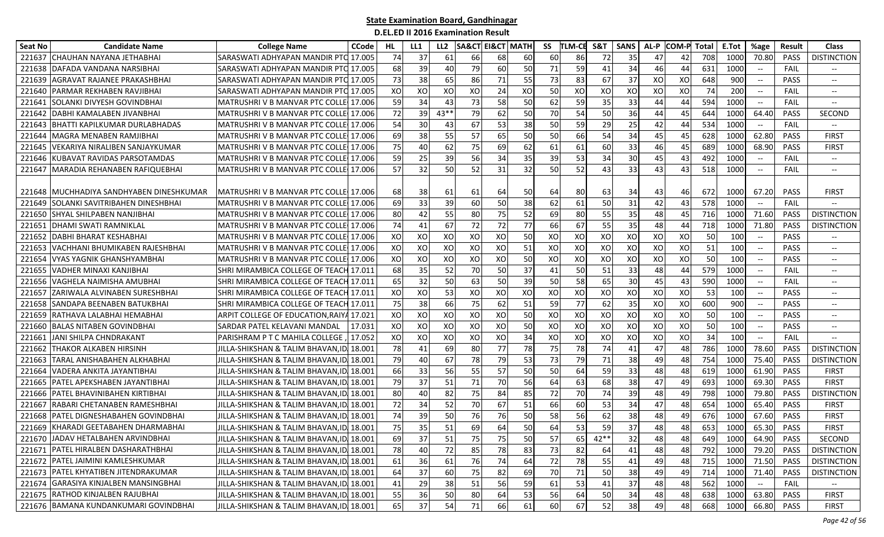## State Examination Board, Gandhinagar

### D.EL.ED II 2016 Examination Result

| Seat No | Candidate Name | College Name | CCode | HL | LL1 | LL2 | SA&CT | EI&CT | MATH | SS | TLM-CE | S&T | SANS | AL-P | COM-P | Total | E.Tot | %age | Result | Class |
|---|---|---|---|---|---|---|---|---|---|---|---|---|---|---|---|---|---|---|---|---|
| 221637 | CHAUHAN NAYANA JETHABHAI | SARASWATI ADHYAPAN MANDIR PTC | 17.005 | 74 | 37 | 61 | 66 | 68 | 60 | 60 | 86 | 72 | 35 | 47 | 42 | 708 | 1000 | 70.80 | PASS | DISTINCTION |
| 221638 | DAFADA VANDANA NARSIBHAI | SARASWATI ADHYAPAN MANDIR PTC | 17.005 | 68 | 39 | 40 | 79 | 60 | 50 | 71 | 59 | 41 | 34 | 46 | 44 | 631 | 1000 | -- | FAIL | -- |
| 221639 | AGRAVAT RAJANEE PRAKASHBHAI | SARASWATI ADHYAPAN MANDIR PTC | 17.005 | 73 | 38 | 65 | 86 | 71 | 55 | 73 | 83 | 67 | 37 | XO | XO | 648 | 900 | -- | PASS | -- |
| 221640 | PARMAR REKHABEN RAVJIBHAI | SARASWATI ADHYAPAN MANDIR PTC | 17.005 | XO | XO | XO | XO | 24 | XO | 50 | XO | XO | XO | XO | XO | 74 | 200 | -- | FAIL | -- |
| 221641 | SOLANKI DIVYESH GOVINDBHAI | MATRUSHRI V B MANVAR PTC COLLE | 17.006 | 59 | 34 | 43 | 73 | 58 | 50 | 62 | 59 | 35 | 33 | 44 | 44 | 594 | 1000 | -- | FAIL | -- |
| 221642 | DABHI KAMALABEN JIVANBHAI | MATRUSHRI V B MANVAR PTC COLLE | 17.006 | 72 | 39 | 43** | 79 | 62 | 50 | 70 | 54 | 50 | 36 | 44 | 45 | 644 | 1000 | 64.40 | PASS | SECOND |
| 221643 | BHATTI KAPILKUMAR DURLABHADAS | MATRUSHRI V B MANVAR PTC COLLE | 17.006 | 54 | 30 | 43 | 67 | 53 | 38 | 50 | 59 | 29 | 25 | 42 | 44 | 534 | 1000 | -- | FAIL | -- |
| 221644 | MAGRA MENABEN RAMJIBHAI | MATRUSHRI V B MANVAR PTC COLLE | 17.006 | 69 | 38 | 55 | 57 | 65 | 50 | 50 | 66 | 54 | 34 | 45 | 45 | 628 | 1000 | 62.80 | PASS | FIRST |
| 221645 | VEKARIYA NIRALIBEN SANJAYKUMAR | MATRUSHRI V B MANVAR PTC COLLE | 17.006 | 75 | 40 | 62 | 75 | 69 | 62 | 61 | 61 | 60 | 33 | 46 | 45 | 689 | 1000 | 68.90 | PASS | FIRST |
| 221646 | KUBAVAT RAVIDAS PARSOTAMDAS | MATRUSHRI V B MANVAR PTC COLLE | 17.006 | 59 | 25 | 39 | 56 | 34 | 35 | 39 | 53 | 34 | 30 | 45 | 43 | 492 | 1000 | -- | FAIL | -- |
| 221647 | MARADIA REHANABEN RAFIQUEBHAI | MATRUSHRI V B MANVAR PTC COLLE | 17.006 | 57 | 32 | 50 | 52 | 31 | 32 | 50 | 52 | 43 | 33 | 43 | 43 | 518 | 1000 | -- | FAIL | -- |
| 221648 | MUCHHADIYA SANDHYABEN DINESHKUMAR | MATRUSHRI V B MANVAR PTC COLLE | 17.006 | 68 | 38 | 61 | 61 | 64 | 50 | 64 | 80 | 63 | 34 | 43 | 46 | 672 | 1000 | 67.20 | PASS | FIRST |
| 221649 | SOLANKI SAVITRIBAHEN DINESHBHAI | MATRUSHRI V B MANVAR PTC COLLE | 17.006 | 69 | 33 | 39 | 60 | 50 | 38 | 62 | 61 | 50 | 31 | 42 | 43 | 578 | 1000 | -- | FAIL | -- |
| 221650 | SHYAL SHILPABEN NANJIBHAI | MATRUSHRI V B MANVAR PTC COLLE | 17.006 | 80 | 42 | 55 | 80 | 75 | 52 | 69 | 80 | 55 | 35 | 48 | 45 | 716 | 1000 | 71.60 | PASS | DISTINCTION |
| 221651 | DHAMI SWATI RAMNIKLAL | MATRUSHRI V B MANVAR PTC COLLE | 17.006 | 74 | 41 | 67 | 72 | 72 | 77 | 66 | 67 | 55 | 35 | 48 | 44 | 718 | 1000 | 71.80 | PASS | DISTINCTION |
| 221652 | DABHI BHARAT KESHABHAI | MATRUSHRI V B MANVAR PTC COLLE | 17.006 | XO | XO | XO | XO | XO | 50 | XO | XO | XO | XO | XO | XO | 50 | 100 | -- | PASS | -- |
| 221653 | VACHHANI BHUMIKABEN RAJESHBHAI | MATRUSHRI V B MANVAR PTC COLLE | 17.006 | XO | XO | XO | XO | XO | 51 | XO | XO | XO | XO | XO | XO | 51 | 100 | -- | PASS | -- |
| 221654 | VYAS YAGNIK GHANSHYAMBHAI | MATRUSHRI V B MANVAR PTC COLLE | 17.006 | XO | XO | XO | XO | XO | 50 | XO | XO | XO | XO | XO | XO | 50 | 100 | -- | PASS | -- |
| 221655 | VADHER MINAXI KANJIBHAI | SHRI MIRAMBICA COLLEGE OF TEACH | 17.011 | 68 | 35 | 52 | 70 | 50 | 37 | 41 | 50 | 51 | 33 | 48 | 44 | 579 | 1000 | -- | FAIL | -- |
| 221656 | VAGHELA NAIMISHA AMUBHAI | SHRI MIRAMBICA COLLEGE OF TEACH | 17.011 | 65 | 32 | 50 | 63 | 50 | 39 | 50 | 58 | 65 | 30 | 45 | 43 | 590 | 1000 | -- | FAIL | -- |
| 221657 | ZARIWALA ALVINABEN SURESHBHAI | SHRI MIRAMBICA COLLEGE OF TEACH | 17.011 | XO | XO | 53 | XO | XO | XO | XO | XO | XO | XO | XO | XO | 53 | 100 | -- | PASS | -- |
| 221658 | SANDAPA BEENABEN BATUKBHAI | SHRI MIRAMBICA COLLEGE OF TEACH | 17.011 | 75 | 38 | 66 | 75 | 62 | 51 | 59 | 77 | 62 | 35 | XO | XO | 600 | 900 | -- | PASS | -- |
| 221659 | RATHAVA LALABHAI HEMABHAI | ARPIT COLLEGE OF EDUCATION,RAIYA | 17.021 | XO | XO | XO | XO | XO | 50 | XO | XO | XO | XO | XO | XO | 50 | 100 | -- | PASS | -- |
| 221660 | BALAS NITABEN GOVINDBHAI | SARDAR PATEL KELAVANI MANDAL | 17.031 | XO | XO | XO | XO | XO | 50 | XO | XO | XO | XO | XO | XO | 50 | 100 | -- | PASS | -- |
| 221661 | JANI SHILPA CHNDRAKANT | PARISHRAM P T C MAHILA COLLEGE , | 17.052 | XO | XO | XO | XO | XO | 34 | XO | XO | XO | XO | XO | XO | 34 | 100 | -- | FAIL | -- |
| 221662 | THAKOR ALKABEN HIRSINH | JILLA-SHIKSHAN & TALIM BHAVAN,ID | 18.001 | 78 | 41 | 69 | 80 | 77 | 78 | 75 | 78 | 74 | 41 | 47 | 48 | 786 | 1000 | 78.60 | PASS | DISTINCTION |
| 221663 | TARAL ANISHABAHEN ALKHABHAI | JILLA-SHIKSHAN & TALIM BHAVAN,ID | 18.001 | 79 | 40 | 67 | 78 | 79 | 53 | 73 | 79 | 71 | 38 | 49 | 48 | 754 | 1000 | 75.40 | PASS | DISTINCTION |
| 221664 | VADERA ANKITA JAYANTIBHAI | JILLA-SHIKSHAN & TALIM BHAVAN,ID | 18.001 | 66 | 33 | 56 | 55 | 57 | 50 | 50 | 64 | 59 | 33 | 48 | 48 | 619 | 1000 | 61.90 | PASS | FIRST |
| 221665 | PATEL APEKSHABEN JAYANTIBHAI | JILLA-SHIKSHAN & TALIM BHAVAN,ID | 18.001 | 79 | 37 | 51 | 71 | 70 | 56 | 64 | 63 | 68 | 38 | 47 | 49 | 693 | 1000 | 69.30 | PASS | FIRST |
| 221666 | PATEL BHAVINIBAHEN KIRTIBHAI | JILLA-SHIKSHAN & TALIM BHAVAN,ID | 18.001 | 80 | 40 | 82 | 75 | 84 | 85 | 72 | 70 | 74 | 39 | 48 | 49 | 798 | 1000 | 79.80 | PASS | DISTINCTION |
| 221667 | RABARI CHETANABEN RAMESHBHAI | JILLA-SHIKSHAN & TALIM BHAVAN,ID | 18.001 | 72 | 34 | 52 | 70 | 67 | 51 | 66 | 60 | 53 | 34 | 47 | 48 | 654 | 1000 | 65.40 | PASS | FIRST |
| 221668 | PATEL DIGNESHABAHEN GOVINDBHAI | JILLA-SHIKSHAN & TALIM BHAVAN,ID | 18.001 | 74 | 39 | 50 | 76 | 76 | 50 | 58 | 56 | 62 | 38 | 48 | 49 | 676 | 1000 | 67.60 | PASS | FIRST |
| 221669 | KHARADI GEETABAHEN DHARMABHAI | JILLA-SHIKSHAN & TALIM BHAVAN,ID | 18.001 | 75 | 35 | 51 | 69 | 64 | 50 | 64 | 53 | 59 | 37 | 48 | 48 | 653 | 1000 | 65.30 | PASS | FIRST |
| 221670 | JADAV HETALBAHEN ARVINDBHAI | JILLA-SHIKSHAN & TALIM BHAVAN,ID | 18.001 | 69 | 37 | 51 | 75 | 75 | 50 | 57 | 65 | 42** | 32 | 48 | 48 | 649 | 1000 | 64.90 | PASS | SECOND |
| 221671 | PATEL HIRALBEN DASHARATHBHAI | JILLA-SHIKSHAN & TALIM BHAVAN,ID | 18.001 | 78 | 40 | 72 | 85 | 78 | 83 | 73 | 82 | 64 | 41 | 48 | 48 | 792 | 1000 | 79.20 | PASS | DISTINCTION |
| 221672 | PATEL JAIMINI KAMLESHKUMAR | JILLA-SHIKSHAN & TALIM BHAVAN,ID | 18.001 | 61 | 36 | 61 | 76 | 74 | 64 | 72 | 78 | 55 | 41 | 49 | 48 | 715 | 1000 | 71.50 | PASS | DISTINCTION |
| 221673 | PATEL KHYATIBEN JITENDRAKUMAR | JILLA-SHIKSHAN & TALIM BHAVAN,ID | 18.001 | 64 | 37 | 60 | 75 | 82 | 69 | 70 | 71 | 50 | 38 | 49 | 49 | 714 | 1000 | 71.40 | PASS | DISTINCTION |
| 221674 | GARASIYA KINJALBEN MANSINGBHAI | JILLA-SHIKSHAN & TALIM BHAVAN,ID | 18.001 | 41 | 29 | 38 | 51 | 56 | 59 | 61 | 53 | 41 | 37 | 48 | 48 | 562 | 1000 | -- | FAIL | -- |
| 221675 | RATHOD KINJALBEN RAJUBHAI | JILLA-SHIKSHAN & TALIM BHAVAN,ID | 18.001 | 55 | 36 | 50 | 80 | 64 | 53 | 56 | 64 | 50 | 34 | 48 | 48 | 638 | 1000 | 63.80 | PASS | FIRST |
| 221676 | BAMANA KUNDANKUMARI GOVINDBHAI | JILLA-SHIKSHAN & TALIM BHAVAN,ID | 18.001 | 65 | 37 | 54 | 71 | 66 | 61 | 60 | 67 | 52 | 38 | 49 | 48 | 668 | 1000 | 66.80 | PASS | FIRST |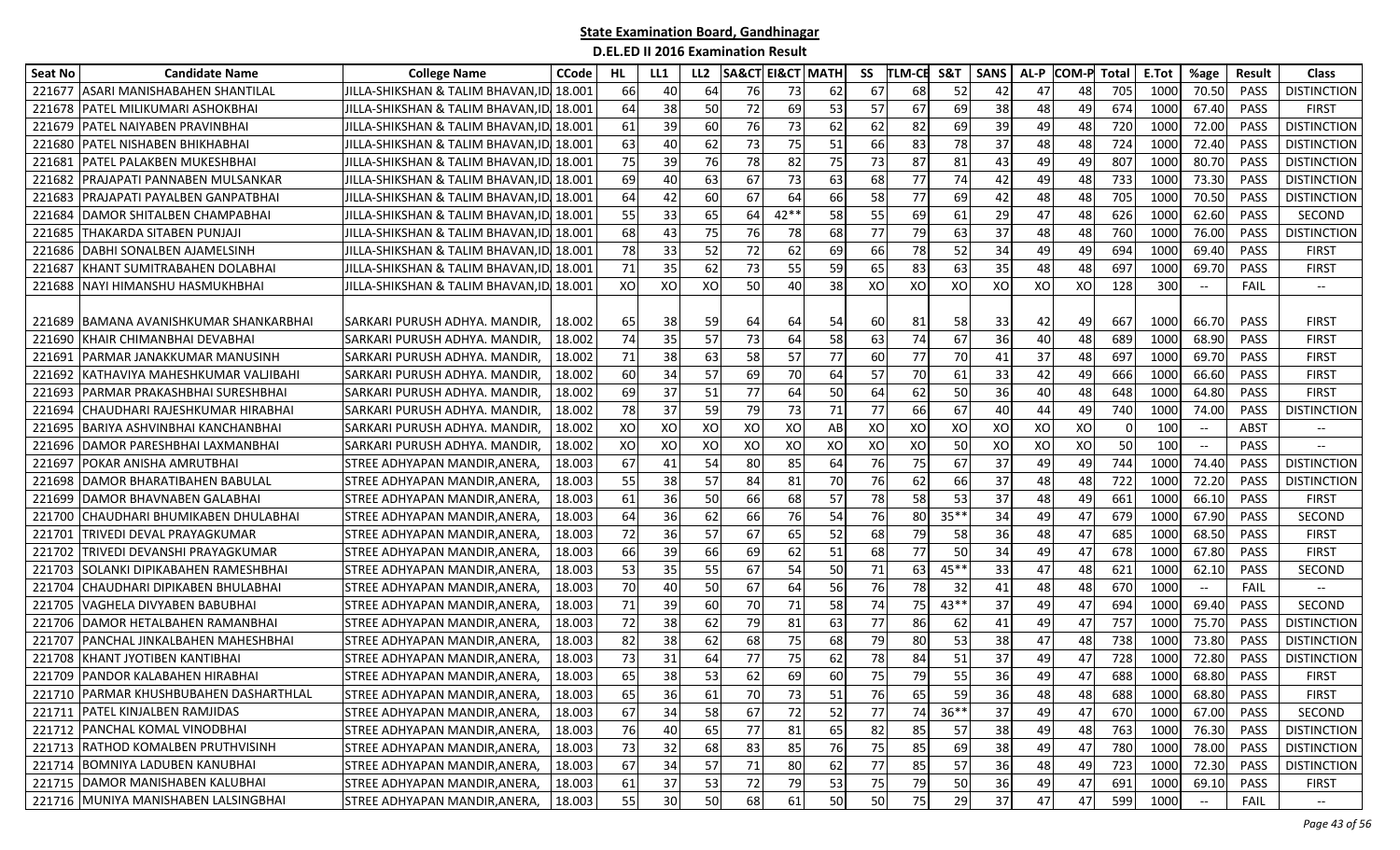# State Examination Board, Gandhinagar

## D.EL.ED II 2016 Examination Result

| Seat No | Candidate Name | College Name | CCode | HL | LL1 | LL2 | SA&CT | EI&CT | MATH | SS | TLM-CE | S&T | SANS | AL-P | COM-P | Total | E.Tot | %age | Result | Class |
|---|---|---|---|---|---|---|---|---|---|---|---|---|---|---|---|---|---|---|---|---|
| 221677 | ASARI MANISHABAHEN SHANTILAL | JILLA-SHIKSHAN & TALIM BHAVAN,ID | 18.001 | 66 | 40 | 64 | 76 | 73 | 62 | 67 | 68 | 52 | 42 | 47 | 48 | 705 | 1000 | 70.50 | PASS | DISTINCTION |
| 221678 | PATEL MILIKUMARI ASHOKBHAI | JILLA-SHIKSHAN & TALIM BHAVAN,ID | 18.001 | 64 | 38 | 50 | 72 | 69 | 53 | 57 | 67 | 69 | 38 | 48 | 49 | 674 | 1000 | 67.40 | PASS | FIRST |
| 221679 | PATEL NAIYABEN PRAVINBHAI | JILLA-SHIKSHAN & TALIM BHAVAN,ID | 18.001 | 61 | 39 | 60 | 76 | 73 | 62 | 62 | 82 | 69 | 39 | 49 | 48 | 720 | 1000 | 72.00 | PASS | DISTINCTION |
| 221680 | PATEL NISHABEN BHIKHABHAI | JILLA-SHIKSHAN & TALIM BHAVAN,ID | 18.001 | 63 | 40 | 62 | 73 | 75 | 51 | 66 | 83 | 78 | 37 | 48 | 48 | 724 | 1000 | 72.40 | PASS | DISTINCTION |
| 221681 | PATEL PALAKBEN MUKESHBHAI | JILLA-SHIKSHAN & TALIM BHAVAN,ID | 18.001 | 75 | 39 | 76 | 78 | 82 | 75 | 73 | 87 | 81 | 43 | 49 | 49 | 807 | 1000 | 80.70 | PASS | DISTINCTION |
| 221682 | PRAJAPATI PANNABEN MULSANKAR | JILLA-SHIKSHAN & TALIM BHAVAN,ID | 18.001 | 69 | 40 | 63 | 67 | 73 | 63 | 68 | 77 | 74 | 42 | 49 | 48 | 733 | 1000 | 73.30 | PASS | DISTINCTION |
| 221683 | PRAJAPATI PAYALBEN GANPATBHAI | JILLA-SHIKSHAN & TALIM BHAVAN,ID | 18.001 | 64 | 42 | 60 | 67 | 64 | 66 | 58 | 77 | 69 | 42 | 48 | 48 | 705 | 1000 | 70.50 | PASS | DISTINCTION |
| 221684 | DAMOR SHITALBEN CHAMPABHAI | JILLA-SHIKSHAN & TALIM BHAVAN,ID | 18.001 | 55 | 33 | 65 | 64 | 42** | 58 | 55 | 69 | 61 | 29 | 47 | 48 | 626 | 1000 | 62.60 | PASS | SECOND |
| 221685 | THAKARDA SITABEN PUNJAJI | JILLA-SHIKSHAN & TALIM BHAVAN,ID | 18.001 | 68 | 43 | 75 | 76 | 78 | 68 | 77 | 79 | 63 | 37 | 48 | 48 | 760 | 1000 | 76.00 | PASS | DISTINCTION |
| 221686 | DABHI SONALBEN AJAMELSINH | JILLA-SHIKSHAN & TALIM BHAVAN,ID | 18.001 | 78 | 33 | 52 | 72 | 62 | 69 | 66 | 78 | 52 | 34 | 49 | 49 | 694 | 1000 | 69.40 | PASS | FIRST |
| 221687 | KHANT SUMITRABAHEN DOLABHAI | JILLA-SHIKSHAN & TALIM BHAVAN,ID | 18.001 | 71 | 35 | 62 | 73 | 55 | 59 | 65 | 83 | 63 | 35 | 48 | 48 | 697 | 1000 | 69.70 | PASS | FIRST |
| 221688 | NAYI HIMANSHU HASMUKHBHAI | JILLA-SHIKSHAN & TALIM BHAVAN,ID | 18.001 | XO | XO | XO | 50 | 40 | 38 | XO | XO | XO | XO | XO | XO | 128 | 300 | -- | FAIL | -- |
| 221689 | BAMANA AVANISHKUMAR SHANKARBHAI | SARKARI PURUSH ADHYA. MANDIR, | 18.002 | 65 | 38 | 59 | 64 | 64 | 54 | 60 | 81 | 58 | 33 | 42 | 49 | 667 | 1000 | 66.70 | PASS | FIRST |
| 221690 | KHAIR CHIMANBHAI DEVABHAI | SARKARI PURUSH ADHYA. MANDIR, | 18.002 | 74 | 35 | 57 | 73 | 64 | 58 | 63 | 74 | 67 | 36 | 40 | 48 | 689 | 1000 | 68.90 | PASS | FIRST |
| 221691 | PARMAR JANAKKUMAR MANUSINH | SARKARI PURUSH ADHYA. MANDIR, | 18.002 | 71 | 38 | 63 | 58 | 57 | 77 | 60 | 77 | 70 | 41 | 37 | 48 | 697 | 1000 | 69.70 | PASS | FIRST |
| 221692 | KATHAVIYA MAHESHKUMAR VALJIBAHI | SARKARI PURUSH ADHYA. MANDIR, | 18.002 | 60 | 34 | 57 | 69 | 70 | 64 | 57 | 70 | 61 | 33 | 42 | 49 | 666 | 1000 | 66.60 | PASS | FIRST |
| 221693 | PARMAR PRAKASHBHAI SURESHBHAI | SARKARI PURUSH ADHYA. MANDIR, | 18.002 | 69 | 37 | 51 | 77 | 64 | 50 | 64 | 62 | 50 | 36 | 40 | 48 | 648 | 1000 | 64.80 | PASS | FIRST |
| 221694 | CHAUDHARI RAJESHKUMAR HIRABHAI | SARKARI PURUSH ADHYA. MANDIR, | 18.002 | 78 | 37 | 59 | 79 | 73 | 71 | 77 | 66 | 67 | 40 | 44 | 49 | 740 | 1000 | 74.00 | PASS | DISTINCTION |
| 221695 | BARIYA ASHVINBHAI KANCHANBHAI | SARKARI PURUSH ADHYA. MANDIR, | 18.002 | XO | XO | XO | XO | XO | AB | XO | XO | XO | XO | XO | XO | 0 | 100 | -- | ABST | -- |
| 221696 | DAMOR PARESHBHAI LAXMANBHAI | SARKARI PURUSH ADHYA. MANDIR, | 18.002 | XO | XO | XO | XO | XO | XO | XO | XO | 50 | XO | XO | XO | 50 | 100 | -- | PASS | -- |
| 221697 | POKAR ANISHA AMRUTBHAI | STREE ADHYAPAN MANDIR,ANERA, | 18.003 | 67 | 41 | 54 | 80 | 85 | 64 | 76 | 75 | 67 | 37 | 49 | 49 | 744 | 1000 | 74.40 | PASS | DISTINCTION |
| 221698 | DAMOR BHARATIBAHEN BABULAL | STREE ADHYAPAN MANDIR,ANERA, | 18.003 | 55 | 38 | 57 | 84 | 81 | 70 | 76 | 62 | 66 | 37 | 48 | 48 | 722 | 1000 | 72.20 | PASS | DISTINCTION |
| 221699 | DAMOR BHAVNABEN GALABHAI | STREE ADHYAPAN MANDIR,ANERA, | 18.003 | 61 | 36 | 50 | 66 | 68 | 57 | 78 | 58 | 53 | 37 | 48 | 49 | 661 | 1000 | 66.10 | PASS | FIRST |
| 221700 | CHAUDHARI BHUMIKABEN DHULABHAI | STREE ADHYAPAN MANDIR,ANERA, | 18.003 | 64 | 36 | 62 | 66 | 76 | 54 | 76 | 80 | 35** | 34 | 49 | 47 | 679 | 1000 | 67.90 | PASS | SECOND |
| 221701 | TRIVEDI DEVAL PRAYAGKUMAR | STREE ADHYAPAN MANDIR,ANERA, | 18.003 | 72 | 36 | 57 | 67 | 65 | 52 | 68 | 79 | 58 | 36 | 48 | 47 | 685 | 1000 | 68.50 | PASS | FIRST |
| 221702 | TRIVEDI DEVANSHI PRAYAGKUMAR | STREE ADHYAPAN MANDIR,ANERA, | 18.003 | 66 | 39 | 66 | 69 | 62 | 51 | 68 | 77 | 50 | 34 | 49 | 47 | 678 | 1000 | 67.80 | PASS | FIRST |
| 221703 | SOLANKI DIPIKABAHEN RAMESHBHAI | STREE ADHYAPAN MANDIR,ANERA, | 18.003 | 53 | 35 | 55 | 67 | 54 | 50 | 71 | 63 | 45** | 33 | 47 | 48 | 621 | 1000 | 62.10 | PASS | SECOND |
| 221704 | CHAUDHARI DIPIKABEN BHULABHAI | STREE ADHYAPAN MANDIR,ANERA, | 18.003 | 70 | 40 | 50 | 67 | 64 | 56 | 76 | 78 | 32 | 41 | 48 | 48 | 670 | 1000 | -- | FAIL | -- |
| 221705 | VAGHELA DIVYABEN BABUBHAI | STREE ADHYAPAN MANDIR,ANERA, | 18.003 | 71 | 39 | 60 | 70 | 71 | 58 | 74 | 75 | 43** | 37 | 49 | 47 | 694 | 1000 | 69.40 | PASS | SECOND |
| 221706 | DAMOR HETALBAHEN RAMANBHAI | STREE ADHYAPAN MANDIR,ANERA, | 18.003 | 72 | 38 | 62 | 79 | 81 | 63 | 77 | 86 | 62 | 41 | 49 | 47 | 757 | 1000 | 75.70 | PASS | DISTINCTION |
| 221707 | PANCHAL JINKALBAHEN MAHESHBHAI | STREE ADHYAPAN MANDIR,ANERA, | 18.003 | 82 | 38 | 62 | 68 | 75 | 68 | 79 | 80 | 53 | 38 | 47 | 48 | 738 | 1000 | 73.80 | PASS | DISTINCTION |
| 221708 | KHANT JYOTIBEN KANTIBHAI | STREE ADHYAPAN MANDIR,ANERA, | 18.003 | 73 | 31 | 64 | 77 | 75 | 62 | 78 | 84 | 51 | 37 | 49 | 47 | 728 | 1000 | 72.80 | PASS | DISTINCTION |
| 221709 | PANDOR KALABAHEN HIRABHAI | STREE ADHYAPAN MANDIR,ANERA, | 18.003 | 65 | 38 | 53 | 62 | 69 | 60 | 75 | 79 | 55 | 36 | 49 | 47 | 688 | 1000 | 68.80 | PASS | FIRST |
| 221710 | PARMAR KHUSHBUBAHEN DASHARTHLAL | STREE ADHYAPAN MANDIR,ANERA, | 18.003 | 65 | 36 | 61 | 70 | 73 | 51 | 76 | 65 | 59 | 36 | 48 | 48 | 688 | 1000 | 68.80 | PASS | FIRST |
| 221711 | PATEL KINJALBEN RAMJIDAS | STREE ADHYAPAN MANDIR,ANERA, | 18.003 | 67 | 34 | 58 | 67 | 72 | 52 | 77 | 74 | 36** | 37 | 49 | 47 | 670 | 1000 | 67.00 | PASS | SECOND |
| 221712 | PANCHAL KOMAL VINODBHAI | STREE ADHYAPAN MANDIR,ANERA, | 18.003 | 76 | 40 | 65 | 77 | 81 | 65 | 82 | 85 | 57 | 38 | 49 | 48 | 763 | 1000 | 76.30 | PASS | DISTINCTION |
| 221713 | RATHOD KOMALBEN PRUTHVISINH | STREE ADHYAPAN MANDIR,ANERA, | 18.003 | 73 | 32 | 68 | 83 | 85 | 76 | 75 | 85 | 69 | 38 | 49 | 47 | 780 | 1000 | 78.00 | PASS | DISTINCTION |
| 221714 | BOMNIYA LADUBEN KANUBHAI | STREE ADHYAPAN MANDIR,ANERA, | 18.003 | 67 | 34 | 57 | 71 | 80 | 62 | 77 | 85 | 57 | 36 | 48 | 49 | 723 | 1000 | 72.30 | PASS | DISTINCTION |
| 221715 | DAMOR MANISHABEN KALUBHAI | STREE ADHYAPAN MANDIR,ANERA, | 18.003 | 61 | 37 | 53 | 72 | 79 | 53 | 75 | 79 | 50 | 36 | 49 | 47 | 691 | 1000 | 69.10 | PASS | FIRST |
| 221716 | MUNIYA MANISHABEN LALSINGBHAI | STREE ADHYAPAN MANDIR,ANERA, | 18.003 | 55 | 30 | 50 | 68 | 61 | 50 | 50 | 75 | 29 | 37 | 47 | 47 | 599 | 1000 | -- | FAIL | -- |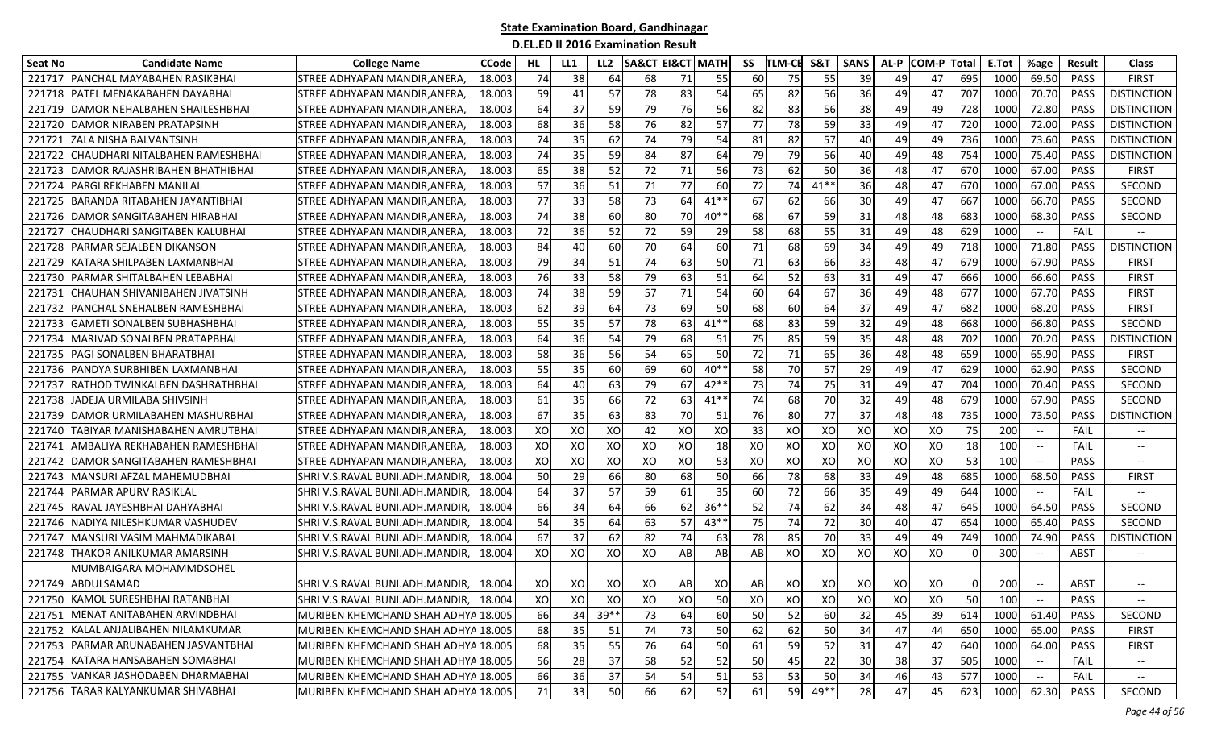# State Examination Board, Gandhinagar

## D.EL.ED II 2016 Examination Result

| Seat No | Candidate Name | College Name | CCode | HL | LL1 | LL2 | SA&CT | EI&CT | MATH | SS | TLM-CE | S&T | SANS | AL-P | COM-P | Total | E.Tot | %age | Result | Class |
|---|---|---|---|---|---|---|---|---|---|---|---|---|---|---|---|---|---|---|---|---|
| 221717 | PANCHAL MAYABAHEN RASIKBHAI | STREE ADHYAPAN MANDIR,ANERA, | 18.003 | 74 | 38 | 64 | 68 | 71 | 55 | 60 | 75 | 55 | 39 | 49 | 47 | 695 | 1000 | 69.50 | PASS | FIRST |
| 221718 | PATEL MENAKABAHEN DAYABHAI | STREE ADHYAPAN MANDIR,ANERA, | 18.003 | 59 | 41 | 57 | 78 | 83 | 54 | 65 | 82 | 56 | 36 | 49 | 47 | 707 | 1000 | 70.70 | PASS | DISTINCTION |
| 221719 | DAMOR NEHALBAHEN SHAILESHBHAI | STREE ADHYAPAN MANDIR,ANERA, | 18.003 | 64 | 37 | 59 | 79 | 76 | 56 | 82 | 83 | 56 | 38 | 49 | 49 | 728 | 1000 | 72.80 | PASS | DISTINCTION |
| 221720 | DAMOR NIRABEN PRATAPSINH | STREE ADHYAPAN MANDIR,ANERA, | 18.003 | 68 | 36 | 58 | 76 | 82 | 57 | 77 | 78 | 59 | 33 | 49 | 47 | 720 | 1000 | 72.00 | PASS | DISTINCTION |
| 221721 | ZALA NISHA BALVANTSINH | STREE ADHYAPAN MANDIR,ANERA, | 18.003 | 74 | 35 | 62 | 74 | 79 | 54 | 81 | 82 | 57 | 40 | 49 | 49 | 736 | 1000 | 73.60 | PASS | DISTINCTION |
| 221722 | CHAUDHARI NITALBAHEN RAMESHBHAI | STREE ADHYAPAN MANDIR,ANERA, | 18.003 | 74 | 35 | 59 | 84 | 87 | 64 | 79 | 79 | 56 | 40 | 49 | 48 | 754 | 1000 | 75.40 | PASS | DISTINCTION |
| 221723 | DAMOR RAJASHRIBAHEN BHATHIBHAI | STREE ADHYAPAN MANDIR,ANERA, | 18.003 | 65 | 38 | 52 | 72 | 71 | 56 | 73 | 62 | 50 | 36 | 48 | 47 | 670 | 1000 | 67.00 | PASS | FIRST |
| 221724 | PARGI REKHABEN MANILAL | STREE ADHYAPAN MANDIR,ANERA, | 18.003 | 57 | 36 | 51 | 71 | 77 | 60 | 72 | 74 | 41** | 36 | 48 | 47 | 670 | 1000 | 67.00 | PASS | SECOND |
| 221725 | BARANDA RITABAHEN JAYANTIBHAI | STREE ADHYAPAN MANDIR,ANERA, | 18.003 | 77 | 33 | 58 | 73 | 64 | 41** | 67 | 62 | 66 | 30 | 49 | 47 | 667 | 1000 | 66.70 | PASS | SECOND |
| 221726 | DAMOR SANGITABAHEN HIRABHAI | STREE ADHYAPAN MANDIR,ANERA, | 18.003 | 74 | 38 | 60 | 80 | 70 | 40** | 68 | 67 | 59 | 31 | 48 | 48 | 683 | 1000 | 68.30 | PASS | SECOND |
| 221727 | CHAUDHARI SANGITABEN KALUBHAI | STREE ADHYAPAN MANDIR,ANERA, | 18.003 | 72 | 36 | 52 | 72 | 59 | 29 | 58 | 68 | 55 | 31 | 49 | 48 | 629 | 1000 | -- | FAIL | -- |
| 221728 | PARMAR SEJALBEN DIKANSON | STREE ADHYAPAN MANDIR,ANERA, | 18.003 | 84 | 40 | 60 | 70 | 64 | 60 | 71 | 68 | 69 | 34 | 49 | 49 | 718 | 1000 | 71.80 | PASS | DISTINCTION |
| 221729 | KATARA SHILPABEN LAXMANBHAI | STREE ADHYAPAN MANDIR,ANERA, | 18.003 | 79 | 34 | 51 | 74 | 63 | 50 | 71 | 63 | 66 | 33 | 48 | 47 | 679 | 1000 | 67.90 | PASS | FIRST |
| 221730 | PARMAR SHITALBAHEN LEBABHAI | STREE ADHYAPAN MANDIR,ANERA, | 18.003 | 76 | 33 | 58 | 79 | 63 | 51 | 64 | 52 | 63 | 31 | 49 | 47 | 666 | 1000 | 66.60 | PASS | FIRST |
| 221731 | CHAUHAN SHIVANIBAHEN JIVATSINH | STREE ADHYAPAN MANDIR,ANERA, | 18.003 | 74 | 38 | 59 | 57 | 71 | 54 | 60 | 64 | 67 | 36 | 49 | 48 | 677 | 1000 | 67.70 | PASS | FIRST |
| 221732 | PANCHAL SNEHALBEN RAMESHBHAI | STREE ADHYAPAN MANDIR,ANERA, | 18.003 | 62 | 39 | 64 | 73 | 69 | 50 | 68 | 60 | 64 | 37 | 49 | 47 | 682 | 1000 | 68.20 | PASS | FIRST |
| 221733 | GAMETI SONALBEN SUBHASHBHAI | STREE ADHYAPAN MANDIR,ANERA, | 18.003 | 55 | 35 | 57 | 78 | 63 | 41** | 68 | 83 | 59 | 32 | 49 | 48 | 668 | 1000 | 66.80 | PASS | SECOND |
| 221734 | MARIVAD SONALBEN PRATAPBHAI | STREE ADHYAPAN MANDIR,ANERA, | 18.003 | 64 | 36 | 54 | 79 | 68 | 51 | 75 | 85 | 59 | 35 | 48 | 48 | 702 | 1000 | 70.20 | PASS | DISTINCTION |
| 221735 | PAGI SONALBEN BHARATBHAI | STREE ADHYAPAN MANDIR,ANERA, | 18.003 | 58 | 36 | 56 | 54 | 65 | 50 | 72 | 71 | 65 | 36 | 48 | 48 | 659 | 1000 | 65.90 | PASS | FIRST |
| 221736 | PANDYA SURBHIBEN LAXMANBHAI | STREE ADHYAPAN MANDIR,ANERA, | 18.003 | 55 | 35 | 60 | 69 | 60 | 40** | 58 | 70 | 57 | 29 | 49 | 47 | 629 | 1000 | 62.90 | PASS | SECOND |
| 221737 | RATHOD TWINKALBEN DASHRATHBHAI | STREE ADHYAPAN MANDIR,ANERA, | 18.003 | 64 | 40 | 63 | 79 | 67 | 42** | 73 | 74 | 75 | 31 | 49 | 47 | 704 | 1000 | 70.40 | PASS | SECOND |
| 221738 | JADEJA URMILABA SHIVSINH | STREE ADHYAPAN MANDIR,ANERA, | 18.003 | 61 | 35 | 66 | 72 | 63 | 41** | 74 | 68 | 70 | 32 | 49 | 48 | 679 | 1000 | 67.90 | PASS | SECOND |
| 221739 | DAMOR URMILABAHEN MASHURBHAI | STREE ADHYAPAN MANDIR,ANERA, | 18.003 | 67 | 35 | 63 | 83 | 70 | 51 | 76 | 80 | 77 | 37 | 48 | 48 | 735 | 1000 | 73.50 | PASS | DISTINCTION |
| 221740 | TABIYAR MANISHABAHEN AMRUTBHAI | STREE ADHYAPAN MANDIR,ANERA, | 18.003 | XO | XO | XO | 42 | XO | XO | 33 | XO | XO | XO | XO | XO | 75 | 200 | -- | FAIL | -- |
| 221741 | AMBALIYA REKHABAHEN RAMESHBHAI | STREE ADHYAPAN MANDIR,ANERA, | 18.003 | XO | XO | XO | XO | XO | 18 | XO | XO | XO | XO | XO | XO | 18 | 100 | -- | FAIL | -- |
| 221742 | DAMOR SANGITABAHEN RAMESHBHAI | STREE ADHYAPAN MANDIR,ANERA, | 18.003 | XO | XO | XO | XO | XO | 53 | XO | XO | XO | XO | XO | XO | 53 | 100 | -- | PASS | -- |
| 221743 | MANSURI AFZAL MAHEMUDBHAI | SHRI V.S.RAVAL BUNI.ADH.MANDIR, | 18.004 | 50 | 29 | 66 | 80 | 68 | 50 | 66 | 78 | 68 | 33 | 49 | 48 | 685 | 1000 | 68.50 | PASS | FIRST |
| 221744 | PARMAR APURV RASIKLAL | SHRI V.S.RAVAL BUNI.ADH.MANDIR, | 18.004 | 64 | 37 | 57 | 59 | 61 | 35 | 60 | 72 | 66 | 35 | 49 | 49 | 644 | 1000 | -- | FAIL | -- |
| 221745 | RAVAL JAYESHBHAI DAHYABHAI | SHRI V.S.RAVAL BUNI.ADH.MANDIR, | 18.004 | 66 | 34 | 64 | 66 | 62 | 36** | 52 | 74 | 62 | 34 | 48 | 47 | 645 | 1000 | 64.50 | PASS | SECOND |
| 221746 | NADIYA NILESHKUMAR VASHUDEV | SHRI V.S.RAVAL BUNI.ADH.MANDIR, | 18.004 | 54 | 35 | 64 | 63 | 57 | 43** | 75 | 74 | 72 | 30 | 40 | 47 | 654 | 1000 | 65.40 | PASS | SECOND |
| 221747 | MANSURI VASIM MAHMADIKABAL | SHRI V.S.RAVAL BUNI.ADH.MANDIR, | 18.004 | 67 | 37 | 62 | 82 | 74 | 63 | 78 | 85 | 70 | 33 | 49 | 49 | 749 | 1000 | 74.90 | PASS | DISTINCTION |
| 221748 | THAKOR ANILKUMAR AMARSINH | SHRI V.S.RAVAL BUNI.ADH.MANDIR, | 18.004 | XO | XO | XO | XO | AB | AB | AB | XO | XO | XO | XO | XO | 0 | 300 | -- | ABST | -- |
| 221749 | MUMBAIGARA MOHAMMDSOHEL ABDULSAMAD | SHRI V.S.RAVAL BUNI.ADH.MANDIR, | 18.004 | XO | XO | XO | XO | AB | XO | AB | XO | XO | XO | XO | XO | 0 | 200 | -- | ABST | -- |
| 221750 | KAMOL SURESHBHAI RATANBHAI | SHRI V.S.RAVAL BUNI.ADH.MANDIR, | 18.004 | XO | XO | XO | XO | XO | 50 | XO | XO | XO | XO | XO | XO | 50 | 100 | -- | PASS | -- |
| 221751 | MENAT ANITABAHEN ARVINDBHAI | MURIBEN KHEMCHAND SHAH ADHYA | 18.005 | 66 | 34 | 39** | 73 | 64 | 60 | 50 | 52 | 60 | 32 | 45 | 39 | 614 | 1000 | 61.40 | PASS | SECOND |
| 221752 | KALAL ANJALIBAHEN NILAMKUMAR | MURIBEN KHEMCHAND SHAH ADHYA | 18.005 | 68 | 35 | 51 | 74 | 73 | 50 | 62 | 62 | 50 | 34 | 47 | 44 | 650 | 1000 | 65.00 | PASS | FIRST |
| 221753 | PARMAR ARUNABAHEN JASVANTBHAI | MURIBEN KHEMCHAND SHAH ADHYA | 18.005 | 68 | 35 | 55 | 76 | 64 | 50 | 61 | 59 | 52 | 31 | 47 | 42 | 640 | 1000 | 64.00 | PASS | FIRST |
| 221754 | KATARA HANSABAHEN SOMABHAI | MURIBEN KHEMCHAND SHAH ADHYA | 18.005 | 56 | 28 | 37 | 58 | 52 | 52 | 50 | 45 | 22 | 30 | 38 | 37 | 505 | 1000 | -- | FAIL | -- |
| 221755 | VANKAR JASHODABEN DHARMABHAI | MURIBEN KHEMCHAND SHAH ADHYA | 18.005 | 66 | 36 | 37 | 54 | 54 | 51 | 53 | 53 | 50 | 34 | 46 | 43 | 577 | 1000 | -- | FAIL | -- |
| 221756 | TARAR KALYANKUMAR SHIVABHAI | MURIBEN KHEMCHAND SHAH ADHYA | 18.005 | 71 | 33 | 50 | 66 | 62 | 52 | 61 | 59 | 49** | 28 | 47 | 45 | 623 | 1000 | 62.30 | PASS | SECOND |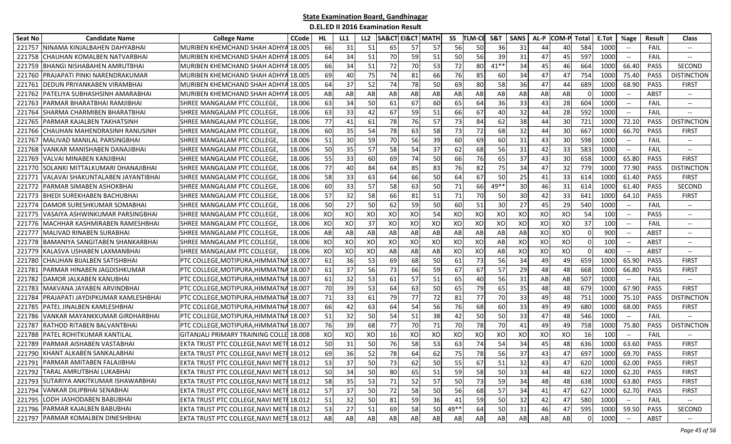# State Examination Board, Gandhinagar

## D.EL.ED II 2016 Examination Result

| Seat No | Candidate Name | College Name | CCode | HL | LL1 | LL2 | SA&CT | EI&CT | MATH | SS | TLM-CE | S&T | SANS | AL-P | COM-P | Total | E.Tot | %age | Result | Class |
|---|---|---|---|---|---|---|---|---|---|---|---|---|---|---|---|---|---|---|---|---|
| 221757 | NINAMA KINJALBAHEN DAHYABHAI | MURIBEN KHEMCHAND SHAH ADHYA | 18.005 | 66 | 31 | 51 | 65 | 57 | 57 | 56 | 50 | 36 | 31 | 44 | 40 | 584 | 1000 | -- | FAIL | -- |
| 221758 | CHAUHAN KOMALBEN NATVARBHAI | MURIBEN KHEMCHAND SHAH ADHYA | 18.005 | 64 | 34 | 51 | 70 | 59 | 51 | 50 | 56 | 39 | 31 | 47 | 45 | 597 | 1000 | -- | FAIL | -- |
| 221759 | BHANGI NISHABAHEN AMRUTBHAI | MURIBEN KHEMCHAND SHAH ADHYA | 18.005 | 66 | 34 | 51 | 72 | 70 | 53 | 72 | 80 | 41** | 34 | 45 | 46 | 664 | 1000 | 66.40 | PASS | SECOND |
| 221760 | PRAJAPATI PINKI NARENDRAKUMAR | MURIBEN KHEMCHAND SHAH ADHYA | 18.005 | 69 | 40 | 75 | 74 | 81 | 66 | 76 | 85 | 60 | 34 | 47 | 47 | 754 | 1000 | 75.40 | PASS | DISTINCTION |
| 221761 | DEDUN PRIYANKABEN VIRAMBHAI | MURIBEN KHEMCHAND SHAH ADHYA | 18.005 | 64 | 37 | 52 | 74 | 78 | 50 | 69 | 80 | 58 | 36 | 47 | 44 | 689 | 1000 | 68.90 | PASS | FIRST |
| 221762 | PATELIYA SUBHASHSINH AMARABHAI | MURIBEN KHEMCHAND SHAH ADHYA | 18.005 | AB | AB | AB | AB | AB | AB | AB | AB | AB | AB | AB | AB | 0 | 1000 | -- | ABST | -- |
| 221763 | PARMAR BHARATBHAI RAMJIBHAI | SHREE MANGALAM PTC COLLEGE, | 18.006 | 63 | 34 | 50 | 61 | 67 | 60 | 65 | 64 | 36 | 33 | 43 | 28 | 604 | 1000 | -- | FAIL | -- |
| 221764 | SHARMA CHARMIBEN BHARATBHAI | SHREE MANGALAM PTC COLLEGE, | 18.006 | 63 | 33 | 42 | 67 | 59 | 51 | 66 | 67 | 40 | 32 | 44 | 28 | 592 | 1000 | -- | FAIL | -- |
| 221765 | PARMAR KAJALBEN TAKHATSINH | SHREE MANGALAM PTC COLLEGE, | 18.006 | 77 | 41 | 61 | 78 | 76 | 57 | 73 | 84 | 62 | 38 | 44 | 30 | 721 | 1000 | 72.10 | PASS | DISTINCTION |
| 221766 | CHAUHAN MAHENDRASINH RANUSINH | SHREE MANGALAM PTC COLLEGE, | 18.006 | 60 | 35 | 54 | 78 | 63 | 58 | 73 | 72 | 68 | 32 | 44 | 30 | 667 | 1000 | 66.70 | PASS | FIRST |
| 221767 | MALIVAD MANILAL PARSINGBHAI | SHREE MANGALAM PTC COLLEGE, | 18.006 | 51 | 30 | 59 | 70 | 56 | 39 | 60 | 69 | 60 | 31 | 43 | 30 | 598 | 1000 | -- | FAIL | -- |
| 221768 | VANKAR MANISHABEN DANAJIBHAI | SHREE MANGALAM PTC COLLEGE, | 18.006 | 50 | 35 | 57 | 58 | 54 | 37 | 62 | 68 | 56 | 31 | 42 | 33 | 583 | 1000 | -- | FAIL | -- |
| 221769 | VALVAI MINABEN KANJIBHAI | SHREE MANGALAM PTC COLLEGE, | 18.006 | 55 | 33 | 60 | 69 | 74 | 50 | 66 | 76 | 65 | 37 | 43 | 30 | 658 | 1000 | 65.80 | PASS | FIRST |
| 221770 | SOLANKI MITTALKUMARI DHANAJIBHAI | SHREE MANGALAM PTC COLLEGE, | 18.006 | 77 | 40 | 84 | 64 | 85 | 83 | 76 | 82 | 75 | 34 | 47 | 32 | 779 | 1000 | 77.90 | PASS | DISTINCTION |
| 221771 | VALAVAI SHAKUNTALABEN JAYANTIBHAI | SHREE MANGALAM PTC COLLEGE, | 18.006 | 58 | 33 | 63 | 64 | 66 | 50 | 64 | 67 | 50 | 25 | 41 | 33 | 614 | 1000 | 61.40 | PASS | FIRST |
| 221772 | PARMAR SIMABEN ASHOKBHAI | SHREE MANGALAM PTC COLLEGE, | 18.006 | 60 | 33 | 57 | 58 | 63 | 50 | 71 | 66 | 49** | 30 | 46 | 31 | 614 | 1000 | 61.40 | PASS | SECOND |
| 221773 | BHEDI SUREKHABEN BACHUBHAI | SHREE MANGALAM PTC COLLEGE, | 18.006 | 57 | 32 | 58 | 66 | 81 | 51 | 71 | 70 | 50 | 30 | 42 | 33 | 641 | 1000 | 64.10 | PASS | FIRST |
| 221774 | DAMOR SURESHKUMAR SOMABHAI | SHREE MANGALAM PTC COLLEGE, | 18.006 | 50 | 27 | 50 | 62 | 59 | 50 | 60 | 51 | 30 | 27 | 45 | 29 | 540 | 1000 | -- | FAIL | -- |
| 221775 | VASAIYA ASHWINKUMAR PARSINGBHAI | SHREE MANGALAM PTC COLLEGE, | 18.006 | XO | XO | XO | XO | XO | 54 | XO | XO | XO | XO | XO | XO | 54 | 100 | -- | PASS | -- |
| 221776 | MACHHAR KASHMIRABEN RAMESHBHAI | SHREE MANGALAM PTC COLLEGE, | 18.006 | XO | XO | 37 | XO | XO | XO | XO | XO | XO | XO | XO | XO | 37 | 100 | -- | FAIL | -- |
| 221777 | MALIVAD RINABEN SURABHAI | SHREE MANGALAM PTC COLLEGE, | 18.006 | AB | AB | AB | AB | AB | AB | AB | AB | AB | AB | XO | XO | 0 | 900 | -- | ABST | -- |
| 221778 | BAMANIYA SANGITABEN SHANKARBHAI | SHREE MANGALAM PTC COLLEGE, | 18.006 | XO | XO | XO | XO | XO | XO | XO | XO | AB | XO | XO | XO | 0 | 100 | -- | ABST | -- |
| 221779 | KALASVA USHABEN LAXMANBHAI | SHREE MANGALAM PTC COLLEGE, | 18.006 | XO | XO | XO | AB | AB | AB | XO | XO | AB | XO | XO | XO | 0 | 400 | -- | ABST | -- |
| 221780 | CHAUHAN BIJALBEN SATISHBHAI | PTC COLLEGE,MOTIPURA,HIMMATNA | 18.007 | 61 | 36 | 53 | 69 | 68 | 50 | 61 | 73 | 56 | 34 | 49 | 49 | 659 | 1000 | 65.90 | PASS | FIRST |
| 221781 | PARMAR HINABEN JAGDISHKUMAR | PTC COLLEGE,MOTIPURA,HIMMATNA | 18.007 | 61 | 37 | 56 | 73 | 66 | 59 | 67 | 67 | 57 | 29 | 48 | 48 | 668 | 1000 | 66.80 | PASS | FIRST |
| 221782 | DAMOR JALKABEN KANUBHAI | PTC COLLEGE,MOTIPURA,HIMMATNA | 18.007 | 61 | 32 | 53 | 61 | 57 | 51 | 65 | 40 | 56 | 31 | AB | AB | 507 | 1000 | -- | FAIL | -- |
| 221783 | MAKVANA JAYABEN ARVINDBHAI | PTC COLLEGE,MOTIPURA,HIMMATNA | 18.007 | 70 | 39 | 53 | 64 | 63 | 50 | 65 | 79 | 65 | 35 | 48 | 48 | 679 | 1000 | 67.90 | PASS | FIRST |
| 221784 | PRAJAPATI JAYDIPKUMAR KAMLESHBHAI | PTC COLLEGE,MOTIPURA,HIMMATNA | 18.007 | 71 | 33 | 61 | 79 | 77 | 72 | 81 | 77 | 70 | 33 | 49 | 48 | 751 | 1000 | 75.10 | PASS | DISTINCTION |
| 221785 | PATEL JINALBEN KAMLESHBHAI | PTC COLLEGE,MOTIPURA,HIMMATNA | 18.007 | 66 | 42 | 63 | 64 | 54 | 56 | 76 | 68 | 60 | 33 | 49 | 49 | 680 | 1000 | 68.00 | PASS | FIRST |
| 221786 | VANKAR MAYANKKUMAR GIRDHARBHAI | PTC COLLEGE,MOTIPURA,HIMMATNA | 18.007 | 51 | 32 | 50 | 54 | 51 | 38 | 42 | 50 | 50 | 33 | 47 | 48 | 546 | 1000 | -- | FAIL | -- |
| 221787 | RATHOD RITABEN BALVANTBHAI | PTC COLLEGE,MOTIPURA,HIMMATNA | 18.007 | 76 | 39 | 68 | 77 | 70 | 71 | 70 | 78 | 70 | 41 | 49 | 49 | 758 | 1000 | 75.80 | PASS | DISTINCTION |
| 221788 | PATEL ROHITKUMAR KANTILAL | GITANJALI PRIMARY TRAINING COLLE | 18.008 | XO | XO | XO | 16 | XO | XO | XO | XO | XO | XO | XO | XO | 16 | 100 | -- | FAIL | -- |
| 221789 | PARMAR AISHABEN VASTABHAI | EKTA TRUST PTC COLLEGE,NAVI METI | 18.012 | 50 | 31 | 50 | 76 | 58 | 53 | 63 | 74 | 54 | 34 | 45 | 48 | 636 | 1000 | 63.60 | PASS | FIRST |
| 221790 | KHANT ALKABEN SANKALABHAI | EKTA TRUST PTC COLLEGE,NAVI METI | 18.012 | 69 | 36 | 52 | 78 | 64 | 62 | 75 | 78 | 56 | 37 | 43 | 47 | 697 | 1000 | 69.70 | PASS | FIRST |
| 221791 | PARMAR AMITABEN FALAJIBHAI | EKTA TRUST PTC COLLEGE,NAVI METI | 18.012 | 53 | 37 | 50 | 73 | 62 | 50 | 55 | 67 | 51 | 32 | 43 | 47 | 620 | 1000 | 62.00 | PASS | FIRST |
| 221792 | TARAL AMRUTBHAI LUKABHAI | EKTA TRUST PTC COLLEGE,NAVI METI | 18.012 | 50 | 34 | 50 | 80 | 65 | 51 | 59 | 58 | 50 | 33 | 44 | 48 | 622 | 1000 | 62.20 | PASS | FIRST |
| 221793 | SUTARIYA ANKITKUMAR ISHAWARBHAI | EKTA TRUST PTC COLLEGE,NAVI METI | 18.012 | 58 | 35 | 53 | 71 | 52 | 57 | 50 | 73 | 59 | 34 | 48 | 48 | 638 | 1000 | 63.80 | PASS | FIRST |
| 221794 | VANKAR DILIPBHAI SENABHAI | EKTA TRUST PTC COLLEGE,NAVI METI | 18.012 | 57 | 37 | 50 | 72 | 58 | 50 | 56 | 68 | 57 | 34 | 41 | 47 | 627 | 1000 | 62.70 | PASS | FIRST |
| 221795 | LODH JASHODABEN BABUBHAI | EKTA TRUST PTC COLLEGE,NAVI METI | 18.012 | 51 | 32 | 50 | 81 | 59 | 36 | 41 | 59 | 50 | 32 | 42 | 47 | 580 | 1000 | -- | FAIL | -- |
| 221796 | PARMAR KAJALBEN BABUBHAI | EKTA TRUST PTC COLLEGE,NAVI METI | 18.012 | 53 | 27 | 51 | 69 | 58 | 50 | 49** | 64 | 50 | 31 | 46 | 47 | 595 | 1000 | 59.50 | PASS | SECOND |
| 221797 | PARMAR KOMALBEN DINESHBHAI | EKTA TRUST PTC COLLEGE,NAVI METI | 18.012 | AB | AB | AB | AB | AB | AB | AB | AB | AB | AB | AB | AB | 0 | 1000 | -- | ABST | -- |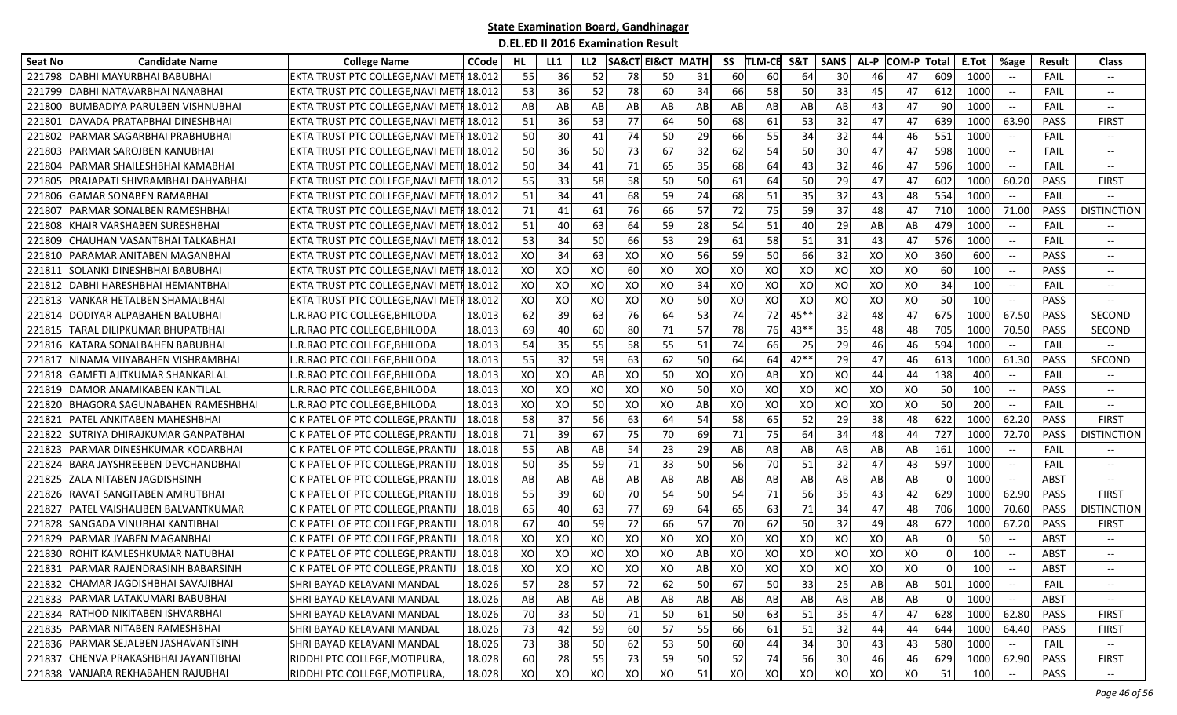## State Examination Board, Gandhinagar

### D.EL.ED II 2016 Examination Result

| Seat No | Candidate Name | College Name | CCode | HL | LL1 | LL2 | SA&CT | EI&CT | MATH | SS | TLM-CE | S&T | SANS | AL-P | COM-P | Total | E.Tot | %age | Result | Class |
|---|---|---|---|---|---|---|---|---|---|---|---|---|---|---|---|---|---|---|---|---|
| 221798 | DABHI MAYURBHAI BABUBHAI | EKTA TRUST PTC COLLEGE,NAVI METI | 18.012 | 55 | 36 | 52 | 78 | 50 | 31 | 60 | 60 | 64 | 30 | 46 | 47 | 609 | 1000 | -- | FAIL | -- |
| 221799 | DABHI NATAVARBHAI NANABHAI | EKTA TRUST PTC COLLEGE,NAVI METI | 18.012 | 53 | 36 | 52 | 78 | 60 | 34 | 66 | 58 | 50 | 33 | 45 | 47 | 612 | 1000 | -- | FAIL | -- |
| 221800 | BUMBADIYA PARULBEN VISHNUBHAI | EKTA TRUST PTC COLLEGE,NAVI METI | 18.012 | AB | AB | AB | AB | AB | AB | AB | AB | AB | AB | 43 | 47 | 90 | 1000 | -- | FAIL | -- |
| 221801 | DAVADA PRATAPBHAI DINESHBHAI | EKTA TRUST PTC COLLEGE,NAVI METI | 18.012 | 51 | 36 | 53 | 77 | 64 | 50 | 68 | 61 | 53 | 32 | 47 | 47 | 639 | 1000 | 63.90 | PASS | FIRST |
| 221802 | PARMAR SAGARBHAI PRABHUBHAI | EKTA TRUST PTC COLLEGE,NAVI METI | 18.012 | 50 | 30 | 41 | 74 | 50 | 29 | 66 | 55 | 34 | 32 | 44 | 46 | 551 | 1000 | -- | FAIL | -- |
| 221803 | PARMAR SAROJBEN KANUBHAI | EKTA TRUST PTC COLLEGE,NAVI METI | 18.012 | 50 | 36 | 50 | 73 | 67 | 32 | 62 | 54 | 50 | 30 | 47 | 47 | 598 | 1000 | -- | FAIL | -- |
| 221804 | PARMAR SHAILESHBHAI KAMABHAI | EKTA TRUST PTC COLLEGE,NAVI METI | 18.012 | 50 | 34 | 41 | 71 | 65 | 35 | 68 | 64 | 43 | 32 | 46 | 47 | 596 | 1000 | -- | FAIL | -- |
| 221805 | PRAJAPATI SHIVRAMBHAI DAHYABHAI | EKTA TRUST PTC COLLEGE,NAVI METI | 18.012 | 55 | 33 | 58 | 58 | 50 | 50 | 61 | 64 | 50 | 29 | 47 | 47 | 602 | 1000 | 60.20 | PASS | FIRST |
| 221806 | GAMAR SONABEN RAMABHAI | EKTA TRUST PTC COLLEGE,NAVI METI | 18.012 | 51 | 34 | 41 | 68 | 59 | 24 | 68 | 51 | 35 | 32 | 43 | 48 | 554 | 1000 | -- | FAIL | -- |
| 221807 | PARMAR SONALBEN RAMESHBHAI | EKTA TRUST PTC COLLEGE,NAVI METI | 18.012 | 71 | 41 | 61 | 76 | 66 | 57 | 72 | 75 | 59 | 37 | 48 | 47 | 710 | 1000 | 71.00 | PASS | DISTINCTION |
| 221808 | KHAIR VARSHABEN SURESHBHAI | EKTA TRUST PTC COLLEGE,NAVI METI | 18.012 | 51 | 40 | 63 | 64 | 59 | 28 | 54 | 51 | 40 | 29 | AB | AB | 479 | 1000 | -- | FAIL | -- |
| 221809 | CHAUHAN VASANTBHAI TALKABHAI | EKTA TRUST PTC COLLEGE,NAVI METI | 18.012 | 53 | 34 | 50 | 66 | 53 | 29 | 61 | 58 | 51 | 31 | 43 | 47 | 576 | 1000 | -- | FAIL | -- |
| 221810 | PARAMAR ANITABEN MAGANBHAI | EKTA TRUST PTC COLLEGE,NAVI METI | 18.012 | XO | 34 | 63 | XO | XO | 56 | 59 | 50 | 66 | 32 | XO | XO | 360 | 600 | -- | PASS | -- |
| 221811 | SOLANKI DINESHBHAI BABUBHAI | EKTA TRUST PTC COLLEGE,NAVI METI | 18.012 | XO | XO | XO | 60 | XO | XO | XO | XO | XO | XO | XO | XO | 60 | 100 | -- | PASS | -- |
| 221812 | DABHI HARESHBHAI HEMANTBHAI | EKTA TRUST PTC COLLEGE,NAVI METI | 18.012 | XO | XO | XO | XO | XO | 34 | XO | XO | XO | XO | XO | XO | 34 | 100 | -- | FAIL | -- |
| 221813 | VANKAR HETALBEN SHAMALBHAI | EKTA TRUST PTC COLLEGE,NAVI METI | 18.012 | XO | XO | XO | XO | XO | 50 | XO | XO | XO | XO | XO | XO | 50 | 100 | -- | PASS | -- |
| 221814 | DODIYAR ALPABAHEN BALUBHAI | L.R.RAO PTC COLLEGE,BHILODA | 18.013 | 62 | 39 | 63 | 76 | 64 | 53 | 74 | 72 | 45** | 32 | 48 | 47 | 675 | 1000 | 67.50 | PASS | SECOND |
| 221815 | TARAL DILIPKUMAR BHUPATBHAI | L.R.RAO PTC COLLEGE,BHILODA | 18.013 | 69 | 40 | 60 | 80 | 71 | 57 | 78 | 76 | 43** | 35 | 48 | 48 | 705 | 1000 | 70.50 | PASS | SECOND |
| 221816 | KATARA SONALBAHEN BABUBHAI | L.R.RAO PTC COLLEGE,BHILODA | 18.013 | 54 | 35 | 55 | 58 | 55 | 51 | 74 | 66 | 25 | 29 | 46 | 46 | 594 | 1000 | -- | FAIL | -- |
| 221817 | NINAMA VIJYABAHEN VISHRAMBHAI | L.R.RAO PTC COLLEGE,BHILODA | 18.013 | 55 | 32 | 59 | 63 | 62 | 50 | 64 | 64 | 42** | 29 | 47 | 46 | 613 | 1000 | 61.30 | PASS | SECOND |
| 221818 | GAMETI AJITKUMAR SHANKARLAL | L.R.RAO PTC COLLEGE,BHILODA | 18.013 | XO | XO | AB | XO | 50 | XO | XO | AB | XO | XO | 44 | 44 | 138 | 400 | -- | FAIL | -- |
| 221819 | DAMOR ANAMIKABEN KANTILAL | L.R.RAO PTC COLLEGE,BHILODA | 18.013 | XO | XO | XO | XO | XO | 50 | XO | XO | XO | XO | XO | XO | 50 | 100 | -- | PASS | -- |
| 221820 | BHAGORA SAGUNABAHEN RAMESHBHAI | L.R.RAO PTC COLLEGE,BHILODA | 18.013 | XO | XO | 50 | XO | XO | AB | XO | XO | XO | XO | XO | XO | 50 | 200 | -- | FAIL | -- |
| 221821 | PATEL ANKITABEN MAHESHBHAI | C K PATEL OF PTC COLLEGE,PRANTIJ | 18.018 | 58 | 37 | 56 | 63 | 64 | 54 | 58 | 65 | 52 | 29 | 38 | 48 | 622 | 1000 | 62.20 | PASS | FIRST |
| 221822 | SUTRIYA DHIRAJKUMAR GANPATBHAI | C K PATEL OF PTC COLLEGE,PRANTIJ | 18.018 | 71 | 39 | 67 | 75 | 70 | 69 | 71 | 75 | 64 | 34 | 48 | 44 | 727 | 1000 | 72.70 | PASS | DISTINCTION |
| 221823 | PARMAR DINESHKUMAR KODARBHAI | C K PATEL OF PTC COLLEGE,PRANTIJ | 18.018 | 55 | AB | AB | 54 | 23 | 29 | AB | AB | AB | AB | AB | AB | 161 | 1000 | -- | FAIL | -- |
| 221824 | BARA JAYSHREEBEN DEVCHANDBHAI | C K PATEL OF PTC COLLEGE,PRANTIJ | 18.018 | 50 | 35 | 59 | 71 | 33 | 50 | 56 | 70 | 51 | 32 | 47 | 43 | 597 | 1000 | -- | FAIL | -- |
| 221825 | ZALA NITABEN JAGDISHSINH | C K PATEL OF PTC COLLEGE,PRANTIJ | 18.018 | AB | AB | AB | AB | AB | AB | AB | AB | AB | AB | AB | AB | 0 | 1000 | -- | ABST | -- |
| 221826 | RAVAT SANGITABEN AMRUTBHAI | C K PATEL OF PTC COLLEGE,PRANTIJ | 18.018 | 55 | 39 | 60 | 70 | 54 | 50 | 54 | 71 | 56 | 35 | 43 | 42 | 629 | 1000 | 62.90 | PASS | FIRST |
| 221827 | PATEL VAISHALIBEN BALVANTKUMAR | C K PATEL OF PTC COLLEGE,PRANTIJ | 18.018 | 65 | 40 | 63 | 77 | 69 | 64 | 65 | 63 | 71 | 34 | 47 | 48 | 706 | 1000 | 70.60 | PASS | DISTINCTION |
| 221828 | SANGADA VINUBHAI KANTIBHAI | C K PATEL OF PTC COLLEGE,PRANTIJ | 18.018 | 67 | 40 | 59 | 72 | 66 | 57 | 70 | 62 | 50 | 32 | 49 | 48 | 672 | 1000 | 67.20 | PASS | FIRST |
| 221829 | PARMAR JYABEN MAGANBHAI | C K PATEL OF PTC COLLEGE,PRANTIJ | 18.018 | XO | XO | XO | XO | XO | XO | XO | XO | XO | XO | XO | AB | 0 | 50 | -- | ABST | -- |
| 221830 | ROHIT KAMLESHKUMAR NATUBHAI | C K PATEL OF PTC COLLEGE,PRANTIJ | 18.018 | XO | XO | XO | XO | XO | AB | XO | XO | XO | XO | XO | XO | 0 | 100 | -- | ABST | -- |
| 221831 | PARMAR RAJENDRASINH BABARSINH | C K PATEL OF PTC COLLEGE,PRANTIJ | 18.018 | XO | XO | XO | XO | XO | AB | XO | XO | XO | XO | XO | XO | 0 | 100 | -- | ABST | -- |
| 221832 | CHAMAR JAGDISHBHAI SAVAJIBHAI | SHRI BAYAD KELAVANI MANDAL | 18.026 | 57 | 28 | 57 | 72 | 62 | 50 | 67 | 50 | 33 | 25 | AB | AB | 501 | 1000 | -- | FAIL | -- |
| 221833 | PARMAR LATAKUMARI BABUBHAI | SHRI BAYAD KELAVANI MANDAL | 18.026 | AB | AB | AB | AB | AB | AB | AB | AB | AB | AB | AB | AB | 0 | 1000 | -- | ABST | -- |
| 221834 | RATHOD NIKITABEN ISHVARBHAI | SHRI BAYAD KELAVANI MANDAL | 18.026 | 70 | 33 | 50 | 71 | 50 | 61 | 50 | 63 | 51 | 35 | 47 | 47 | 628 | 1000 | 62.80 | PASS | FIRST |
| 221835 | PARMAR NITABEN RAMESHBHAI | SHRI BAYAD KELAVANI MANDAL | 18.026 | 73 | 42 | 59 | 60 | 57 | 55 | 66 | 61 | 51 | 32 | 44 | 44 | 644 | 1000 | 64.40 | PASS | FIRST |
| 221836 | PARMAR SEJALBEN JASHAVANTSINH | SHRI BAYAD KELAVANI MANDAL | 18.026 | 73 | 38 | 50 | 62 | 53 | 50 | 60 | 44 | 34 | 30 | 43 | 43 | 580 | 1000 | -- | FAIL | -- |
| 221837 | CHENVA PRAKASHBHAI JAYANTIBHAI | RIDDHI PTC COLLEGE,MOTIPURA, | 18.028 | 60 | 28 | 55 | 73 | 59 | 50 | 52 | 74 | 56 | 30 | 46 | 46 | 629 | 1000 | 62.90 | PASS | FIRST |
| 221838 | VANJARA REKHABAHEN RAJUBHAI | RIDDHI PTC COLLEGE,MOTIPURA, | 18.028 | XO | XO | XO | XO | XO | 51 | XO | XO | XO | XO | XO | XO | 51 | 100 | -- | PASS | -- |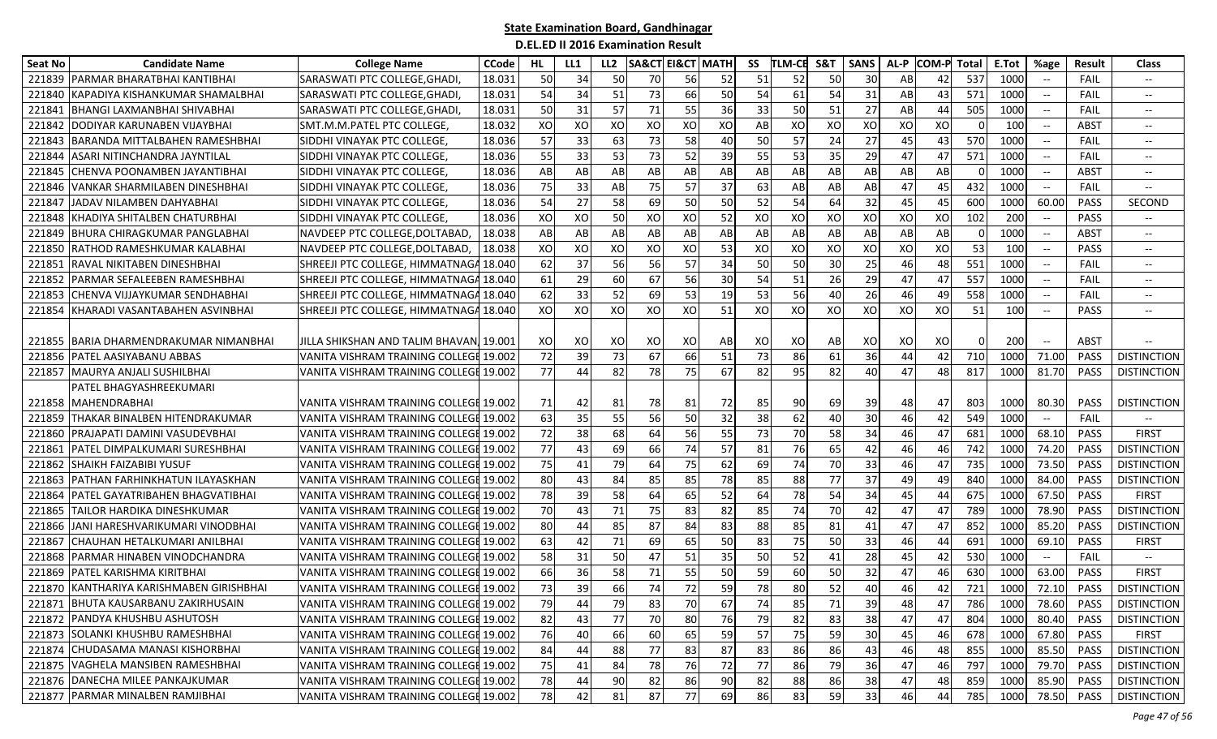# State Examination Board, Gandhinagar

## D.EL.ED II 2016 Examination Result

| Seat No | Candidate Name | College Name | CCode | HL | LL1 | LL2 | SA&CT | EI&CT | MATH | SS | TLM-CE | S&T | SANS | AL-P | COM-P | Total | E.Tot | %age | Result | Class |
|---|---|---|---|---|---|---|---|---|---|---|---|---|---|---|---|---|---|---|---|---|
| 221839 | PARMAR BHARATBHAI KANTIBHAI | SARASWATI PTC COLLEGE,GHADI, | 18.031 | 50 | 34 | 50 | 70 | 56 | 52 | 51 | 52 | 50 | 30 | AB | 42 | 537 | 1000 | -- | FAIL | -- |
| 221840 | KAPADIYA KISHANKUMAR SHAMALBHAI | SARASWATI PTC COLLEGE,GHADI, | 18.031 | 54 | 34 | 51 | 73 | 66 | 50 | 54 | 61 | 54 | 31 | AB | 43 | 571 | 1000 | -- | FAIL | -- |
| 221841 | BHANGI LAXMANBHAI SHIVABHAI | SARASWATI PTC COLLEGE,GHADI, | 18.031 | 50 | 31 | 57 | 71 | 55 | 36 | 33 | 50 | 51 | 27 | AB | 44 | 505 | 1000 | -- | FAIL | -- |
| 221842 | DODIYAR KARUNABEN VIJAYBHAI | SMT.M.M.PATEL PTC COLLEGE, | 18.032 | XO | XO | XO | XO | XO | XO | AB | XO | XO | XO | XO | XO | 0 | 100 | -- | ABST | -- |
| 221843 | BARANDA MITTALBAHEN RAMESHBHAI | SIDDHI VINAYAK PTC COLLEGE, | 18.036 | 57 | 33 | 63 | 73 | 58 | 40 | 50 | 57 | 24 | 27 | 45 | 43 | 570 | 1000 | -- | FAIL | -- |
| 221844 | ASARI NITINCHANDRA JAYNTILAL | SIDDHI VINAYAK PTC COLLEGE, | 18.036 | 55 | 33 | 53 | 73 | 52 | 39 | 55 | 53 | 35 | 29 | 47 | 47 | 571 | 1000 | -- | FAIL | -- |
| 221845 | CHENVA POONAMBEN JAYANTIBHAI | SIDDHI VINAYAK PTC COLLEGE, | 18.036 | AB | AB | AB | AB | AB | AB | AB | AB | AB | AB | AB | AB | 0 | 1000 | -- | ABST | -- |
| 221846 | VANKAR SHARMILABEN DINESHBHAI | SIDDHI VINAYAK PTC COLLEGE, | 18.036 | 75 | 33 | AB | 75 | 57 | 37 | 63 | AB | AB | AB | 47 | 45 | 432 | 1000 | -- | FAIL | -- |
| 221847 | JADAV NILAMBEN DAHYABHAI | SIDDHI VINAYAK PTC COLLEGE, | 18.036 | 54 | 27 | 58 | 69 | 50 | 50 | 52 | 54 | 64 | 32 | 45 | 45 | 600 | 1000 | 60.00 | PASS | SECOND |
| 221848 | KHADIYA SHITALBEN CHATURBHAI | SIDDHI VINAYAK PTC COLLEGE, | 18.036 | XO | XO | 50 | XO | XO | 52 | XO | XO | XO | XO | XO | XO | 102 | 200 | -- | PASS | -- |
| 221849 | BHURA CHIRAGKUMAR PANGLABHAI | NAVDEEP PTC COLLEGE,DOLTABAD, | 18.038 | AB | AB | AB | AB | AB | AB | AB | AB | AB | AB | AB | AB | 0 | 1000 | -- | ABST | -- |
| 221850 | RATHOD RAMESHKUMAR KALABHAI | NAVDEEP PTC COLLEGE,DOLTABAD, | 18.038 | XO | XO | XO | XO | XO | 53 | XO | XO | XO | XO | XO | XO | 53 | 100 | -- | PASS | -- |
| 221851 | RAVAL NIKITABEN DINESHBHAI | SHREEJI PTC COLLEGE, HIMMATNAGA | 18.040 | 62 | 37 | 56 | 56 | 57 | 34 | 50 | 50 | 30 | 25 | 46 | 48 | 551 | 1000 | -- | FAIL | -- |
| 221852 | PARMAR SEFALEEBEN RAMESHBHAI | SHREEJI PTC COLLEGE, HIMMATNAGA | 18.040 | 61 | 29 | 60 | 67 | 56 | 30 | 54 | 51 | 26 | 29 | 47 | 47 | 557 | 1000 | -- | FAIL | -- |
| 221853 | CHENVA VIJJAYKUMAR SENDHABHAI | SHREEJI PTC COLLEGE, HIMMATNAGA | 18.040 | 62 | 33 | 52 | 69 | 53 | 19 | 53 | 56 | 40 | 26 | 46 | 49 | 558 | 1000 | -- | FAIL | -- |
| 221854 | KHARADI VASANTABAHEN ASVINBHAI | SHREEJI PTC COLLEGE, HIMMATNAGA | 18.040 | XO | XO | XO | XO | XO | 51 | XO | XO | XO | XO | XO | XO | 51 | 100 | -- | PASS | -- |
| 221855 | BARIA DHARMENDRAKUMAR NIMANBHAI | JILLA SHIKSHAN AND TALIM BHAVAN, | 19.001 | XO | XO | XO | XO | XO | AB | XO | XO | AB | XO | XO | XO | 0 | 200 | -- | ABST | -- |
| 221856 | PATEL AASIYABANU ABBAS | VANITA VISHRAM TRAINING COLLEGE | 19.002 | 72 | 39 | 73 | 67 | 66 | 51 | 73 | 86 | 61 | 36 | 44 | 42 | 710 | 1000 | 71.00 | PASS | DISTINCTION |
| 221857 | MAURYA ANJALI SUSHILBHAI | VANITA VISHRAM TRAINING COLLEGE | 19.002 | 77 | 44 | 82 | 78 | 75 | 67 | 82 | 95 | 82 | 40 | 47 | 48 | 817 | 1000 | 81.70 | PASS | DISTINCTION |
| 221858 | PATEL BHAGYASHREEKUMARI MAHENDRABHAI | VANITA VISHRAM TRAINING COLLEGE | 19.002 | 71 | 42 | 81 | 78 | 81 | 72 | 85 | 90 | 69 | 39 | 48 | 47 | 803 | 1000 | 80.30 | PASS | DISTINCTION |
| 221859 | THAKAR BINALBEN HITENDRAKUMAR | VANITA VISHRAM TRAINING COLLEGE | 19.002 | 63 | 35 | 55 | 56 | 50 | 32 | 38 | 62 | 40 | 30 | 46 | 42 | 549 | 1000 | -- | FAIL | -- |
| 221860 | PRAJAPATI DAMINI VASUDEVBHAI | VANITA VISHRAM TRAINING COLLEGE | 19.002 | 72 | 38 | 68 | 64 | 56 | 55 | 73 | 70 | 58 | 34 | 46 | 47 | 681 | 1000 | 68.10 | PASS | FIRST |
| 221861 | PATEL DIMPALKUMARI SURESHBHAI | VANITA VISHRAM TRAINING COLLEGE | 19.002 | 77 | 43 | 69 | 66 | 74 | 57 | 81 | 76 | 65 | 42 | 46 | 46 | 742 | 1000 | 74.20 | PASS | DISTINCTION |
| 221862 | SHAIKH FAIZABIBI YUSUF | VANITA VISHRAM TRAINING COLLEGE | 19.002 | 75 | 41 | 79 | 64 | 75 | 62 | 69 | 74 | 70 | 33 | 46 | 47 | 735 | 1000 | 73.50 | PASS | DISTINCTION |
| 221863 | PATHAN FARHINKHATUN ILAYASKHAN | VANITA VISHRAM TRAINING COLLEGE | 19.002 | 80 | 43 | 84 | 85 | 85 | 78 | 85 | 88 | 77 | 37 | 49 | 49 | 840 | 1000 | 84.00 | PASS | DISTINCTION |
| 221864 | PATEL GAYATRIBAHEN BHAGVATIBHAI | VANITA VISHRAM TRAINING COLLEGE | 19.002 | 78 | 39 | 58 | 64 | 65 | 52 | 64 | 78 | 54 | 34 | 45 | 44 | 675 | 1000 | 67.50 | PASS | FIRST |
| 221865 | TAILOR HARDIKA DINESHKUMAR | VANITA VISHRAM TRAINING COLLEGE | 19.002 | 70 | 43 | 71 | 75 | 83 | 82 | 85 | 74 | 70 | 42 | 47 | 47 | 789 | 1000 | 78.90 | PASS | DISTINCTION |
| 221866 | JANI HARESHVARIKUMARI VINODBHAI | VANITA VISHRAM TRAINING COLLEGE | 19.002 | 80 | 44 | 85 | 87 | 84 | 83 | 88 | 85 | 81 | 41 | 47 | 47 | 852 | 1000 | 85.20 | PASS | DISTINCTION |
| 221867 | CHAUHAN HETALKUMARI ANILBHAI | VANITA VISHRAM TRAINING COLLEGE | 19.002 | 63 | 42 | 71 | 69 | 65 | 50 | 83 | 75 | 50 | 33 | 46 | 44 | 691 | 1000 | 69.10 | PASS | FIRST |
| 221868 | PARMAR HINABEN VINODCHANDRA | VANITA VISHRAM TRAINING COLLEGE | 19.002 | 58 | 31 | 50 | 47 | 51 | 35 | 50 | 52 | 41 | 28 | 45 | 42 | 530 | 1000 | -- | FAIL | -- |
| 221869 | PATEL KARISHMA KIRITBHAI | VANITA VISHRAM TRAINING COLLEGE | 19.002 | 66 | 36 | 58 | 71 | 55 | 50 | 59 | 60 | 50 | 32 | 47 | 46 | 630 | 1000 | 63.00 | PASS | FIRST |
| 221870 | KANTHARIYA KARISHMABEN GIRISHBHAI | VANITA VISHRAM TRAINING COLLEGE | 19.002 | 73 | 39 | 66 | 74 | 72 | 59 | 78 | 80 | 52 | 40 | 46 | 42 | 721 | 1000 | 72.10 | PASS | DISTINCTION |
| 221871 | BHUTA KAUSARBANU ZAKIRHUSAIN | VANITA VISHRAM TRAINING COLLEGE | 19.002 | 79 | 44 | 79 | 83 | 70 | 67 | 74 | 85 | 71 | 39 | 48 | 47 | 786 | 1000 | 78.60 | PASS | DISTINCTION |
| 221872 | PANDYA KHUSHBU ASHUTOSH | VANITA VISHRAM TRAINING COLLEGE | 19.002 | 82 | 43 | 77 | 70 | 80 | 76 | 79 | 82 | 83 | 38 | 47 | 47 | 804 | 1000 | 80.40 | PASS | DISTINCTION |
| 221873 | SOLANKI KHUSHBU RAMESHBHAI | VANITA VISHRAM TRAINING COLLEGE | 19.002 | 76 | 40 | 66 | 60 | 65 | 59 | 57 | 75 | 59 | 30 | 45 | 46 | 678 | 1000 | 67.80 | PASS | FIRST |
| 221874 | CHUDASAMA MANASI KISHORBHAI | VANITA VISHRAM TRAINING COLLEGE | 19.002 | 84 | 44 | 88 | 77 | 83 | 87 | 83 | 86 | 86 | 43 | 46 | 48 | 855 | 1000 | 85.50 | PASS | DISTINCTION |
| 221875 | VAGHELA MANSIBEN RAMESHBHAI | VANITA VISHRAM TRAINING COLLEGE | 19.002 | 75 | 41 | 84 | 78 | 76 | 72 | 77 | 86 | 79 | 36 | 47 | 46 | 797 | 1000 | 79.70 | PASS | DISTINCTION |
| 221876 | DANECHA MILEE PANKAJKUMAR | VANITA VISHRAM TRAINING COLLEGE | 19.002 | 78 | 44 | 90 | 82 | 86 | 90 | 82 | 88 | 86 | 38 | 47 | 48 | 859 | 1000 | 85.90 | PASS | DISTINCTION |
| 221877 | PARMAR MINALBEN RAMJIBHAI | VANITA VISHRAM TRAINING COLLEGE | 19.002 | 78 | 42 | 81 | 87 | 77 | 69 | 86 | 83 | 59 | 33 | 46 | 44 | 785 | 1000 | 78.50 | PASS | DISTINCTION |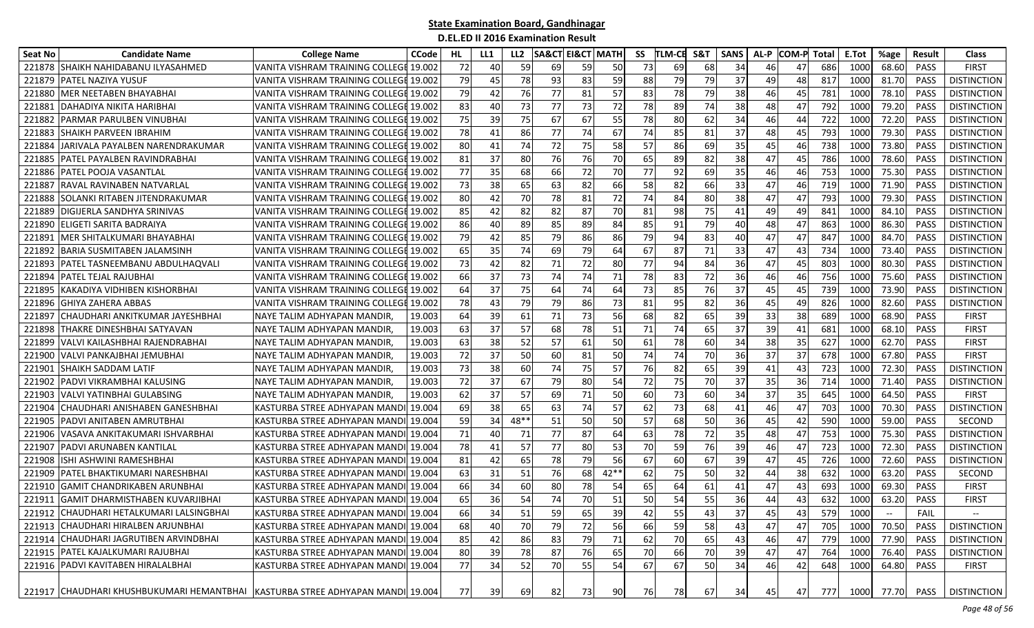# State Examination Board, Gandhinagar

## D.EL.ED II 2016 Examination Result

| Seat No | Candidate Name | College Name | CCode | HL | LL1 | LL2 | SA&CT | EI&CT | MATH | SS | TLM-CE | S&T | SANS | AL-P | COM-P | Total | E.Tot | %age | Result | Class |
|---|---|---|---|---|---|---|---|---|---|---|---|---|---|---|---|---|---|---|---|---|
| 221878 | SHAIKH NAHIDABANU ILYASAHMED | VANITA VISHRAM TRAINING COLLEGE | 19.002 | 72 | 40 | 59 | 69 | 59 | 50 | 73 | 69 | 68 | 34 | 46 | 47 | 686 | 1000 | 68.60 | PASS | FIRST |
| 221879 | PATEL NAZIYA YUSUF | VANITA VISHRAM TRAINING COLLEGE | 19.002 | 79 | 45 | 78 | 93 | 83 | 59 | 88 | 79 | 79 | 37 | 49 | 48 | 817 | 1000 | 81.70 | PASS | DISTINCTION |
| 221880 | MER NEETABEN BHAYABHAI | VANITA VISHRAM TRAINING COLLEGE | 19.002 | 79 | 42 | 76 | 77 | 81 | 57 | 83 | 78 | 79 | 38 | 46 | 45 | 781 | 1000 | 78.10 | PASS | DISTINCTION |
| 221881 | DAHADIYA NIKITA HARIBHAI | VANITA VISHRAM TRAINING COLLEGE | 19.002 | 83 | 40 | 73 | 77 | 73 | 72 | 78 | 89 | 74 | 38 | 48 | 47 | 792 | 1000 | 79.20 | PASS | DISTINCTION |
| 221882 | PARMAR PARULBEN VINUBHAI | VANITA VISHRAM TRAINING COLLEGE | 19.002 | 75 | 39 | 75 | 67 | 67 | 55 | 78 | 80 | 62 | 34 | 46 | 44 | 722 | 1000 | 72.20 | PASS | DISTINCTION |
| 221883 | SHAIKH PARVEEN IBRAHIM | VANITA VISHRAM TRAINING COLLEGE | 19.002 | 78 | 41 | 86 | 77 | 74 | 67 | 74 | 85 | 81 | 37 | 48 | 45 | 793 | 1000 | 79.30 | PASS | DISTINCTION |
| 221884 | JARIVALA PAYALBEN NARENDRAKUMAR | VANITA VISHRAM TRAINING COLLEGE | 19.002 | 80 | 41 | 74 | 72 | 75 | 58 | 57 | 86 | 69 | 35 | 45 | 46 | 738 | 1000 | 73.80 | PASS | DISTINCTION |
| 221885 | PATEL PAYALBEN RAVINDRABHAI | VANITA VISHRAM TRAINING COLLEGE | 19.002 | 81 | 37 | 80 | 76 | 76 | 70 | 65 | 89 | 82 | 38 | 47 | 45 | 786 | 1000 | 78.60 | PASS | DISTINCTION |
| 221886 | PATEL POOJA VASANTLAL | VANITA VISHRAM TRAINING COLLEGE | 19.002 | 77 | 35 | 68 | 66 | 72 | 70 | 77 | 92 | 69 | 35 | 46 | 46 | 753 | 1000 | 75.30 | PASS | DISTINCTION |
| 221887 | RAVAL RAVINABEN NATVARLAL | VANITA VISHRAM TRAINING COLLEGE | 19.002 | 73 | 38 | 65 | 63 | 82 | 66 | 58 | 82 | 66 | 33 | 47 | 46 | 719 | 1000 | 71.90 | PASS | DISTINCTION |
| 221888 | SOLANKI RITABEN JITENDRAKUMAR | VANITA VISHRAM TRAINING COLLEGE | 19.002 | 80 | 42 | 70 | 78 | 81 | 72 | 74 | 84 | 80 | 38 | 47 | 47 | 793 | 1000 | 79.30 | PASS | DISTINCTION |
| 221889 | DIGIJERLA SANDHYA SRINIVAS | VANITA VISHRAM TRAINING COLLEGE | 19.002 | 85 | 42 | 82 | 82 | 87 | 70 | 81 | 98 | 75 | 41 | 49 | 49 | 841 | 1000 | 84.10 | PASS | DISTINCTION |
| 221890 | ELIGETI SARITA BADRAIYA | VANITA VISHRAM TRAINING COLLEGE | 19.002 | 86 | 40 | 89 | 85 | 89 | 84 | 85 | 91 | 79 | 40 | 48 | 47 | 863 | 1000 | 86.30 | PASS | DISTINCTION |
| 221891 | MER SHITALKUMARI BHAYABHAI | VANITA VISHRAM TRAINING COLLEGE | 19.002 | 79 | 42 | 85 | 79 | 86 | 86 | 79 | 94 | 83 | 40 | 47 | 47 | 847 | 1000 | 84.70 | PASS | DISTINCTION |
| 221892 | BARIA SUSMITABEN JALAMSINH | VANITA VISHRAM TRAINING COLLEGE | 19.002 | 65 | 35 | 74 | 69 | 79 | 64 | 67 | 87 | 71 | 33 | 47 | 43 | 734 | 1000 | 73.40 | PASS | DISTINCTION |
| 221893 | PATEL TASNEEMBANU ABDULHAQVALI | VANITA VISHRAM TRAINING COLLEGE | 19.002 | 73 | 42 | 82 | 71 | 72 | 80 | 77 | 94 | 84 | 36 | 47 | 45 | 803 | 1000 | 80.30 | PASS | DISTINCTION |
| 221894 | PATEL TEJAL RAJUBHAI | VANITA VISHRAM TRAINING COLLEGE | 19.002 | 66 | 37 | 73 | 74 | 74 | 71 | 78 | 83 | 72 | 36 | 46 | 46 | 756 | 1000 | 75.60 | PASS | DISTINCTION |
| 221895 | KAKADIYA VIDHIBEN KISHORBHAI | VANITA VISHRAM TRAINING COLLEGE | 19.002 | 64 | 37 | 75 | 64 | 74 | 64 | 73 | 85 | 76 | 37 | 45 | 45 | 739 | 1000 | 73.90 | PASS | DISTINCTION |
| 221896 | GHIYA ZAHERA ABBAS | VANITA VISHRAM TRAINING COLLEGE | 19.002 | 78 | 43 | 79 | 79 | 86 | 73 | 81 | 95 | 82 | 36 | 45 | 49 | 826 | 1000 | 82.60 | PASS | DISTINCTION |
| 221897 | CHAUDHARI ANKITKUMAR JAYESHBHAI | NAYE TALIM ADHYAPAN MANDIR, | 19.003 | 64 | 39 | 61 | 71 | 73 | 56 | 68 | 82 | 65 | 39 | 33 | 38 | 689 | 1000 | 68.90 | PASS | FIRST |
| 221898 | THAKRE DINESHBHAI SATYAVAN | NAYE TALIM ADHYAPAN MANDIR, | 19.003 | 63 | 37 | 57 | 68 | 78 | 51 | 71 | 74 | 65 | 37 | 39 | 41 | 681 | 1000 | 68.10 | PASS | FIRST |
| 221899 | VALVI KAILASHBHAI RAJENDRABHAI | NAYE TALIM ADHYAPAN MANDIR, | 19.003 | 63 | 38 | 52 | 57 | 61 | 50 | 61 | 78 | 60 | 34 | 38 | 35 | 627 | 1000 | 62.70 | PASS | FIRST |
| 221900 | VALVI PANKAJBHAI JEMUBHAI | NAYE TALIM ADHYAPAN MANDIR, | 19.003 | 72 | 37 | 50 | 60 | 81 | 50 | 74 | 74 | 70 | 36 | 37 | 37 | 678 | 1000 | 67.80 | PASS | FIRST |
| 221901 | SHAIKH SADDAM LATIF | NAYE TALIM ADHYAPAN MANDIR, | 19.003 | 73 | 38 | 60 | 74 | 75 | 57 | 76 | 82 | 65 | 39 | 41 | 43 | 723 | 1000 | 72.30 | PASS | DISTINCTION |
| 221902 | PADVI VIKRAMBHAI KALUSING | NAYE TALIM ADHYAPAN MANDIR, | 19.003 | 72 | 37 | 67 | 79 | 80 | 54 | 72 | 75 | 70 | 37 | 35 | 36 | 714 | 1000 | 71.40 | PASS | DISTINCTION |
| 221903 | VALVI YATINBHAI GULABSING | NAYE TALIM ADHYAPAN MANDIR, | 19.003 | 62 | 37 | 57 | 69 | 71 | 50 | 60 | 73 | 60 | 34 | 37 | 35 | 645 | 1000 | 64.50 | PASS | FIRST |
| 221904 | CHAUDHARI ANISHABEN GANESHBHAI | KASTURBA STREE ADHYAPAN MANDI | 19.004 | 69 | 38 | 65 | 63 | 74 | 57 | 62 | 73 | 68 | 41 | 46 | 47 | 703 | 1000 | 70.30 | PASS | DISTINCTION |
| 221905 | PADVI ANITABEN AMRUTBHAI | KASTURBA STREE ADHYAPAN MANDI | 19.004 | 59 | 34 | 48** | 51 | 50 | 50 | 57 | 68 | 50 | 36 | 45 | 42 | 590 | 1000 | 59.00 | PASS | SECOND |
| 221906 | VASAVA ANKITAKUMARI ISHVARBHAI | KASTURBA STREE ADHYAPAN MANDI | 19.004 | 71 | 40 | 71 | 77 | 87 | 64 | 63 | 78 | 72 | 35 | 48 | 47 | 753 | 1000 | 75.30 | PASS | DISTINCTION |
| 221907 | PADVI ARUNABEN KANTILAL | KASTURBA STREE ADHYAPAN MANDI | 19.004 | 78 | 41 | 57 | 77 | 80 | 53 | 70 | 59 | 76 | 39 | 46 | 47 | 723 | 1000 | 72.30 | PASS | DISTINCTION |
| 221908 | ISHI ASHWINI RAMESHBHAI | KASTURBA STREE ADHYAPAN MANDI | 19.004 | 81 | 42 | 65 | 78 | 79 | 56 | 67 | 60 | 67 | 39 | 47 | 45 | 726 | 1000 | 72.60 | PASS | DISTINCTION |
| 221909 | PATEL BHAKTIKUMARI NARESHBHAI | KASTURBA STREE ADHYAPAN MANDI | 19.004 | 63 | 31 | 51 | 76 | 68 | 42** | 62 | 75 | 50 | 32 | 44 | 38 | 632 | 1000 | 63.20 | PASS | SECOND |
| 221910 | GAMIT CHANDRIKABEN ARUNBHAI | KASTURBA STREE ADHYAPAN MANDI | 19.004 | 66 | 34 | 60 | 80 | 78 | 54 | 65 | 64 | 61 | 41 | 47 | 43 | 693 | 1000 | 69.30 | PASS | FIRST |
| 221911 | GAMIT DHARMISTHABEN KUVARJIBHAI | KASTURBA STREE ADHYAPAN MANDI | 19.004 | 65 | 36 | 54 | 74 | 70 | 51 | 50 | 54 | 55 | 36 | 44 | 43 | 632 | 1000 | 63.20 | PASS | FIRST |
| 221912 | CHAUDHARI HETALKUMARI LALSINGBHAI | KASTURBA STREE ADHYAPAN MANDI | 19.004 | 66 | 34 | 51 | 59 | 65 | 39 | 42 | 55 | 43 | 37 | 45 | 43 | 579 | 1000 | -- | FAIL | -- |
| 221913 | CHAUDHARI HIRALBEN ARJUNBHAI | KASTURBA STREE ADHYAPAN MANDI | 19.004 | 68 | 40 | 70 | 79 | 72 | 56 | 66 | 59 | 58 | 43 | 47 | 47 | 705 | 1000 | 70.50 | PASS | DISTINCTION |
| 221914 | CHAUDHARI JAGRUTIBEN ARVINDBHAI | KASTURBA STREE ADHYAPAN MANDI | 19.004 | 85 | 42 | 86 | 83 | 79 | 71 | 62 | 70 | 65 | 43 | 46 | 47 | 779 | 1000 | 77.90 | PASS | DISTINCTION |
| 221915 | PATEL KAJALKUMARI RAJUBHAI | KASTURBA STREE ADHYAPAN MANDI | 19.004 | 80 | 39 | 78 | 87 | 76 | 65 | 70 | 66 | 70 | 39 | 47 | 47 | 764 | 1000 | 76.40 | PASS | DISTINCTION |
| 221916 | PADVI KAVITABEN HIRALALBHAI | KASTURBA STREE ADHYAPAN MANDI | 19.004 | 77 | 34 | 52 | 70 | 55 | 54 | 67 | 67 | 50 | 34 | 46 | 42 | 648 | 1000 | 64.80 | PASS | FIRST |
| 221917 | CHAUDHARI KHUSHBUKUMARI HEMANTBHAI | KASTURBA STREE ADHYAPAN MANDI | 19.004 | 77 | 39 | 69 | 82 | 73 | 90 | 76 | 78 | 67 | 34 | 45 | 47 | 777 | 1000 | 77.70 | PASS | DISTINCTION |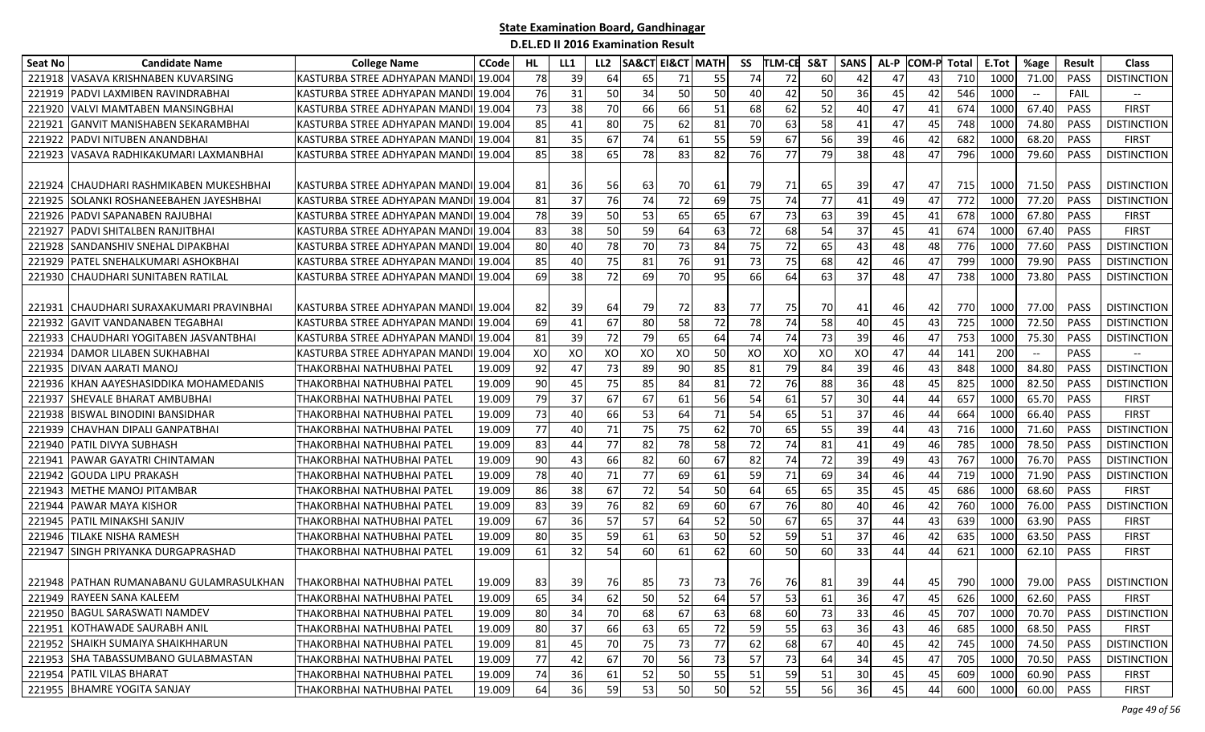## State Examination Board, Gandhinagar

### D.EL.ED II 2016 Examination Result

| Seat No | Candidate Name | College Name | CCode | HL | LL1 | LL2 | SA&CT | EI&CT | MATH | SS | TLM-CE | S&T | SANS | AL-P | COM-P | Total | E.Tot | %age | Result | Class |
|---|---|---|---|---|---|---|---|---|---|---|---|---|---|---|---|---|---|---|---|---|
| 221918 | VASAVA KRISHNABEN KUVARSING | KASTURBA STREE ADHYAPAN MANDI | 19.004 | 78 | 39 | 64 | 65 | 71 | 55 | 74 | 72 | 60 | 42 | 47 | 43 | 710 | 1000 | 71.00 | PASS | DISTINCTION |
| 221919 | PADVI LAXMIBEN RAVINDRABHAI | KASTURBA STREE ADHYAPAN MANDI | 19.004 | 76 | 31 | 50 | 34 | 50 | 50 | 40 | 42 | 50 | 36 | 45 | 42 | 546 | 1000 | -- | FAIL | -- |
| 221920 | VALVI MAMTABEN MANSINGBHAI | KASTURBA STREE ADHYAPAN MANDI | 19.004 | 73 | 38 | 70 | 66 | 66 | 51 | 68 | 62 | 52 | 40 | 47 | 41 | 674 | 1000 | 67.40 | PASS | FIRST |
| 221921 | GANVIT MANISHABEN SEKARAMBHAI | KASTURBA STREE ADHYAPAN MANDI | 19.004 | 85 | 41 | 80 | 75 | 62 | 81 | 70 | 63 | 58 | 41 | 47 | 45 | 748 | 1000 | 74.80 | PASS | DISTINCTION |
| 221922 | PADVI NITUBEN ANANDBHAI | KASTURBA STREE ADHYAPAN MANDI | 19.004 | 81 | 35 | 67 | 74 | 61 | 55 | 59 | 67 | 56 | 39 | 46 | 42 | 682 | 1000 | 68.20 | PASS | FIRST |
| 221923 | VASAVA RADHIKAKUMARI LAXMANBHAI | KASTURBA STREE ADHYAPAN MANDI | 19.004 | 85 | 38 | 65 | 78 | 83 | 82 | 76 | 77 | 79 | 38 | 48 | 47 | 796 | 1000 | 79.60 | PASS | DISTINCTION |
| 221924 | CHAUDHARI RASHMIKABEN MUKESHBHAI | KASTURBA STREE ADHYAPAN MANDI | 19.004 | 81 | 36 | 56 | 63 | 70 | 61 | 79 | 71 | 65 | 39 | 47 | 47 | 715 | 1000 | 71.50 | PASS | DISTINCTION |
| 221925 | SOLANKI ROSHANEEBAHEN JAYESHBHAI | KASTURBA STREE ADHYAPAN MANDI | 19.004 | 81 | 37 | 76 | 74 | 72 | 69 | 75 | 74 | 77 | 41 | 49 | 47 | 772 | 1000 | 77.20 | PASS | DISTINCTION |
| 221926 | PADVI SAPANABEN RAJUBHAI | KASTURBA STREE ADHYAPAN MANDI | 19.004 | 78 | 39 | 50 | 53 | 65 | 65 | 67 | 73 | 63 | 39 | 45 | 41 | 678 | 1000 | 67.80 | PASS | FIRST |
| 221927 | PADVI SHITALBEN RANJITBHAI | KASTURBA STREE ADHYAPAN MANDI | 19.004 | 83 | 38 | 50 | 59 | 64 | 63 | 72 | 68 | 54 | 37 | 45 | 41 | 674 | 1000 | 67.40 | PASS | FIRST |
| 221928 | SANDANSHIV SNEHAL DIPAKBHAI | KASTURBA STREE ADHYAPAN MANDI | 19.004 | 80 | 40 | 78 | 70 | 73 | 84 | 75 | 72 | 65 | 43 | 48 | 48 | 776 | 1000 | 77.60 | PASS | DISTINCTION |
| 221929 | PATEL SNEHALKUMARI ASHOKBHAI | KASTURBA STREE ADHYAPAN MANDI | 19.004 | 85 | 40 | 75 | 81 | 76 | 91 | 73 | 75 | 68 | 42 | 46 | 47 | 799 | 1000 | 79.90 | PASS | DISTINCTION |
| 221930 | CHAUDHARI SUNITABEN RATILAL | KASTURBA STREE ADHYAPAN MANDI | 19.004 | 69 | 38 | 72 | 69 | 70 | 95 | 66 | 64 | 63 | 37 | 48 | 47 | 738 | 1000 | 73.80 | PASS | DISTINCTION |
| 221931 | CHAUDHARI SURAXAKUMARI PRAVINBHAI | KASTURBA STREE ADHYAPAN MANDI | 19.004 | 82 | 39 | 64 | 79 | 72 | 83 | 77 | 75 | 70 | 41 | 46 | 42 | 770 | 1000 | 77.00 | PASS | DISTINCTION |
| 221932 | GAVIT VANDANABEN TEGABHAI | KASTURBA STREE ADHYAPAN MANDI | 19.004 | 69 | 41 | 67 | 80 | 58 | 72 | 78 | 74 | 58 | 40 | 45 | 43 | 725 | 1000 | 72.50 | PASS | DISTINCTION |
| 221933 | CHAUDHARI YOGITABEN JASVANTBHAI | KASTURBA STREE ADHYAPAN MANDI | 19.004 | 81 | 39 | 72 | 79 | 65 | 64 | 74 | 74 | 73 | 39 | 46 | 47 | 753 | 1000 | 75.30 | PASS | DISTINCTION |
| 221934 | DAMOR LILABEN SUKHABHAI | KASTURBA STREE ADHYAPAN MANDI | 19.004 | XO | XO | XO | XO | XO | 50 | XO | XO | XO | XO | 47 | 44 | 141 | 200 | -- | PASS | -- |
| 221935 | DIVAN AARATI MANOJ | THAKORBHAI NATHUBHAI PATEL | 19.009 | 92 | 47 | 73 | 89 | 90 | 85 | 81 | 79 | 84 | 39 | 46 | 43 | 848 | 1000 | 84.80 | PASS | DISTINCTION |
| 221936 | KHAN AAYESHASIDDIKA MOHAMEDANIS | THAKORBHAI NATHUBHAI PATEL | 19.009 | 90 | 45 | 75 | 85 | 84 | 81 | 72 | 76 | 88 | 36 | 48 | 45 | 825 | 1000 | 82.50 | PASS | DISTINCTION |
| 221937 | SHEVALE BHARAT AMBUBHAI | THAKORBHAI NATHUBHAI PATEL | 19.009 | 79 | 37 | 67 | 67 | 61 | 56 | 54 | 61 | 57 | 30 | 44 | 44 | 657 | 1000 | 65.70 | PASS | FIRST |
| 221938 | BISWAL BINODINI BANSIDHAR | THAKORBHAI NATHUBHAI PATEL | 19.009 | 73 | 40 | 66 | 53 | 64 | 71 | 54 | 65 | 51 | 37 | 46 | 44 | 664 | 1000 | 66.40 | PASS | FIRST |
| 221939 | CHAVHAN DIPALI GANPATBHAI | THAKORBHAI NATHUBHAI PATEL | 19.009 | 77 | 40 | 71 | 75 | 75 | 62 | 70 | 65 | 55 | 39 | 44 | 43 | 716 | 1000 | 71.60 | PASS | DISTINCTION |
| 221940 | PATIL DIVYA SUBHASH | THAKORBHAI NATHUBHAI PATEL | 19.009 | 83 | 44 | 77 | 82 | 78 | 58 | 72 | 74 | 81 | 41 | 49 | 46 | 785 | 1000 | 78.50 | PASS | DISTINCTION |
| 221941 | PAWAR GAYATRI CHINTAMAN | THAKORBHAI NATHUBHAI PATEL | 19.009 | 90 | 43 | 66 | 82 | 60 | 67 | 82 | 74 | 72 | 39 | 49 | 43 | 767 | 1000 | 76.70 | PASS | DISTINCTION |
| 221942 | GOUDA LIPU PRAKASH | THAKORBHAI NATHUBHAI PATEL | 19.009 | 78 | 40 | 71 | 77 | 69 | 61 | 59 | 71 | 69 | 34 | 46 | 44 | 719 | 1000 | 71.90 | PASS | DISTINCTION |
| 221943 | METHE MANOJ PITAMBAR | THAKORBHAI NATHUBHAI PATEL | 19.009 | 86 | 38 | 67 | 72 | 54 | 50 | 64 | 65 | 65 | 35 | 45 | 45 | 686 | 1000 | 68.60 | PASS | FIRST |
| 221944 | PAWAR MAYA KISHOR | THAKORBHAI NATHUBHAI PATEL | 19.009 | 83 | 39 | 76 | 82 | 69 | 60 | 67 | 76 | 80 | 40 | 46 | 42 | 760 | 1000 | 76.00 | PASS | DISTINCTION |
| 221945 | PATIL MINAKSHI SANJIV | THAKORBHAI NATHUBHAI PATEL | 19.009 | 67 | 36 | 57 | 57 | 64 | 52 | 50 | 67 | 65 | 37 | 44 | 43 | 639 | 1000 | 63.90 | PASS | FIRST |
| 221946 | TILAKE NISHA RAMESH | THAKORBHAI NATHUBHAI PATEL | 19.009 | 80 | 35 | 59 | 61 | 63 | 50 | 52 | 59 | 51 | 37 | 46 | 42 | 635 | 1000 | 63.50 | PASS | FIRST |
| 221947 | SINGH PRIYANKA DURGAPRASHAD | THAKORBHAI NATHUBHAI PATEL | 19.009 | 61 | 32 | 54 | 60 | 61 | 62 | 60 | 50 | 60 | 33 | 44 | 44 | 621 | 1000 | 62.10 | PASS | FIRST |
| 221948 | PATHAN RUMANABANU GULAMRASULKHAN | THAKORBHAI NATHUBHAI PATEL | 19.009 | 83 | 39 | 76 | 85 | 73 | 73 | 76 | 76 | 81 | 39 | 44 | 45 | 790 | 1000 | 79.00 | PASS | DISTINCTION |
| 221949 | RAYEEN SANA KALEEM | THAKORBHAI NATHUBHAI PATEL | 19.009 | 65 | 34 | 62 | 50 | 52 | 64 | 57 | 53 | 61 | 36 | 47 | 45 | 626 | 1000 | 62.60 | PASS | FIRST |
| 221950 | BAGUL SARASWATI NAMDEV | THAKORBHAI NATHUBHAI PATEL | 19.009 | 80 | 34 | 70 | 68 | 67 | 63 | 68 | 60 | 73 | 33 | 46 | 45 | 707 | 1000 | 70.70 | PASS | DISTINCTION |
| 221951 | KOTHAWADE SAURABH ANIL | THAKORBHAI NATHUBHAI PATEL | 19.009 | 80 | 37 | 66 | 63 | 65 | 72 | 59 | 55 | 63 | 36 | 43 | 46 | 685 | 1000 | 68.50 | PASS | FIRST |
| 221952 | SHAIKH SUMAIYA SHAIKHHARUN | THAKORBHAI NATHUBHAI PATEL | 19.009 | 81 | 45 | 70 | 75 | 73 | 77 | 62 | 68 | 67 | 40 | 45 | 42 | 745 | 1000 | 74.50 | PASS | DISTINCTION |
| 221953 | SHA TABASSUMBANO GULABMASTAN | THAKORBHAI NATHUBHAI PATEL | 19.009 | 77 | 42 | 67 | 70 | 56 | 73 | 57 | 73 | 64 | 34 | 45 | 47 | 705 | 1000 | 70.50 | PASS | DISTINCTION |
| 221954 | PATIL VILAS BHARAT | THAKORBHAI NATHUBHAI PATEL | 19.009 | 74 | 36 | 61 | 52 | 50 | 55 | 51 | 59 | 51 | 30 | 45 | 45 | 609 | 1000 | 60.90 | PASS | FIRST |
| 221955 | BHAMRE YOGITA SANJAY | THAKORBHAI NATHUBHAI PATEL | 19.009 | 64 | 36 | 59 | 53 | 50 | 50 | 52 | 55 | 56 | 36 | 45 | 44 | 600 | 1000 | 60.00 | PASS | FIRST |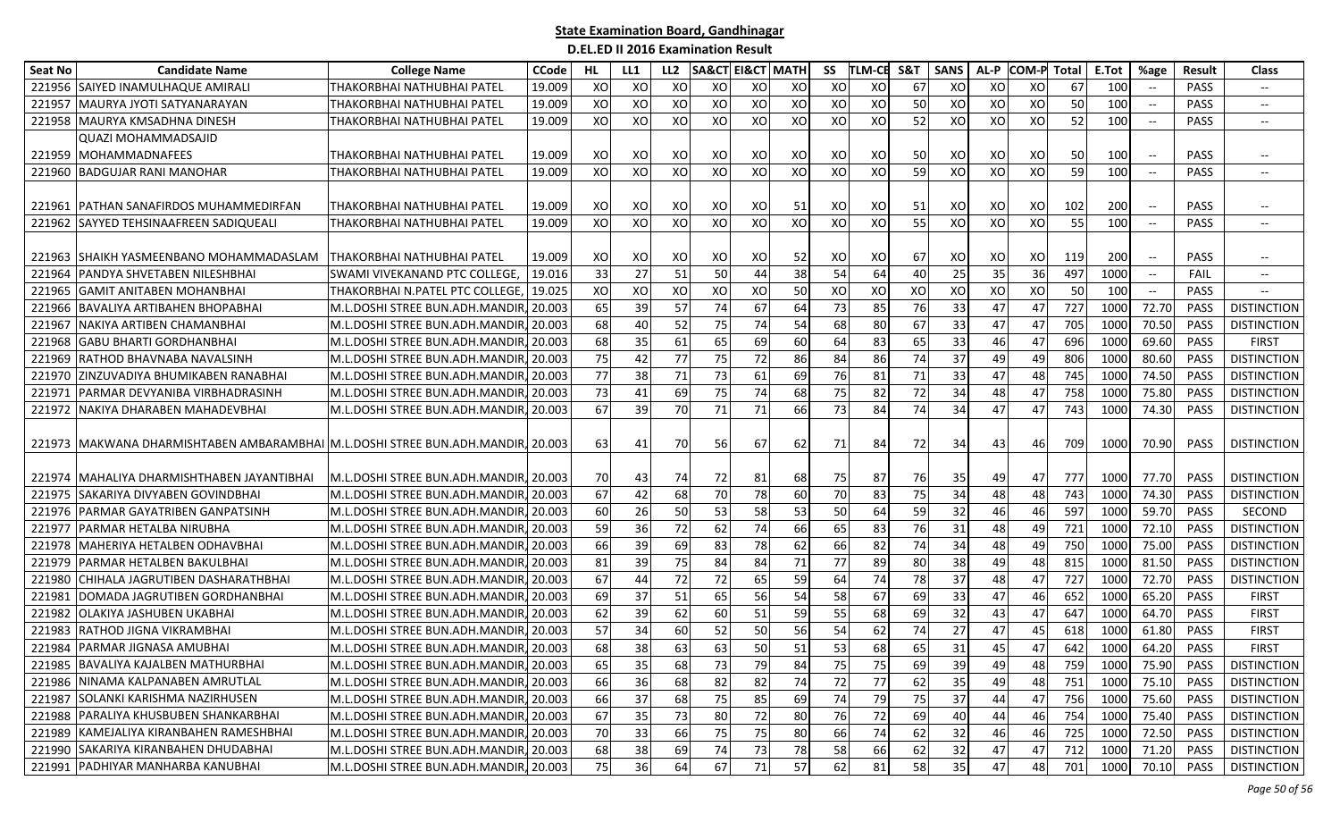**State Examination Board, Gandhinagar**

**D.EL.ED II 2016 Examination Result**

| Seat No | Candidate Name | College Name | CCode | HL | LL1 | LL2 | SA&CT | EI&CT | MATH | SS | TLM-CE | S&T | SANS | AL-P | COM-P | Total | E.Tot | %age | Result | Class |
|---|---|---|---|---|---|---|---|---|---|---|---|---|---|---|---|---|---|---|---|---|
| 221956 | SAIYED INAMULHAQUE AMIRALI | THAKORBHAI NATHUBHAI PATEL | 19.009 | XO | XO | XO | XO | XO | XO | XO | XO | 67 | XO | XO | XO | 67 | 100 | -- | PASS | -- |
| 221957 | MAURYA JYOTI SATYANARAYAN | THAKORBHAI NATHUBHAI PATEL | 19.009 | XO | XO | XO | XO | XO | XO | XO | XO | 50 | XO | XO | XO | 50 | 100 | -- | PASS | -- |
| 221958 | MAURYA KMSADHNA DINESH | THAKORBHAI NATHUBHAI PATEL | 19.009 | XO | XO | XO | XO | XO | XO | XO | XO | 52 | XO | XO | XO | 52 | 100 | -- | PASS | -- |
| 221959 | QUAZI MOHAMMADSAJID MOHAMMADNAFEES | THAKORBHAI NATHUBHAI PATEL | 19.009 | XO | XO | XO | XO | XO | XO | XO | XO | 50 | XO | XO | XO | 50 | 100 | -- | PASS | -- |
| 221960 | BADGUJAR RANI MANOHAR | THAKORBHAI NATHUBHAI PATEL | 19.009 | XO | XO | XO | XO | XO | XO | XO | XO | 59 | XO | XO | XO | 59 | 100 | -- | PASS | -- |
| 221961 | PATHAN SANAFIRDOS MUHAMMEDIRFAN | THAKORBHAI NATHUBHAI PATEL | 19.009 | XO | XO | XO | XO | XO | 51 | XO | XO | 51 | XO | XO | XO | 102 | 200 | -- | PASS | -- |
| 221962 | SAYYED TEHSINAAFREEN SADIQUEALI | THAKORBHAI NATHUBHAI PATEL | 19.009 | XO | XO | XO | XO | XO | XO | XO | XO | 55 | XO | XO | XO | 55 | 100 | -- | PASS | -- |
| 221963 | SHAIKH YASMEENBANO MOHAMMADASLAM | THAKORBHAI NATHUBHAI PATEL | 19.009 | XO | XO | XO | XO | XO | 52 | XO | XO | 67 | XO | XO | XO | 119 | 200 | -- | PASS | -- |
| 221964 | PANDYA SHVETABEN NILESHBHAI | SWAMI VIVEKANAND PTC COLLEGE, | 19.016 | 33 | 27 | 51 | 50 | 44 | 38 | 54 | 64 | 40 | 25 | 35 | 36 | 497 | 1000 | -- | FAIL | -- |
| 221965 | GAMIT ANITABEN MOHANBHAI | THAKORBHAI N.PATEL PTC COLLEGE, | 19.025 | XO | XO | XO | XO | XO | 50 | XO | XO | XO | XO | XO | XO | 50 | 100 | -- | PASS | -- |
| 221966 | BAVALIYA ARTIBAHEN BHOPABHAI | M.L.DOSHI STREE BUN.ADH.MANDIR, | 20.003 | 65 | 39 | 57 | 74 | 67 | 64 | 73 | 85 | 76 | 33 | 47 | 47 | 727 | 1000 | 72.70 | PASS | DISTINCTION |
| 221967 | NAKIYA ARTIBEN CHAMANBHAI | M.L.DOSHI STREE BUN.ADH.MANDIR, | 20.003 | 68 | 40 | 52 | 75 | 74 | 54 | 68 | 80 | 67 | 33 | 47 | 47 | 705 | 1000 | 70.50 | PASS | DISTINCTION |
| 221968 | GABU BHARTI GORDHANBHAI | M.L.DOSHI STREE BUN.ADH.MANDIR, | 20.003 | 68 | 35 | 61 | 65 | 69 | 60 | 64 | 83 | 65 | 33 | 46 | 47 | 696 | 1000 | 69.60 | PASS | FIRST |
| 221969 | RATHOD BHAVNABA NAVALSINH | M.L.DOSHI STREE BUN.ADH.MANDIR, | 20.003 | 75 | 42 | 77 | 75 | 72 | 86 | 84 | 86 | 74 | 37 | 49 | 49 | 806 | 1000 | 80.60 | PASS | DISTINCTION |
| 221970 | ZINZUVADIYA BHUMIKABEN RANABHAI | M.L.DOSHI STREE BUN.ADH.MANDIR, | 20.003 | 77 | 38 | 71 | 73 | 61 | 69 | 76 | 81 | 71 | 33 | 47 | 48 | 745 | 1000 | 74.50 | PASS | DISTINCTION |
| 221971 | PARMAR DEVYANIBA VIRBHADRASINH | M.L.DOSHI STREE BUN.ADH.MANDIR, | 20.003 | 73 | 41 | 69 | 75 | 74 | 68 | 75 | 82 | 72 | 34 | 48 | 47 | 758 | 1000 | 75.80 | PASS | DISTINCTION |
| 221972 | NAKIYA DHARABEN MAHADEVBHAI | M.L.DOSHI STREE BUN.ADH.MANDIR, | 20.003 | 67 | 39 | 70 | 71 | 71 | 66 | 73 | 84 | 74 | 34 | 47 | 47 | 743 | 1000 | 74.30 | PASS | DISTINCTION |
| 221973 | MAKWANA DHARMISHTABEN AMBARAMBHAI | M.L.DOSHI STREE BUN.ADH.MANDIR, | 20.003 | 63 | 41 | 70 | 56 | 67 | 62 | 71 | 84 | 72 | 34 | 43 | 46 | 709 | 1000 | 70.90 | PASS | DISTINCTION |
| 221974 | MAHALIYA DHARMISHTHABEN JAYANTIBHAI | M.L.DOSHI STREE BUN.ADH.MANDIR, | 20.003 | 70 | 43 | 74 | 72 | 81 | 68 | 75 | 87 | 76 | 35 | 49 | 47 | 777 | 1000 | 77.70 | PASS | DISTINCTION |
| 221975 | SAKARIYA DIVYABEN GOVINDBHAI | M.L.DOSHI STREE BUN.ADH.MANDIR, | 20.003 | 67 | 42 | 68 | 70 | 78 | 60 | 70 | 83 | 75 | 34 | 48 | 48 | 743 | 1000 | 74.30 | PASS | DISTINCTION |
| 221976 | PARMAR GAYATRIBEN GANPATSINH | M.L.DOSHI STREE BUN.ADH.MANDIR, | 20.003 | 60 | 26 | 50 | 53 | 58 | 53 | 50 | 64 | 59 | 32 | 46 | 46 | 597 | 1000 | 59.70 | PASS | SECOND |
| 221977 | PARMAR HETALBA NIRUBHA | M.L.DOSHI STREE BUN.ADH.MANDIR, | 20.003 | 59 | 36 | 72 | 62 | 74 | 66 | 65 | 83 | 76 | 31 | 48 | 49 | 721 | 1000 | 72.10 | PASS | DISTINCTION |
| 221978 | MAHERIYA HETALBEN ODHAVBHAI | M.L.DOSHI STREE BUN.ADH.MANDIR, | 20.003 | 66 | 39 | 69 | 83 | 78 | 62 | 66 | 82 | 74 | 34 | 48 | 49 | 750 | 1000 | 75.00 | PASS | DISTINCTION |
| 221979 | PARMAR HETALBEN BAKULBHAI | M.L.DOSHI STREE BUN.ADH.MANDIR, | 20.003 | 81 | 39 | 75 | 84 | 84 | 71 | 77 | 89 | 80 | 38 | 49 | 48 | 815 | 1000 | 81.50 | PASS | DISTINCTION |
| 221980 | CHIHALA JAGRUTIBEN DASHARATHBHAI | M.L.DOSHI STREE BUN.ADH.MANDIR, | 20.003 | 67 | 44 | 72 | 72 | 65 | 59 | 64 | 74 | 78 | 37 | 48 | 47 | 727 | 1000 | 72.70 | PASS | DISTINCTION |
| 221981 | DOMADA JAGRUTIBEN GORDHANBHAI | M.L.DOSHI STREE BUN.ADH.MANDIR, | 20.003 | 69 | 37 | 51 | 65 | 56 | 54 | 58 | 67 | 69 | 33 | 47 | 46 | 652 | 1000 | 65.20 | PASS | FIRST |
| 221982 | OLAKIYA JASHUBEN UKABHAI | M.L.DOSHI STREE BUN.ADH.MANDIR, | 20.003 | 62 | 39 | 62 | 60 | 51 | 59 | 55 | 68 | 69 | 32 | 43 | 47 | 647 | 1000 | 64.70 | PASS | FIRST |
| 221983 | RATHOD JIGNA VIKRAMBHAI | M.L.DOSHI STREE BUN.ADH.MANDIR, | 20.003 | 57 | 34 | 60 | 52 | 50 | 56 | 54 | 62 | 74 | 27 | 47 | 45 | 618 | 1000 | 61.80 | PASS | FIRST |
| 221984 | PARMAR JIGNASA AMUBHAI | M.L.DOSHI STREE BUN.ADH.MANDIR, | 20.003 | 68 | 38 | 63 | 63 | 50 | 51 | 53 | 68 | 65 | 31 | 45 | 47 | 642 | 1000 | 64.20 | PASS | FIRST |
| 221985 | BAVALIYA KAJALBEN MATHURBHAI | M.L.DOSHI STREE BUN.ADH.MANDIR, | 20.003 | 65 | 35 | 68 | 73 | 79 | 84 | 75 | 75 | 69 | 39 | 49 | 48 | 759 | 1000 | 75.90 | PASS | DISTINCTION |
| 221986 | NINAMA KALPANABEN AMRUTLAL | M.L.DOSHI STREE BUN.ADH.MANDIR, | 20.003 | 66 | 36 | 68 | 82 | 82 | 74 | 72 | 77 | 62 | 35 | 49 | 48 | 751 | 1000 | 75.10 | PASS | DISTINCTION |
| 221987 | SOLANKI KARISHMA NAZIRHUSEN | M.L.DOSHI STREE BUN.ADH.MANDIR, | 20.003 | 66 | 37 | 68 | 75 | 85 | 69 | 74 | 79 | 75 | 37 | 44 | 47 | 756 | 1000 | 75.60 | PASS | DISTINCTION |
| 221988 | PARALIYA KHUSBUBEN SHANKARBHAI | M.L.DOSHI STREE BUN.ADH.MANDIR, | 20.003 | 67 | 35 | 73 | 80 | 72 | 80 | 76 | 72 | 69 | 40 | 44 | 46 | 754 | 1000 | 75.40 | PASS | DISTINCTION |
| 221989 | KAMEJALIYA KIRANBAHEN RAMESHBHAI | M.L.DOSHI STREE BUN.ADH.MANDIR, | 20.003 | 70 | 33 | 66 | 75 | 75 | 80 | 66 | 74 | 62 | 32 | 46 | 46 | 725 | 1000 | 72.50 | PASS | DISTINCTION |
| 221990 | SAKARIYA KIRANBAHEN DHUDABHAI | M.L.DOSHI STREE BUN.ADH.MANDIR, | 20.003 | 68 | 38 | 69 | 74 | 73 | 78 | 58 | 66 | 62 | 32 | 47 | 47 | 712 | 1000 | 71.20 | PASS | DISTINCTION |
| 221991 | PADHIYAR MANHARBA KANUBHAI | M.L.DOSHI STREE BUN.ADH.MANDIR, | 20.003 | 75 | 36 | 64 | 67 | 71 | 57 | 62 | 81 | 58 | 35 | 47 | 48 | 701 | 1000 | 70.10 | PASS | DISTINCTION |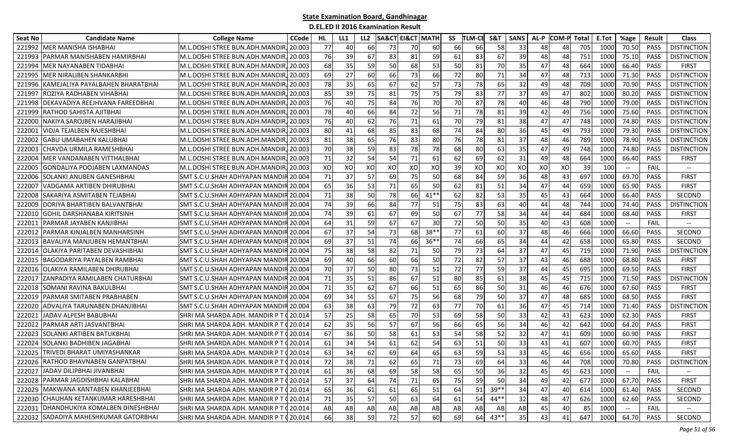## State Examination Board, Gandhinagar

### D.EL.ED II 2016 Examination Result

| Seat No | Candidate Name | College Name | CCode | HL | LL1 | LL2 | SA&CT | EI&CT | MATH | SS | TLM-CE | S&T | SANS | AL-P | COM-P | Total | E.Tot | %age | Result | Class |
|---|---|---|---|---|---|---|---|---|---|---|---|---|---|---|---|---|---|---|---|---|
| 221992 | MER MANISHA ISHABHAI | M.L.DOSHI STREE BUN.ADH.MANDIR, | 20.003 | 77 | 40 | 66 | 73 | 70 | 60 | 66 | 66 | 58 | 33 | 48 | 48 | 705 | 1000 | 70.50 | PASS | DISTINCTION |
| 221993 | PARMAR MANISHABEN HAMIRBHAI | M.L.DOSHI STREE BUN.ADH.MANDIR, | 20.003 | 76 | 39 | 67 | 83 | 81 | 59 | 61 | 83 | 67 | 39 | 48 | 48 | 751 | 1000 | 75.10 | PASS | DISTINCTION |
| 221994 | MER NAYANABEN TIDABHAI | M.L.DOSHI STREE BUN.ADH.MANDIR, | 20.003 | 68 | 35 | 59 | 50 | 68 | 53 | 50 | 81 | 70 | 35 | 47 | 48 | 664 | 1000 | 66.40 | PASS | FIRST |
| 221995 | MER NIRALIBEN SHANKARBHI | M.L.DOSHI STREE BUN.ADH.MANDIR, | 20.003 | 69 | 27 | 60 | 66 | 73 | 66 | 72 | 80 | 71 | 34 | 47 | 48 | 713 | 1000 | 71.30 | PASS | DISTINCTION |
| 221996 | KAMEJALIYA PAYALBAHEN BHARATBHAI | M.L.DOSHI STREE BUN.ADH.MANDIR, | 20.003 | 78 | 35 | 65 | 67 | 62 | 57 | 73 | 78 | 65 | 32 | 49 | 48 | 709 | 1000 | 70.90 | PASS | DISTINCTION |
| 221997 | ROZIYA RADHABEN VIHABHAI | M.L.DOSHI STREE BUN.ADH.MANDIR, | 20.003 | 85 | 39 | 75 | 81 | 75 | 75 | 79 | 83 | 77 | 37 | 49 | 47 | 802 | 1000 | 80.20 | PASS | DISTINCTION |
| 221998 | DEKAVADIYA REEJHVANA FAREEDBHAI | M.L.DOSHI STREE BUN.ADH.MANDIR, | 20.003 | 76 | 40 | 75 | 84 | 76 | 70 | 70 | 87 | 78 | 40 | 46 | 48 | 790 | 1000 | 79.00 | PASS | DISTINCTION |
| 221999 | RATHOD SAHISTA AJITBHAI | M.L.DOSHI STREE BUN.ADH.MANDIR, | 20.003 | 78 | 40 | 66 | 84 | 72 | 56 | 71 | 78 | 81 | 39 | 42 | 49 | 756 | 1000 | 75.60 | PASS | DISTINCTION |
| 222000 | NAKIYA SAROJBEN HARAJIBHAI | M.L.DOSHI STREE BUN.ADH.MANDIR, | 20.003 | 76 | 40 | 62 | 76 | 71 | 61 | 70 | 79 | 81 | 38 | 47 | 47 | 748 | 1000 | 74.80 | PASS | DISTINCTION |
| 222001 | VIDJA TEJALBEN RAJESHBHAI | M.L.DOSHI STREE BUN.ADH.MANDIR, | 20.003 | 80 | 41 | 68 | 85 | 83 | 68 | 74 | 84 | 80 | 36 | 45 | 49 | 793 | 1000 | 79.30 | PASS | DISTINCTION |
| 222002 | GABU UMABAHEN KALUBHAI | M.L.DOSHI STREE BUN.ADH.MANDIR, | 20.003 | 81 | 38 | 65 | 76 | 83 | 80 | 76 | 78 | 81 | 37 | 48 | 46 | 789 | 1000 | 78.90 | PASS | DISTINCTION |
| 222003 | CHAVDA URMILA RAMESHBHAI | M.L.DOSHI STREE BUN.ADH.MANDIR, | 20.003 | 70 | 38 | 59 | 83 | 78 | 78 | 68 | 80 | 63 | 35 | 47 | 49 | 748 | 1000 | 74.80 | PASS | DISTINCTION |
| 222004 | MER VANDANABEN VITTHALBHAI | M.L.DOSHI STREE BUN.ADH.MANDIR, | 20.003 | 71 | 32 | 54 | 54 | 71 | 61 | 62 | 69 | 62 | 31 | 49 | 48 | 664 | 1000 | 66.40 | PASS | FIRST |
| 222005 | GONDALIYA POOJABEN LAXMANDAS | M.L.DOSHI STREE BUN.ADH.MANDIR, | 20.003 | XO | XO | XO | XO | XO | XO | 39 | XO | XO | XO | XO | XO | 39 | 100 | -- | FAIL | -- |
| 222006 | SOLANKI ANUBEN GANESHBHAI | SMT S.C.U.SHAH ADHYAPAN MANDIR | 20.004 | 71 | 37 | 57 | 69 | 75 | 50 | 68 | 84 | 59 | 36 | 48 | 43 | 697 | 1000 | 69.70 | PASS | FIRST |
| 222007 | VADGAMA ARTIBEN DHIRUBHAI | SMT S.C.U.SHAH ADHYAPAN MANDIR | 20.004 | 65 | 36 | 53 | 71 | 65 | 50 | 62 | 81 | 51 | 34 | 47 | 44 | 659 | 1000 | 65.90 | PASS | FIRST |
| 222008 | SAKARIYA ASMITABEN TEJABHAI | SMT S.C.U.SHAH ADHYAPAN MANDIR | 20.004 | 71 | 38 | 50 | 78 | 66 | 41** | 62 | 82 | 53 | 35 | 45 | 43 | 664 | 1000 | 66.40 | PASS | SECOND |
| 222009 | DORIYA BHARTIBEN BALVANTBHAI | SMT S.C.U.SHAH ADHYAPAN MANDIR | 20.004 | 74 | 39 | 66 | 84 | 77 | 51 | 75 | 83 | 63 | 40 | 44 | 48 | 744 | 1000 | 74.40 | PASS | DISTINCTION |
| 222010 | GOHIL DARSHANABA KIRITSINH | SMT S.C.U.SHAH ADHYAPAN MANDIR | 20.004 | 74 | 39 | 61 | 67 | 69 | 50 | 67 | 77 | 58 | 34 | 44 | 44 | 684 | 1000 | 68.40 | PASS | FIRST |
| 222011 | PARMAR JAYABEN KANJIBHAI | SMT S.C.U.SHAH ADHYAPAN MANDIR | 20.004 | 64 | 31 | 59 | 67 | 67 | 30 | 72 | 50 | 50 | 35 | 40 | 43 | 608 | 1000 | -- | FAIL | -- |
| 222012 | PARMAR KINJALBEN MANHARSINH | SMT S.C.U.SHAH ADHYAPAN MANDIR | 20.004 | 67 | 37 | 54 | 73 | 68 | 38** | 77 | 61 | 60 | 37 | 48 | 46 | 666 | 1000 | 66.60 | PASS | SECOND |
| 222013 | BAVALIYA MANJUBEN HEMANTBHAI | SMT S.C.U.SHAH ADHYAPAN MANDIR | 20.004 | 69 | 37 | 51 | 74 | 66 | 36** | 74 | 66 | 65 | 34 | 44 | 42 | 658 | 1000 | 65.80 | PASS | SECOND |
| 222014 | OLAKIYA PARITABEN DEVASHIBHAI | SMT S.C.U.SHAH ADHYAPAN MANDIR | 20.004 | 75 | 38 | 58 | 82 | 71 | 50 | 79 | 73 | 64 | 37 | 47 | 45 | 719 | 1000 | 71.90 | PASS | DISTINCTION |
| 222015 | BAGODARIYA PAYALBEN RAMBHAI | SMT S.C.U.SHAH ADHYAPAN MANDIR | 20.004 | 69 | 40 | 66 | 60 | 66 | 50 | 72 | 82 | 57 | 37 | 43 | 46 | 688 | 1000 | 68.80 | PASS | FIRST |
| 222016 | OLAKIYA RAMILABEN DHIRUBHAI | SMT S.C.U.SHAH ADHYAPAN MANDIR | 20.004 | 70 | 37 | 50 | 80 | 73 | 51 | 72 | 77 | 59 | 37 | 44 | 45 | 695 | 1000 | 69.50 | PASS | FIRST |
| 222017 | ZANPADIYA RAMILABEN CHATURBHAI | SMT S.C.U.SHAH ADHYAPAN MANDIR | 20.004 | 71 | 35 | 51 | 86 | 67 | 51 | 80 | 85 | 61 | 38 | 45 | 45 | 715 | 1000 | 71.50 | PASS | DISTINCTION |
| 222018 | SOMANI RAVINA BAKULBHAI | SMT S.C.U.SHAH ADHYAPAN MANDIR | 20.004 | 71 | 35 | 62 | 67 | 66 | 51 | 65 | 86 | 50 | 31 | 46 | 46 | 676 | 1000 | 67.60 | PASS | FIRST |
| 222019 | PARMAR SMITABEN PRABHABEN | SMT S.C.U.SHAH ADHYAPAN MANDIR | 20.004 | 69 | 34 | 55 | 67 | 75 | 56 | 68 | 79 | 50 | 37 | 47 | 48 | 685 | 1000 | 68.50 | PASS | FIRST |
| 222020 | ADVALIYA TARUNABEN DHANJIBHAI | SMT S.C.U.SHAH ADHYAPAN MANDIR | 20.004 | 63 | 38 | 63 | 79 | 72 | 63 | 77 | 70 | 61 | 36 | 47 | 45 | 714 | 1000 | 71.40 | PASS | DISTINCTION |
| 222021 | JADAV ALPESH BABUBHAI | SHRI MA SHARDA ADH. MANDIR P T C | 20.014 | 57 | 25 | 58 | 65 | 70 | 53 | 69 | 58 | 50 | 33 | 42 | 43 | 623 | 1000 | 62.30 | PASS | FIRST |
| 222022 | PARMAR ARTI JASVANTBHAI | SHRI MA SHARDA ADH. MANDIR P T C | 20.014 | 62 | 35 | 56 | 57 | 67 | 56 | 66 | 65 | 56 | 34 | 46 | 42 | 642 | 1000 | 64.20 | PASS | FIRST |
| 222023 | SOLANKI ARTIBEN BATUKBHAI | SHRI MA SHARDA ADH. MANDIR P T C | 20.014 | 67 | 36 | 50 | 58 | 61 | 53 | 54 | 58 | 52 | 32 | 47 | 41 | 609 | 1000 | 60.90 | PASS | FIRST |
| 222024 | SOLANKI BADHIBEN JAGABHAI | SHRI MA SHARDA ADH. MANDIR P T C | 20.014 | 61 | 34 | 54 | 61 | 62 | 54 | 63 | 51 | 50 | 33 | 43 | 41 | 607 | 1000 | 60.70 | PASS | FIRST |
| 222025 | TRIVEDI BHARAT UMIYASHANKAR | SHRI MA SHARDA ADH. MANDIR P T C | 20.014 | 63 | 34 | 62 | 69 | 64 | 65 | 63 | 59 | 53 | 33 | 45 | 46 | 656 | 1000 | 65.60 | PASS | FIRST |
| 222026 | RATHOD BHAVNABEN GANPATBHAI | SHRI MA SHARDA ADH. MANDIR P T C | 20.014 | 72 | 38 | 71 | 62 | 65 | 71 | 73 | 69 | 64 | 33 | 46 | 44 | 708 | 1000 | 70.80 | PASS | DISTINCTION |
| 222027 | JADAV DILIPBHAI JIVANBHAI | SHRI MA SHARDA ADH. MANDIR P T C | 20.014 | 61 | 36 | 68 | 69 | 58 | 58 | 65 | 50 | 36 | 32 | 45 | 45 | 623 | 1000 | -- | FAIL | -- |
| 222028 | PARMAR JAGDISHBHAI KALABHAI | SHRI MA SHARDA ADH. MANDIR P T C | 20.014 | 57 | 37 | 64 | 74 | 71 | 65 | 75 | 59 | 50 | 34 | 49 | 42 | 677 | 1000 | 67.70 | PASS | FIRST |
| 222029 | MAKWANA KANTABEN KHANJEEBHAI | SHRI MA SHARDA ADH. MANDIR P T C | 20.014 | 65 | 36 | 61 | 61 | 65 | 51 | 64 | 51 | 39** | 34 | 47 | 40 | 614 | 1000 | 61.40 | PASS | SECOND |
| 222030 | CHAUHAN KETANKUMAR HARESHBHAI | SHRI MA SHARDA ADH. MANDIR P T C | 20.014 | 71 | 35 | 57 | 50 | 63 | 64 | 61 | 54 | 44** | 32 | 48 | 47 | 626 | 1000 | 62.60 | PASS | SECOND |
| 222031 | DHANDHUKIYA KOMALBEN DINESHBHAI | SHRI MA SHARDA ADH. MANDIR P T C | 20.014 | AB | AB | AB | AB | AB | AB | AB | AB | AB | AB | 45 | 40 | 85 | 1000 | -- | FAIL | -- |
| 222032 | SADADIYA MAHESHKUMAR GATORBHAI | SHRI MA SHARDA ADH. MANDIR P T C | 20.014 | 66 | 38 | 59 | 72 | 57 | 60 | 69 | 64 | 43** | 35 | 43 | 41 | 647 | 1000 | 64.70 | PASS | SECOND |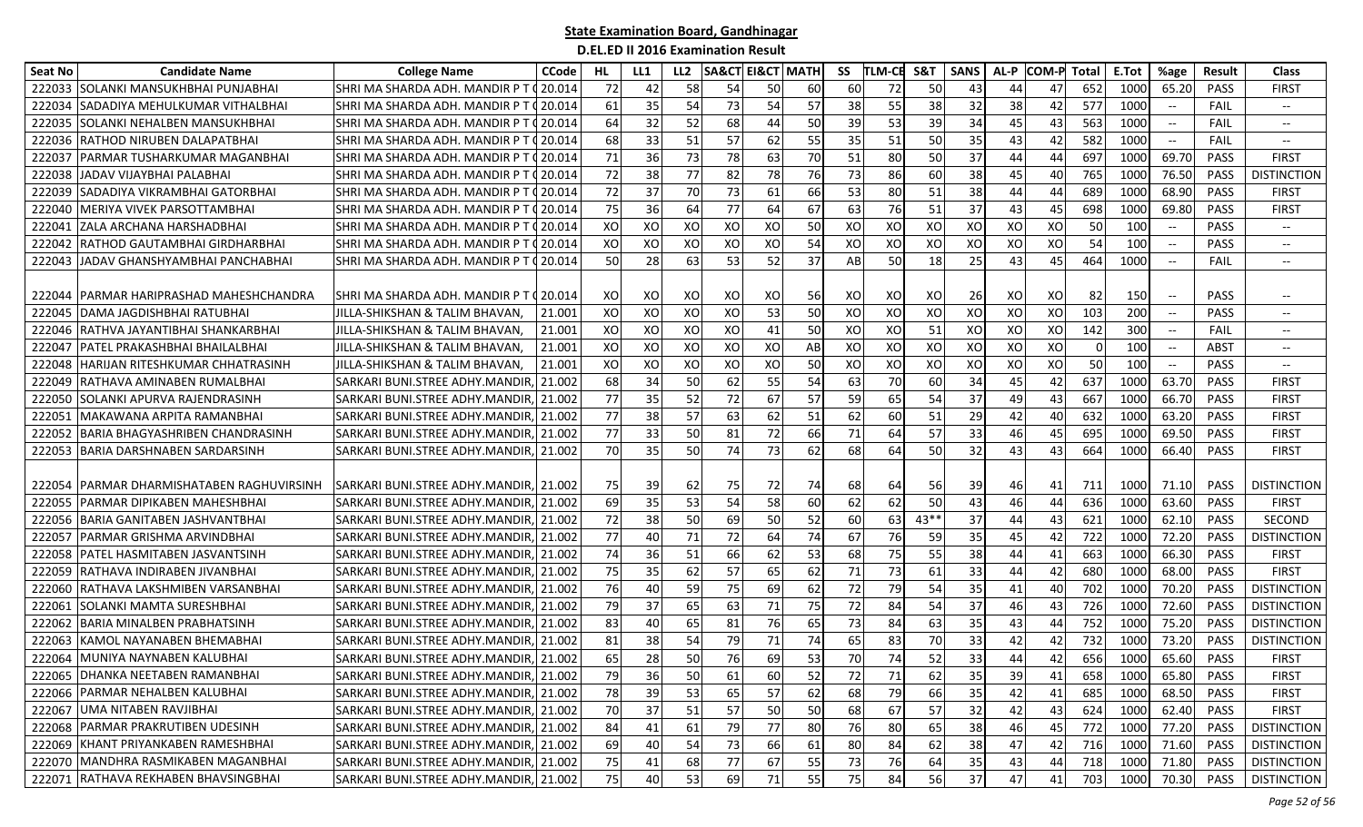## State Examination Board, Gandhinagar

### D.El.ED II 2016 Examination Result

| Seat No | Candidate Name | College Name | CCode | HL | LL1 | LL2 | SA&CT | EI&CT | MATH | SS | TLM-CE | S&T | SANS | AL-P | COM-P | Total | E.Tot | %age | Result | Class |
|---|---|---|---|---|---|---|---|---|---|---|---|---|---|---|---|---|---|---|---|---|
| 222033 | SOLANKI MANSUKHBHAI PUNJABHAI | SHRI MA SHARDA ADH. MANDIR P T ( | 20.014 | 72 | 42 | 58 | 54 | 50 | 60 | 60 | 72 | 50 | 43 | 44 | 47 | 652 | 1000 | 65.20 | PASS | FIRST |
| 222034 | SADADIYA MEHULKUMAR VITHALBHAI | SHRI MA SHARDA ADH. MANDIR P T ( | 20.014 | 61 | 35 | 54 | 73 | 54 | 57 | 38 | 55 | 38 | 32 | 38 | 42 | 577 | 1000 | -- | FAIL | -- |
| 222035 | SOLANKI NEHALBEN MANSUKHBHAI | SHRI MA SHARDA ADH. MANDIR P T ( | 20.014 | 64 | 32 | 52 | 68 | 44 | 50 | 39 | 53 | 39 | 34 | 45 | 43 | 563 | 1000 | -- | FAIL | -- |
| 222036 | RATHOD NIRUBEN DALAPATBHAI | SHRI MA SHARDA ADH. MANDIR P T ( | 20.014 | 68 | 33 | 51 | 57 | 62 | 55 | 35 | 51 | 50 | 35 | 43 | 42 | 582 | 1000 | -- | FAIL | -- |
| 222037 | PARMAR TUSHARKUMAR MAGANBHAI | SHRI MA SHARDA ADH. MANDIR P T ( | 20.014 | 71 | 36 | 73 | 78 | 63 | 70 | 51 | 80 | 50 | 37 | 44 | 44 | 697 | 1000 | 69.70 | PASS | FIRST |
| 222038 | JADAV VIJAYBHAI PALABHAI | SHRI MA SHARDA ADH. MANDIR P T ( | 20.014 | 72 | 38 | 77 | 82 | 78 | 76 | 73 | 86 | 60 | 38 | 45 | 40 | 765 | 1000 | 76.50 | PASS | DISTINCTION |
| 222039 | SADADIYA VIKRAMBHAI GATORBHAI | SHRI MA SHARDA ADH. MANDIR P T ( | 20.014 | 72 | 37 | 70 | 73 | 61 | 66 | 53 | 80 | 51 | 38 | 44 | 44 | 689 | 1000 | 68.90 | PASS | FIRST |
| 222040 | MERIYA VIVEK PARSOTTAMBHAI | SHRI MA SHARDA ADH. MANDIR P T ( | 20.014 | 75 | 36 | 64 | 77 | 64 | 67 | 63 | 76 | 51 | 37 | 43 | 45 | 698 | 1000 | 69.80 | PASS | FIRST |
| 222041 | ZALA ARCHANA HARSHADBHAI | SHRI MA SHARDA ADH. MANDIR P T ( | 20.014 | XO | XO | XO | XO | XO | 50 | XO | XO | XO | XO | XO | XO | 50 | 100 | -- | PASS | -- |
| 222042 | RATHOD GAUTAMBHAI GIRDHARBHAI | SHRI MA SHARDA ADH. MANDIR P T ( | 20.014 | XO | XO | XO | XO | XO | 54 | XO | XO | XO | XO | XO | XO | 54 | 100 | -- | PASS | -- |
| 222043 | JADAV GHANSHYAMBHAI PANCHABHAI | SHRI MA SHARDA ADH. MANDIR P T ( | 20.014 | 50 | 28 | 63 | 53 | 52 | 37 | AB | 50 | 18 | 25 | 43 | 45 | 464 | 1000 | -- | FAIL | -- |
| 222044 | PARMAR HARIPRASHAD MAHESHCHANDRA | SHRI MA SHARDA ADH. MANDIR P T ( | 20.014 | XO | XO | XO | XO | XO | 56 | XO | XO | XO | 26 | XO | XO | 82 | 150 | -- | PASS | -- |
| 222045 | DAMA JAGDISHBHAI RATUBHAI | JILLA-SHIKSHAN & TALIM BHAVAN, | 21.001 | XO | XO | XO | XO | 53 | 50 | XO | XO | XO | XO | XO | XO | 103 | 200 | -- | PASS | -- |
| 222046 | RATHVA JAYANTIBHAI SHANKARBHAI | JILLA-SHIKSHAN & TALIM BHAVAN, | 21.001 | XO | XO | XO | XO | 41 | 50 | XO | XO | 51 | XO | XO | XO | 142 | 300 | -- | FAIL | -- |
| 222047 | PATEL PRAKASHBHAI BHAILALBHAI | JILLA-SHIKSHAN & TALIM BHAVAN, | 21.001 | XO | XO | XO | XO | XO | AB | XO | XO | XO | XO | XO | XO | 0 | 100 | -- | ABST | -- |
| 222048 | HARIJAN RITESHKUMAR CHHATRASINH | JILLA-SHIKSHAN & TALIM BHAVAN, | 21.001 | XO | XO | XO | XO | XO | 50 | XO | XO | XO | XO | XO | XO | 50 | 100 | -- | PASS | -- |
| 222049 | RATHAVA AMINABEN RUMALBHAI | SARKARI BUNI.STREE ADHY.MANDIR, | 21.002 | 68 | 34 | 50 | 62 | 55 | 54 | 63 | 70 | 60 | 34 | 45 | 42 | 637 | 1000 | 63.70 | PASS | FIRST |
| 222050 | SOLANKI APURVA RAJENDRASINH | SARKARI BUNI.STREE ADHY.MANDIR, | 21.002 | 77 | 35 | 52 | 72 | 67 | 57 | 59 | 65 | 54 | 37 | 49 | 43 | 667 | 1000 | 66.70 | PASS | FIRST |
| 222051 | MAKAWANA ARPITA RAMANBHAI | SARKARI BUNI.STREE ADHY.MANDIR, | 21.002 | 77 | 38 | 57 | 63 | 62 | 51 | 62 | 60 | 51 | 29 | 42 | 40 | 632 | 1000 | 63.20 | PASS | FIRST |
| 222052 | BARIA BHAGYASHRIBEN CHANDRASINH | SARKARI BUNI.STREE ADHY.MANDIR, | 21.002 | 77 | 33 | 50 | 81 | 72 | 66 | 71 | 64 | 57 | 33 | 46 | 45 | 695 | 1000 | 69.50 | PASS | FIRST |
| 222053 | BARIA DARSHNABEN SARDARSINH | SARKARI BUNI.STREE ADHY.MANDIR, | 21.002 | 70 | 35 | 50 | 74 | 73 | 62 | 68 | 64 | 50 | 32 | 43 | 43 | 664 | 1000 | 66.40 | PASS | FIRST |
| 222054 | PARMAR DHARMISHATABEN RAGHUVIRSINH | SARKARI BUNI.STREE ADHY.MANDIR, | 21.002 | 75 | 39 | 62 | 75 | 72 | 74 | 68 | 64 | 56 | 39 | 46 | 41 | 711 | 1000 | 71.10 | PASS | DISTINCTION |
| 222055 | PARMAR DIPIKABEN MAHESHBHAI | SARKARI BUNI.STREE ADHY.MANDIR, | 21.002 | 69 | 35 | 53 | 54 | 58 | 60 | 62 | 62 | 50 | 43 | 46 | 44 | 636 | 1000 | 63.60 | PASS | FIRST |
| 222056 | BARIA GANITABEN JASHVANTBHAI | SARKARI BUNI.STREE ADHY.MANDIR, | 21.002 | 72 | 38 | 50 | 69 | 50 | 52 | 60 | 63 | 43** | 37 | 44 | 43 | 621 | 1000 | 62.10 | PASS | SECOND |
| 222057 | PARMAR GRISHMA ARVINDBHAI | SARKARI BUNI.STREE ADHY.MANDIR, | 21.002 | 77 | 40 | 71 | 72 | 64 | 74 | 67 | 76 | 59 | 35 | 45 | 42 | 722 | 1000 | 72.20 | PASS | DISTINCTION |
| 222058 | PATEL HASMITABEN JASVANTSINH | SARKARI BUNI.STREE ADHY.MANDIR, | 21.002 | 74 | 36 | 51 | 66 | 62 | 53 | 68 | 75 | 55 | 38 | 44 | 41 | 663 | 1000 | 66.30 | PASS | FIRST |
| 222059 | RATHAVA INDIRABEN JIVANBHAI | SARKARI BUNI.STREE ADHY.MANDIR, | 21.002 | 75 | 35 | 62 | 57 | 65 | 62 | 71 | 73 | 61 | 33 | 44 | 42 | 680 | 1000 | 68.00 | PASS | FIRST |
| 222060 | RATHAVA LAKSHMIBEN VARSANBHAI | SARKARI BUNI.STREE ADHY.MANDIR, | 21.002 | 76 | 40 | 59 | 75 | 69 | 62 | 72 | 79 | 54 | 35 | 41 | 40 | 702 | 1000 | 70.20 | PASS | DISTINCTION |
| 222061 | SOLANKI MAMTA SURESHBHAI | SARKARI BUNI.STREE ADHY.MANDIR, | 21.002 | 79 | 37 | 65 | 63 | 71 | 75 | 72 | 84 | 54 | 37 | 46 | 43 | 726 | 1000 | 72.60 | PASS | DISTINCTION |
| 222062 | BARIA MINALBEN PRABHATSINH | SARKARI BUNI.STREE ADHY.MANDIR, | 21.002 | 83 | 40 | 65 | 81 | 76 | 65 | 73 | 84 | 63 | 35 | 43 | 44 | 752 | 1000 | 75.20 | PASS | DISTINCTION |
| 222063 | KAMOL NAYANABEN BHEMABHAI | SARKARI BUNI.STREE ADHY.MANDIR, | 21.002 | 81 | 38 | 54 | 79 | 71 | 74 | 65 | 83 | 70 | 33 | 42 | 42 | 732 | 1000 | 73.20 | PASS | DISTINCTION |
| 222064 | MUNIYA NAYNABEN KALUBHAI | SARKARI BUNI.STREE ADHY.MANDIR, | 21.002 | 65 | 28 | 50 | 76 | 69 | 53 | 70 | 74 | 52 | 33 | 44 | 42 | 656 | 1000 | 65.60 | PASS | FIRST |
| 222065 | DHANKA NEETABEN RAMANBHAI | SARKARI BUNI.STREE ADHY.MANDIR, | 21.002 | 79 | 36 | 50 | 61 | 60 | 52 | 72 | 71 | 62 | 35 | 39 | 41 | 658 | 1000 | 65.80 | PASS | FIRST |
| 222066 | PARMAR NEHALBEN KALUBHAI | SARKARI BUNI.STREE ADHY.MANDIR, | 21.002 | 78 | 39 | 53 | 65 | 57 | 62 | 68 | 79 | 66 | 35 | 42 | 41 | 685 | 1000 | 68.50 | PASS | FIRST |
| 222067 | UMA NITABEN RAVJIBHAI | SARKARI BUNI.STREE ADHY.MANDIR, | 21.002 | 70 | 37 | 51 | 57 | 50 | 50 | 68 | 67 | 57 | 32 | 42 | 43 | 624 | 1000 | 62.40 | PASS | FIRST |
| 222068 | PARMAR PRAKRUTIBEN UDESINH | SARKARI BUNI.STREE ADHY.MANDIR, | 21.002 | 84 | 41 | 61 | 79 | 77 | 80 | 76 | 80 | 65 | 38 | 46 | 45 | 772 | 1000 | 77.20 | PASS | DISTINCTION |
| 222069 | KHANT PRIYANKABEN RAMESHBHAI | SARKARI BUNI.STREE ADHY.MANDIR, | 21.002 | 69 | 40 | 54 | 73 | 66 | 61 | 80 | 84 | 62 | 38 | 47 | 42 | 716 | 1000 | 71.60 | PASS | DISTINCTION |
| 222070 | MANDHRA RASMIKABEN MAGANBHAI | SARKARI BUNI.STREE ADHY.MANDIR, | 21.002 | 75 | 41 | 68 | 77 | 67 | 55 | 73 | 76 | 64 | 35 | 43 | 44 | 718 | 1000 | 71.80 | PASS | DISTINCTION |
| 222071 | RATHAVA REKHABEN BHAVSINGBHAI | SARKARI BUNI.STREE ADHY.MANDIR, | 21.002 | 75 | 40 | 53 | 69 | 71 | 55 | 75 | 84 | 56 | 37 | 47 | 41 | 703 | 1000 | 70.30 | PASS | DISTINCTION |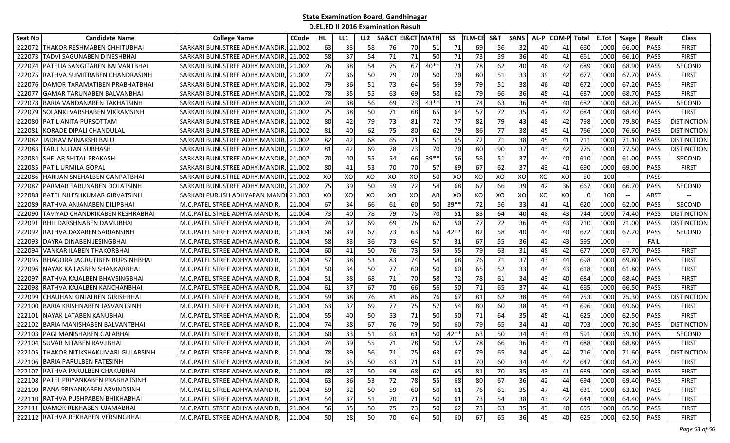# State Examination Board, Gandhinagar

## D.EL.ED II 2016 Examination Result

| Seat No | Candidate Name | College Name | CCode | HL | LL1 | LL2 | SA&CT | EI&CT | MATH | SS | TLM-CE | S&T | SANS | AL-P | COM-P | Total | E.Tot | %age | Result | Class |
|---|---|---|---|---|---|---|---|---|---|---|---|---|---|---|---|---|---|---|---|---|
| 222072 | THAKOR RESHMABEN CHHITUBHAI | SARKARI BUNI.STREE ADHY.MANDIR, | 21.002 | 63 | 33 | 58 | 76 | 70 | 51 | 71 | 69 | 56 | 32 | 40 | 41 | 660 | 1000 | 66.00 | PASS | FIRST |
| 222073 | TADVI SAGUNABEN DINESHBHAI | SARKARI BUNI.STREE ADHY.MANDIR, | 21.002 | 58 | 37 | 54 | 71 | 71 | 50 | 71 | 73 | 59 | 36 | 40 | 41 | 661 | 1000 | 66.10 | PASS | FIRST |
| 222074 | PATELIA SANGITABEN BALVANTBHAI | SARKARI BUNI.STREE ADHY.MANDIR, | 21.002 | 76 | 38 | 54 | 75 | 67 | 40** | 71 | 78 | 62 | 40 | 46 | 42 | 689 | 1000 | 68.90 | PASS | SECOND |
| 222075 | RATHVA SUMITRABEN CHANDRASINH | SARKARI BUNI.STREE ADHY.MANDIR, | 21.002 | 77 | 36 | 50 | 79 | 70 | 50 | 70 | 80 | 51 | 33 | 39 | 42 | 677 | 1000 | 67.70 | PASS | FIRST |
| 222076 | DAMOR TARAMATIBEN PRABHATBHAI | SARKARI BUNI.STREE ADHY.MANDIR, | 21.002 | 79 | 36 | 51 | 73 | 64 | 56 | 59 | 79 | 51 | 38 | 46 | 40 | 672 | 1000 | 67.20 | PASS | FIRST |
| 222077 | GAMAR TARUNABEN BALVANBHAI | SARKARI BUNI.STREE ADHY.MANDIR, | 21.002 | 78 | 35 | 55 | 63 | 69 | 58 | 62 | 79 | 66 | 36 | 45 | 41 | 687 | 1000 | 68.70 | PASS | FIRST |
| 222078 | BARIA VANDANABEN TAKHATSINH | SARKARI BUNI.STREE ADHY.MANDIR, | 21.002 | 74 | 38 | 56 | 69 | 73 | 43** | 71 | 74 | 63 | 36 | 45 | 40 | 682 | 1000 | 68.20 | PASS | SECOND |
| 222079 | SOLANKI VARSHABEN VIKRAMSINH | SARKARI BUNI.STREE ADHY.MANDIR, | 21.002 | 75 | 38 | 50 | 71 | 68 | 65 | 64 | 57 | 72 | 35 | 47 | 42 | 684 | 1000 | 68.40 | PASS | FIRST |
| 222080 | PATIL ANITA PURSOTTAM | SARKARI BUNI.STREE ADHY.MANDIR, | 21.002 | 80 | 42 | 79 | 73 | 81 | 72 | 77 | 82 | 79 | 43 | 48 | 42 | 798 | 1000 | 79.80 | PASS | DISTINCTION |
| 222081 | KORADE DIPALI CHANDULAL | SARKARI BUNI.STREE ADHY.MANDIR, | 21.002 | 81 | 40 | 62 | 75 | 80 | 62 | 79 | 86 | 77 | 38 | 45 | 41 | 766 | 1000 | 76.60 | PASS | DISTINCTION |
| 222082 | JADHAV MINAKSHI BALU | SARKARI BUNI.STREE ADHY.MANDIR, | 21.002 | 82 | 42 | 68 | 65 | 71 | 51 | 65 | 72 | 71 | 38 | 45 | 41 | 711 | 1000 | 71.10 | PASS | DISTINCTION |
| 222083 | TARU NUTAN SUBHASH | SARKARI BUNI.STREE ADHY.MANDIR, | 21.002 | 81 | 42 | 69 | 78 | 73 | 70 | 70 | 80 | 90 | 37 | 43 | 42 | 775 | 1000 | 77.50 | PASS | DISTINCTION |
| 222084 | SHELAR SHITAL PRAKASH | SARKARI BUNI.STREE ADHY.MANDIR, | 21.002 | 70 | 40 | 55 | 54 | 66 | 39** | 56 | 58 | 51 | 37 | 44 | 40 | 610 | 1000 | 61.00 | PASS | SECOND |
| 222085 | PATIL URMILA GOPAL | SARKARI BUNI.STREE ADHY.MANDIR, | 21.002 | 80 | 41 | 53 | 70 | 70 | 57 | 69 | 67 | 62 | 37 | 43 | 41 | 690 | 1000 | 69.00 | PASS | FIRST |
| 222086 | HARIJAN SNEHALBEN GANPATBHAI | SARKARI BUNI.STREE ADHY.MANDIR, | 21.002 | XO | XO | XO | XO | XO | 50 | XO | XO | XO | XO | XO | XO | 50 | 100 | -- | PASS | -- |
| 222087 | PARMAR TARUNABEN DOLATSINH | SARKARI BUNI.STREE ADHY.MANDIR, | 21.002 | 75 | 39 | 50 | 59 | 72 | 54 | 68 | 67 | 66 | 39 | 42 | 36 | 667 | 1000 | 66.70 | PASS | SECOND |
| 222088 | PATEL NILESHKUMAR GIRVATSINH | SARKARI PURUSH ADHYAPAN MANDI | 21.003 | XO | XO | XO | XO | XO | AB | XO | XO | XO | XO | XO | XO | 0 | 100 | -- | ABST | -- |
| 222089 | RATHVA ANJANABEN DILIPBHAI | M.C.PATEL STREE ADHYA.MANDIR, | 21.004 | 67 | 34 | 66 | 61 | 60 | 50 | 39** | 72 | 56 | 33 | 41 | 41 | 620 | 1000 | 62.00 | PASS | SECOND |
| 222090 | TAVIYAD CHANDRIKABEN KESHRABHAI | M.C.PATEL STREE ADHYA.MANDIR, | 21.004 | 73 | 40 | 78 | 79 | 75 | 70 | 51 | 83 | 64 | 40 | 48 | 43 | 744 | 1000 | 74.40 | PASS | DISTINCTION |
| 222091 | BHIL DARSHNABEN DAMUBHAI | M.C.PATEL STREE ADHYA.MANDIR, | 21.004 | 74 | 37 | 69 | 69 | 76 | 62 | 50 | 77 | 72 | 36 | 45 | 43 | 710 | 1000 | 71.00 | PASS | DISTINCTION |
| 222092 | RATHVA DAXABEN SARJANSINH | M.C.PATEL STREE ADHYA.MANDIR, | 21.004 | 68 | 39 | 67 | 73 | 63 | 56 | 42** | 82 | 58 | 40 | 44 | 40 | 672 | 1000 | 67.20 | PASS | SECOND |
| 222093 | DAYRA DINABEN JESINGBHAI | M.C.PATEL STREE ADHYA.MANDIR, | 21.004 | 58 | 33 | 36 | 73 | 64 | 57 | 31 | 67 | 55 | 36 | 42 | 43 | 595 | 1000 | -- | FAIL | -- |
| 222094 | VANKAR ILABEN THAKORBHAI | M.C.PATEL STREE ADHYA.MANDIR, | 21.004 | 60 | 41 | 50 | 76 | 73 | 59 | 55 | 79 | 63 | 31 | 48 | 42 | 677 | 1000 | 67.70 | PASS | FIRST |
| 222095 | BHAGORA JAGRUTIBEN RUPSINHBHAI | M.C.PATEL STREE ADHYA.MANDIR, | 21.004 | 57 | 38 | 53 | 83 | 74 | 54 | 68 | 76 | 71 | 37 | 43 | 44 | 698 | 1000 | 69.80 | PASS | FIRST |
| 222096 | NAYAK KAILASBEN SHANKARBHAI | M.C.PATEL STREE ADHYA.MANDIR, | 21.004 | 50 | 34 | 50 | 77 | 60 | 50 | 60 | 65 | 52 | 33 | 44 | 43 | 618 | 1000 | 61.80 | PASS | FIRST |
| 222097 | RATHVA KAJALBEN BHAVSINGBHAI | M.C.PATEL STREE ADHYA.MANDIR, | 21.004 | 51 | 38 | 68 | 71 | 70 | 58 | 72 | 78 | 61 | 34 | 43 | 40 | 684 | 1000 | 68.40 | PASS | FIRST |
| 222098 | RATHVA KAJALBEN KANCHANBHAI | M.C.PATEL STREE ADHYA.MANDIR, | 21.004 | 61 | 37 | 67 | 70 | 66 | 56 | 50 | 71 | 65 | 37 | 44 | 41 | 665 | 1000 | 66.50 | PASS | FIRST |
| 222099 | CHAUHAN KINJALBEN GIRISHBHAI | M.C.PATEL STREE ADHYA.MANDIR, | 21.004 | 59 | 38 | 76 | 81 | 86 | 76 | 67 | 81 | 62 | 38 | 45 | 44 | 753 | 1000 | 75.30 | PASS | DISTINCTION |
| 222100 | BARIA KRISHNABEN JASVANTSINH | M.C.PATEL STREE ADHYA.MANDIR, | 21.004 | 63 | 37 | 69 | 77 | 75 | 57 | 54 | 80 | 60 | 38 | 45 | 41 | 696 | 1000 | 69.60 | PASS | FIRST |
| 222101 | NAYAK LATABEN KANUBHAI | M.C.PATEL STREE ADHYA.MANDIR, | 21.004 | 55 | 40 | 50 | 53 | 71 | 50 | 50 | 71 | 64 | 35 | 45 | 41 | 625 | 1000 | 62.50 | PASS | FIRST |
| 222102 | BARIA MANISHABEN BALVANTBHAI | M.C.PATEL STREE ADHYA.MANDIR, | 21.004 | 74 | 38 | 67 | 76 | 79 | 50 | 60 | 79 | 65 | 34 | 41 | 40 | 703 | 1000 | 70.30 | PASS | DISTINCTION |
| 222103 | PAGI MANISHABEN GALABHAI | M.C.PATEL STREE ADHYA.MANDIR, | 21.004 | 60 | 33 | 51 | 63 | 61 | 50 | 42** | 63 | 50 | 34 | 43 | 41 | 591 | 1000 | 59.10 | PASS | SECOND |
| 222104 | SUVAR NITABEN RAVJIBHAI | M.C.PATEL STREE ADHYA.MANDIR, | 21.004 | 74 | 39 | 55 | 71 | 78 | 50 | 57 | 78 | 66 | 36 | 43 | 41 | 688 | 1000 | 68.80 | PASS | FIRST |
| 222105 | THAKOR NITIKSHAKUMARI GULABSINH | M.C.PATEL STREE ADHYA.MANDIR, | 21.004 | 78 | 39 | 56 | 71 | 75 | 63 | 67 | 79 | 65 | 34 | 45 | 44 | 716 | 1000 | 71.60 | PASS | DISTINCTION |
| 222106 | BARIA PARULBEN FATESINH | M.C.PATEL STREE ADHYA.MANDIR, | 21.004 | 64 | 35 | 50 | 63 | 71 | 53 | 61 | 70 | 60 | 34 | 44 | 42 | 647 | 1000 | 64.70 | PASS | FIRST |
| 222107 | RATHVA PARULBEN CHAKUBHAI | M.C.PATEL STREE ADHYA.MANDIR, | 21.004 | 68 | 37 | 50 | 69 | 68 | 62 | 65 | 81 | 70 | 35 | 43 | 41 | 689 | 1000 | 68.90 | PASS | FIRST |
| 222108 | PATEL PRIYANKABEN PRABHATSINH | M.C.PATEL STREE ADHYA.MANDIR, | 21.004 | 63 | 36 | 53 | 72 | 78 | 55 | 68 | 80 | 67 | 36 | 42 | 44 | 694 | 1000 | 69.40 | PASS | FIRST |
| 222109 | RANA PRIYANKABEN ARVINDSINH | M.C.PATEL STREE ADHYA.MANDIR, | 21.004 | 59 | 32 | 50 | 59 | 60 | 50 | 61 | 76 | 61 | 35 | 47 | 41 | 631 | 1000 | 63.10 | PASS | FIRST |
| 222110 | RATHVA PUSHPABEN BHIKHABHAI | M.C.PATEL STREE ADHYA.MANDIR, | 21.004 | 54 | 37 | 51 | 70 | 71 | 50 | 61 | 73 | 54 | 38 | 43 | 42 | 644 | 1000 | 64.40 | PASS | FIRST |
| 222111 | DAMOR REKHABEN UJAMABHAI | M.C.PATEL STREE ADHYA.MANDIR, | 21.004 | 56 | 35 | 50 | 75 | 73 | 50 | 62 | 73 | 63 | 35 | 43 | 40 | 655 | 1000 | 65.50 | PASS | FIRST |
| 222112 | RATHVA REKHABEN VERSINGBHAI | M.C.PATEL STREE ADHYA.MANDIR, | 21.004 | 50 | 28 | 50 | 70 | 64 | 50 | 60 | 67 | 65 | 36 | 45 | 40 | 625 | 1000 | 62.50 | PASS | FIRST |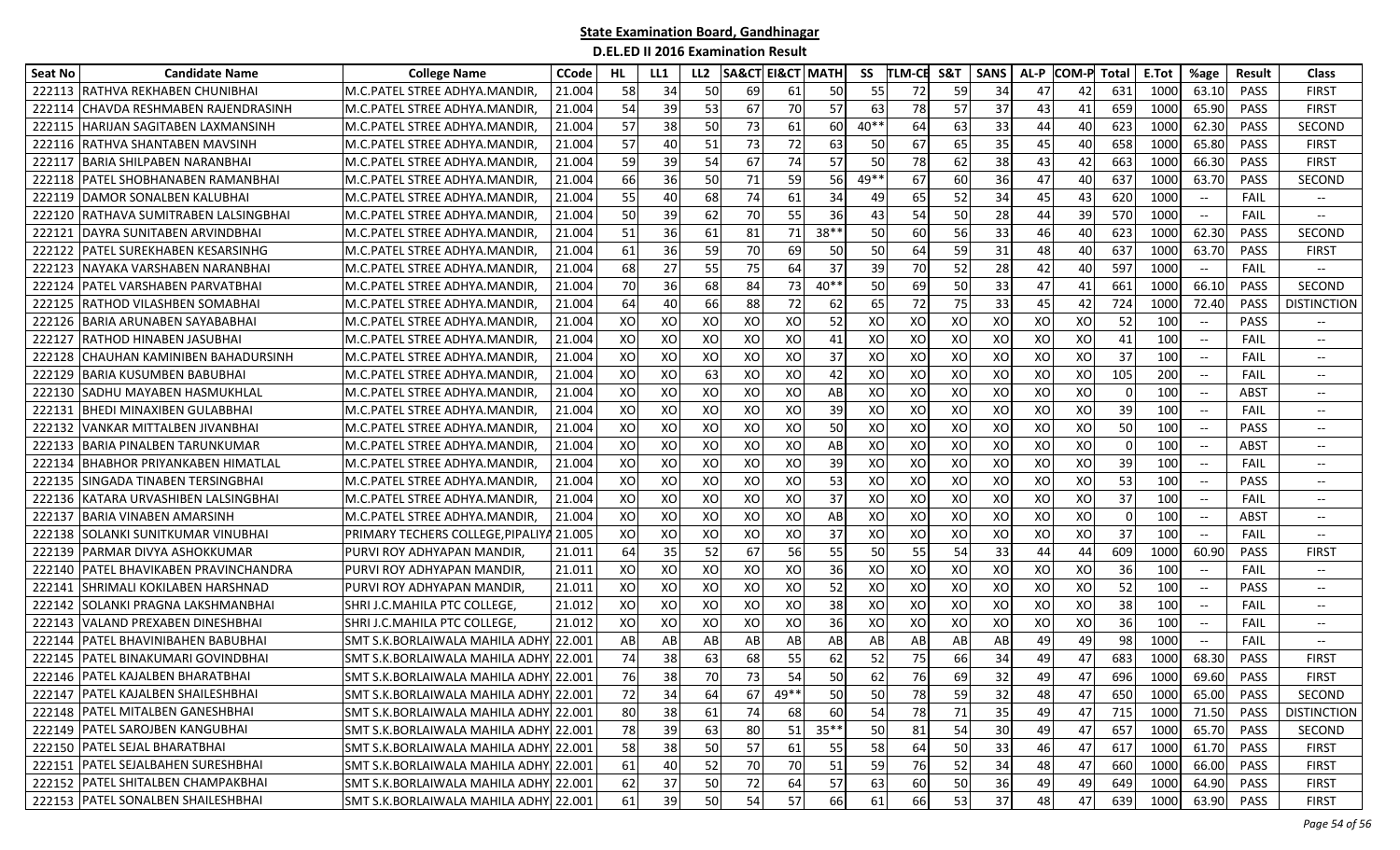## State Examination Board, Gandhinagar

### D.EL.ED II 2016 Examination Result

| Seat No | Candidate Name | College Name | CCode | HL | LL1 | LL2 | SA&CT | EI&CT | MATH | SS | TLM-CE | S&T | SANS | AL-P | COM-P | Total | E.Tot | %age | Result | Class |
|---|---|---|---|---|---|---|---|---|---|---|---|---|---|---|---|---|---|---|---|---|
| 222113 | RATHVA REKHABEN CHUNIBHAI | M.C.PATEL STREE ADHYA.MANDIR, | 21.004 | 58 | 34 | 50 | 69 | 61 | 50 | 55 | 72 | 59 | 34 | 47 | 42 | 631 | 1000 | 63.10 | PASS | FIRST |
| 222114 | CHAVDA RESHMABEN RAJENDRASINH | M.C.PATEL STREE ADHYA.MANDIR, | 21.004 | 54 | 39 | 53 | 67 | 70 | 57 | 63 | 78 | 57 | 37 | 43 | 41 | 659 | 1000 | 65.90 | PASS | FIRST |
| 222115 | HARIJAN SAGITABEN LAXMANSINH | M.C.PATEL STREE ADHYA.MANDIR, | 21.004 | 57 | 38 | 50 | 73 | 61 | 60 | 40** | 64 | 63 | 33 | 44 | 40 | 623 | 1000 | 62.30 | PASS | SECOND |
| 222116 | RATHVA SHANTABEN MAVSINH | M.C.PATEL STREE ADHYA.MANDIR, | 21.004 | 57 | 40 | 51 | 73 | 72 | 63 | 50 | 67 | 65 | 35 | 45 | 40 | 658 | 1000 | 65.80 | PASS | FIRST |
| 222117 | BARIA SHILPABEN NARANBHAI | M.C.PATEL STREE ADHYA.MANDIR, | 21.004 | 59 | 39 | 54 | 67 | 74 | 57 | 50 | 78 | 62 | 38 | 43 | 42 | 663 | 1000 | 66.30 | PASS | FIRST |
| 222118 | PATEL SHOBHANABEN RAMANBHAI | M.C.PATEL STREE ADHYA.MANDIR, | 21.004 | 66 | 36 | 50 | 71 | 59 | 56 | 49** | 67 | 60 | 36 | 47 | 40 | 637 | 1000 | 63.70 | PASS | SECOND |
| 222119 | DAMOR SONALBEN KALUBHAI | M.C.PATEL STREE ADHYA.MANDIR, | 21.004 | 55 | 40 | 68 | 74 | 61 | 34 | 49 | 65 | 52 | 34 | 45 | 43 | 620 | 1000 | -- | FAIL | -- |
| 222120 | RATHAVA SUMITRABEN LALSINGBHAI | M.C.PATEL STREE ADHYA.MANDIR, | 21.004 | 50 | 39 | 62 | 70 | 55 | 36 | 43 | 54 | 50 | 28 | 44 | 39 | 570 | 1000 | -- | FAIL | -- |
| 222121 | DAYRA SUNITABEN ARVINDBHAI | M.C.PATEL STREE ADHYA.MANDIR, | 21.004 | 51 | 36 | 61 | 81 | 71 | 38** | 50 | 60 | 56 | 33 | 46 | 40 | 623 | 1000 | 62.30 | PASS | SECOND |
| 222122 | PATEL SUREKHABEN KESARSINHG | M.C.PATEL STREE ADHYA.MANDIR, | 21.004 | 61 | 36 | 59 | 70 | 69 | 50 | 50 | 64 | 59 | 31 | 48 | 40 | 637 | 1000 | 63.70 | PASS | FIRST |
| 222123 | NAYAKA VARSHABEN NARANBHAI | M.C.PATEL STREE ADHYA.MANDIR, | 21.004 | 68 | 27 | 55 | 75 | 64 | 37 | 39 | 70 | 52 | 28 | 42 | 40 | 597 | 1000 | -- | FAIL | -- |
| 222124 | PATEL VARSHABEN PARVATBHAI | M.C.PATEL STREE ADHYA.MANDIR, | 21.004 | 70 | 36 | 68 | 84 | 73 | 40** | 50 | 69 | 50 | 33 | 47 | 41 | 661 | 1000 | 66.10 | PASS | SECOND |
| 222125 | RATHOD VILASHBEN SOMABHAI | M.C.PATEL STREE ADHYA.MANDIR, | 21.004 | 64 | 40 | 66 | 88 | 72 | 62 | 65 | 72 | 75 | 33 | 45 | 42 | 724 | 1000 | 72.40 | PASS | DISTINCTION |
| 222126 | BARIA ARUNABEN SAYABABHAI | M.C.PATEL STREE ADHYA.MANDIR, | 21.004 | XO | XO | XO | XO | XO | 52 | XO | XO | XO | XO | XO | XO | 52 | 100 | -- | PASS | -- |
| 222127 | RATHOD HINABEN JASUBHAI | M.C.PATEL STREE ADHYA.MANDIR, | 21.004 | XO | XO | XO | XO | XO | 41 | XO | XO | XO | XO | XO | XO | 41 | 100 | -- | FAIL | -- |
| 222128 | CHAUHAN KAMINIBEN BAHADURSINH | M.C.PATEL STREE ADHYA.MANDIR, | 21.004 | XO | XO | XO | XO | XO | 37 | XO | XO | XO | XO | XO | XO | 37 | 100 | -- | FAIL | -- |
| 222129 | BARIA KUSUMBEN BABUBHAI | M.C.PATEL STREE ADHYA.MANDIR, | 21.004 | XO | XO | 63 | XO | XO | 42 | XO | XO | XO | XO | XO | XO | 105 | 200 | -- | FAIL | -- |
| 222130 | SADHU MAYABEN HASMUKHLAL | M.C.PATEL STREE ADHYA.MANDIR, | 21.004 | XO | XO | XO | XO | XO | AB | XO | XO | XO | XO | XO | XO | 0 | 100 | -- | ABST | -- |
| 222131 | BHEDI MINAXIBEN GULABBHAI | M.C.PATEL STREE ADHYA.MANDIR, | 21.004 | XO | XO | XO | XO | XO | 39 | XO | XO | XO | XO | XO | XO | 39 | 100 | -- | FAIL | -- |
| 222132 | VANKAR MITTALBEN JIVANBHAI | M.C.PATEL STREE ADHYA.MANDIR, | 21.004 | XO | XO | XO | XO | XO | 50 | XO | XO | XO | XO | XO | XO | 50 | 100 | -- | PASS | -- |
| 222133 | BARIA PINALBEN TARUNKUMAR | M.C.PATEL STREE ADHYA.MANDIR, | 21.004 | XO | XO | XO | XO | XO | AB | XO | XO | XO | XO | XO | XO | 0 | 100 | -- | ABST | -- |
| 222134 | BHABHOR PRIYANKABEN HIMATLAL | M.C.PATEL STREE ADHYA.MANDIR, | 21.004 | XO | XO | XO | XO | XO | 39 | XO | XO | XO | XO | XO | XO | 39 | 100 | -- | FAIL | -- |
| 222135 | SINGADA TINABEN TERSINGBHAI | M.C.PATEL STREE ADHYA.MANDIR, | 21.004 | XO | XO | XO | XO | XO | 53 | XO | XO | XO | XO | XO | XO | 53 | 100 | -- | PASS | -- |
| 222136 | KATARA URVASHIBEN LALSINGBHAI | M.C.PATEL STREE ADHYA.MANDIR, | 21.004 | XO | XO | XO | XO | XO | 37 | XO | XO | XO | XO | XO | XO | 37 | 100 | -- | FAIL | -- |
| 222137 | BARIA VINABEN AMARSINH | M.C.PATEL STREE ADHYA.MANDIR, | 21.004 | XO | XO | XO | XO | XO | AB | XO | XO | XO | XO | XO | XO | 0 | 100 | -- | ABST | -- |
| 222138 | SOLANKI SUNITKUMAR VINUBHAI | PRIMARY TECHERS COLLEGE,PIPALIYA | 21.005 | XO | XO | XO | XO | XO | 37 | XO | XO | XO | XO | XO | XO | 37 | 100 | -- | FAIL | -- |
| 222139 | PARMAR DIVYA ASHOKKUMAR | PURVI ROY ADHYAPAN MANDIR, | 21.011 | 64 | 35 | 52 | 67 | 56 | 55 | 50 | 55 | 54 | 33 | 44 | 44 | 609 | 1000 | 60.90 | PASS | FIRST |
| 222140 | PATEL BHAVIKABEN PRAVINCHANDRA | PURVI ROY ADHYAPAN MANDIR, | 21.011 | XO | XO | XO | XO | XO | 36 | XO | XO | XO | XO | XO | XO | 36 | 100 | -- | FAIL | -- |
| 222141 | SHRIMALI KOKILABEN HARSHNAD | PURVI ROY ADHYAPAN MANDIR, | 21.011 | XO | XO | XO | XO | XO | 52 | XO | XO | XO | XO | XO | XO | 52 | 100 | -- | PASS | -- |
| 222142 | SOLANKI PRAGNA LAKSHMANBHAI | SHRI J.C.MAHILA PTC COLLEGE, | 21.012 | XO | XO | XO | XO | XO | 38 | XO | XO | XO | XO | XO | XO | 38 | 100 | -- | FAIL | -- |
| 222143 | VALAND PREXABEN DINESHBHAI | SHRI J.C.MAHILA PTC COLLEGE, | 21.012 | XO | XO | XO | XO | XO | 36 | XO | XO | XO | XO | XO | XO | 36 | 100 | -- | FAIL | -- |
| 222144 | PATEL BHAVINIBAHEN BABUBHAI | SMT S.K.BORLAIWALA MAHILA ADHY | 22.001 | AB | AB | AB | AB | AB | AB | AB | AB | AB | AB | 49 | 49 | 98 | 1000 | -- | FAIL | -- |
| 222145 | PATEL BINAKUMARI GOVINDBHAI | SMT S.K.BORLAIWALA MAHILA ADHY | 22.001 | 74 | 38 | 63 | 68 | 55 | 62 | 52 | 75 | 66 | 34 | 49 | 47 | 683 | 1000 | 68.30 | PASS | FIRST |
| 222146 | PATEL KAJALBEN BHARATBHAI | SMT S.K.BORLAIWALA MAHILA ADHY | 22.001 | 76 | 38 | 70 | 73 | 54 | 50 | 62 | 76 | 69 | 32 | 49 | 47 | 696 | 1000 | 69.60 | PASS | FIRST |
| 222147 | PATEL KAJALBEN SHAILESHBHAI | SMT S.K.BORLAIWALA MAHILA ADHY | 22.001 | 72 | 34 | 64 | 67 | 49** | 50 | 50 | 78 | 59 | 32 | 48 | 47 | 650 | 1000 | 65.00 | PASS | SECOND |
| 222148 | PATEL MITALBEN GANESHBHAI | SMT S.K.BORLAIWALA MAHILA ADHY | 22.001 | 80 | 38 | 61 | 74 | 68 | 60 | 54 | 78 | 71 | 35 | 49 | 47 | 715 | 1000 | 71.50 | PASS | DISTINCTION |
| 222149 | PATEL SAROJBEN KANGUBHAI | SMT S.K.BORLAIWALA MAHILA ADHY | 22.001 | 78 | 39 | 63 | 80 | 51 | 35** | 50 | 81 | 54 | 30 | 49 | 47 | 657 | 1000 | 65.70 | PASS | SECOND |
| 222150 | PATEL SEJAL BHARATBHAI | SMT S.K.BORLAIWALA MAHILA ADHY | 22.001 | 58 | 38 | 50 | 57 | 61 | 55 | 58 | 64 | 50 | 33 | 46 | 47 | 617 | 1000 | 61.70 | PASS | FIRST |
| 222151 | PATEL SEJALBAHEN SURESHBHAI | SMT S.K.BORLAIWALA MAHILA ADHY | 22.001 | 61 | 40 | 52 | 70 | 70 | 51 | 59 | 76 | 52 | 34 | 48 | 47 | 660 | 1000 | 66.00 | PASS | FIRST |
| 222152 | PATEL SHITALBEN CHAMPAKBHAI | SMT S.K.BORLAIWALA MAHILA ADHY | 22.001 | 62 | 37 | 50 | 72 | 64 | 57 | 63 | 60 | 50 | 36 | 49 | 49 | 649 | 1000 | 64.90 | PASS | FIRST |
| 222153 | PATEL SONALBEN SHAILESHBHAI | SMT S.K.BORLAIWALA MAHILA ADHY | 22.001 | 61 | 39 | 50 | 54 | 57 | 66 | 61 | 66 | 53 | 37 | 48 | 47 | 639 | 1000 | 63.90 | PASS | FIRST |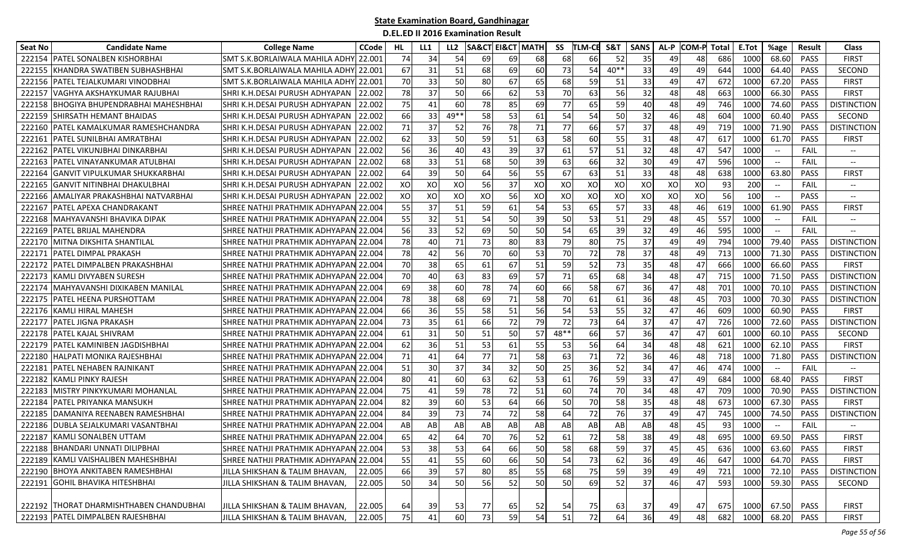# State Examination Board, Gandhinagar

## D.EL.ED II 2016 Examination Result

| Seat No | Candidate Name | College Name | CCode | HL | LL1 | LL2 | SA&CT | EI&CT | MATH | SS | TLM-CE | S&T | SANS | AL-P | COM-P | Total | E.Tot | %age | Result | Class |
|---|---|---|---|---|---|---|---|---|---|---|---|---|---|---|---|---|---|---|---|---|
| 222154 | PATEL SONALBEN KISHORBHAI | SMT S.K.BORLAIWALA MAHILA ADHY | 22.001 | 74 | 34 | 54 | 69 | 69 | 68 | 68 | 66 | 52 | 35 | 49 | 48 | 686 | 1000 | 68.60 | PASS | FIRST |
| 222155 | KHANDRA SWATIBEN SUBHASHBHAI | SMT S.K.BORLAIWALA MAHILA ADHY | 22.001 | 67 | 31 | 51 | 68 | 69 | 60 | 73 | 54 | 40** | 33 | 49 | 49 | 644 | 1000 | 64.40 | PASS | SECOND |
| 222156 | PATEL TEJALKUMARI VINODBHAI | SMT S.K.BORLAIWALA MAHILA ADHY | 22.001 | 70 | 33 | 50 | 80 | 67 | 65 | 68 | 59 | 51 | 33 | 49 | 47 | 672 | 1000 | 67.20 | PASS | FIRST |
| 222157 | VAGHYA AKSHAYKUMAR RAJUBHAI | SHRI K.H.DESAI PURUSH ADHYAPAN | 22.002 | 78 | 37 | 50 | 66 | 62 | 53 | 70 | 63 | 56 | 32 | 48 | 48 | 663 | 1000 | 66.30 | PASS | FIRST |
| 222158 | BHOGIYA BHUPENDRABHAI MAHESHBHAI | SHRI K.H.DESAI PURUSH ADHYAPAN | 22.002 | 75 | 41 | 60 | 78 | 85 | 69 | 77 | 65 | 59 | 40 | 48 | 49 | 746 | 1000 | 74.60 | PASS | DISTINCTION |
| 222159 | SHIRSATH HEMANT BHAIDAS | SHRI K.H.DESAI PURUSH ADHYAPAN | 22.002 | 66 | 33 | 49** | 58 | 53 | 61 | 54 | 54 | 50 | 32 | 46 | 48 | 604 | 1000 | 60.40 | PASS | SECOND |
| 222160 | PATEL KAMALKUMAR RAMESHCHANDRA | SHRI K.H.DESAI PURUSH ADHYAPAN | 22.002 | 71 | 37 | 52 | 76 | 78 | 71 | 77 | 66 | 57 | 37 | 48 | 49 | 719 | 1000 | 71.90 | PASS | DISTINCTION |
| 222161 | PATEL SUNILBHAI AMRATBHAI | SHRI K.H.DESAI PURUSH ADHYAPAN | 22.002 | 62 | 33 | 50 | 59 | 51 | 63 | 58 | 60 | 55 | 31 | 48 | 47 | 617 | 1000 | 61.70 | PASS | FIRST |
| 222162 | PATEL VIKUNJBHAI DINKARBHAI | SHRI K.H.DESAI PURUSH ADHYAPAN | 22.002 | 56 | 36 | 40 | 43 | 39 | 37 | 61 | 57 | 51 | 32 | 48 | 47 | 547 | 1000 | -- | FAIL | -- |
| 222163 | PATEL VINAYANKUMAR ATULBHAI | SHRI K.H.DESAI PURUSH ADHYAPAN | 22.002 | 68 | 33 | 51 | 68 | 50 | 39 | 63 | 66 | 32 | 30 | 49 | 47 | 596 | 1000 | -- | FAIL | -- |
| 222164 | GANVIT VIPULKUMAR SHUKKARBHAI | SHRI K.H.DESAI PURUSH ADHYAPAN | 22.002 | 64 | 39 | 50 | 64 | 56 | 55 | 67 | 63 | 51 | 33 | 48 | 48 | 638 | 1000 | 63.80 | PASS | FIRST |
| 222165 | GANVIT NITINBHAI DHAKULBHAI | SHRI K.H.DESAI PURUSH ADHYAPAN | 22.002 | XO | XO | XO | 56 | 37 | XO | XO | XO | XO | XO | XO | XO | 93 | 200 | -- | FAIL | -- |
| 222166 | AMALIYAR PRAKASHBHAI NATVARBHAI | SHRI K.H.DESAI PURUSH ADHYAPAN | 22.002 | XO | XO | XO | XO | 56 | XO | XO | XO | XO | XO | XO | XO | 56 | 100 | -- | PASS | -- |
| 222167 | PATEL APEXA CHANDRAKANT | SHREE NATHJI PRATHMIK ADHYAPAN | 22.004 | 55 | 37 | 51 | 59 | 61 | 54 | 53 | 65 | 57 | 33 | 48 | 46 | 619 | 1000 | 61.90 | PASS | FIRST |
| 222168 | MAHYAVANSHI BHAVIKA DIPAK | SHREE NATHJI PRATHMIK ADHYAPAN | 22.004 | 55 | 32 | 51 | 54 | 50 | 39 | 50 | 53 | 51 | 29 | 48 | 45 | 557 | 1000 | -- | FAIL | -- |
| 222169 | PATEL BRIJAL MAHENDRA | SHREE NATHJI PRATHMIK ADHYAPAN | 22.004 | 56 | 33 | 52 | 69 | 50 | 50 | 54 | 65 | 39 | 32 | 49 | 46 | 595 | 1000 | -- | FAIL | -- |
| 222170 | MITNA DIKSHITA SHANTILAL | SHREE NATHJI PRATHMIK ADHYAPAN | 22.004 | 78 | 40 | 71 | 73 | 80 | 83 | 79 | 80 | 75 | 37 | 49 | 49 | 794 | 1000 | 79.40 | PASS | DISTINCTION |
| 222171 | PATEL DIMPAL PRAKASH | SHREE NATHJI PRATHMIK ADHYAPAN | 22.004 | 78 | 42 | 56 | 70 | 60 | 53 | 70 | 72 | 78 | 37 | 48 | 49 | 713 | 1000 | 71.30 | PASS | DISTINCTION |
| 222172 | PATEL DIMPALBEN PRAKASHBHAI | SHREE NATHJI PRATHMIK ADHYAPAN | 22.004 | 70 | 38 | 65 | 61 | 67 | 51 | 59 | 52 | 73 | 35 | 48 | 47 | 666 | 1000 | 66.60 | PASS | FIRST |
| 222173 | KAMLI DIVYABEN SURESH | SHREE NATHJI PRATHMIK ADHYAPAN | 22.004 | 70 | 40 | 63 | 83 | 69 | 57 | 71 | 65 | 68 | 34 | 48 | 47 | 715 | 1000 | 71.50 | PASS | DISTINCTION |
| 222174 | MAHYAVANSHI DIXIKABEN MANILAL | SHREE NATHJI PRATHMIK ADHYAPAN | 22.004 | 69 | 38 | 60 | 78 | 74 | 60 | 66 | 58 | 67 | 36 | 47 | 48 | 701 | 1000 | 70.10 | PASS | DISTINCTION |
| 222175 | PATEL HEENA PURSHOTTAM | SHREE NATHJI PRATHMIK ADHYAPAN | 22.004 | 78 | 38 | 68 | 69 | 71 | 58 | 70 | 61 | 61 | 36 | 48 | 45 | 703 | 1000 | 70.30 | PASS | DISTINCTION |
| 222176 | KAMLI HIRAL MAHESH | SHREE NATHJI PRATHMIK ADHYAPAN | 22.004 | 66 | 36 | 55 | 58 | 51 | 56 | 54 | 53 | 55 | 32 | 47 | 46 | 609 | 1000 | 60.90 | PASS | FIRST |
| 222177 | PATEL JIGNA PRAKASH | SHREE NATHJI PRATHMIK ADHYAPAN | 22.004 | 73 | 35 | 61 | 66 | 72 | 79 | 72 | 73 | 64 | 37 | 47 | 47 | 726 | 1000 | 72.60 | PASS | DISTINCTION |
| 222178 | PATEL KAJAL SHIVRAM | SHREE NATHJI PRATHMIK ADHYAPAN | 22.004 | 61 | 31 | 50 | 51 | 50 | 57 | 48** | 66 | 57 | 36 | 47 | 47 | 601 | 1000 | 60.10 | PASS | SECOND |
| 222179 | PATEL KAMINIBEN JAGDISHBHAI | SHREE NATHJI PRATHMIK ADHYAPAN | 22.004 | 62 | 36 | 51 | 53 | 61 | 55 | 53 | 56 | 64 | 34 | 48 | 48 | 621 | 1000 | 62.10 | PASS | FIRST |
| 222180 | HALPATI MONIKA RAJESHBHAI | SHREE NATHJI PRATHMIK ADHYAPAN | 22.004 | 71 | 41 | 64 | 77 | 71 | 58 | 63 | 71 | 72 | 36 | 46 | 48 | 718 | 1000 | 71.80 | PASS | DISTINCTION |
| 222181 | PATEL NEHABEN RAJNIKANT | SHREE NATHJI PRATHMIK ADHYAPAN | 22.004 | 51 | 30 | 37 | 34 | 32 | 50 | 25 | 36 | 52 | 34 | 47 | 46 | 474 | 1000 | -- | FAIL | -- |
| 222182 | KAMLI PINKY RAJESH | SHREE NATHJI PRATHMIK ADHYAPAN | 22.004 | 80 | 41 | 60 | 63 | 62 | 53 | 61 | 76 | 59 | 33 | 47 | 49 | 684 | 1000 | 68.40 | PASS | FIRST |
| 222183 | MISTRY PINKYKUMARI MOHANLAL | SHREE NATHJI PRATHMIK ADHYAPAN | 22.004 | 75 | 41 | 59 | 78 | 72 | 51 | 60 | 74 | 70 | 34 | 48 | 47 | 709 | 1000 | 70.90 | PASS | DISTINCTION |
| 222184 | PATEL PRIYANKA MANSUKH | SHREE NATHJI PRATHMIK ADHYAPAN | 22.004 | 82 | 39 | 60 | 53 | 64 | 66 | 50 | 70 | 58 | 35 | 48 | 48 | 673 | 1000 | 67.30 | PASS | FIRST |
| 222185 | DAMANIYA REENABEN RAMESHBHAI | SHREE NATHJI PRATHMIK ADHYAPAN | 22.004 | 84 | 39 | 73 | 74 | 72 | 58 | 64 | 72 | 76 | 37 | 49 | 47 | 745 | 1000 | 74.50 | PASS | DISTINCTION |
| 222186 | DUBLA SEJALKUMARI VASANTBHAI | SHREE NATHJI PRATHMIK ADHYAPAN | 22.004 | AB | AB | AB | AB | AB | AB | AB | AB | AB | AB | 48 | 45 | 93 | 1000 | -- | FAIL | -- |
| 222187 | KAMLI SONALBEN UTTAM | SHREE NATHJI PRATHMIK ADHYAPAN | 22.004 | 65 | 42 | 64 | 70 | 76 | 52 | 61 | 72 | 58 | 38 | 49 | 48 | 695 | 1000 | 69.50 | PASS | FIRST |
| 222188 | BHANDARI UNNATI DILIPBHAI | SHREE NATHJI PRATHMIK ADHYAPAN | 22.004 | 53 | 38 | 53 | 64 | 66 | 50 | 58 | 68 | 59 | 37 | 45 | 45 | 636 | 1000 | 63.60 | PASS | FIRST |
| 222189 | KAMLI VAISHALIBEN MAHESHBHAI | SHREE NATHJI PRATHMIK ADHYAPAN | 22.004 | 55 | 41 | 55 | 60 | 66 | 50 | 54 | 73 | 62 | 36 | 49 | 46 | 647 | 1000 | 64.70 | PASS | FIRST |
| 222190 | BHOYA ANKITABEN RAMESHBHAI | JILLA SHIKSHAN & TALIM BHAVAN, | 22.005 | 66 | 39 | 57 | 80 | 85 | 55 | 68 | 75 | 59 | 39 | 49 | 49 | 721 | 1000 | 72.10 | PASS | DISTINCTION |
| 222191 | GOHIL BHAVIKA HITESHBHAI | JILLA SHIKSHAN & TALIM BHAVAN, | 22.005 | 50 | 34 | 50 | 56 | 52 | 50 | 50 | 69 | 52 | 37 | 46 | 47 | 593 | 1000 | 59.30 | PASS | SECOND |
| 222192 | THORAT DHARMISHTHABEN CHANDUBHAI | JILLA SHIKSHAN & TALIM BHAVAN, | 22.005 | 64 | 39 | 53 | 77 | 65 | 52 | 54 | 75 | 63 | 37 | 49 | 47 | 675 | 1000 | 67.50 | PASS | FIRST |
| 222193 | PATEL DIMPALBEN RAJESHBHAI | JILLA SHIKSHAN & TALIM BHAVAN, | 22.005 | 75 | 41 | 60 | 73 | 59 | 54 | 51 | 72 | 64 | 36 | 49 | 48 | 682 | 1000 | 68.20 | PASS | FIRST |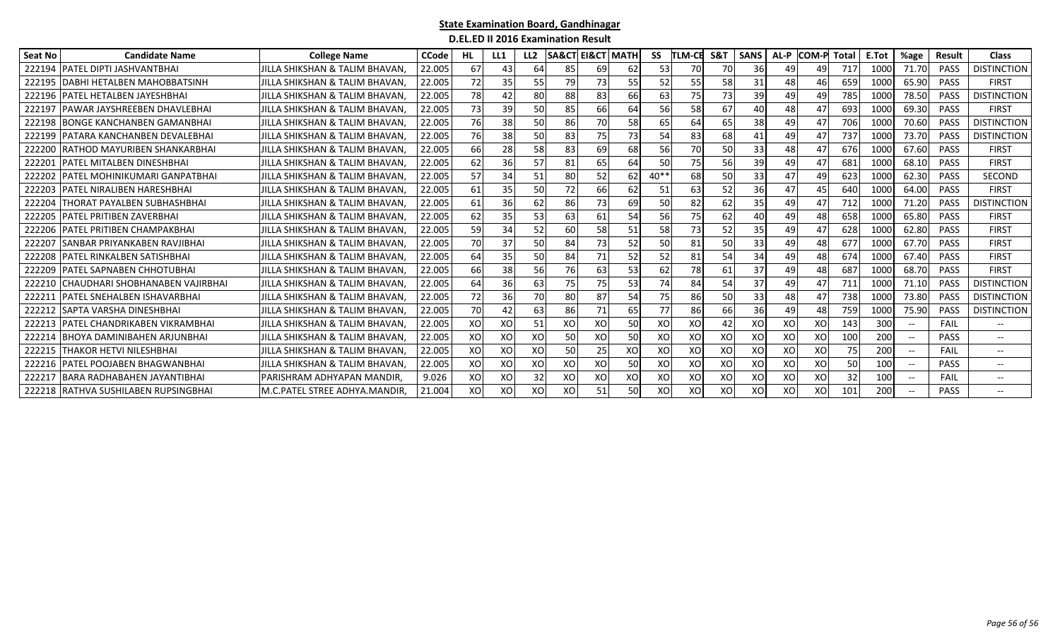## State Examination Board, Gandhinagar

### D.EL.ED II 2016 Examination Result

| Seat No | Candidate Name | College Name | CCode | HL | LL1 | LL2 | SA&CT | EI&CT | MATH | SS | TLM-CE | S&T | SANS | AL-P | COM-P | Total | E.Tot | %age | Result | Class |
|---|---|---|---|---|---|---|---|---|---|---|---|---|---|---|---|---|---|---|---|---|
| 222194 | PATEL DIPTI JASHVANTBHAI | JILLA SHIKSHAN & TALIM BHAVAN, | 22.005 | 67 | 43 | 64 | 85 | 69 | 62 | 53 | 70 | 70 | 36 | 49 | 49 | 717 | 1000 | 71.70 | PASS | DISTINCTION |
| 222195 | DABHI HETALBEN MAHOBBATSINH | JILLA SHIKSHAN & TALIM BHAVAN, | 22.005 | 72 | 35 | 55 | 79 | 73 | 55 | 52 | 55 | 58 | 31 | 48 | 46 | 659 | 1000 | 65.90 | PASS | FIRST |
| 222196 | PATEL HETALBEN JAYESHBHAI | JILLA SHIKSHAN & TALIM BHAVAN, | 22.005 | 78 | 42 | 80 | 88 | 83 | 66 | 63 | 75 | 73 | 39 | 49 | 49 | 785 | 1000 | 78.50 | PASS | DISTINCTION |
| 222197 | PAWAR JAYSHREEBEN DHAVLEBHAI | JILLA SHIKSHAN & TALIM BHAVAN, | 22.005 | 73 | 39 | 50 | 85 | 66 | 64 | 56 | 58 | 67 | 40 | 48 | 47 | 693 | 1000 | 69.30 | PASS | FIRST |
| 222198 | BONGE KANCHANBEN GAMANBHAI | JILLA SHIKSHAN & TALIM BHAVAN, | 22.005 | 76 | 38 | 50 | 86 | 70 | 58 | 65 | 64 | 65 | 38 | 49 | 47 | 706 | 1000 | 70.60 | PASS | DISTINCTION |
| 222199 | PATARA KANCHANBEN DEVALEBHAI | JILLA SHIKSHAN & TALIM BHAVAN, | 22.005 | 76 | 38 | 50 | 83 | 75 | 73 | 54 | 83 | 68 | 41 | 49 | 47 | 737 | 1000 | 73.70 | PASS | DISTINCTION |
| 222200 | RATHOD MAYURIBEN SHANKARBHAI | JILLA SHIKSHAN & TALIM BHAVAN, | 22.005 | 66 | 28 | 58 | 83 | 69 | 68 | 56 | 70 | 50 | 33 | 48 | 47 | 676 | 1000 | 67.60 | PASS | FIRST |
| 222201 | PATEL MITALBEN DINESHBHAI | JILLA SHIKSHAN & TALIM BHAVAN, | 22.005 | 62 | 36 | 57 | 81 | 65 | 64 | 50 | 75 | 56 | 39 | 49 | 47 | 681 | 1000 | 68.10 | PASS | FIRST |
| 222202 | PATEL MOHINIKUMARI GANPATBHAI | JILLA SHIKSHAN & TALIM BHAVAN, | 22.005 | 57 | 34 | 51 | 80 | 52 | 62 | 40** | 68 | 50 | 33 | 47 | 49 | 623 | 1000 | 62.30 | PASS | SECOND |
| 222203 | PATEL NIRALIBEN HARESHBHAI | JILLA SHIKSHAN & TALIM BHAVAN, | 22.005 | 61 | 35 | 50 | 72 | 66 | 62 | 51 | 63 | 52 | 36 | 47 | 45 | 640 | 1000 | 64.00 | PASS | FIRST |
| 222204 | THORAT PAYALBEN SUBHASHBHAI | JILLA SHIKSHAN & TALIM BHAVAN, | 22.005 | 61 | 36 | 62 | 86 | 73 | 69 | 50 | 82 | 62 | 35 | 49 | 47 | 712 | 1000 | 71.20 | PASS | DISTINCTION |
| 222205 | PATEL PRITIBEN ZAVERBHAI | JILLA SHIKSHAN & TALIM BHAVAN, | 22.005 | 62 | 35 | 53 | 63 | 61 | 54 | 56 | 75 | 62 | 40 | 49 | 48 | 658 | 1000 | 65.80 | PASS | FIRST |
| 222206 | PATEL PRITIBEN CHAMPAKBHAI | JILLA SHIKSHAN & TALIM BHAVAN, | 22.005 | 59 | 34 | 52 | 60 | 58 | 51 | 58 | 73 | 52 | 35 | 49 | 47 | 628 | 1000 | 62.80 | PASS | FIRST |
| 222207 | SANBAR PRIYANKABEN RAVJIBHAI | JILLA SHIKSHAN & TALIM BHAVAN, | 22.005 | 70 | 37 | 50 | 84 | 73 | 52 | 50 | 81 | 50 | 33 | 49 | 48 | 677 | 1000 | 67.70 | PASS | FIRST |
| 222208 | PATEL RINKALBEN SATISHBHAI | JILLA SHIKSHAN & TALIM BHAVAN, | 22.005 | 64 | 35 | 50 | 84 | 71 | 52 | 52 | 81 | 54 | 34 | 49 | 48 | 674 | 1000 | 67.40 | PASS | FIRST |
| 222209 | PATEL SAPNABEN CHHOTUBHAI | JILLA SHIKSHAN & TALIM BHAVAN, | 22.005 | 66 | 38 | 56 | 76 | 63 | 53 | 62 | 78 | 61 | 37 | 49 | 48 | 687 | 1000 | 68.70 | PASS | FIRST |
| 222210 | CHAUDHARI SHOBHANABEN VAJIRBHAI | JILLA SHIKSHAN & TALIM BHAVAN, | 22.005 | 64 | 36 | 63 | 75 | 75 | 53 | 74 | 84 | 54 | 37 | 49 | 47 | 711 | 1000 | 71.10 | PASS | DISTINCTION |
| 222211 | PATEL SNEHALBEN ISHAVARBHAI | JILLA SHIKSHAN & TALIM BHAVAN, | 22.005 | 72 | 36 | 70 | 80 | 87 | 54 | 75 | 86 | 50 | 33 | 48 | 47 | 738 | 1000 | 73.80 | PASS | DISTINCTION |
| 222212 | SAPTA VARSHA DINESHBHAI | JILLA SHIKSHAN & TALIM BHAVAN, | 22.005 | 70 | 42 | 63 | 86 | 71 | 65 | 77 | 86 | 66 | 36 | 49 | 48 | 759 | 1000 | 75.90 | PASS | DISTINCTION |
| 222213 | PATEL CHANDRIKABEN VIKRAMBHAI | JILLA SHIKSHAN & TALIM BHAVAN, | 22.005 | XO | XO | 51 | XO | XO | 50 | XO | XO | 42 | XO | XO | XO | 143 | 300 | -- | FAIL | -- |
| 222214 | BHOYA DAMINIBAHEN ARJUNBHAI | JILLA SHIKSHAN & TALIM BHAVAN, | 22.005 | XO | XO | XO | 50 | XO | 50 | XO | XO | XO | XO | XO | XO | 100 | 200 | -- | PASS | -- |
| 222215 | THAKOR HETVI NILESHBHAI | JILLA SHIKSHAN & TALIM BHAVAN, | 22.005 | XO | XO | XO | 50 | 25 | XO | XO | XO | XO | XO | XO | XO | 75 | 200 | -- | FAIL | -- |
| 222216 | PATEL POOJABEN BHAGWANBHAI | JILLA SHIKSHAN & TALIM BHAVAN, | 22.005 | XO | XO | XO | XO | XO | 50 | XO | XO | XO | XO | XO | XO | 50 | 100 | -- | PASS | -- |
| 222217 | BARA RADHABAHEN JAYANTIBHAI | PARISHRAM ADHYAPAN MANDIR, | 9.026 | XO | XO | 32 | XO | XO | XO | XO | XO | XO | XO | XO | XO | 32 | 100 | -- | FAIL | -- |
| 222218 | RATHVA SUSHILABEN RUPSINGBHAI | M.C.PATEL STREE ADHYA.MANDIR, | 21.004 | XO | XO | XO | XO | 51 | 50 | XO | XO | XO | XO | XO | XO | 101 | 200 | -- | PASS | -- |